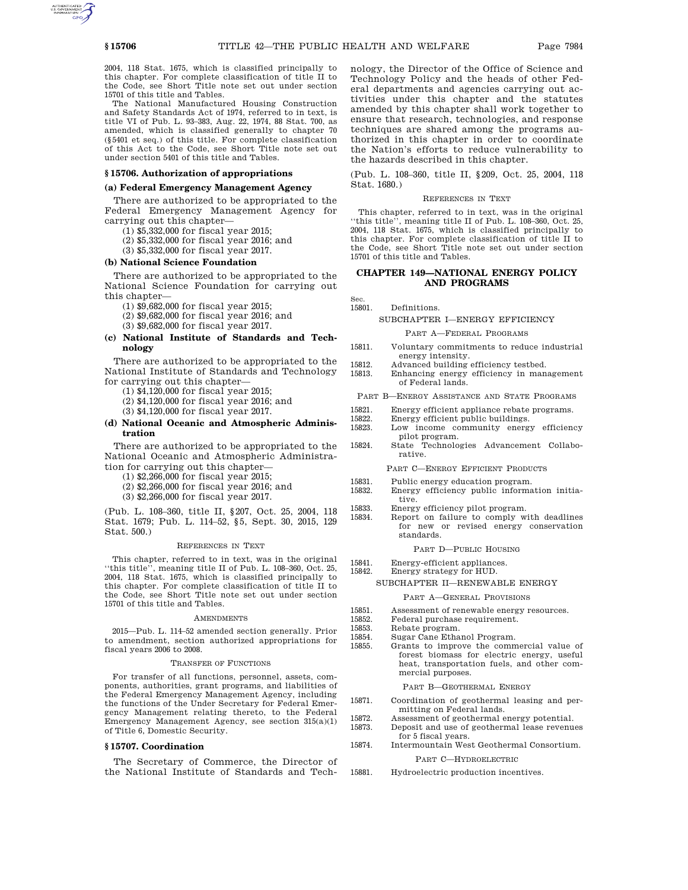2004, 118 Stat. 1675, which is classified principally to this chapter. For complete classification of title II to the Code, see Short Title note set out under section 15701 of this title and Tables.

The National Manufactured Housing Construction and Safety Standards Act of 1974, referred to in text, is title VI of Pub. L. 93–383, Aug. 22, 1974, 88 Stat. 700, as amended, which is classified generally to chapter 70 (§5401 et seq.) of this title. For complete classification of this Act to the Code, see Short Title note set out under section 5401 of this title and Tables.

### §15706. Authorization of appropriations

#### (a) Federal Emergency Management Agency

There are authorized to be appropriated to the Federal Emergency Management Agency for carrying out this chapter—

(1) $5,332,000 for fiscal year 2015;

(2) $5,332,000 for fiscal year 2016; and

(3) $5,332,000 for fiscal year 2017.

#### (b) National Science Foundation

There are authorized to be appropriated to the National Science Foundation for carrying out this chapter—

(1) $9,682,000 for fiscal year 2015;

(2) $9,682,000 for fiscal year 2016; and

(3) $9,682,000 for fiscal year 2017.

#### (c) National Institute of Standards and Technology

There are authorized to be appropriated to the National Institute of Standards and Technology for carrying out this chapter—

(1) $4,120,000 for fiscal year 2015;

(2) $4,120,000 for fiscal year 2016; and

(3) $4,120,000 for fiscal year 2017.

#### (d) National Oceanic and Atmospheric Administration

There are authorized to be appropriated to the National Oceanic and Atmospheric Administration for carrying out this chapter—

(1) $2,266,000 for fiscal year 2015;

(2) $2,266,000 for fiscal year 2016; and

(3) $2,266,000 for fiscal year 2017.

(Pub. L. 108–360, title II, §207, Oct. 25, 2004, 118 Stat. 1679; Pub. L. 114–52, §5, Sept. 30, 2015, 129 Stat. 500.)

REFERENCES IN TEXT

This chapter, referred to in text, was in the original ''this title'', meaning title II of Pub. L. 108–360, Oct. 25, 2004, 118 Stat. 1675, which is classified principally to this chapter. For complete classification of title II to the Code, see Short Title note set out under section 15701 of this title and Tables.

AMENDMENTS

2015—Pub. L. 114–52 amended section generally. Prior to amendment, section authorized appropriations for fiscal years 2006 to 2008.

TRANSFER OF FUNCTIONS

For transfer of all functions, personnel, assets, components, authorities, grant programs, and liabilities of the Federal Emergency Management Agency, including the functions of the Under Secretary for Federal Emergency Management relating thereto, to the Federal Emergency Management Agency, see section 315(a)(1) of Title 6, Domestic Security.

### §15707. Coordination

The Secretary of Commerce, the Director of the National Institute of Standards and Technology, the Director of the Office of Science and Technology Policy and the heads of other Federal departments and agencies carrying out activities under this chapter and the statutes amended by this chapter shall work together to ensure that research, technologies, and response techniques are shared among the programs authorized in this chapter in order to coordinate the Nation's efforts to reduce vulnerability to the hazards described in this chapter.

(Pub. L. 108–360, title II, §209, Oct. 25, 2004, 118 Stat. 1680.)

REFERENCES IN TEXT

This chapter, referred to in text, was in the original ''this title'', meaning title II of Pub. L. 108–360, Oct. 25, 2004, 118 Stat. 1675, which is classified principally to this chapter. For complete classification of title II to the Code, see Short Title note set out under section 15701 of this title and Tables.

## CHAPTER 149—NATIONAL ENERGY POLICY AND PROGRAMS

Sec.

15801. Definitions.

SUBCHAPTER I—ENERGY EFFICIENCY

PART A—FEDERAL PROGRAMS

15811. Voluntary commitments to reduce industrial energy intensity.

15812. Advanced building efficiency testbed.

15813. Enhancing energy efficiency in management of Federal lands.

PART B—ENERGY ASSISTANCE AND STATE PROGRAMS

15821. Energy efficient appliance rebate programs.

15822. Energy efficient public buildings.

15823. Low income community energy efficiency pilot program.

15824. State Technologies Advancement Collaborative.

PART C—ENERGY EFFICIENT PRODUCTS

15831. Public energy education program.

15832. Energy efficiency public information initiative.

15833. Energy efficiency pilot program.

15834. Report on failure to comply with deadlines for new or revised energy conservation standards.

PART D—PUBLIC HOUSING

15841. Energy-efficient appliances.

15842. Energy strategy for HUD.

SUBCHAPTER II—RENEWABLE ENERGY

PART A—GENERAL PROVISIONS

15851. Assessment of renewable energy resources.

15852. Federal purchase requirement.

15853. Rebate program.

15854. Sugar Cane Ethanol Program.

15855. Grants to improve the commercial value of forest biomass for electric energy, useful heat, transportation fuels, and other commercial purposes.

PART B—GEOTHERMAL ENERGY

15871. Coordination of geothermal leasing and permitting on Federal lands.

15872. Assessment of geothermal energy potential.

15873. Deposit and use of geothermal lease revenues for 5 fiscal years.

15874. Intermountain West Geothermal Consortium.

PART C—HYDROELECTRIC

15881. Hydroelectric production incentives.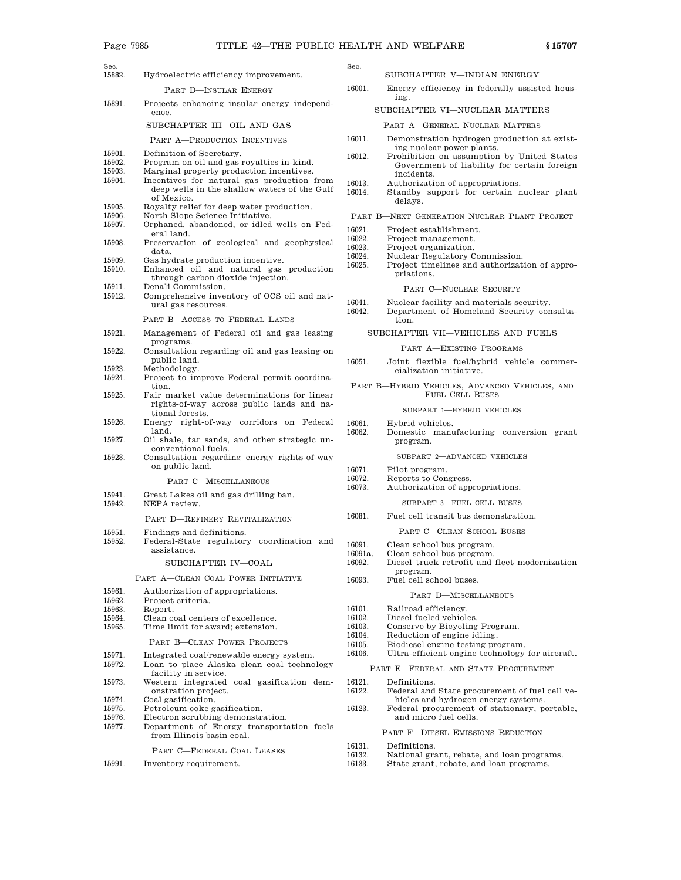Sec.

15882. Hydroelectric efficiency improvement.

PART D—INSULAR ENERGY

15891. Projects enhancing insular energy independence.

SUBCHAPTER III—OIL AND GAS

PART A—PRODUCTION INCENTIVES

15901. Definition of Secretary.
15902. Program on oil and gas royalties in-kind.
15903. Marginal property production incentives.
15904. Incentives for natural gas production from deep wells in the shallow waters of the Gulf of Mexico.
15905. Royalty relief for deep water production.
15906. North Slope Science Initiative.
15907. Orphaned, abandoned, or idled wells on Federal land.
15908. Preservation of geological and geophysical data.
15909. Gas hydrate production incentive.
15910. Enhanced oil and natural gas production through carbon dioxide injection.
15911. Denali Commission.
15912. Comprehensive inventory of OCS oil and natural gas resources.

PART B—ACCESS TO FEDERAL LANDS

15921. Management of Federal oil and gas leasing programs.
15922. Consultation regarding oil and gas leasing on public land.
15923. Methodology.
15924. Project to improve Federal permit coordination.
15925. Fair market value determinations for linear rights-of-way across public lands and national forests.
15926. Energy right-of-way corridors on Federal land.
15927. Oil shale, tar sands, and other strategic unconventional fuels.
15928. Consultation regarding energy rights-of-way on public land.

PART C—MISCELLANEOUS

15941. Great Lakes oil and gas drilling ban.
15942. NEPA review.

PART D—REFINERY REVITALIZATION

15951. Findings and definitions.
15952. Federal-State regulatory coordination and assistance.

SUBCHAPTER IV—COAL

PART A—CLEAN COAL POWER INITIATIVE

15961. Authorization of appropriations.
15962. Project criteria.
15963. Report.
15964. Clean coal centers of excellence.
15965. Time limit for award; extension.

PART B—CLEAN POWER PROJECTS

15971. Integrated coal/renewable energy system.
15972. Loan to place Alaska clean coal technology facility in service.
15973. Western integrated coal gasification demonstration project.
15974. Coal gasification.
15975. Petroleum coke gasification.
15976. Electron scrubbing demonstration.
15977. Department of Energy transportation fuels from Illinois basin coal.

PART C—FEDERAL COAL LEASES

15991. Inventory requirement.

Sec.

SUBCHAPTER V—INDIAN ENERGY

16001. Energy efficiency in federally assisted housing.

SUBCHAPTER VI—NUCLEAR MATTERS

PART A—GENERAL NUCLEAR MATTERS

16011. Demonstration hydrogen production at existing nuclear power plants.
16012. Prohibition on assumption by United States Government of liability for certain foreign incidents.
16013. Authorization of appropriations.
16014. Standby support for certain nuclear plant delays.

PART B—NEXT GENERATION NUCLEAR PLANT PROJECT

16021. Project establishment.
16022. Project management.
16023. Project organization.
16024. Nuclear Regulatory Commission.
16025. Project timelines and authorization of appropriations.

PART C—NUCLEAR SECURITY

16041. Nuclear facility and materials security.
16042. Department of Homeland Security consultation.

SUBCHAPTER VII—VEHICLES AND FUELS

PART A—EXISTING PROGRAMS

16051. Joint flexible fuel/hybrid vehicle commercialization initiative.

PART B—HYBRID VEHICLES, ADVANCED VEHICLES, AND FUEL CELL BUSES

SUBPART 1—HYBRID VEHICLES

16061. Hybrid vehicles.
16062. Domestic manufacturing conversion grant program.

SUBPART 2—ADVANCED VEHICLES

16071. Pilot program.
16072. Reports to Congress.
16073. Authorization of appropriations.

SUBPART 3—FUEL CELL BUSES

16081. Fuel cell transit bus demonstration.

PART C—CLEAN SCHOOL BUSES

16091. Clean school bus program.
16091a. Clean school bus program.
16092. Diesel truck retrofit and fleet modernization program.
16093. Fuel cell school buses.

PART D—MISCELLANEOUS

16101. Railroad efficiency.
16102. Diesel fueled vehicles.
16103. Conserve by Bicycling Program.
16104. Reduction of engine idling.
16105. Biodiesel engine testing program.
16106. Ultra-efficient engine technology for aircraft.

PART E—FEDERAL AND STATE PROCUREMENT

16121. Definitions.
16122. Federal and State procurement of fuel cell vehicles and hydrogen energy systems.
16123. Federal procurement of stationary, portable, and micro fuel cells.

PART F—DIESEL EMISSIONS REDUCTION

16131. Definitions.
16132. National grant, rebate, and loan programs.
16133. State grant, rebate, and loan programs.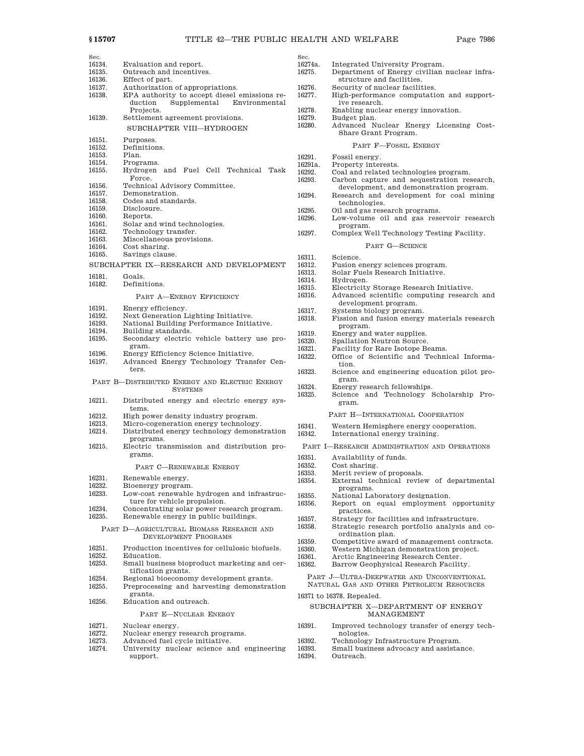| Sec. | |
|---|---|
| 16134. | Evaluation and report. |
| 16135. | Outreach and incentives. |
| 16136. | Effect of part. |
| 16137. | Authorization of appropriations. |
| 16138. | EPA authority to accept diesel emissions reduction Supplemental Environmental Projects. |
| 16139. | Settlement agreement provisions. |

SUBCHAPTER VIII—HYDROGEN

| Sec. | |
|---|---|
| 16151. | Purposes. |
| 16152. | Definitions. |
| 16153. | Plan. |
| 16154. | Programs. |
| 16155. | Hydrogen and Fuel Cell Technical Task Force. |
| 16156. | Technical Advisory Committee. |
| 16157. | Demonstration. |
| 16158. | Codes and standards. |
| 16159. | Disclosure. |
| 16160. | Reports. |
| 16161. | Solar and wind technologies. |
| 16162. | Technology transfer. |
| 16163. | Miscellaneous provisions. |
| 16164. | Cost sharing. |
| 16165. | Savings clause. |

SUBCHAPTER IX—RESEARCH AND DEVELOPMENT

| Sec. | |
|---|---|
| 16181. | Goals. |
| 16182. | Definitions. |

PART A—ENERGY EFFICIENCY

| Sec. | |
|---|---|
| 16191. | Energy efficiency. |
| 16192. | Next Generation Lighting Initiative. |
| 16193. | National Building Performance Initiative. |
| 16194. | Building standards. |
| 16195. | Secondary electric vehicle battery use program. |
| 16196. | Energy Efficiency Science Initiative. |
| 16197. | Advanced Energy Technology Transfer Centers. |

PART B—DISTRIBUTED ENERGY AND ELECTRIC ENERGY SYSTEMS

| Sec. | |
|---|---|
| 16211. | Distributed energy and electric energy systems. |
| 16212. | High power density industry program. |
| 16213. | Micro-cogeneration energy technology. |
| 16214. | Distributed energy technology demonstration programs. |
| 16215. | Electric transmission and distribution programs. |

PART C—RENEWABLE ENERGY

| Sec. | |
|---|---|
| 16231. | Renewable energy. |
| 16232. | Bioenergy program. |
| 16233. | Low-cost renewable hydrogen and infrastructure for vehicle propulsion. |
| 16234. | Concentrating solar power research program. |
| 16235. | Renewable energy in public buildings. |

PART D—AGRICULTURAL BIOMASS RESEARCH AND DEVELOPMENT PROGRAMS

| Sec. | |
|---|---|
| 16251. | Production incentives for cellulosic biofuels. |
| 16252. | Education. |
| 16253. | Small business bioproduct marketing and certification grants. |
| 16254. | Regional bioeconomy development grants. |
| 16255. | Preprocessing and harvesting demonstration grants. |
| 16256. | Education and outreach. |

PART E—NUCLEAR ENERGY

| Sec. | |
|---|---|
| 16271. | Nuclear energy. |
| 16272. | Nuclear energy research programs. |
| 16273. | Advanced fuel cycle initiative. |
| 16274. | University nuclear science and engineering support. |
| 16274a. | Integrated University Program. |
| 16275. | Department of Energy civilian nuclear infrastructure and facilities. |
| 16276. | Security of nuclear facilities. |
| 16277. | High-performance computation and supportive research. |
| 16278. | Enabling nuclear energy innovation. |
| 16279. | Budget plan. |
| 16280. | Advanced Nuclear Energy Licensing Cost-Share Grant Program. |

PART F—FOSSIL ENERGY

| Sec. | |
|---|---|
| 16291. | Fossil energy. |
| 16291a. | Property interests. |
| 16292. | Coal and related technologies program. |
| 16293. | Carbon capture and sequestration research, development, and demonstration program. |
| 16294. | Research and development for coal mining technologies. |
| 16295. | Oil and gas research programs. |
| 16296. | Low-volume oil and gas reservoir research program. |
| 16297. | Complex Well Technology Testing Facility. |

PART G—SCIENCE

| Sec. | |
|---|---|
| 16311. | Science. |
| 16312. | Fusion energy sciences program. |
| 16313. | Solar Fuels Research Initiative. |
| 16314. | Hydrogen. |
| 16315. | Electricity Storage Research Initiative. |
| 16316. | Advanced scientific computing research and development program. |
| 16317. | Systems biology program. |
| 16318. | Fission and fusion energy materials research program. |
| 16319. | Energy and water supplies. |
| 16320. | Spallation Neutron Source. |
| 16321. | Facility for Rare Isotope Beams. |
| 16322. | Office of Scientific and Technical Information. |
| 16323. | Science and engineering education pilot program. |
| 16324. | Energy research fellowships. |
| 16325. | Science and Technology Scholarship Program. |

PART H—INTERNATIONAL COOPERATION

| Sec. | |
|---|---|
| 16341. | Western Hemisphere energy cooperation. |
| 16342. | International energy training. |

PART I—RESEARCH ADMINISTRATION AND OPERATIONS

| Sec. | |
|---|---|
| 16351. | Availability of funds. |
| 16352. | Cost sharing. |
| 16353. | Merit review of proposals. |
| 16354. | External technical review of departmental programs. |
| 16355. | National Laboratory designation. |
| 16356. | Report on equal employment opportunity practices. |
| 16357. | Strategy for facilities and infrastructure. |
| 16358. | Strategic research portfolio analysis and coordination plan. |
| 16359. | Competitive award of management contracts. |
| 16360. | Western Michigan demonstration project. |
| 16361. | Arctic Engineering Research Center. |
| 16362. | Barrow Geophysical Research Facility. |

PART J—ULTRA-DEEPWATER AND UNCONVENTIONAL NATURAL GAS AND OTHER PETROLEUM RESOURCES

16371 to 16378. Repealed.

SUBCHAPTER X—DEPARTMENT OF ENERGY MANAGEMENT

| Sec. | |
|---|---|
| 16391. | Improved technology transfer of energy technologies. |
| 16392. | Technology Infrastructure Program. |
| 16393. | Small business advocacy and assistance. |
| 16394. | Outreach. |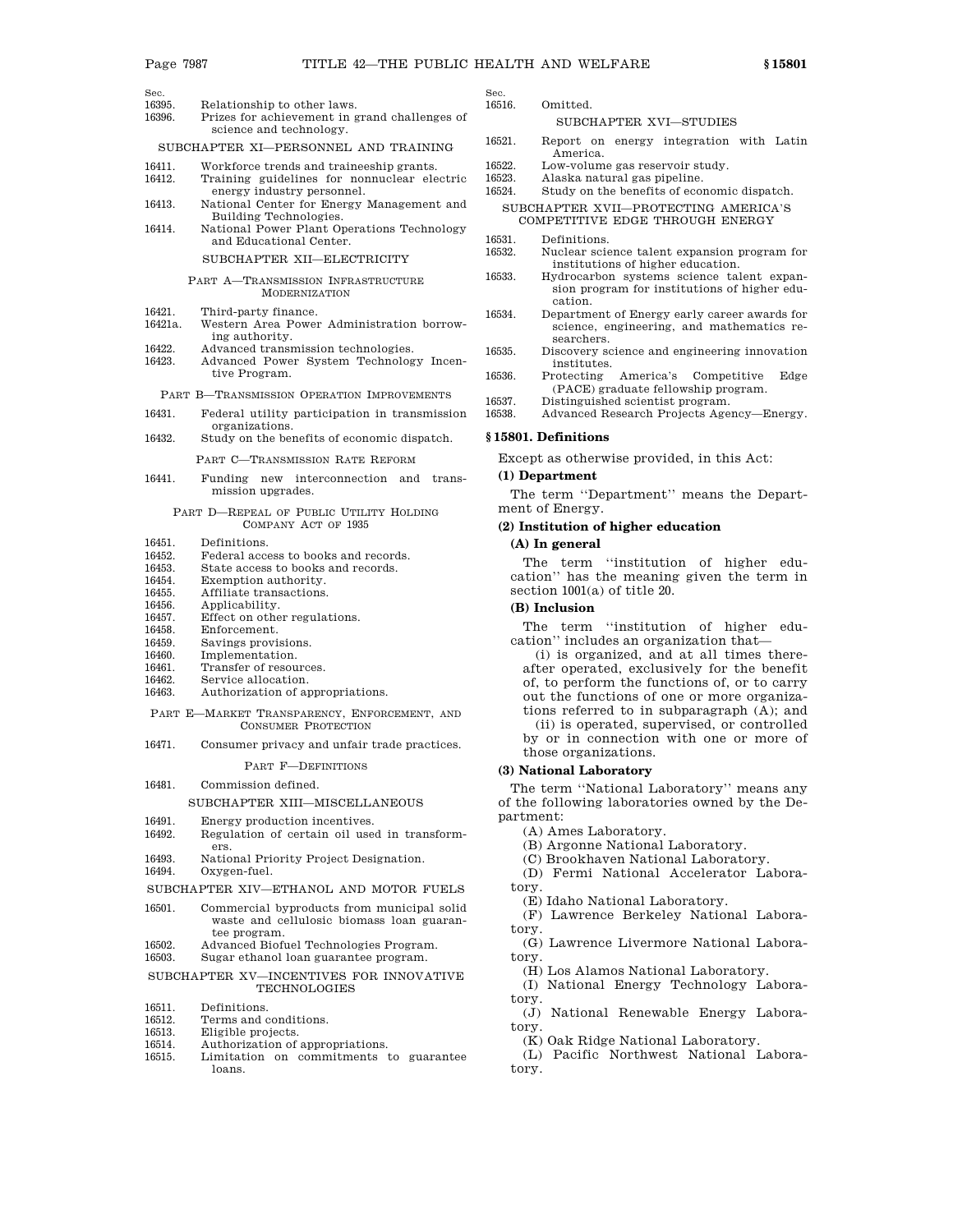| Sec. | |
|---|---|
| 16395. | Relationship to other laws. |
| 16396. | Prizes for achievement in grand challenges of science and technology. |

SUBCHAPTER XI—PERSONNEL AND TRAINING

| | |
|---|---|
| 16411. | Workforce trends and traineeship grants. |
| 16412. | Training guidelines for nonnuclear electric energy industry personnel. |
| 16413. | National Center for Energy Management and Building Technologies. |
| 16414. | National Power Plant Operations Technology and Educational Center. |

SUBCHAPTER XII—ELECTRICITY

PART A—TRANSMISSION INFRASTRUCTURE MODERNIZATION

| | |
|---|---|
| 16421. | Third-party finance. |
| 16421a. | Western Area Power Administration borrowing authority. |
| 16422. | Advanced transmission technologies. |
| 16423. | Advanced Power System Technology Incentive Program. |

PART B—TRANSMISSION OPERATION IMPROVEMENTS

| | |
|---|---|
| 16431. | Federal utility participation in transmission organizations. |
| 16432. | Study on the benefits of economic dispatch. |

PART C—TRANSMISSION RATE REFORM

| | |
|---|---|
| 16441. | Funding new interconnection and transmission upgrades. |

PART D—REPEAL OF PUBLIC UTILITY HOLDING COMPANY ACT OF 1935

| | |
|---|---|
| 16451. | Definitions. |
| 16452. | Federal access to books and records. |
| 16453. | State access to books and records. |
| 16454. | Exemption authority. |
| 16455. | Affiliate transactions. |
| 16456. | Applicability. |
| 16457. | Effect on other regulations. |
| 16458. | Enforcement. |
| 16459. | Savings provisions. |
| 16460. | Implementation. |
| 16461. | Transfer of resources. |
| 16462. | Service allocation. |
| 16463. | Authorization of appropriations. |

PART E—MARKET TRANSPARENCY, ENFORCEMENT, AND CONSUMER PROTECTION

| | |
|---|---|
| 16471. | Consumer privacy and unfair trade practices. |

PART F—DEFINITIONS

| | |
|---|---|
| 16481. | Commission defined. |

SUBCHAPTER XIII—MISCELLANEOUS

| | |
|---|---|
| 16491. | Energy production incentives. |
| 16492. | Regulation of certain oil used in transformers. |
| 16493. | National Priority Project Designation. |
| 16494. | Oxygen-fuel. |

SUBCHAPTER XIV—ETHANOL AND MOTOR FUELS

| | |
|---|---|
| 16501. | Commercial byproducts from municipal solid waste and cellulosic biomass loan guarantee program. |
| 16502. | Advanced Biofuel Technologies Program. |
| 16503. | Sugar ethanol loan guarantee program. |

SUBCHAPTER XV—INCENTIVES FOR INNOVATIVE TECHNOLOGIES

| | |
|---|---|
| 16511. | Definitions. |
| 16512. | Terms and conditions. |
| 16513. | Eligible projects. |
| 16514. | Authorization of appropriations. |
| 16515. | Limitation on commitments to guarantee loans. |
| 16516. | Omitted. |

SUBCHAPTER XVI—STUDIES

| | |
|---|---|
| 16521. | Report on energy integration with Latin America. |
| 16522. | Low-volume gas reservoir study. |
| 16523. | Alaska natural gas pipeline. |
| 16524. | Study on the benefits of economic dispatch. |

SUBCHAPTER XVII—PROTECTING AMERICA'S COMPETITIVE EDGE THROUGH ENERGY

| | |
|---|---|
| 16531. | Definitions. |
| 16532. | Nuclear science talent expansion program for institutions of higher education. |
| 16533. | Hydrocarbon systems science talent expansion program for institutions of higher education. |
| 16534. | Department of Energy early career awards for science, engineering, and mathematics researchers. |
| 16535. | Discovery science and engineering innovation institutes. |
| 16536. | Protecting America's Competitive Edge (PACE) graduate fellowship program. |
| 16537. | Distinguished scientist program. |
| 16538. | Advanced Research Projects Agency—Energy. |

### § 15801. Definitions

Except as otherwise provided, in this Act:

#### (1) Department

The term ''Department'' means the Department of Energy.

#### (2) Institution of higher education

##### (A) In general

The term ''institution of higher education'' has the meaning given the term in section 1001(a) of title 20.

##### (B) Inclusion

The term ''institution of higher education'' includes an organization that—

(i) is organized, and at all times thereafter operated, exclusively for the benefit of, to perform the functions of, or to carry out the functions of one or more organizations referred to in subparagraph (A); and

(ii) is operated, supervised, or controlled by or in connection with one or more of those organizations.

#### (3) National Laboratory

The term ''National Laboratory'' means any of the following laboratories owned by the Department:

(A) Ames Laboratory.

(B) Argonne National Laboratory.

(C) Brookhaven National Laboratory.

(D) Fermi National Accelerator Laboratory.

(E) Idaho National Laboratory.

(F) Lawrence Berkeley National Laboratory.

(G) Lawrence Livermore National Laboratory.

(H) Los Alamos National Laboratory.

(I) National Energy Technology Laboratory.

(J) National Renewable Energy Laboratory.

(K) Oak Ridge National Laboratory.

(L) Pacific Northwest National Laboratory.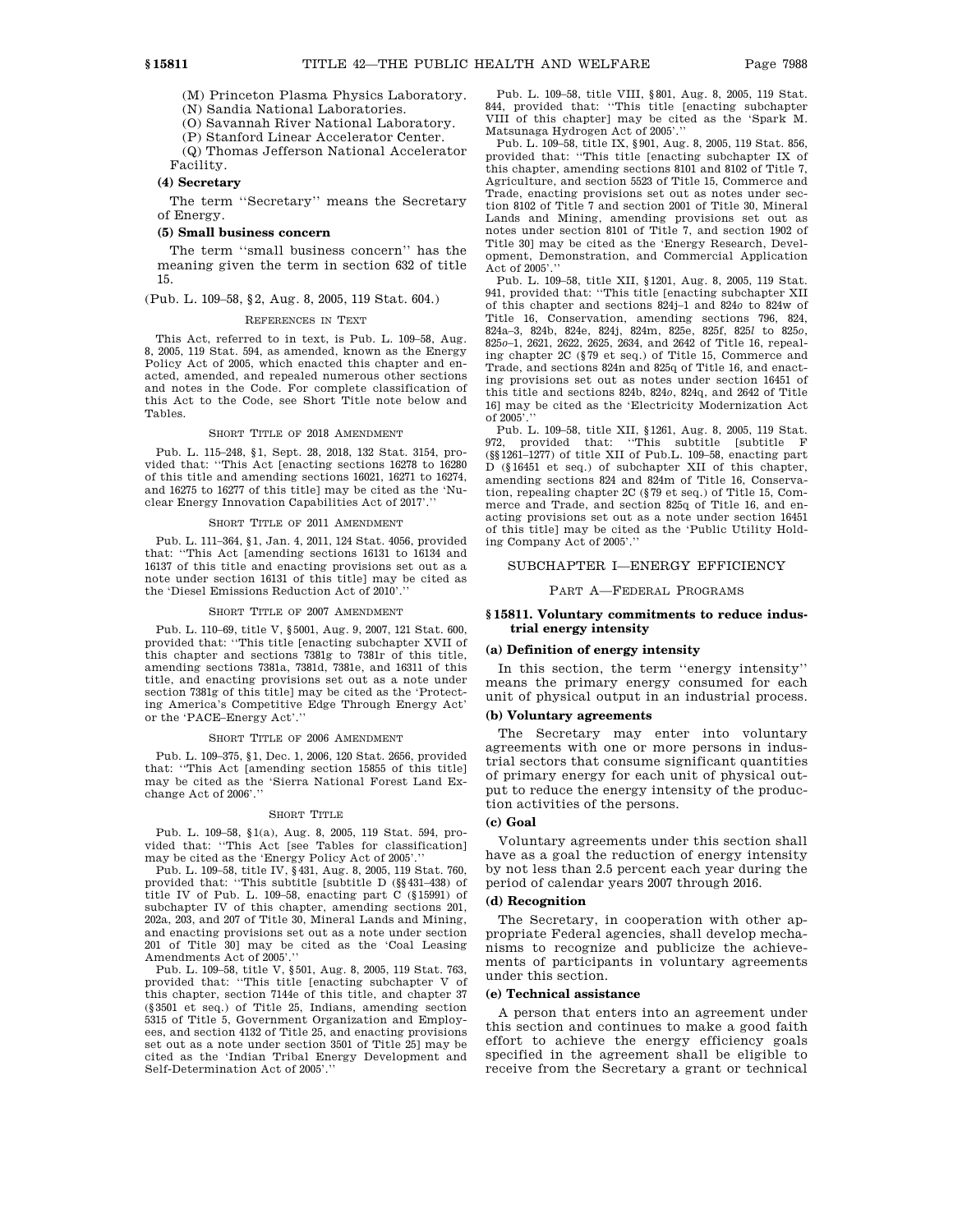(M) Princeton Plasma Physics Laboratory.

(N) Sandia National Laboratories.

(O) Savannah River National Laboratory.

(P) Stanford Linear Accelerator Center.

(Q) Thomas Jefferson National Accelerator Facility.

#### (4) Secretary

The term ''Secretary'' means the Secretary of Energy.

#### (5) Small business concern

The term ''small business concern'' has the meaning given the term in section 632 of title 15.

(Pub. L. 109–58, §2, Aug. 8, 2005, 119 Stat. 604.)

REFERENCES IN TEXT

This Act, referred to in text, is Pub. L. 109–58, Aug. 8, 2005, 119 Stat. 594, as amended, known as the Energy Policy Act of 2005, which enacted this chapter and enacted, amended, and repealed numerous other sections and notes in the Code. For complete classification of this Act to the Code, see Short Title note below and Tables.

SHORT TITLE OF 2018 AMENDMENT

Pub. L. 115–248, §1, Sept. 28, 2018, 132 Stat. 3154, provided that: ''This Act [enacting sections 16278 to 16280 of this title and amending sections 16021, 16271 to 16274, and 16275 to 16277 of this title] may be cited as the 'Nuclear Energy Innovation Capabilities Act of 2017'.''

SHORT TITLE OF 2011 AMENDMENT

Pub. L. 111–364, §1, Jan. 4, 2011, 124 Stat. 4056, provided that: ''This Act [amending sections 16131 to 16134 and 16137 of this title and enacting provisions set out as a note under section 16131 of this title] may be cited as the 'Diesel Emissions Reduction Act of 2010'.''

SHORT TITLE OF 2007 AMENDMENT

Pub. L. 110–69, title V, §5001, Aug. 9, 2007, 121 Stat. 600, provided that: ''This title [enacting subchapter XVII of this chapter and sections 7381g to 7381r of this title, amending sections 7381a, 7381d, 7381e, and 16311 of this title, and enacting provisions set out as a note under section 7381g of this title] may be cited as the 'Protecting America's Competitive Edge Through Energy Act' or the 'PACE–Energy Act'.''

SHORT TITLE OF 2006 AMENDMENT

Pub. L. 109–375, §1, Dec. 1, 2006, 120 Stat. 2656, provided that: ''This Act [amending section 15855 of this title] may be cited as the 'Sierra National Forest Land Exchange Act of 2006'.''

SHORT TITLE

Pub. L. 109–58, §1(a), Aug. 8, 2005, 119 Stat. 594, provided that: ''This Act [see Tables for classification] may be cited as the 'Energy Policy Act of 2005'.''

Pub. L. 109–58, title IV, §431, Aug. 8, 2005, 119 Stat. 760, provided that: ''This subtitle [subtitle D (§§431–438) of title IV of Pub. L. 109–58, enacting part C (§15991) of subchapter IV of this chapter, amending sections 201, 202a, 203, and 207 of Title 30, Mineral Lands and Mining, and enacting provisions set out as a note under section 201 of Title 30] may be cited as the 'Coal Leasing Amendments Act of 2005'.''

Pub. L. 109–58, title V, §501, Aug. 8, 2005, 119 Stat. 763, provided that: ''This title [enacting subchapter V of this chapter, section 7144e of this title, and chapter 37 (§3501 et seq.) of Title 25, Indians, amending section 5315 of Title 5, Government Organization and Employees, and section 4132 of Title 25, and enacting provisions set out as a note under section 3501 of Title 25] may be cited as the 'Indian Tribal Energy Development and Self-Determination Act of 2005'.''

Pub. L. 109–58, title VIII, §801, Aug. 8, 2005, 119 Stat. 844, provided that: ''This title [enacting subchapter VIII of this chapter] may be cited as the 'Spark M. Matsunaga Hydrogen Act of 2005'.''

Pub. L. 109–58, title IX, §901, Aug. 8, 2005, 119 Stat. 856, provided that: ''This title [enacting subchapter IX of this chapter, amending sections 8101 and 8102 of Title 7, Agriculture, and section 5523 of Title 15, Commerce and Trade, enacting provisions set out as notes under section 8102 of Title 7 and section 2001 of Title 30, Mineral Lands and Mining, amending provisions set out as notes under section 8101 of Title 7, and section 1902 of Title 30] may be cited as the 'Energy Research, Development, Demonstration, and Commercial Application Act of 2005'.''

Pub. L. 109–58, title XII, §1201, Aug. 8, 2005, 119 Stat. 941, provided that: ''This title [enacting subchapter XII of this chapter and sections 824j–1 and 824*o* to 824w of Title 16, Conservation, amending sections 796, 824, 824a–3, 824b, 824e, 824j, 824m, 825e, 825f, 825*l* to 825*o*, 825*o*–1, 2621, 2622, 2625, 2634, and 2642 of Title 16, repealing chapter 2C (§79 et seq.) of Title 15, Commerce and Trade, and sections 824n and 825q of Title 16, and enacting provisions set out as notes under section 16451 of this title and sections 824b, 824*o*, 824q, and 2642 of Title 16] may be cited as the 'Electricity Modernization Act of 2005'.''

Pub. L. 109–58, title XII, §1261, Aug. 8, 2005, 119 Stat. 972, provided that: ''This subtitle [subtitle F (§§1261–1277) of title XII of Pub.L. 109–58, enacting part D (§16451 et seq.) of subchapter XII of this chapter, amending sections 824 and 824m of Title 16, Conservation, repealing chapter 2C (§79 et seq.) of Title 15, Commerce and Trade, and section 825q of Title 16, and enacting provisions set out as a note under section 16451 of this title] may be cited as the 'Public Utility Holding Company Act of 2005'.''

## SUBCHAPTER I—ENERGY EFFICIENCY

### PART A—FEDERAL PROGRAMS

### §15811. Voluntary commitments to reduce industrial energy intensity

#### (a) Definition of energy intensity

In this section, the term ''energy intensity'' means the primary energy consumed for each unit of physical output in an industrial process.

#### (b) Voluntary agreements

The Secretary may enter into voluntary agreements with one or more persons in industrial sectors that consume significant quantities of primary energy for each unit of physical output to reduce the energy intensity of the production activities of the persons.

#### (c) Goal

Voluntary agreements under this section shall have as a goal the reduction of energy intensity by not less than 2.5 percent each year during the period of calendar years 2007 through 2016.

#### (d) Recognition

The Secretary, in cooperation with other appropriate Federal agencies, shall develop mechanisms to recognize and publicize the achievements of participants in voluntary agreements under this section.

#### (e) Technical assistance

A person that enters into an agreement under this section and continues to make a good faith effort to achieve the energy efficiency goals specified in the agreement shall be eligible to receive from the Secretary a grant or technical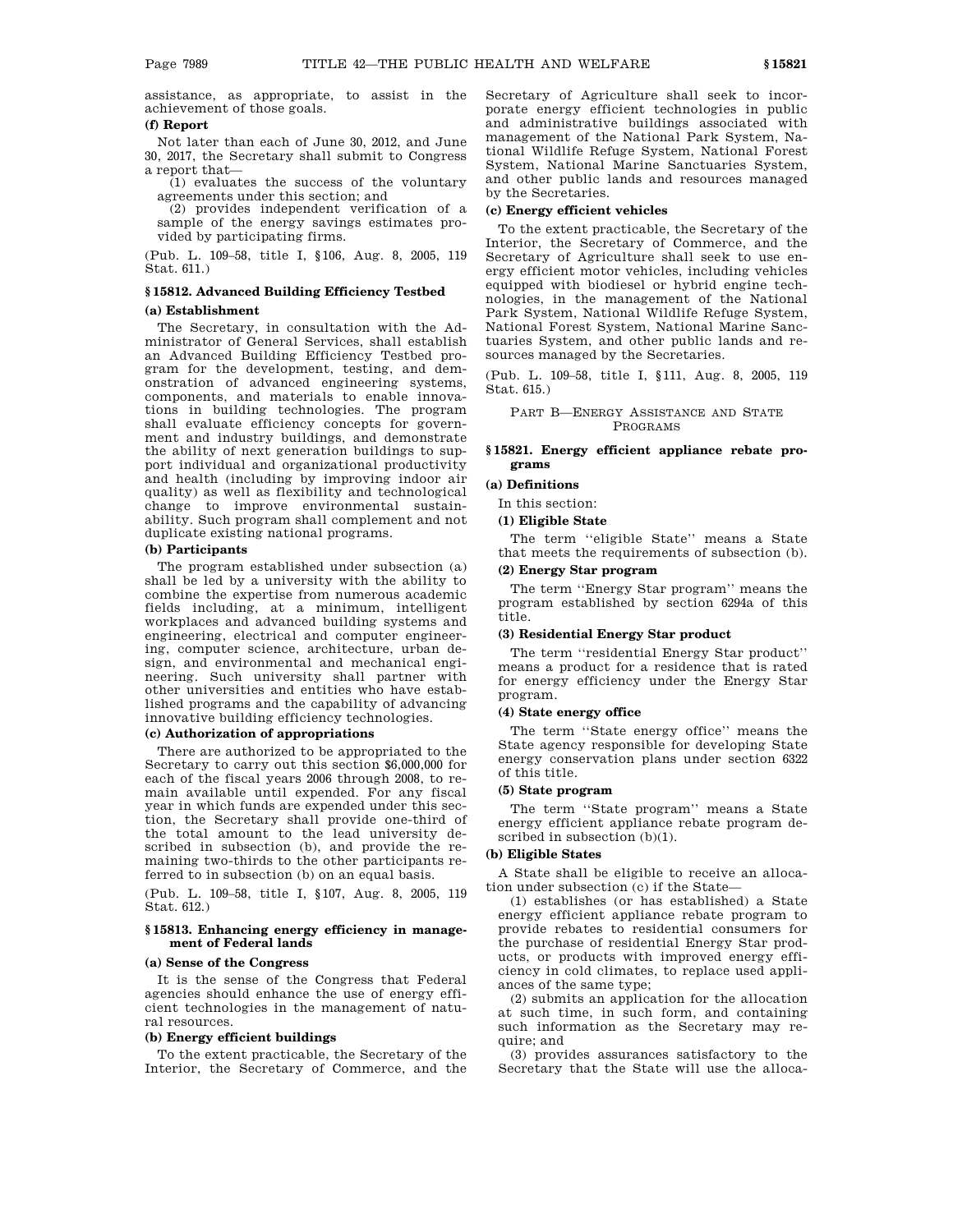assistance, as appropriate, to assist in the achievement of those goals.

**(f) Report**

Not later than each of June 30, 2012, and June 30, 2017, the Secretary shall submit to Congress a report that—

(1) evaluates the success of the voluntary agreements under this section; and

(2) provides independent verification of a sample of the energy savings estimates provided by participating firms.

(Pub. L. 109–58, title I, §106, Aug. 8, 2005, 119 Stat. 611.)

### §15812. Advanced Building Efficiency Testbed

**(a) Establishment**

The Secretary, in consultation with the Administrator of General Services, shall establish an Advanced Building Efficiency Testbed program for the development, testing, and demonstration of advanced engineering systems, components, and materials to enable innovations in building technologies. The program shall evaluate efficiency concepts for government and industry buildings, and demonstrate the ability of next generation buildings to support individual and organizational productivity and health (including by improving indoor air quality) as well as flexibility and technological change to improve environmental sustainability. Such program shall complement and not duplicate existing national programs.

**(b) Participants**

The program established under subsection (a) shall be led by a university with the ability to combine the expertise from numerous academic fields including, at a minimum, intelligent workplaces and advanced building systems and engineering, electrical and computer engineering, computer science, architecture, urban design, and environmental and mechanical engineering. Such university shall partner with other universities and entities who have established programs and the capability of advancing innovative building efficiency technologies.

**(c) Authorization of appropriations**

There are authorized to be appropriated to the Secretary to carry out this section $6,000,000 for each of the fiscal years 2006 through 2008, to remain available until expended. For any fiscal year in which funds are expended under this section, the Secretary shall provide one-third of the total amount to the lead university described in subsection (b), and provide the remaining two-thirds to the other participants referred to in subsection (b) on an equal basis.

(Pub. L. 109–58, title I, §107, Aug. 8, 2005, 119 Stat. 612.)

### §15813. Enhancing energy efficiency in management of Federal lands

**(a) Sense of the Congress**

It is the sense of the Congress that Federal agencies should enhance the use of energy efficient technologies in the management of natural resources.

**(b) Energy efficient buildings**

To the extent practicable, the Secretary of the Interior, the Secretary of Commerce, and the Secretary of Agriculture shall seek to incorporate energy efficient technologies in public and administrative buildings associated with management of the National Park System, National Wildlife Refuge System, National Forest System, National Marine Sanctuaries System, and other public lands and resources managed by the Secretaries.

**(c) Energy efficient vehicles**

To the extent practicable, the Secretary of the Interior, the Secretary of Commerce, and the Secretary of Agriculture shall seek to use energy efficient motor vehicles, including vehicles equipped with biodiesel or hybrid engine technologies, in the management of the National Park System, National Wildlife Refuge System, National Forest System, National Marine Sanctuaries System, and other public lands and resources managed by the Secretaries.

(Pub. L. 109–58, title I, §111, Aug. 8, 2005, 119 Stat. 615.)

## PART B—ENERGY ASSISTANCE AND STATE PROGRAMS

### §15821. Energy efficient appliance rebate programs

**(a) Definitions**

In this section:

**(1) Eligible State**

The term ''eligible State'' means a State that meets the requirements of subsection (b).

**(2) Energy Star program**

The term ''Energy Star program'' means the program established by section 6294a of this title.

**(3) Residential Energy Star product**

The term ''residential Energy Star product'' means a product for a residence that is rated for energy efficiency under the Energy Star program.

**(4) State energy office**

The term ''State energy office'' means the State agency responsible for developing State energy conservation plans under section 6322 of this title.

**(5) State program**

The term ''State program'' means a State energy efficient appliance rebate program described in subsection (b)(1).

**(b) Eligible States**

A State shall be eligible to receive an allocation under subsection (c) if the State—

(1) establishes (or has established) a State energy efficient appliance rebate program to provide rebates to residential consumers for the purchase of residential Energy Star products, or products with improved energy efficiency in cold climates, to replace used appliances of the same type;

(2) submits an application for the allocation at such time, in such form, and containing such information as the Secretary may require; and

(3) provides assurances satisfactory to the Secretary that the State will use the alloca-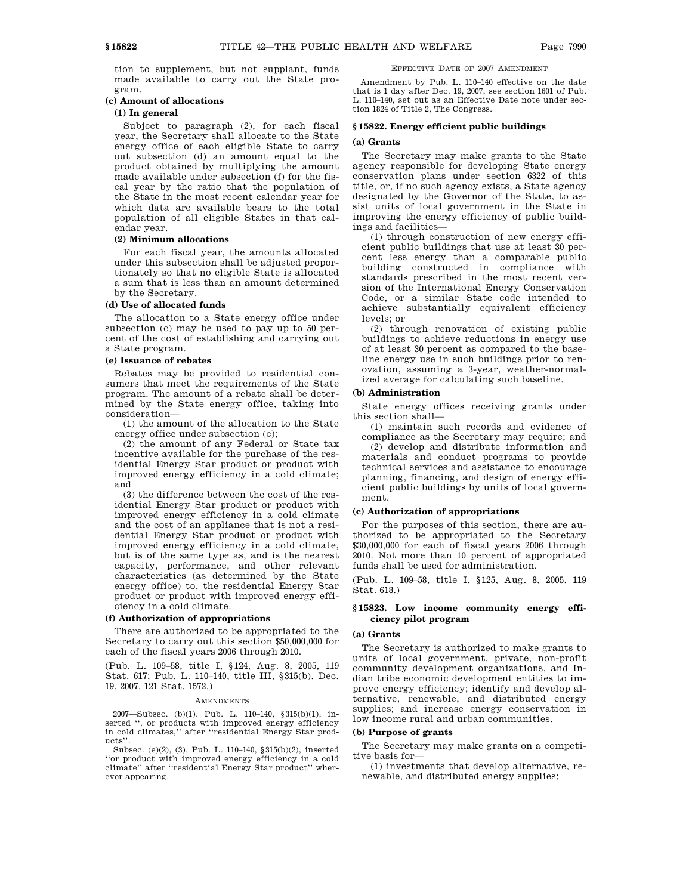tion to supplement, but not supplant, funds made available to carry out the State program.

**(c) Amount of allocations**

**(1) In general**

Subject to paragraph (2), for each fiscal year, the Secretary shall allocate to the State energy office of each eligible State to carry out subsection (d) an amount equal to the product obtained by multiplying the amount made available under subsection (f) for the fiscal year by the ratio that the population of the State in the most recent calendar year for which data are available bears to the total population of all eligible States in that calendar year.

**(2) Minimum allocations**

For each fiscal year, the amounts allocated under this subsection shall be adjusted proportionately so that no eligible State is allocated a sum that is less than an amount determined by the Secretary.

**(d) Use of allocated funds**

The allocation to a State energy office under subsection (c) may be used to pay up to 50 percent of the cost of establishing and carrying out a State program.

**(e) Issuance of rebates**

Rebates may be provided to residential consumers that meet the requirements of the State program. The amount of a rebate shall be determined by the State energy office, taking into consideration—

(1) the amount of the allocation to the State energy office under subsection (c);

(2) the amount of any Federal or State tax incentive available for the purchase of the residential Energy Star product or product with improved energy efficiency in a cold climate; and

(3) the difference between the cost of the residential Energy Star product or product with improved energy efficiency in a cold climate and the cost of an appliance that is not a residential Energy Star product or product with improved energy efficiency in a cold climate, but is of the same type as, and is the nearest capacity, performance, and other relevant characteristics (as determined by the State energy office) to, the residential Energy Star product or product with improved energy efficiency in a cold climate.

**(f) Authorization of appropriations**

There are authorized to be appropriated to the Secretary to carry out this section $50,000,000 for each of the fiscal years 2006 through 2010.

(Pub. L. 109–58, title I, §124, Aug. 8, 2005, 119 Stat. 617; Pub. L. 110–140, title III, §315(b), Dec. 19, 2007, 121 Stat. 1572.)

AMENDMENTS

2007—Subsec. (b)(1). Pub. L. 110–140, §315(b)(1), inserted ", or products with improved energy efficiency in cold climates," after "residential Energy Star products".

Subsec. (e)(2), (3). Pub. L. 110–140, §315(b)(2), inserted "or product with improved energy efficiency in a cold climate" after "residential Energy Star product" wherever appearing.

EFFECTIVE DATE OF 2007 AMENDMENT

Amendment by Pub. L. 110–140 effective on the date that is 1 day after Dec. 19, 2007, see section 1601 of Pub. L. 110–140, set out as an Effective Date note under section 1824 of Title 2, The Congress.

## §15822. Energy efficient public buildings

**(a) Grants**

The Secretary may make grants to the State agency responsible for developing State energy conservation plans under section 6322 of this title, or, if no such agency exists, a State agency designated by the Governor of the State, to assist units of local government in the State in improving the energy efficiency of public buildings and facilities—

(1) through construction of new energy efficient public buildings that use at least 30 percent less energy than a comparable public building constructed in compliance with standards prescribed in the most recent version of the International Energy Conservation Code, or a similar State code intended to achieve substantially equivalent efficiency levels; or

(2) through renovation of existing public buildings to achieve reductions in energy use of at least 30 percent as compared to the baseline energy use in such buildings prior to renovation, assuming a 3-year, weather-normalized average for calculating such baseline.

**(b) Administration**

State energy offices receiving grants under this section shall—

(1) maintain such records and evidence of compliance as the Secretary may require; and

(2) develop and distribute information and materials and conduct programs to provide technical services and assistance to encourage planning, financing, and design of energy efficient public buildings by units of local government.

**(c) Authorization of appropriations**

For the purposes of this section, there are authorized to be appropriated to the Secretary $30,000,000 for each of fiscal years 2006 through 2010. Not more than 10 percent of appropriated funds shall be used for administration.

(Pub. L. 109–58, title I, §125, Aug. 8, 2005, 119 Stat. 618.)

## §15823. Low income community energy efficiency pilot program

**(a) Grants**

The Secretary is authorized to make grants to units of local government, private, non-profit community development organizations, and Indian tribe economic development entities to improve energy efficiency; identify and develop alternative, renewable, and distributed energy supplies; and increase energy conservation in low income rural and urban communities.

**(b) Purpose of grants**

The Secretary may make grants on a competitive basis for—

(1) investments that develop alternative, renewable, and distributed energy supplies;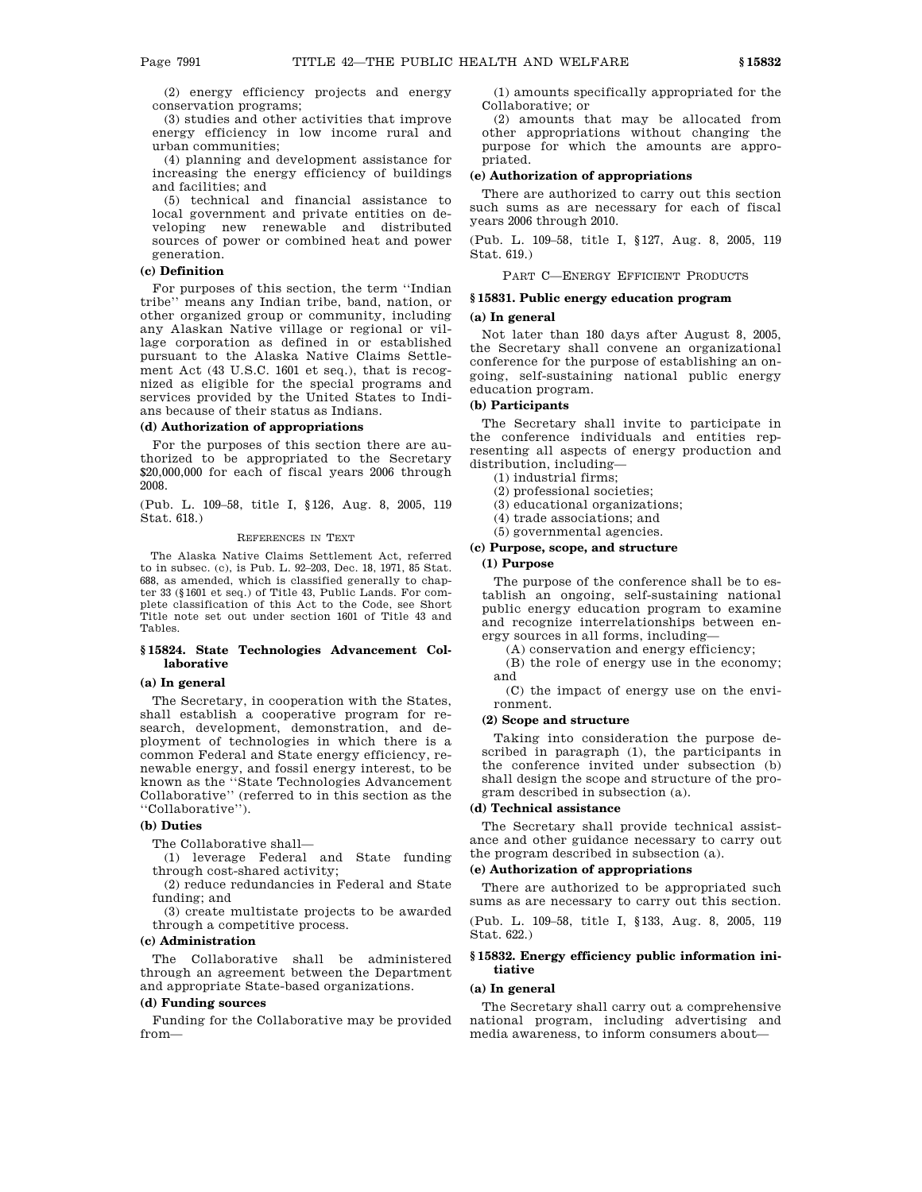(2) energy efficiency projects and energy conservation programs;

(3) studies and other activities that improve energy efficiency in low income rural and urban communities;

(4) planning and development assistance for increasing the energy efficiency of buildings and facilities; and

(5) technical and financial assistance to local government and private entities on developing new renewable and distributed sources of power or combined heat and power generation.

**(c) Definition**

For purposes of this section, the term ''Indian tribe'' means any Indian tribe, band, nation, or other organized group or community, including any Alaskan Native village or regional or village corporation as defined in or established pursuant to the Alaska Native Claims Settlement Act (43 U.S.C. 1601 et seq.), that is recognized as eligible for the special programs and services provided by the United States to Indians because of their status as Indians.

**(d) Authorization of appropriations**

For the purposes of this section there are authorized to be appropriated to the Secretary $20,000,000 for each of fiscal years 2006 through 2008.

(Pub. L. 109–58, title I, §126, Aug. 8, 2005, 119 Stat. 618.)

REFERENCES IN TEXT

The Alaska Native Claims Settlement Act, referred to in subsec. (c), is Pub. L. 92–203, Dec. 18, 1971, 85 Stat. 688, as amended, which is classified generally to chapter 33 (§1601 et seq.) of Title 43, Public Lands. For complete classification of this Act to the Code, see Short Title note set out under section 1601 of Title 43 and Tables.

### §15824. State Technologies Advancement Collaborative

**(a) In general**

The Secretary, in cooperation with the States, shall establish a cooperative program for research, development, demonstration, and deployment of technologies in which there is a common Federal and State energy efficiency, renewable energy, and fossil energy interest, to be known as the ''State Technologies Advancement Collaborative'' (referred to in this section as the ''Collaborative'').

**(b) Duties**

The Collaborative shall—

(1) leverage Federal and State funding through cost-shared activity;

(2) reduce redundancies in Federal and State funding; and

(3) create multistate projects to be awarded through a competitive process.

**(c) Administration**

The Collaborative shall be administered through an agreement between the Department and appropriate State-based organizations.

**(d) Funding sources**

Funding for the Collaborative may be provided from—

(1) amounts specifically appropriated for the Collaborative; or

(2) amounts that may be allocated from other appropriations without changing the purpose for which the amounts are appropriated.

**(e) Authorization of appropriations**

There are authorized to carry out this section such sums as are necessary for each of fiscal years 2006 through 2010.

(Pub. L. 109–58, title I, §127, Aug. 8, 2005, 119 Stat. 619.)

## PART C—ENERGY EFFICIENT PRODUCTS

### §15831. Public energy education program

**(a) In general**

Not later than 180 days after August 8, 2005, the Secretary shall convene an organizational conference for the purpose of establishing an ongoing, self-sustaining national public energy education program.

**(b) Participants**

The Secretary shall invite to participate in the conference individuals and entities representing all aspects of energy production and distribution, including—

(1) industrial firms;

(2) professional societies;

(3) educational organizations;

(4) trade associations; and

(5) governmental agencies.

**(c) Purpose, scope, and structure**

**(1) Purpose**

The purpose of the conference shall be to establish an ongoing, self-sustaining national public energy education program to examine and recognize interrelationships between energy sources in all forms, including—

(A) conservation and energy efficiency;

(B) the role of energy use in the economy; and

(C) the impact of energy use on the environment.

**(2) Scope and structure**

Taking into consideration the purpose described in paragraph (1), the participants in the conference invited under subsection (b) shall design the scope and structure of the program described in subsection (a).

**(d) Technical assistance**

The Secretary shall provide technical assistance and other guidance necessary to carry out the program described in subsection (a).

**(e) Authorization of appropriations**

There are authorized to be appropriated such sums as are necessary to carry out this section.

(Pub. L. 109–58, title I, §133, Aug. 8, 2005, 119 Stat. 622.)

### §15832. Energy efficiency public information initiative

**(a) In general**

The Secretary shall carry out a comprehensive national program, including advertising and media awareness, to inform consumers about—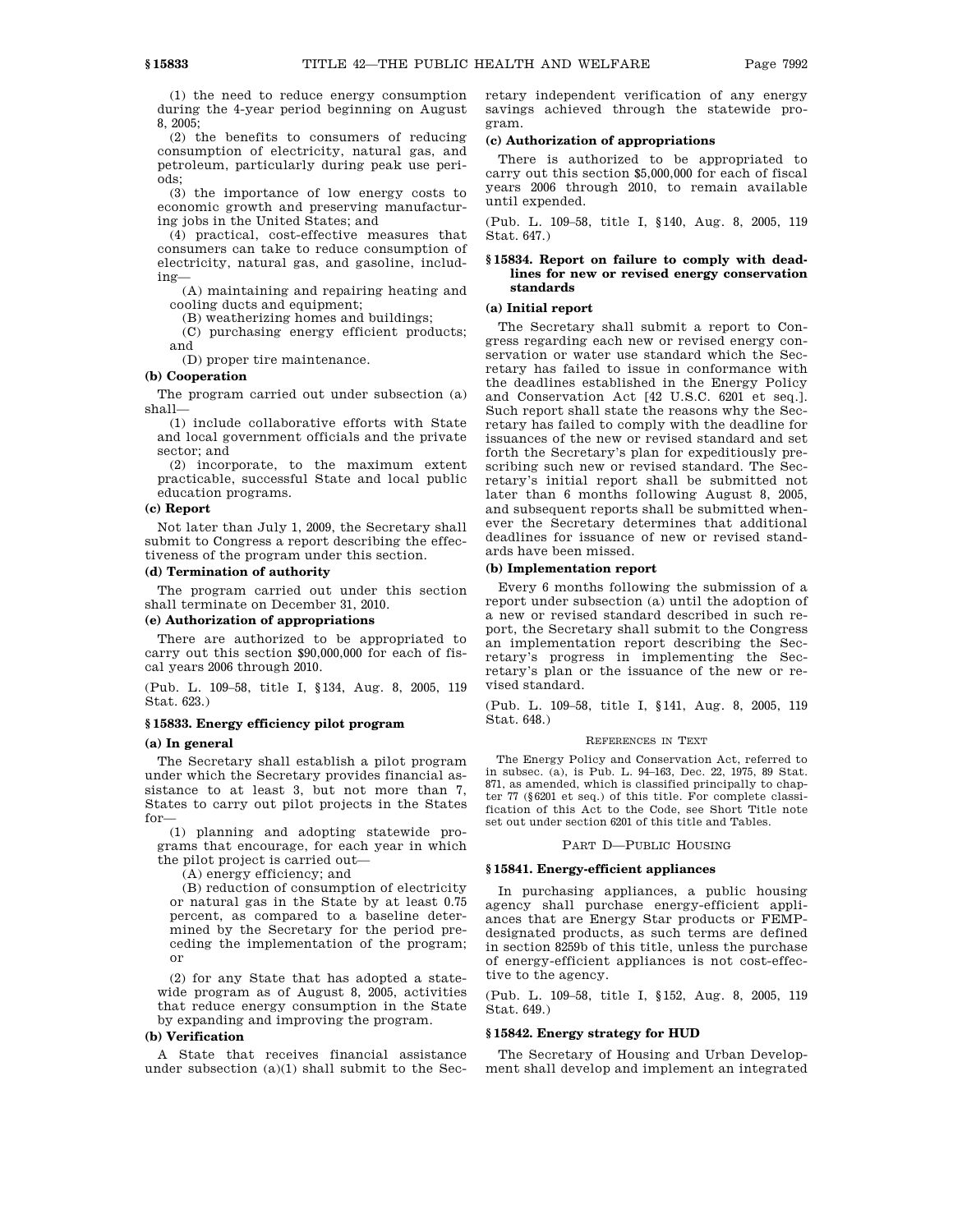(1) the need to reduce energy consumption during the 4-year period beginning on August 8, 2005;

(2) the benefits to consumers of reducing consumption of electricity, natural gas, and petroleum, particularly during peak use periods;

(3) the importance of low energy costs to economic growth and preserving manufacturing jobs in the United States; and

(4) practical, cost-effective measures that consumers can take to reduce consumption of electricity, natural gas, and gasoline, including—

(A) maintaining and repairing heating and cooling ducts and equipment;

(B) weatherizing homes and buildings;

(C) purchasing energy efficient products; and

(D) proper tire maintenance.

**(b) Cooperation**

The program carried out under subsection (a) shall—

(1) include collaborative efforts with State and local government officials and the private sector; and

(2) incorporate, to the maximum extent practicable, successful State and local public education programs.

**(c) Report**

Not later than July 1, 2009, the Secretary shall submit to Congress a report describing the effectiveness of the program under this section.

**(d) Termination of authority**

The program carried out under this section shall terminate on December 31, 2010.

**(e) Authorization of appropriations**

There are authorized to be appropriated to carry out this section $90,000,000 for each of fiscal years 2006 through 2010.

(Pub. L. 109–58, title I, §134, Aug. 8, 2005, 119 Stat. 623.)

### §15833. Energy efficiency pilot program

**(a) In general**

The Secretary shall establish a pilot program under which the Secretary provides financial assistance to at least 3, but not more than 7, States to carry out pilot projects in the States for—

(1) planning and adopting statewide programs that encourage, for each year in which the pilot project is carried out—

(A) energy efficiency; and

(B) reduction of consumption of electricity or natural gas in the State by at least 0.75 percent, as compared to a baseline determined by the Secretary for the period preceding the implementation of the program; or

(2) for any State that has adopted a statewide program as of August 8, 2005, activities that reduce energy consumption in the State by expanding and improving the program.

**(b) Verification**

A State that receives financial assistance under subsection (a)(1) shall submit to the Secretary independent verification of any energy savings achieved through the statewide program.

**(c) Authorization of appropriations**

There is authorized to be appropriated to carry out this section $5,000,000 for each of fiscal years 2006 through 2010, to remain available until expended.

(Pub. L. 109–58, title I, §140, Aug. 8, 2005, 119 Stat. 647.)

### §15834. Report on failure to comply with deadlines for new or revised energy conservation standards

**(a) Initial report**

The Secretary shall submit a report to Congress regarding each new or revised energy conservation or water use standard which the Secretary has failed to issue in conformance with the deadlines established in the Energy Policy and Conservation Act [42 U.S.C. 6201 et seq.]. Such report shall state the reasons why the Secretary has failed to comply with the deadline for issuances of the new or revised standard and set forth the Secretary's plan for expeditiously prescribing such new or revised standard. The Secretary's initial report shall be submitted not later than 6 months following August 8, 2005, and subsequent reports shall be submitted whenever the Secretary determines that additional deadlines for issuance of new or revised standards have been missed.

**(b) Implementation report**

Every 6 months following the submission of a report under subsection (a) until the adoption of a new or revised standard described in such report, the Secretary shall submit to the Congress an implementation report describing the Secretary's progress in implementing the Secretary's plan or the issuance of the new or revised standard.

(Pub. L. 109–58, title I, §141, Aug. 8, 2005, 119 Stat. 648.)

REFERENCES IN TEXT

The Energy Policy and Conservation Act, referred to in subsec. (a), is Pub. L. 94–163, Dec. 22, 1975, 89 Stat. 871, as amended, which is classified principally to chapter 77 (§6201 et seq.) of this title. For complete classification of this Act to the Code, see Short Title note set out under section 6201 of this title and Tables.

## PART D—PUBLIC HOUSING

### §15841. Energy-efficient appliances

In purchasing appliances, a public housing agency shall purchase energy-efficient appliances that are Energy Star products or FEMP-designated products, as such terms are defined in section 8259b of this title, unless the purchase of energy-efficient appliances is not cost-effective to the agency.

(Pub. L. 109–58, title I, §152, Aug. 8, 2005, 119 Stat. 649.)

### §15842. Energy strategy for HUD

The Secretary of Housing and Urban Development shall develop and implement an integrated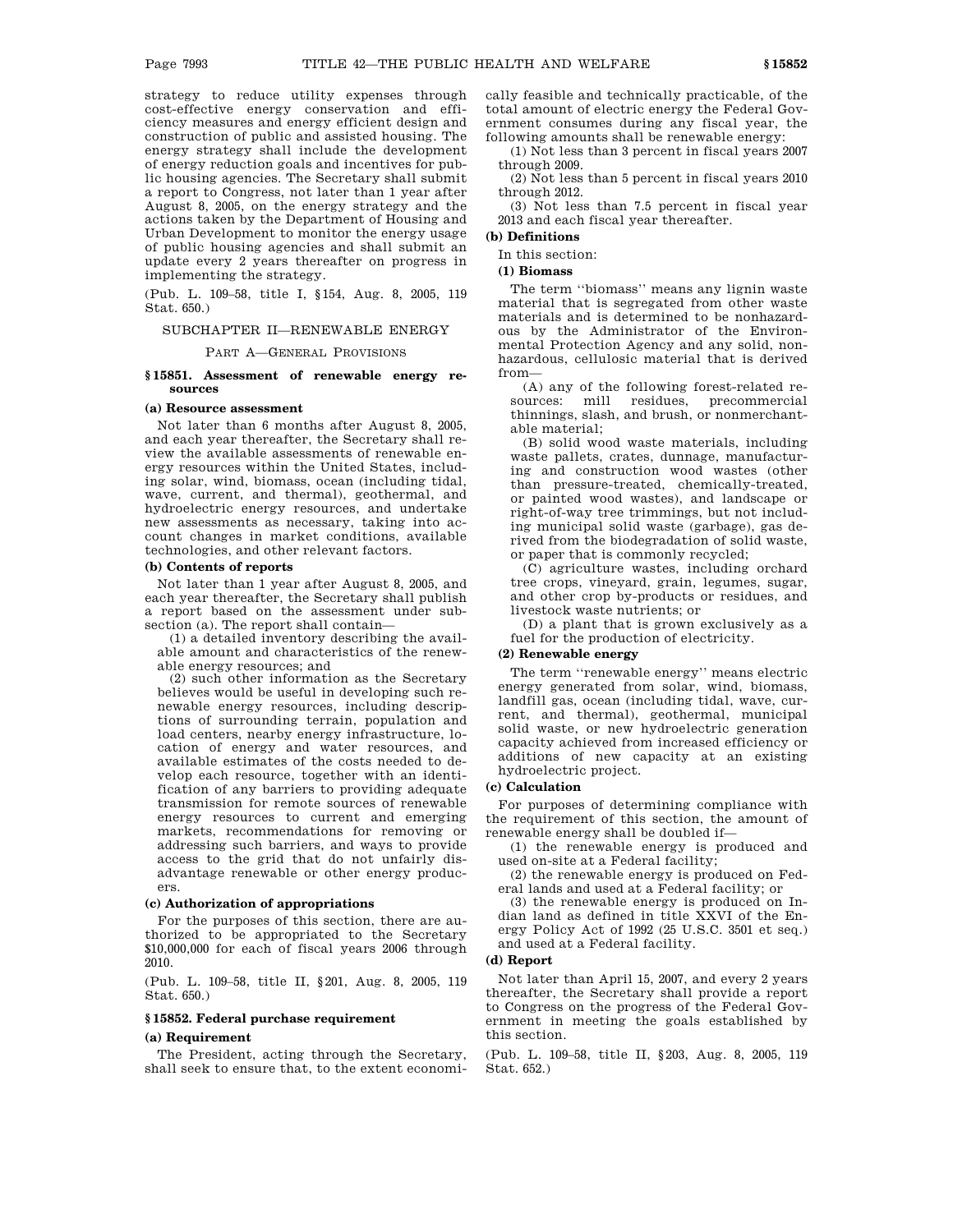strategy to reduce utility expenses through cost-effective energy conservation and efficiency measures and energy efficient design and construction of public and assisted housing. The energy strategy shall include the development of energy reduction goals and incentives for public housing agencies. The Secretary shall submit a report to Congress, not later than 1 year after August 8, 2005, on the energy strategy and the actions taken by the Department of Housing and Urban Development to monitor the energy usage of public housing agencies and shall submit an update every 2 years thereafter on progress in implementing the strategy.

(Pub. L. 109–58, title I, §154, Aug. 8, 2005, 119 Stat. 650.)

## SUBCHAPTER II—RENEWABLE ENERGY

### PART A—GENERAL PROVISIONS

### §15851. Assessment of renewable energy resources

**(a) Resource assessment**

Not later than 6 months after August 8, 2005, and each year thereafter, the Secretary shall review the available assessments of renewable energy resources within the United States, including solar, wind, biomass, ocean (including tidal, wave, current, and thermal), geothermal, and hydroelectric energy resources, and undertake new assessments as necessary, taking into account changes in market conditions, available technologies, and other relevant factors.

**(b) Contents of reports**

Not later than 1 year after August 8, 2005, and each year thereafter, the Secretary shall publish a report based on the assessment under subsection (a). The report shall contain—

(1) a detailed inventory describing the available amount and characteristics of the renewable energy resources; and

(2) such other information as the Secretary believes would be useful in developing such renewable energy resources, including descriptions of surrounding terrain, population and load centers, nearby energy infrastructure, location of energy and water resources, and available estimates of the costs needed to develop each resource, together with an identification of any barriers to providing adequate transmission for remote sources of renewable energy resources to current and emerging markets, recommendations for removing or addressing such barriers, and ways to provide access to the grid that do not unfairly disadvantage renewable or other energy producers.

**(c) Authorization of appropriations**

For the purposes of this section, there are authorized to be appropriated to the Secretary $10,000,000 for each of fiscal years 2006 through 2010.

(Pub. L. 109–58, title II, §201, Aug. 8, 2005, 119 Stat. 650.)

### §15852. Federal purchase requirement

**(a) Requirement**

The President, acting through the Secretary, shall seek to ensure that, to the extent economically feasible and technically practicable, of the total amount of electric energy the Federal Government consumes during any fiscal year, the following amounts shall be renewable energy:

(1) Not less than 3 percent in fiscal years 2007 through 2009.

(2) Not less than 5 percent in fiscal years 2010 through 2012.

(3) Not less than 7.5 percent in fiscal year 2013 and each fiscal year thereafter.

**(b) Definitions**

In this section:

**(1) Biomass**

The term "biomass" means any lignin waste material that is segregated from other waste materials and is determined to be nonhazardous by the Administrator of the Environmental Protection Agency and any solid, nonhazardous, cellulosic material that is derived from—

(A) any of the following forest-related resources: mill residues, precommercial thinnings, slash, and brush, or nonmerchantable material;

(B) solid wood waste materials, including waste pallets, crates, dunnage, manufacturing and construction wood wastes (other than pressure-treated, chemically-treated, or painted wood wastes), and landscape or right-of-way tree trimmings, but not including municipal solid waste (garbage), gas derived from the biodegradation of solid waste, or paper that is commonly recycled;

(C) agriculture wastes, including orchard tree crops, vineyard, grain, legumes, sugar, and other crop by-products or residues, and livestock waste nutrients; or

(D) a plant that is grown exclusively as a fuel for the production of electricity.

**(2) Renewable energy**

The term "renewable energy" means electric energy generated from solar, wind, biomass, landfill gas, ocean (including tidal, wave, current, and thermal), geothermal, municipal solid waste, or new hydroelectric generation capacity achieved from increased efficiency or additions of new capacity at an existing hydroelectric project.

**(c) Calculation**

For purposes of determining compliance with the requirement of this section, the amount of renewable energy shall be doubled if—

(1) the renewable energy is produced and used on-site at a Federal facility;

(2) the renewable energy is produced on Federal lands and used at a Federal facility; or

(3) the renewable energy is produced on Indian land as defined in title XXVI of the Energy Policy Act of 1992 (25 U.S.C. 3501 et seq.) and used at a Federal facility.

**(d) Report**

Not later than April 15, 2007, and every 2 years thereafter, the Secretary shall provide a report to Congress on the progress of the Federal Government in meeting the goals established by this section.

(Pub. L. 109–58, title II, §203, Aug. 8, 2005, 119 Stat. 652.)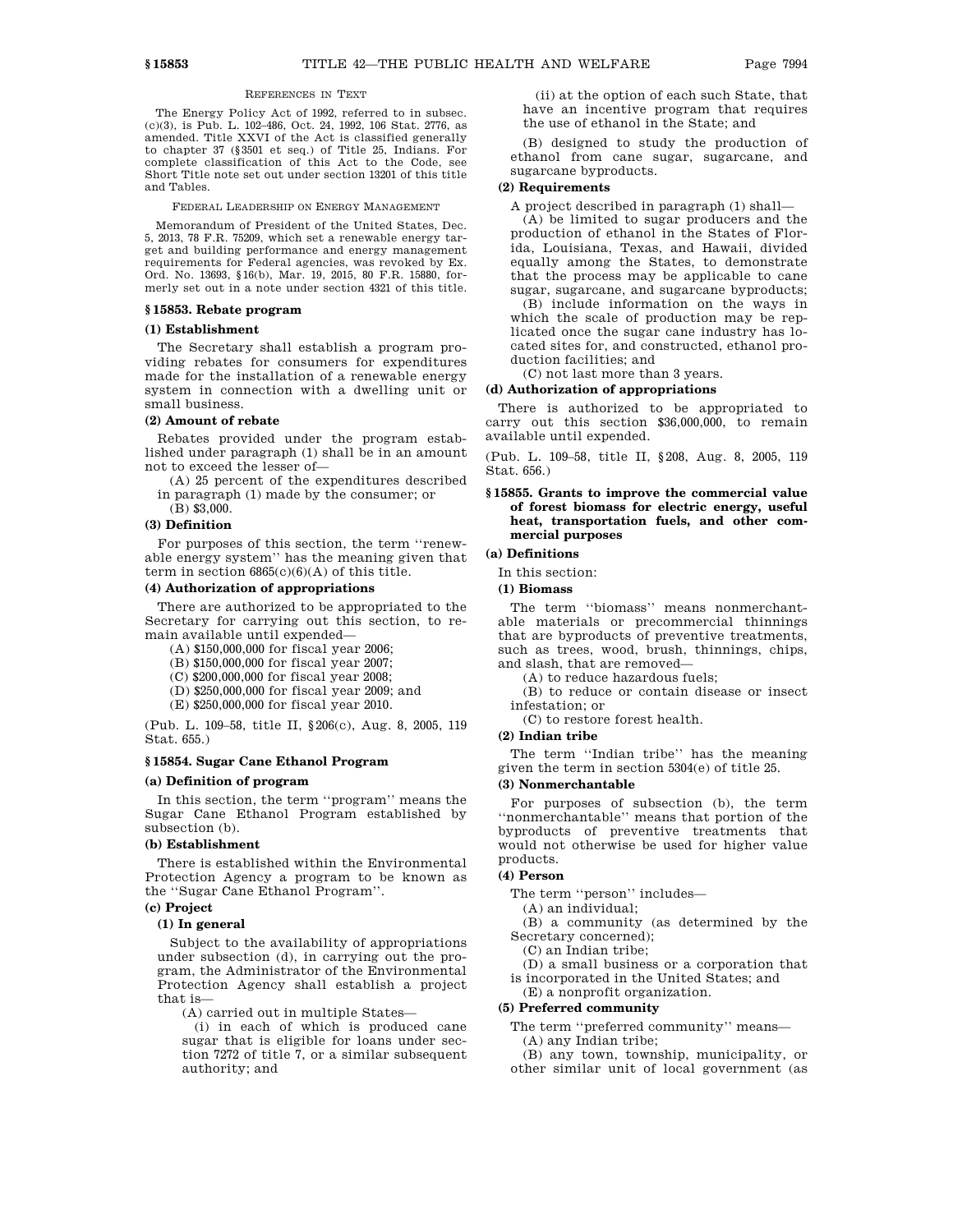REFERENCES IN TEXT

The Energy Policy Act of 1992, referred to in subsec. (c)(3), is Pub. L. 102–486, Oct. 24, 1992, 106 Stat. 2776, as amended. Title XXVI of the Act is classified generally to chapter 37 (§3501 et seq.) of Title 25, Indians. For complete classification of this Act to the Code, see Short Title note set out under section 13201 of this title and Tables.

FEDERAL LEADERSHIP ON ENERGY MANAGEMENT

Memorandum of President of the United States, Dec. 5, 2013, 78 F.R. 75209, which set a renewable energy target and building performance and energy management requirements for Federal agencies, was revoked by Ex. Ord. No. 13693, §16(b), Mar. 19, 2015, 80 F.R. 15880, formerly set out in a note under section 4321 of this title.

## §15853. Rebate program

### (1) Establishment

The Secretary shall establish a program providing rebates for consumers for expenditures made for the installation of a renewable energy system in connection with a dwelling unit or small business.

### (2) Amount of rebate

Rebates provided under the program established under paragraph (1) shall be in an amount not to exceed the lesser of—

(A) 25 percent of the expenditures described in paragraph (1) made by the consumer; or

(B) $3,000.

### (3) Definition

For purposes of this section, the term ''renewable energy system'' has the meaning given that term in section 6865(c)(6)(A) of this title.

### (4) Authorization of appropriations

There are authorized to be appropriated to the Secretary for carrying out this section, to remain available until expended—

(A) $150,000,000 for fiscal year 2006;

(B) $150,000,000 for fiscal year 2007;

(C) $200,000,000 for fiscal year 2008;

(D) $250,000,000 for fiscal year 2009; and

(E) $250,000,000 for fiscal year 2010.

(Pub. L. 109–58, title II, §206(c), Aug. 8, 2005, 119 Stat. 655.)

## §15854. Sugar Cane Ethanol Program

### (a) Definition of program

In this section, the term ''program'' means the Sugar Cane Ethanol Program established by subsection (b).

### (b) Establishment

There is established within the Environmental Protection Agency a program to be known as the ''Sugar Cane Ethanol Program''.

### (c) Project

#### (1) In general

Subject to the availability of appropriations under subsection (d), in carrying out the program, the Administrator of the Environmental Protection Agency shall establish a project that is—

(A) carried out in multiple States—

(i) in each of which is produced cane sugar that is eligible for loans under section 7272 of title 7, or a similar subsequent authority; and

(ii) at the option of each such State, that have an incentive program that requires the use of ethanol in the State; and

(B) designed to study the production of ethanol from cane sugar, sugarcane, and sugarcane byproducts.

#### (2) Requirements

A project described in paragraph (1) shall—

(A) be limited to sugar producers and the production of ethanol in the States of Florida, Louisiana, Texas, and Hawaii, divided equally among the States, to demonstrate that the process may be applicable to cane sugar, sugarcane, and sugarcane byproducts;

(B) include information on the ways in which the scale of production may be replicated once the sugar cane industry has located sites for, and constructed, ethanol production facilities; and

(C) not last more than 3 years.

### (d) Authorization of appropriations

There is authorized to be appropriated to carry out this section $36,000,000, to remain available until expended.

(Pub. L. 109–58, title II, §208, Aug. 8, 2005, 119 Stat. 656.)

## §15855. Grants to improve the commercial value of forest biomass for electric energy, useful heat, transportation fuels, and other commercial purposes

### (a) Definitions

In this section:

#### (1) Biomass

The term ''biomass'' means nonmerchantable materials or precommercial thinnings that are byproducts of preventive treatments, such as trees, wood, brush, thinnings, chips, and slash, that are removed—

(A) to reduce hazardous fuels;

(B) to reduce or contain disease or insect infestation; or

(C) to restore forest health.

#### (2) Indian tribe

The term ''Indian tribe'' has the meaning given the term in section 5304(e) of title 25.

#### (3) Nonmerchantable

For purposes of subsection (b), the term ''nonmerchantable'' means that portion of the byproducts of preventive treatments that would not otherwise be used for higher value products.

#### (4) Person

The term ''person'' includes—

(A) an individual;

(B) a community (as determined by the Secretary concerned);

(C) an Indian tribe;

(D) a small business or a corporation that is incorporated in the United States; and

(E) a nonprofit organization.

#### (5) Preferred community

The term ''preferred community'' means—

(A) any Indian tribe;

(B) any town, township, municipality, or other similar unit of local government (as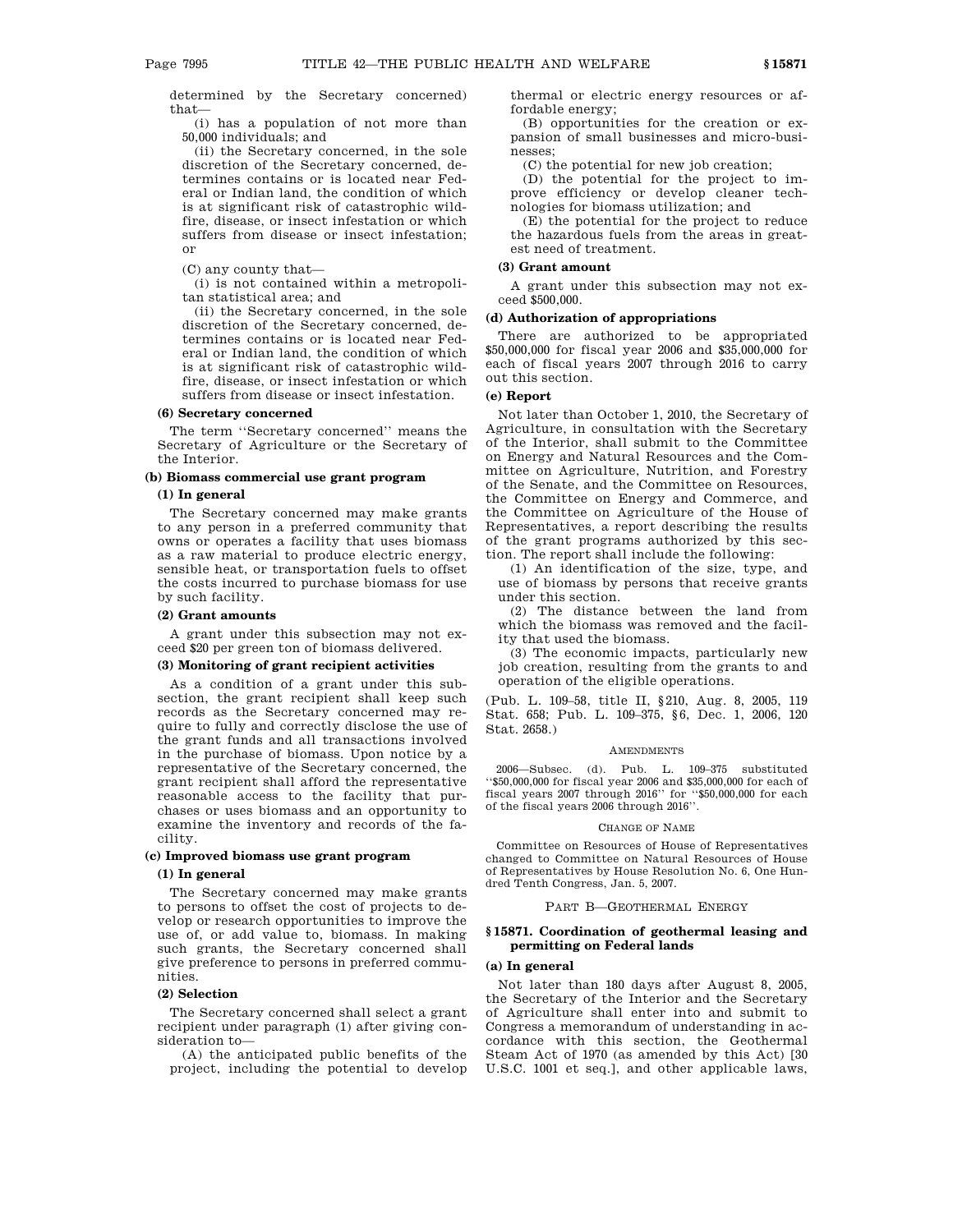determined by the Secretary concerned) that—

(i) has a population of not more than 50,000 individuals; and

(ii) the Secretary concerned, in the sole discretion of the Secretary concerned, determines contains or is located near Federal or Indian land, the condition of which is at significant risk of catastrophic wildfire, disease, or insect infestation or which suffers from disease or insect infestation; or

(C) any county that—

(i) is not contained within a metropolitan statistical area; and

(ii) the Secretary concerned, in the sole discretion of the Secretary concerned, determines contains or is located near Federal or Indian land, the condition of which is at significant risk of catastrophic wildfire, disease, or insect infestation or which suffers from disease or insect infestation.

#### (6) Secretary concerned

The term ''Secretary concerned'' means the Secretary of Agriculture or the Secretary of the Interior.

### (b) Biomass commercial use grant program

#### (1) In general

The Secretary concerned may make grants to any person in a preferred community that owns or operates a facility that uses biomass as a raw material to produce electric energy, sensible heat, or transportation fuels to offset the costs incurred to purchase biomass for use by such facility.

#### (2) Grant amounts

A grant under this subsection may not exceed $20 per green ton of biomass delivered.

#### (3) Monitoring of grant recipient activities

As a condition of a grant under this subsection, the grant recipient shall keep such records as the Secretary concerned may require to fully and correctly disclose the use of the grant funds and all transactions involved in the purchase of biomass. Upon notice by a representative of the Secretary concerned, the grant recipient shall afford the representative reasonable access to the facility that purchases or uses biomass and an opportunity to examine the inventory and records of the facility.

### (c) Improved biomass use grant program

#### (1) In general

The Secretary concerned may make grants to persons to offset the cost of projects to develop or research opportunities to improve the use of, or add value to, biomass. In making such grants, the Secretary concerned shall give preference to persons in preferred communities.

#### (2) Selection

The Secretary concerned shall select a grant recipient under paragraph (1) after giving consideration to—

(A) the anticipated public benefits of the project, including the potential to develop thermal or electric energy resources or affordable energy;

(B) opportunities for the creation or expansion of small businesses and micro-businesses;

(C) the potential for new job creation;

(D) the potential for the project to improve efficiency or develop cleaner technologies for biomass utilization; and

(E) the potential for the project to reduce the hazardous fuels from the areas in greatest need of treatment.

#### (3) Grant amount

A grant under this subsection may not exceed $500,000.

### (d) Authorization of appropriations

There are authorized to be appropriated $50,000,000 for fiscal year 2006 and $35,000,000 for each of fiscal years 2007 through 2016 to carry out this section.

### (e) Report

Not later than October 1, 2010, the Secretary of Agriculture, in consultation with the Secretary of the Interior, shall submit to the Committee on Energy and Natural Resources and the Committee on Agriculture, Nutrition, and Forestry of the Senate, and the Committee on Resources, the Committee on Energy and Commerce, and the Committee on Agriculture of the House of Representatives, a report describing the results of the grant programs authorized by this section. The report shall include the following:

(1) An identification of the size, type, and use of biomass by persons that receive grants under this section.

(2) The distance between the land from which the biomass was removed and the facility that used the biomass.

(3) The economic impacts, particularly new job creation, resulting from the grants to and operation of the eligible operations.

(Pub. L. 109–58, title II, §210, Aug. 8, 2005, 119 Stat. 658; Pub. L. 109–375, §6, Dec. 1, 2006, 120 Stat. 2658.)

AMENDMENTS

2006—Subsec. (d). Pub. L. 109–375 substituted ''$50,000,000 for fiscal year 2006 and $35,000,000 for each of fiscal years 2007 through 2016'' for ''$50,000,000 for each of the fiscal years 2006 through 2016''.

CHANGE OF NAME

Committee on Resources of House of Representatives changed to Committee on Natural Resources of House of Representatives by House Resolution No. 6, One Hundred Tenth Congress, Jan. 5, 2007.

## PART B—GEOTHERMAL ENERGY

## §15871. Coordination of geothermal leasing and permitting on Federal lands

### (a) In general

Not later than 180 days after August 8, 2005, the Secretary of the Interior and the Secretary of Agriculture shall enter into and submit to Congress a memorandum of understanding in accordance with this section, the Geothermal Steam Act of 1970 (as amended by this Act) [30 U.S.C. 1001 et seq.], and other applicable laws,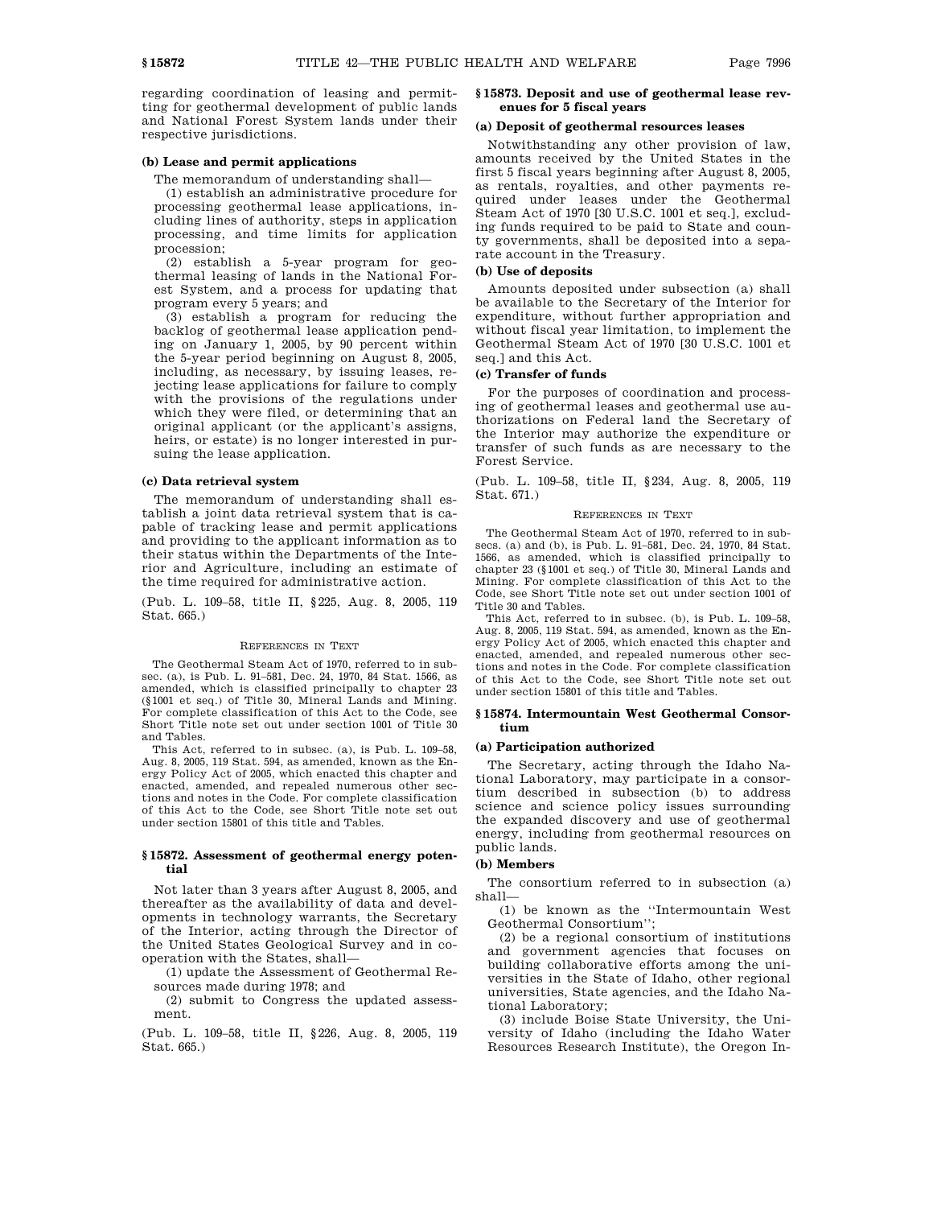regarding coordination of leasing and permitting for geothermal development of public lands and National Forest System lands under their respective jurisdictions.

**(b) Lease and permit applications**

The memorandum of understanding shall—

(1) establish an administrative procedure for processing geothermal lease applications, including lines of authority, steps in application processing, and time limits for application procession;

(2) establish a 5-year program for geothermal leasing of lands in the National Forest System, and a process for updating that program every 5 years; and

(3) establish a program for reducing the backlog of geothermal lease application pending on January 1, 2005, by 90 percent within the 5-year period beginning on August 8, 2005, including, as necessary, by issuing leases, rejecting lease applications for failure to comply with the provisions of the regulations under which they were filed, or determining that an original applicant (or the applicant's assigns, heirs, or estate) is no longer interested in pursuing the lease application.

**(c) Data retrieval system**

The memorandum of understanding shall establish a joint data retrieval system that is capable of tracking lease and permit applications and providing to the applicant information as to their status within the Departments of the Interior and Agriculture, including an estimate of the time required for administrative action.

(Pub. L. 109–58, title II, §225, Aug. 8, 2005, 119 Stat. 665.)

REFERENCES IN TEXT

The Geothermal Steam Act of 1970, referred to in subsec. (a), is Pub. L. 91–581, Dec. 24, 1970, 84 Stat. 1566, as amended, which is classified principally to chapter 23 (§1001 et seq.) of Title 30, Mineral Lands and Mining. For complete classification of this Act to the Code, see Short Title note set out under section 1001 of Title 30 and Tables.

This Act, referred to in subsec. (a), is Pub. L. 109–58, Aug. 8, 2005, 119 Stat. 594, as amended, known as the Energy Policy Act of 2005, which enacted this chapter and enacted, amended, and repealed numerous other sections and notes in the Code. For complete classification of this Act to the Code, see Short Title note set out under section 15801 of this title and Tables.

### §15872. Assessment of geothermal energy potential

Not later than 3 years after August 8, 2005, and thereafter as the availability of data and developments in technology warrants, the Secretary of the Interior, acting through the Director of the United States Geological Survey and in cooperation with the States, shall—

(1) update the Assessment of Geothermal Resources made during 1978; and

(2) submit to Congress the updated assessment.

(Pub. L. 109–58, title II, §226, Aug. 8, 2005, 119 Stat. 665.)

### §15873. Deposit and use of geothermal lease revenues for 5 fiscal years

**(a) Deposit of geothermal resources leases**

Notwithstanding any other provision of law, amounts received by the United States in the first 5 fiscal years beginning after August 8, 2005, as rentals, royalties, and other payments required under leases under the Geothermal Steam Act of 1970 [30 U.S.C. 1001 et seq.], excluding funds required to be paid to State and county governments, shall be deposited into a separate account in the Treasury.

**(b) Use of deposits**

Amounts deposited under subsection (a) shall be available to the Secretary of the Interior for expenditure, without further appropriation and without fiscal year limitation, to implement the Geothermal Steam Act of 1970 [30 U.S.C. 1001 et seq.] and this Act.

**(c) Transfer of funds**

For the purposes of coordination and processing of geothermal leases and geothermal use authorizations on Federal land the Secretary of the Interior may authorize the expenditure or transfer of such funds as are necessary to the Forest Service.

(Pub. L. 109–58, title II, §234, Aug. 8, 2005, 119 Stat. 671.)

REFERENCES IN TEXT

The Geothermal Steam Act of 1970, referred to in subsecs. (a) and (b), is Pub. L. 91–581, Dec. 24, 1970, 84 Stat. 1566, as amended, which is classified principally to chapter 23 (§1001 et seq.) of Title 30, Mineral Lands and Mining. For complete classification of this Act to the Code, see Short Title note set out under section 1001 of Title 30 and Tables.

This Act, referred to in subsec. (b), is Pub. L. 109–58, Aug. 8, 2005, 119 Stat. 594, as amended, known as the Energy Policy Act of 2005, which enacted this chapter and enacted, amended, and repealed numerous other sections and notes in the Code. For complete classification of this Act to the Code, see Short Title note set out under section 15801 of this title and Tables.

### §15874. Intermountain West Geothermal Consortium

**(a) Participation authorized**

The Secretary, acting through the Idaho National Laboratory, may participate in a consortium described in subsection (b) to address science and science policy issues surrounding the expanded discovery and use of geothermal energy, including from geothermal resources on public lands.

**(b) Members**

The consortium referred to in subsection (a) shall—

(1) be known as the "Intermountain West Geothermal Consortium";

(2) be a regional consortium of institutions and government agencies that focuses on building collaborative efforts among the universities in the State of Idaho, other regional universities, State agencies, and the Idaho National Laboratory;

(3) include Boise State University, the University of Idaho (including the Idaho Water Resources Research Institute), the Oregon In-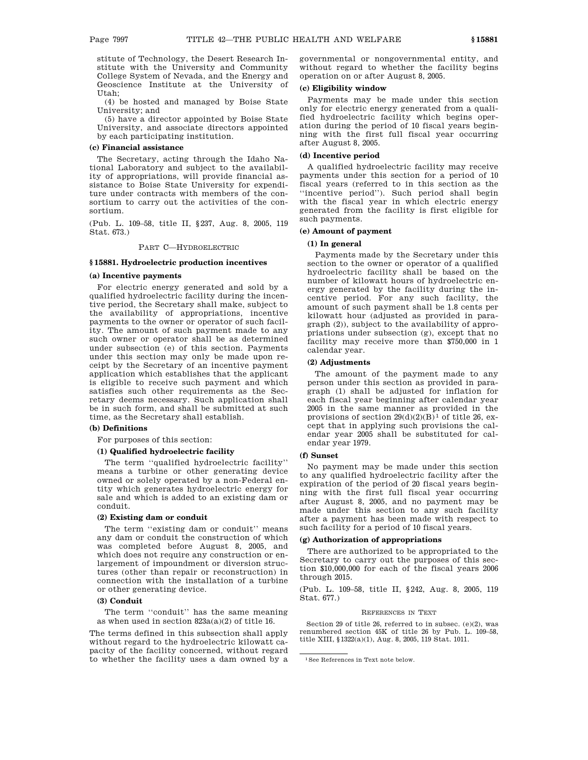stitute of Technology, the Desert Research Institute with the University and Community College System of Nevada, and the Energy and Geoscience Institute at the University of Utah;

(4) be hosted and managed by Boise State University; and

(5) have a director appointed by Boise State University, and associate directors appointed by each participating institution.

**(c) Financial assistance**

The Secretary, acting through the Idaho National Laboratory and subject to the availability of appropriations, will provide financial assistance to Boise State University for expenditure under contracts with members of the consortium to carry out the activities of the consortium.

(Pub. L. 109–58, title II, §237, Aug. 8, 2005, 119 Stat. 673.)

## PART C—HYDROELECTRIC

### §15881. Hydroelectric production incentives

**(a) Incentive payments**

For electric energy generated and sold by a qualified hydroelectric facility during the incentive period, the Secretary shall make, subject to the availability of appropriations, incentive payments to the owner or operator of such facility. The amount of such payment made to any such owner or operator shall be as determined under subsection (e) of this section. Payments under this section may only be made upon receipt by the Secretary of an incentive payment application which establishes that the applicant is eligible to receive such payment and which satisfies such other requirements as the Secretary deems necessary. Such application shall be in such form, and shall be submitted at such time, as the Secretary shall establish.

**(b) Definitions**

For purposes of this section:

**(1) Qualified hydroelectric facility**

The term ''qualified hydroelectric facility'' means a turbine or other generating device owned or solely operated by a non-Federal entity which generates hydroelectric energy for sale and which is added to an existing dam or conduit.

**(2) Existing dam or conduit**

The term ''existing dam or conduit'' means any dam or conduit the construction of which was completed before August 8, 2005, and which does not require any construction or enlargement of impoundment or diversion structures (other than repair or reconstruction) in connection with the installation of a turbine or other generating device.

**(3) Conduit**

The term ''conduit'' has the same meaning as when used in section 823a(a)(2) of title 16.

The terms defined in this subsection shall apply without regard to the hydroelectric kilowatt capacity of the facility concerned, without regard to whether the facility uses a dam owned by a governmental or nongovernmental entity, and without regard to whether the facility begins operation on or after August 8, 2005.

**(c) Eligibility window**

Payments may be made under this section only for electric energy generated from a qualified hydroelectric facility which begins operation during the period of 10 fiscal years beginning with the first full fiscal year occurring after August 8, 2005.

**(d) Incentive period**

A qualified hydroelectric facility may receive payments under this section for a period of 10 fiscal years (referred to in this section as the ''incentive period''). Such period shall begin with the fiscal year in which electric energy generated from the facility is first eligible for such payments.

**(e) Amount of payment**

**(1) In general**

Payments made by the Secretary under this section to the owner or operator of a qualified hydroelectric facility shall be based on the number of kilowatt hours of hydroelectric energy generated by the facility during the incentive period. For any such facility, the amount of such payment shall be 1.8 cents per kilowatt hour (adjusted as provided in paragraph (2)), subject to the availability of appropriations under subsection (g), except that no facility may receive more than $750,000 in 1 calendar year.

**(2) Adjustments**

The amount of the payment made to any person under this section as provided in paragraph (1) shall be adjusted for inflation for each fiscal year beginning after calendar year 2005 in the same manner as provided in the provisions of section 29(d)(2)(B)[1] of title 26, except that in applying such provisions the calendar year 2005 shall be substituted for calendar year 1979.

**(f) Sunset**

No payment may be made under this section to any qualified hydroelectric facility after the expiration of the period of 20 fiscal years beginning with the first full fiscal year occurring after August 8, 2005, and no payment may be made under this section to any such facility after a payment has been made with respect to such facility for a period of 10 fiscal years.

**(g) Authorization of appropriations**

There are authorized to be appropriated to the Secretary to carry out the purposes of this section $10,000,000 for each of the fiscal years 2006 through 2015.

(Pub. L. 109–58, title II, §242, Aug. 8, 2005, 119 Stat. 677.)

REFERENCES IN TEXT

Section 29 of title 26, referred to in subsec. (e)(2), was renumbered section 45K of title 26 by Pub. L. 109–58, title XIII, §1322(a)(1), Aug. 8, 2005, 119 Stat. 1011.

[1] See References in Text note below.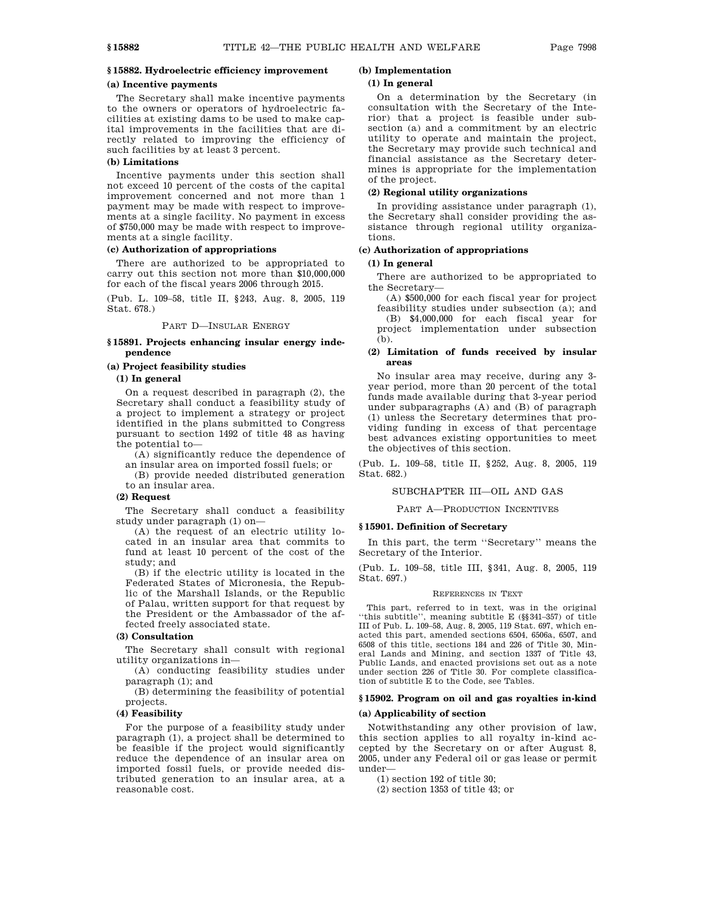## § 15882. Hydroelectric efficiency improvement

### (a) Incentive payments

The Secretary shall make incentive payments to the owners or operators of hydroelectric facilities at existing dams to be used to make capital improvements in the facilities that are directly related to improving the efficiency of such facilities by at least 3 percent.

### (b) Limitations

Incentive payments under this section shall not exceed 10 percent of the costs of the capital improvement concerned and not more than 1 payment may be made with respect to improvements at a single facility. No payment in excess of $750,000 may be made with respect to improvements at a single facility.

### (c) Authorization of appropriations

There are authorized to be appropriated to carry out this section not more than $10,000,000 for each of the fiscal years 2006 through 2015.

(Pub. L. 109–58, title II, § 243, Aug. 8, 2005, 119 Stat. 678.)

PART D—INSULAR ENERGY

## § 15891. Projects enhancing insular energy independence

### (a) Project feasibility studies

#### (1) In general

On a request described in paragraph (2), the Secretary shall conduct a feasibility study of a project to implement a strategy or project identified in the plans submitted to Congress pursuant to section 1492 of title 48 as having the potential to—

(A) significantly reduce the dependence of an insular area on imported fossil fuels; or

(B) provide needed distributed generation to an insular area.

#### (2) Request

The Secretary shall conduct a feasibility study under paragraph (1) on—

(A) the request of an electric utility located in an insular area that commits to fund at least 10 percent of the cost of the study; and

(B) if the electric utility is located in the Federated States of Micronesia, the Republic of the Marshall Islands, or the Republic of Palau, written support for that request by the President or the Ambassador of the affected freely associated state.

#### (3) Consultation

The Secretary shall consult with regional utility organizations in—

(A) conducting feasibility studies under paragraph (1); and

(B) determining the feasibility of potential projects.

#### (4) Feasibility

For the purpose of a feasibility study under paragraph (1), a project shall be determined to be feasible if the project would significantly reduce the dependence of an insular area on imported fossil fuels, or provide needed distributed generation to an insular area, at a reasonable cost.

### (b) Implementation

#### (1) In general

On a determination by the Secretary (in consultation with the Secretary of the Interior) that a project is feasible under subsection (a) and a commitment by an electric utility to operate and maintain the project, the Secretary may provide such technical and financial assistance as the Secretary determines is appropriate for the implementation of the project.

#### (2) Regional utility organizations

In providing assistance under paragraph (1), the Secretary shall consider providing the assistance through regional utility organizations.

### (c) Authorization of appropriations

#### (1) In general

There are authorized to be appropriated to the Secretary—

(A) $500,000 for each fiscal year for project feasibility studies under subsection (a); and

(B) $4,000,000 for each fiscal year for project implementation under subsection (b).

#### (2) Limitation of funds received by insular areas

No insular area may receive, during any 3-year period, more than 20 percent of the total funds made available during that 3-year period under subparagraphs (A) and (B) of paragraph (1) unless the Secretary determines that providing funding in excess of that percentage best advances existing opportunities to meet the objectives of this section.

(Pub. L. 109–58, title II, § 252, Aug. 8, 2005, 119 Stat. 682.)

SUBCHAPTER III—OIL AND GAS

PART A—PRODUCTION INCENTIVES

## § 15901. Definition of Secretary

In this part, the term "Secretary" means the Secretary of the Interior.

(Pub. L. 109–58, title III, § 341, Aug. 8, 2005, 119 Stat. 697.)

REFERENCES IN TEXT

This part, referred to in text, was in the original "this subtitle", meaning subtitle E (§§ 341–357) of title III of Pub. L. 109–58, Aug. 8, 2005, 119 Stat. 697, which enacted this part, amended sections 6504, 6506a, 6507, and 6508 of this title, sections 184 and 226 of Title 30, Mineral Lands and Mining, and section 1337 of Title 43, Public Lands, and enacted provisions set out as a note under section 226 of Title 30. For complete classification of subtitle E to the Code, see Tables.

## § 15902. Program on oil and gas royalties in-kind

### (a) Applicability of section

Notwithstanding any other provision of law, this section applies to all royalty in-kind accepted by the Secretary on or after August 8, 2005, under any Federal oil or gas lease or permit under—

(1) section 192 of title 30;

(2) section 1353 of title 43; or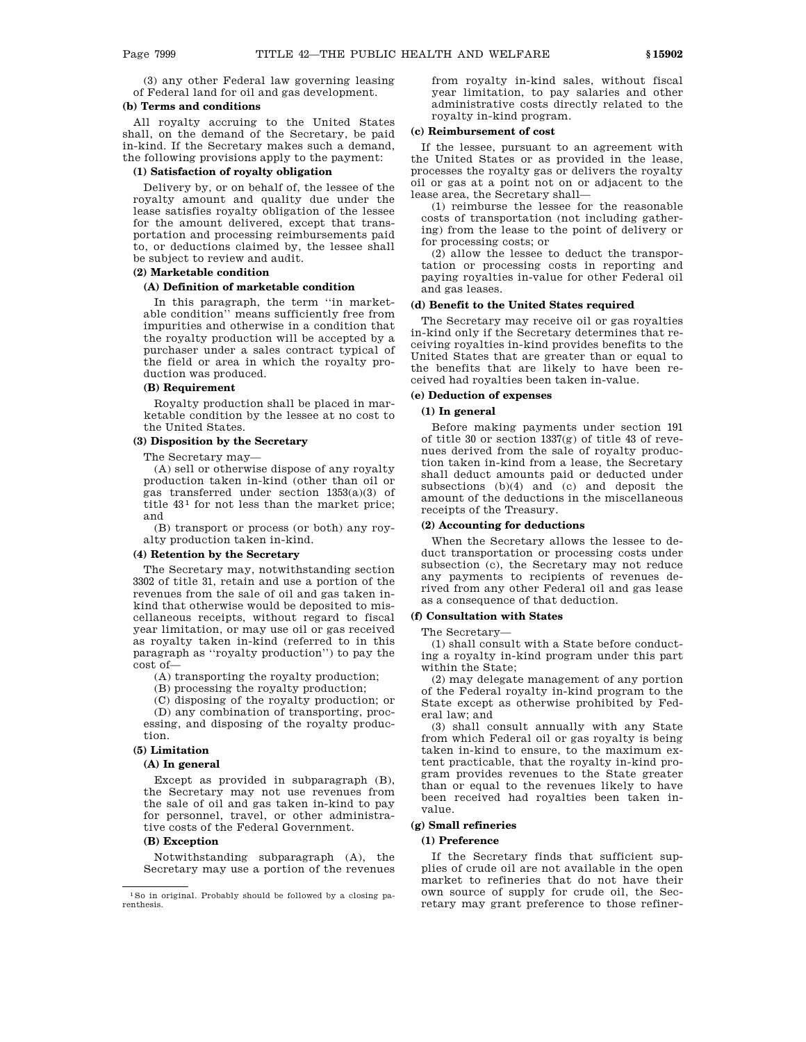(3) any other Federal law governing leasing of Federal land for oil and gas development.

**(b) Terms and conditions**

All royalty accruing to the United States shall, on the demand of the Secretary, be paid in-kind. If the Secretary makes such a demand, the following provisions apply to the payment:

**(1) Satisfaction of royalty obligation**

Delivery by, or on behalf of, the lessee of the royalty amount and quality due under the lease satisfies royalty obligation of the lessee for the amount delivered, except that transportation and processing reimbursements paid to, or deductions claimed by, the lessee shall be subject to review and audit.

**(2) Marketable condition**

**(A) Definition of marketable condition**

In this paragraph, the term ''in marketable condition'' means sufficiently free from impurities and otherwise in a condition that the royalty production will be accepted by a purchaser under a sales contract typical of the field or area in which the royalty production was produced.

**(B) Requirement**

Royalty production shall be placed in marketable condition by the lessee at no cost to the United States.

**(3) Disposition by the Secretary**

The Secretary may—

(A) sell or otherwise dispose of any royalty production taken in-kind (other than oil or gas transferred under section 1353(a)(3) of title 43[1] for not less than the market price; and

(B) transport or process (or both) any royalty production taken in-kind.

**(4) Retention by the Secretary**

The Secretary may, notwithstanding section 3302 of title 31, retain and use a portion of the revenues from the sale of oil and gas taken in-kind that otherwise would be deposited to miscellaneous receipts, without regard to fiscal year limitation, or may use oil or gas received as royalty taken in-kind (referred to in this paragraph as ''royalty production'') to pay the cost of—

(A) transporting the royalty production;

(B) processing the royalty production;

(C) disposing of the royalty production; or

(D) any combination of transporting, processing, and disposing of the royalty production.

**(5) Limitation**

**(A) In general**

Except as provided in subparagraph (B), the Secretary may not use revenues from the sale of oil and gas taken in-kind to pay for personnel, travel, or other administrative costs of the Federal Government.

**(B) Exception**

Notwithstanding subparagraph (A), the Secretary may use a portion of the revenues from royalty in-kind sales, without fiscal year limitation, to pay salaries and other administrative costs directly related to the royalty in-kind program.

**(c) Reimbursement of cost**

If the lessee, pursuant to an agreement with the United States or as provided in the lease, processes the royalty gas or delivers the royalty oil or gas at a point not on or adjacent to the lease area, the Secretary shall—

(1) reimburse the lessee for the reasonable costs of transportation (not including gathering) from the lease to the point of delivery or for processing costs; or

(2) allow the lessee to deduct the transportation or processing costs in reporting and paying royalties in-value for other Federal oil and gas leases.

**(d) Benefit to the United States required**

The Secretary may receive oil or gas royalties in-kind only if the Secretary determines that receiving royalties in-kind provides benefits to the United States that are greater than or equal to the benefits that are likely to have been received had royalties been taken in-value.

**(e) Deduction of expenses**

**(1) In general**

Before making payments under section 191 of title 30 or section 1337(g) of title 43 of revenues derived from the sale of royalty production taken in-kind from a lease, the Secretary shall deduct amounts paid or deducted under subsections (b)(4) and (c) and deposit the amount of the deductions in the miscellaneous receipts of the Treasury.

**(2) Accounting for deductions**

When the Secretary allows the lessee to deduct transportation or processing costs under subsection (c), the Secretary may not reduce any payments to recipients of revenues derived from any other Federal oil and gas lease as a consequence of that deduction.

**(f) Consultation with States**

The Secretary—

(1) shall consult with a State before conducting a royalty in-kind program under this part within the State;

(2) may delegate management of any portion of the Federal royalty in-kind program to the State except as otherwise prohibited by Federal law; and

(3) shall consult annually with any State from which Federal oil or gas royalty is being taken in-kind to ensure, to the maximum extent practicable, that the royalty in-kind program provides revenues to the State greater than or equal to the revenues likely to have been received had royalties been taken in-value.

**(g) Small refineries**

**(1) Preference**

If the Secretary finds that sufficient supplies of crude oil are not available in the open market to refineries that do not have their own source of supply for crude oil, the Secretary may grant preference to those refiner-

[1] So in original. Probably should be followed by a closing parenthesis.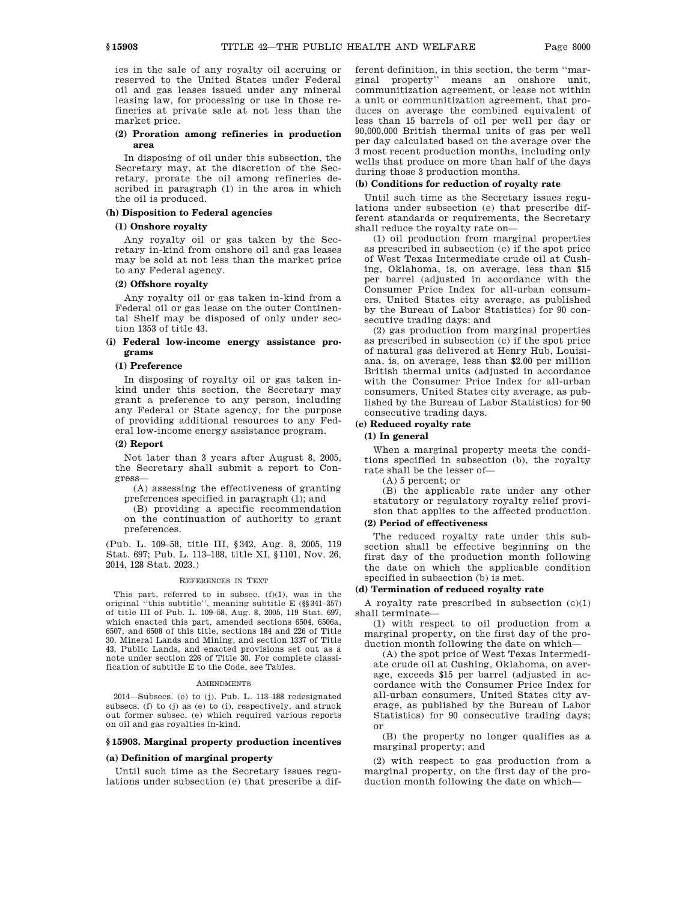ies in the sale of any royalty oil accruing or reserved to the United States under Federal oil and gas leases issued under any mineral leasing law, for processing or use in those refineries at private sale at not less than the market price.

**(2) Proration among refineries in production area**

In disposing of oil under this subsection, the Secretary may, at the discretion of the Secretary, prorate the oil among refineries described in paragraph (1) in the area in which the oil is produced.

**(h) Disposition to Federal agencies**

**(1) Onshore royalty**

Any royalty oil or gas taken by the Secretary in-kind from onshore oil and gas leases may be sold at not less than the market price to any Federal agency.

**(2) Offshore royalty**

Any royalty oil or gas taken in-kind from a Federal oil or gas lease on the outer Continental Shelf may be disposed of only under section 1353 of title 43.

**(i) Federal low-income energy assistance programs**

**(1) Preference**

In disposing of royalty oil or gas taken in-kind under this section, the Secretary may grant a preference to any person, including any Federal or State agency, for the purpose of providing additional resources to any Federal low-income energy assistance program.

**(2) Report**

Not later than 3 years after August 8, 2005, the Secretary shall submit a report to Congress—

(A) assessing the effectiveness of granting preferences specified in paragraph (1); and

(B) providing a specific recommendation on the continuation of authority to grant preferences.

(Pub. L. 109–58, title III, §342, Aug. 8, 2005, 119 Stat. 697; Pub. L. 113–188, title XI, §1101, Nov. 26, 2014, 128 Stat. 2023.)

REFERENCES IN TEXT

This part, referred to in subsec. (f)(1), was in the original "this subtitle", meaning subtitle E (§§341–357) of title III of Pub. L. 109–58, Aug. 8, 2005, 119 Stat. 697, which enacted this part, amended sections 6504, 6506a, 6507, and 6508 of this title, sections 184 and 226 of Title 30, Mineral Lands and Mining, and section 1337 of Title 43, Public Lands, and enacted provisions set out as a note under section 226 of Title 30. For complete classification of subtitle E to the Code, see Tables.

AMENDMENTS

2014—Subsecs. (e) to (j). Pub. L. 113–188 redesignated subsecs. (f) to (j) as (e) to (i), respectively, and struck out former subsec. (e) which required various reports on oil and gas royalties in-kind.

## §15903. Marginal property production incentives

**(a) Definition of marginal property**

Until such time as the Secretary issues regulations under subsection (e) that prescribe a different definition, in this section, the term "marginal property" means an onshore unit, communitization agreement, or lease not within a unit or communitization agreement, that produces on average the combined equivalent of less than 15 barrels of oil per well per day or 90,000,000 British thermal units of gas per well per day calculated based on the average over the 3 most recent production months, including only wells that produce on more than half of the days during those 3 production months.

**(b) Conditions for reduction of royalty rate**

Until such time as the Secretary issues regulations under subsection (e) that prescribe different standards or requirements, the Secretary shall reduce the royalty rate on—

(1) oil production from marginal properties as prescribed in subsection (c) if the spot price of West Texas Intermediate crude oil at Cushing, Oklahoma, is, on average, less than $15 per barrel (adjusted in accordance with the Consumer Price Index for all-urban consumers, United States city average, as published by the Bureau of Labor Statistics) for 90 consecutive trading days; and

(2) gas production from marginal properties as prescribed in subsection (c) if the spot price of natural gas delivered at Henry Hub, Louisiana, is, on average, less than $2.00 per million British thermal units (adjusted in accordance with the Consumer Price Index for all-urban consumers, United States city average, as published by the Bureau of Labor Statistics) for 90 consecutive trading days.

**(c) Reduced royalty rate**

**(1) In general**

When a marginal property meets the conditions specified in subsection (b), the royalty rate shall be the lesser of—

(A) 5 percent; or

(B) the applicable rate under any other statutory or regulatory royalty relief provision that applies to the affected production.

**(2) Period of effectiveness**

The reduced royalty rate under this subsection shall be effective beginning on the first day of the production month following the date on which the applicable condition specified in subsection (b) is met.

**(d) Termination of reduced royalty rate**

A royalty rate prescribed in subsection (c)(1) shall terminate—

(1) with respect to oil production from a marginal property, on the first day of the production month following the date on which—

(A) the spot price of West Texas Intermediate crude oil at Cushing, Oklahoma, on average, exceeds $15 per barrel (adjusted in accordance with the Consumer Price Index for all-urban consumers, United States city average, as published by the Bureau of Labor Statistics) for 90 consecutive trading days; or

(B) the property no longer qualifies as a marginal property; and

(2) with respect to gas production from a marginal property, on the first day of the production month following the date on which—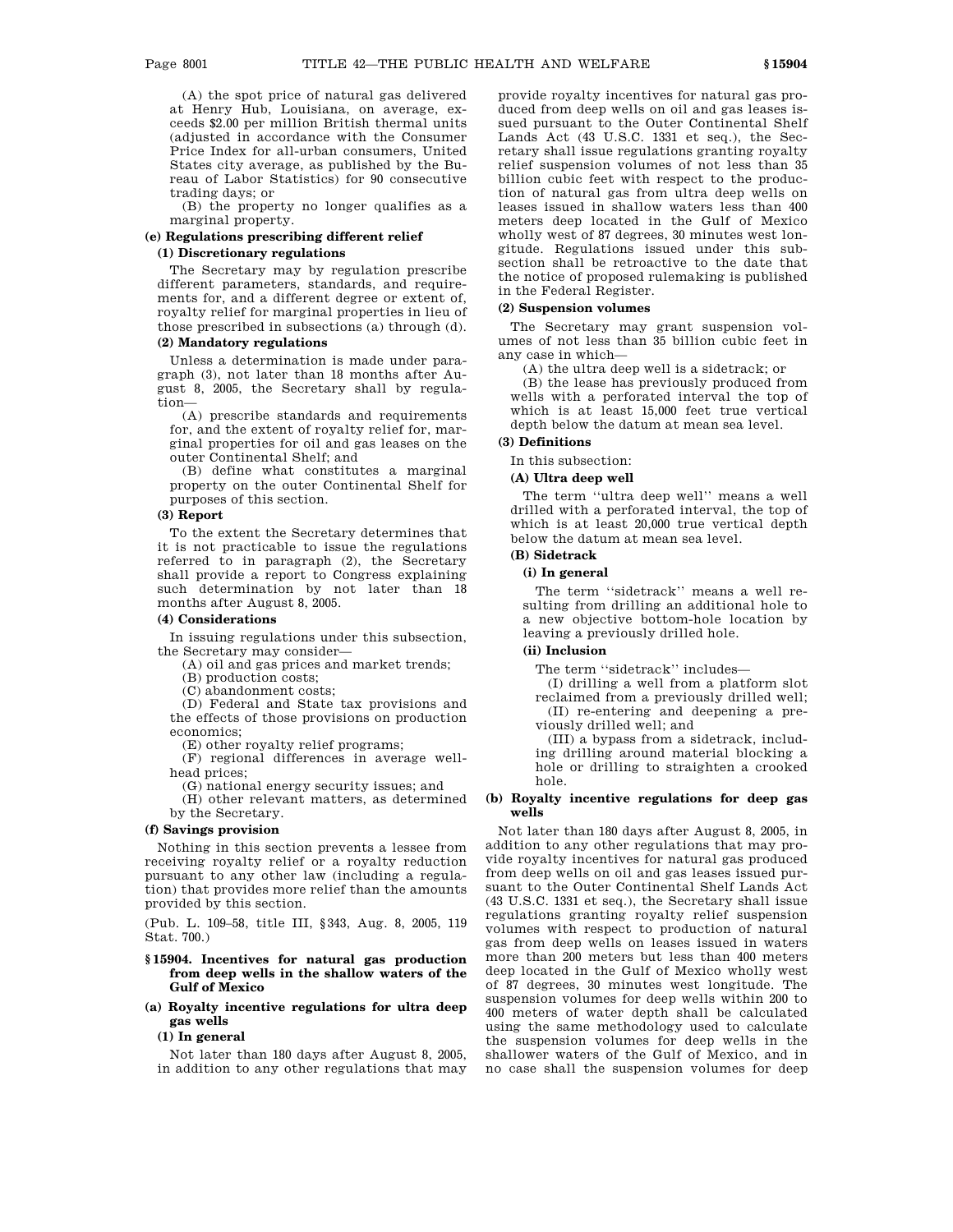(A) the spot price of natural gas delivered at Henry Hub, Louisiana, on average, exceeds $2.00 per million British thermal units (adjusted in accordance with the Consumer Price Index for all-urban consumers, United States city average, as published by the Bureau of Labor Statistics) for 90 consecutive trading days; or

(B) the property no longer qualifies as a marginal property.

#### (e) Regulations prescribing different relief

##### (1) Discretionary regulations

The Secretary may by regulation prescribe different parameters, standards, and requirements for, and a different degree or extent of, royalty relief for marginal properties in lieu of those prescribed in subsections (a) through (d).

##### (2) Mandatory regulations

Unless a determination is made under paragraph (3), not later than 18 months after August 8, 2005, the Secretary shall by regulation—

(A) prescribe standards and requirements for, and the extent of royalty relief for, marginal properties for oil and gas leases on the outer Continental Shelf; and

(B) define what constitutes a marginal property on the outer Continental Shelf for purposes of this section.

##### (3) Report

To the extent the Secretary determines that it is not practicable to issue the regulations referred to in paragraph (2), the Secretary shall provide a report to Congress explaining such determination by not later than 18 months after August 8, 2005.

##### (4) Considerations

In issuing regulations under this subsection, the Secretary may consider—

(A) oil and gas prices and market trends;

(B) production costs;

(C) abandonment costs;

(D) Federal and State tax provisions and the effects of those provisions on production economics;

(E) other royalty relief programs;

(F) regional differences in average wellhead prices;

(G) national energy security issues; and

(H) other relevant matters, as determined by the Secretary.

#### (f) Savings provision

Nothing in this section prevents a lessee from receiving royalty relief or a royalty reduction pursuant to any other law (including a regulation) that provides more relief than the amounts provided by this section.

(Pub. L. 109–58, title III, §343, Aug. 8, 2005, 119 Stat. 700.)

### §15904. Incentives for natural gas production from deep wells in the shallow waters of the Gulf of Mexico

#### (a) Royalty incentive regulations for ultra deep gas wells

##### (1) In general

Not later than 180 days after August 8, 2005, in addition to any other regulations that may provide royalty incentives for natural gas produced from deep wells on oil and gas leases issued pursuant to the Outer Continental Shelf Lands Act (43 U.S.C. 1331 et seq.), the Secretary shall issue regulations granting royalty relief suspension volumes of not less than 35 billion cubic feet with respect to the production of natural gas from ultra deep wells on leases issued in shallow waters less than 400 meters deep located in the Gulf of Mexico wholly west of 87 degrees, 30 minutes west longitude. Regulations issued under this subsection shall be retroactive to the date that the notice of proposed rulemaking is published in the Federal Register.

##### (2) Suspension volumes

The Secretary may grant suspension volumes of not less than 35 billion cubic feet in any case in which—

(A) the ultra deep well is a sidetrack; or

(B) the lease has previously produced from wells with a perforated interval the top of which is at least 15,000 feet true vertical depth below the datum at mean sea level.

##### (3) Definitions

In this subsection:

###### (A) Ultra deep well

The term ''ultra deep well'' means a well drilled with a perforated interval, the top of which is at least 20,000 true vertical depth below the datum at mean sea level.

###### (B) Sidetrack

**(i) In general**

The term ''sidetrack'' means a well resulting from drilling an additional hole to a new objective bottom-hole location by leaving a previously drilled hole.

**(ii) Inclusion**

The term ''sidetrack'' includes—

(I) drilling a well from a platform slot reclaimed from a previously drilled well;

(II) re-entering and deepening a previously drilled well; and

(III) a bypass from a sidetrack, including drilling around material blocking a hole or drilling to straighten a crooked hole.

#### (b) Royalty incentive regulations for deep gas wells

Not later than 180 days after August 8, 2005, in addition to any other regulations that may provide royalty incentives for natural gas produced from deep wells on oil and gas leases issued pursuant to the Outer Continental Shelf Lands Act (43 U.S.C. 1331 et seq.), the Secretary shall issue regulations granting royalty relief suspension volumes with respect to production of natural gas from deep wells on leases issued in waters more than 200 meters but less than 400 meters deep located in the Gulf of Mexico wholly west of 87 degrees, 30 minutes west longitude. The suspension volumes for deep wells within 200 to 400 meters of water depth shall be calculated using the same methodology used to calculate the suspension volumes for deep wells in the shallower waters of the Gulf of Mexico, and in no case shall the suspension volumes for deep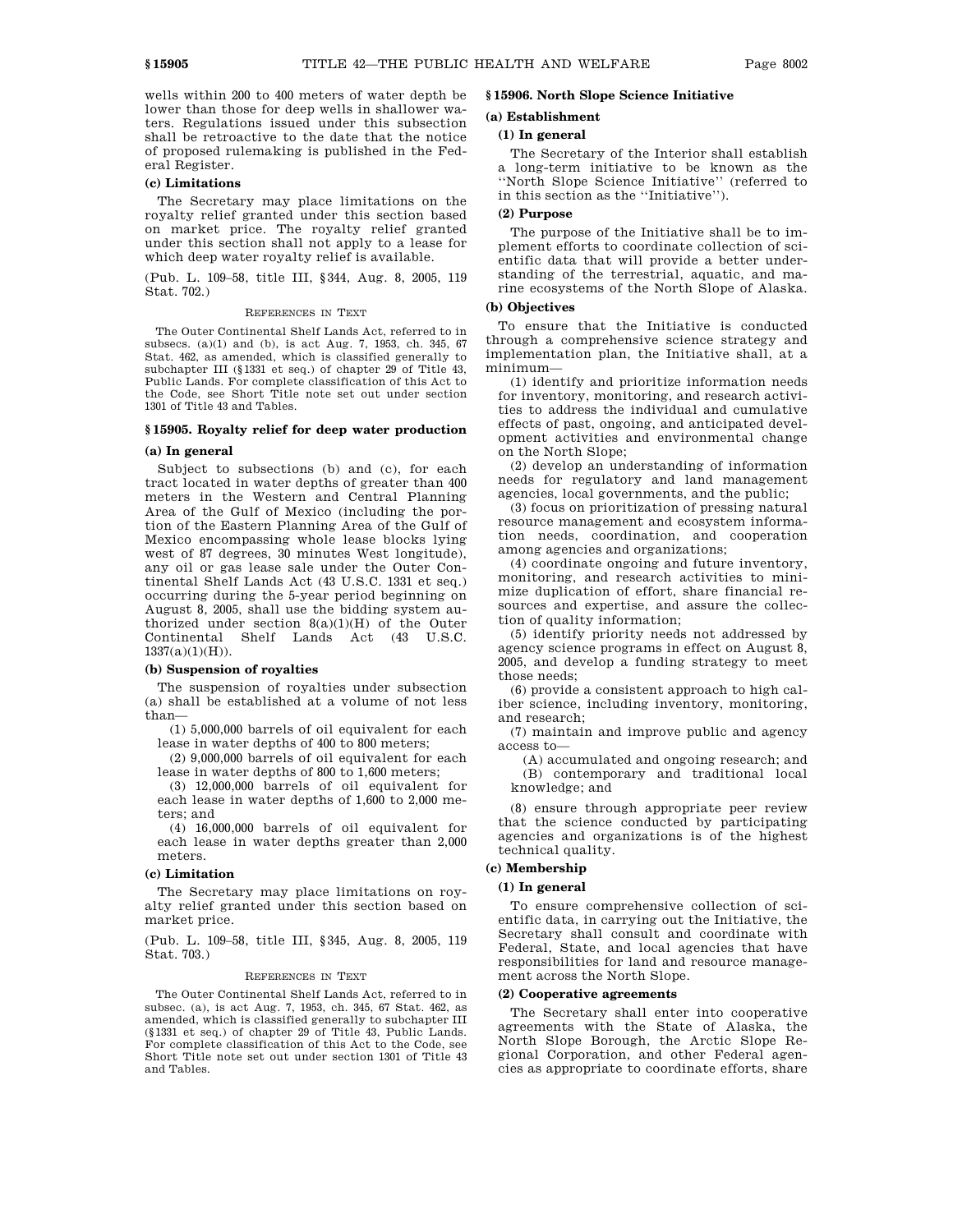wells within 200 to 400 meters of water depth be lower than those for deep wells in shallower waters. Regulations issued under this subsection shall be retroactive to the date that the notice of proposed rulemaking is published in the Federal Register.

### (c) Limitations

The Secretary may place limitations on the royalty relief granted under this section based on market price. The royalty relief granted under this section shall not apply to a lease for which deep water royalty relief is available.

(Pub. L. 109–58, title III, §344, Aug. 8, 2005, 119 Stat. 702.)

REFERENCES IN TEXT

The Outer Continental Shelf Lands Act, referred to in subsecs. (a)(1) and (b), is act Aug. 7, 1953, ch. 345, 67 Stat. 462, as amended, which is classified generally to subchapter III (§1331 et seq.) of chapter 29 of Title 43, Public Lands. For complete classification of this Act to the Code, see Short Title note set out under section 1301 of Title 43 and Tables.

## §15905. Royalty relief for deep water production

### (a) In general

Subject to subsections (b) and (c), for each tract located in water depths of greater than 400 meters in the Western and Central Planning Area of the Gulf of Mexico (including the portion of the Eastern Planning Area of the Gulf of Mexico encompassing whole lease blocks lying west of 87 degrees, 30 minutes West longitude), any oil or gas lease sale under the Outer Continental Shelf Lands Act (43 U.S.C. 1331 et seq.) occurring during the 5-year period beginning on August 8, 2005, shall use the bidding system authorized under section 8(a)(1)(H) of the Outer Continental Shelf Lands Act (43 U.S.C. 1337(a)(1)(H)).

### (b) Suspension of royalties

The suspension of royalties under subsection (a) shall be established at a volume of not less than—

(1) 5,000,000 barrels of oil equivalent for each lease in water depths of 400 to 800 meters;

(2) 9,000,000 barrels of oil equivalent for each lease in water depths of 800 to 1,600 meters;

(3) 12,000,000 barrels of oil equivalent for each lease in water depths of 1,600 to 2,000 meters; and

(4) 16,000,000 barrels of oil equivalent for each lease in water depths greater than 2,000 meters.

### (c) Limitation

The Secretary may place limitations on royalty relief granted under this section based on market price.

(Pub. L. 109–58, title III, §345, Aug. 8, 2005, 119 Stat. 703.)

REFERENCES IN TEXT

The Outer Continental Shelf Lands Act, referred to in subsec. (a), is act Aug. 7, 1953, ch. 345, 67 Stat. 462, as amended, which is classified generally to subchapter III (§1331 et seq.) of chapter 29 of Title 43, Public Lands. For complete classification of this Act to the Code, see Short Title note set out under section 1301 of Title 43 and Tables.

## §15906. North Slope Science Initiative

### (a) Establishment

#### (1) In general

The Secretary of the Interior shall establish a long-term initiative to be known as the ''North Slope Science Initiative'' (referred to in this section as the ''Initiative'').

#### (2) Purpose

The purpose of the Initiative shall be to implement efforts to coordinate collection of scientific data that will provide a better understanding of the terrestrial, aquatic, and marine ecosystems of the North Slope of Alaska.

### (b) Objectives

To ensure that the Initiative is conducted through a comprehensive science strategy and implementation plan, the Initiative shall, at a minimum—

(1) identify and prioritize information needs for inventory, monitoring, and research activities to address the individual and cumulative effects of past, ongoing, and anticipated development activities and environmental change on the North Slope;

(2) develop an understanding of information needs for regulatory and land management agencies, local governments, and the public;

(3) focus on prioritization of pressing natural resource management and ecosystem information needs, coordination, and cooperation among agencies and organizations;

(4) coordinate ongoing and future inventory, monitoring, and research activities to minimize duplication of effort, share financial resources and expertise, and assure the collection of quality information;

(5) identify priority needs not addressed by agency science programs in effect on August 8, 2005, and develop a funding strategy to meet those needs;

(6) provide a consistent approach to high caliber science, including inventory, monitoring, and research;

(7) maintain and improve public and agency access to—

(A) accumulated and ongoing research; and

(B) contemporary and traditional local knowledge; and

(8) ensure through appropriate peer review that the science conducted by participating agencies and organizations is of the highest technical quality.

### (c) Membership

#### (1) In general

To ensure comprehensive collection of scientific data, in carrying out the Initiative, the Secretary shall consult and coordinate with Federal, State, and local agencies that have responsibilities for land and resource management across the North Slope.

#### (2) Cooperative agreements

The Secretary shall enter into cooperative agreements with the State of Alaska, the North Slope Borough, the Arctic Slope Regional Corporation, and other Federal agencies as appropriate to coordinate efforts, share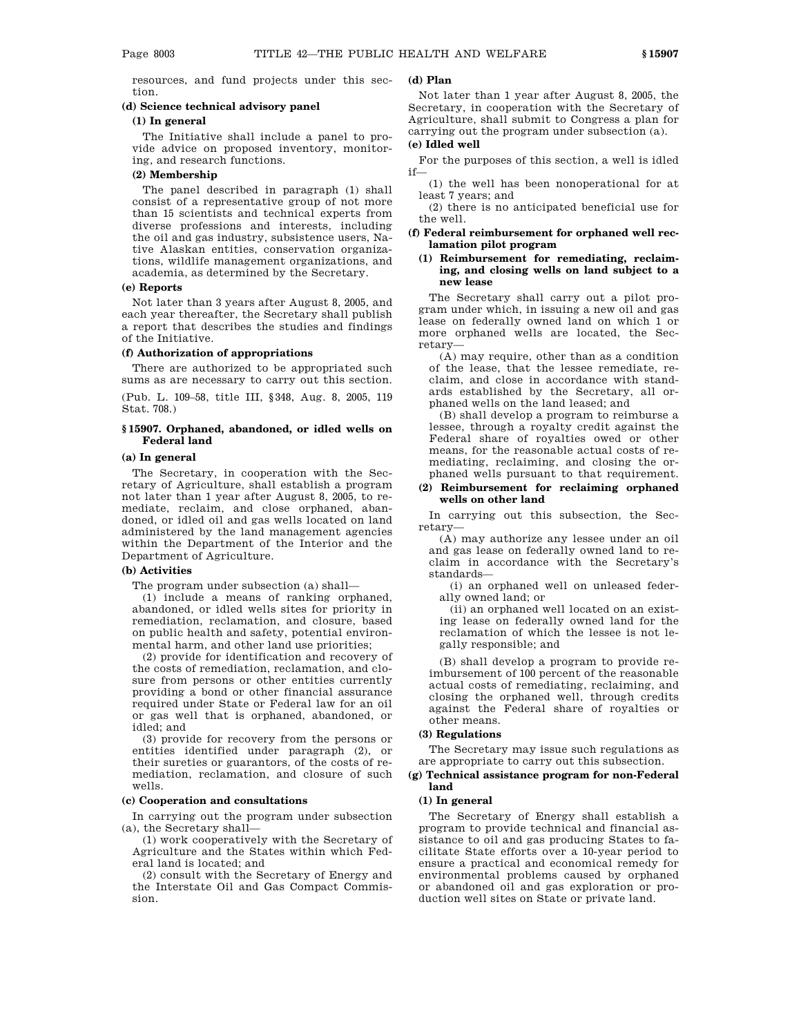resources, and fund projects under this section.

**(d) Science technical advisory panel**

**(1) In general**

The Initiative shall include a panel to provide advice on proposed inventory, monitoring, and research functions.

**(2) Membership**

The panel described in paragraph (1) shall consist of a representative group of not more than 15 scientists and technical experts from diverse professions and interests, including the oil and gas industry, subsistence users, Native Alaskan entities, conservation organizations, wildlife management organizations, and academia, as determined by the Secretary.

**(e) Reports**

Not later than 3 years after August 8, 2005, and each year thereafter, the Secretary shall publish a report that describes the studies and findings of the Initiative.

**(f) Authorization of appropriations**

There are authorized to be appropriated such sums as are necessary to carry out this section.

(Pub. L. 109–58, title III, §348, Aug. 8, 2005, 119 Stat. 708.)

### §15907. Orphaned, abandoned, or idled wells on Federal land

**(a) In general**

The Secretary, in cooperation with the Secretary of Agriculture, shall establish a program not later than 1 year after August 8, 2005, to remediate, reclaim, and close orphaned, abandoned, or idled oil and gas wells located on land administered by the land management agencies within the Department of the Interior and the Department of Agriculture.

**(b) Activities**

The program under subsection (a) shall—

(1) include a means of ranking orphaned, abandoned, or idled wells sites for priority in remediation, reclamation, and closure, based on public health and safety, potential environmental harm, and other land use priorities;

(2) provide for identification and recovery of the costs of remediation, reclamation, and closure from persons or other entities currently providing a bond or other financial assurance required under State or Federal law for an oil or gas well that is orphaned, abandoned, or idled; and

(3) provide for recovery from the persons or entities identified under paragraph (2), or their sureties or guarantors, of the costs of remediation, reclamation, and closure of such wells.

**(c) Cooperation and consultations**

In carrying out the program under subsection (a), the Secretary shall—

(1) work cooperatively with the Secretary of Agriculture and the States within which Federal land is located; and

(2) consult with the Secretary of Energy and the Interstate Oil and Gas Compact Commission.

**(d) Plan**

Not later than 1 year after August 8, 2005, the Secretary, in cooperation with the Secretary of Agriculture, shall submit to Congress a plan for carrying out the program under subsection (a).

**(e) Idled well**

For the purposes of this section, a well is idled if—

(1) the well has been nonoperational for at least 7 years; and

(2) there is no anticipated beneficial use for the well.

**(f) Federal reimbursement for orphaned well reclamation pilot program**

**(1) Reimbursement for remediating, reclaiming, and closing wells on land subject to a new lease**

The Secretary shall carry out a pilot program under which, in issuing a new oil and gas lease on federally owned land on which 1 or more orphaned wells are located, the Secretary—

(A) may require, other than as a condition of the lease, that the lessee remediate, reclaim, and close in accordance with standards established by the Secretary, all orphaned wells on the land leased; and

(B) shall develop a program to reimburse a lessee, through a royalty credit against the Federal share of royalties owed or other means, for the reasonable actual costs of remediating, reclaiming, and closing the orphaned wells pursuant to that requirement.

**(2) Reimbursement for reclaiming orphaned wells on other land**

In carrying out this subsection, the Secretary—

(A) may authorize any lessee under an oil and gas lease on federally owned land to reclaim in accordance with the Secretary's standards—

(i) an orphaned well on unleased federally owned land; or

(ii) an orphaned well located on an existing lease on federally owned land for the reclamation of which the lessee is not legally responsible; and

(B) shall develop a program to provide reimbursement of 100 percent of the reasonable actual costs of remediating, reclaiming, and closing the orphaned well, through credits against the Federal share of royalties or other means.

**(3) Regulations**

The Secretary may issue such regulations as are appropriate to carry out this subsection.

**(g) Technical assistance program for non-Federal land**

**(1) In general**

The Secretary of Energy shall establish a program to provide technical and financial assistance to oil and gas producing States to facilitate State efforts over a 10-year period to ensure a practical and economical remedy for environmental problems caused by orphaned or abandoned oil and gas exploration or production well sites on State or private land.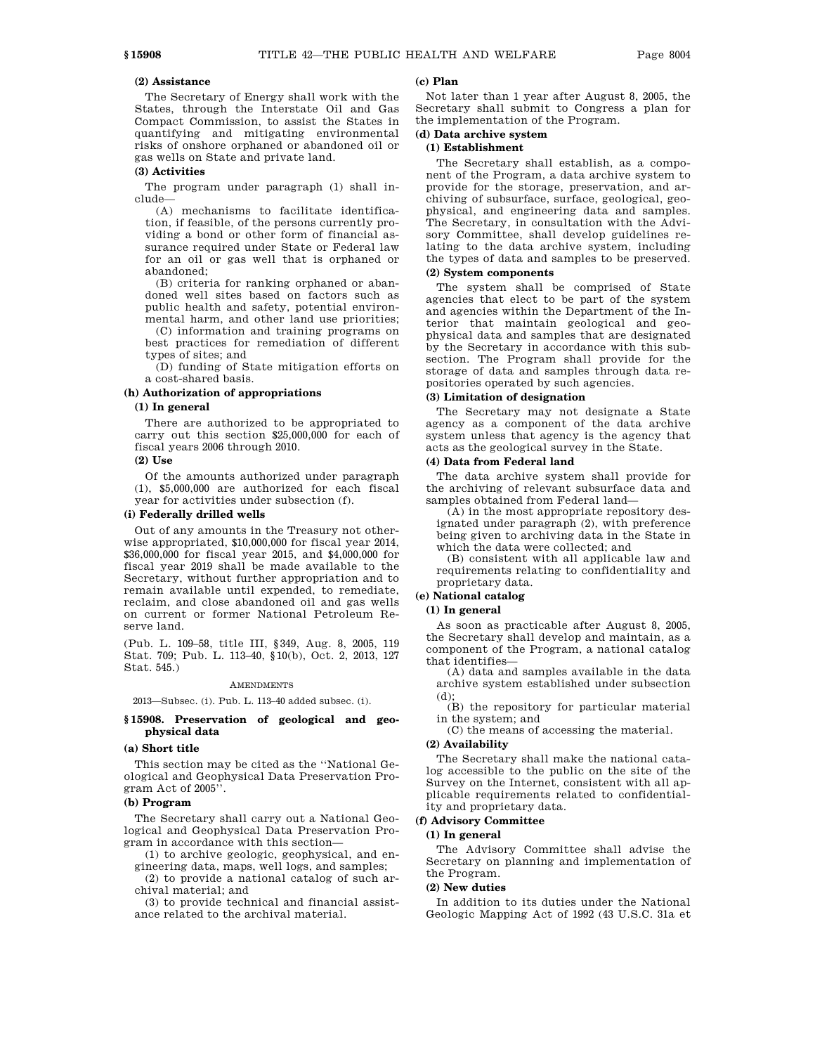**(2) Assistance**

The Secretary of Energy shall work with the States, through the Interstate Oil and Gas Compact Commission, to assist the States in quantifying and mitigating environmental risks of onshore orphaned or abandoned oil or gas wells on State and private land.

**(3) Activities**

The program under paragraph (1) shall include—

(A) mechanisms to facilitate identification, if feasible, of the persons currently providing a bond or other form of financial assurance required under State or Federal law for an oil or gas well that is orphaned or abandoned;

(B) criteria for ranking orphaned or abandoned well sites based on factors such as public health and safety, potential environmental harm, and other land use priorities;

(C) information and training programs on best practices for remediation of different types of sites; and

(D) funding of State mitigation efforts on a cost-shared basis.

**(h) Authorization of appropriations**

**(1) In general**

There are authorized to be appropriated to carry out this section $25,000,000 for each of fiscal years 2006 through 2010.

**(2) Use**

Of the amounts authorized under paragraph (1), $5,000,000 are authorized for each fiscal year for activities under subsection (f).

**(i) Federally drilled wells**

Out of any amounts in the Treasury not otherwise appropriated, $10,000,000 for fiscal year 2014, $36,000,000 for fiscal year 2015, and $4,000,000 for fiscal year 2019 shall be made available to the Secretary, without further appropriation and to remain available until expended, to remediate, reclaim, and close abandoned oil and gas wells on current or former National Petroleum Reserve land.

(Pub. L. 109–58, title III, §349, Aug. 8, 2005, 119 Stat. 709; Pub. L. 113–40, §10(b), Oct. 2, 2013, 127 Stat. 545.)

AMENDMENTS

2013—Subsec. (i). Pub. L. 113–40 added subsec. (i).

## §15908. Preservation of geological and geophysical data

**(a) Short title**

This section may be cited as the ''National Geological and Geophysical Data Preservation Program Act of 2005''.

**(b) Program**

The Secretary shall carry out a National Geological and Geophysical Data Preservation Program in accordance with this section—

(1) to archive geologic, geophysical, and engineering data, maps, well logs, and samples;

(2) to provide a national catalog of such archival material; and

(3) to provide technical and financial assistance related to the archival material.

**(c) Plan**

Not later than 1 year after August 8, 2005, the Secretary shall submit to Congress a plan for the implementation of the Program.

**(d) Data archive system**

**(1) Establishment**

The Secretary shall establish, as a component of the Program, a data archive system to provide for the storage, preservation, and archiving of subsurface, surface, geological, geophysical, and engineering data and samples. The Secretary, in consultation with the Advisory Committee, shall develop guidelines relating to the data archive system, including the types of data and samples to be preserved.

**(2) System components**

The system shall be comprised of State agencies that elect to be part of the system and agencies within the Department of the Interior that maintain geological and geophysical data and samples that are designated by the Secretary in accordance with this subsection. The Program shall provide for the storage of data and samples through data repositories operated by such agencies.

**(3) Limitation of designation**

The Secretary may not designate a State agency as a component of the data archive system unless that agency is the agency that acts as the geological survey in the State.

**(4) Data from Federal land**

The data archive system shall provide for the archiving of relevant subsurface data and samples obtained from Federal land—

(A) in the most appropriate repository designated under paragraph (2), with preference being given to archiving data in the State in which the data were collected; and

(B) consistent with all applicable law and requirements relating to confidentiality and proprietary data.

**(e) National catalog**

**(1) In general**

As soon as practicable after August 8, 2005, the Secretary shall develop and maintain, as a component of the Program, a national catalog that identifies—

(A) data and samples available in the data archive system established under subsection (d);

(B) the repository for particular material in the system; and

(C) the means of accessing the material.

**(2) Availability**

The Secretary shall make the national catalog accessible to the public on the site of the Survey on the Internet, consistent with all applicable requirements related to confidentiality and proprietary data.

**(f) Advisory Committee**

**(1) In general**

The Advisory Committee shall advise the Secretary on planning and implementation of the Program.

**(2) New duties**

In addition to its duties under the National Geologic Mapping Act of 1992 (43 U.S.C. 31a et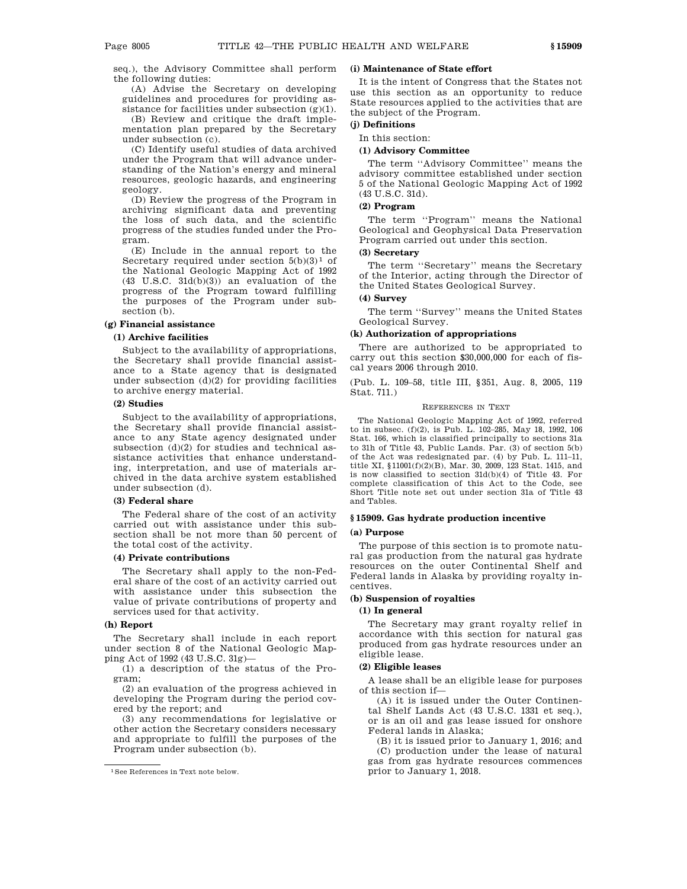seq.), the Advisory Committee shall perform the following duties:

(A) Advise the Secretary on developing guidelines and procedures for providing assistance for facilities under subsection (g)(1).

(B) Review and critique the draft implementation plan prepared by the Secretary under subsection (c).

(C) Identify useful studies of data archived under the Program that will advance understanding of the Nation's energy and mineral resources, geologic hazards, and engineering geology.

(D) Review the progress of the Program in archiving significant data and preventing the loss of such data, and the scientific progress of the studies funded under the Program.

(E) Include in the annual report to the Secretary required under section 5(b)(3)[1] of the National Geologic Mapping Act of 1992 (43 U.S.C. 31d(b)(3)) an evaluation of the progress of the Program toward fulfilling the purposes of the Program under subsection (b).

### (g) Financial assistance

#### (1) Archive facilities

Subject to the availability of appropriations, the Secretary shall provide financial assistance to a State agency that is designated under subsection (d)(2) for providing facilities to archive energy material.

#### (2) Studies

Subject to the availability of appropriations, the Secretary shall provide financial assistance to any State agency designated under subsection (d)(2) for studies and technical assistance activities that enhance understanding, interpretation, and use of materials archived in the data archive system established under subsection (d).

#### (3) Federal share

The Federal share of the cost of an activity carried out with assistance under this subsection shall be not more than 50 percent of the total cost of the activity.

#### (4) Private contributions

The Secretary shall apply to the non-Federal share of the cost of an activity carried out with assistance under this subsection the value of private contributions of property and services used for that activity.

### (h) Report

The Secretary shall include in each report under section 8 of the National Geologic Mapping Act of 1992 (43 U.S.C. 31g)—

(1) a description of the status of the Program;

(2) an evaluation of the progress achieved in developing the Program during the period covered by the report; and

(3) any recommendations for legislative or other action the Secretary considers necessary and appropriate to fulfill the purposes of the Program under subsection (b).

[1] See References in Text note below.

### (i) Maintenance of State effort

It is the intent of Congress that the States not use this section as an opportunity to reduce State resources applied to the activities that are the subject of the Program.

### (j) Definitions

In this section:

#### (1) Advisory Committee

The term ''Advisory Committee'' means the advisory committee established under section 5 of the National Geologic Mapping Act of 1992 (43 U.S.C. 31d).

#### (2) Program

The term ''Program'' means the National Geological and Geophysical Data Preservation Program carried out under this section.

#### (3) Secretary

The term ''Secretary'' means the Secretary of the Interior, acting through the Director of the United States Geological Survey.

#### (4) Survey

The term ''Survey'' means the United States Geological Survey.

### (k) Authorization of appropriations

There are authorized to be appropriated to carry out this section $30,000,000 for each of fiscal years 2006 through 2010.

(Pub. L. 109–58, title III, §351, Aug. 8, 2005, 119 Stat. 711.)

REFERENCES IN TEXT

The National Geologic Mapping Act of 1992, referred to in subsec. (f)(2), is Pub. L. 102–285, May 18, 1992, 106 Stat. 166, which is classified principally to sections 31a to 31h of Title 43, Public Lands. Par. (3) of section 5(b) of the Act was redesignated par. (4) by Pub. L. 111–11, title XI, §11001(f)(2)(B), Mar. 30, 2009, 123 Stat. 1415, and is now classified to section 31d(b)(4) of Title 43. For complete classification of this Act to the Code, see Short Title note set out under section 31a of Title 43 and Tables.

## §15909. Gas hydrate production incentive

### (a) Purpose

The purpose of this section is to promote natural gas production from the natural gas hydrate resources on the outer Continental Shelf and Federal lands in Alaska by providing royalty incentives.

### (b) Suspension of royalties

#### (1) In general

The Secretary may grant royalty relief in accordance with this section for natural gas produced from gas hydrate resources under an eligible lease.

#### (2) Eligible leases

A lease shall be an eligible lease for purposes of this section if—

(A) it is issued under the Outer Continental Shelf Lands Act (43 U.S.C. 1331 et seq.), or is an oil and gas lease issued for onshore Federal lands in Alaska;

(B) it is issued prior to January 1, 2016; and

(C) production under the lease of natural gas from gas hydrate resources commences prior to January 1, 2018.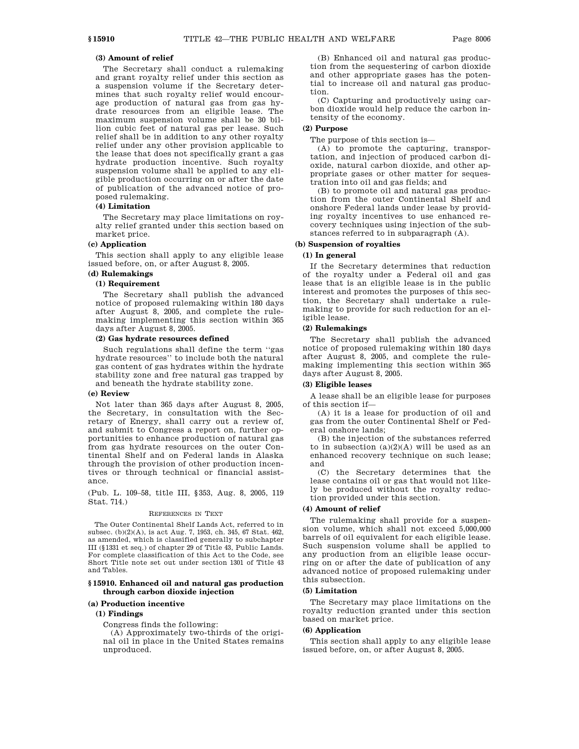#### (3) Amount of relief

The Secretary shall conduct a rulemaking and grant royalty relief under this section as a suspension volume if the Secretary determines that such royalty relief would encourage production of natural gas from gas hydrate resources from an eligible lease. The maximum suspension volume shall be 30 billion cubic feet of natural gas per lease. Such relief shall be in addition to any other royalty relief under any other provision applicable to the lease that does not specifically grant a gas hydrate production incentive. Such royalty suspension volume shall be applied to any eligible production occurring on or after the date of publication of the advanced notice of proposed rulemaking.

#### (4) Limitation

The Secretary may place limitations on royalty relief granted under this section based on market price.

### (c) Application

This section shall apply to any eligible lease issued before, on, or after August 8, 2005.

### (d) Rulemakings

#### (1) Requirement

The Secretary shall publish the advanced notice of proposed rulemaking within 180 days after August 8, 2005, and complete the rulemaking implementing this section within 365 days after August 8, 2005.

#### (2) Gas hydrate resources defined

Such regulations shall define the term "gas hydrate resources" to include both the natural gas content of gas hydrates within the hydrate stability zone and free natural gas trapped by and beneath the hydrate stability zone.

### (e) Review

Not later than 365 days after August 8, 2005, the Secretary, in consultation with the Secretary of Energy, shall carry out a review of, and submit to Congress a report on, further opportunities to enhance production of natural gas from gas hydrate resources on the outer Continental Shelf and on Federal lands in Alaska through the provision of other production incentives or through technical or financial assistance.

(Pub. L. 109–58, title III, §353, Aug. 8, 2005, 119 Stat. 714.)

REFERENCES IN TEXT

The Outer Continental Shelf Lands Act, referred to in subsec. (b)(2)(A), is act Aug. 7, 1953, ch. 345, 67 Stat. 462, as amended, which is classified generally to subchapter III (§1331 et seq.) of chapter 29 of Title 43, Public Lands. For complete classification of this Act to the Code, see Short Title note set out under section 1301 of Title 43 and Tables.

## §15910. Enhanced oil and natural gas production through carbon dioxide injection

### (a) Production incentive

#### (1) Findings

Congress finds the following:

(A) Approximately two-thirds of the original oil in place in the United States remains unproduced.

(B) Enhanced oil and natural gas production from the sequestering of carbon dioxide and other appropriate gases has the potential to increase oil and natural gas production.

(C) Capturing and productively using carbon dioxide would help reduce the carbon intensity of the economy.

#### (2) Purpose

The purpose of this section is—

(A) to promote the capturing, transportation, and injection of produced carbon dioxide, natural carbon dioxide, and other appropriate gases or other matter for sequestration into oil and gas fields; and

(B) to promote oil and natural gas production from the outer Continental Shelf and onshore Federal lands under lease by providing royalty incentives to use enhanced recovery techniques using injection of the substances referred to in subparagraph (A).

### (b) Suspension of royalties

#### (1) In general

If the Secretary determines that reduction of the royalty under a Federal oil and gas lease that is an eligible lease is in the public interest and promotes the purposes of this section, the Secretary shall undertake a rulemaking to provide for such reduction for an eligible lease.

#### (2) Rulemakings

The Secretary shall publish the advanced notice of proposed rulemaking within 180 days after August 8, 2005, and complete the rulemaking implementing this section within 365 days after August 8, 2005.

#### (3) Eligible leases

A lease shall be an eligible lease for purposes of this section if—

(A) it is a lease for production of oil and gas from the outer Continental Shelf or Federal onshore lands;

(B) the injection of the substances referred to in subsection (a)(2)(A) will be used as an enhanced recovery technique on such lease; and

(C) the Secretary determines that the lease contains oil or gas that would not likely be produced without the royalty reduction provided under this section.

#### (4) Amount of relief

The rulemaking shall provide for a suspension volume, which shall not exceed 5,000,000 barrels of oil equivalent for each eligible lease. Such suspension volume shall be applied to any production from an eligible lease occurring on or after the date of publication of any advanced notice of proposed rulemaking under this subsection.

#### (5) Limitation

The Secretary may place limitations on the royalty reduction granted under this section based on market price.

#### (6) Application

This section shall apply to any eligible lease issued before, on, or after August 8, 2005.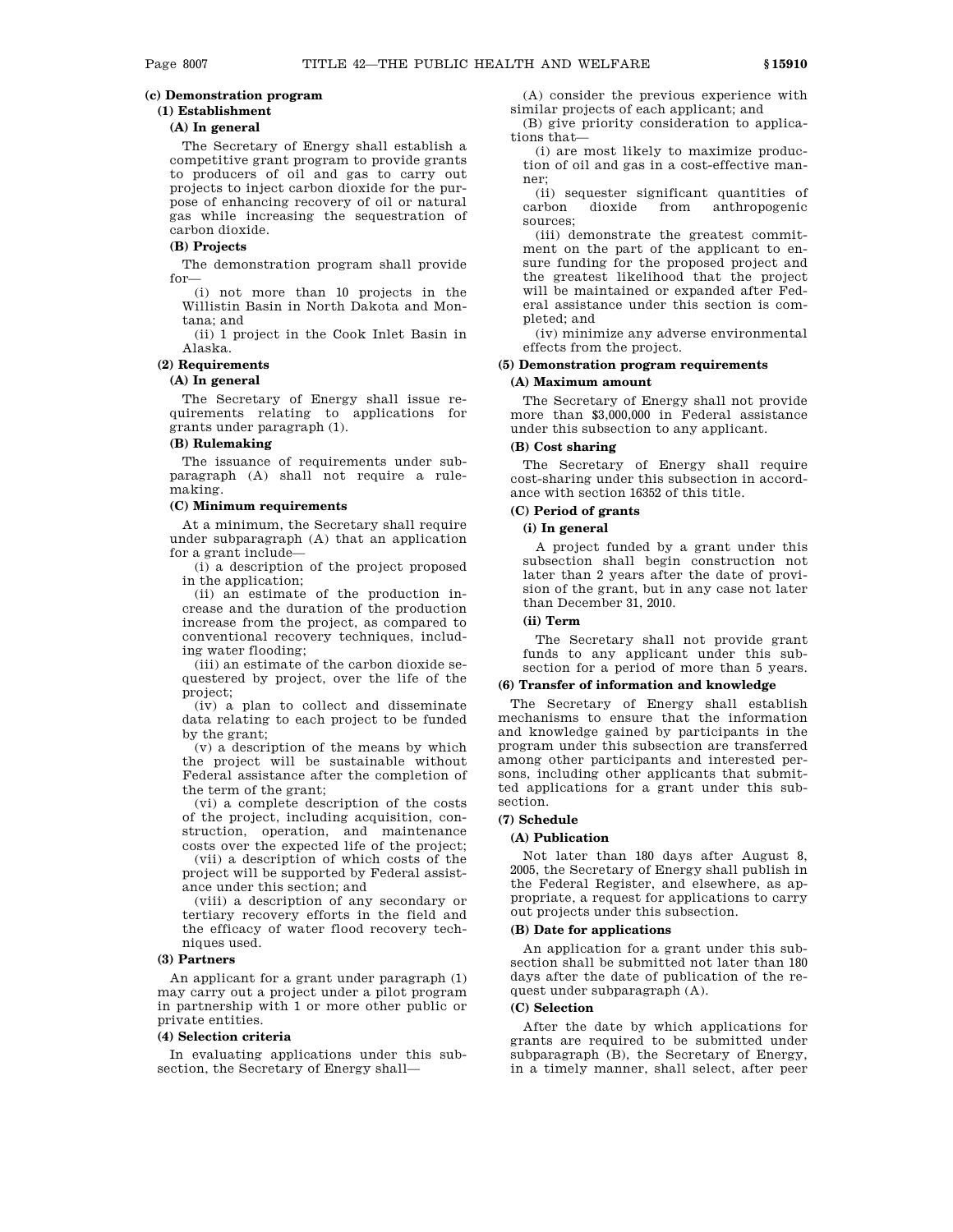### (c) Demonstration program

#### (1) Establishment

##### (A) In general

The Secretary of Energy shall establish a competitive grant program to provide grants to producers of oil and gas to carry out projects to inject carbon dioxide for the purpose of enhancing recovery of oil or natural gas while increasing the sequestration of carbon dioxide.

##### (B) Projects

The demonstration program shall provide for—

(i) not more than 10 projects in the Willistin Basin in North Dakota and Montana; and

(ii) 1 project in the Cook Inlet Basin in Alaska.

#### (2) Requirements

##### (A) In general

The Secretary of Energy shall issue requirements relating to applications for grants under paragraph (1).

##### (B) Rulemaking

The issuance of requirements under subparagraph (A) shall not require a rulemaking.

##### (C) Minimum requirements

At a minimum, the Secretary shall require under subparagraph (A) that an application for a grant include—

(i) a description of the project proposed in the application;

(ii) an estimate of the production increase and the duration of the production increase from the project, as compared to conventional recovery techniques, including water flooding;

(iii) an estimate of the carbon dioxide sequestered by project, over the life of the project;

(iv) a plan to collect and disseminate data relating to each project to be funded by the grant;

(v) a description of the means by which the project will be sustainable without Federal assistance after the completion of the term of the grant;

(vi) a complete description of the costs of the project, including acquisition, construction, operation, and maintenance costs over the expected life of the project;

(vii) a description of which costs of the project will be supported by Federal assistance under this section; and

(viii) a description of any secondary or tertiary recovery efforts in the field and the efficacy of water flood recovery techniques used.

#### (3) Partners

An applicant for a grant under paragraph (1) may carry out a project under a pilot program in partnership with 1 or more other public or private entities.

#### (4) Selection criteria

In evaluating applications under this subsection, the Secretary of Energy shall—

(A) consider the previous experience with similar projects of each applicant; and

(B) give priority consideration to applications that—

(i) are most likely to maximize production of oil and gas in a cost-effective manner;

(ii) sequester significant quantities of carbon dioxide from anthropogenic sources;

(iii) demonstrate the greatest commitment on the part of the applicant to ensure funding for the proposed project and the greatest likelihood that the project will be maintained or expanded after Federal assistance under this section is completed; and

(iv) minimize any adverse environmental effects from the project.

#### (5) Demonstration program requirements

##### (A) Maximum amount

The Secretary of Energy shall not provide more than $3,000,000 in Federal assistance under this subsection to any applicant.

##### (B) Cost sharing

The Secretary of Energy shall require cost-sharing under this subsection in accordance with section 16352 of this title.

##### (C) Period of grants

###### (i) In general

A project funded by a grant under this subsection shall begin construction not later than 2 years after the date of provision of the grant, but in any case not later than December 31, 2010.

###### (ii) Term

The Secretary shall not provide grant funds to any applicant under this subsection for a period of more than 5 years.

#### (6) Transfer of information and knowledge

The Secretary of Energy shall establish mechanisms to ensure that the information and knowledge gained by participants in the program under this subsection are transferred among other participants and interested persons, including other applicants that submitted applications for a grant under this subsection.

#### (7) Schedule

##### (A) Publication

Not later than 180 days after August 8, 2005, the Secretary of Energy shall publish in the Federal Register, and elsewhere, as appropriate, a request for applications to carry out projects under this subsection.

##### (B) Date for applications

An application for a grant under this subsection shall be submitted not later than 180 days after the date of publication of the request under subparagraph (A).

##### (C) Selection

After the date by which applications for grants are required to be submitted under subparagraph (B), the Secretary of Energy, in a timely manner, shall select, after peer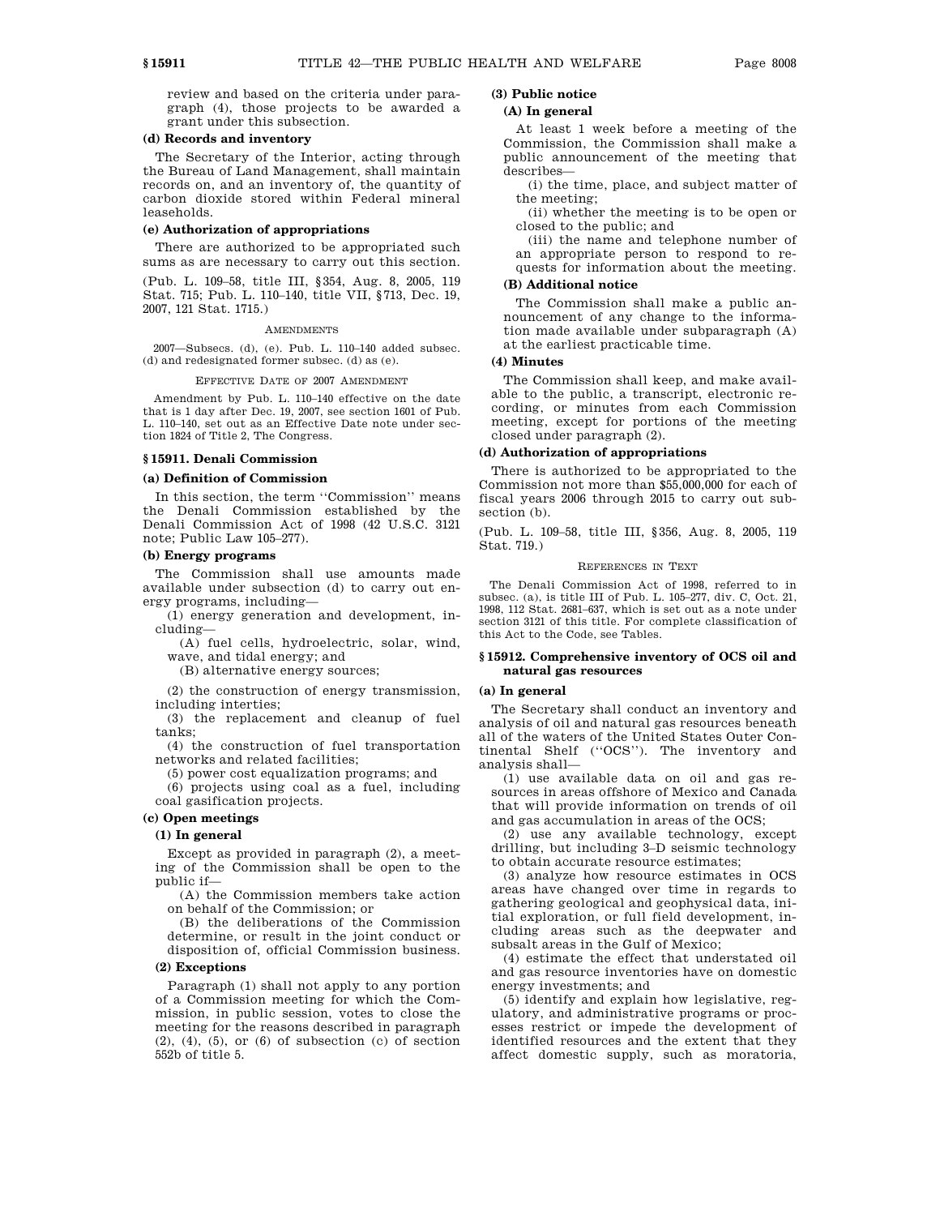review and based on the criteria under paragraph (4), those projects to be awarded a grant under this subsection.

**(d) Records and inventory**

The Secretary of the Interior, acting through the Bureau of Land Management, shall maintain records on, and an inventory of, the quantity of carbon dioxide stored within Federal mineral leaseholds.

**(e) Authorization of appropriations**

There are authorized to be appropriated such sums as are necessary to carry out this section.

(Pub. L. 109–58, title III, §354, Aug. 8, 2005, 119 Stat. 715; Pub. L. 110–140, title VII, §713, Dec. 19, 2007, 121 Stat. 1715.)

AMENDMENTS

2007—Subsecs. (d), (e). Pub. L. 110–140 added subsec. (d) and redesignated former subsec. (d) as (e).

EFFECTIVE DATE OF 2007 AMENDMENT

Amendment by Pub. L. 110–140 effective on the date that is 1 day after Dec. 19, 2007, see section 1601 of Pub. L. 110–140, set out as an Effective Date note under section 1824 of Title 2, The Congress.

### §15911. Denali Commission

**(a) Definition of Commission**

In this section, the term ''Commission'' means the Denali Commission established by the Denali Commission Act of 1998 (42 U.S.C. 3121 note; Public Law 105–277).

**(b) Energy programs**

The Commission shall use amounts made available under subsection (d) to carry out energy programs, including—

(1) energy generation and development, including—

(A) fuel cells, hydroelectric, solar, wind, wave, and tidal energy; and

(B) alternative energy sources;

(2) the construction of energy transmission, including interties;

(3) the replacement and cleanup of fuel tanks;

(4) the construction of fuel transportation networks and related facilities;

(5) power cost equalization programs; and

(6) projects using coal as a fuel, including coal gasification projects.

**(c) Open meetings**

**(1) In general**

Except as provided in paragraph (2), a meeting of the Commission shall be open to the public if—

(A) the Commission members take action on behalf of the Commission; or

(B) the deliberations of the Commission determine, or result in the joint conduct or disposition of, official Commission business.

**(2) Exceptions**

Paragraph (1) shall not apply to any portion of a Commission meeting for which the Commission, in public session, votes to close the meeting for the reasons described in paragraph (2), (4), (5), or (6) of subsection (c) of section 552b of title 5.

**(3) Public notice**

**(A) In general**

At least 1 week before a meeting of the Commission, the Commission shall make a public announcement of the meeting that describes—

(i) the time, place, and subject matter of the meeting;

(ii) whether the meeting is to be open or closed to the public; and

(iii) the name and telephone number of an appropriate person to respond to requests for information about the meeting.

**(B) Additional notice**

The Commission shall make a public announcement of any change to the information made available under subparagraph (A) at the earliest practicable time.

**(4) Minutes**

The Commission shall keep, and make available to the public, a transcript, electronic recording, or minutes from each Commission meeting, except for portions of the meeting closed under paragraph (2).

**(d) Authorization of appropriations**

There is authorized to be appropriated to the Commission not more than $55,000,000 for each of fiscal years 2006 through 2015 to carry out subsection (b).

(Pub. L. 109–58, title III, §356, Aug. 8, 2005, 119 Stat. 719.)

REFERENCES IN TEXT

The Denali Commission Act of 1998, referred to in subsec. (a), is title III of Pub. L. 105–277, div. C, Oct. 21, 1998, 112 Stat. 2681–637, which is set out as a note under section 3121 of this title. For complete classification of this Act to the Code, see Tables.

### §15912. Comprehensive inventory of OCS oil and natural gas resources

**(a) In general**

The Secretary shall conduct an inventory and analysis of oil and natural gas resources beneath all of the waters of the United States Outer Continental Shelf (''OCS''). The inventory and analysis shall—

(1) use available data on oil and gas resources in areas offshore of Mexico and Canada that will provide information on trends of oil and gas accumulation in areas of the OCS;

(2) use any available technology, except drilling, but including 3–D seismic technology to obtain accurate resource estimates;

(3) analyze how resource estimates in OCS areas have changed over time in regards to gathering geological and geophysical data, initial exploration, or full field development, including areas such as the deepwater and subsalt areas in the Gulf of Mexico;

(4) estimate the effect that understated oil and gas resource inventories have on domestic energy investments; and

(5) identify and explain how legislative, regulatory, and administrative programs or processes restrict or impede the development of identified resources and the extent that they affect domestic supply, such as moratoria,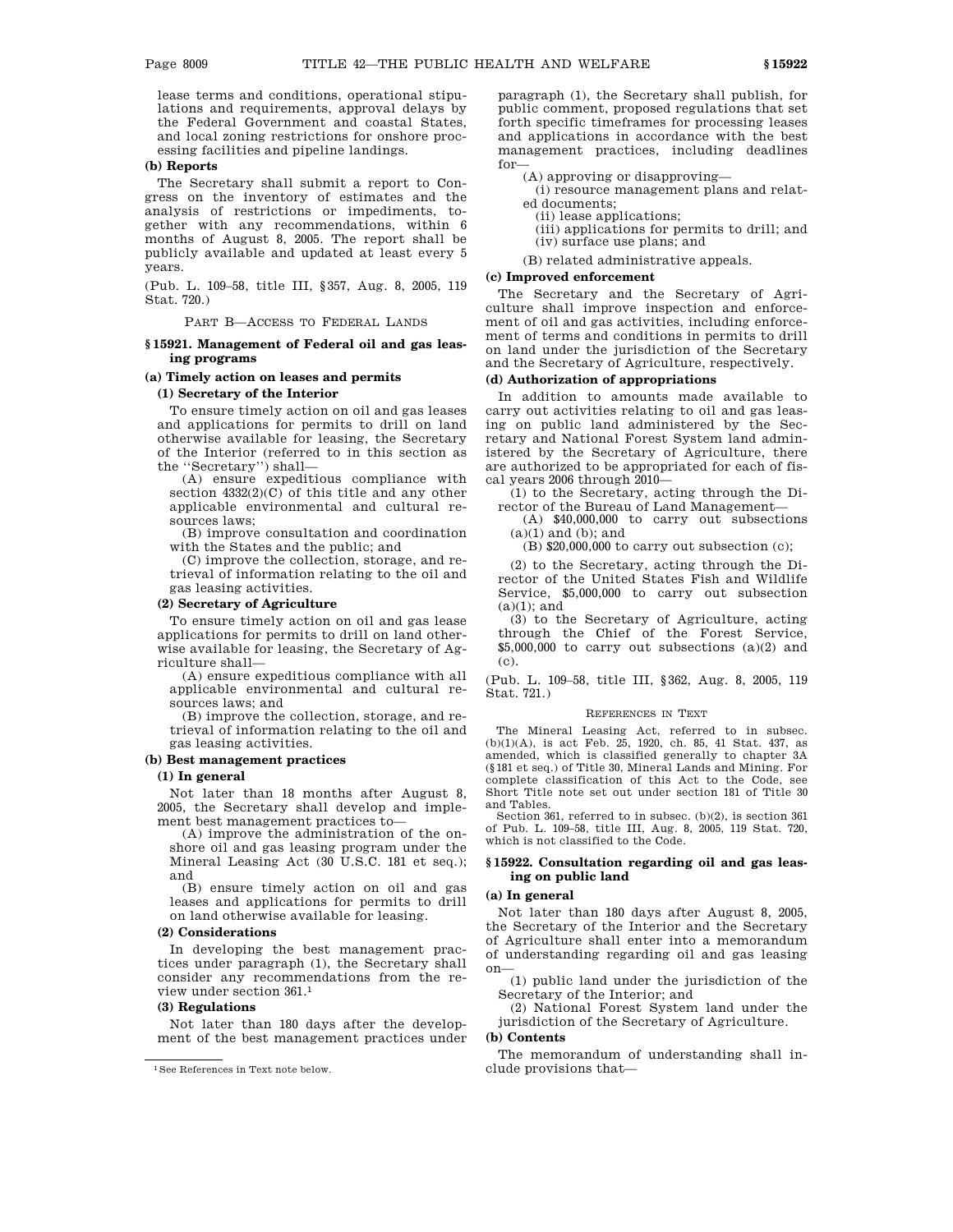lease terms and conditions, operational stipulations and requirements, approval delays by the Federal Government and coastal States, and local zoning restrictions for onshore processing facilities and pipeline landings.

**(b) Reports**

The Secretary shall submit a report to Congress on the inventory of estimates and the analysis of restrictions or impediments, together with any recommendations, within 6 months of August 8, 2005. The report shall be publicly available and updated at least every 5 years.

(Pub. L. 109–58, title III, §357, Aug. 8, 2005, 119 Stat. 720.)

PART B—ACCESS TO FEDERAL LANDS

### §15921. Management of Federal oil and gas leasing programs

**(a) Timely action on leases and permits**

**(1) Secretary of the Interior**

To ensure timely action on oil and gas leases and applications for permits to drill on land otherwise available for leasing, the Secretary of the Interior (referred to in this section as the "Secretary") shall—

(A) ensure expeditious compliance with section 4332(2)(C) of this title and any other applicable environmental and cultural resources laws;

(B) improve consultation and coordination with the States and the public; and

(C) improve the collection, storage, and retrieval of information relating to the oil and gas leasing activities.

**(2) Secretary of Agriculture**

To ensure timely action on oil and gas lease applications for permits to drill on land otherwise available for leasing, the Secretary of Agriculture shall—

(A) ensure expeditious compliance with all applicable environmental and cultural resources laws; and

(B) improve the collection, storage, and retrieval of information relating to the oil and gas leasing activities.

**(b) Best management practices**

**(1) In general**

Not later than 18 months after August 8, 2005, the Secretary shall develop and implement best management practices to—

(A) improve the administration of the onshore oil and gas leasing program under the Mineral Leasing Act (30 U.S.C. 181 et seq.); and

(B) ensure timely action on oil and gas leases and applications for permits to drill on land otherwise available for leasing.

**(2) Considerations**

In developing the best management practices under paragraph (1), the Secretary shall consider any recommendations from the review under section 361.[1]

**(3) Regulations**

Not later than 180 days after the development of the best management practices under paragraph (1), the Secretary shall publish, for public comment, proposed regulations that set forth specific timeframes for processing leases and applications in accordance with the best management practices, including deadlines for—

(A) approving or disapproving—

(i) resource management plans and related documents;

(ii) lease applications;

(iii) applications for permits to drill; and

(iv) surface use plans; and

(B) related administrative appeals.

**(c) Improved enforcement**

The Secretary and the Secretary of Agriculture shall improve inspection and enforcement of oil and gas activities, including enforcement of terms and conditions in permits to drill on land under the jurisdiction of the Secretary and the Secretary of Agriculture, respectively.

**(d) Authorization of appropriations**

In addition to amounts made available to carry out activities relating to oil and gas leasing on public land administered by the Secretary and National Forest System land administered by the Secretary of Agriculture, there are authorized to be appropriated for each of fiscal years 2006 through 2010—

(1) to the Secretary, acting through the Director of the Bureau of Land Management—

(A) $40,000,000 to carry out subsections (a)(1) and (b); and

(B) $20,000,000 to carry out subsection (c);

(2) to the Secretary, acting through the Director of the United States Fish and Wildlife Service, $5,000,000 to carry out subsection (a)(1); and

(3) to the Secretary of Agriculture, acting through the Chief of the Forest Service, $5,000,000 to carry out subsections (a)(2) and (c).

(Pub. L. 109–58, title III, §362, Aug. 8, 2005, 119 Stat. 721.)

REFERENCES IN TEXT

The Mineral Leasing Act, referred to in subsec. (b)(1)(A), is act Feb. 25, 1920, ch. 85, 41 Stat. 437, as amended, which is classified generally to chapter 3A (§181 et seq.) of Title 30, Mineral Lands and Mining. For complete classification of this Act to the Code, see Short Title note set out under section 181 of Title 30 and Tables.

Section 361, referred to in subsec. (b)(2), is section 361 of Pub. L. 109–58, title III, Aug. 8, 2005, 119 Stat. 720, which is not classified to the Code.

### §15922. Consultation regarding oil and gas leasing on public land

**(a) In general**

Not later than 180 days after August 8, 2005, the Secretary of the Interior and the Secretary of Agriculture shall enter into a memorandum of understanding regarding oil and gas leasing on—

(1) public land under the jurisdiction of the Secretary of the Interior; and

(2) National Forest System land under the jurisdiction of the Secretary of Agriculture.

**(b) Contents**

The memorandum of understanding shall include provisions that—

[1] See References in Text note below.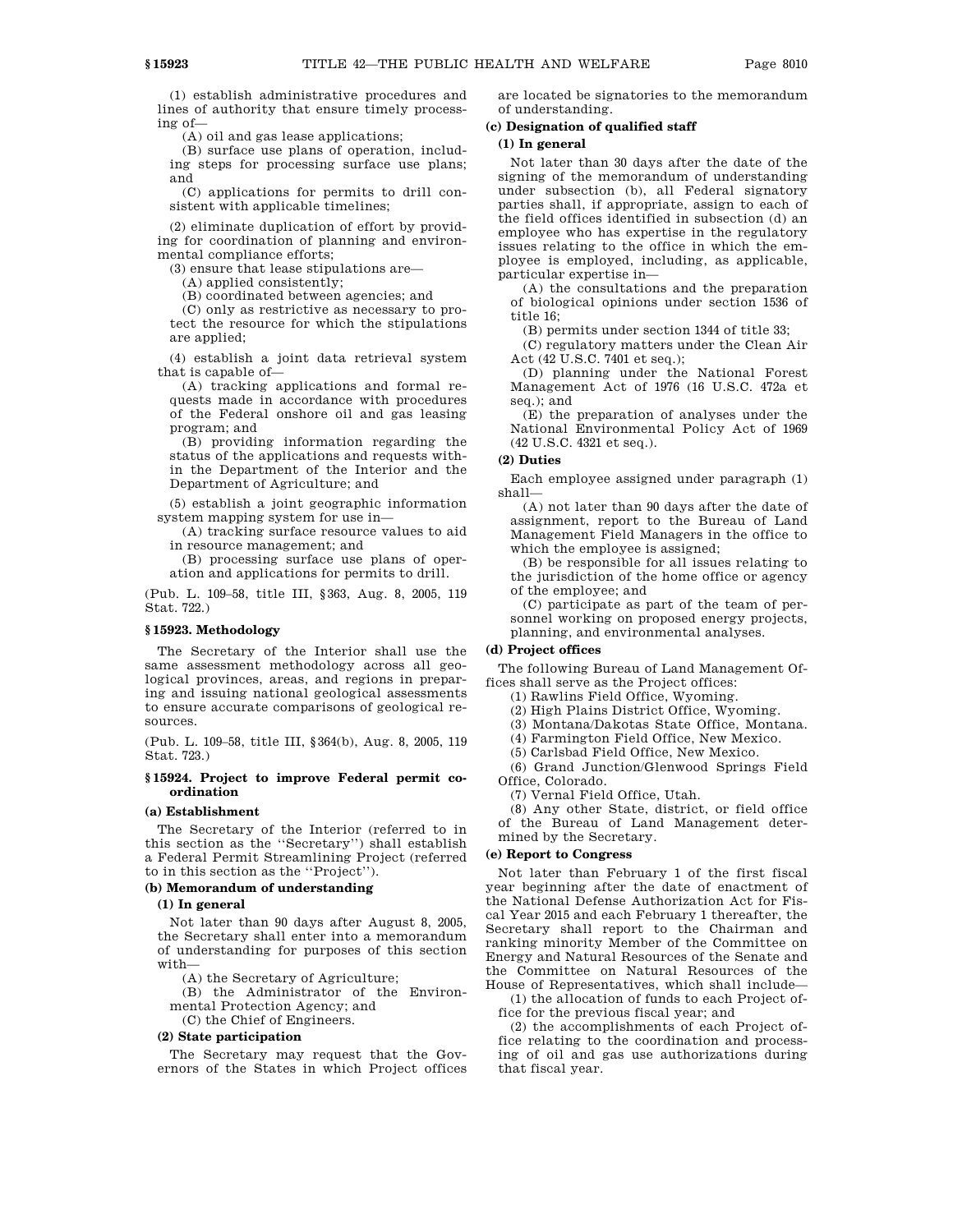(1) establish administrative procedures and lines of authority that ensure timely processing of—

(A) oil and gas lease applications;

(B) surface use plans of operation, including steps for processing surface use plans; and

(C) applications for permits to drill consistent with applicable timelines;

(2) eliminate duplication of effort by providing for coordination of planning and environmental compliance efforts;

(3) ensure that lease stipulations are—

(A) applied consistently;

(B) coordinated between agencies; and

(C) only as restrictive as necessary to protect the resource for which the stipulations are applied;

(4) establish a joint data retrieval system that is capable of—

(A) tracking applications and formal requests made in accordance with procedures of the Federal onshore oil and gas leasing program; and

(B) providing information regarding the status of the applications and requests within the Department of the Interior and the Department of Agriculture; and

(5) establish a joint geographic information system mapping system for use in—

(A) tracking surface resource values to aid in resource management; and

(B) processing surface use plans of operation and applications for permits to drill.

(Pub. L. 109–58, title III, §363, Aug. 8, 2005, 119 Stat. 722.)

### §15923. Methodology

The Secretary of the Interior shall use the same assessment methodology across all geological provinces, areas, and regions in preparing and issuing national geological assessments to ensure accurate comparisons of geological resources.

(Pub. L. 109–58, title III, §364(b), Aug. 8, 2005, 119 Stat. 723.)

### §15924. Project to improve Federal permit coordination

#### (a) Establishment

The Secretary of the Interior (referred to in this section as the "Secretary") shall establish a Federal Permit Streamlining Project (referred to in this section as the "Project").

#### (b) Memorandum of understanding

##### (1) In general

Not later than 90 days after August 8, 2005, the Secretary shall enter into a memorandum of understanding for purposes of this section with—

(A) the Secretary of Agriculture;

(B) the Administrator of the Environmental Protection Agency; and

(C) the Chief of Engineers.

##### (2) State participation

The Secretary may request that the Governors of the States in which Project offices are located be signatories to the memorandum of understanding.

#### (c) Designation of qualified staff

##### (1) In general

Not later than 30 days after the date of the signing of the memorandum of understanding under subsection (b), all Federal signatory parties shall, if appropriate, assign to each of the field offices identified in subsection (d) an employee who has expertise in the regulatory issues relating to the office in which the employee is employed, including, as applicable, particular expertise in—

(A) the consultations and the preparation of biological opinions under section 1536 of title 16;

(B) permits under section 1344 of title 33;

(C) regulatory matters under the Clean Air Act (42 U.S.C. 7401 et seq.);

(D) planning under the National Forest Management Act of 1976 (16 U.S.C. 472a et seq.); and

(E) the preparation of analyses under the National Environmental Policy Act of 1969 (42 U.S.C. 4321 et seq.).

##### (2) Duties

Each employee assigned under paragraph (1) shall—

(A) not later than 90 days after the date of assignment, report to the Bureau of Land Management Field Managers in the office to which the employee is assigned;

(B) be responsible for all issues relating to the jurisdiction of the home office or agency of the employee; and

(C) participate as part of the team of personnel working on proposed energy projects, planning, and environmental analyses.

#### (d) Project offices

The following Bureau of Land Management Offices shall serve as the Project offices:

(1) Rawlins Field Office, Wyoming.

(2) High Plains District Office, Wyoming.

(3) Montana/Dakotas State Office, Montana.

(4) Farmington Field Office, New Mexico.

(5) Carlsbad Field Office, New Mexico.

(6) Grand Junction/Glenwood Springs Field Office, Colorado.

(7) Vernal Field Office, Utah.

(8) Any other State, district, or field office of the Bureau of Land Management determined by the Secretary.

#### (e) Report to Congress

Not later than February 1 of the first fiscal year beginning after the date of enactment of the National Defense Authorization Act for Fiscal Year 2015 and each February 1 thereafter, the Secretary shall report to the Chairman and ranking minority Member of the Committee on Energy and Natural Resources of the Senate and the Committee on Natural Resources of the House of Representatives, which shall include—

(1) the allocation of funds to each Project office for the previous fiscal year; and

(2) the accomplishments of each Project office relating to the coordination and processing of oil and gas use authorizations during that fiscal year.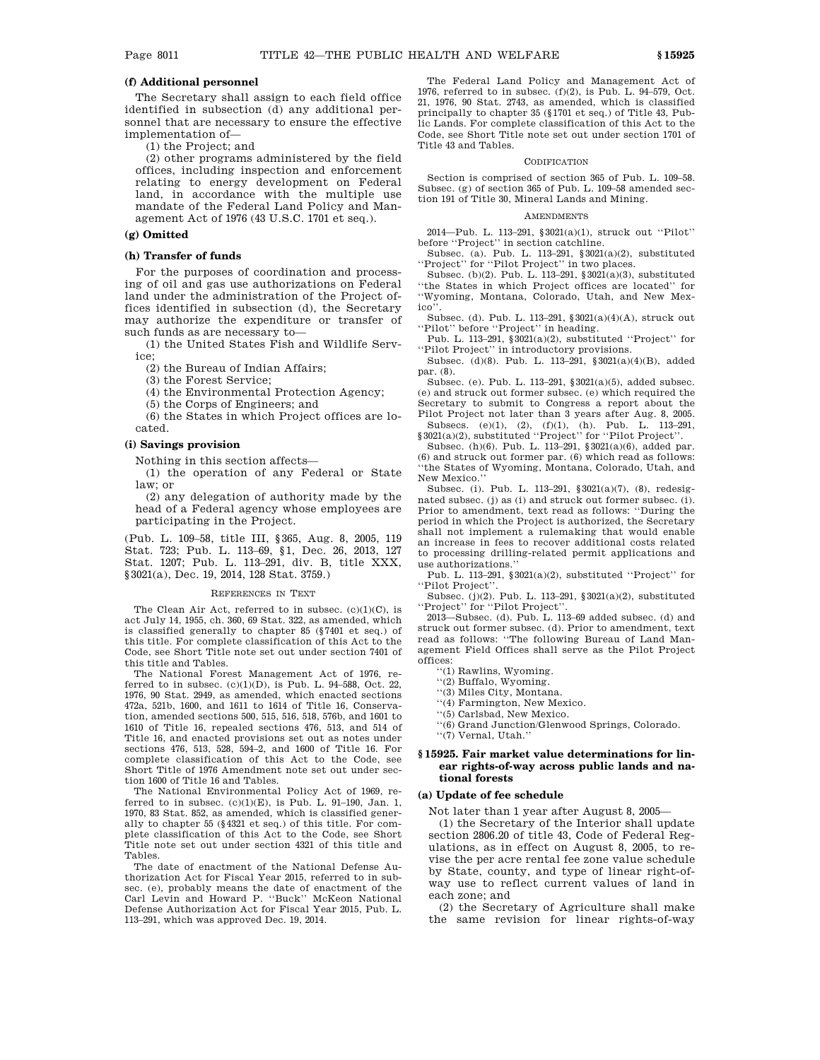### (f) Additional personnel

The Secretary shall assign to each field office identified in subsection (d) any additional personnel that are necessary to ensure the effective implementation of—

(1) the Project; and

(2) other programs administered by the field offices, including inspection and enforcement relating to energy development on Federal land, in accordance with the multiple use mandate of the Federal Land Policy and Management Act of 1976 (43 U.S.C. 1701 et seq.).

### (g) Omitted

### (h) Transfer of funds

For the purposes of coordination and processing of oil and gas use authorizations on Federal land under the administration of the Project offices identified in subsection (d), the Secretary may authorize the expenditure or transfer of such funds as are necessary to—

(1) the United States Fish and Wildlife Service;

(2) the Bureau of Indian Affairs;

(3) the Forest Service;

(4) the Environmental Protection Agency;

(5) the Corps of Engineers; and

(6) the States in which Project offices are located.

### (i) Savings provision

Nothing in this section affects—

(1) the operation of any Federal or State law; or

(2) any delegation of authority made by the head of a Federal agency whose employees are participating in the Project.

(Pub. L. 109–58, title III, §365, Aug. 8, 2005, 119 Stat. 723; Pub. L. 113–69, §1, Dec. 26, 2013, 127 Stat. 1207; Pub. L. 113–291, div. B, title XXX, §3021(a), Dec. 19, 2014, 128 Stat. 3759.)

REFERENCES IN TEXT

The Clean Air Act, referred to in subsec. (c)(1)(C), is act July 14, 1955, ch. 360, 69 Stat. 322, as amended, which is classified generally to chapter 85 (§7401 et seq.) of this title. For complete classification of this Act to the Code, see Short Title note set out under section 7401 of this title and Tables.

The National Forest Management Act of 1976, referred to in subsec. (c)(1)(D), is Pub. L. 94–588, Oct. 22, 1976, 90 Stat. 2949, as amended, which enacted sections 472a, 521b, 1600, and 1611 to 1614 of Title 16, Conservation, amended sections 500, 515, 516, 518, 576b, and 1601 to 1610 of Title 16, repealed sections 476, 513, and 514 of Title 16, and enacted provisions set out as notes under sections 476, 513, 528, 594–2, and 1600 of Title 16. For complete classification of this Act to the Code, see Short Title of 1976 Amendment note set out under section 1600 of Title 16 and Tables.

The National Environmental Policy Act of 1969, referred to in subsec. (c)(1)(E), is Pub. L. 91–190, Jan. 1, 1970, 83 Stat. 852, as amended, which is classified generally to chapter 55 (§4321 et seq.) of this title. For complete classification of this Act to the Code, see Short Title note set out under section 4321 of this title and Tables.

The date of enactment of the National Defense Authorization Act for Fiscal Year 2015, referred to in subsec. (e), probably means the date of enactment of the Carl Levin and Howard P. ''Buck'' McKeon National Defense Authorization Act for Fiscal Year 2015, Pub. L. 113–291, which was approved Dec. 19, 2014.

The Federal Land Policy and Management Act of 1976, referred to in subsec. (f)(2), is Pub. L. 94–579, Oct. 21, 1976, 90 Stat. 2743, as amended, which is classified principally to chapter 35 (§1701 et seq.) of Title 43, Public Lands. For complete classification of this Act to the Code, see Short Title note set out under section 1701 of Title 43 and Tables.

CODIFICATION

Section is comprised of section 365 of Pub. L. 109–58. Subsec. (g) of section 365 of Pub. L. 109–58 amended section 191 of Title 30, Mineral Lands and Mining.

AMENDMENTS

2014—Pub. L. 113–291, §3021(a)(1), struck out ''Pilot'' before ''Project'' in section catchline.

Subsec. (a). Pub. L. 113–291, §3021(a)(2), substituted ''Project'' for ''Pilot Project'' in two places.

Subsec. (b)(2). Pub. L. 113–291, §3021(a)(3), substituted ''the States in which Project offices are located'' for ''Wyoming, Montana, Colorado, Utah, and New Mexico''.

Subsec. (d). Pub. L. 113–291, §3021(a)(4)(A), struck out ''Pilot'' before ''Project'' in heading.

Pub. L. 113–291, §3021(a)(2), substituted ''Project'' for ''Pilot Project'' in introductory provisions.

Subsec. (d)(8). Pub. L. 113–291, §3021(a)(4)(B), added par. (8).

Subsec. (e). Pub. L. 113–291, §3021(a)(5), added subsec. (e) and struck out former subsec. (e) which required the Secretary to submit to Congress a report about the Pilot Project not later than 3 years after Aug. 8, 2005.

Subsecs. (e)(1), (2), (f)(1), (h). Pub. L. 113–291, §3021(a)(2), substituted ''Project'' for ''Pilot Project''.

Subsec. (h)(6). Pub. L. 113–291, §3021(a)(6), added par. (6) and struck out former par. (6) which read as follows: ''the States of Wyoming, Montana, Colorado, Utah, and New Mexico.''

Subsec. (i). Pub. L. 113–291, §3021(a)(7), (8), redesignated subsec. (j) as (i) and struck out former subsec. (i). Prior to amendment, text read as follows: ''During the period in which the Project is authorized, the Secretary shall not implement a rulemaking that would enable an increase in fees to recover additional costs related to processing drilling-related permit applications and use authorizations.''

Pub. L. 113–291, §3021(a)(2), substituted ''Project'' for ''Pilot Project''.

Subsec. (j)(2). Pub. L. 113–291, §3021(a)(2), substituted ''Project'' for ''Pilot Project''.

2013—Subsec. (d). Pub. L. 113–69 added subsec. (d) and struck out former subsec. (d). Prior to amendment, text read as follows: ''The following Bureau of Land Management Field Offices shall serve as the Pilot Project offices:

''(1) Rawlins, Wyoming.

''(2) Buffalo, Wyoming.

''(3) Miles City, Montana.

''(4) Farmington, New Mexico.

''(5) Carlsbad, New Mexico.

''(6) Grand Junction/Glenwood Springs, Colorado.

''(7) Vernal, Utah.''

## §15925. Fair market value determinations for linear rights-of-way across public lands and national forests

### (a) Update of fee schedule

Not later than 1 year after August 8, 2005—

(1) the Secretary of the Interior shall update section 2806.20 of title 43, Code of Federal Regulations, as in effect on August 8, 2005, to revise the per acre rental fee zone value schedule by State, county, and type of linear right-of-way use to reflect current values of land in each zone; and

(2) the Secretary of Agriculture shall make the same revision for linear rights-of-way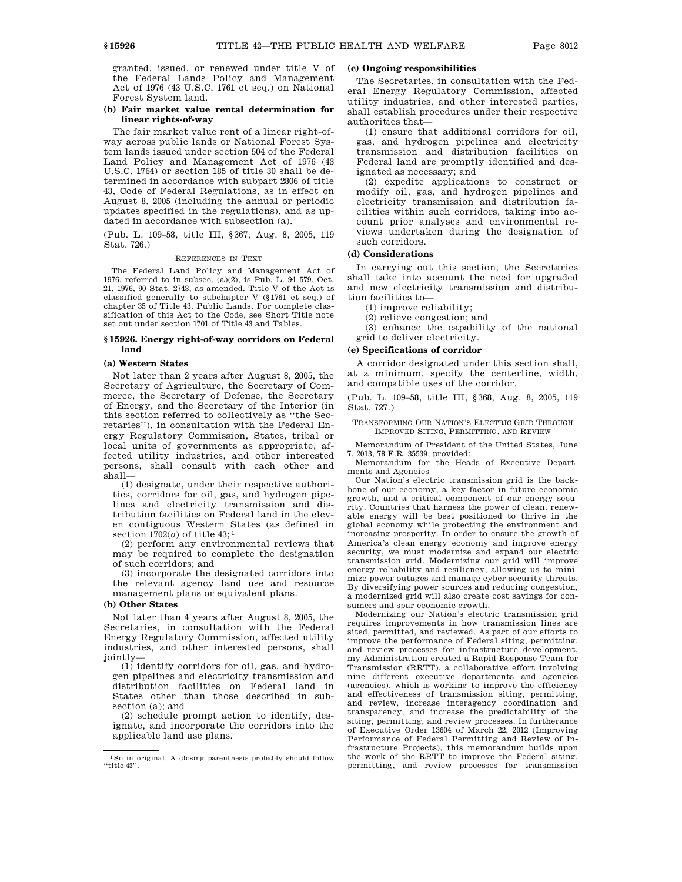granted, issued, or renewed under title V of the Federal Lands Policy and Management Act of 1976 (43 U.S.C. 1761 et seq.) on National Forest System land.

**(b) Fair market value rental determination for linear rights-of-way**

The fair market value rent of a linear right-of-way across public lands or National Forest System lands issued under section 504 of the Federal Land Policy and Management Act of 1976 (43 U.S.C. 1764) or section 185 of title 30 shall be determined in accordance with subpart 2806 of title 43, Code of Federal Regulations, as in effect on August 8, 2005 (including the annual or periodic updates specified in the regulations), and as updated in accordance with subsection (a).

(Pub. L. 109–58, title III, §367, Aug. 8, 2005, 119 Stat. 726.)

REFERENCES IN TEXT

The Federal Land Policy and Management Act of 1976, referred to in subsec. (a)(2), is Pub. L. 94–579, Oct. 21, 1976, 90 Stat. 2743, as amended. Title V of the Act is classified generally to subchapter V (§1761 et seq.) of chapter 35 of Title 43, Public Lands. For complete classification of this Act to the Code, see Short Title note set out under section 1701 of Title 43 and Tables.

### §15926. Energy right-of-way corridors on Federal land

**(a) Western States**

Not later than 2 years after August 8, 2005, the Secretary of Agriculture, the Secretary of Commerce, the Secretary of Defense, the Secretary of Energy, and the Secretary of the Interior (in this section referred to collectively as "the Secretaries"), in consultation with the Federal Energy Regulatory Commission, States, tribal or local units of governments as appropriate, affected utility industries, and other interested persons, shall consult with each other and shall—

(1) designate, under their respective authorities, corridors for oil, gas, and hydrogen pipelines and electricity transmission and distribution facilities on Federal land in the eleven contiguous Western States (as defined in section 1702(*o*) of title 43;[1]

(2) perform any environmental reviews that may be required to complete the designation of such corridors; and

(3) incorporate the designated corridors into the relevant agency land use and resource management plans or equivalent plans.

**(b) Other States**

Not later than 4 years after August 8, 2005, the Secretaries, in consultation with the Federal Energy Regulatory Commission, affected utility industries, and other interested persons, shall jointly—

(1) identify corridors for oil, gas, and hydrogen pipelines and electricity transmission and distribution facilities on Federal land in States other than those described in subsection (a); and

(2) schedule prompt action to identify, designate, and incorporate the corridors into the applicable land use plans.

**(c) Ongoing responsibilities**

The Secretaries, in consultation with the Federal Energy Regulatory Commission, affected utility industries, and other interested parties, shall establish procedures under their respective authorities that—

(1) ensure that additional corridors for oil, gas, and hydrogen pipelines and electricity transmission and distribution facilities on Federal land are promptly identified and designated as necessary; and

(2) expedite applications to construct or modify oil, gas, and hydrogen pipelines and electricity transmission and distribution facilities within such corridors, taking into account prior analyses and environmental reviews undertaken during the designation of such corridors.

**(d) Considerations**

In carrying out this section, the Secretaries shall take into account the need for upgraded and new electricity transmission and distribution facilities to—

(1) improve reliability;

(2) relieve congestion; and

(3) enhance the capability of the national grid to deliver electricity.

**(e) Specifications of corridor**

A corridor designated under this section shall, at a minimum, specify the centerline, width, and compatible uses of the corridor.

(Pub. L. 109–58, title III, §368, Aug. 8, 2005, 119 Stat. 727.)

TRANSFORMING OUR NATION'S ELECTRIC GRID THROUGH IMPROVED SITING, PERMITTING, AND REVIEW

Memorandum of President of the United States, June 7, 2013, 78 F.R. 35539, provided:

Memorandum for the Heads of Executive Departments and Agencies

Our Nation's electric transmission grid is the backbone of our economy, a key factor in future economic growth, and a critical component of our energy security. Countries that harness the power of clean, renewable energy will be best positioned to thrive in the global economy while protecting the environment and increasing prosperity. In order to ensure the growth of America's clean energy economy and improve energy security, we must modernize and expand our electric transmission grid. Modernizing our grid will improve energy reliability and resiliency, allowing us to minimize power outages and manage cyber-security threats. By diversifying power sources and reducing congestion, a modernized grid will also create cost savings for consumers and spur economic growth.

Modernizing our Nation's electric transmission grid requires improvements in how transmission lines are sited, permitted, and reviewed. As part of our efforts to improve the performance of Federal siting, permitting, and review processes for infrastructure development, my Administration created a Rapid Response Team for Transmission (RRTT), a collaborative effort involving nine different executive departments and agencies (agencies), which is working to improve the efficiency and effectiveness of transmission siting, permitting, and review, increase interagency coordination and transparency, and increase the predictability of the siting, permitting, and review processes. In furtherance of Executive Order 13604 of March 22, 2012 (Improving Performance of Federal Permitting and Review of Infrastructure Projects), this memorandum builds upon the work of the RRTT to improve the Federal siting, permitting, and review processes for transmission

---

[1] So in original. A closing parenthesis probably should follow "title 43".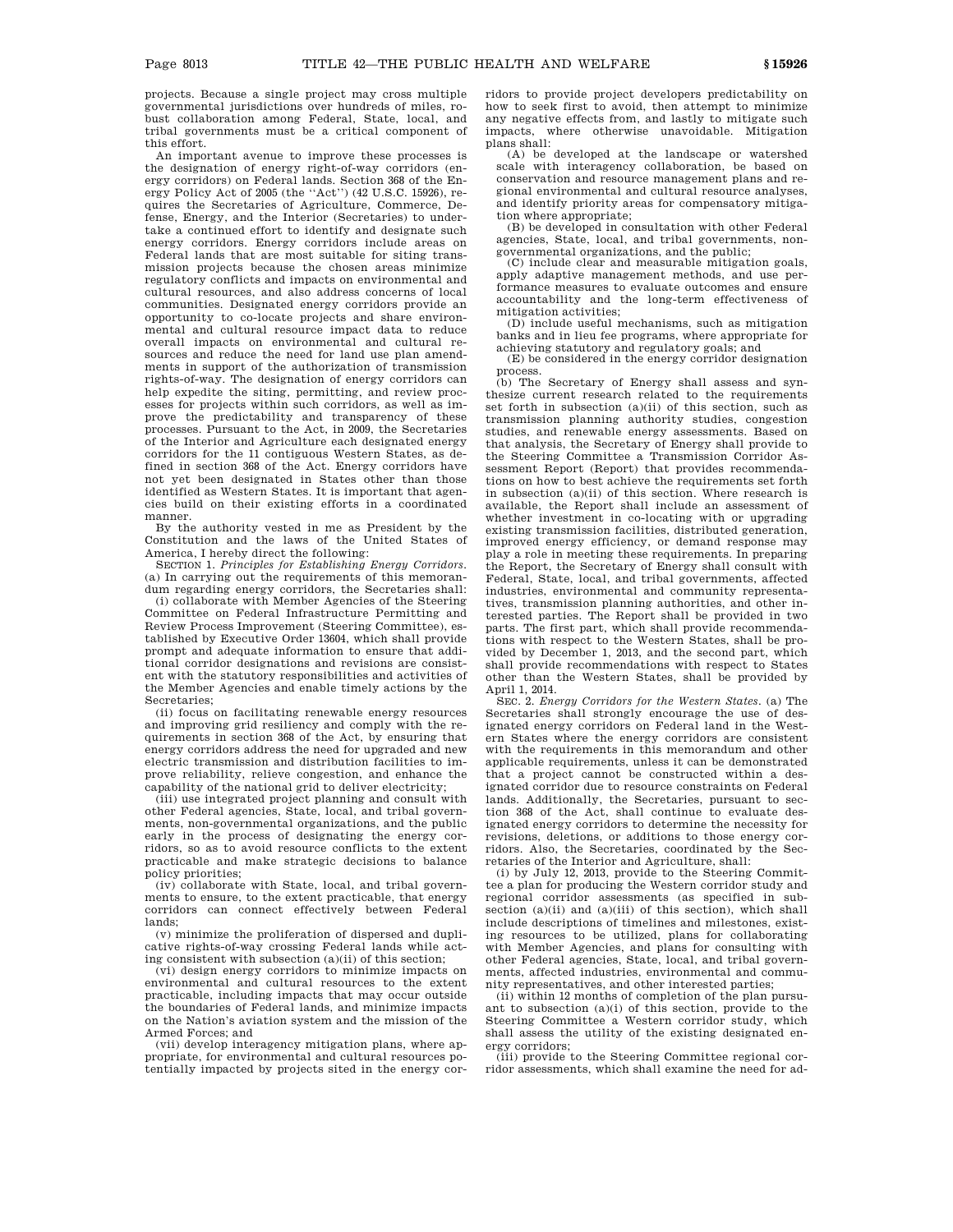projects. Because a single project may cross multiple governmental jurisdictions over hundreds of miles, robust collaboration among Federal, State, local, and tribal governments must be a critical component of this effort.

An important avenue to improve these processes is the designation of energy right-of-way corridors (energy corridors) on Federal lands. Section 368 of the Energy Policy Act of 2005 (the ''Act'') (42 U.S.C. 15926), requires the Secretaries of Agriculture, Commerce, Defense, Energy, and the Interior (Secretaries) to undertake a continued effort to identify and designate such energy corridors. Energy corridors include areas on Federal lands that are most suitable for siting transmission projects because the chosen areas minimize regulatory conflicts and impacts on environmental and cultural resources, and also address concerns of local communities. Designated energy corridors provide an opportunity to co-locate projects and share environmental and cultural resource impact data to reduce overall impacts on environmental and cultural resources and reduce the need for land use plan amendments in support of the authorization of transmission rights-of-way. The designation of energy corridors can help expedite the siting, permitting, and review processes for projects within such corridors, as well as improve the predictability and transparency of these processes. Pursuant to the Act, in 2009, the Secretaries of the Interior and Agriculture each designated energy corridors for the 11 contiguous Western States, as defined in section 368 of the Act. Energy corridors have not yet been designated in States other than those identified as Western States. It is important that agencies build on their existing efforts in a coordinated manner.

By the authority vested in me as President by the Constitution and the laws of the United States of America, I hereby direct the following:

SECTION 1. *Principles for Establishing Energy Corridors.* (a) In carrying out the requirements of this memorandum regarding energy corridors, the Secretaries shall:

(i) collaborate with Member Agencies of the Steering Committee on Federal Infrastructure Permitting and Review Process Improvement (Steering Committee), established by Executive Order 13604, which shall provide prompt and adequate information to ensure that additional corridor designations and revisions are consistent with the statutory responsibilities and activities of the Member Agencies and enable timely actions by the Secretaries;

(ii) focus on facilitating renewable energy resources and improving grid resiliency and comply with the requirements in section 368 of the Act, by ensuring that energy corridors address the need for upgraded and new electric transmission and distribution facilities to improve reliability, relieve congestion, and enhance the capability of the national grid to deliver electricity;

(iii) use integrated project planning and consult with other Federal agencies, State, local, and tribal governments, non-governmental organizations, and the public early in the process of designating the energy corridors, so as to avoid resource conflicts to the extent practicable and make strategic decisions to balance policy priorities;

(iv) collaborate with State, local, and tribal governments to ensure, to the extent practicable, that energy corridors can connect effectively between Federal lands;

(v) minimize the proliferation of dispersed and duplicative rights-of-way crossing Federal lands while acting consistent with subsection (a)(ii) of this section;

(vi) design energy corridors to minimize impacts on environmental and cultural resources to the extent practicable, including impacts that may occur outside the boundaries of Federal lands, and minimize impacts on the Nation's aviation system and the mission of the Armed Forces; and

(vii) develop interagency mitigation plans, where appropriate, for environmental and cultural resources potentially impacted by projects sited in the energy corridors to provide project developers predictability on how to seek first to avoid, then attempt to minimize any negative effects from, and lastly to mitigate such impacts, where otherwise unavoidable. Mitigation plans shall:

(A) be developed at the landscape or watershed scale with interagency collaboration, be based on conservation and resource management plans and regional environmental and cultural resource analyses, and identify priority areas for compensatory mitigation where appropriate;

(B) be developed in consultation with other Federal agencies, State, local, and tribal governments, non-governmental organizations, and the public;

(C) include clear and measurable mitigation goals, apply adaptive management methods, and use performance measures to evaluate outcomes and ensure accountability and the long-term effectiveness of mitigation activities;

(D) include useful mechanisms, such as mitigation banks and in lieu fee programs, where appropriate for achieving statutory and regulatory goals; and

(E) be considered in the energy corridor designation process.

(b) The Secretary of Energy shall assess and synthesize current research related to the requirements set forth in subsection (a)(ii) of this section, such as transmission planning authority studies, congestion studies, and renewable energy assessments. Based on that analysis, the Secretary of Energy shall provide to the Steering Committee a Transmission Corridor Assessment Report (Report) that provides recommendations on how to best achieve the requirements set forth in subsection (a)(ii) of this section. Where research is available, the Report shall include an assessment of whether investment in co-locating with or upgrading existing transmission facilities, distributed generation, improved energy efficiency, or demand response may play a role in meeting these requirements. In preparing the Report, the Secretary of Energy shall consult with Federal, State, local, and tribal governments, affected industries, environmental and community representatives, transmission planning authorities, and other interested parties. The Report shall be provided in two parts. The first part, which shall provide recommendations with respect to the Western States, shall be provided by December 1, 2013, and the second part, which shall provide recommendations with respect to States other than the Western States, shall be provided by April 1, 2014.

SEC. 2. *Energy Corridors for the Western States.* (a) The Secretaries shall strongly encourage the use of designated energy corridors on Federal land in the Western States where the energy corridors are consistent with the requirements in this memorandum and other applicable requirements, unless it can be demonstrated that a project cannot be constructed within a designated corridor due to resource constraints on Federal lands. Additionally, the Secretaries, pursuant to section 368 of the Act, shall continue to evaluate designated energy corridors to determine the necessity for revisions, deletions, or additions to those energy corridors. Also, the Secretaries, coordinated by the Secretaries of the Interior and Agriculture, shall:

(i) by July 12, 2013, provide to the Steering Committee a plan for producing the Western corridor study and regional corridor assessments (as specified in subsection (a)(ii) and (a)(iii) of this section), which shall include descriptions of timelines and milestones, existing resources to be utilized, plans for collaborating with Member Agencies, and plans for consulting with other Federal agencies, State, local, and tribal governments, affected industries, environmental and community representatives, and other interested parties;

(ii) within 12 months of completion of the plan pursuant to subsection (a)(i) of this section, provide to the Steering Committee a Western corridor study, which shall assess the utility of the existing designated energy corridors;

(iii) provide to the Steering Committee regional corridor assessments, which shall examine the need for ad-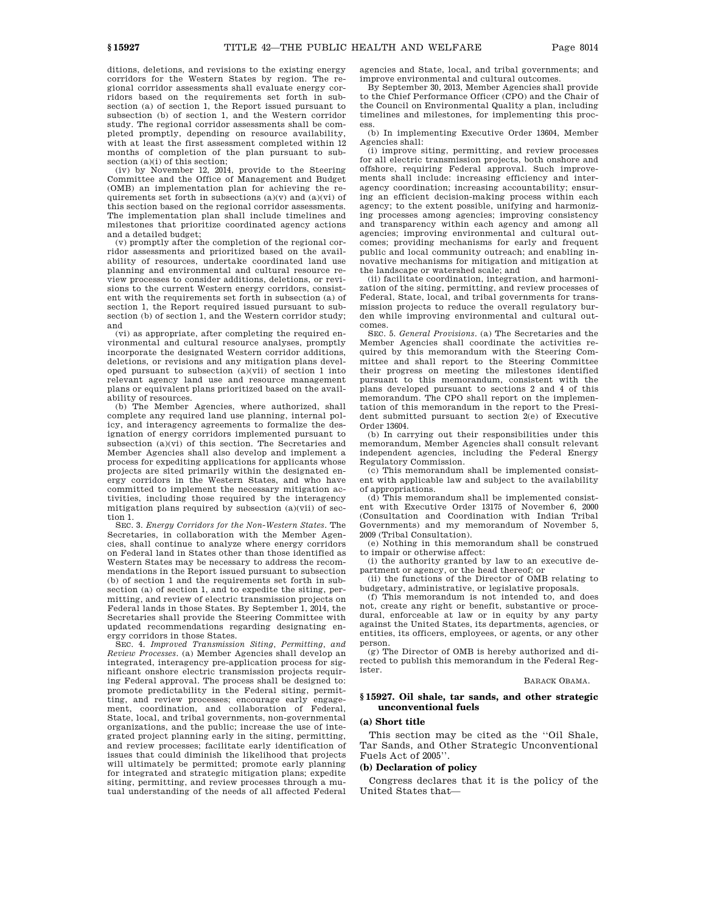ditions, deletions, and revisions to the existing energy corridors for the Western States by region. The regional corridor assessments shall evaluate energy corridors based on the requirements set forth in subsection (a) of section 1, the Report issued pursuant to subsection (b) of section 1, and the Western corridor study. The regional corridor assessments shall be completed promptly, depending on resource availability, with at least the first assessment completed within 12 months of completion of the plan pursuant to subsection (a)(i) of this section;

(iv) by November 12, 2014, provide to the Steering Committee and the Office of Management and Budget (OMB) an implementation plan for achieving the requirements set forth in subsections (a)(v) and (a)(vi) of this section based on the regional corridor assessments. The implementation plan shall include timelines and milestones that prioritize coordinated agency actions and a detailed budget;

(v) promptly after the completion of the regional corridor assessments and prioritized based on the availability of resources, undertake coordinated land use planning and environmental and cultural resource review processes to consider additions, deletions, or revisions to the current Western energy corridors, consistent with the requirements set forth in subsection (a) of section 1, the Report required issued pursuant to subsection (b) of section 1, and the Western corridor study; and

(vi) as appropriate, after completing the required environmental and cultural resource analyses, promptly incorporate the designated Western corridor additions, deletions, or revisions and any mitigation plans developed pursuant to subsection (a)(vii) of section 1 into relevant agency land use and resource management plans or equivalent plans prioritized based on the availability of resources.

(b) The Member Agencies, where authorized, shall complete any required land use planning, internal policy, and interagency agreements to formalize the designation of energy corridors implemented pursuant to subsection (a)(vi) of this section. The Secretaries and Member Agencies shall also develop and implement a process for expediting applications for applicants whose projects are sited primarily within the designated energy corridors in the Western States, and who have committed to implement the necessary mitigation activities, including those required by the interagency mitigation plans required by subsection (a)(vii) of section 1.

SEC. 3. *Energy Corridors for the Non-Western States*. The Secretaries, in collaboration with the Member Agencies, shall continue to analyze where energy corridors on Federal land in States other than those identified as Western States may be necessary to address the recommendations in the Report issued pursuant to subsection (b) of section 1 and the requirements set forth in subsection (a) of section 1, and to expedite the siting, permitting, and review of electric transmission projects on Federal lands in those States. By September 1, 2014, the Secretaries shall provide the Steering Committee with updated recommendations regarding designating energy corridors in those States.

SEC. 4. *Improved Transmission Siting, Permitting, and Review Processes*. (a) Member Agencies shall develop an integrated, interagency pre-application process for significant onshore electric transmission projects requiring Federal approval. The process shall be designed to: promote predictability in the Federal siting, permitting, and review processes; encourage early engagement, coordination, and collaboration of Federal, State, local, and tribal governments, non-governmental organizations, and the public; increase the use of integrated project planning early in the siting, permitting, and review processes; facilitate early identification of issues that could diminish the likelihood that projects will ultimately be permitted; promote early planning for integrated and strategic mitigation plans; expedite siting, permitting, and review processes through a mutual understanding of the needs of all affected Federal agencies and State, local, and tribal governments; and improve environmental and cultural outcomes.

By September 30, 2013, Member Agencies shall provide to the Chief Performance Officer (CPO) and the Chair of the Council on Environmental Quality a plan, including timelines and milestones, for implementing this process.

(b) In implementing Executive Order 13604, Member Agencies shall:

(i) improve siting, permitting, and review processes for all electric transmission projects, both onshore and offshore, requiring Federal approval. Such improvements shall include: increasing efficiency and interagency coordination; increasing accountability; ensuring an efficient decision-making process within each agency; to the extent possible, unifying and harmonizing processes among agencies; improving consistency and transparency within each agency and among all agencies; improving environmental and cultural outcomes; providing mechanisms for early and frequent public and local community outreach; and enabling innovative mechanisms for mitigation and mitigation at the landscape or watershed scale; and

(ii) facilitate coordination, integration, and harmonization of the siting, permitting, and review processes of Federal, State, local, and tribal governments for transmission projects to reduce the overall regulatory burden while improving environmental and cultural outcomes.

SEC. 5. *General Provisions*. (a) The Secretaries and the Member Agencies shall coordinate the activities required by this memorandum with the Steering Committee and shall report to the Steering Committee their progress on meeting the milestones identified pursuant to this memorandum, consistent with the plans developed pursuant to sections 2 and 4 of this memorandum. The CPO shall report on the implementation of this memorandum in the report to the President submitted pursuant to section 2(e) of Executive Order 13604.

(b) In carrying out their responsibilities under this memorandum, Member Agencies shall consult relevant independent agencies, including the Federal Energy Regulatory Commission.

(c) This memorandum shall be implemented consistent with applicable law and subject to the availability of appropriations.

(d) This memorandum shall be implemented consistent with Executive Order 13175 of November 6, 2000 (Consultation and Coordination with Indian Tribal Governments) and my memorandum of November 5, 2009 (Tribal Consultation).

(e) Nothing in this memorandum shall be construed to impair or otherwise affect:

(i) the authority granted by law to an executive department or agency, or the head thereof; or

(ii) the functions of the Director of OMB relating to budgetary, administrative, or legislative proposals.

(f) This memorandum is not intended to, and does not, create any right or benefit, substantive or procedural, enforceable at law or in equity by any party against the United States, its departments, agencies, or entities, its officers, employees, or agents, or any other person.

(g) The Director of OMB is hereby authorized and directed to publish this memorandum in the Federal Register.

BARACK OBAMA.

## §15927. Oil shale, tar sands, and other strategic unconventional fuels

### (a) Short title

This section may be cited as the ''Oil Shale, Tar Sands, and Other Strategic Unconventional Fuels Act of 2005''.

### (b) Declaration of policy

Congress declares that it is the policy of the United States that—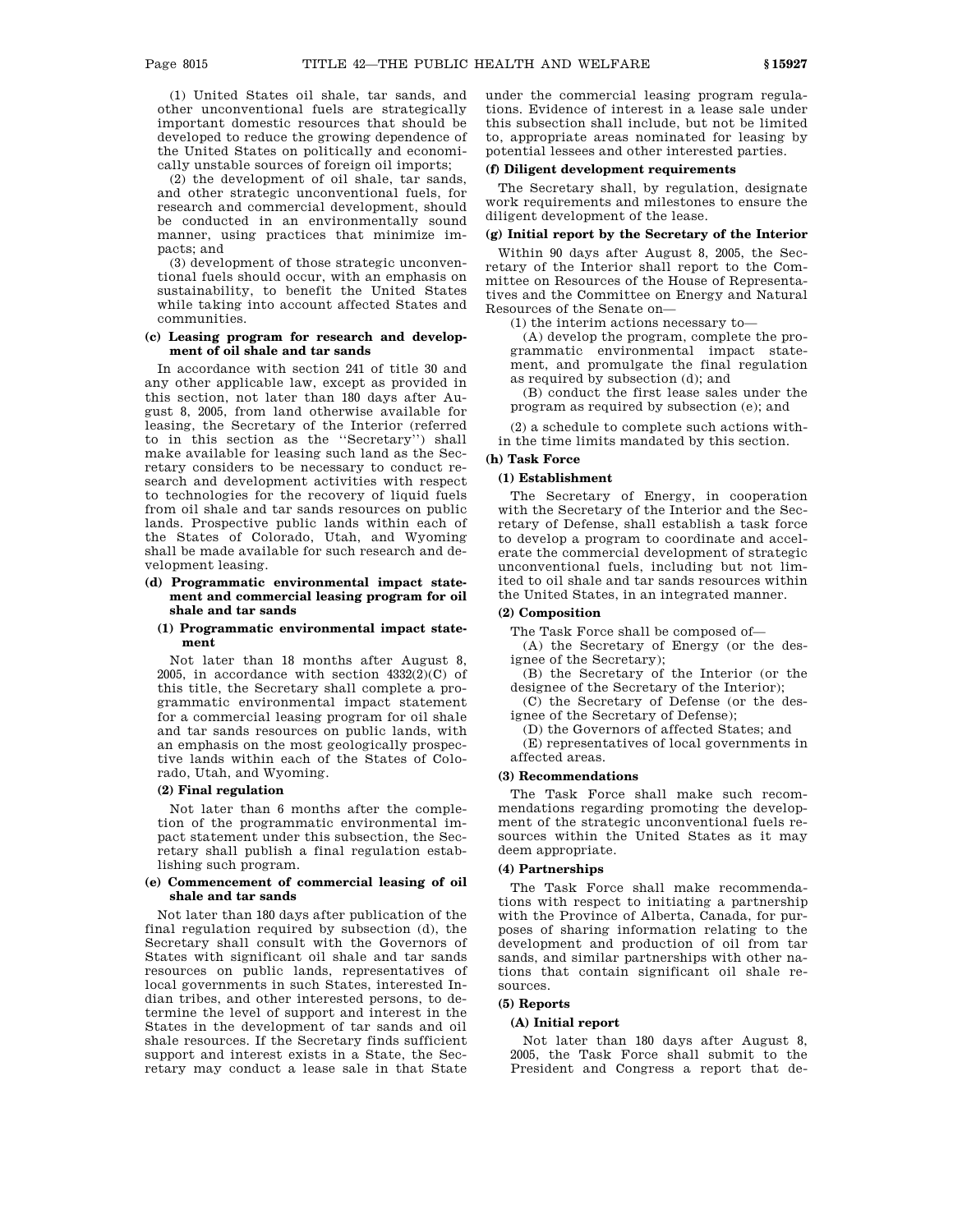(1) United States oil shale, tar sands, and other unconventional fuels are strategically important domestic resources that should be developed to reduce the growing dependence of the United States on politically and economically unstable sources of foreign oil imports;

(2) the development of oil shale, tar sands, and other strategic unconventional fuels, for research and commercial development, should be conducted in an environmentally sound manner, using practices that minimize impacts; and

(3) development of those strategic unconventional fuels should occur, with an emphasis on sustainability, to benefit the United States while taking into account affected States and communities.

#### (c) Leasing program for research and development of oil shale and tar sands

In accordance with section 241 of title 30 and any other applicable law, except as provided in this section, not later than 180 days after August 8, 2005, from land otherwise available for leasing, the Secretary of the Interior (referred to in this section as the "Secretary") shall make available for leasing such land as the Secretary considers to be necessary to conduct research and development activities with respect to technologies for the recovery of liquid fuels from oil shale and tar sands resources on public lands. Prospective public lands within each of the States of Colorado, Utah, and Wyoming shall be made available for such research and development leasing.

#### (d) Programmatic environmental impact statement and commercial leasing program for oil shale and tar sands

##### (1) Programmatic environmental impact statement

Not later than 18 months after August 8, 2005, in accordance with section 4332(2)(C) of this title, the Secretary shall complete a programmatic environmental impact statement for a commercial leasing program for oil shale and tar sands resources on public lands, with an emphasis on the most geologically prospective lands within each of the States of Colorado, Utah, and Wyoming.

##### (2) Final regulation

Not later than 6 months after the completion of the programmatic environmental impact statement under this subsection, the Secretary shall publish a final regulation establishing such program.

#### (e) Commencement of commercial leasing of oil shale and tar sands

Not later than 180 days after publication of the final regulation required by subsection (d), the Secretary shall consult with the Governors of States with significant oil shale and tar sands resources on public lands, representatives of local governments in such States, interested Indian tribes, and other interested persons, to determine the level of support and interest in the States in the development of tar sands and oil shale resources. If the Secretary finds sufficient support and interest exists in a State, the Secretary may conduct a lease sale in that State under the commercial leasing program regulations. Evidence of interest in a lease sale under this subsection shall include, but not be limited to, appropriate areas nominated for leasing by potential lessees and other interested parties.

#### (f) Diligent development requirements

The Secretary shall, by regulation, designate work requirements and milestones to ensure the diligent development of the lease.

#### (g) Initial report by the Secretary of the Interior

Within 90 days after August 8, 2005, the Secretary of the Interior shall report to the Committee on Resources of the House of Representatives and the Committee on Energy and Natural Resources of the Senate on—

(1) the interim actions necessary to—

(A) develop the program, complete the programmatic environmental impact statement, and promulgate the final regulation as required by subsection (d); and

(B) conduct the first lease sales under the program as required by subsection (e); and

(2) a schedule to complete such actions within the time limits mandated by this section.

#### (h) Task Force

##### (1) Establishment

The Secretary of Energy, in cooperation with the Secretary of the Interior and the Secretary of Defense, shall establish a task force to develop a program to coordinate and accelerate the commercial development of strategic unconventional fuels, including but not limited to oil shale and tar sands resources within the United States, in an integrated manner.

##### (2) Composition

The Task Force shall be composed of—

(A) the Secretary of Energy (or the designee of the Secretary);

(B) the Secretary of the Interior (or the designee of the Secretary of the Interior);

(C) the Secretary of Defense (or the designee of the Secretary of Defense);

(D) the Governors of affected States; and

(E) representatives of local governments in affected areas.

##### (3) Recommendations

The Task Force shall make such recommendations regarding promoting the development of the strategic unconventional fuels resources within the United States as it may deem appropriate.

##### (4) Partnerships

The Task Force shall make recommendations with respect to initiating a partnership with the Province of Alberta, Canada, for purposes of sharing information relating to the development and production of oil from tar sands, and similar partnerships with other nations that contain significant oil shale resources.

##### (5) Reports

###### (A) Initial report

Not later than 180 days after August 8, 2005, the Task Force shall submit to the President and Congress a report that de-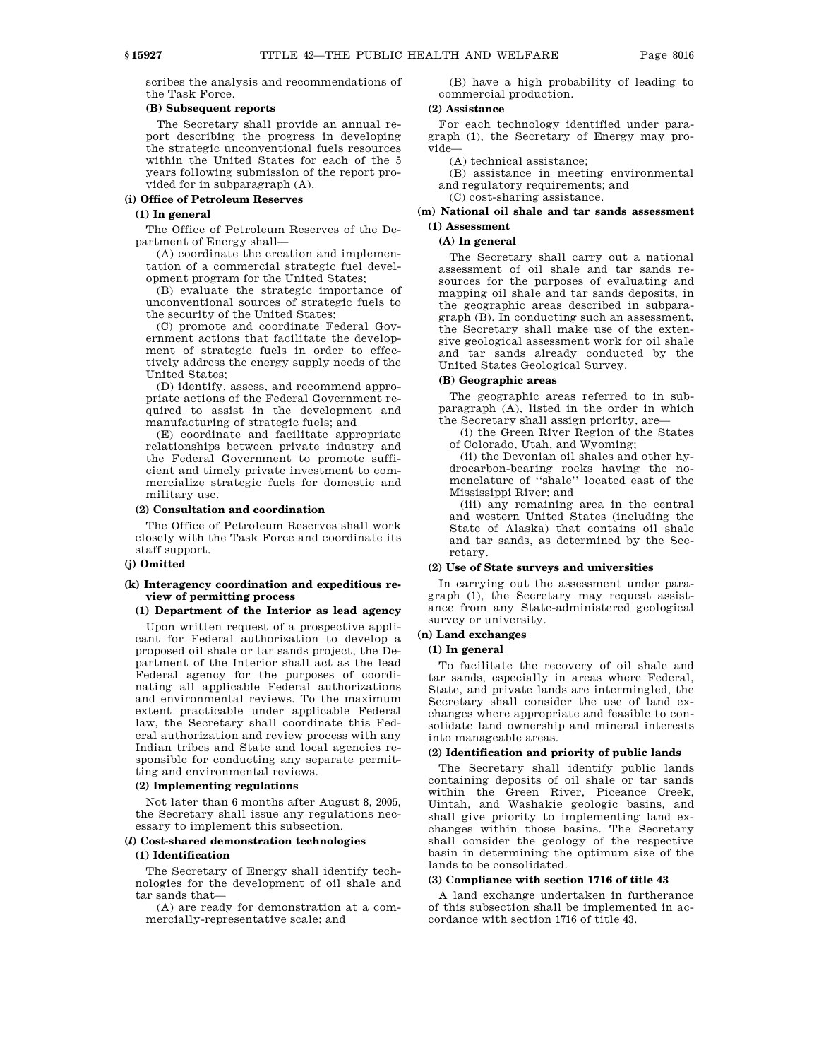scribes the analysis and recommendations of the Task Force.

**(B) Subsequent reports**

The Secretary shall provide an annual report describing the progress in developing the strategic unconventional fuels resources within the United States for each of the 5 years following submission of the report provided for in subparagraph (A).

**(i) Office of Petroleum Reserves**

**(1) In general**

The Office of Petroleum Reserves of the Department of Energy shall—

(A) coordinate the creation and implementation of a commercial strategic fuel development program for the United States;

(B) evaluate the strategic importance of unconventional sources of strategic fuels to the security of the United States;

(C) promote and coordinate Federal Government actions that facilitate the development of strategic fuels in order to effectively address the energy supply needs of the United States;

(D) identify, assess, and recommend appropriate actions of the Federal Government required to assist in the development and manufacturing of strategic fuels; and

(E) coordinate and facilitate appropriate relationships between private industry and the Federal Government to promote sufficient and timely private investment to commercialize strategic fuels for domestic and military use.

**(2) Consultation and coordination**

The Office of Petroleum Reserves shall work closely with the Task Force and coordinate its staff support.

**(j) Omitted**

**(k) Interagency coordination and expeditious review of permitting process**

**(1) Department of the Interior as lead agency**

Upon written request of a prospective applicant for Federal authorization to develop a proposed oil shale or tar sands project, the Department of the Interior shall act as the lead Federal agency for the purposes of coordinating all applicable Federal authorizations and environmental reviews. To the maximum extent practicable under applicable Federal law, the Secretary shall coordinate this Federal authorization and review process with any Indian tribes and State and local agencies responsible for conducting any separate permitting and environmental reviews.

**(2) Implementing regulations**

Not later than 6 months after August 8, 2005, the Secretary shall issue any regulations necessary to implement this subsection.

**(*l*) Cost-shared demonstration technologies**

**(1) Identification**

The Secretary of Energy shall identify technologies for the development of oil shale and tar sands that—

(A) are ready for demonstration at a commercially-representative scale; and

(B) have a high probability of leading to commercial production.

**(2) Assistance**

For each technology identified under paragraph (1), the Secretary of Energy may provide—

(A) technical assistance;

(B) assistance in meeting environmental and regulatory requirements; and

(C) cost-sharing assistance.

**(m) National oil shale and tar sands assessment**

**(1) Assessment**

**(A) In general**

The Secretary shall carry out a national assessment of oil shale and tar sands resources for the purposes of evaluating and mapping oil shale and tar sands deposits, in the geographic areas described in subparagraph (B). In conducting such an assessment, the Secretary shall make use of the extensive geological assessment work for oil shale and tar sands already conducted by the United States Geological Survey.

**(B) Geographic areas**

The geographic areas referred to in subparagraph (A), listed in the order in which the Secretary shall assign priority, are—

(i) the Green River Region of the States of Colorado, Utah, and Wyoming;

(ii) the Devonian oil shales and other hydrocarbon-bearing rocks having the nomenclature of ''shale'' located east of the Mississippi River; and

(iii) any remaining area in the central and western United States (including the State of Alaska) that contains oil shale and tar sands, as determined by the Secretary.

**(2) Use of State surveys and universities**

In carrying out the assessment under paragraph (1), the Secretary may request assistance from any State-administered geological survey or university.

**(n) Land exchanges**

**(1) In general**

To facilitate the recovery of oil shale and tar sands, especially in areas where Federal, State, and private lands are intermingled, the Secretary shall consider the use of land exchanges where appropriate and feasible to consolidate land ownership and mineral interests into manageable areas.

**(2) Identification and priority of public lands**

The Secretary shall identify public lands containing deposits of oil shale or tar sands within the Green River, Piceance Creek, Uintah, and Washakie geologic basins, and shall give priority to implementing land exchanges within those basins. The Secretary shall consider the geology of the respective basin in determining the optimum size of the lands to be consolidated.

**(3) Compliance with section 1716 of title 43**

A land exchange undertaken in furtherance of this subsection shall be implemented in accordance with section 1716 of title 43.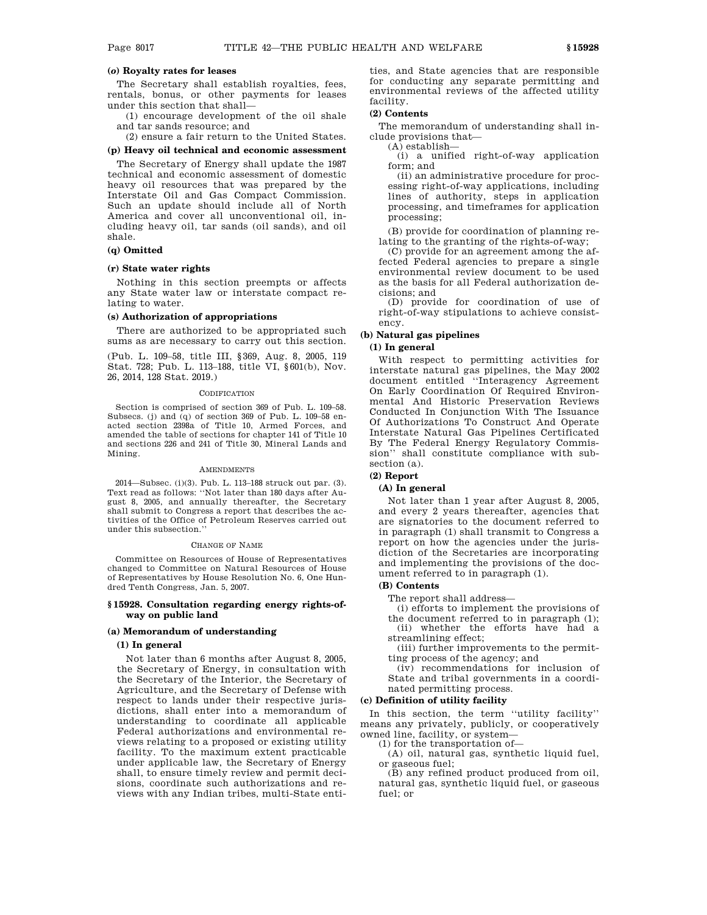**(o) Royalty rates for leases**

The Secretary shall establish royalties, fees, rentals, bonus, or other payments for leases under this section that shall—

(1) encourage development of the oil shale and tar sands resource; and

(2) ensure a fair return to the United States.

**(p) Heavy oil technical and economic assessment**

The Secretary of Energy shall update the 1987 technical and economic assessment of domestic heavy oil resources that was prepared by the Interstate Oil and Gas Compact Commission. Such an update should include all of North America and cover all unconventional oil, including heavy oil, tar sands (oil sands), and oil shale.

**(q) Omitted**

**(r) State water rights**

Nothing in this section preempts or affects any State water law or interstate compact relating to water.

**(s) Authorization of appropriations**

There are authorized to be appropriated such sums as are necessary to carry out this section.

(Pub. L. 109–58, title III, §369, Aug. 8, 2005, 119 Stat. 728; Pub. L. 113–188, title VI, §601(b), Nov. 26, 2014, 128 Stat. 2019.)

CODIFICATION

Section is comprised of section 369 of Pub. L. 109–58. Subsecs. (j) and (q) of section 369 of Pub. L. 109–58 enacted section 2398a of Title 10, Armed Forces, and amended the table of sections for chapter 141 of Title 10 and sections 226 and 241 of Title 30, Mineral Lands and Mining.

AMENDMENTS

2014—Subsec. (i)(3). Pub. L. 113–188 struck out par. (3). Text read as follows: "Not later than 180 days after August 8, 2005, and annually thereafter, the Secretary shall submit to Congress a report that describes the activities of the Office of Petroleum Reserves carried out under this subsection."

CHANGE OF NAME

Committee on Resources of House of Representatives changed to Committee on Natural Resources of House of Representatives by House Resolution No. 6, One Hundred Tenth Congress, Jan. 5, 2007.

## §15928. Consultation regarding energy rights-of-way on public land

**(a) Memorandum of understanding**

**(1) In general**

Not later than 6 months after August 8, 2005, the Secretary of Energy, in consultation with the Secretary of the Interior, the Secretary of Agriculture, and the Secretary of Defense with respect to lands under their respective jurisdictions, shall enter into a memorandum of understanding to coordinate all applicable Federal authorizations and environmental reviews relating to a proposed or existing utility facility. To the maximum extent practicable under applicable law, the Secretary of Energy shall, to ensure timely review and permit decisions, coordinate such authorizations and reviews with any Indian tribes, multi-State entities, and State agencies that are responsible for conducting any separate permitting and environmental reviews of the affected utility facility.

**(2) Contents**

The memorandum of understanding shall include provisions that—

(A) establish—

(i) a unified right-of-way application form; and

(ii) an administrative procedure for processing right-of-way applications, including lines of authority, steps in application processing, and timeframes for application processing;

(B) provide for coordination of planning relating to the granting of the rights-of-way;

(C) provide for an agreement among the affected Federal agencies to prepare a single environmental review document to be used as the basis for all Federal authorization decisions; and

(D) provide for coordination of use of right-of-way stipulations to achieve consistency.

**(b) Natural gas pipelines**

**(1) In general**

With respect to permitting activities for interstate natural gas pipelines, the May 2002 document entitled "Interagency Agreement On Early Coordination Of Required Environmental And Historic Preservation Reviews Conducted In Conjunction With The Issuance Of Authorizations To Construct And Operate Interstate Natural Gas Pipelines Certificated By The Federal Energy Regulatory Commission" shall constitute compliance with subsection (a).

**(2) Report**

**(A) In general**

Not later than 1 year after August 8, 2005, and every 2 years thereafter, agencies that are signatories to the document referred to in paragraph (1) shall transmit to Congress a report on how the agencies under the jurisdiction of the Secretaries are incorporating and implementing the provisions of the document referred to in paragraph (1).

**(B) Contents**

The report shall address—

(i) efforts to implement the provisions of the document referred to in paragraph (1);

(ii) whether the efforts have had a streamlining effect;

(iii) further improvements to the permitting process of the agency; and

(iv) recommendations for inclusion of State and tribal governments in a coordinated permitting process.

**(c) Definition of utility facility**

In this section, the term "utility facility" means any privately, publicly, or cooperatively owned line, facility, or system—

(1) for the transportation of—

(A) oil, natural gas, synthetic liquid fuel, or gaseous fuel;

(B) any refined product produced from oil, natural gas, synthetic liquid fuel, or gaseous fuel; or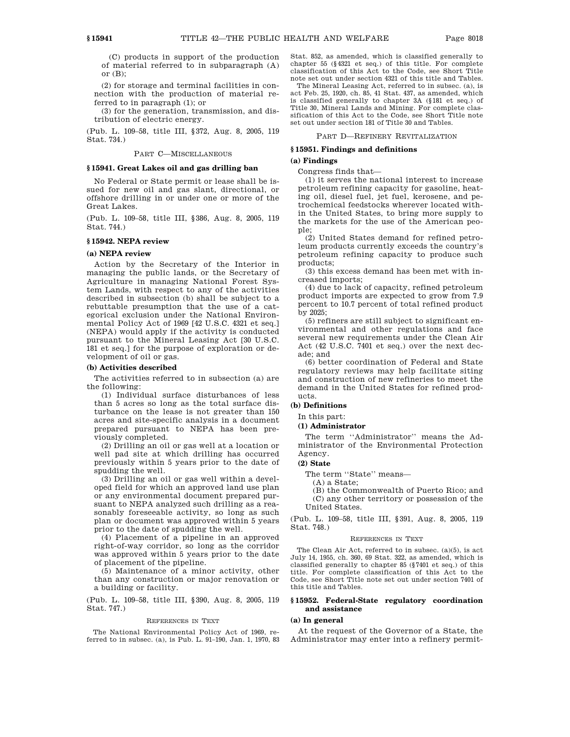(C) products in support of the production of material referred to in subparagraph (A) or (B);

(2) for storage and terminal facilities in connection with the production of material referred to in paragraph (1); or

(3) for the generation, transmission, and distribution of electric energy.

(Pub. L. 109–58, title III, §372, Aug. 8, 2005, 119 Stat. 734.)

## PART C—MISCELLANEOUS

### §15941. Great Lakes oil and gas drilling ban

No Federal or State permit or lease shall be issued for new oil and gas slant, directional, or offshore drilling in or under one or more of the Great Lakes.

(Pub. L. 109–58, title III, §386, Aug. 8, 2005, 119 Stat. 744.)

### §15942. NEPA review

#### (a) NEPA review

Action by the Secretary of the Interior in managing the public lands, or the Secretary of Agriculture in managing National Forest System Lands, with respect to any of the activities described in subsection (b) shall be subject to a rebuttable presumption that the use of a categorical exclusion under the National Environmental Policy Act of 1969 [42 U.S.C. 4321 et seq.] (NEPA) would apply if the activity is conducted pursuant to the Mineral Leasing Act [30 U.S.C. 181 et seq.] for the purpose of exploration or development of oil or gas.

#### (b) Activities described

The activities referred to in subsection (a) are the following:

(1) Individual surface disturbances of less than 5 acres so long as the total surface disturbance on the lease is not greater than 150 acres and site-specific analysis in a document prepared pursuant to NEPA has been previously completed.

(2) Drilling an oil or gas well at a location or well pad site at which drilling has occurred previously within 5 years prior to the date of spudding the well.

(3) Drilling an oil or gas well within a developed field for which an approved land use plan or any environmental document prepared pursuant to NEPA analyzed such drilling as a reasonably foreseeable activity, so long as such plan or document was approved within 5 years prior to the date of spudding the well.

(4) Placement of a pipeline in an approved right-of-way corridor, so long as the corridor was approved within 5 years prior to the date of placement of the pipeline.

(5) Maintenance of a minor activity, other than any construction or major renovation or a building or facility.

(Pub. L. 109–58, title III, §390, Aug. 8, 2005, 119 Stat. 747.)

REFERENCES IN TEXT

The National Environmental Policy Act of 1969, referred to in subsec. (a), is Pub. L. 91–190, Jan. 1, 1970, 83 Stat. 852, as amended, which is classified generally to chapter 55 (§4321 et seq.) of this title. For complete classification of this Act to the Code, see Short Title note set out under section 4321 of this title and Tables.

The Mineral Leasing Act, referred to in subsec. (a), is act Feb. 25, 1920, ch. 85, 41 Stat. 437, as amended, which is classified generally to chapter 3A (§181 et seq.) of Title 30, Mineral Lands and Mining. For complete classification of this Act to the Code, see Short Title note set out under section 181 of Title 30 and Tables.

## PART D—REFINERY REVITALIZATION

### §15951. Findings and definitions

#### (a) Findings

Congress finds that—

(1) it serves the national interest to increase petroleum refining capacity for gasoline, heating oil, diesel fuel, jet fuel, kerosene, and petrochemical feedstocks wherever located within the United States, to bring more supply to the markets for the use of the American people;

(2) United States demand for refined petroleum products currently exceeds the country's petroleum refining capacity to produce such products;

(3) this excess demand has been met with increased imports;

(4) due to lack of capacity, refined petroleum product imports are expected to grow from 7.9 percent to 10.7 percent of total refined product by 2025;

(5) refiners are still subject to significant environmental and other regulations and face several new requirements under the Clean Air Act (42 U.S.C. 7401 et seq.) over the next decade; and

(6) better coordination of Federal and State regulatory reviews may help facilitate siting and construction of new refineries to meet the demand in the United States for refined products.

#### (b) Definitions

In this part:

##### (1) Administrator

The term "Administrator" means the Administrator of the Environmental Protection Agency.

##### (2) State

The term "State" means—

(A) a State;

(B) the Commonwealth of Puerto Rico; and

(C) any other territory or possession of the United States.

(Pub. L. 109–58, title III, §391, Aug. 8, 2005, 119 Stat. 748.)

REFERENCES IN TEXT

The Clean Air Act, referred to in subsec. (a)(5), is act July 14, 1955, ch. 360, 69 Stat. 322, as amended, which is classified generally to chapter 85 (§7401 et seq.) of this title. For complete classification of this Act to the Code, see Short Title note set out under section 7401 of this title and Tables.

### §15952. Federal-State regulatory coordination and assistance

#### (a) In general

At the request of the Governor of a State, the Administrator may enter into a refinery permit-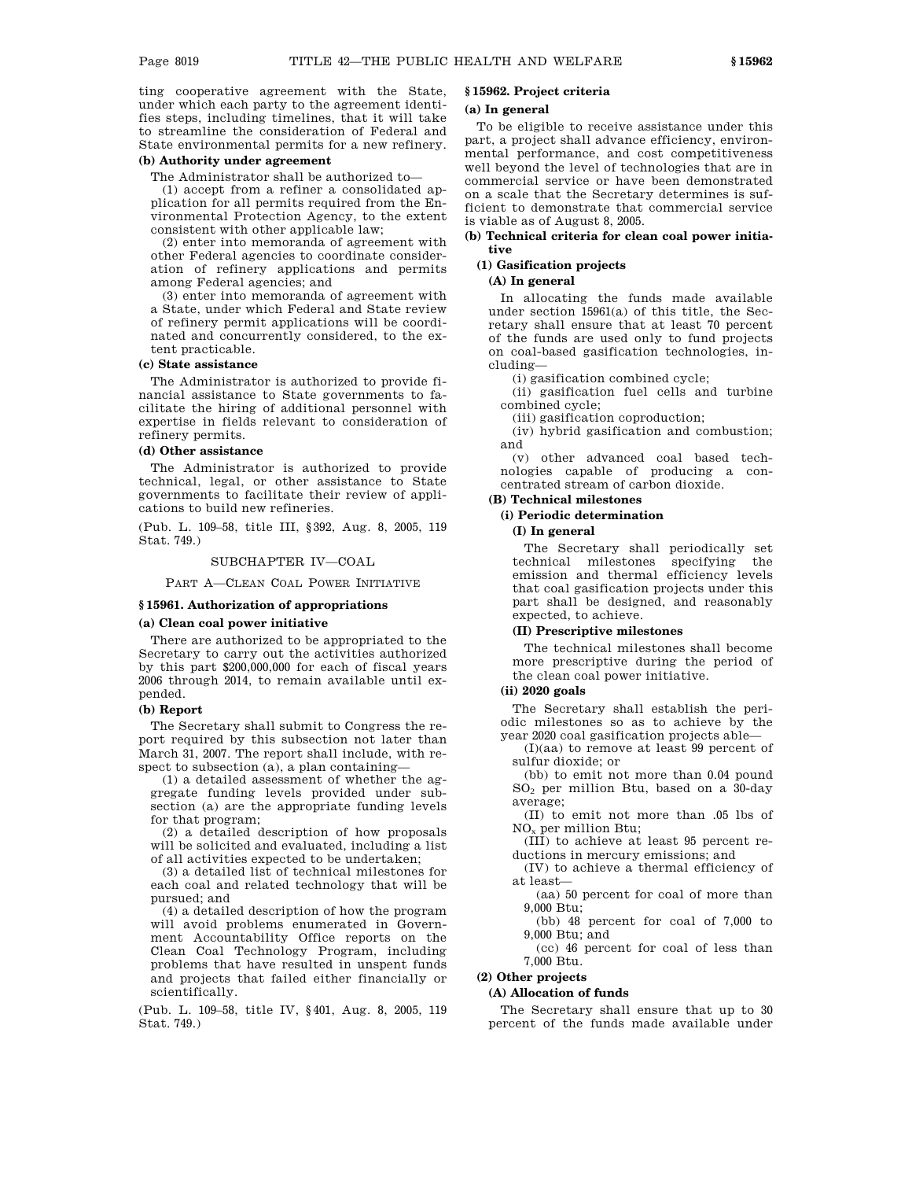ting cooperative agreement with the State, under which each party to the agreement identifies steps, including timelines, that it will take to streamline the consideration of Federal and State environmental permits for a new refinery.

**(b) Authority under agreement**

The Administrator shall be authorized to—

(1) accept from a refiner a consolidated application for all permits required from the Environmental Protection Agency, to the extent consistent with other applicable law;

(2) enter into memoranda of agreement with other Federal agencies to coordinate consideration of refinery applications and permits among Federal agencies; and

(3) enter into memoranda of agreement with a State, under which Federal and State review of refinery permit applications will be coordinated and concurrently considered, to the extent practicable.

**(c) State assistance**

The Administrator is authorized to provide financial assistance to State governments to facilitate the hiring of additional personnel with expertise in fields relevant to consideration of refinery permits.

**(d) Other assistance**

The Administrator is authorized to provide technical, legal, or other assistance to State governments to facilitate their review of applications to build new refineries.

(Pub. L. 109–58, title III, §392, Aug. 8, 2005, 119 Stat. 749.)

## SUBCHAPTER IV—COAL

### PART A—CLEAN COAL POWER INITIATIVE

### §15961. Authorization of appropriations

**(a) Clean coal power initiative**

There are authorized to be appropriated to the Secretary to carry out the activities authorized by this part $200,000,000 for each of fiscal years 2006 through 2014, to remain available until expended.

**(b) Report**

The Secretary shall submit to Congress the report required by this subsection not later than March 31, 2007. The report shall include, with respect to subsection (a), a plan containing—

(1) a detailed assessment of whether the aggregate funding levels provided under subsection (a) are the appropriate funding levels for that program;

(2) a detailed description of how proposals will be solicited and evaluated, including a list of all activities expected to be undertaken;

(3) a detailed list of technical milestones for each coal and related technology that will be pursued; and

(4) a detailed description of how the program will avoid problems enumerated in Government Accountability Office reports on the Clean Coal Technology Program, including problems that have resulted in unspent funds and projects that failed either financially or scientifically.

(Pub. L. 109–58, title IV, §401, Aug. 8, 2005, 119 Stat. 749.)

### §15962. Project criteria

**(a) In general**

To be eligible to receive assistance under this part, a project shall advance efficiency, environmental performance, and cost competitiveness well beyond the level of technologies that are in commercial service or have been demonstrated on a scale that the Secretary determines is sufficient to demonstrate that commercial service is viable as of August 8, 2005.

**(b) Technical criteria for clean coal power initiative**

**(1) Gasification projects**

**(A) In general**

In allocating the funds made available under section 15961(a) of this title, the Secretary shall ensure that at least 70 percent of the funds are used only to fund projects on coal-based gasification technologies, including—

(i) gasification combined cycle;

(ii) gasification fuel cells and turbine combined cycle;

(iii) gasification coproduction;

(iv) hybrid gasification and combustion; and

(v) other advanced coal based technologies capable of producing a concentrated stream of carbon dioxide.

**(B) Technical milestones**

**(i) Periodic determination**

**(I) In general**

The Secretary shall periodically set technical milestones specifying the emission and thermal efficiency levels that coal gasification projects under this part shall be designed, and reasonably expected, to achieve.

**(II) Prescriptive milestones**

The technical milestones shall become more prescriptive during the period of the clean coal power initiative.

**(ii) 2020 goals**

The Secretary shall establish the periodic milestones so as to achieve by the year 2020 coal gasification projects able—

(I)(aa) to remove at least 99 percent of sulfur dioxide; or

(bb) to emit not more than 0.04 pound $SO_2$ per million Btu, based on a 30-day average;

(II) to emit not more than .05 lbs of $NO_x$ per million Btu;

(III) to achieve at least 95 percent reductions in mercury emissions; and

(IV) to achieve a thermal efficiency of at least—

(aa) 50 percent for coal of more than 9,000 Btu;

(bb) 48 percent for coal of 7,000 to 9,000 Btu; and

(cc) 46 percent for coal of less than 7,000 Btu.

**(2) Other projects**

**(A) Allocation of funds**

The Secretary shall ensure that up to 30 percent of the funds made available under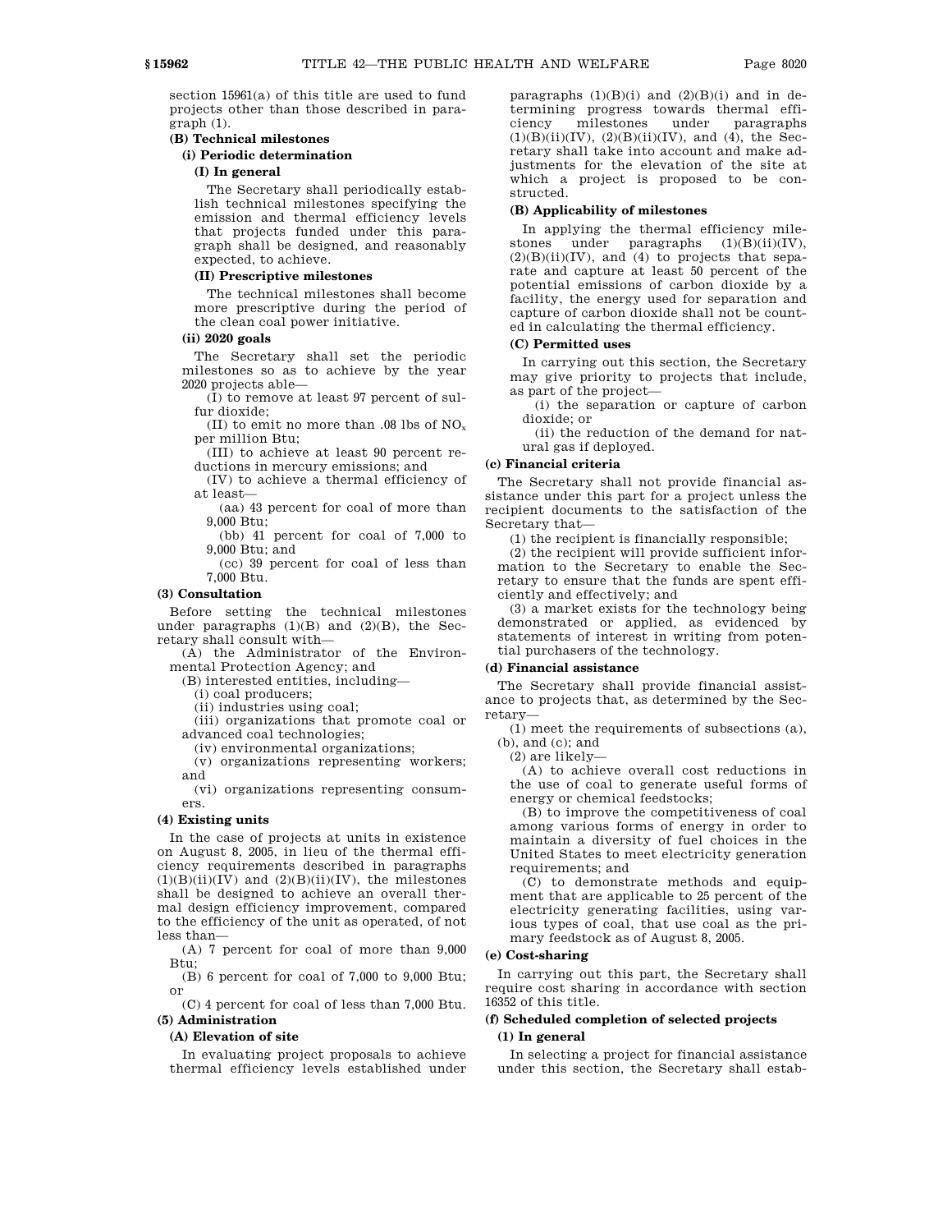section 15961(a) of this title are used to fund projects other than those described in paragraph (1).

**(B) Technical milestones**

**(i) Periodic determination**

**(I) In general**

The Secretary shall periodically establish technical milestones specifying the emission and thermal efficiency levels that projects funded under this paragraph shall be designed, and reasonably expected, to achieve.

**(II) Prescriptive milestones**

The technical milestones shall become more prescriptive during the period of the clean coal power initiative.

**(ii) 2020 goals**

The Secretary shall set the periodic milestones so as to achieve by the year 2020 projects able—

(I) to remove at least 97 percent of sulfur dioxide;

(II) to emit no more than .08 lbs of $NO_x$ per million Btu;

(III) to achieve at least 90 percent reductions in mercury emissions; and

(IV) to achieve a thermal efficiency of at least—

(aa) 43 percent for coal of more than 9,000 Btu;

(bb) 41 percent for coal of 7,000 to 9,000 Btu; and

(cc) 39 percent for coal of less than 7,000 Btu.

**(3) Consultation**

Before setting the technical milestones under paragraphs (1)(B) and (2)(B), the Secretary shall consult with—

(A) the Administrator of the Environmental Protection Agency; and

(B) interested entities, including—

(i) coal producers;

(ii) industries using coal;

(iii) organizations that promote coal or advanced coal technologies;

(iv) environmental organizations;

(v) organizations representing workers; and

(vi) organizations representing consumers.

**(4) Existing units**

In the case of projects at units in existence on August 8, 2005, in lieu of the thermal efficiency requirements described in paragraphs (1)(B)(ii)(IV) and (2)(B)(ii)(IV), the milestones shall be designed to achieve an overall thermal design efficiency improvement, compared to the efficiency of the unit as operated, of not less than—

(A) 7 percent for coal of more than 9,000 Btu;

(B) 6 percent for coal of 7,000 to 9,000 Btu; or

(C) 4 percent for coal of less than 7,000 Btu.

**(5) Administration**

**(A) Elevation of site**

In evaluating project proposals to achieve thermal efficiency levels established under paragraphs (1)(B)(i) and (2)(B)(i) and in determining progress towards thermal efficiency milestones under paragraphs (1)(B)(ii)(IV), (2)(B)(ii)(IV), and (4), the Secretary shall take into account and make adjustments for the elevation of the site at which a project is proposed to be constructed.

**(B) Applicability of milestones**

In applying the thermal efficiency milestones under paragraphs (1)(B)(ii)(IV), (2)(B)(ii)(IV), and (4) to projects that separate and capture at least 50 percent of the potential emissions of carbon dioxide by a facility, the energy used for separation and capture of carbon dioxide shall not be counted in calculating the thermal efficiency.

**(C) Permitted uses**

In carrying out this section, the Secretary may give priority to projects that include, as part of the project—

(i) the separation or capture of carbon dioxide; or

(ii) the reduction of the demand for natural gas if deployed.

**(c) Financial criteria**

The Secretary shall not provide financial assistance under this part for a project unless the recipient documents to the satisfaction of the Secretary that—

(1) the recipient is financially responsible;

(2) the recipient will provide sufficient information to the Secretary to enable the Secretary to ensure that the funds are spent efficiently and effectively; and

(3) a market exists for the technology being demonstrated or applied, as evidenced by statements of interest in writing from potential purchasers of the technology.

**(d) Financial assistance**

The Secretary shall provide financial assistance to projects that, as determined by the Secretary—

(1) meet the requirements of subsections (a), (b), and (c); and

(2) are likely—

(A) to achieve overall cost reductions in the use of coal to generate useful forms of energy or chemical feedstocks;

(B) to improve the competitiveness of coal among various forms of energy in order to maintain a diversity of fuel choices in the United States to meet electricity generation requirements; and

(C) to demonstrate methods and equipment that are applicable to 25 percent of the electricity generating facilities, using various types of coal, that use coal as the primary feedstock as of August 8, 2005.

**(e) Cost-sharing**

In carrying out this part, the Secretary shall require cost sharing in accordance with section 16352 of this title.

**(f) Scheduled completion of selected projects**

**(1) In general**

In selecting a project for financial assistance under this section, the Secretary shall estab-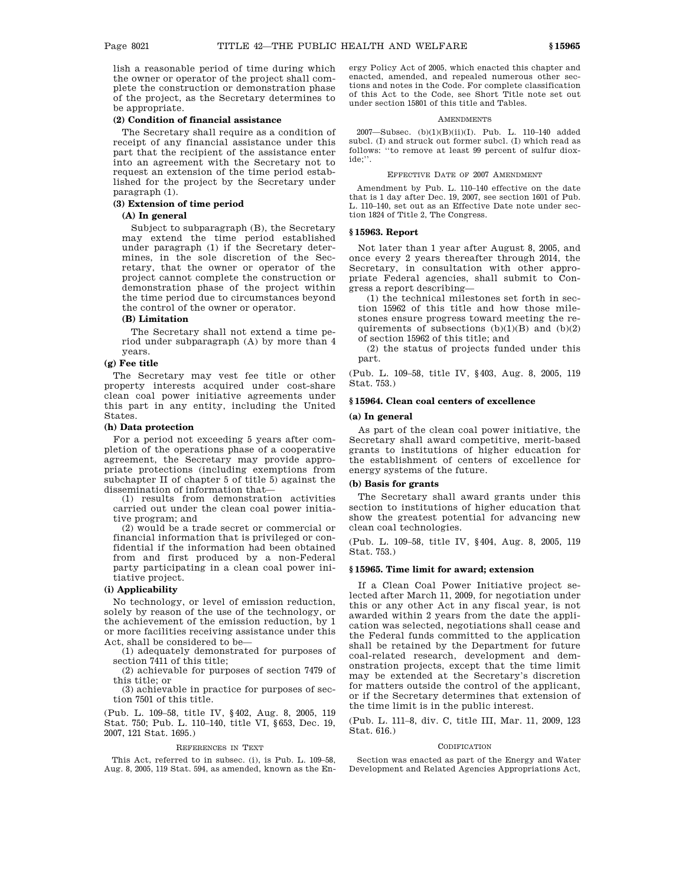lish a reasonable period of time during which the owner or operator of the project shall complete the construction or demonstration phase of the project, as the Secretary determines to be appropriate.

**(2) Condition of financial assistance**

The Secretary shall require as a condition of receipt of any financial assistance under this part that the recipient of the assistance enter into an agreement with the Secretary not to request an extension of the time period established for the project by the Secretary under paragraph (1).

**(3) Extension of time period**

**(A) In general**

Subject to subparagraph (B), the Secretary may extend the time period established under paragraph (1) if the Secretary determines, in the sole discretion of the Secretary, that the owner or operator of the project cannot complete the construction or demonstration phase of the project within the time period due to circumstances beyond the control of the owner or operator.

**(B) Limitation**

The Secretary shall not extend a time period under subparagraph (A) by more than 4 years.

**(g) Fee title**

The Secretary may vest fee title or other property interests acquired under cost-share clean coal power initiative agreements under this part in any entity, including the United States.

**(h) Data protection**

For a period not exceeding 5 years after completion of the operations phase of a cooperative agreement, the Secretary may provide appropriate protections (including exemptions from subchapter II of chapter 5 of title 5) against the dissemination of information that—

(1) results from demonstration activities carried out under the clean coal power initiative program; and

(2) would be a trade secret or commercial or financial information that is privileged or confidential if the information had been obtained from and first produced by a non-Federal party participating in a clean coal power initiative project.

**(i) Applicability**

No technology, or level of emission reduction, solely by reason of the use of the technology, or the achievement of the emission reduction, by 1 or more facilities receiving assistance under this Act, shall be considered to be—

(1) adequately demonstrated for purposes of section 7411 of this title;

(2) achievable for purposes of section 7479 of this title; or

(3) achievable in practice for purposes of section 7501 of this title.

(Pub. L. 109–58, title IV, §402, Aug. 8, 2005, 119 Stat. 750; Pub. L. 110–140, title VI, §653, Dec. 19, 2007, 121 Stat. 1695.)

REFERENCES IN TEXT

This Act, referred to in subsec. (i), is Pub. L. 109–58, Aug. 8, 2005, 119 Stat. 594, as amended, known as the Energy Policy Act of 2005, which enacted this chapter and enacted, amended, and repealed numerous other sections and notes in the Code. For complete classification of this Act to the Code, see Short Title note set out under section 15801 of this title and Tables.

AMENDMENTS

2007—Subsec. (b)(1)(B)(ii)(I). Pub. L. 110–140 added subcl. (I) and struck out former subcl. (I) which read as follows: ''to remove at least 99 percent of sulfur dioxide;''.

EFFECTIVE DATE OF 2007 AMENDMENT

Amendment by Pub. L. 110–140 effective on the date that is 1 day after Dec. 19, 2007, see section 1601 of Pub. L. 110–140, set out as an Effective Date note under section 1824 of Title 2, The Congress.

### §15963. Report

Not later than 1 year after August 8, 2005, and once every 2 years thereafter through 2014, the Secretary, in consultation with other appropriate Federal agencies, shall submit to Congress a report describing—

(1) the technical milestones set forth in section 15962 of this title and how those milestones ensure progress toward meeting the requirements of subsections (b)(1)(B) and (b)(2) of section 15962 of this title; and

(2) the status of projects funded under this part.

(Pub. L. 109–58, title IV, §403, Aug. 8, 2005, 119 Stat. 753.)

### §15964. Clean coal centers of excellence

**(a) In general**

As part of the clean coal power initiative, the Secretary shall award competitive, merit-based grants to institutions of higher education for the establishment of centers of excellence for energy systems of the future.

**(b) Basis for grants**

The Secretary shall award grants under this section to institutions of higher education that show the greatest potential for advancing new clean coal technologies.

(Pub. L. 109–58, title IV, §404, Aug. 8, 2005, 119 Stat. 753.)

### §15965. Time limit for award; extension

If a Clean Coal Power Initiative project selected after March 11, 2009, for negotiation under this or any other Act in any fiscal year, is not awarded within 2 years from the date the application was selected, negotiations shall cease and the Federal funds committed to the application shall be retained by the Department for future coal-related research, development and demonstration projects, except that the time limit may be extended at the Secretary's discretion for matters outside the control of the applicant, or if the Secretary determines that extension of the time limit is in the public interest.

(Pub. L. 111–8, div. C, title III, Mar. 11, 2009, 123 Stat. 616.)

CODIFICATION

Section was enacted as part of the Energy and Water Development and Related Agencies Appropriations Act,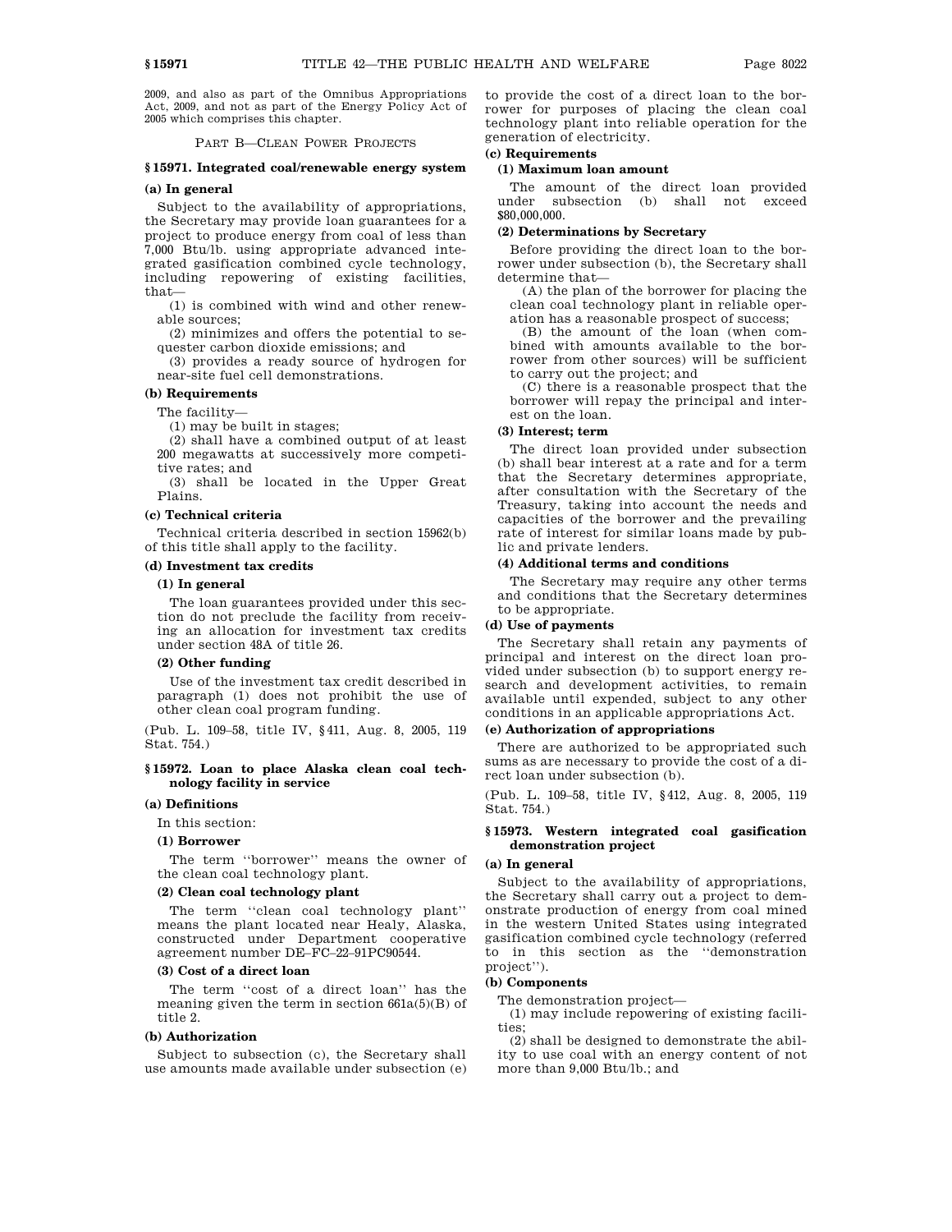2009, and also as part of the Omnibus Appropriations Act, 2009, and not as part of the Energy Policy Act of 2005 which comprises this chapter.

PART B—CLEAN POWER PROJECTS

### § 15971. Integrated coal/renewable energy system

#### (a) In general

Subject to the availability of appropriations, the Secretary may provide loan guarantees for a project to produce energy from coal of less than 7,000 Btu/lb. using appropriate advanced integrated gasification combined cycle technology, including repowering of existing facilities, that—

(1) is combined with wind and other renewable sources;

(2) minimizes and offers the potential to sequester carbon dioxide emissions; and

(3) provides a ready source of hydrogen for near-site fuel cell demonstrations.

#### (b) Requirements

The facility—

(1) may be built in stages;

(2) shall have a combined output of at least 200 megawatts at successively more competitive rates; and

(3) shall be located in the Upper Great Plains.

#### (c) Technical criteria

Technical criteria described in section 15962(b) of this title shall apply to the facility.

#### (d) Investment tax credits

##### (1) In general

The loan guarantees provided under this section do not preclude the facility from receiving an allocation for investment tax credits under section 48A of title 26.

##### (2) Other funding

Use of the investment tax credit described in paragraph (1) does not prohibit the use of other clean coal program funding.

(Pub. L. 109–58, title IV, § 411, Aug. 8, 2005, 119 Stat. 754.)

### § 15972. Loan to place Alaska clean coal technology facility in service

#### (a) Definitions

In this section:

##### (1) Borrower

The term ''borrower'' means the owner of the clean coal technology plant.

##### (2) Clean coal technology plant

The term ''clean coal technology plant'' means the plant located near Healy, Alaska, constructed under Department cooperative agreement number DE–FC–22–91PC90544.

##### (3) Cost of a direct loan

The term ''cost of a direct loan'' has the meaning given the term in section 661a(5)(B) of title 2.

#### (b) Authorization

Subject to subsection (c), the Secretary shall use amounts made available under subsection (e) to provide the cost of a direct loan to the borrower for purposes of placing the clean coal technology plant into reliable operation for the generation of electricity.

#### (c) Requirements

##### (1) Maximum loan amount

The amount of the direct loan provided under subsection (b) shall not exceed $80,000,000.

##### (2) Determinations by Secretary

Before providing the direct loan to the borrower under subsection (b), the Secretary shall determine that—

(A) the plan of the borrower for placing the clean coal technology plant in reliable operation has a reasonable prospect of success;

(B) the amount of the loan (when combined with amounts available to the borrower from other sources) will be sufficient to carry out the project; and

(C) there is a reasonable prospect that the borrower will repay the principal and interest on the loan.

##### (3) Interest; term

The direct loan provided under subsection (b) shall bear interest at a rate and for a term that the Secretary determines appropriate, after consultation with the Secretary of the Treasury, taking into account the needs and capacities of the borrower and the prevailing rate of interest for similar loans made by public and private lenders.

##### (4) Additional terms and conditions

The Secretary may require any other terms and conditions that the Secretary determines to be appropriate.

#### (d) Use of payments

The Secretary shall retain any payments of principal and interest on the direct loan provided under subsection (b) to support energy research and development activities, to remain available until expended, subject to any other conditions in an applicable appropriations Act.

#### (e) Authorization of appropriations

There are authorized to be appropriated such sums as are necessary to provide the cost of a direct loan under subsection (b).

(Pub. L. 109–58, title IV, § 412, Aug. 8, 2005, 119 Stat. 754.)

### § 15973. Western integrated coal gasification demonstration project

#### (a) In general

Subject to the availability of appropriations, the Secretary shall carry out a project to demonstrate production of energy from coal mined in the western United States using integrated gasification combined cycle technology (referred to in this section as the ''demonstration project'').

#### (b) Components

The demonstration project—

(1) may include repowering of existing facilities;

(2) shall be designed to demonstrate the ability to use coal with an energy content of not more than 9,000 Btu/lb.; and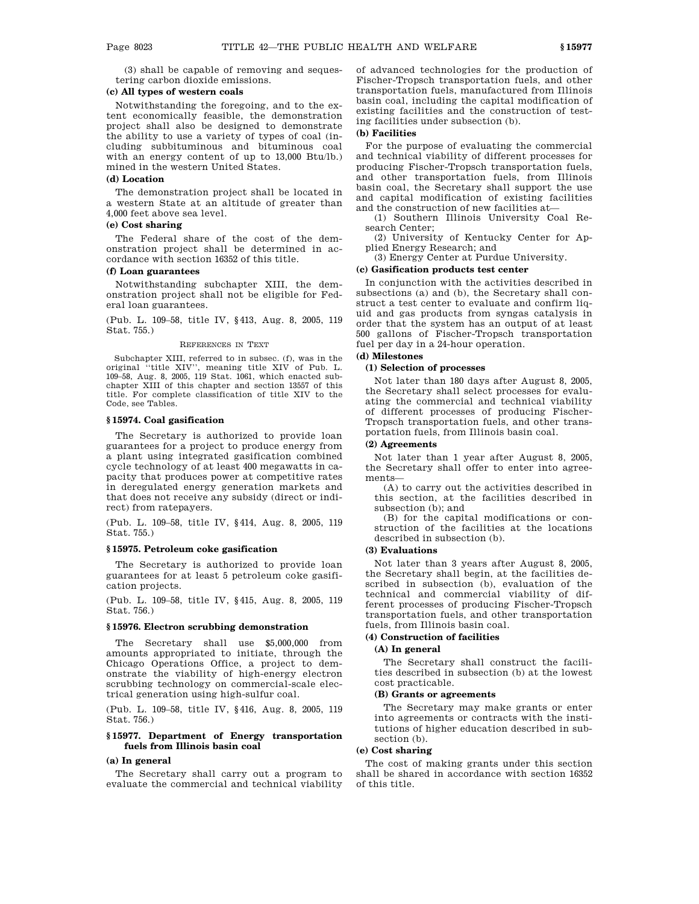(3) shall be capable of removing and sequestering carbon dioxide emissions.

#### (c) All types of western coals

Notwithstanding the foregoing, and to the extent economically feasible, the demonstration project shall also be designed to demonstrate the ability to use a variety of types of coal (including subbituminous and bituminous coal with an energy content of up to 13,000 Btu/lb.) mined in the western United States.

#### (d) Location

The demonstration project shall be located in a western State at an altitude of greater than 4,000 feet above sea level.

#### (e) Cost sharing

The Federal share of the cost of the demonstration project shall be determined in accordance with section 16352 of this title.

#### (f) Loan guarantees

Notwithstanding subchapter XIII, the demonstration project shall not be eligible for Federal loan guarantees.

(Pub. L. 109–58, title IV, §413, Aug. 8, 2005, 119 Stat. 755.)

REFERENCES IN TEXT

Subchapter XIII, referred to in subsec. (f), was in the original "title XIV", meaning title XIV of Pub. L. 109–58, Aug. 8, 2005, 119 Stat. 1061, which enacted subchapter XIII of this chapter and section 13557 of this title. For complete classification of title XIV to the Code, see Tables.

### §15974. Coal gasification

The Secretary is authorized to provide loan guarantees for a project to produce energy from a plant using integrated gasification combined cycle technology of at least 400 megawatts in capacity that produces power at competitive rates in deregulated energy generation markets and that does not receive any subsidy (direct or indirect) from ratepayers.

(Pub. L. 109–58, title IV, §414, Aug. 8, 2005, 119 Stat. 755.)

### §15975. Petroleum coke gasification

The Secretary is authorized to provide loan guarantees for at least 5 petroleum coke gasification projects.

(Pub. L. 109–58, title IV, §415, Aug. 8, 2005, 119 Stat. 756.)

### §15976. Electron scrubbing demonstration

The Secretary shall use $5,000,000 from amounts appropriated to initiate, through the Chicago Operations Office, a project to demonstrate the viability of high-energy electron scrubbing technology on commercial-scale electrical generation using high-sulfur coal.

(Pub. L. 109–58, title IV, §416, Aug. 8, 2005, 119 Stat. 756.)

### §15977. Department of Energy transportation fuels from Illinois basin coal

#### (a) In general

The Secretary shall carry out a program to evaluate the commercial and technical viability of advanced technologies for the production of Fischer-Tropsch transportation fuels, and other transportation fuels, manufactured from Illinois basin coal, including the capital modification of existing facilities and the construction of testing facilities under subsection (b).

#### (b) Facilities

For the purpose of evaluating the commercial and technical viability of different processes for producing Fischer-Tropsch transportation fuels, and other transportation fuels, from Illinois basin coal, the Secretary shall support the use and capital modification of existing facilities and the construction of new facilities at—

(1) Southern Illinois University Coal Research Center;

(2) University of Kentucky Center for Applied Energy Research; and

(3) Energy Center at Purdue University.

#### (c) Gasification products test center

In conjunction with the activities described in subsections (a) and (b), the Secretary shall construct a test center to evaluate and confirm liquid and gas products from syngas catalysis in order that the system has an output of at least 500 gallons of Fischer-Tropsch transportation fuel per day in a 24-hour operation.

#### (d) Milestones

##### (1) Selection of processes

Not later than 180 days after August 8, 2005, the Secretary shall select processes for evaluating the commercial and technical viability of different processes of producing Fischer-Tropsch transportation fuels, and other transportation fuels, from Illinois basin coal.

##### (2) Agreements

Not later than 1 year after August 8, 2005, the Secretary shall offer to enter into agreements—

(A) to carry out the activities described in this section, at the facilities described in subsection (b); and

(B) for the capital modifications or construction of the facilities at the locations described in subsection (b).

##### (3) Evaluations

Not later than 3 years after August 8, 2005, the Secretary shall begin, at the facilities described in subsection (b), evaluation of the technical and commercial viability of different processes of producing Fischer-Tropsch transportation fuels, and other transportation fuels, from Illinois basin coal.

##### (4) Construction of facilities

###### (A) In general

The Secretary shall construct the facilities described in subsection (b) at the lowest cost practicable.

###### (B) Grants or agreements

The Secretary may make grants or enter into agreements or contracts with the institutions of higher education described in subsection (b).

#### (e) Cost sharing

The cost of making grants under this section shall be shared in accordance with section 16352 of this title.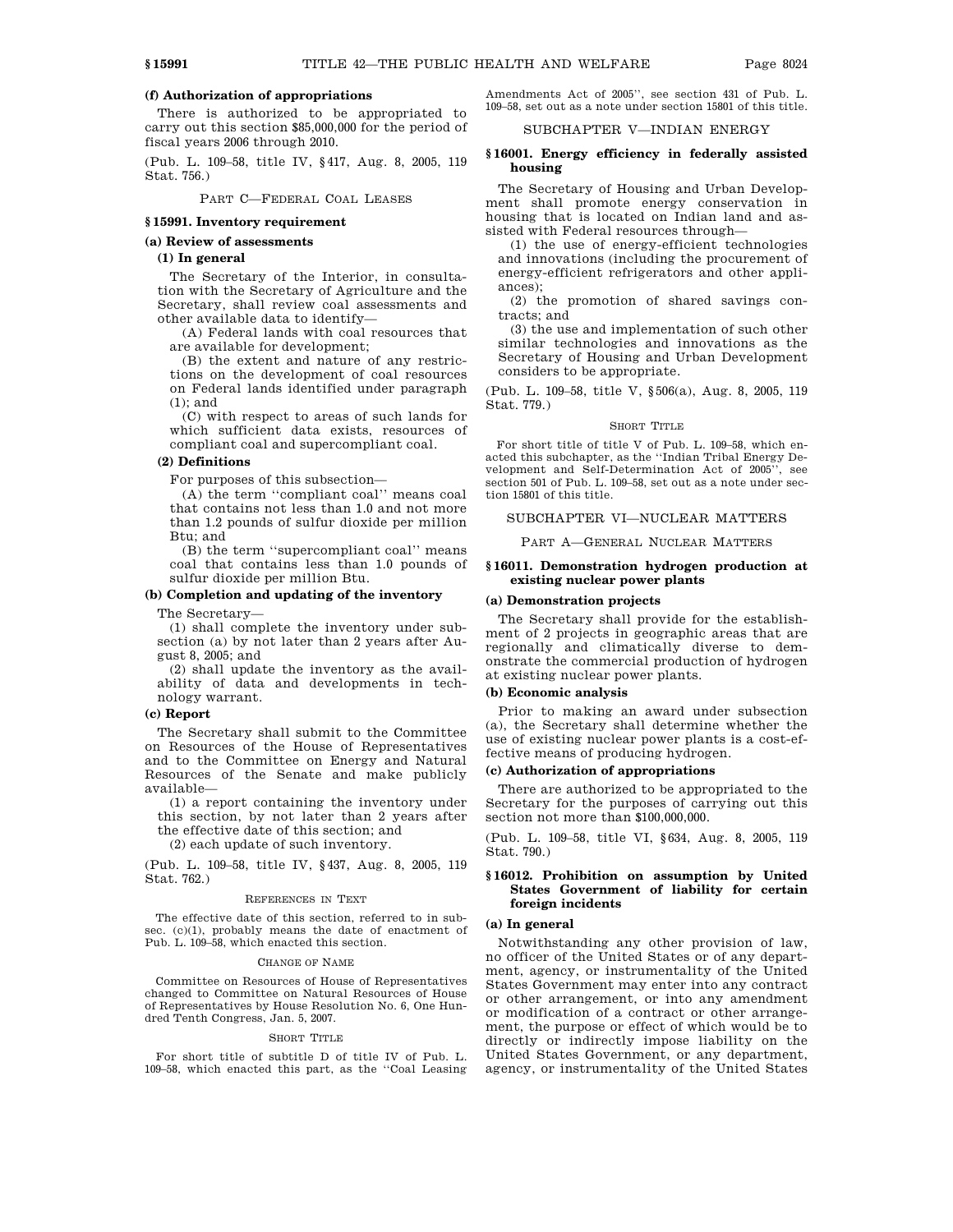#### (f) Authorization of appropriations

There is authorized to be appropriated to carry out this section $85,000,000 for the period of fiscal years 2006 through 2010.

(Pub. L. 109–58, title IV, §417, Aug. 8, 2005, 119 Stat. 756.)

## PART C—FEDERAL COAL LEASES

### §15991. Inventory requirement

#### (a) Review of assessments

##### (1) In general

The Secretary of the Interior, in consultation with the Secretary of Agriculture and the Secretary, shall review coal assessments and other available data to identify—

(A) Federal lands with coal resources that are available for development;

(B) the extent and nature of any restrictions on the development of coal resources on Federal lands identified under paragraph (1); and

(C) with respect to areas of such lands for which sufficient data exists, resources of compliant coal and supercompliant coal.

##### (2) Definitions

For purposes of this subsection—

(A) the term ''compliant coal'' means coal that contains not less than 1.0 and not more than 1.2 pounds of sulfur dioxide per million Btu; and

(B) the term ''supercompliant coal'' means coal that contains less than 1.0 pounds of sulfur dioxide per million Btu.

#### (b) Completion and updating of the inventory

The Secretary—

(1) shall complete the inventory under subsection (a) by not later than 2 years after August 8, 2005; and

(2) shall update the inventory as the availability of data and developments in technology warrant.

#### (c) Report

The Secretary shall submit to the Committee on Resources of the House of Representatives and to the Committee on Energy and Natural Resources of the Senate and make publicly available—

(1) a report containing the inventory under this section, by not later than 2 years after the effective date of this section; and

(2) each update of such inventory.

(Pub. L. 109–58, title IV, §437, Aug. 8, 2005, 119 Stat. 762.)

REFERENCES IN TEXT

The effective date of this section, referred to in subsec. (c)(1), probably means the date of enactment of Pub. L. 109–58, which enacted this section.

CHANGE OF NAME

Committee on Resources of House of Representatives changed to Committee on Natural Resources of House of Representatives by House Resolution No. 6, One Hundred Tenth Congress, Jan. 5, 2007.

SHORT TITLE

For short title of subtitle D of title IV of Pub. L. 109–58, which enacted this part, as the ''Coal Leasing Amendments Act of 2005'', see section 431 of Pub. L. 109–58, set out as a note under section 15801 of this title.

## SUBCHAPTER V—INDIAN ENERGY

### §16001. Energy efficiency in federally assisted housing

The Secretary of Housing and Urban Development shall promote energy conservation in housing that is located on Indian land and assisted with Federal resources through—

(1) the use of energy-efficient technologies and innovations (including the procurement of energy-efficient refrigerators and other appliances);

(2) the promotion of shared savings contracts; and

(3) the use and implementation of such other similar technologies and innovations as the Secretary of Housing and Urban Development considers to be appropriate.

(Pub. L. 109–58, title V, §506(a), Aug. 8, 2005, 119 Stat. 779.)

SHORT TITLE

For short title of title V of Pub. L. 109–58, which enacted this subchapter, as the ''Indian Tribal Energy Development and Self-Determination Act of 2005'', see section 501 of Pub. L. 109–58, set out as a note under section 15801 of this title.

## SUBCHAPTER VI—NUCLEAR MATTERS

## PART A—GENERAL NUCLEAR MATTERS

### §16011. Demonstration hydrogen production at existing nuclear power plants

#### (a) Demonstration projects

The Secretary shall provide for the establishment of 2 projects in geographic areas that are regionally and climatically diverse to demonstrate the commercial production of hydrogen at existing nuclear power plants.

#### (b) Economic analysis

Prior to making an award under subsection (a), the Secretary shall determine whether the use of existing nuclear power plants is a cost-effective means of producing hydrogen.

#### (c) Authorization of appropriations

There are authorized to be appropriated to the Secretary for the purposes of carrying out this section not more than $100,000,000.

(Pub. L. 109–58, title VI, §634, Aug. 8, 2005, 119 Stat. 790.)

### §16012. Prohibition on assumption by United States Government of liability for certain foreign incidents

#### (a) In general

Notwithstanding any other provision of law, no officer of the United States or of any department, agency, or instrumentality of the United States Government may enter into any contract or other arrangement, or into any amendment or modification of a contract or other arrangement, the purpose or effect of which would be to directly or indirectly impose liability on the United States Government, or any department, agency, or instrumentality of the United States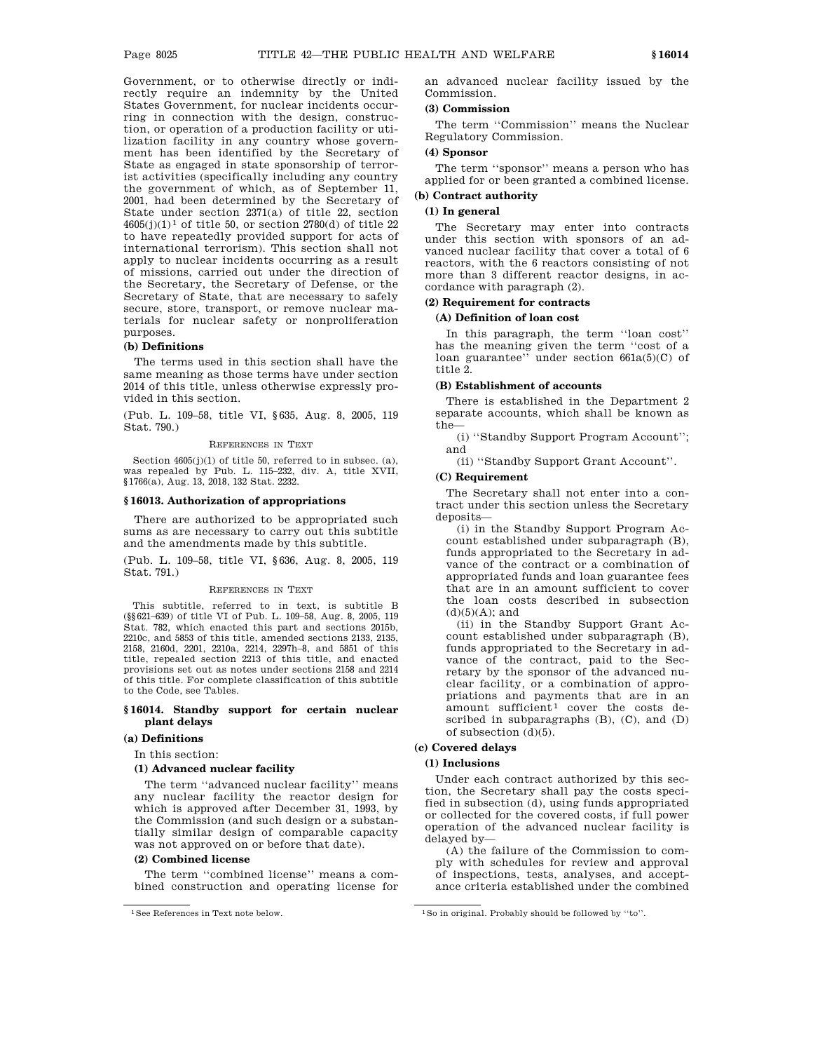Government, or to otherwise directly or indirectly require an indemnity by the United States Government, for nuclear incidents occurring in connection with the design, construction, or operation of a production facility or utilization facility in any country whose government has been identified by the Secretary of State as engaged in state sponsorship of terrorist activities (specifically including any country the government of which, as of September 11, 2001, had been determined by the Secretary of State under section 2371(a) of title 22, section 4605(j)(1)[1] of title 50, or section 2780(d) of title 22 to have repeatedly provided support for acts of international terrorism). This section shall not apply to nuclear incidents occurring as a result of missions, carried out under the direction of the Secretary, the Secretary of Defense, or the Secretary of State, that are necessary to safely secure, store, transport, or remove nuclear materials for nuclear safety or nonproliferation purposes.

**(b) Definitions**

The terms used in this section shall have the same meaning as those terms have under section 2014 of this title, unless otherwise expressly provided in this section.

(Pub. L. 109–58, title VI, §635, Aug. 8, 2005, 119 Stat. 790.)

REFERENCES IN TEXT

Section 4605(j)(1) of title 50, referred to in subsec. (a), was repealed by Pub. L. 115–232, div. A, title XVII, §1766(a), Aug. 13, 2018, 132 Stat. 2232.

### §16013. Authorization of appropriations

There are authorized to be appropriated such sums as are necessary to carry out this subtitle and the amendments made by this subtitle.

(Pub. L. 109–58, title VI, §636, Aug. 8, 2005, 119 Stat. 791.)

REFERENCES IN TEXT

This subtitle, referred to in text, is subtitle B (§§621–639) of title VI of Pub. L. 109–58, Aug. 8, 2005, 119 Stat. 782, which enacted this part and sections 2015b, 2210c, and 5853 of this title, amended sections 2133, 2135, 2158, 2160d, 2201, 2210a, 2214, 2297h–8, and 5851 of this title, repealed section 2213 of this title, and enacted provisions set out as notes under sections 2158 and 2214 of this title. For complete classification of this subtitle to the Code, see Tables.

### §16014. Standby support for certain nuclear plant delays

**(a) Definitions**

In this section:

**(1) Advanced nuclear facility**

The term ''advanced nuclear facility'' means any nuclear facility the reactor design for which is approved after December 31, 1993, by the Commission (and such design or a substantially similar design of comparable capacity was not approved on or before that date).

**(2) Combined license**

The term ''combined license'' means a combined construction and operating license for an advanced nuclear facility issued by the Commission.

**(3) Commission**

The term ''Commission'' means the Nuclear Regulatory Commission.

**(4) Sponsor**

The term ''sponsor'' means a person who has applied for or been granted a combined license.

**(b) Contract authority**

**(1) In general**

The Secretary may enter into contracts under this section with sponsors of an advanced nuclear facility that cover a total of 6 reactors, with the 6 reactors consisting of not more than 3 different reactor designs, in accordance with paragraph (2).

**(2) Requirement for contracts**

**(A) Definition of loan cost**

In this paragraph, the term ''loan cost'' has the meaning given the term ''cost of a loan guarantee'' under section 661a(5)(C) of title 2.

**(B) Establishment of accounts**

There is established in the Department 2 separate accounts, which shall be known as the—

(i) ''Standby Support Program Account''; and

(ii) ''Standby Support Grant Account''.

**(C) Requirement**

The Secretary shall not enter into a contract under this section unless the Secretary deposits—

(i) in the Standby Support Program Account established under subparagraph (B), funds appropriated to the Secretary in advance of the contract or a combination of appropriated funds and loan guarantee fees that are in an amount sufficient to cover the loan costs described in subsection (d)(5)(A); and

(ii) in the Standby Support Grant Account established under subparagraph (B), funds appropriated to the Secretary in advance of the contract, paid to the Secretary by the sponsor of the advanced nuclear facility, or a combination of appropriations and payments that are in an amount sufficient[1] cover the costs described in subparagraphs (B), (C), and (D) of subsection (d)(5).

**(c) Covered delays**

**(1) Inclusions**

Under each contract authorized by this section, the Secretary shall pay the costs specified in subsection (d), using funds appropriated or collected for the covered costs, if full power operation of the advanced nuclear facility is delayed by—

(A) the failure of the Commission to comply with schedules for review and approval of inspections, tests, analyses, and acceptance criteria established under the combined

[1] See References in Text note below.

[1] So in original. Probably should be followed by ''to''.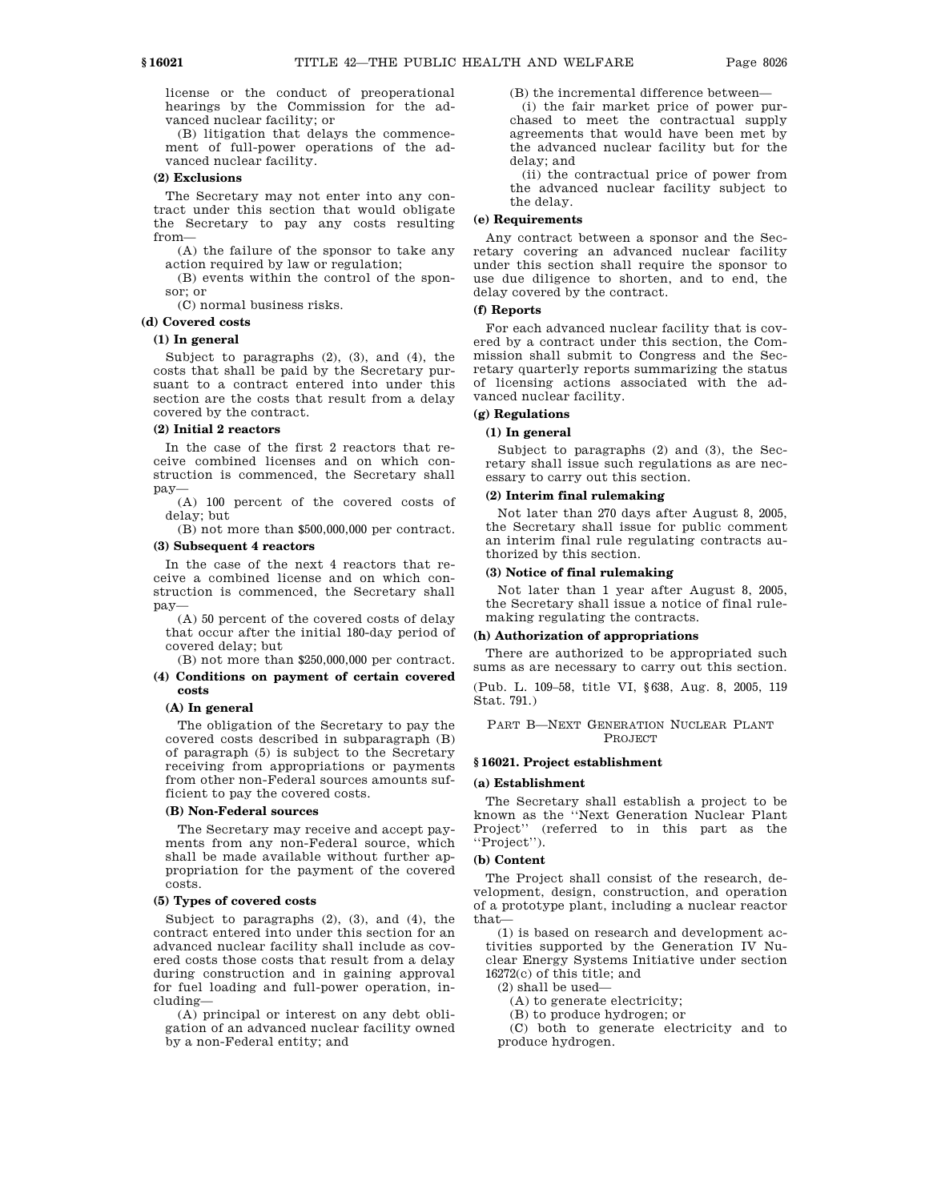license or the conduct of preoperational hearings by the Commission for the advanced nuclear facility; or

(B) litigation that delays the commencement of full-power operations of the advanced nuclear facility.

**(2) Exclusions**

The Secretary may not enter into any contract under this section that would obligate the Secretary to pay any costs resulting from—

(A) the failure of the sponsor to take any action required by law or regulation;

(B) events within the control of the sponsor; or

(C) normal business risks.

**(d) Covered costs**

**(1) In general**

Subject to paragraphs (2), (3), and (4), the costs that shall be paid by the Secretary pursuant to a contract entered into under this section are the costs that result from a delay covered by the contract.

**(2) Initial 2 reactors**

In the case of the first 2 reactors that receive combined licenses and on which construction is commenced, the Secretary shall pay—

(A) 100 percent of the covered costs of delay; but

(B) not more than $500,000,000 per contract.

**(3) Subsequent 4 reactors**

In the case of the next 4 reactors that receive a combined license and on which construction is commenced, the Secretary shall pay—

(A) 50 percent of the covered costs of delay that occur after the initial 180-day period of covered delay; but

(B) not more than $250,000,000 per contract.

**(4) Conditions on payment of certain covered costs**

**(A) In general**

The obligation of the Secretary to pay the covered costs described in subparagraph (B) of paragraph (5) is subject to the Secretary receiving from appropriations or payments from other non-Federal sources amounts sufficient to pay the covered costs.

**(B) Non-Federal sources**

The Secretary may receive and accept payments from any non-Federal source, which shall be made available without further appropriation for the payment of the covered costs.

**(5) Types of covered costs**

Subject to paragraphs (2), (3), and (4), the contract entered into under this section for an advanced nuclear facility shall include as covered costs those costs that result from a delay during construction and in gaining approval for fuel loading and full-power operation, including—

(A) principal or interest on any debt obligation of an advanced nuclear facility owned by a non-Federal entity; and

(B) the incremental difference between—

(i) the fair market price of power purchased to meet the contractual supply agreements that would have been met by the advanced nuclear facility but for the delay; and

(ii) the contractual price of power from the advanced nuclear facility subject to the delay.

**(e) Requirements**

Any contract between a sponsor and the Secretary covering an advanced nuclear facility under this section shall require the sponsor to use due diligence to shorten, and to end, the delay covered by the contract.

**(f) Reports**

For each advanced nuclear facility that is covered by a contract under this section, the Commission shall submit to Congress and the Secretary quarterly reports summarizing the status of licensing actions associated with the advanced nuclear facility.

**(g) Regulations**

**(1) In general**

Subject to paragraphs (2) and (3), the Secretary shall issue such regulations as are necessary to carry out this section.

**(2) Interim final rulemaking**

Not later than 270 days after August 8, 2005, the Secretary shall issue for public comment an interim final rule regulating contracts authorized by this section.

**(3) Notice of final rulemaking**

Not later than 1 year after August 8, 2005, the Secretary shall issue a notice of final rulemaking regulating the contracts.

**(h) Authorization of appropriations**

There are authorized to be appropriated such sums as are necessary to carry out this section.

(Pub. L. 109–58, title VI, §638, Aug. 8, 2005, 119 Stat. 791.)

## PART B—NEXT GENERATION NUCLEAR PLANT PROJECT

### §16021. Project establishment

**(a) Establishment**

The Secretary shall establish a project to be known as the ''Next Generation Nuclear Plant Project'' (referred to in this part as the ''Project'').

**(b) Content**

The Project shall consist of the research, development, design, construction, and operation of a prototype plant, including a nuclear reactor that—

(1) is based on research and development activities supported by the Generation IV Nuclear Energy Systems Initiative under section 16272(c) of this title; and

(2) shall be used—

(A) to generate electricity;

(B) to produce hydrogen; or

(C) both to generate electricity and to produce hydrogen.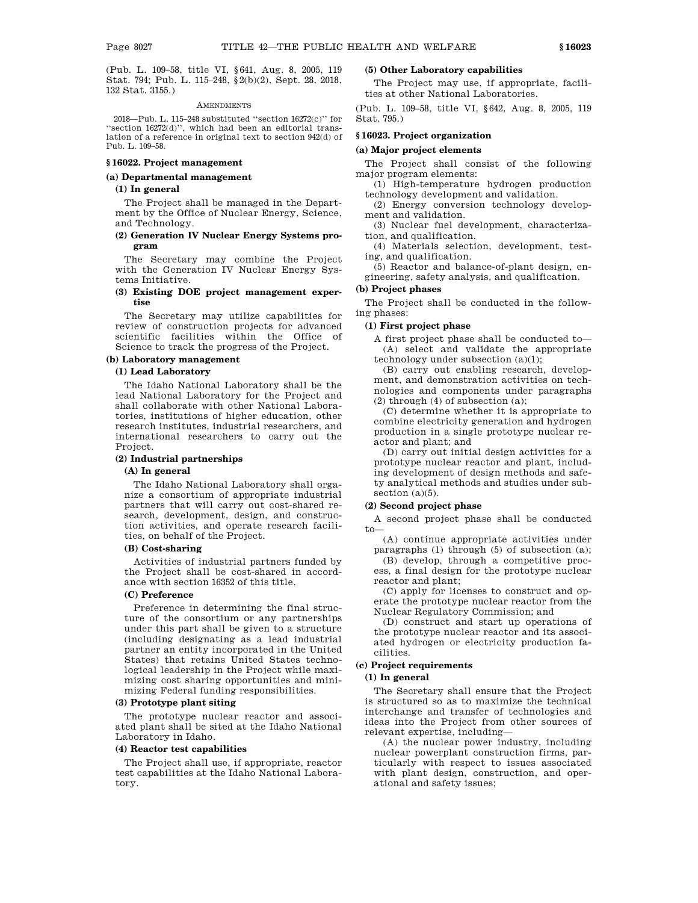(Pub. L. 109–58, title VI, §641, Aug. 8, 2005, 119 Stat. 794; Pub. L. 115–248, §2(b)(2), Sept. 28, 2018, 132 Stat. 3155.)

AMENDMENTS

2018—Pub. L. 115–248 substituted "section 16272(c)" for "section 16272(d)", which had been an editorial translation of a reference in original text to section 942(d) of Pub. L. 109–58.

### §16022. Project management

#### (a) Departmental management

##### (1) In general

The Project shall be managed in the Department by the Office of Nuclear Energy, Science, and Technology.

##### (2) Generation IV Nuclear Energy Systems program

The Secretary may combine the Project with the Generation IV Nuclear Energy Systems Initiative.

##### (3) Existing DOE project management expertise

The Secretary may utilize capabilities for review of construction projects for advanced scientific facilities within the Office of Science to track the progress of the Project.

#### (b) Laboratory management

##### (1) Lead Laboratory

The Idaho National Laboratory shall be the lead National Laboratory for the Project and shall collaborate with other National Laboratories, institutions of higher education, other research institutes, industrial researchers, and international researchers to carry out the Project.

##### (2) Industrial partnerships

###### (A) In general

The Idaho National Laboratory shall organize a consortium of appropriate industrial partners that will carry out cost-shared research, development, design, and construction activities, and operate research facilities, on behalf of the Project.

###### (B) Cost-sharing

Activities of industrial partners funded by the Project shall be cost-shared in accordance with section 16352 of this title.

###### (C) Preference

Preference in determining the final structure of the consortium or any partnerships under this part shall be given to a structure (including designating as a lead industrial partner an entity incorporated in the United States) that retains United States technological leadership in the Project while maximizing cost sharing opportunities and minimizing Federal funding responsibilities.

##### (3) Prototype plant siting

The prototype nuclear reactor and associated plant shall be sited at the Idaho National Laboratory in Idaho.

##### (4) Reactor test capabilities

The Project shall use, if appropriate, reactor test capabilities at the Idaho National Laboratory.

##### (5) Other Laboratory capabilities

The Project may use, if appropriate, facilities at other National Laboratories.

(Pub. L. 109–58, title VI, §642, Aug. 8, 2005, 119 Stat. 795.)

### §16023. Project organization

#### (a) Major project elements

The Project shall consist of the following major program elements:

(1) High-temperature hydrogen production technology development and validation.

(2) Energy conversion technology development and validation.

(3) Nuclear fuel development, characterization, and qualification.

(4) Materials selection, development, testing, and qualification.

(5) Reactor and balance-of-plant design, engineering, safety analysis, and qualification.

#### (b) Project phases

The Project shall be conducted in the following phases:

##### (1) First project phase

A first project phase shall be conducted to—

(A) select and validate the appropriate technology under subsection (a)(1);

(B) carry out enabling research, development, and demonstration activities on technologies and components under paragraphs (2) through (4) of subsection (a);

(C) determine whether it is appropriate to combine electricity generation and hydrogen production in a single prototype nuclear reactor and plant; and

(D) carry out initial design activities for a prototype nuclear reactor and plant, including development of design methods and safety analytical methods and studies under subsection (a)(5).

##### (2) Second project phase

A second project phase shall be conducted to—

(A) continue appropriate activities under paragraphs (1) through (5) of subsection (a);

(B) develop, through a competitive process, a final design for the prototype nuclear reactor and plant;

(C) apply for licenses to construct and operate the prototype nuclear reactor from the Nuclear Regulatory Commission; and

(D) construct and start up operations of the prototype nuclear reactor and its associated hydrogen or electricity production facilities.

#### (c) Project requirements

##### (1) In general

The Secretary shall ensure that the Project is structured so as to maximize the technical interchange and transfer of technologies and ideas into the Project from other sources of relevant expertise, including—

(A) the nuclear power industry, including nuclear powerplant construction firms, particularly with respect to issues associated with plant design, construction, and operational and safety issues;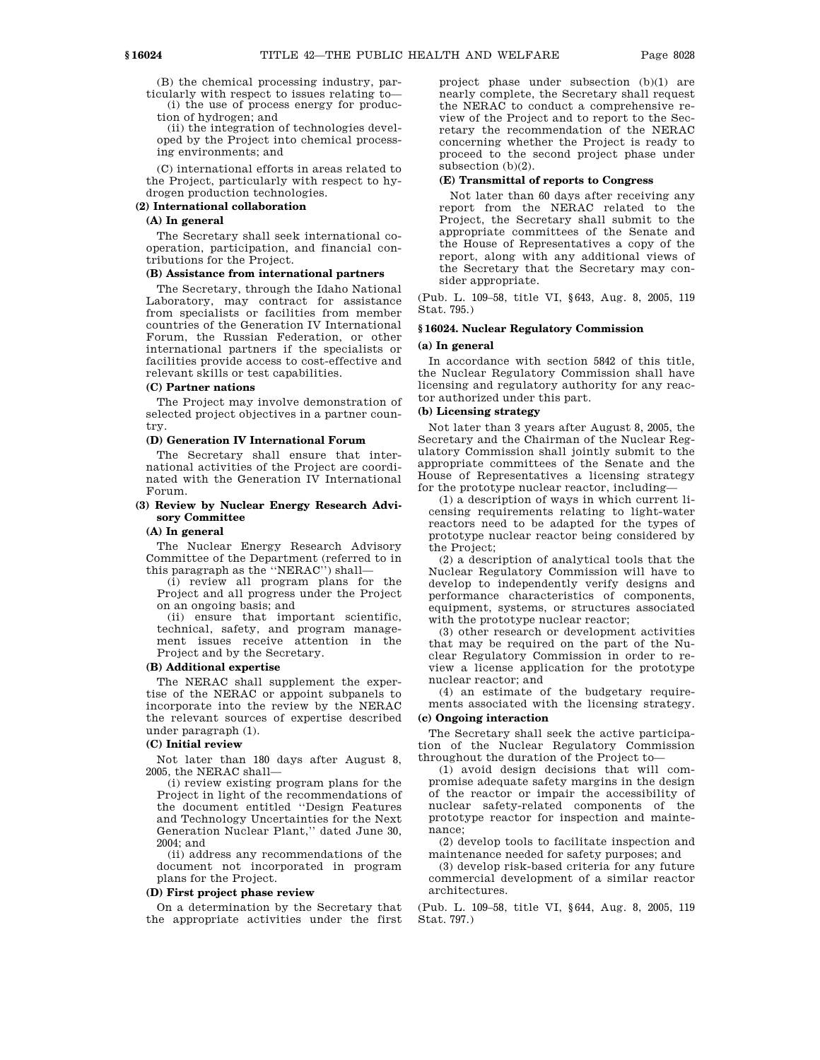(B) the chemical processing industry, particularly with respect to issues relating to—

(i) the use of process energy for production of hydrogen; and

(ii) the integration of technologies developed by the Project into chemical processing environments; and

(C) international efforts in areas related to the Project, particularly with respect to hydrogen production technologies.

**(2) International collaboration**

**(A) In general**

The Secretary shall seek international cooperation, participation, and financial contributions for the Project.

**(B) Assistance from international partners**

The Secretary, through the Idaho National Laboratory, may contract for assistance from specialists or facilities from member countries of the Generation IV International Forum, the Russian Federation, or other international partners if the specialists or facilities provide access to cost-effective and relevant skills or test capabilities.

**(C) Partner nations**

The Project may involve demonstration of selected project objectives in a partner country.

**(D) Generation IV International Forum**

The Secretary shall ensure that international activities of the Project are coordinated with the Generation IV International Forum.

**(3) Review by Nuclear Energy Research Advisory Committee**

**(A) In general**

The Nuclear Energy Research Advisory Committee of the Department (referred to in this paragraph as the "NERAC") shall—

(i) review all program plans for the Project and all progress under the Project on an ongoing basis; and

(ii) ensure that important scientific, technical, safety, and program management issues receive attention in the Project and by the Secretary.

**(B) Additional expertise**

The NERAC shall supplement the expertise of the NERAC or appoint subpanels to incorporate into the review by the NERAC the relevant sources of expertise described under paragraph (1).

**(C) Initial review**

Not later than 180 days after August 8, 2005, the NERAC shall—

(i) review existing program plans for the Project in light of the recommendations of the document entitled "Design Features and Technology Uncertainties for the Next Generation Nuclear Plant," dated June 30, 2004; and

(ii) address any recommendations of the document not incorporated in program plans for the Project.

**(D) First project phase review**

On a determination by the Secretary that the appropriate activities under the first project phase under subsection (b)(1) are nearly complete, the Secretary shall request the NERAC to conduct a comprehensive review of the Project and to report to the Secretary the recommendation of the NERAC concerning whether the Project is ready to proceed to the second project phase under subsection (b)(2).

**(E) Transmittal of reports to Congress**

Not later than 60 days after receiving any report from the NERAC related to the Project, the Secretary shall submit to the appropriate committees of the Senate and the House of Representatives a copy of the report, along with any additional views of the Secretary that the Secretary may consider appropriate.

(Pub. L. 109–58, title VI, §643, Aug. 8, 2005, 119 Stat. 795.)

## §16024. Nuclear Regulatory Commission

**(a) In general**

In accordance with section 5842 of this title, the Nuclear Regulatory Commission shall have licensing and regulatory authority for any reactor authorized under this part.

**(b) Licensing strategy**

Not later than 3 years after August 8, 2005, the Secretary and the Chairman of the Nuclear Regulatory Commission shall jointly submit to the appropriate committees of the Senate and the House of Representatives a licensing strategy for the prototype nuclear reactor, including—

(1) a description of ways in which current licensing requirements relating to light-water reactors need to be adapted for the types of prototype nuclear reactor being considered by the Project;

(2) a description of analytical tools that the Nuclear Regulatory Commission will have to develop to independently verify designs and performance characteristics of components, equipment, systems, or structures associated with the prototype nuclear reactor;

(3) other research or development activities that may be required on the part of the Nuclear Regulatory Commission in order to review a license application for the prototype nuclear reactor; and

(4) an estimate of the budgetary requirements associated with the licensing strategy.

**(c) Ongoing interaction**

The Secretary shall seek the active participation of the Nuclear Regulatory Commission throughout the duration of the Project to—

(1) avoid design decisions that will compromise adequate safety margins in the design of the reactor or impair the accessibility of nuclear safety-related components of the prototype reactor for inspection and maintenance;

(2) develop tools to facilitate inspection and maintenance needed for safety purposes; and

(3) develop risk-based criteria for any future commercial development of a similar reactor architectures.

(Pub. L. 109–58, title VI, §644, Aug. 8, 2005, 119 Stat. 797.)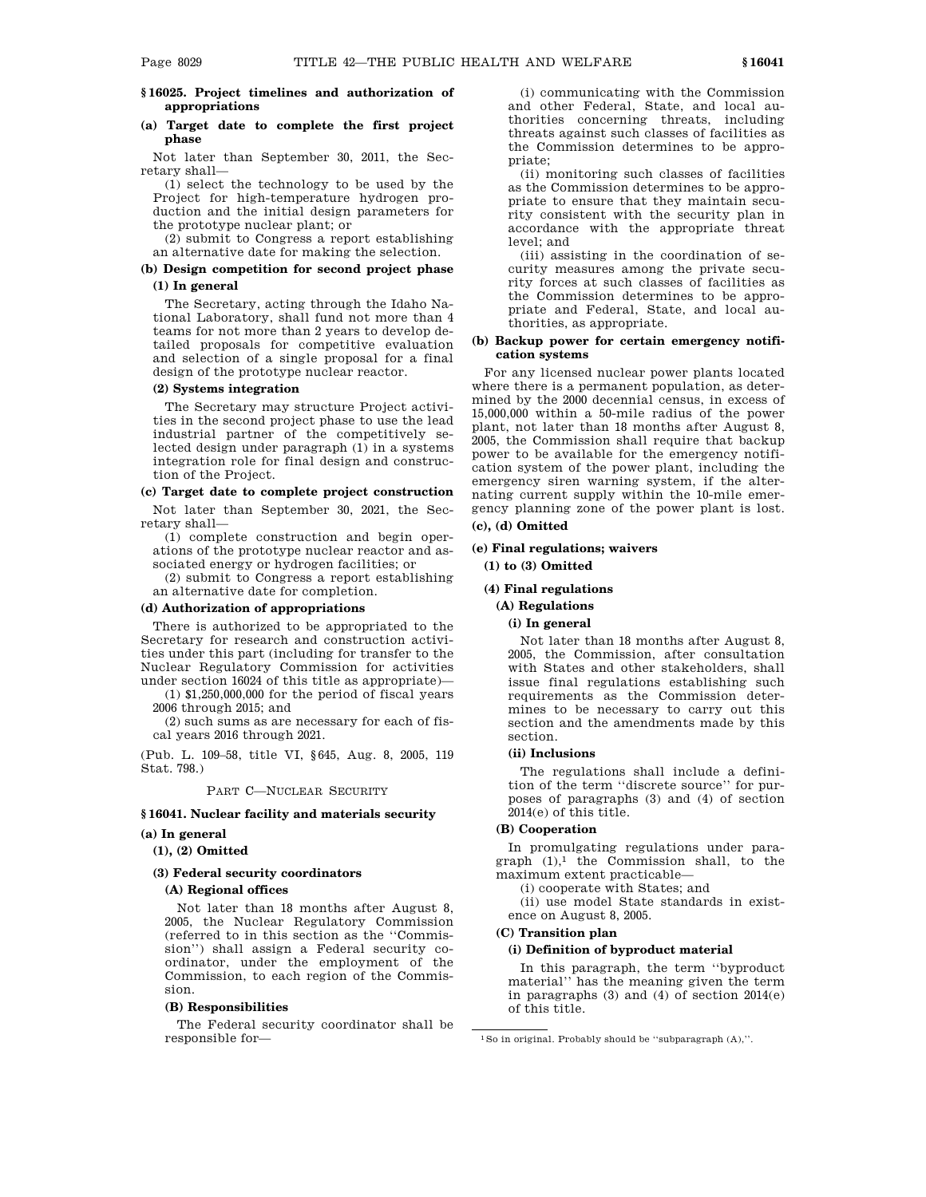## § 16025. Project timelines and authorization of appropriations

### (a) Target date to complete the first project phase

Not later than September 30, 2011, the Secretary shall—

(1) select the technology to be used by the Project for high-temperature hydrogen production and the initial design parameters for the prototype nuclear plant; or

(2) submit to Congress a report establishing an alternative date for making the selection.

### (b) Design competition for second project phase

#### (1) In general

The Secretary, acting through the Idaho National Laboratory, shall fund not more than 4 teams for not more than 2 years to develop detailed proposals for competitive evaluation and selection of a single proposal for a final design of the prototype nuclear reactor.

#### (2) Systems integration

The Secretary may structure Project activities in the second project phase to use the lead industrial partner of the competitively selected design under paragraph (1) in a systems integration role for final design and construction of the Project.

### (c) Target date to complete project construction

Not later than September 30, 2021, the Secretary shall—

(1) complete construction and begin operations of the prototype nuclear reactor and associated energy or hydrogen facilities; or

(2) submit to Congress a report establishing an alternative date for completion.

### (d) Authorization of appropriations

There is authorized to be appropriated to the Secretary for research and construction activities under this part (including for transfer to the Nuclear Regulatory Commission for activities under section 16024 of this title as appropriate)—

(1) $1,250,000,000 for the period of fiscal years 2006 through 2015; and

(2) such sums as are necessary for each of fiscal years 2016 through 2021.

(Pub. L. 109–58, title VI, § 645, Aug. 8, 2005, 119 Stat. 798.)

PART C—NUCLEAR SECURITY

## § 16041. Nuclear facility and materials security

### (a) In general

#### (1), (2) Omitted

#### (3) Federal security coordinators

##### (A) Regional offices

Not later than 18 months after August 8, 2005, the Nuclear Regulatory Commission (referred to in this section as the ''Commission'') shall assign a Federal security coordinator, under the employment of the Commission, to each region of the Commission.

##### (B) Responsibilities

The Federal security coordinator shall be responsible for—

(i) communicating with the Commission and other Federal, State, and local authorities concerning threats, including threats against such classes of facilities as the Commission determines to be appropriate;

(ii) monitoring such classes of facilities as the Commission determines to be appropriate to ensure that they maintain security consistent with the security plan in accordance with the appropriate threat level; and

(iii) assisting in the coordination of security measures among the private security forces at such classes of facilities as the Commission determines to be appropriate and Federal, State, and local authorities, as appropriate.

### (b) Backup power for certain emergency notification systems

For any licensed nuclear power plants located where there is a permanent population, as determined by the 2000 decennial census, in excess of 15,000,000 within a 50-mile radius of the power plant, not later than 18 months after August 8, 2005, the Commission shall require that backup power to be available for the emergency notification system of the power plant, including the emergency siren warning system, if the alternating current supply within the 10-mile emergency planning zone of the power plant is lost.

### (c), (d) Omitted

### (e) Final regulations; waivers

#### (1) to (3) Omitted

#### (4) Final regulations

##### (A) Regulations

###### (i) In general

Not later than 18 months after August 8, 2005, the Commission, after consultation with States and other stakeholders, shall issue final regulations establishing such requirements as the Commission determines to be necessary to carry out this section and the amendments made by this section.

###### (ii) Inclusions

The regulations shall include a definition of the term ''discrete source'' for purposes of paragraphs (3) and (4) of section 2014(e) of this title.

##### (B) Cooperation

In promulgating regulations under paragraph (1),[1] the Commission shall, to the maximum extent practicable—

(i) cooperate with States; and

(ii) use model State standards in existence on August 8, 2005.

##### (C) Transition plan

###### (i) Definition of byproduct material

In this paragraph, the term ''byproduct material'' has the meaning given the term in paragraphs (3) and (4) of section 2014(e) of this title.

[1] So in original. Probably should be ''subparagraph (A),''.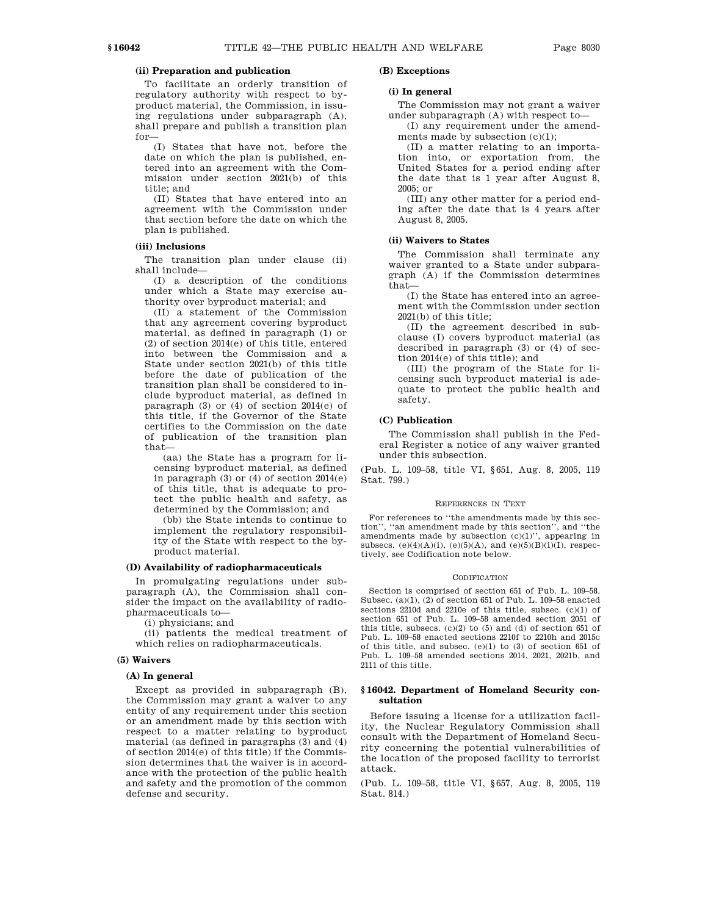#### (ii) Preparation and publication

To facilitate an orderly transition of regulatory authority with respect to byproduct material, the Commission, in issuing regulations under subparagraph (A), shall prepare and publish a transition plan for—

(I) States that have not, before the date on which the plan is published, entered into an agreement with the Commission under section 2021(b) of this title; and

(II) States that have entered into an agreement with the Commission under that section before the date on which the plan is published.

#### (iii) Inclusions

The transition plan under clause (ii) shall include—

(I) a description of the conditions under which a State may exercise authority over byproduct material; and

(II) a statement of the Commission that any agreement covering byproduct material, as defined in paragraph (1) or (2) of section 2014(e) of this title, entered into between the Commission and a State under section 2021(b) of this title before the date of publication of the transition plan shall be considered to include byproduct material, as defined in paragraph (3) or (4) of section 2014(e) of this title, if the Governor of the State certifies to the Commission on the date of publication of the transition plan that—

(aa) the State has a program for licensing byproduct material, as defined in paragraph (3) or (4) of section 2014(e) of this title, that is adequate to protect the public health and safety, as determined by the Commission; and

(bb) the State intends to continue to implement the regulatory responsibility of the State with respect to the byproduct material.

#### (D) Availability of radiopharmaceuticals

In promulgating regulations under subparagraph (A), the Commission shall consider the impact on the availability of radiopharmaceuticals to—

(i) physicians; and

(ii) patients the medical treatment of which relies on radiopharmaceuticals.

### (5) Waivers

#### (A) In general

Except as provided in subparagraph (B), the Commission may grant a waiver to any entity of any requirement under this section or an amendment made by this section with respect to a matter relating to byproduct material (as defined in paragraphs (3) and (4) of section 2014(e) of this title) if the Commission determines that the waiver is in accordance with the protection of the public health and safety and the promotion of the common defense and security.

#### (B) Exceptions

#### (i) In general

The Commission may not grant a waiver under subparagraph (A) with respect to—

(I) any requirement under the amendments made by subsection (c)(1);

(II) a matter relating to an importation into, or exportation from, the United States for a period ending after the date that is 1 year after August 8, 2005; or

(III) any other matter for a period ending after the date that is 4 years after August 8, 2005.

#### (ii) Waivers to States

The Commission shall terminate any waiver granted to a State under subparagraph (A) if the Commission determines that—

(I) the State has entered into an agreement with the Commission under section 2021(b) of this title;

(II) the agreement described in subclause (I) covers byproduct material (as described in paragraph (3) or (4) of section 2014(e) of this title); and

(III) the program of the State for licensing such byproduct material is adequate to protect the public health and safety.

#### (C) Publication

The Commission shall publish in the Federal Register a notice of any waiver granted under this subsection.

(Pub. L. 109–58, title VI, §651, Aug. 8, 2005, 119 Stat. 799.)

REFERENCES IN TEXT

For references to ''the amendments made by this section'', ''an amendment made by this section'', and ''the amendments made by subsection (c)(1)'', appearing in subsecs. (e)(4)(A)(i), (e)(5)(A), and (e)(5)(B)(i)(I), respectively, see Codification note below.

CODIFICATION

Section is comprised of section 651 of Pub. L. 109–58. Subsec. (a)(1), (2) of section 651 of Pub. L. 109–58 enacted sections 2210d and 2210e of this title, subsec. (c)(1) of section 651 of Pub. L. 109–58 amended section 2051 of this title, subsecs. (c)(2) to (5) and (d) of section 651 of Pub. L. 109–58 enacted sections 2210f to 2210h and 2015c of this title, and subsec. (e)(1) to (3) of section 651 of Pub. L. 109–58 amended sections 2014, 2021, 2021b, and 2111 of this title.

## §16042. Department of Homeland Security consultation

Before issuing a license for a utilization facility, the Nuclear Regulatory Commission shall consult with the Department of Homeland Security concerning the potential vulnerabilities of the location of the proposed facility to terrorist attack.

(Pub. L. 109–58, title VI, §657, Aug. 8, 2005, 119 Stat. 814.)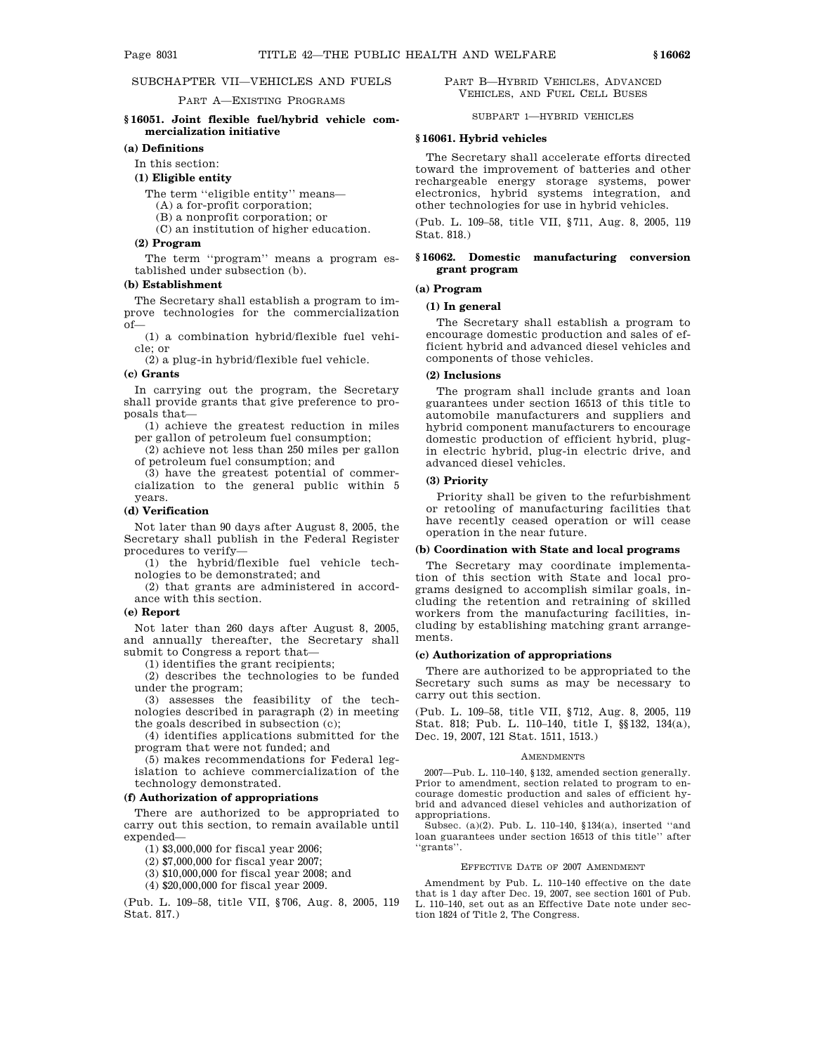## SUBCHAPTER VII—VEHICLES AND FUELS

### PART A—EXISTING PROGRAMS

### § 16051. Joint flexible fuel/hybrid vehicle commercialization initiative

**(a) Definitions**

In this section:

**(1) Eligible entity**

The term ''eligible entity'' means—

(A) a for-profit corporation;

(B) a nonprofit corporation; or

(C) an institution of higher education.

**(2) Program**

The term ''program'' means a program established under subsection (b).

**(b) Establishment**

The Secretary shall establish a program to improve technologies for the commercialization of—

(1) a combination hybrid/flexible fuel vehicle; or

(2) a plug-in hybrid/flexible fuel vehicle.

**(c) Grants**

In carrying out the program, the Secretary shall provide grants that give preference to proposals that—

(1) achieve the greatest reduction in miles per gallon of petroleum fuel consumption;

(2) achieve not less than 250 miles per gallon of petroleum fuel consumption; and

(3) have the greatest potential of commercialization to the general public within 5 years.

**(d) Verification**

Not later than 90 days after August 8, 2005, the Secretary shall publish in the Federal Register procedures to verify—

(1) the hybrid/flexible fuel vehicle technologies to be demonstrated; and

(2) that grants are administered in accordance with this section.

**(e) Report**

Not later than 260 days after August 8, 2005, and annually thereafter, the Secretary shall submit to Congress a report that—

(1) identifies the grant recipients;

(2) describes the technologies to be funded under the program;

(3) assesses the feasibility of the technologies described in paragraph (2) in meeting the goals described in subsection (c);

(4) identifies applications submitted for the program that were not funded; and

(5) makes recommendations for Federal legislation to achieve commercialization of the technology demonstrated.

**(f) Authorization of appropriations**

There are authorized to be appropriated to carry out this section, to remain available until expended—

(1) $3,000,000 for fiscal year 2006;

(2) $7,000,000 for fiscal year 2007;

(3) $10,000,000 for fiscal year 2008; and

(4) $20,000,000 for fiscal year 2009.

(Pub. L. 109–58, title VII, § 706, Aug. 8, 2005, 119 Stat. 817.)

### PART B—HYBRID VEHICLES, ADVANCED VEHICLES, AND FUEL CELL BUSES

#### SUBPART 1—HYBRID VEHICLES

### § 16061. Hybrid vehicles

The Secretary shall accelerate efforts directed toward the improvement of batteries and other rechargeable energy storage systems, power electronics, hybrid systems integration, and other technologies for use in hybrid vehicles.

(Pub. L. 109–58, title VII, § 711, Aug. 8, 2005, 119 Stat. 818.)

### § 16062. Domestic manufacturing conversion grant program

**(a) Program**

**(1) In general**

The Secretary shall establish a program to encourage domestic production and sales of efficient hybrid and advanced diesel vehicles and components of those vehicles.

**(2) Inclusions**

The program shall include grants and loan guarantees under section 16513 of this title to automobile manufacturers and suppliers and hybrid component manufacturers to encourage domestic production of efficient hybrid, plug-in electric hybrid, plug-in electric drive, and advanced diesel vehicles.

**(3) Priority**

Priority shall be given to the refurbishment or retooling of manufacturing facilities that have recently ceased operation or will cease operation in the near future.

**(b) Coordination with State and local programs**

The Secretary may coordinate implementation of this section with State and local programs designed to accomplish similar goals, including the retention and retraining of skilled workers from the manufacturing facilities, including by establishing matching grant arrangements.

**(c) Authorization of appropriations**

There are authorized to be appropriated to the Secretary such sums as may be necessary to carry out this section.

(Pub. L. 109–58, title VII, § 712, Aug. 8, 2005, 119 Stat. 818; Pub. L. 110–140, title I, §§ 132, 134(a), Dec. 19, 2007, 121 Stat. 1511, 1513.)

AMENDMENTS

2007—Pub. L. 110–140, § 132, amended section generally. Prior to amendment, section related to program to encourage domestic production and sales of efficient hybrid and advanced diesel vehicles and authorization of appropriations.

Subsec. (a)(2). Pub. L. 110–140, § 134(a), inserted ''and loan guarantees under section 16513 of this title'' after ''grants''.

EFFECTIVE DATE OF 2007 AMENDMENT

Amendment by Pub. L. 110–140 effective on the date that is 1 day after Dec. 19, 2007, see section 1601 of Pub. L. 110–140, set out as an Effective Date note under section 1824 of Title 2, The Congress.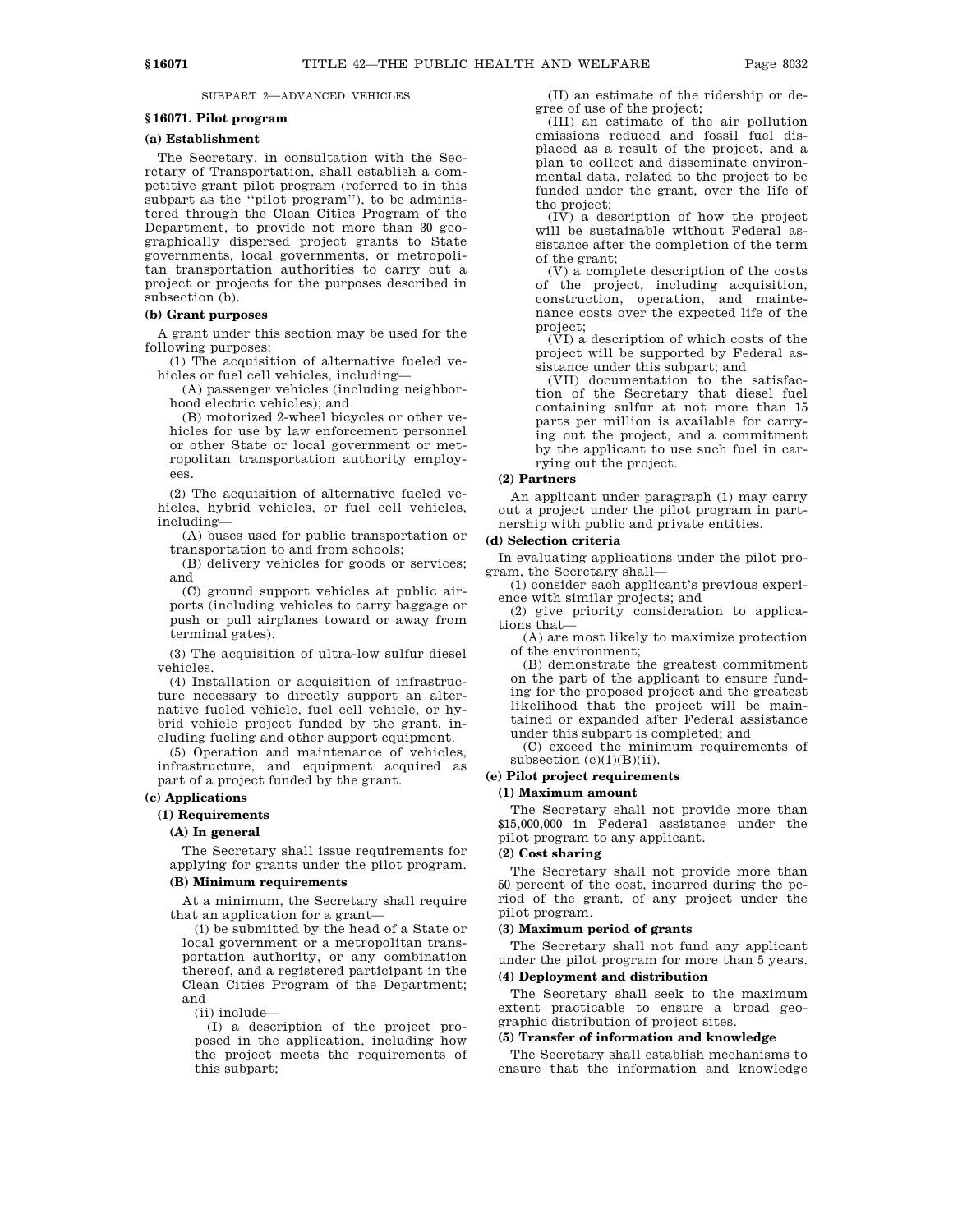SUBPART 2—ADVANCED VEHICLES

### § 16071. Pilot program

#### (a) Establishment

The Secretary, in consultation with the Secretary of Transportation, shall establish a competitive grant pilot program (referred to in this subpart as the ''pilot program''), to be administered through the Clean Cities Program of the Department, to provide not more than 30 geographically dispersed project grants to State governments, local governments, or metropolitan transportation authorities to carry out a project or projects for the purposes described in subsection (b).

#### (b) Grant purposes

A grant under this section may be used for the following purposes:

(1) The acquisition of alternative fueled vehicles or fuel cell vehicles, including—

(A) passenger vehicles (including neighborhood electric vehicles); and

(B) motorized 2-wheel bicycles or other vehicles for use by law enforcement personnel or other State or local government or metropolitan transportation authority employees.

(2) The acquisition of alternative fueled vehicles, hybrid vehicles, or fuel cell vehicles, including—

(A) buses used for public transportation or transportation to and from schools;

(B) delivery vehicles for goods or services; and

(C) ground support vehicles at public airports (including vehicles to carry baggage or push or pull airplanes toward or away from terminal gates).

(3) The acquisition of ultra-low sulfur diesel vehicles.

(4) Installation or acquisition of infrastructure necessary to directly support an alternative fueled vehicle, fuel cell vehicle, or hybrid vehicle project funded by the grant, including fueling and other support equipment.

(5) Operation and maintenance of vehicles, infrastructure, and equipment acquired as part of a project funded by the grant.

#### (c) Applications

##### (1) Requirements

###### (A) In general

The Secretary shall issue requirements for applying for grants under the pilot program.

###### (B) Minimum requirements

At a minimum, the Secretary shall require that an application for a grant—

(i) be submitted by the head of a State or local government or a metropolitan transportation authority, or any combination thereof, and a registered participant in the Clean Cities Program of the Department; and

(ii) include—

(I) a description of the project proposed in the application, including how the project meets the requirements of this subpart;

(II) an estimate of the ridership or degree of use of the project;

(III) an estimate of the air pollution emissions reduced and fossil fuel displaced as a result of the project, and a plan to collect and disseminate environmental data, related to the project to be funded under the grant, over the life of the project;

(IV) a description of how the project will be sustainable without Federal assistance after the completion of the term of the grant;

(V) a complete description of the costs of the project, including acquisition, construction, operation, and maintenance costs over the expected life of the project;

(VI) a description of which costs of the project will be supported by Federal assistance under this subpart; and

(VII) documentation to the satisfaction of the Secretary that diesel fuel containing sulfur at not more than 15 parts per million is available for carrying out the project, and a commitment by the applicant to use such fuel in carrying out the project.

##### (2) Partners

An applicant under paragraph (1) may carry out a project under the pilot program in partnership with public and private entities.

#### (d) Selection criteria

In evaluating applications under the pilot program, the Secretary shall—

(1) consider each applicant's previous experience with similar projects; and

(2) give priority consideration to applications that—

(A) are most likely to maximize protection of the environment;

(B) demonstrate the greatest commitment on the part of the applicant to ensure funding for the proposed project and the greatest likelihood that the project will be maintained or expanded after Federal assistance under this subpart is completed; and

(C) exceed the minimum requirements of subsection (c)(1)(B)(ii).

#### (e) Pilot project requirements

##### (1) Maximum amount

The Secretary shall not provide more than $15,000,000 in Federal assistance under the pilot program to any applicant.

##### (2) Cost sharing

The Secretary shall not provide more than 50 percent of the cost, incurred during the period of the grant, of any project under the pilot program.

##### (3) Maximum period of grants

The Secretary shall not fund any applicant under the pilot program for more than 5 years.

##### (4) Deployment and distribution

The Secretary shall seek to the maximum extent practicable to ensure a broad geographic distribution of project sites.

##### (5) Transfer of information and knowledge

The Secretary shall establish mechanisms to ensure that the information and knowledge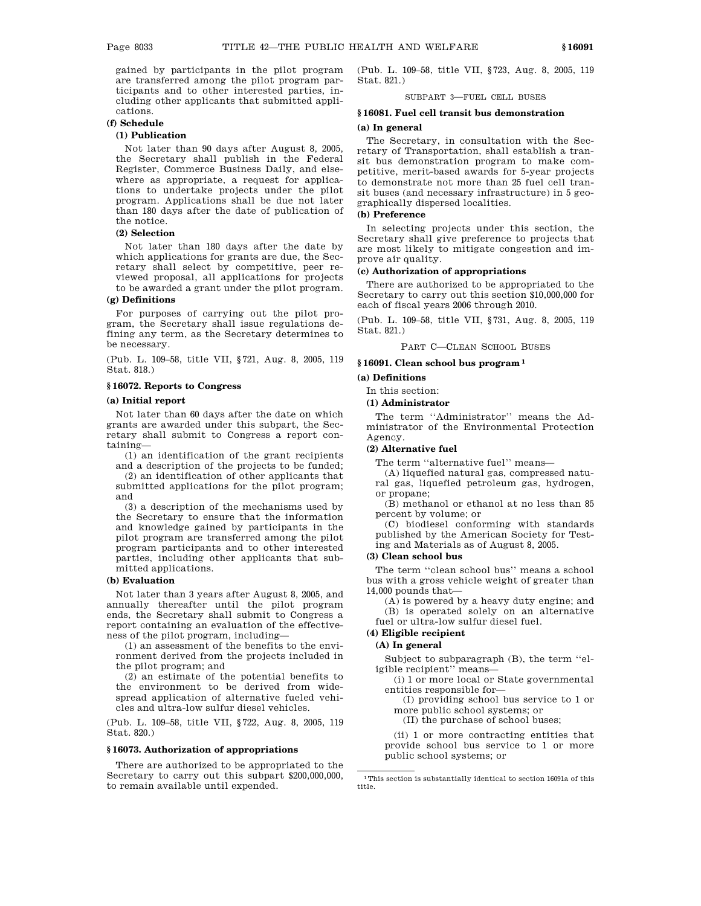gained by participants in the pilot program are transferred among the pilot program participants and to other interested parties, including other applicants that submitted applications.

**(f) Schedule**

**(1) Publication**

Not later than 90 days after August 8, 2005, the Secretary shall publish in the Federal Register, Commerce Business Daily, and elsewhere as appropriate, a request for applications to undertake projects under the pilot program. Applications shall be due not later than 180 days after the date of publication of the notice.

**(2) Selection**

Not later than 180 days after the date by which applications for grants are due, the Secretary shall select by competitive, peer reviewed proposal, all applications for projects to be awarded a grant under the pilot program.

**(g) Definitions**

For purposes of carrying out the pilot program, the Secretary shall issue regulations defining any term, as the Secretary determines to be necessary.

(Pub. L. 109–58, title VII, §721, Aug. 8, 2005, 119 Stat. 818.)

### §16072. Reports to Congress

**(a) Initial report**

Not later than 60 days after the date on which grants are awarded under this subpart, the Secretary shall submit to Congress a report containing—

(1) an identification of the grant recipients and a description of the projects to be funded;

(2) an identification of other applicants that submitted applications for the pilot program; and

(3) a description of the mechanisms used by the Secretary to ensure that the information and knowledge gained by participants in the pilot program are transferred among the pilot program participants and to other interested parties, including other applicants that submitted applications.

**(b) Evaluation**

Not later than 3 years after August 8, 2005, and annually thereafter until the pilot program ends, the Secretary shall submit to Congress a report containing an evaluation of the effectiveness of the pilot program, including—

(1) an assessment of the benefits to the environment derived from the projects included in the pilot program; and

(2) an estimate of the potential benefits to the environment to be derived from widespread application of alternative fueled vehicles and ultra-low sulfur diesel vehicles.

(Pub. L. 109–58, title VII, §722, Aug. 8, 2005, 119 Stat. 820.)

### §16073. Authorization of appropriations

There are authorized to be appropriated to the Secretary to carry out this subpart $200,000,000, to remain available until expended.

(Pub. L. 109–58, title VII, §723, Aug. 8, 2005, 119 Stat. 821.)

SUBPART 3—FUEL CELL BUSES

### §16081. Fuel cell transit bus demonstration

**(a) In general**

The Secretary, in consultation with the Secretary of Transportation, shall establish a transit bus demonstration program to make competitive, merit-based awards for 5-year projects to demonstrate not more than 25 fuel cell transit buses (and necessary infrastructure) in 5 geographically dispersed localities.

**(b) Preference**

In selecting projects under this section, the Secretary shall give preference to projects that are most likely to mitigate congestion and improve air quality.

**(c) Authorization of appropriations**

There are authorized to be appropriated to the Secretary to carry out this section $10,000,000 for each of fiscal years 2006 through 2010.

(Pub. L. 109–58, title VII, §731, Aug. 8, 2005, 119 Stat. 821.)

PART C—CLEAN SCHOOL BUSES

### §16091. Clean school bus program [1]

**(a) Definitions**

In this section:

**(1) Administrator**

The term ''Administrator'' means the Administrator of the Environmental Protection Agency.

**(2) Alternative fuel**

The term ''alternative fuel'' means—

(A) liquefied natural gas, compressed natural gas, liquefied petroleum gas, hydrogen, or propane;

(B) methanol or ethanol at no less than 85 percent by volume; or

(C) biodiesel conforming with standards published by the American Society for Testing and Materials as of August 8, 2005.

**(3) Clean school bus**

The term ''clean school bus'' means a school bus with a gross vehicle weight of greater than 14,000 pounds that—

(A) is powered by a heavy duty engine; and

(B) is operated solely on an alternative fuel or ultra-low sulfur diesel fuel.

**(4) Eligible recipient**

**(A) In general**

Subject to subparagraph (B), the term ''eligible recipient'' means—

(i) 1 or more local or State governmental entities responsible for—

(I) providing school bus service to 1 or more public school systems; or

(II) the purchase of school buses;

(ii) 1 or more contracting entities that provide school bus service to 1 or more public school systems; or

[1] This section is substantially identical to section 16091a of this title.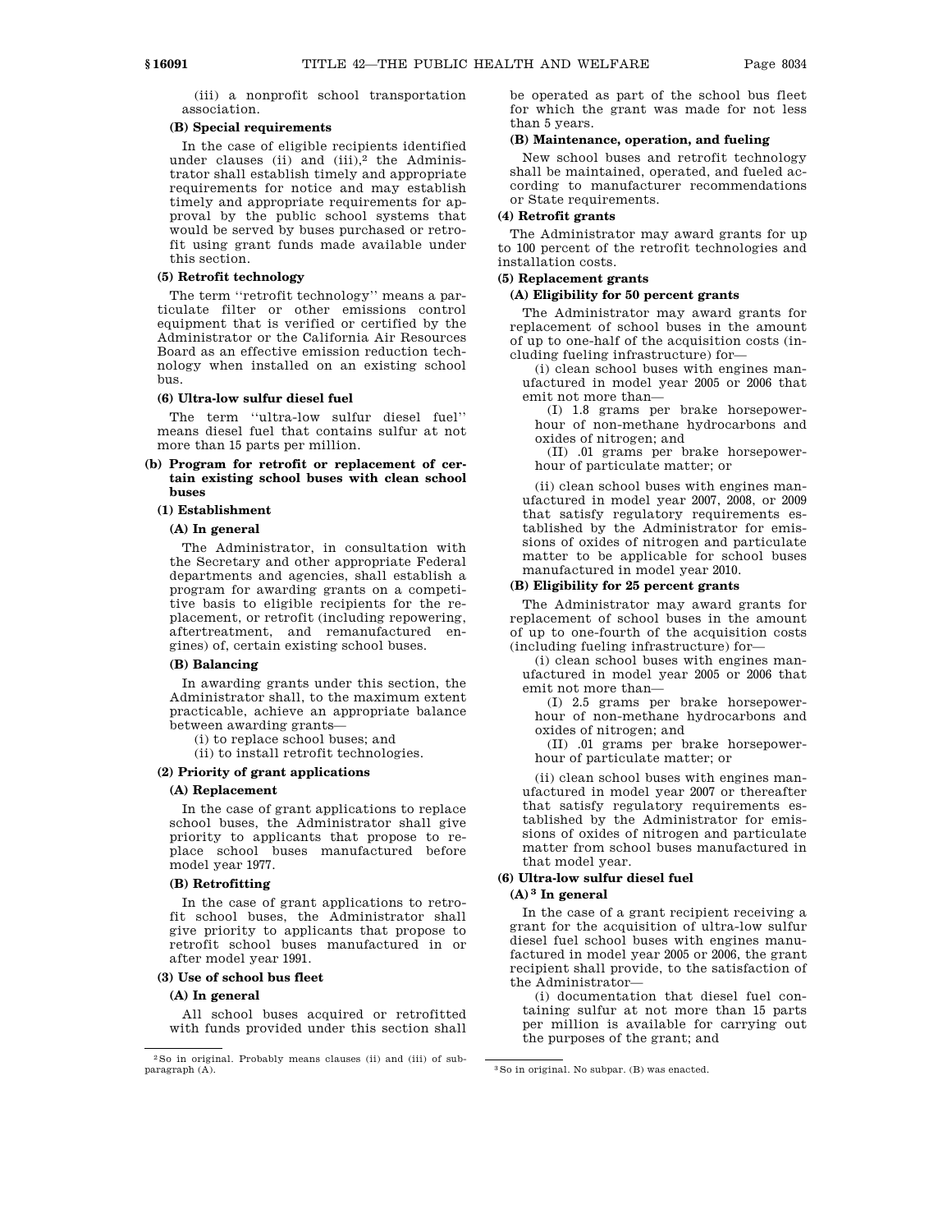(iii) a nonprofit school transportation association.

**(B) Special requirements**

In the case of eligible recipients identified under clauses (ii) and (iii),[2] the Administrator shall establish timely and appropriate requirements for notice and may establish timely and appropriate requirements for approval by the public school systems that would be served by buses purchased or retrofit using grant funds made available under this section.

**(5) Retrofit technology**

The term ''retrofit technology'' means a particulate filter or other emissions control equipment that is verified or certified by the Administrator or the California Air Resources Board as an effective emission reduction technology when installed on an existing school bus.

**(6) Ultra-low sulfur diesel fuel**

The term ''ultra-low sulfur diesel fuel'' means diesel fuel that contains sulfur at not more than 15 parts per million.

**(b) Program for retrofit or replacement of certain existing school buses with clean school buses**

**(1) Establishment**

**(A) In general**

The Administrator, in consultation with the Secretary and other appropriate Federal departments and agencies, shall establish a program for awarding grants on a competitive basis to eligible recipients for the replacement, or retrofit (including repowering, aftertreatment, and remanufactured engines) of, certain existing school buses.

**(B) Balancing**

In awarding grants under this section, the Administrator shall, to the maximum extent practicable, achieve an appropriate balance between awarding grants—

(i) to replace school buses; and

(ii) to install retrofit technologies.

**(2) Priority of grant applications**

**(A) Replacement**

In the case of grant applications to replace school buses, the Administrator shall give priority to applicants that propose to replace school buses manufactured before model year 1977.

**(B) Retrofitting**

In the case of grant applications to retrofit school buses, the Administrator shall give priority to applicants that propose to retrofit school buses manufactured in or after model year 1991.

**(3) Use of school bus fleet**

**(A) In general**

All school buses acquired or retrofitted with funds provided under this section shall be operated as part of the school bus fleet for which the grant was made for not less than 5 years.

**(B) Maintenance, operation, and fueling**

New school buses and retrofit technology shall be maintained, operated, and fueled according to manufacturer recommendations or State requirements.

**(4) Retrofit grants**

The Administrator may award grants for up to 100 percent of the retrofit technologies and installation costs.

**(5) Replacement grants**

**(A) Eligibility for 50 percent grants**

The Administrator may award grants for replacement of school buses in the amount of up to one-half of the acquisition costs (including fueling infrastructure) for—

(i) clean school buses with engines manufactured in model year 2005 or 2006 that emit not more than—

(I) 1.8 grams per brake horsepower-hour of non-methane hydrocarbons and oxides of nitrogen; and

(II) .01 grams per brake horsepower-hour of particulate matter; or

(ii) clean school buses with engines manufactured in model year 2007, 2008, or 2009 that satisfy regulatory requirements established by the Administrator for emissions of oxides of nitrogen and particulate matter to be applicable for school buses manufactured in model year 2010.

**(B) Eligibility for 25 percent grants**

The Administrator may award grants for replacement of school buses in the amount of up to one-fourth of the acquisition costs (including fueling infrastructure) for—

(i) clean school buses with engines manufactured in model year 2005 or 2006 that emit not more than—

(I) 2.5 grams per brake horsepower-hour of non-methane hydrocarbons and oxides of nitrogen; and

(II) .01 grams per brake horsepower-hour of particulate matter; or

(ii) clean school buses with engines manufactured in model year 2007 or thereafter that satisfy regulatory requirements established by the Administrator for emissions of oxides of nitrogen and particulate matter from school buses manufactured in that model year.

**(6) Ultra-low sulfur diesel fuel**

**(A)[3] In general**

In the case of a grant recipient receiving a grant for the acquisition of ultra-low sulfur diesel fuel school buses with engines manufactured in model year 2005 or 2006, the grant recipient shall provide, to the satisfaction of the Administrator—

(i) documentation that diesel fuel containing sulfur at not more than 15 parts per million is available for carrying out the purposes of the grant; and

---

[2] So in original. Probably means clauses (ii) and (iii) of subparagraph (A).

[3] So in original. No subpar. (B) was enacted.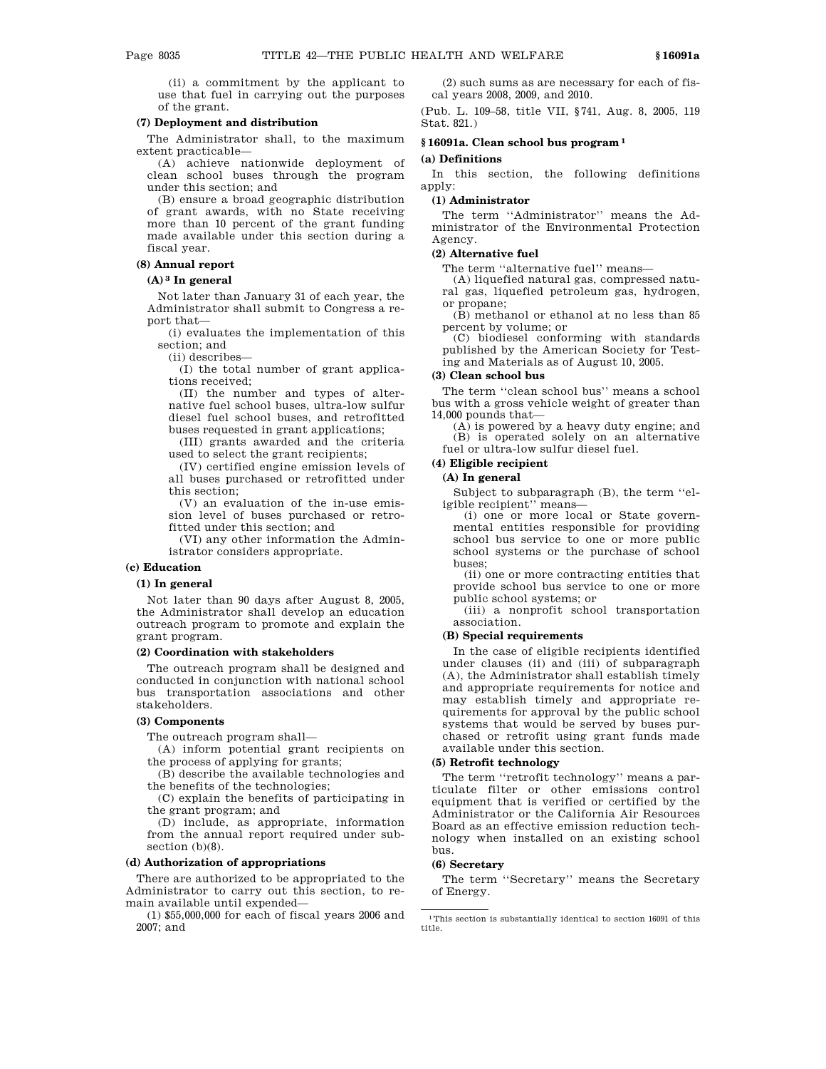(ii) a commitment by the applicant to use that fuel in carrying out the purposes of the grant.

**(7) Deployment and distribution**

The Administrator shall, to the maximum extent practicable—

(A) achieve nationwide deployment of clean school buses through the program under this section; and

(B) ensure a broad geographic distribution of grant awards, with no State receiving more than 10 percent of the grant funding made available under this section during a fiscal year.

**(8) Annual report**

**(A)[3] In general**

Not later than January 31 of each year, the Administrator shall submit to Congress a report that—

(i) evaluates the implementation of this section; and

(ii) describes—

(I) the total number of grant applications received;

(II) the number and types of alternative fuel school buses, ultra-low sulfur diesel fuel school buses, and retrofitted buses requested in grant applications;

(III) grants awarded and the criteria used to select the grant recipients;

(IV) certified engine emission levels of all buses purchased or retrofitted under this section;

(V) an evaluation of the in-use emission level of buses purchased or retrofitted under this section; and

(VI) any other information the Administrator considers appropriate.

**(c) Education**

**(1) In general**

Not later than 90 days after August 8, 2005, the Administrator shall develop an education outreach program to promote and explain the grant program.

**(2) Coordination with stakeholders**

The outreach program shall be designed and conducted in conjunction with national school bus transportation associations and other stakeholders.

**(3) Components**

The outreach program shall—

(A) inform potential grant recipients on the process of applying for grants;

(B) describe the available technologies and the benefits of the technologies;

(C) explain the benefits of participating in the grant program; and

(D) include, as appropriate, information from the annual report required under subsection (b)(8).

**(d) Authorization of appropriations**

There are authorized to be appropriated to the Administrator to carry out this section, to remain available until expended—

(1) $55,000,000 for each of fiscal years 2006 and 2007; and

(2) such sums as are necessary for each of fiscal years 2008, 2009, and 2010.

(Pub. L. 109–58, title VII, §741, Aug. 8, 2005, 119 Stat. 821.)

## §16091a. Clean school bus program[1]

**(a) Definitions**

In this section, the following definitions apply:

**(1) Administrator**

The term ''Administrator'' means the Administrator of the Environmental Protection Agency.

**(2) Alternative fuel**

The term ''alternative fuel'' means—

(A) liquefied natural gas, compressed natural gas, liquefied petroleum gas, hydrogen, or propane;

(B) methanol or ethanol at no less than 85 percent by volume; or

(C) biodiesel conforming with standards published by the American Society for Testing and Materials as of August 10, 2005.

**(3) Clean school bus**

The term ''clean school bus'' means a school bus with a gross vehicle weight of greater than 14,000 pounds that—

(A) is powered by a heavy duty engine; and

(B) is operated solely on an alternative fuel or ultra-low sulfur diesel fuel.

**(4) Eligible recipient**

**(A) In general**

Subject to subparagraph (B), the term ''eligible recipient'' means—

(i) one or more local or State governmental entities responsible for providing school bus service to one or more public school systems or the purchase of school buses;

(ii) one or more contracting entities that provide school bus service to one or more public school systems; or

(iii) a nonprofit school transportation association.

**(B) Special requirements**

In the case of eligible recipients identified under clauses (ii) and (iii) of subparagraph (A), the Administrator shall establish timely and appropriate requirements for notice and may establish timely and appropriate requirements for approval by the public school systems that would be served by buses purchased or retrofit using grant funds made available under this section.

**(5) Retrofit technology**

The term ''retrofit technology'' means a particulate filter or other emissions control equipment that is verified or certified by the Administrator or the California Air Resources Board as an effective emission reduction technology when installed on an existing school bus.

**(6) Secretary**

The term ''Secretary'' means the Secretary of Energy.

[1] This section is substantially identical to section 16091 of this title.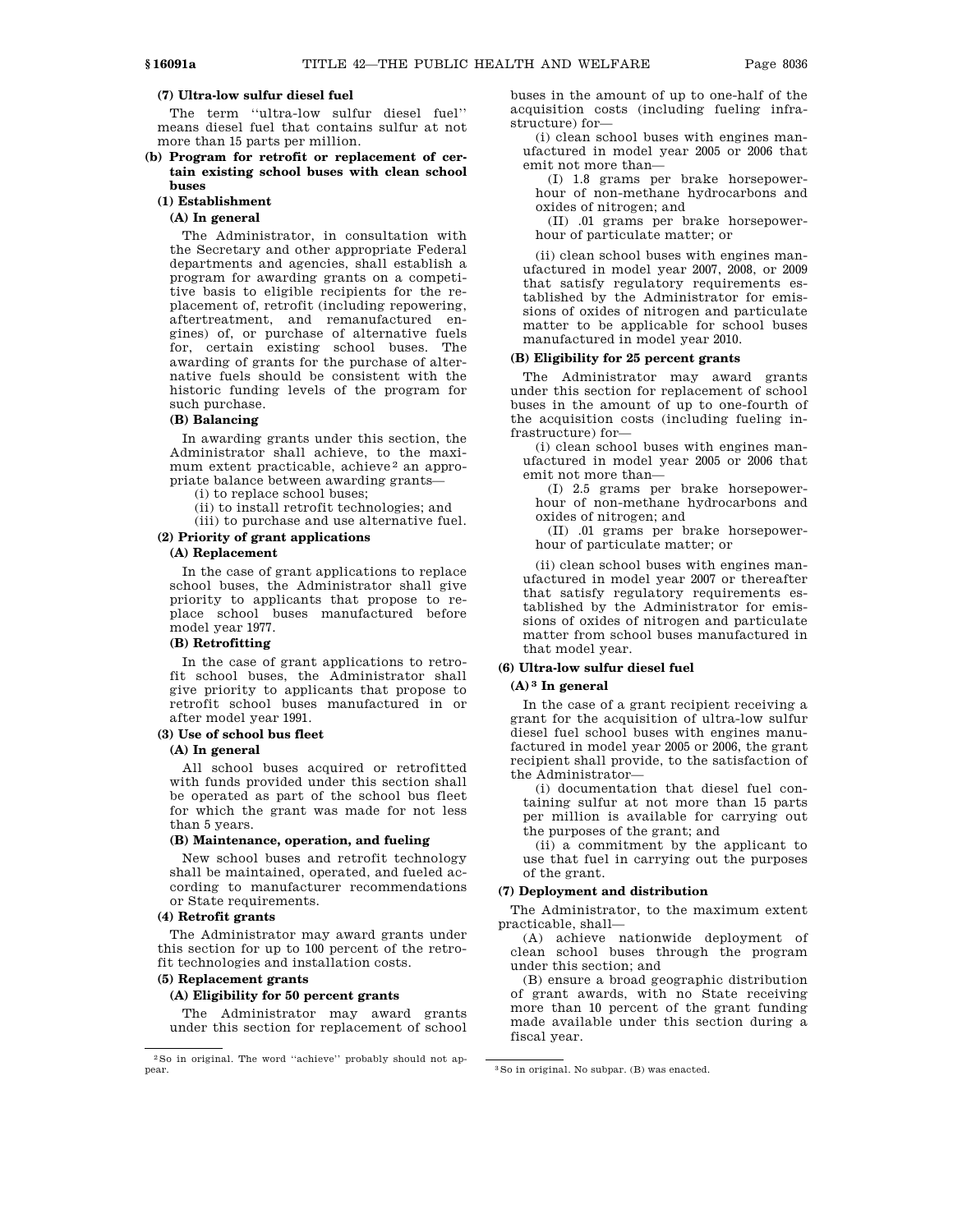**(7) Ultra-low sulfur diesel fuel**

The term "ultra-low sulfur diesel fuel" means diesel fuel that contains sulfur at not more than 15 parts per million.

**(b) Program for retrofit or replacement of certain existing school buses with clean school buses**

**(1) Establishment**

**(A) In general**

The Administrator, in consultation with the Secretary and other appropriate Federal departments and agencies, shall establish a program for awarding grants on a competitive basis to eligible recipients for the replacement of, retrofit (including repowering, aftertreatment, and remanufactured engines) of, or purchase of alternative fuels for, certain existing school buses. The awarding of grants for the purchase of alternative fuels should be consistent with the historic funding levels of the program for such purchase.

**(B) Balancing**

In awarding grants under this section, the Administrator shall achieve, to the maximum extent practicable, achieve[2] an appropriate balance between awarding grants—

(i) to replace school buses;

(ii) to install retrofit technologies; and

(iii) to purchase and use alternative fuel.

**(2) Priority of grant applications**

**(A) Replacement**

In the case of grant applications to replace school buses, the Administrator shall give priority to applicants that propose to replace school buses manufactured before model year 1977.

**(B) Retrofitting**

In the case of grant applications to retrofit school buses, the Administrator shall give priority to applicants that propose to retrofit school buses manufactured in or after model year 1991.

**(3) Use of school bus fleet**

**(A) In general**

All school buses acquired or retrofitted with funds provided under this section shall be operated as part of the school bus fleet for which the grant was made for not less than 5 years.

**(B) Maintenance, operation, and fueling**

New school buses and retrofit technology shall be maintained, operated, and fueled according to manufacturer recommendations or State requirements.

**(4) Retrofit grants**

The Administrator may award grants under this section for up to 100 percent of the retrofit technologies and installation costs.

**(5) Replacement grants**

**(A) Eligibility for 50 percent grants**

The Administrator may award grants under this section for replacement of school buses in the amount of up to one-half of the acquisition costs (including fueling infrastructure) for—

(i) clean school buses with engines manufactured in model year 2005 or 2006 that emit not more than—

(I) 1.8 grams per brake horsepower-hour of non-methane hydrocarbons and oxides of nitrogen; and

(II) .01 grams per brake horsepower-hour of particulate matter; or

(ii) clean school buses with engines manufactured in model year 2007, 2008, or 2009 that satisfy regulatory requirements established by the Administrator for emissions of oxides of nitrogen and particulate matter to be applicable for school buses manufactured in model year 2010.

**(B) Eligibility for 25 percent grants**

The Administrator may award grants under this section for replacement of school buses in the amount of up to one-fourth of the acquisition costs (including fueling infrastructure) for—

(i) clean school buses with engines manufactured in model year 2005 or 2006 that emit not more than—

(I) 2.5 grams per brake horsepower-hour of non-methane hydrocarbons and oxides of nitrogen; and

(II) .01 grams per brake horsepower-hour of particulate matter; or

(ii) clean school buses with engines manufactured in model year 2007 or thereafter that satisfy regulatory requirements established by the Administrator for emissions of oxides of nitrogen and particulate matter from school buses manufactured in that model year.

**(6) Ultra-low sulfur diesel fuel**

**(A)[3] In general**

In the case of a grant recipient receiving a grant for the acquisition of ultra-low sulfur diesel fuel school buses with engines manufactured in model year 2005 or 2006, the grant recipient shall provide, to the satisfaction of the Administrator—

(i) documentation that diesel fuel containing sulfur at not more than 15 parts per million is available for carrying out the purposes of the grant; and

(ii) a commitment by the applicant to use that fuel in carrying out the purposes of the grant.

**(7) Deployment and distribution**

The Administrator, to the maximum extent practicable, shall—

(A) achieve nationwide deployment of clean school buses through the program under this section; and

(B) ensure a broad geographic distribution of grant awards, with no State receiving more than 10 percent of the grant funding made available under this section during a fiscal year.

---

[2] So in original. The word "achieve" probably should not appear.

[3] So in original. No subpar. (B) was enacted.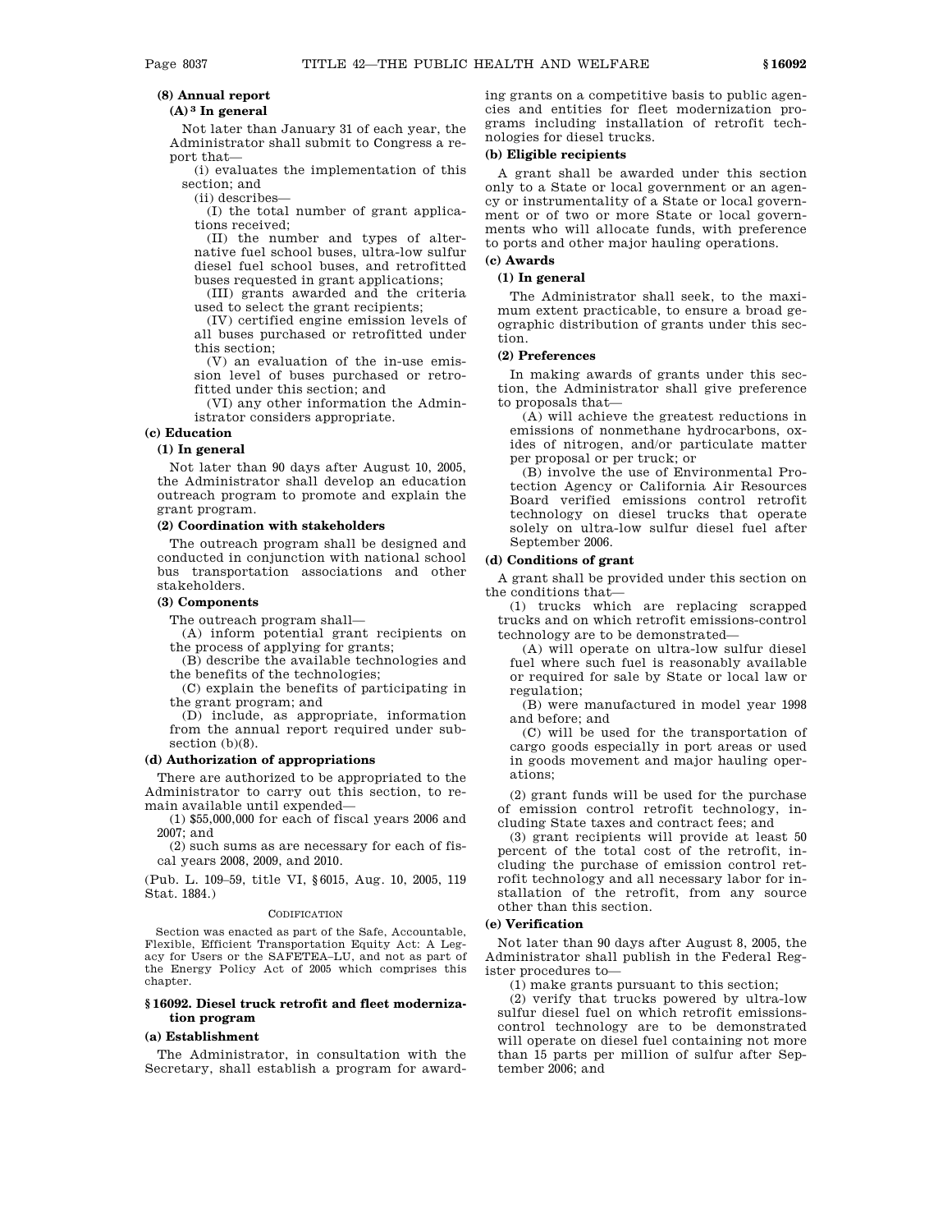**(8) Annual report**

**(A)[3] In general**

Not later than January 31 of each year, the Administrator shall submit to Congress a report that—

(i) evaluates the implementation of this section; and

(ii) describes—

(I) the total number of grant applications received;

(II) the number and types of alternative fuel school buses, ultra-low sulfur diesel fuel school buses, and retrofitted buses requested in grant applications;

(III) grants awarded and the criteria used to select the grant recipients;

(IV) certified engine emission levels of all buses purchased or retrofitted under this section;

(V) an evaluation of the in-use emission level of buses purchased or retrofitted under this section; and

(VI) any other information the Administrator considers appropriate.

**(c) Education**

**(1) In general**

Not later than 90 days after August 10, 2005, the Administrator shall develop an education outreach program to promote and explain the grant program.

**(2) Coordination with stakeholders**

The outreach program shall be designed and conducted in conjunction with national school bus transportation associations and other stakeholders.

**(3) Components**

The outreach program shall—

(A) inform potential grant recipients on the process of applying for grants;

(B) describe the available technologies and the benefits of the technologies;

(C) explain the benefits of participating in the grant program; and

(D) include, as appropriate, information from the annual report required under subsection (b)(8).

**(d) Authorization of appropriations**

There are authorized to be appropriated to the Administrator to carry out this section, to remain available until expended—

(1) $55,000,000 for each of fiscal years 2006 and 2007; and

(2) such sums as are necessary for each of fiscal years 2008, 2009, and 2010.

(Pub. L. 109–59, title VI, §6015, Aug. 10, 2005, 119 Stat. 1884.)

CODIFICATION

Section was enacted as part of the Safe, Accountable, Flexible, Efficient Transportation Equity Act: A Legacy for Users or the SAFETEA–LU, and not as part of the Energy Policy Act of 2005 which comprises this chapter.

## §16092. Diesel truck retrofit and fleet modernization program

**(a) Establishment**

The Administrator, in consultation with the Secretary, shall establish a program for awarding grants on a competitive basis to public agencies and entities for fleet modernization programs including installation of retrofit technologies for diesel trucks.

**(b) Eligible recipients**

A grant shall be awarded under this section only to a State or local government or an agency or instrumentality of a State or local government or of two or more State or local governments who will allocate funds, with preference to ports and other major hauling operations.

**(c) Awards**

**(1) In general**

The Administrator shall seek, to the maximum extent practicable, to ensure a broad geographic distribution of grants under this section.

**(2) Preferences**

In making awards of grants under this section, the Administrator shall give preference to proposals that—

(A) will achieve the greatest reductions in emissions of nonmethane hydrocarbons, oxides of nitrogen, and/or particulate matter per proposal or per truck; or

(B) involve the use of Environmental Protection Agency or California Air Resources Board verified emissions control retrofit technology on diesel trucks that operate solely on ultra-low sulfur diesel fuel after September 2006.

**(d) Conditions of grant**

A grant shall be provided under this section on the conditions that—

(1) trucks which are replacing scrapped trucks and on which retrofit emissions-control technology are to be demonstrated—

(A) will operate on ultra-low sulfur diesel fuel where such fuel is reasonably available or required for sale by State or local law or regulation;

(B) were manufactured in model year 1998 and before; and

(C) will be used for the transportation of cargo goods especially in port areas or used in goods movement and major hauling operations;

(2) grant funds will be used for the purchase of emission control retrofit technology, including State taxes and contract fees; and

(3) grant recipients will provide at least 50 percent of the total cost of the retrofit, including the purchase of emission control retrofit technology and all necessary labor for installation of the retrofit, from any source other than this section.

**(e) Verification**

Not later than 90 days after August 8, 2005, the Administrator shall publish in the Federal Register procedures to—

(1) make grants pursuant to this section;

(2) verify that trucks powered by ultra-low sulfur diesel fuel on which retrofit emissions-control technology are to be demonstrated will operate on diesel fuel containing not more than 15 parts per million of sulfur after September 2006; and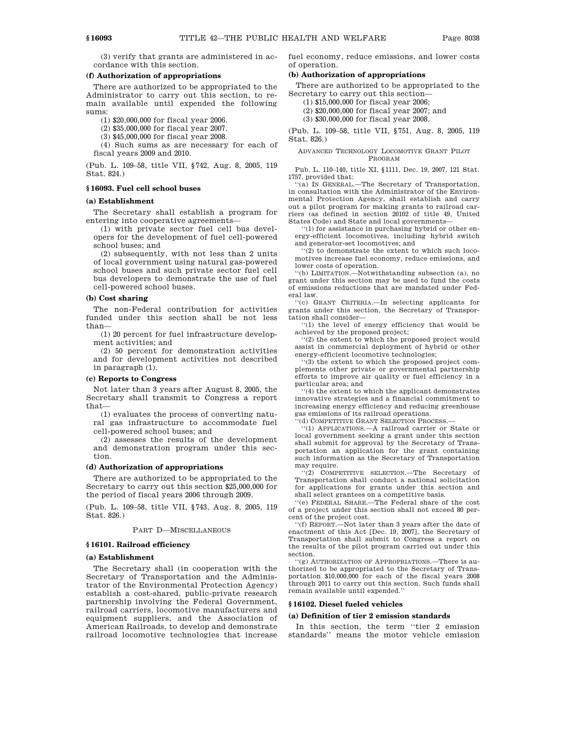(3) verify that grants are administered in accordance with this section.

**(f) Authorization of appropriations**

There are authorized to be appropriated to the Administrator to carry out this section, to remain available until expended the following sums:

(1) $20,000,000 for fiscal year 2006.

(2) $35,000,000 for fiscal year 2007.

(3) $45,000,000 for fiscal year 2008.

(4) Such sums as are necessary for each of fiscal years 2009 and 2010.

(Pub. L. 109–58, title VII, §742, Aug. 8, 2005, 119 Stat. 824.)

### §16093. Fuel cell school buses

**(a) Establishment**

The Secretary shall establish a program for entering into cooperative agreements—

(1) with private sector fuel cell bus developers for the development of fuel cell-powered school buses; and

(2) subsequently, with not less than 2 units of local government using natural gas-powered school buses and such private sector fuel cell bus developers to demonstrate the use of fuel cell-powered school buses.

**(b) Cost sharing**

The non-Federal contribution for activities funded under this section shall be not less than—

(1) 20 percent for fuel infrastructure development activities; and

(2) 50 percent for demonstration activities and for development activities not described in paragraph (1).

**(c) Reports to Congress**

Not later than 3 years after August 8, 2005, the Secretary shall transmit to Congress a report that—

(1) evaluates the process of converting natural gas infrastructure to accommodate fuel cell-powered school buses; and

(2) assesses the results of the development and demonstration program under this section.

**(d) Authorization of appropriations**

There are authorized to be appropriated to the Secretary to carry out this section $25,000,000 for the period of fiscal years 2006 through 2009.

(Pub. L. 109–58, title VII, §743, Aug. 8, 2005, 119 Stat. 826.)

## PART D—MISCELLANEOUS

### §16101. Railroad efficiency

**(a) Establishment**

The Secretary shall (in cooperation with the Secretary of Transportation and the Administrator of the Environmental Protection Agency) establish a cost-shared, public-private research partnership involving the Federal Government, railroad carriers, locomotive manufacturers and equipment suppliers, and the Association of American Railroads, to develop and demonstrate railroad locomotive technologies that increase fuel economy, reduce emissions, and lower costs of operation.

**(b) Authorization of appropriations**

There are authorized to be appropriated to the Secretary to carry out this section—

(1) $15,000,000 for fiscal year 2006;

(2) $20,000,000 for fiscal year 2007; and

(3) $30,000,000 for fiscal year 2008.

(Pub. L. 109–58, title VII, §751, Aug. 8, 2005, 119 Stat. 826.)

ADVANCED TECHNOLOGY LOCOMOTIVE GRANT PILOT PROGRAM

Pub. L. 110–140, title XI, §1111, Dec. 19, 2007, 121 Stat. 1757, provided that:

"(a) IN GENERAL.—The Secretary of Transportation, in consultation with the Administrator of the Environmental Protection Agency, shall establish and carry out a pilot program for making grants to railroad carriers (as defined in section 20102 of title 49, United States Code) and State and local governments—

"(1) for assistance in purchasing hybrid or other energy-efficient locomotives, including hybrid switch and generator-set locomotives; and

"(2) to demonstrate the extent to which such locomotives increase fuel economy, reduce emissions, and lower costs of operation.

"(b) LIMITATION.—Notwithstanding subsection (a), no grant under this section may be used to fund the costs of emissions reductions that are mandated under Federal law.

"(c) GRANT CRITERIA.—In selecting applicants for grants under this section, the Secretary of Transportation shall consider—

"(1) the level of energy efficiency that would be achieved by the proposed project;

"(2) the extent to which the proposed project would assist in commercial deployment of hybrid or other energy-efficient locomotive technologies;

"(3) the extent to which the proposed project complements other private or governmental partnership efforts to improve air quality or fuel efficiency in a particular area; and

"(4) the extent to which the applicant demonstrates innovative strategies and a financial commitment to increasing energy efficiency and reducing greenhouse gas emissions of its railroad operations.

"(d) COMPETITIVE GRANT SELECTION PROCESS.—

"(1) APPLICATIONS.—A railroad carrier or State or local government seeking a grant under this section shall submit for approval by the Secretary of Transportation an application for the grant containing such information as the Secretary of Transportation may require.

"(2) COMPETITIVE SELECTION.—The Secretary of Transportation shall conduct a national solicitation for applications for grants under this section and shall select grantees on a competitive basis.

"(e) FEDERAL SHARE.—The Federal share of the cost of a project under this section shall not exceed 80 percent of the project cost.

"(f) REPORT.—Not later than 3 years after the date of enactment of this Act [Dec. 19, 2007], the Secretary of Transportation shall submit to Congress a report on the results of the pilot program carried out under this section.

"(g) AUTHORIZATION OF APPROPRIATIONS.—There is authorized to be appropriated to the Secretary of Transportation $10,000,000 for each of the fiscal years 2008 through 2011 to carry out this section. Such funds shall remain available until expended."

### §16102. Diesel fueled vehicles

**(a) Definition of tier 2 emission standards**

In this section, the term "tier 2 emission standards" means the motor vehicle emission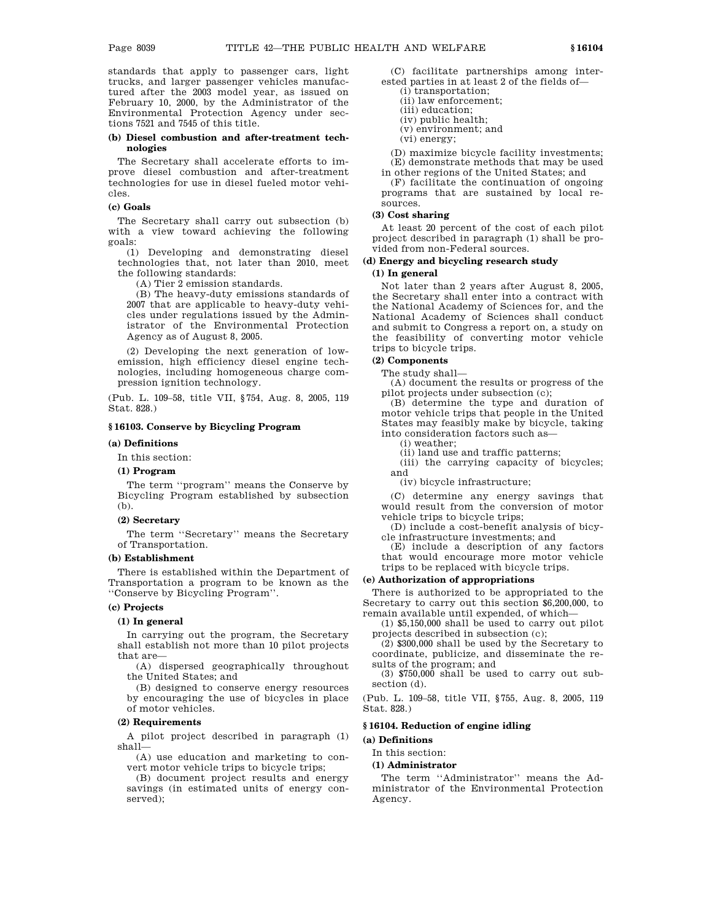standards that apply to passenger cars, light trucks, and larger passenger vehicles manufactured after the 2003 model year, as issued on February 10, 2000, by the Administrator of the Environmental Protection Agency under sections 7521 and 7545 of this title.

**(b) Diesel combustion and after-treatment technologies**

The Secretary shall accelerate efforts to improve diesel combustion and after-treatment technologies for use in diesel fueled motor vehicles.

**(c) Goals**

The Secretary shall carry out subsection (b) with a view toward achieving the following goals:

(1) Developing and demonstrating diesel technologies that, not later than 2010, meet the following standards:

(A) Tier 2 emission standards.

(B) The heavy-duty emissions standards of 2007 that are applicable to heavy-duty vehicles under regulations issued by the Administrator of the Environmental Protection Agency as of August 8, 2005.

(2) Developing the next generation of low-emission, high efficiency diesel engine technologies, including homogeneous charge compression ignition technology.

(Pub. L. 109–58, title VII, §754, Aug. 8, 2005, 119 Stat. 828.)

### §16103. Conserve by Bicycling Program

**(a) Definitions**

In this section:

**(1) Program**

The term ''program'' means the Conserve by Bicycling Program established by subsection (b).

**(2) Secretary**

The term ''Secretary'' means the Secretary of Transportation.

**(b) Establishment**

There is established within the Department of Transportation a program to be known as the ''Conserve by Bicycling Program''.

**(c) Projects**

**(1) In general**

In carrying out the program, the Secretary shall establish not more than 10 pilot projects that are—

(A) dispersed geographically throughout the United States; and

(B) designed to conserve energy resources by encouraging the use of bicycles in place of motor vehicles.

**(2) Requirements**

A pilot project described in paragraph (1) shall—

(A) use education and marketing to convert motor vehicle trips to bicycle trips;

(B) document project results and energy savings (in estimated units of energy conserved);

(C) facilitate partnerships among interested parties in at least 2 of the fields of—

(i) transportation;

(ii) law enforcement;

(iii) education;

(iv) public health;

(v) environment; and

(vi) energy;

(D) maximize bicycle facility investments;

(E) demonstrate methods that may be used in other regions of the United States; and

(F) facilitate the continuation of ongoing programs that are sustained by local resources.

**(3) Cost sharing**

At least 20 percent of the cost of each pilot project described in paragraph (1) shall be provided from non-Federal sources.

**(d) Energy and bicycling research study**

**(1) In general**

Not later than 2 years after August 8, 2005, the Secretary shall enter into a contract with the National Academy of Sciences for, and the National Academy of Sciences shall conduct and submit to Congress a report on, a study on the feasibility of converting motor vehicle trips to bicycle trips.

**(2) Components**

The study shall—

(A) document the results or progress of the pilot projects under subsection (c);

(B) determine the type and duration of motor vehicle trips that people in the United States may feasibly make by bicycle, taking into consideration factors such as—

(i) weather;

(ii) land use and traffic patterns;

(iii) the carrying capacity of bicycles; and

(iv) bicycle infrastructure;

(C) determine any energy savings that would result from the conversion of motor vehicle trips to bicycle trips;

(D) include a cost-benefit analysis of bicycle infrastructure investments; and

(E) include a description of any factors that would encourage more motor vehicle trips to be replaced with bicycle trips.

**(e) Authorization of appropriations**

There is authorized to be appropriated to the Secretary to carry out this section $6,200,000, to remain available until expended, of which—

(1) $5,150,000 shall be used to carry out pilot projects described in subsection (c);

(2) $300,000 shall be used by the Secretary to coordinate, publicize, and disseminate the results of the program; and

(3) $750,000 shall be used to carry out subsection (d).

(Pub. L. 109–58, title VII, §755, Aug. 8, 2005, 119 Stat. 828.)

### §16104. Reduction of engine idling

**(a) Definitions**

In this section:

**(1) Administrator**

The term ''Administrator'' means the Administrator of the Environmental Protection Agency.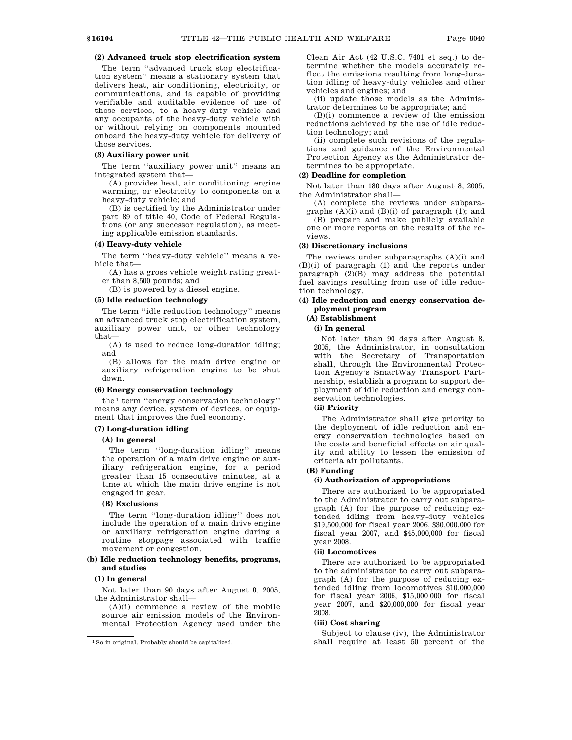**(2) Advanced truck stop electrification system**

The term "advanced truck stop electrification system" means a stationary system that delivers heat, air conditioning, electricity, or communications, and is capable of providing verifiable and auditable evidence of use of those services, to a heavy-duty vehicle and any occupants of the heavy-duty vehicle with or without relying on components mounted onboard the heavy-duty vehicle for delivery of those services.

**(3) Auxiliary power unit**

The term "auxiliary power unit" means an integrated system that—

(A) provides heat, air conditioning, engine warming, or electricity to components on a heavy-duty vehicle; and

(B) is certified by the Administrator under part 89 of title 40, Code of Federal Regulations (or any successor regulation), as meeting applicable emission standards.

**(4) Heavy-duty vehicle**

The term "heavy-duty vehicle" means a vehicle that—

(A) has a gross vehicle weight rating greater than 8,500 pounds; and

(B) is powered by a diesel engine.

**(5) Idle reduction technology**

The term "idle reduction technology" means an advanced truck stop electrification system, auxiliary power unit, or other technology that—

(A) is used to reduce long-duration idling; and

(B) allows for the main drive engine or auxiliary refrigeration engine to be shut down.

**(6) Energy conservation technology**

the[1] term "energy conservation technology" means any device, system of devices, or equipment that improves the fuel economy.

**(7) Long-duration idling**

**(A) In general**

The term "long-duration idling" means the operation of a main drive engine or auxiliary refrigeration engine, for a period greater than 15 consecutive minutes, at a time at which the main drive engine is not engaged in gear.

**(B) Exclusions**

The term "long-duration idling" does not include the operation of a main drive engine or auxiliary refrigeration engine during a routine stoppage associated with traffic movement or congestion.

**(b) Idle reduction technology benefits, programs, and studies**

**(1) In general**

Not later than 90 days after August 8, 2005, the Administrator shall—

(A)(i) commence a review of the mobile source air emission models of the Environmental Protection Agency used under the Clean Air Act (42 U.S.C. 7401 et seq.) to determine whether the models accurately reflect the emissions resulting from long-duration idling of heavy-duty vehicles and other vehicles and engines; and

(ii) update those models as the Administrator determines to be appropriate; and

(B)(i) commence a review of the emission reductions achieved by the use of idle reduction technology; and

(ii) complete such revisions of the regulations and guidance of the Environmental Protection Agency as the Administrator determines to be appropriate.

**(2) Deadline for completion**

Not later than 180 days after August 8, 2005, the Administrator shall—

(A) complete the reviews under subparagraphs (A)(i) and (B)(i) of paragraph (1); and

(B) prepare and make publicly available one or more reports on the results of the reviews.

**(3) Discretionary inclusions**

The reviews under subparagraphs (A)(i) and (B)(i) of paragraph (1) and the reports under paragraph (2)(B) may address the potential fuel savings resulting from use of idle reduction technology.

**(4) Idle reduction and energy conservation deployment program**

**(A) Establishment**

**(i) In general**

Not later than 90 days after August 8, 2005, the Administrator, in consultation with the Secretary of Transportation shall, through the Environmental Protection Agency's SmartWay Transport Partnership, establish a program to support deployment of idle reduction and energy conservation technologies.

**(ii) Priority**

The Administrator shall give priority to the deployment of idle reduction and energy conservation technologies based on the costs and beneficial effects on air quality and ability to lessen the emission of criteria air pollutants.

**(B) Funding**

**(i) Authorization of appropriations**

There are authorized to be appropriated to the Administrator to carry out subparagraph (A) for the purpose of reducing extended idling from heavy-duty vehicles $19,500,000 for fiscal year 2006, $30,000,000 for fiscal year 2007, and $45,000,000 for fiscal year 2008.

**(ii) Locomotives**

There are authorized to be appropriated to the administrator to carry out subparagraph (A) for the purpose of reducing extended idling from locomotives $10,000,000 for fiscal year 2006, $15,000,000 for fiscal year 2007, and $20,000,000 for fiscal year 2008.

**(iii) Cost sharing**

Subject to clause (iv), the Administrator shall require at least 50 percent of the

---

[1] So in original. Probably should be capitalized.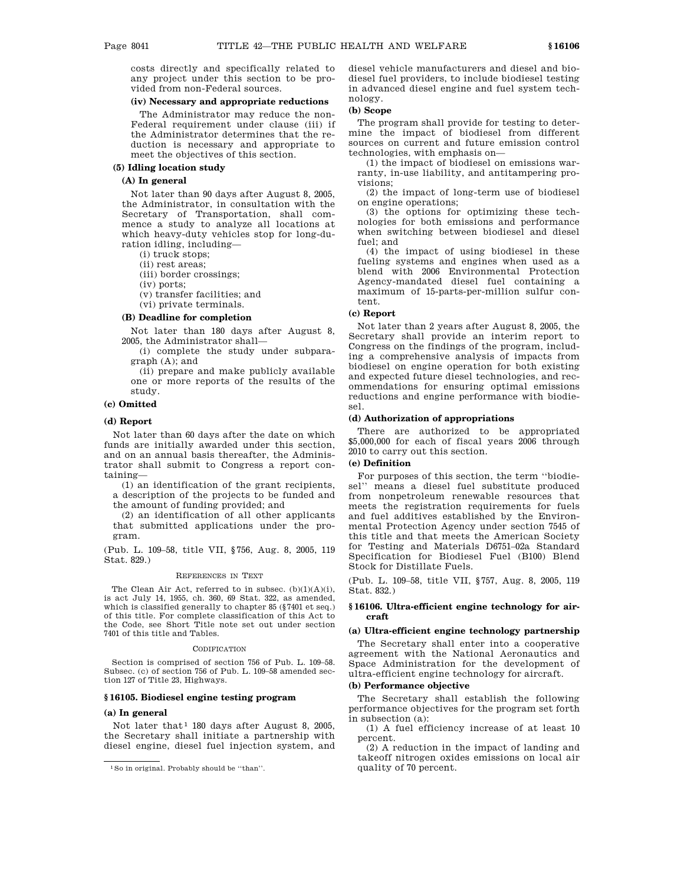costs directly and specifically related to any project under this section to be provided from non-Federal sources.

**(iv) Necessary and appropriate reductions**

The Administrator may reduce the non-Federal requirement under clause (iii) if the Administrator determines that the reduction is necessary and appropriate to meet the objectives of this section.

**(5) Idling location study**

**(A) In general**

Not later than 90 days after August 8, 2005, the Administrator, in consultation with the Secretary of Transportation, shall commence a study to analyze all locations at which heavy-duty vehicles stop for long-duration idling, including—

(i) truck stops;

(ii) rest areas;

(iii) border crossings;

(iv) ports;

(v) transfer facilities; and

(vi) private terminals.

**(B) Deadline for completion**

Not later than 180 days after August 8, 2005, the Administrator shall—

(i) complete the study under subparagraph (A); and

(ii) prepare and make publicly available one or more reports of the results of the study.

**(c) Omitted**

**(d) Report**

Not later than 60 days after the date on which funds are initially awarded under this section, and on an annual basis thereafter, the Administrator shall submit to Congress a report containing—

(1) an identification of the grant recipients, a description of the projects to be funded and the amount of funding provided; and

(2) an identification of all other applicants that submitted applications under the program.

(Pub. L. 109–58, title VII, §756, Aug. 8, 2005, 119 Stat. 829.)

REFERENCES IN TEXT

The Clean Air Act, referred to in subsec. (b)(1)(A)(i), is act July 14, 1955, ch. 360, 69 Stat. 322, as amended, which is classified generally to chapter 85 (§7401 et seq.) of this title. For complete classification of this Act to the Code, see Short Title note set out under section 7401 of this title and Tables.

CODIFICATION

Section is comprised of section 756 of Pub. L. 109–58. Subsec. (c) of section 756 of Pub. L. 109–58 amended section 127 of Title 23, Highways.

### §16105. Biodiesel engine testing program

**(a) In general**

Not later that[1] 180 days after August 8, 2005, the Secretary shall initiate a partnership with diesel engine, diesel fuel injection system, and diesel vehicle manufacturers and diesel and biodiesel fuel providers, to include biodiesel testing in advanced diesel engine and fuel system technology.

**(b) Scope**

The program shall provide for testing to determine the impact of biodiesel from different sources on current and future emission control technologies, with emphasis on—

(1) the impact of biodiesel on emissions warranty, in-use liability, and antitampering provisions;

(2) the impact of long-term use of biodiesel on engine operations;

(3) the options for optimizing these technologies for both emissions and performance when switching between biodiesel and diesel fuel; and

(4) the impact of using biodiesel in these fueling systems and engines when used as a blend with 2006 Environmental Protection Agency-mandated diesel fuel containing a maximum of 15-parts-per-million sulfur content.

**(c) Report**

Not later than 2 years after August 8, 2005, the Secretary shall provide an interim report to Congress on the findings of the program, including a comprehensive analysis of impacts from biodiesel on engine operation for both existing and expected future diesel technologies, and recommendations for ensuring optimal emissions reductions and engine performance with biodiesel.

**(d) Authorization of appropriations**

There are authorized to be appropriated $5,000,000 for each of fiscal years 2006 through 2010 to carry out this section.

**(e) Definition**

For purposes of this section, the term ''biodiesel'' means a diesel fuel substitute produced from nonpetroleum renewable resources that meets the registration requirements for fuels and fuel additives established by the Environmental Protection Agency under section 7545 of this title and that meets the American Society for Testing and Materials D6751–02a Standard Specification for Biodiesel Fuel (B100) Blend Stock for Distillate Fuels.

(Pub. L. 109–58, title VII, §757, Aug. 8, 2005, 119 Stat. 832.)

### §16106. Ultra-efficient engine technology for aircraft

**(a) Ultra-efficient engine technology partnership**

The Secretary shall enter into a cooperative agreement with the National Aeronautics and Space Administration for the development of ultra-efficient engine technology for aircraft.

**(b) Performance objective**

The Secretary shall establish the following performance objectives for the program set forth in subsection (a):

(1) A fuel efficiency increase of at least 10 percent.

(2) A reduction in the impact of landing and takeoff nitrogen oxides emissions on local air quality of 70 percent.

[1] So in original. Probably should be ''than''.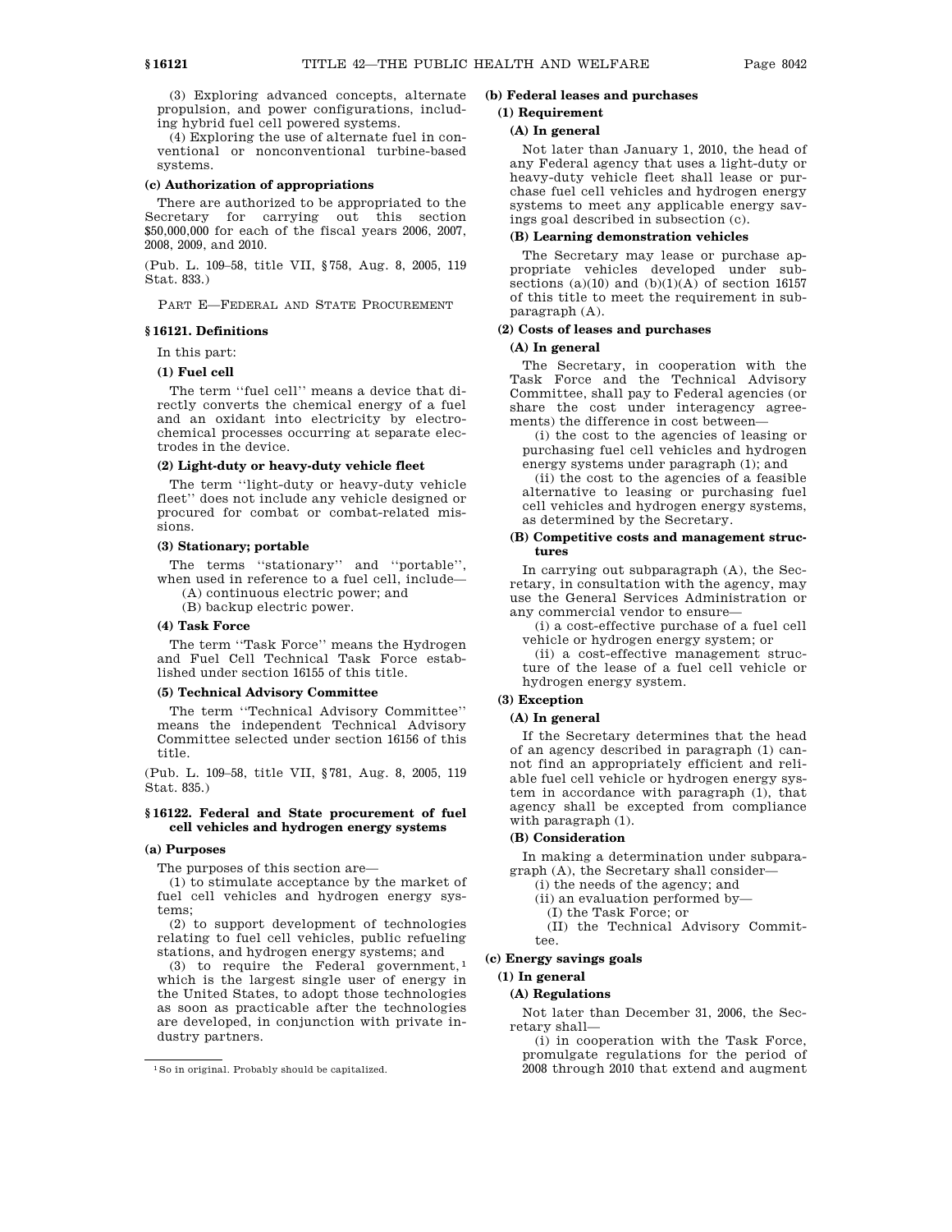(3) Exploring advanced concepts, alternate propulsion, and power configurations, including hybrid fuel cell powered systems.

(4) Exploring the use of alternate fuel in conventional or nonconventional turbine-based systems.

**(c) Authorization of appropriations**

There are authorized to be appropriated to the Secretary for carrying out this section $50,000,000 for each of the fiscal years 2006, 2007, 2008, 2009, and 2010.

(Pub. L. 109–58, title VII, §758, Aug. 8, 2005, 119 Stat. 833.)

## PART E—FEDERAL AND STATE PROCUREMENT

### §16121. Definitions

In this part:

**(1) Fuel cell**

The term ''fuel cell'' means a device that directly converts the chemical energy of a fuel and an oxidant into electricity by electrochemical processes occurring at separate electrodes in the device.

**(2) Light-duty or heavy-duty vehicle fleet**

The term ''light-duty or heavy-duty vehicle fleet'' does not include any vehicle designed or procured for combat or combat-related missions.

**(3) Stationary; portable**

The terms ''stationary'' and ''portable'', when used in reference to a fuel cell, include—

(A) continuous electric power; and

(B) backup electric power.

**(4) Task Force**

The term ''Task Force'' means the Hydrogen and Fuel Cell Technical Task Force established under section 16155 of this title.

**(5) Technical Advisory Committee**

The term ''Technical Advisory Committee'' means the independent Technical Advisory Committee selected under section 16156 of this title.

(Pub. L. 109–58, title VII, §781, Aug. 8, 2005, 119 Stat. 835.)

### §16122. Federal and State procurement of fuel cell vehicles and hydrogen energy systems

**(a) Purposes**

The purposes of this section are—

(1) to stimulate acceptance by the market of fuel cell vehicles and hydrogen energy systems;

(2) to support development of technologies relating to fuel cell vehicles, public refueling stations, and hydrogen energy systems; and

(3) to require the Federal government,[1] which is the largest single user of energy in the United States, to adopt those technologies as soon as practicable after the technologies are developed, in conjunction with private industry partners.

**(b) Federal leases and purchases**

**(1) Requirement**

**(A) In general**

Not later than January 1, 2010, the head of any Federal agency that uses a light-duty or heavy-duty vehicle fleet shall lease or purchase fuel cell vehicles and hydrogen energy systems to meet any applicable energy savings goal described in subsection (c).

**(B) Learning demonstration vehicles**

The Secretary may lease or purchase appropriate vehicles developed under subsections (a)(10) and (b)(1)(A) of section 16157 of this title to meet the requirement in subparagraph (A).

**(2) Costs of leases and purchases**

**(A) In general**

The Secretary, in cooperation with the Task Force and the Technical Advisory Committee, shall pay to Federal agencies (or share the cost under interagency agreements) the difference in cost between—

(i) the cost to the agencies of leasing or purchasing fuel cell vehicles and hydrogen energy systems under paragraph (1); and

(ii) the cost to the agencies of a feasible alternative to leasing or purchasing fuel cell vehicles and hydrogen energy systems, as determined by the Secretary.

**(B) Competitive costs and management structures**

In carrying out subparagraph (A), the Secretary, in consultation with the agency, may use the General Services Administration or any commercial vendor to ensure—

(i) a cost-effective purchase of a fuel cell vehicle or hydrogen energy system; or

(ii) a cost-effective management structure of the lease of a fuel cell vehicle or hydrogen energy system.

**(3) Exception**

**(A) In general**

If the Secretary determines that the head of an agency described in paragraph (1) cannot find an appropriately efficient and reliable fuel cell vehicle or hydrogen energy system in accordance with paragraph (1), that agency shall be excepted from compliance with paragraph (1).

**(B) Consideration**

In making a determination under subparagraph (A), the Secretary shall consider—

(i) the needs of the agency; and

(ii) an evaluation performed by—

(I) the Task Force; or

(II) the Technical Advisory Committee.

**(c) Energy savings goals**

**(1) In general**

**(A) Regulations**

Not later than December 31, 2006, the Secretary shall—

(i) in cooperation with the Task Force, promulgate regulations for the period of 2008 through 2010 that extend and augment

[1] So in original. Probably should be capitalized.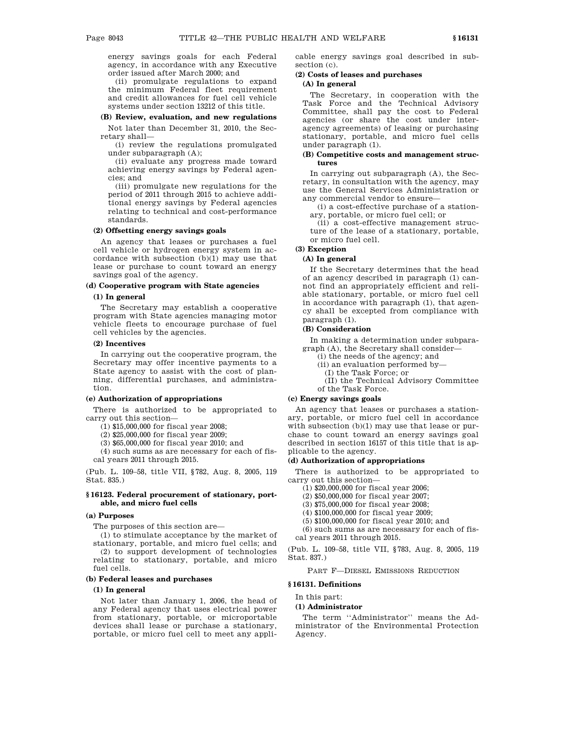energy savings goals for each Federal agency, in accordance with any Executive order issued after March 2000; and

(ii) promulgate regulations to expand the minimum Federal fleet requirement and credit allowances for fuel cell vehicle systems under section 13212 of this title.

**(B) Review, evaluation, and new regulations**

Not later than December 31, 2010, the Secretary shall—

(i) review the regulations promulgated under subparagraph (A);

(ii) evaluate any progress made toward achieving energy savings by Federal agencies; and

(iii) promulgate new regulations for the period of 2011 through 2015 to achieve additional energy savings by Federal agencies relating to technical and cost-performance standards.

**(2) Offsetting energy savings goals**

An agency that leases or purchases a fuel cell vehicle or hydrogen energy system in accordance with subsection (b)(1) may use that lease or purchase to count toward an energy savings goal of the agency.

**(d) Cooperative program with State agencies**

**(1) In general**

The Secretary may establish a cooperative program with State agencies managing motor vehicle fleets to encourage purchase of fuel cell vehicles by the agencies.

**(2) Incentives**

In carrying out the cooperative program, the Secretary may offer incentive payments to a State agency to assist with the cost of planning, differential purchases, and administration.

**(e) Authorization of appropriations**

There is authorized to be appropriated to carry out this section—

(1) $15,000,000 for fiscal year 2008;

(2) $25,000,000 for fiscal year 2009;

(3) $65,000,000 for fiscal year 2010; and

(4) such sums as are necessary for each of fiscal years 2011 through 2015.

(Pub. L. 109–58, title VII, §782, Aug. 8, 2005, 119 Stat. 835.)

### §16123. Federal procurement of stationary, portable, and micro fuel cells

**(a) Purposes**

The purposes of this section are—

(1) to stimulate acceptance by the market of stationary, portable, and micro fuel cells; and

(2) to support development of technologies relating to stationary, portable, and micro fuel cells.

**(b) Federal leases and purchases**

**(1) In general**

Not later than January 1, 2006, the head of any Federal agency that uses electrical power from stationary, portable, or microportable devices shall lease or purchase a stationary, portable, or micro fuel cell to meet any applicable energy savings goal described in subsection (c).

**(2) Costs of leases and purchases**

**(A) In general**

The Secretary, in cooperation with the Task Force and the Technical Advisory Committee, shall pay the cost to Federal agencies (or share the cost under interagency agreements) of leasing or purchasing stationary, portable, and micro fuel cells under paragraph (1).

**(B) Competitive costs and management structures**

In carrying out subparagraph (A), the Secretary, in consultation with the agency, may use the General Services Administration or any commercial vendor to ensure—

(i) a cost-effective purchase of a stationary, portable, or micro fuel cell; or

(ii) a cost-effective management structure of the lease of a stationary, portable, or micro fuel cell.

**(3) Exception**

**(A) In general**

If the Secretary determines that the head of an agency described in paragraph (1) cannot find an appropriately efficient and reliable stationary, portable, or micro fuel cell in accordance with paragraph (1), that agency shall be excepted from compliance with paragraph (1).

**(B) Consideration**

In making a determination under subparagraph (A), the Secretary shall consider—

(i) the needs of the agency; and

(ii) an evaluation performed by—

(I) the Task Force; or

(II) the Technical Advisory Committee of the Task Force.

**(c) Energy savings goals**

An agency that leases or purchases a stationary, portable, or micro fuel cell in accordance with subsection (b)(1) may use that lease or purchase to count toward an energy savings goal described in section 16157 of this title that is applicable to the agency.

**(d) Authorization of appropriations**

There is authorized to be appropriated to carry out this section—

(1) $20,000,000 for fiscal year 2006;

(2) $50,000,000 for fiscal year 2007;

(3) $75,000,000 for fiscal year 2008;

(4) $100,000,000 for fiscal year 2009;

(5) $100,000,000 for fiscal year 2010; and

(6) such sums as are necessary for each of fiscal years 2011 through 2015.

(Pub. L. 109–58, title VII, §783, Aug. 8, 2005, 119 Stat. 837.)

## PART F—DIESEL EMISSIONS REDUCTION

### §16131. Definitions

In this part:

**(1) Administrator**

The term ''Administrator'' means the Administrator of the Environmental Protection Agency.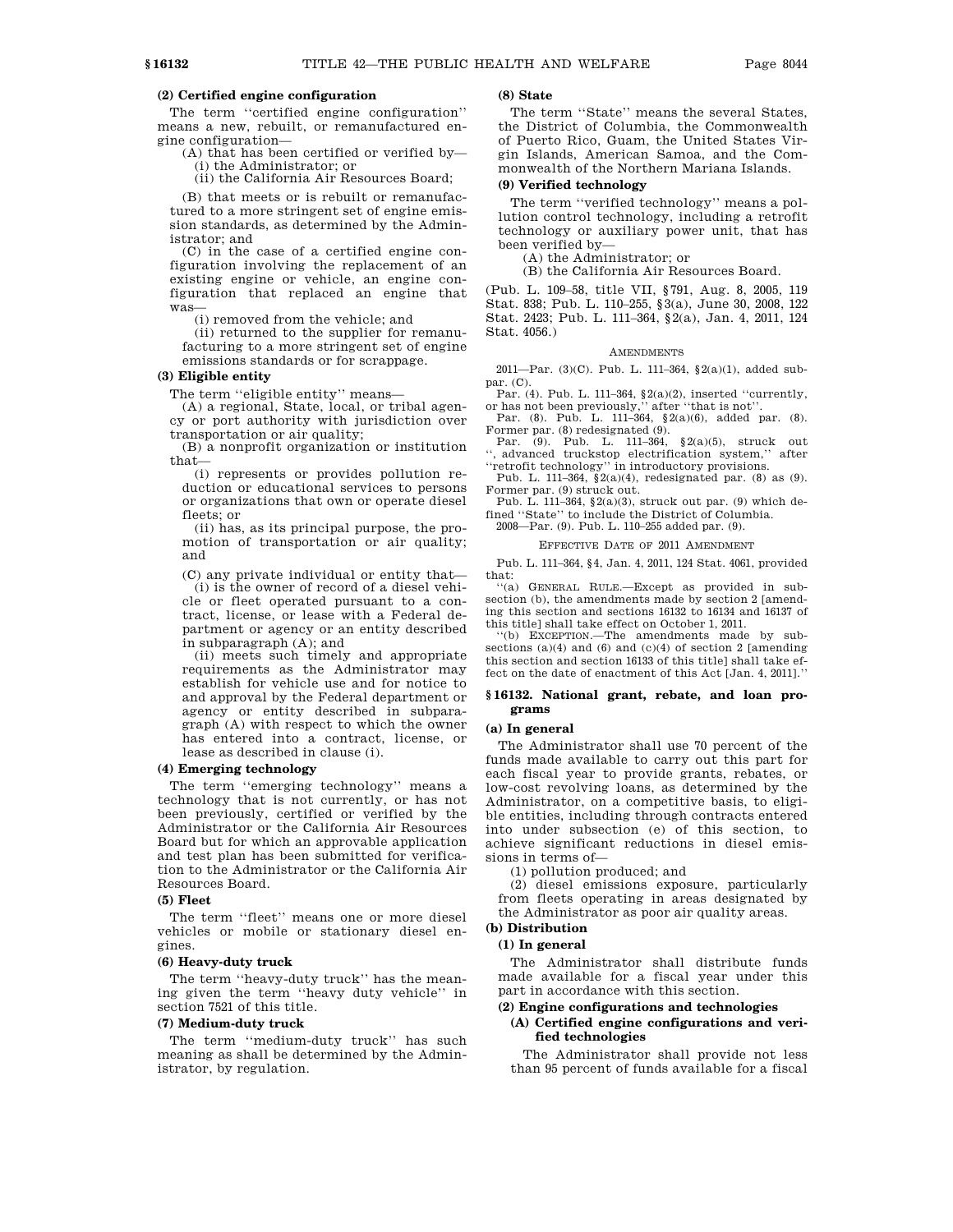**(2) Certified engine configuration**

The term ''certified engine configuration'' means a new, rebuilt, or remanufactured engine configuration—

(A) that has been certified or verified by—

(i) the Administrator; or

(ii) the California Air Resources Board;

(B) that meets or is rebuilt or remanufactured to a more stringent set of engine emission standards, as determined by the Administrator; and

(C) in the case of a certified engine configuration involving the replacement of an existing engine or vehicle, an engine configuration that replaced an engine that was—

(i) removed from the vehicle; and

(ii) returned to the supplier for remanufacturing to a more stringent set of engine emissions standards or for scrappage.

**(3) Eligible entity**

The term ''eligible entity'' means—

(A) a regional, State, local, or tribal agency or port authority with jurisdiction over transportation or air quality;

(B) a nonprofit organization or institution that—

(i) represents or provides pollution reduction or educational services to persons or organizations that own or operate diesel fleets; or

(ii) has, as its principal purpose, the promotion of transportation or air quality; and

(C) any private individual or entity that—

(i) is the owner of record of a diesel vehicle or fleet operated pursuant to a contract, license, or lease with a Federal department or agency or an entity described in subparagraph (A); and

(ii) meets such timely and appropriate requirements as the Administrator may establish for vehicle use and for notice to and approval by the Federal department or agency or entity described in subparagraph (A) with respect to which the owner has entered into a contract, license, or lease as described in clause (i).

**(4) Emerging technology**

The term ''emerging technology'' means a technology that is not currently, or has not been previously, certified or verified by the Administrator or the California Air Resources Board but for which an approvable application and test plan has been submitted for verification to the Administrator or the California Air Resources Board.

**(5) Fleet**

The term ''fleet'' means one or more diesel vehicles or mobile or stationary diesel engines.

**(6) Heavy-duty truck**

The term ''heavy-duty truck'' has the meaning given the term ''heavy duty vehicle'' in section 7521 of this title.

**(7) Medium-duty truck**

The term ''medium-duty truck'' has such meaning as shall be determined by the Administrator, by regulation.

**(8) State**

The term ''State'' means the several States, the District of Columbia, the Commonwealth of Puerto Rico, Guam, the United States Virgin Islands, American Samoa, and the Commonwealth of the Northern Mariana Islands.

**(9) Verified technology**

The term ''verified technology'' means a pollution control technology, including a retrofit technology or auxiliary power unit, that has been verified by—

(A) the Administrator; or

(B) the California Air Resources Board.

(Pub. L. 109–58, title VII, §791, Aug. 8, 2005, 119 Stat. 838; Pub. L. 110–255, §3(a), June 30, 2008, 122 Stat. 2423; Pub. L. 111–364, §2(a), Jan. 4, 2011, 124 Stat. 4056.)

AMENDMENTS

2011—Par. (3)(C). Pub. L. 111–364, §2(a)(1), added subpar. (C).

Par. (4). Pub. L. 111–364, §2(a)(2), inserted ''currently, or has not been previously,'' after ''that is not''.

Par. (8). Pub. L. 111–364, §2(a)(6), added par. (8). Former par. (8) redesignated (9).

Par. (9). Pub. L. 111–364, §2(a)(5), struck out '', advanced truckstop electrification system,'' after ''retrofit technology'' in introductory provisions.

Pub. L. 111–364, §2(a)(4), redesignated par. (8) as (9). Former par. (9) struck out.

Pub. L. 111–364, §2(a)(3), struck out par. (9) which defined ''State'' to include the District of Columbia.

2008—Par. (9). Pub. L. 110–255 added par. (9).

EFFECTIVE DATE OF 2011 AMENDMENT

Pub. L. 111–364, §4, Jan. 4, 2011, 124 Stat. 4061, provided that:

''(a) GENERAL RULE.—Except as provided in subsection (b), the amendments made by section 2 [amending this section and sections 16132 to 16134 and 16137 of this title] shall take effect on October 1, 2011.

''(b) EXCEPTION.—The amendments made by subsections (a)(4) and (6) and (c)(4) of section 2 [amending this section and section 16133 of this title] shall take effect on the date of enactment of this Act [Jan. 4, 2011].''

## §16132. National grant, rebate, and loan programs

**(a) In general**

The Administrator shall use 70 percent of the funds made available to carry out this part for each fiscal year to provide grants, rebates, or low-cost revolving loans, as determined by the Administrator, on a competitive basis, to eligible entities, including through contracts entered into under subsection (e) of this section, to achieve significant reductions in diesel emissions in terms of—

(1) pollution produced; and

(2) diesel emissions exposure, particularly from fleets operating in areas designated by the Administrator as poor air quality areas.

**(b) Distribution**

**(1) In general**

The Administrator shall distribute funds made available for a fiscal year under this part in accordance with this section.

**(2) Engine configurations and technologies**

**(A) Certified engine configurations and verified technologies**

The Administrator shall provide not less than 95 percent of funds available for a fiscal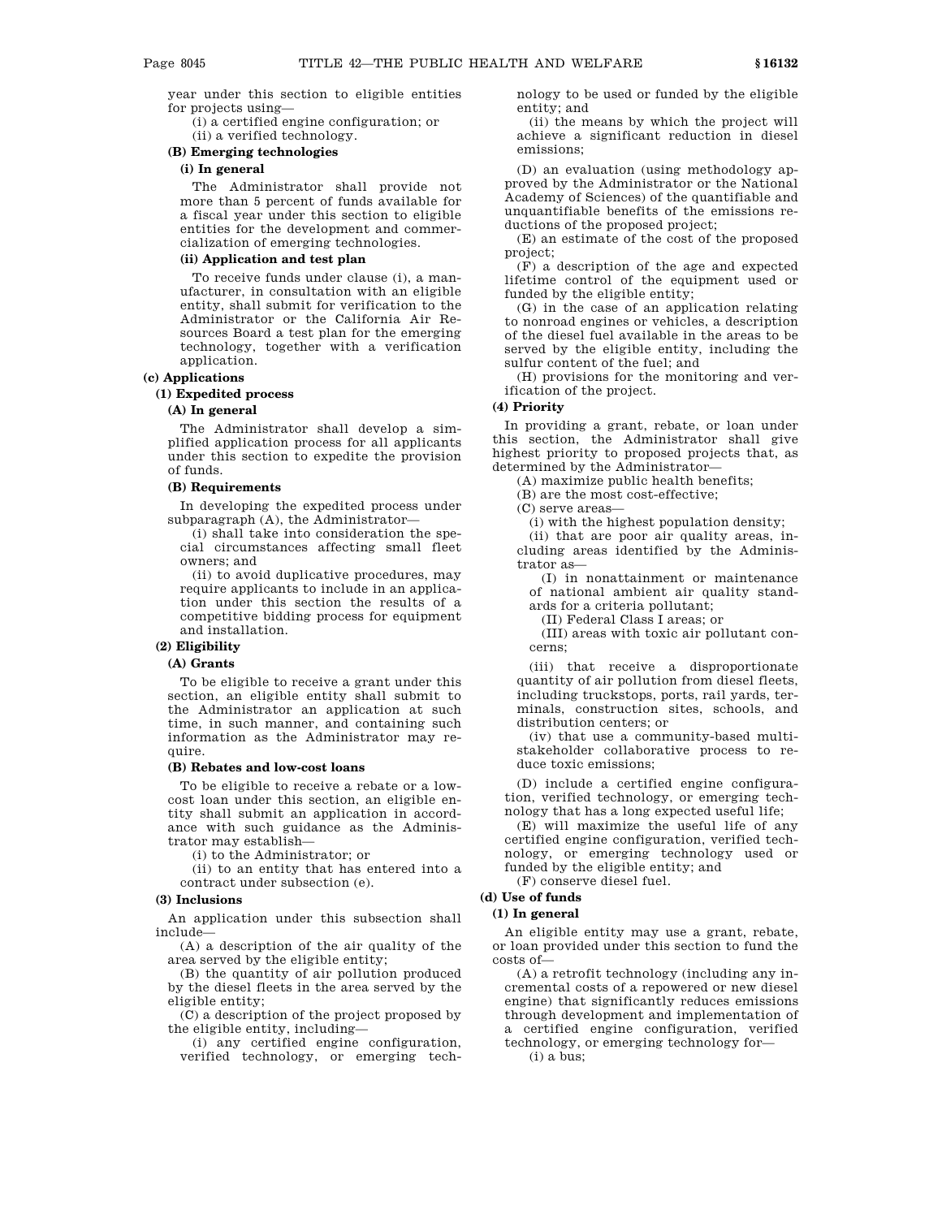year under this section to eligible entities for projects using—

(i) a certified engine configuration; or

(ii) a verified technology.

**(B) Emerging technologies**

**(i) In general**

The Administrator shall provide not more than 5 percent of funds available for a fiscal year under this section to eligible entities for the development and commercialization of emerging technologies.

**(ii) Application and test plan**

To receive funds under clause (i), a manufacturer, in consultation with an eligible entity, shall submit for verification to the Administrator or the California Air Resources Board a test plan for the emerging technology, together with a verification application.

**(c) Applications**

**(1) Expedited process**

**(A) In general**

The Administrator shall develop a simplified application process for all applicants under this section to expedite the provision of funds.

**(B) Requirements**

In developing the expedited process under subparagraph (A), the Administrator—

(i) shall take into consideration the special circumstances affecting small fleet owners; and

(ii) to avoid duplicative procedures, may require applicants to include in an application under this section the results of a competitive bidding process for equipment and installation.

**(2) Eligibility**

**(A) Grants**

To be eligible to receive a grant under this section, an eligible entity shall submit to the Administrator an application at such time, in such manner, and containing such information as the Administrator may require.

**(B) Rebates and low-cost loans**

To be eligible to receive a rebate or a low-cost loan under this section, an eligible entity shall submit an application in accordance with such guidance as the Administrator may establish—

(i) to the Administrator; or

(ii) to an entity that has entered into a contract under subsection (e).

**(3) Inclusions**

An application under this subsection shall include—

(A) a description of the air quality of the area served by the eligible entity;

(B) the quantity of air pollution produced by the diesel fleets in the area served by the eligible entity;

(C) a description of the project proposed by the eligible entity, including—

(i) any certified engine configuration, verified technology, or emerging technology to be used or funded by the eligible entity; and

(ii) the means by which the project will achieve a significant reduction in diesel emissions;

(D) an evaluation (using methodology approved by the Administrator or the National Academy of Sciences) of the quantifiable and unquantifiable benefits of the emissions reductions of the proposed project;

(E) an estimate of the cost of the proposed project;

(F) a description of the age and expected lifetime control of the equipment used or funded by the eligible entity;

(G) in the case of an application relating to nonroad engines or vehicles, a description of the diesel fuel available in the areas to be served by the eligible entity, including the sulfur content of the fuel; and

(H) provisions for the monitoring and verification of the project.

**(4) Priority**

In providing a grant, rebate, or loan under this section, the Administrator shall give highest priority to proposed projects that, as determined by the Administrator—

(A) maximize public health benefits;

(B) are the most cost-effective;

(C) serve areas—

(i) with the highest population density;

(ii) that are poor air quality areas, including areas identified by the Administrator as—

(I) in nonattainment or maintenance of national ambient air quality standards for a criteria pollutant;

(II) Federal Class I areas; or

(III) areas with toxic air pollutant concerns;

(iii) that receive a disproportionate quantity of air pollution from diesel fleets, including truckstops, ports, rail yards, terminals, construction sites, schools, and distribution centers; or

(iv) that use a community-based multistakeholder collaborative process to reduce toxic emissions;

(D) include a certified engine configuration, verified technology, or emerging technology that has a long expected useful life;

(E) will maximize the useful life of any certified engine configuration, verified technology, or emerging technology used or funded by the eligible entity; and

(F) conserve diesel fuel.

**(d) Use of funds**

**(1) In general**

An eligible entity may use a grant, rebate, or loan provided under this section to fund the costs of—

(A) a retrofit technology (including any incremental costs of a repowered or new diesel engine) that significantly reduces emissions through development and implementation of a certified engine configuration, verified technology, or emerging technology for—

(i) a bus;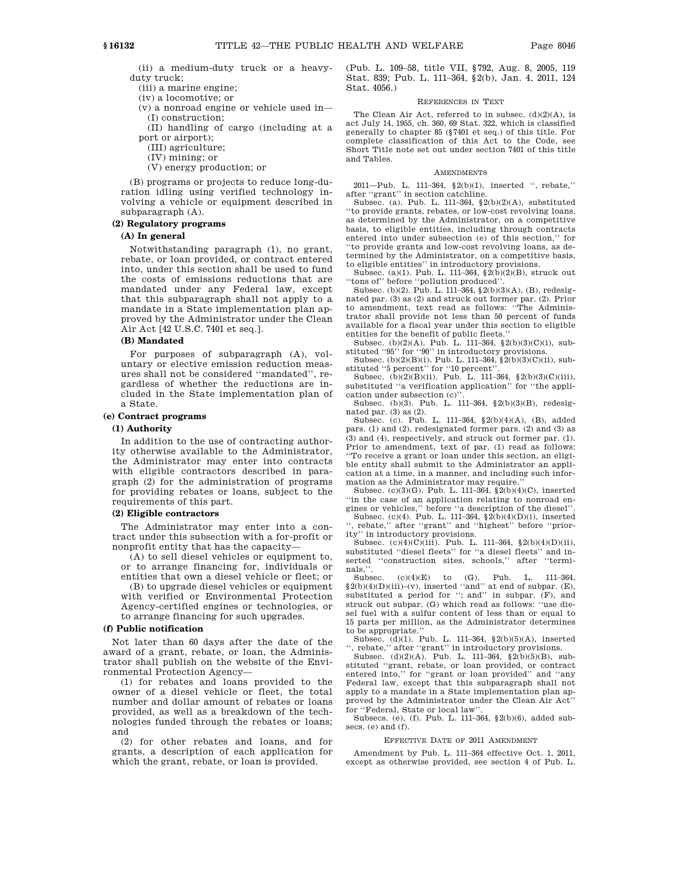(ii) a medium-duty truck or a heavy-duty truck;

(iii) a marine engine;

(iv) a locomotive; or

(v) a nonroad engine or vehicle used in—

(I) construction;

(II) handling of cargo (including at a port or airport);

(III) agriculture;

(IV) mining; or

(V) energy production; or

(B) programs or projects to reduce long-duration idling using verified technology involving a vehicle or equipment described in subparagraph (A).

**(2) Regulatory programs**

**(A) In general**

Notwithstanding paragraph (1), no grant, rebate, or loan provided, or contract entered into, under this section shall be used to fund the costs of emissions reductions that are mandated under any Federal law, except that this subparagraph shall not apply to a mandate in a State implementation plan approved by the Administrator under the Clean Air Act [42 U.S.C. 7401 et seq.].

**(B) Mandated**

For purposes of subparagraph (A), voluntary or elective emission reduction measures shall not be considered ''mandated'', regardless of whether the reductions are included in the State implementation plan of a State.

**(e) Contract programs**

**(1) Authority**

In addition to the use of contracting authority otherwise available to the Administrator, the Administrator may enter into contracts with eligible contractors described in paragraph (2) for the administration of programs for providing rebates or loans, subject to the requirements of this part.

**(2) Eligible contractors**

The Administrator may enter into a contract under this subsection with a for-profit or nonprofit entity that has the capacity—

(A) to sell diesel vehicles or equipment to, or to arrange financing for, individuals or entities that own a diesel vehicle or fleet; or

(B) to upgrade diesel vehicles or equipment with verified or Environmental Protection Agency-certified engines or technologies, or to arrange financing for such upgrades.

**(f) Public notification**

Not later than 60 days after the date of the award of a grant, rebate, or loan, the Administrator shall publish on the website of the Environmental Protection Agency—

(1) for rebates and loans provided to the owner of a diesel vehicle or fleet, the total number and dollar amount of rebates or loans provided, as well as a breakdown of the technologies funded through the rebates or loans; and

(2) for other rebates and loans, and for grants, a description of each application for which the grant, rebate, or loan is provided.

(Pub. L. 109–58, title VII, §792, Aug. 8, 2005, 119 Stat. 839; Pub. L. 111–364, §2(b), Jan. 4, 2011, 124 Stat. 4056.)

REFERENCES IN TEXT

The Clean Air Act, referred to in subsec. (d)(2)(A), is act July 14, 1955, ch. 360, 69 Stat. 322, which is classified generally to chapter 85 (§7401 et seq.) of this title. For complete classification of this Act to the Code, see Short Title note set out under section 7401 of this title and Tables.

AMENDMENTS

2011—Pub. L. 111–364, §2(b)(1), inserted '', rebate,'' after ''grant'' in section catchline.

Subsec. (a). Pub. L. 111–364, §2(b)(2)(A), substituted ''to provide grants, rebates, or low-cost revolving loans, as determined by the Administrator, on a competitive basis, to eligible entities, including through contracts entered into under subsection (e) of this section,'' for ''to provide grants and low-cost revolving loans, as determined by the Administrator, on a competitive basis, to eligible entities'' in introductory provisions.

Subsec. (a)(1). Pub. L. 111–364, §2(b)(2)(B), struck out ''tons of'' before ''pollution produced''.

Subsec. (b)(2). Pub. L. 111–364, §2(b)(3)(A), (B), redesignated par. (3) as (2) and struck out former par. (2). Prior to amendment, text read as follows: ''The Administrator shall provide not less than 50 percent of funds available for a fiscal year under this section to eligible entities for the benefit of public fleets.''

Subsec. (b)(2)(A). Pub. L. 111–364, §2(b)(3)(C)(i), substituted ''95'' for ''90'' in introductory provisions.

Subsec. (b)(2)(B)(i). Pub. L. 111–364, §2(b)(3)(C)(ii), substituted ''5 percent'' for ''10 percent''.

Subsec. (b)(2)(B)(ii). Pub. L. 111–364, §2(b)(3)(C)(iii), substituted ''a verification application'' for ''the application under subsection (c)''.

Subsec. (b)(3). Pub. L. 111–364, §2(b)(3)(B), redesignated par. (3) as (2).

Subsec. (c). Pub. L. 111–364, §2(b)(4)(A), (B), added pars. (1) and (2), redesignated former pars. (2) and (3) as (3) and (4), respectively, and struck out former par. (1). Prior to amendment, text of par. (1) read as follows: ''To receive a grant or loan under this section, an eligible entity shall submit to the Administrator an application at a time, in a manner, and including such information as the Administrator may require.''

Subsec. (c)(3)(G). Pub. L. 111–364, §2(b)(4)(C), inserted ''in the case of an application relating to nonroad engines or vehicles,'' before ''a description of the diesel''.

Subsec. (c)(4). Pub. L. 111–364, §2(b)(4)(D)(i), inserted '', rebate,'' after ''grant'' and ''highest'' before ''priority'' in introductory provisions.

Subsec. (c)(4)(C)(iii). Pub. L. 111–364, §2(b)(4)(D)(ii), substituted ''diesel fleets'' for ''a diesel fleets'' and inserted ''construction sites, schools,'' after ''terminals,''.

Subsec. (c)(4)(E) to (G). Pub. L. 111–364, §2(b)(4)(D)(iii)–(v), inserted ''and'' at end of subpar. (E), substituted a period for ''; and'' in subpar. (F), and struck out subpar. (G) which read as follows: ''use diesel fuel with a sulfur content of less than or equal to 15 parts per million, as the Administrator determines to be appropriate.''

Subsec. (d)(1). Pub. L. 111–364, §2(b)(5)(A), inserted '', rebate,'' after ''grant'' in introductory provisions.

Subsec. (d)(2)(A). Pub. L. 111–364, §2(b)(5)(B), substituted ''grant, rebate, or loan provided, or contract entered into,'' for ''grant or loan provided'' and ''any Federal law, except that this subparagraph shall not apply to a mandate in a State implementation plan approved by the Administrator under the Clean Air Act'' for ''Federal, State or local law''.

Subsecs. (e), (f). Pub. L. 111–364, §2(b)(6), added subsecs. (e) and (f).

EFFECTIVE DATE OF 2011 AMENDMENT

Amendment by Pub. L. 111–364 effective Oct. 1, 2011, except as otherwise provided, see section 4 of Pub. L.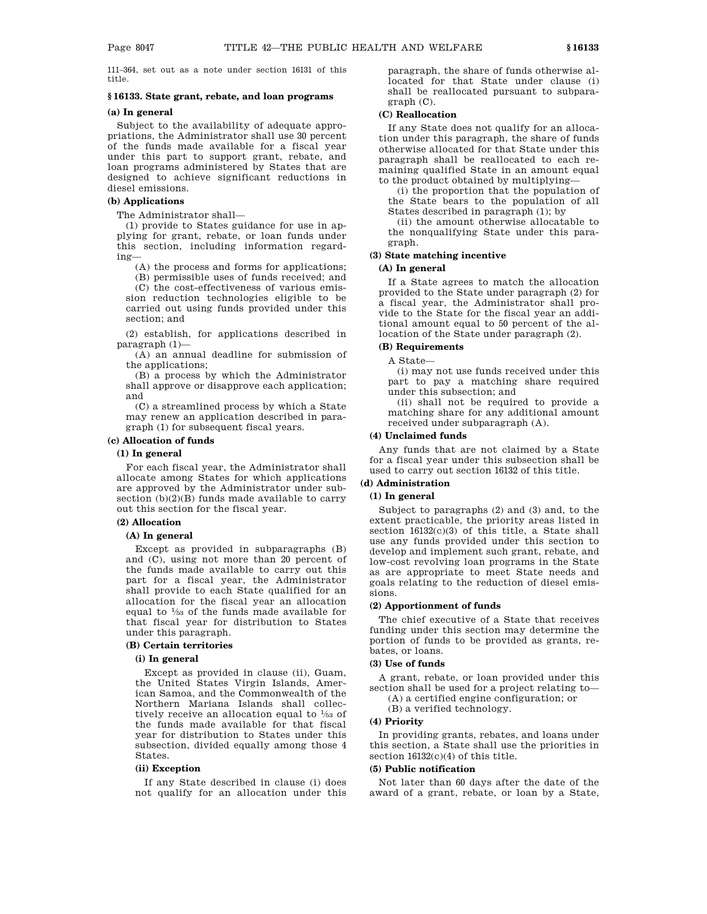111–364, set out as a note under section 16131 of this title.

## § 16133. State grant, rebate, and loan programs

### (a) In general

Subject to the availability of adequate appropriations, the Administrator shall use 30 percent of the funds made available for a fiscal year under this part to support grant, rebate, and loan programs administered by States that are designed to achieve significant reductions in diesel emissions.

### (b) Applications

The Administrator shall—

(1) provide to States guidance for use in applying for grant, rebate, or loan funds under this section, including information regarding—

(A) the process and forms for applications;

(B) permissible uses of funds received; and

(C) the cost-effectiveness of various emission reduction technologies eligible to be carried out using funds provided under this section; and

(2) establish, for applications described in paragraph (1)—

(A) an annual deadline for submission of the applications;

(B) a process by which the Administrator shall approve or disapprove each application; and

(C) a streamlined process by which a State may renew an application described in paragraph (1) for subsequent fiscal years.

### (c) Allocation of funds

#### (1) In general

For each fiscal year, the Administrator shall allocate among States for which applications are approved by the Administrator under subsection (b)(2)(B) funds made available to carry out this section for the fiscal year.

#### (2) Allocation

##### (A) In general

Except as provided in subparagraphs (B) and (C), using not more than 20 percent of the funds made available to carry out this part for a fiscal year, the Administrator shall provide to each State qualified for an allocation for the fiscal year an allocation equal to $\frac{1}{53}$ of the funds made available for that fiscal year for distribution to States under this paragraph.

##### (B) Certain territories

###### (i) In general

Except as provided in clause (ii), Guam, the United States Virgin Islands, American Samoa, and the Commonwealth of the Northern Mariana Islands shall collectively receive an allocation equal to $\frac{1}{53}$ of the funds made available for that fiscal year for distribution to States under this subsection, divided equally among those 4 States.

###### (ii) Exception

If any State described in clause (i) does not qualify for an allocation under this paragraph, the share of funds otherwise allocated for that State under clause (i) shall be reallocated pursuant to subparagraph (C).

##### (C) Reallocation

If any State does not qualify for an allocation under this paragraph, the share of funds otherwise allocated for that State under this paragraph shall be reallocated to each remaining qualified State in an amount equal to the product obtained by multiplying—

(i) the proportion that the population of the State bears to the population of all States described in paragraph (1); by

(ii) the amount otherwise allocatable to the nonqualifying State under this paragraph.

#### (3) State matching incentive

##### (A) In general

If a State agrees to match the allocation provided to the State under paragraph (2) for a fiscal year, the Administrator shall provide to the State for the fiscal year an additional amount equal to 50 percent of the allocation of the State under paragraph (2).

##### (B) Requirements

A State—

(i) may not use funds received under this part to pay a matching share required under this subsection; and

(ii) shall not be required to provide a matching share for any additional amount received under subparagraph (A).

#### (4) Unclaimed funds

Any funds that are not claimed by a State for a fiscal year under this subsection shall be used to carry out section 16132 of this title.

### (d) Administration

#### (1) In general

Subject to paragraphs (2) and (3) and, to the extent practicable, the priority areas listed in section 16132(c)(3) of this title, a State shall use any funds provided under this section to develop and implement such grant, rebate, and low-cost revolving loan programs in the State as are appropriate to meet State needs and goals relating to the reduction of diesel emissions.

#### (2) Apportionment of funds

The chief executive of a State that receives funding under this section may determine the portion of funds to be provided as grants, rebates, or loans.

#### (3) Use of funds

A grant, rebate, or loan provided under this section shall be used for a project relating to—

(A) a certified engine configuration; or

(B) a verified technology.

#### (4) Priority

In providing grants, rebates, and loans under this section, a State shall use the priorities in section 16132(c)(4) of this title.

#### (5) Public notification

Not later than 60 days after the date of the award of a grant, rebate, or loan by a State,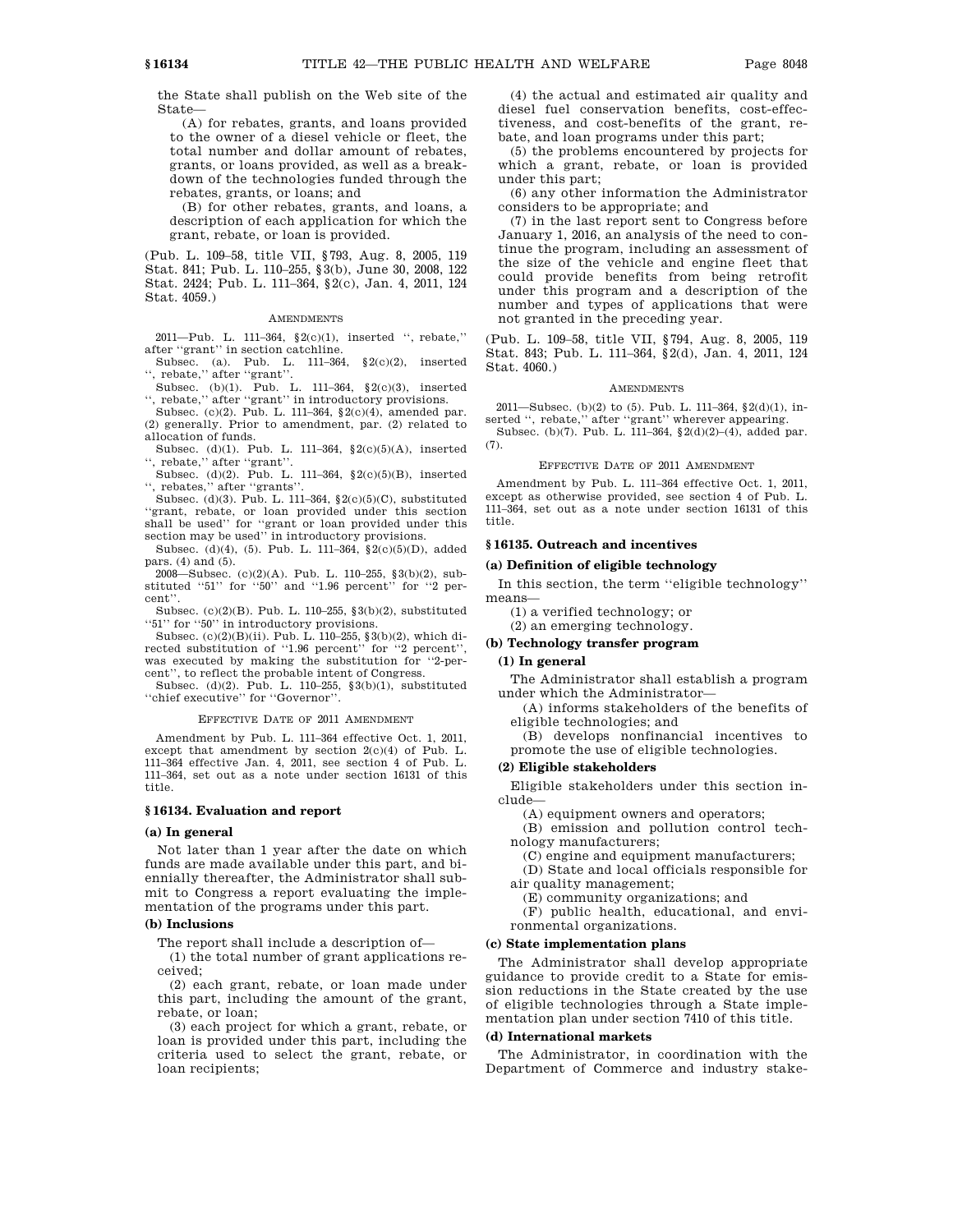the State shall publish on the Web site of the State—

(A) for rebates, grants, and loans provided to the owner of a diesel vehicle or fleet, the total number and dollar amount of rebates, grants, or loans provided, as well as a breakdown of the technologies funded through the rebates, grants, or loans; and

(B) for other rebates, grants, and loans, a description of each application for which the grant, rebate, or loan is provided.

(Pub. L. 109–58, title VII, §793, Aug. 8, 2005, 119 Stat. 841; Pub. L. 110–255, §3(b), June 30, 2008, 122 Stat. 2424; Pub. L. 111–364, §2(c), Jan. 4, 2011, 124 Stat. 4059.)

AMENDMENTS

2011—Pub. L. 111–364, §2(c)(1), inserted '', rebate,'' after ''grant'' in section catchline.

Subsec. (a). Pub. L. 111–364, §2(c)(2), inserted '', rebate,'' after ''grant''.

Subsec. (b)(1). Pub. L. 111–364, §2(c)(3), inserted '', rebate,'' after ''grant'' in introductory provisions.

Subsec. (c)(2). Pub. L. 111–364, §2(c)(4), amended par. (2) generally. Prior to amendment, par. (2) related to allocation of funds.

Subsec. (d)(1). Pub. L. 111–364, §2(c)(5)(A), inserted '', rebate,'' after ''grant''.

Subsec. (d)(2). Pub. L. 111–364, §2(c)(5)(B), inserted '', rebates,'' after ''grants''.

Subsec. (d)(3). Pub. L. 111–364, §2(c)(5)(C), substituted ''grant, rebate, or loan provided under this section shall be used'' for ''grant or loan provided under this section may be used'' in introductory provisions.

Subsec. (d)(4), (5). Pub. L. 111–364, §2(c)(5)(D), added pars. (4) and (5).

2008—Subsec. (c)(2)(A). Pub. L. 110–255, §3(b)(2), substituted ''51'' for ''50'' and ''1.96 percent'' for ''2 percent''.

Subsec. (c)(2)(B). Pub. L. 110–255, §3(b)(2), substituted ''51'' for ''50'' in introductory provisions.

Subsec. (c)(2)(B)(ii). Pub. L. 110–255, §3(b)(2), which directed substitution of ''1.96 percent'' for ''2 percent'', was executed by making the substitution for ''2-percent'', to reflect the probable intent of Congress.

Subsec. (d)(2). Pub. L. 110–255, §3(b)(1), substituted ''chief executive'' for ''Governor''.

EFFECTIVE DATE OF 2011 AMENDMENT

Amendment by Pub. L. 111–364 effective Oct. 1, 2011, except that amendment by section 2(c)(4) of Pub. L. 111–364 effective Jan. 4, 2011, see section 4 of Pub. L. 111–364, set out as a note under section 16131 of this title.

### §16134. Evaluation and report

#### (a) In general

Not later than 1 year after the date on which funds are made available under this part, and biennially thereafter, the Administrator shall submit to Congress a report evaluating the implementation of the programs under this part.

#### (b) Inclusions

The report shall include a description of—

(1) the total number of grant applications received;

(2) each grant, rebate, or loan made under this part, including the amount of the grant, rebate, or loan;

(3) each project for which a grant, rebate, or loan is provided under this part, including the criteria used to select the grant, rebate, or loan recipients;

(4) the actual and estimated air quality and diesel fuel conservation benefits, cost-effectiveness, and cost-benefits of the grant, rebate, and loan programs under this part;

(5) the problems encountered by projects for which a grant, rebate, or loan is provided under this part;

(6) any other information the Administrator considers to be appropriate; and

(7) in the last report sent to Congress before January 1, 2016, an analysis of the need to continue the program, including an assessment of the size of the vehicle and engine fleet that could provide benefits from being retrofit under this program and a description of the number and types of applications that were not granted in the preceding year.

(Pub. L. 109–58, title VII, §794, Aug. 8, 2005, 119 Stat. 843; Pub. L. 111–364, §2(d), Jan. 4, 2011, 124 Stat. 4060.)

AMENDMENTS

2011—Subsec. (b)(2) to (5). Pub. L. 111–364, §2(d)(1), inserted '', rebate,'' after ''grant'' wherever appearing.

Subsec. (b)(7). Pub. L. 111–364, §2(d)(2)–(4), added par. (7).

EFFECTIVE DATE OF 2011 AMENDMENT

Amendment by Pub. L. 111–364 effective Oct. 1, 2011, except as otherwise provided, see section 4 of Pub. L. 111–364, set out as a note under section 16131 of this title.

### §16135. Outreach and incentives

#### (a) Definition of eligible technology

In this section, the term ''eligible technology'' means—

(1) a verified technology; or

(2) an emerging technology.

#### (b) Technology transfer program

##### (1) In general

The Administrator shall establish a program under which the Administrator—

(A) informs stakeholders of the benefits of eligible technologies; and

(B) develops nonfinancial incentives to promote the use of eligible technologies.

##### (2) Eligible stakeholders

Eligible stakeholders under this section include—

(A) equipment owners and operators;

(B) emission and pollution control technology manufacturers;

(C) engine and equipment manufacturers;

(D) State and local officials responsible for air quality management;

(E) community organizations; and

(F) public health, educational, and environmental organizations.

#### (c) State implementation plans

The Administrator shall develop appropriate guidance to provide credit to a State for emission reductions in the State created by the use of eligible technologies through a State implementation plan under section 7410 of this title.

#### (d) International markets

The Administrator, in coordination with the Department of Commerce and industry stake-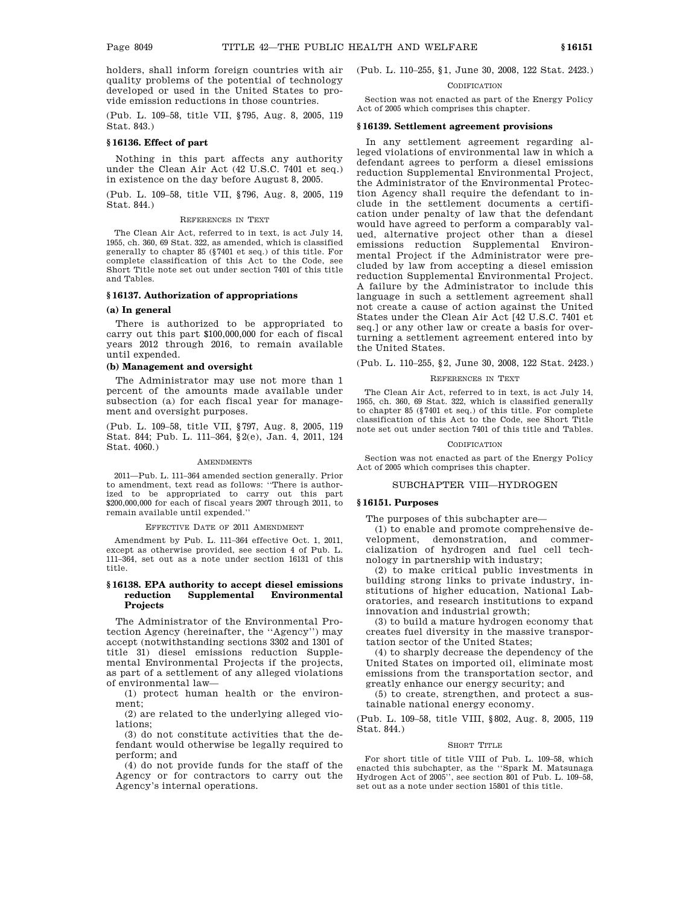holders, shall inform foreign countries with air quality problems of the potential of technology developed or used in the United States to provide emission reductions in those countries.

(Pub. L. 109–58, title VII, §795, Aug. 8, 2005, 119 Stat. 843.)

### §16136. Effect of part

Nothing in this part affects any authority under the Clean Air Act (42 U.S.C. 7401 et seq.) in existence on the day before August 8, 2005.

(Pub. L. 109–58, title VII, §796, Aug. 8, 2005, 119 Stat. 844.)

REFERENCES IN TEXT

The Clean Air Act, referred to in text, is act July 14, 1955, ch. 360, 69 Stat. 322, as amended, which is classified generally to chapter 85 (§7401 et seq.) of this title. For complete classification of this Act to the Code, see Short Title note set out under section 7401 of this title and Tables.

### §16137. Authorization of appropriations

**(a) In general**

There is authorized to be appropriated to carry out this part $100,000,000 for each of fiscal years 2012 through 2016, to remain available until expended.

**(b) Management and oversight**

The Administrator may use not more than 1 percent of the amounts made available under subsection (a) for each fiscal year for management and oversight purposes.

(Pub. L. 109–58, title VII, §797, Aug. 8, 2005, 119 Stat. 844; Pub. L. 111–364, §2(e), Jan. 4, 2011, 124 Stat. 4060.)

AMENDMENTS

2011—Pub. L. 111–364 amended section generally. Prior to amendment, text read as follows: ''There is authorized to be appropriated to carry out this part $200,000,000 for each of fiscal years 2007 through 2011, to remain available until expended.''

EFFECTIVE DATE OF 2011 AMENDMENT

Amendment by Pub. L. 111–364 effective Oct. 1, 2011, except as otherwise provided, see section 4 of Pub. L. 111–364, set out as a note under section 16131 of this title.

### §16138. EPA authority to accept diesel emissions reduction Supplemental Environmental Projects

The Administrator of the Environmental Protection Agency (hereinafter, the ''Agency'') may accept (notwithstanding sections 3302 and 1301 of title 31) diesel emissions reduction Supplemental Environmental Projects if the projects, as part of a settlement of any alleged violations of environmental law—

(1) protect human health or the environment;

(2) are related to the underlying alleged violations;

(3) do not constitute activities that the defendant would otherwise be legally required to perform; and

(4) do not provide funds for the staff of the Agency or for contractors to carry out the Agency's internal operations.

(Pub. L. 110–255, §1, June 30, 2008, 122 Stat. 2423.)

CODIFICATION

Section was not enacted as part of the Energy Policy Act of 2005 which comprises this chapter.

### §16139. Settlement agreement provisions

In any settlement agreement regarding alleged violations of environmental law in which a defendant agrees to perform a diesel emissions reduction Supplemental Environmental Project, the Administrator of the Environmental Protection Agency shall require the defendant to include in the settlement documents a certification under penalty of law that the defendant would have agreed to perform a comparably valued, alternative project other than a diesel emissions reduction Supplemental Environmental Project if the Administrator were precluded by law from accepting a diesel emission reduction Supplemental Environmental Project. A failure by the Administrator to include this language in such a settlement agreement shall not create a cause of action against the United States under the Clean Air Act [42 U.S.C. 7401 et seq.] or any other law or create a basis for overturning a settlement agreement entered into by the United States.

(Pub. L. 110–255, §2, June 30, 2008, 122 Stat. 2423.)

REFERENCES IN TEXT

The Clean Air Act, referred to in text, is act July 14, 1955, ch. 360, 69 Stat. 322, which is classified generally to chapter 85 (§7401 et seq.) of this title. For complete classification of this Act to the Code, see Short Title note set out under section 7401 of this title and Tables.

CODIFICATION

Section was not enacted as part of the Energy Policy Act of 2005 which comprises this chapter.

## SUBCHAPTER VIII—HYDROGEN

### §16151. Purposes

The purposes of this subchapter are—

(1) to enable and promote comprehensive development, demonstration, and commercialization of hydrogen and fuel cell technology in partnership with industry;

(2) to make critical public investments in building strong links to private industry, institutions of higher education, National Laboratories, and research institutions to expand innovation and industrial growth;

(3) to build a mature hydrogen economy that creates fuel diversity in the massive transportation sector of the United States;

(4) to sharply decrease the dependency of the United States on imported oil, eliminate most emissions from the transportation sector, and greatly enhance our energy security; and

(5) to create, strengthen, and protect a sustainable national energy economy.

(Pub. L. 109–58, title VIII, §802, Aug. 8, 2005, 119 Stat. 844.)

SHORT TITLE

For short title of title VIII of Pub. L. 109–58, which enacted this subchapter, as the ''Spark M. Matsunaga Hydrogen Act of 2005'', see section 801 of Pub. L. 109–58, set out as a note under section 15801 of this title.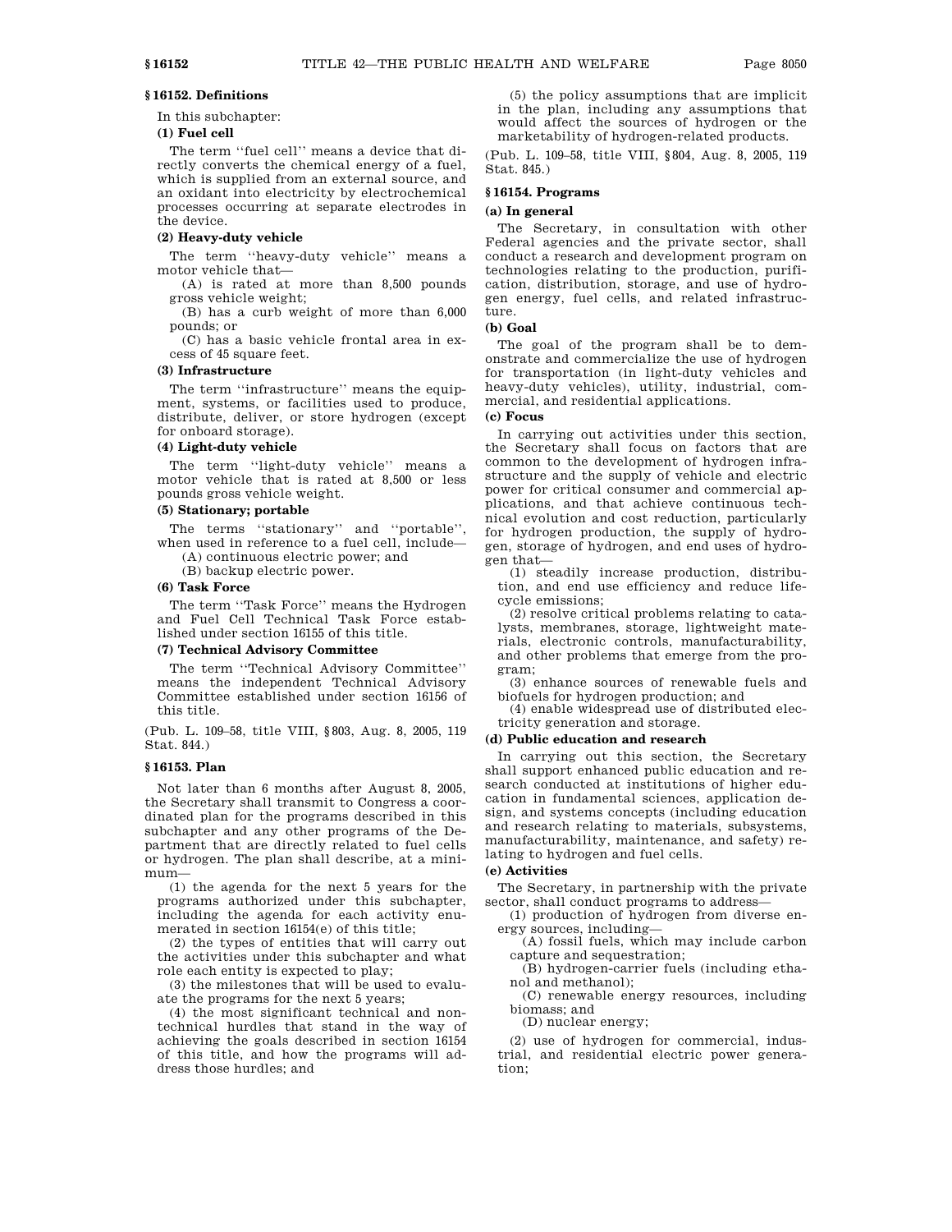### § 16152. Definitions

In this subchapter:

**(1) Fuel cell**

The term ''fuel cell'' means a device that directly converts the chemical energy of a fuel, which is supplied from an external source, and an oxidant into electricity by electrochemical processes occurring at separate electrodes in the device.

**(2) Heavy-duty vehicle**

The term ''heavy-duty vehicle'' means a motor vehicle that—

(A) is rated at more than 8,500 pounds gross vehicle weight;

(B) has a curb weight of more than 6,000 pounds; or

(C) has a basic vehicle frontal area in excess of 45 square feet.

**(3) Infrastructure**

The term ''infrastructure'' means the equipment, systems, or facilities used to produce, distribute, deliver, or store hydrogen (except for onboard storage).

**(4) Light-duty vehicle**

The term ''light-duty vehicle'' means a motor vehicle that is rated at 8,500 or less pounds gross vehicle weight.

**(5) Stationary; portable**

The terms ''stationary'' and ''portable'', when used in reference to a fuel cell, include—

(A) continuous electric power; and

(B) backup electric power.

**(6) Task Force**

The term ''Task Force'' means the Hydrogen and Fuel Cell Technical Task Force established under section 16155 of this title.

**(7) Technical Advisory Committee**

The term ''Technical Advisory Committee'' means the independent Technical Advisory Committee established under section 16156 of this title.

(Pub. L. 109–58, title VIII, § 803, Aug. 8, 2005, 119 Stat. 844.)

### § 16153. Plan

Not later than 6 months after August 8, 2005, the Secretary shall transmit to Congress a coordinated plan for the programs described in this subchapter and any other programs of the Department that are directly related to fuel cells or hydrogen. The plan shall describe, at a minimum—

(1) the agenda for the next 5 years for the programs authorized under this subchapter, including the agenda for each activity enumerated in section 16154(e) of this title;

(2) the types of entities that will carry out the activities under this subchapter and what role each entity is expected to play;

(3) the milestones that will be used to evaluate the programs for the next 5 years;

(4) the most significant technical and nontechnical hurdles that stand in the way of achieving the goals described in section 16154 of this title, and how the programs will address those hurdles; and

(5) the policy assumptions that are implicit in the plan, including any assumptions that would affect the sources of hydrogen or the marketability of hydrogen-related products.

(Pub. L. 109–58, title VIII, § 804, Aug. 8, 2005, 119 Stat. 845.)

### § 16154. Programs

**(a) In general**

The Secretary, in consultation with other Federal agencies and the private sector, shall conduct a research and development program on technologies relating to the production, purification, distribution, storage, and use of hydrogen energy, fuel cells, and related infrastructure.

**(b) Goal**

The goal of the program shall be to demonstrate and commercialize the use of hydrogen for transportation (in light-duty vehicles and heavy-duty vehicles), utility, industrial, commercial, and residential applications.

**(c) Focus**

In carrying out activities under this section, the Secretary shall focus on factors that are common to the development of hydrogen infrastructure and the supply of vehicle and electric power for critical consumer and commercial applications, and that achieve continuous technical evolution and cost reduction, particularly for hydrogen production, the supply of hydrogen, storage of hydrogen, and end uses of hydrogen that—

(1) steadily increase production, distribution, and end use efficiency and reduce lifecycle emissions;

(2) resolve critical problems relating to catalysts, membranes, storage, lightweight materials, electronic controls, manufacturability, and other problems that emerge from the program;

(3) enhance sources of renewable fuels and biofuels for hydrogen production; and

(4) enable widespread use of distributed electricity generation and storage.

**(d) Public education and research**

In carrying out this section, the Secretary shall support enhanced public education and research conducted at institutions of higher education in fundamental sciences, application design, and systems concepts (including education and research relating to materials, subsystems, manufacturability, maintenance, and safety) relating to hydrogen and fuel cells.

**(e) Activities**

The Secretary, in partnership with the private sector, shall conduct programs to address—

(1) production of hydrogen from diverse energy sources, including—

(A) fossil fuels, which may include carbon capture and sequestration;

(B) hydrogen-carrier fuels (including ethanol and methanol);

(C) renewable energy resources, including biomass; and

(D) nuclear energy;

(2) use of hydrogen for commercial, industrial, and residential electric power generation;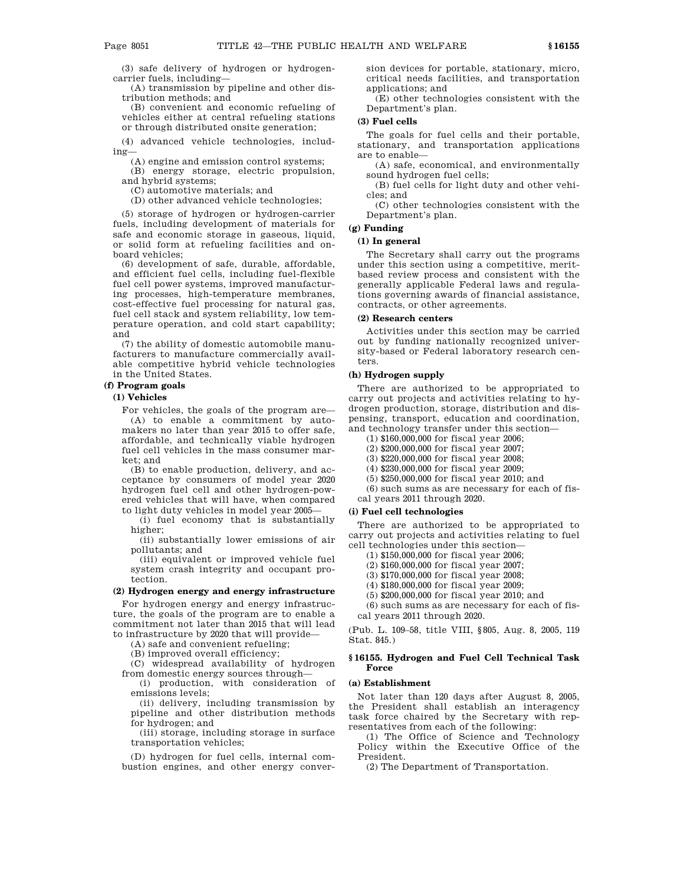(3) safe delivery of hydrogen or hydrogen-carrier fuels, including—

(A) transmission by pipeline and other distribution methods; and

(B) convenient and economic refueling of vehicles either at central refueling stations or through distributed onsite generation;

(4) advanced vehicle technologies, including—

(A) engine and emission control systems;

(B) energy storage, electric propulsion, and hybrid systems;

(C) automotive materials; and

(D) other advanced vehicle technologies;

(5) storage of hydrogen or hydrogen-carrier fuels, including development of materials for safe and economic storage in gaseous, liquid, or solid form at refueling facilities and onboard vehicles;

(6) development of safe, durable, affordable, and efficient fuel cells, including fuel-flexible fuel cell power systems, improved manufacturing processes, high-temperature membranes, cost-effective fuel processing for natural gas, fuel cell stack and system reliability, low temperature operation, and cold start capability; and

(7) the ability of domestic automobile manufacturers to manufacture commercially available competitive hybrid vehicle technologies in the United States.

### (f) Program goals

#### (1) Vehicles

For vehicles, the goals of the program are—

(A) to enable a commitment by automakers no later than year 2015 to offer safe, affordable, and technically viable hydrogen fuel cell vehicles in the mass consumer market; and

(B) to enable production, delivery, and acceptance by consumers of model year 2020 hydrogen fuel cell and other hydrogen-powered vehicles that will have, when compared to light duty vehicles in model year 2005—

(i) fuel economy that is substantially higher;

(ii) substantially lower emissions of air pollutants; and

(iii) equivalent or improved vehicle fuel system crash integrity and occupant protection.

#### (2) Hydrogen energy and energy infrastructure

For hydrogen energy and energy infrastructure, the goals of the program are to enable a commitment not later than 2015 that will lead to infrastructure by 2020 that will provide—

(A) safe and convenient refueling;

(B) improved overall efficiency;

(C) widespread availability of hydrogen from domestic energy sources through—

(i) production, with consideration of emissions levels;

(ii) delivery, including transmission by pipeline and other distribution methods for hydrogen; and

(iii) storage, including storage in surface transportation vehicles;

(D) hydrogen for fuel cells, internal combustion engines, and other energy conversion devices for portable, stationary, micro, critical needs facilities, and transportation applications; and

(E) other technologies consistent with the Department's plan.

#### (3) Fuel cells

The goals for fuel cells and their portable, stationary, and transportation applications are to enable—

(A) safe, economical, and environmentally sound hydrogen fuel cells;

(B) fuel cells for light duty and other vehicles; and

(C) other technologies consistent with the Department's plan.

### (g) Funding

#### (1) In general

The Secretary shall carry out the programs under this section using a competitive, merit-based review process and consistent with the generally applicable Federal laws and regulations governing awards of financial assistance, contracts, or other agreements.

#### (2) Research centers

Activities under this section may be carried out by funding nationally recognized university-based or Federal laboratory research centers.

### (h) Hydrogen supply

There are authorized to be appropriated to carry out projects and activities relating to hydrogen production, storage, distribution and dispensing, transport, education and coordination, and technology transfer under this section—

(1) $160,000,000 for fiscal year 2006;

(2) $200,000,000 for fiscal year 2007;

(3) $220,000,000 for fiscal year 2008;

(4) $230,000,000 for fiscal year 2009;

(5) $250,000,000 for fiscal year 2010; and

(6) such sums as are necessary for each of fiscal years 2011 through 2020.

### (i) Fuel cell technologies

There are authorized to be appropriated to carry out projects and activities relating to fuel cell technologies under this section—

(1) $150,000,000 for fiscal year 2006;

(2) $160,000,000 for fiscal year 2007;

(3) $170,000,000 for fiscal year 2008;

(4) $180,000,000 for fiscal year 2009;

(5) $200,000,000 for fiscal year 2010; and

(6) such sums as are necessary for each of fiscal years 2011 through 2020.

(Pub. L. 109–58, title VIII, §805, Aug. 8, 2005, 119 Stat. 845.)

## §16155. Hydrogen and Fuel Cell Technical Task Force

### (a) Establishment

Not later than 120 days after August 8, 2005, the President shall establish an interagency task force chaired by the Secretary with representatives from each of the following:

(1) The Office of Science and Technology Policy within the Executive Office of the President.

(2) The Department of Transportation.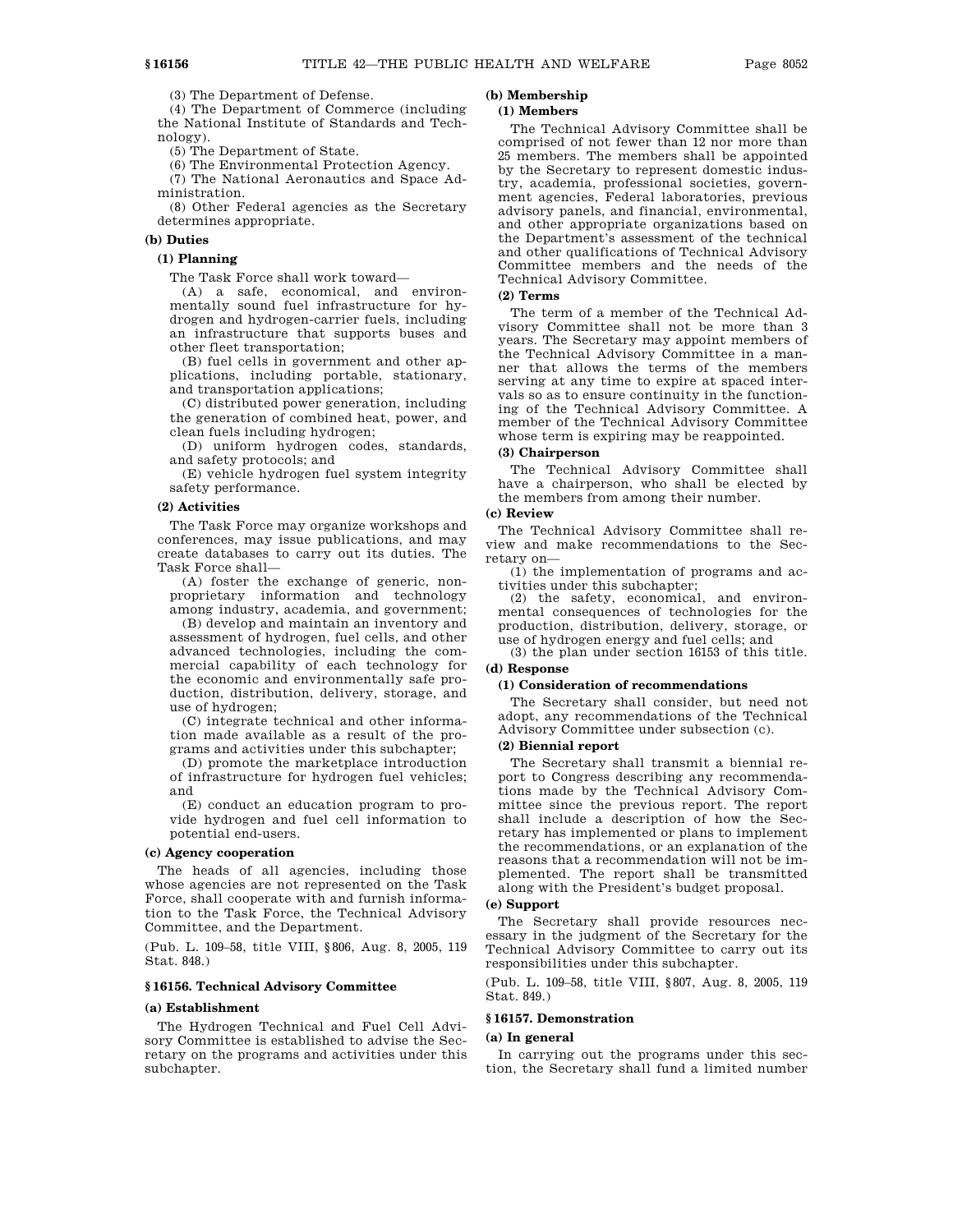(3) The Department of Defense.

(4) The Department of Commerce (including the National Institute of Standards and Technology).

(5) The Department of State.

(6) The Environmental Protection Agency.

(7) The National Aeronautics and Space Administration.

(8) Other Federal agencies as the Secretary determines appropriate.

**(b) Duties**

**(1) Planning**

The Task Force shall work toward—

(A) a safe, economical, and environmentally sound fuel infrastructure for hydrogen and hydrogen-carrier fuels, including an infrastructure that supports buses and other fleet transportation;

(B) fuel cells in government and other applications, including portable, stationary, and transportation applications;

(C) distributed power generation, including the generation of combined heat, power, and clean fuels including hydrogen;

(D) uniform hydrogen codes, standards, and safety protocols; and

(E) vehicle hydrogen fuel system integrity safety performance.

**(2) Activities**

The Task Force may organize workshops and conferences, may issue publications, and may create databases to carry out its duties. The Task Force shall—

(A) foster the exchange of generic, nonproprietary information and technology among industry, academia, and government;

(B) develop and maintain an inventory and assessment of hydrogen, fuel cells, and other advanced technologies, including the commercial capability of each technology for the economic and environmentally safe production, distribution, delivery, storage, and use of hydrogen;

(C) integrate technical and other information made available as a result of the programs and activities under this subchapter;

(D) promote the marketplace introduction of infrastructure for hydrogen fuel vehicles; and

(E) conduct an education program to provide hydrogen and fuel cell information to potential end-users.

**(c) Agency cooperation**

The heads of all agencies, including those whose agencies are not represented on the Task Force, shall cooperate with and furnish information to the Task Force, the Technical Advisory Committee, and the Department.

(Pub. L. 109–58, title VIII, §806, Aug. 8, 2005, 119 Stat. 848.)

## §16156. Technical Advisory Committee

**(a) Establishment**

The Hydrogen Technical and Fuel Cell Advisory Committee is established to advise the Secretary on the programs and activities under this subchapter.

**(b) Membership**

**(1) Members**

The Technical Advisory Committee shall be comprised of not fewer than 12 nor more than 25 members. The members shall be appointed by the Secretary to represent domestic industry, academia, professional societies, government agencies, Federal laboratories, previous advisory panels, and financial, environmental, and other appropriate organizations based on the Department's assessment of the technical and other qualifications of Technical Advisory Committee members and the needs of the Technical Advisory Committee.

**(2) Terms**

The term of a member of the Technical Advisory Committee shall not be more than 3 years. The Secretary may appoint members of the Technical Advisory Committee in a manner that allows the terms of the members serving at any time to expire at spaced intervals so as to ensure continuity in the functioning of the Technical Advisory Committee. A member of the Technical Advisory Committee whose term is expiring may be reappointed.

**(3) Chairperson**

The Technical Advisory Committee shall have a chairperson, who shall be elected by the members from among their number.

**(c) Review**

The Technical Advisory Committee shall review and make recommendations to the Secretary on—

(1) the implementation of programs and activities under this subchapter;

(2) the safety, economical, and environmental consequences of technologies for the production, distribution, delivery, storage, or use of hydrogen energy and fuel cells; and

(3) the plan under section 16153 of this title.

**(d) Response**

**(1) Consideration of recommendations**

The Secretary shall consider, but need not adopt, any recommendations of the Technical Advisory Committee under subsection (c).

**(2) Biennial report**

The Secretary shall transmit a biennial report to Congress describing any recommendations made by the Technical Advisory Committee since the previous report. The report shall include a description of how the Secretary has implemented or plans to implement the recommendations, or an explanation of the reasons that a recommendation will not be implemented. The report shall be transmitted along with the President's budget proposal.

**(e) Support**

The Secretary shall provide resources necessary in the judgment of the Secretary for the Technical Advisory Committee to carry out its responsibilities under this subchapter.

(Pub. L. 109–58, title VIII, §807, Aug. 8, 2005, 119 Stat. 849.)

## §16157. Demonstration

**(a) In general**

In carrying out the programs under this section, the Secretary shall fund a limited number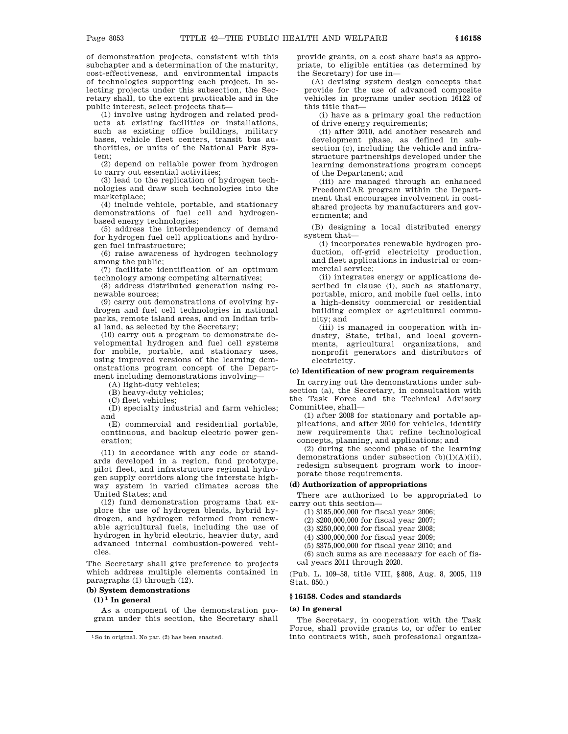of demonstration projects, consistent with this subchapter and a determination of the maturity, cost-effectiveness, and environmental impacts of technologies supporting each project. In selecting projects under this subsection, the Secretary shall, to the extent practicable and in the public interest, select projects that—

(1) involve using hydrogen and related products at existing facilities or installations, such as existing office buildings, military bases, vehicle fleet centers, transit bus authorities, or units of the National Park System;

(2) depend on reliable power from hydrogen to carry out essential activities;

(3) lead to the replication of hydrogen technologies and draw such technologies into the marketplace;

(4) include vehicle, portable, and stationary demonstrations of fuel cell and hydrogen-based energy technologies;

(5) address the interdependency of demand for hydrogen fuel cell applications and hydrogen fuel infrastructure;

(6) raise awareness of hydrogen technology among the public;

(7) facilitate identification of an optimum technology among competing alternatives;

(8) address distributed generation using renewable sources;

(9) carry out demonstrations of evolving hydrogen and fuel cell technologies in national parks, remote island areas, and on Indian tribal land, as selected by the Secretary;

(10) carry out a program to demonstrate developmental hydrogen and fuel cell systems for mobile, portable, and stationary uses, using improved versions of the learning demonstrations program concept of the Department including demonstrations involving—

(A) light-duty vehicles;

(B) heavy-duty vehicles;

(C) fleet vehicles;

(D) specialty industrial and farm vehicles; and

(E) commercial and residential portable, continuous, and backup electric power generation;

(11) in accordance with any code or standards developed in a region, fund prototype, pilot fleet, and infrastructure regional hydrogen supply corridors along the interstate highway system in varied climates across the United States; and

(12) fund demonstration programs that explore the use of hydrogen blends, hybrid hydrogen, and hydrogen reformed from renewable agricultural fuels, including the use of hydrogen in hybrid electric, heavier duty, and advanced internal combustion-powered vehicles.

The Secretary shall give preference to projects which address multiple elements contained in paragraphs (1) through (12).

**(b) System demonstrations**

**(1)[1] In general**

As a component of the demonstration program under this section, the Secretary shall provide grants, on a cost share basis as appropriate, to eligible entities (as determined by the Secretary) for use in—

(A) devising system design concepts that provide for the use of advanced composite vehicles in programs under section 16122 of this title that—

(i) have as a primary goal the reduction of drive energy requirements;

(ii) after 2010, add another research and development phase, as defined in subsection (c), including the vehicle and infrastructure partnerships developed under the learning demonstrations program concept of the Department; and

(iii) are managed through an enhanced FreedomCAR program within the Department that encourages involvement in cost-shared projects by manufacturers and governments; and

(B) designing a local distributed energy system that—

(i) incorporates renewable hydrogen production, off-grid electricity production, and fleet applications in industrial or commercial service;

(ii) integrates energy or applications described in clause (i), such as stationary, portable, micro, and mobile fuel cells, into a high-density commercial or residential building complex or agricultural community; and

(iii) is managed in cooperation with industry, State, tribal, and local governments, agricultural organizations, and nonprofit generators and distributors of electricity.

**(c) Identification of new program requirements**

In carrying out the demonstrations under subsection (a), the Secretary, in consultation with the Task Force and the Technical Advisory Committee, shall—

(1) after 2008 for stationary and portable applications, and after 2010 for vehicles, identify new requirements that refine technological concepts, planning, and applications; and

(2) during the second phase of the learning demonstrations under subsection (b)(1)(A)(ii), redesign subsequent program work to incorporate those requirements.

**(d) Authorization of appropriations**

There are authorized to be appropriated to carry out this section—

(1) $185,000,000 for fiscal year 2006;

(2) $200,000,000 for fiscal year 2007;

(3) $250,000,000 for fiscal year 2008;

(4) $300,000,000 for fiscal year 2009;

(5) $375,000,000 for fiscal year 2010; and

(6) such sums as are necessary for each of fiscal years 2011 through 2020.

(Pub. L. 109–58, title VIII, §808, Aug. 8, 2005, 119 Stat. 850.)

### §16158. Codes and standards

**(a) In general**

The Secretary, in cooperation with the Task Force, shall provide grants to, or offer to enter into contracts with, such professional organiza-

---

[1] So in original. No par. (2) has been enacted.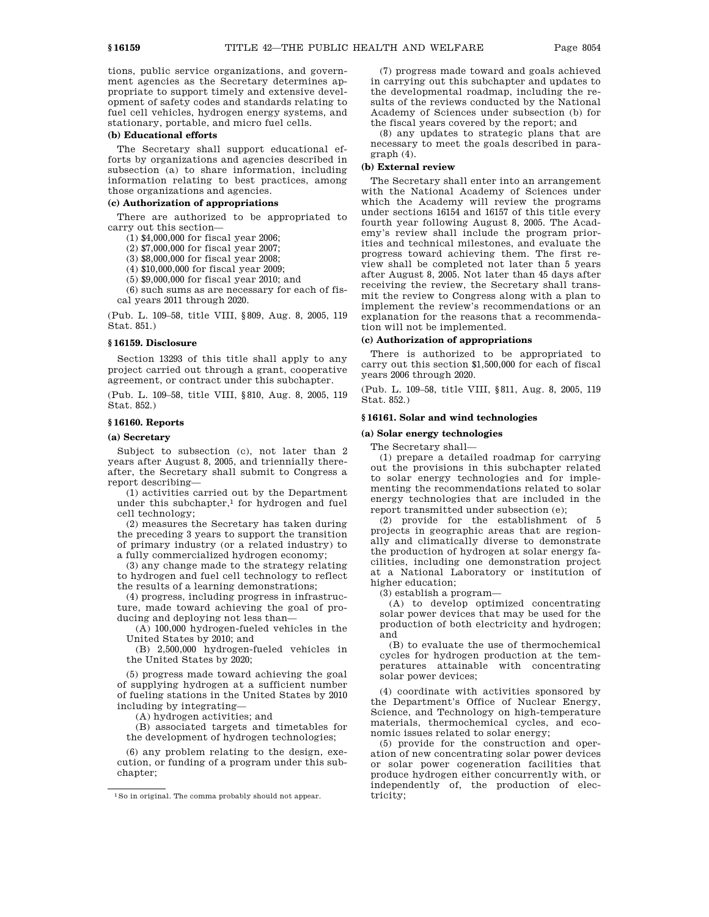tions, public service organizations, and government agencies as the Secretary determines appropriate to support timely and extensive development of safety codes and standards relating to fuel cell vehicles, hydrogen energy systems, and stationary, portable, and micro fuel cells.

**(b) Educational efforts**

The Secretary shall support educational efforts by organizations and agencies described in subsection (a) to share information, including information relating to best practices, among those organizations and agencies.

**(c) Authorization of appropriations**

There are authorized to be appropriated to carry out this section—

(1) $4,000,000 for fiscal year 2006;

(2) $7,000,000 for fiscal year 2007;

(3) $8,000,000 for fiscal year 2008;

(4) $10,000,000 for fiscal year 2009;

(5) $9,000,000 for fiscal year 2010; and

(6) such sums as are necessary for each of fiscal years 2011 through 2020.

(Pub. L. 109–58, title VIII, §809, Aug. 8, 2005, 119 Stat. 851.)

### §16159. Disclosure

Section 13293 of this title shall apply to any project carried out through a grant, cooperative agreement, or contract under this subchapter.

(Pub. L. 109–58, title VIII, §810, Aug. 8, 2005, 119 Stat. 852.)

### §16160. Reports

**(a) Secretary**

Subject to subsection (c), not later than 2 years after August 8, 2005, and triennially thereafter, the Secretary shall submit to Congress a report describing—

(1) activities carried out by the Department under this subchapter,[1] for hydrogen and fuel cell technology;

(2) measures the Secretary has taken during the preceding 3 years to support the transition of primary industry (or a related industry) to a fully commercialized hydrogen economy;

(3) any change made to the strategy relating to hydrogen and fuel cell technology to reflect the results of a learning demonstrations;

(4) progress, including progress in infrastructure, made toward achieving the goal of producing and deploying not less than—

(A) 100,000 hydrogen-fueled vehicles in the United States by 2010; and

(B) 2,500,000 hydrogen-fueled vehicles in the United States by 2020;

(5) progress made toward achieving the goal of supplying hydrogen at a sufficient number of fueling stations in the United States by 2010 including by integrating—

(A) hydrogen activities; and

(B) associated targets and timetables for the development of hydrogen technologies;

(6) any problem relating to the design, execution, or funding of a program under this subchapter;

(7) progress made toward and goals achieved in carrying out this subchapter and updates to the developmental roadmap, including the results of the reviews conducted by the National Academy of Sciences under subsection (b) for the fiscal years covered by the report; and

(8) any updates to strategic plans that are necessary to meet the goals described in paragraph (4).

**(b) External review**

The Secretary shall enter into an arrangement with the National Academy of Sciences under which the Academy will review the programs under sections 16154 and 16157 of this title every fourth year following August 8, 2005. The Academy's review shall include the program priorities and technical milestones, and evaluate the progress toward achieving them. The first review shall be completed not later than 5 years after August 8, 2005. Not later than 45 days after receiving the review, the Secretary shall transmit the review to Congress along with a plan to implement the review's recommendations or an explanation for the reasons that a recommendation will not be implemented.

**(c) Authorization of appropriations**

There is authorized to be appropriated to carry out this section $1,500,000 for each of fiscal years 2006 through 2020.

(Pub. L. 109–58, title VIII, §811, Aug. 8, 2005, 119 Stat. 852.)

### §16161. Solar and wind technologies

**(a) Solar energy technologies**

The Secretary shall—

(1) prepare a detailed roadmap for carrying out the provisions in this subchapter related to solar energy technologies and for implementing the recommendations related to solar energy technologies that are included in the report transmitted under subsection (e);

(2) provide for the establishment of 5 projects in geographic areas that are regionally and climatically diverse to demonstrate the production of hydrogen at solar energy facilities, including one demonstration project at a National Laboratory or institution of higher education;

(3) establish a program—

(A) to develop optimized concentrating solar power devices that may be used for the production of both electricity and hydrogen; and

(B) to evaluate the use of thermochemical cycles for hydrogen production at the temperatures attainable with concentrating solar power devices;

(4) coordinate with activities sponsored by the Department's Office of Nuclear Energy, Science, and Technology on high-temperature materials, thermochemical cycles, and economic issues related to solar energy;

(5) provide for the construction and operation of new concentrating solar power devices or solar power cogeneration facilities that produce hydrogen either concurrently with, or independently of, the production of electricity;

---

[1] So in original. The comma probably should not appear.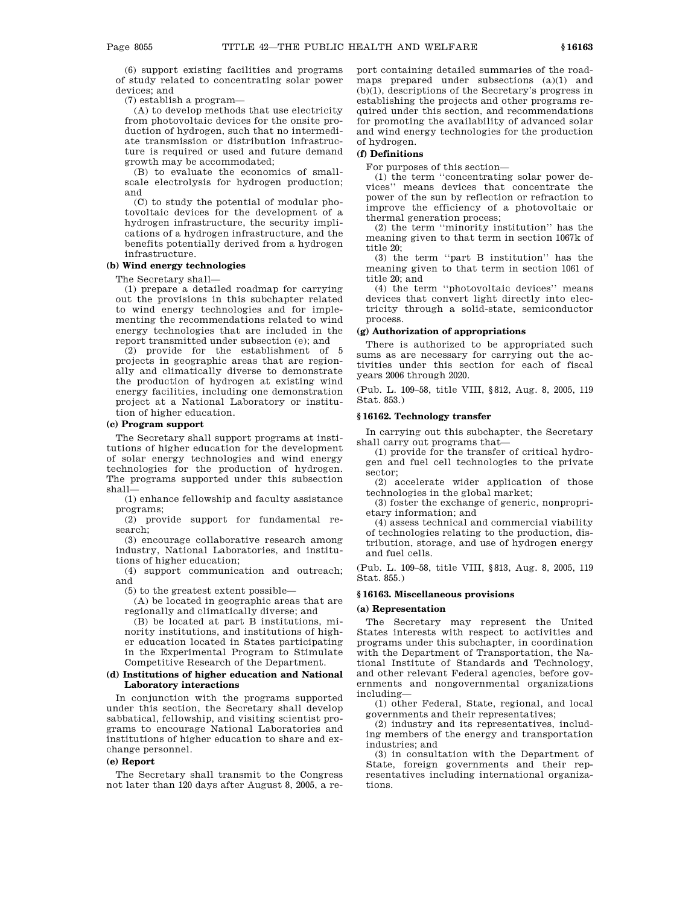(6) support existing facilities and programs of study related to concentrating solar power devices; and

(7) establish a program—

(A) to develop methods that use electricity from photovoltaic devices for the onsite production of hydrogen, such that no intermediate transmission or distribution infrastructure is required or used and future demand growth may be accommodated;

(B) to evaluate the economics of small-scale electrolysis for hydrogen production; and

(C) to study the potential of modular photovoltaic devices for the development of a hydrogen infrastructure, the security implications of a hydrogen infrastructure, and the benefits potentially derived from a hydrogen infrastructure.

**(b) Wind energy technologies**

The Secretary shall—

(1) prepare a detailed roadmap for carrying out the provisions in this subchapter related to wind energy technologies and for implementing the recommendations related to wind energy technologies that are included in the report transmitted under subsection (e); and

(2) provide for the establishment of 5 projects in geographic areas that are regionally and climatically diverse to demonstrate the production of hydrogen at existing wind energy facilities, including one demonstration project at a National Laboratory or institution of higher education.

**(c) Program support**

The Secretary shall support programs at institutions of higher education for the development of solar energy technologies and wind energy technologies for the production of hydrogen. The programs supported under this subsection shall—

(1) enhance fellowship and faculty assistance programs;

(2) provide support for fundamental research;

(3) encourage collaborative research among industry, National Laboratories, and institutions of higher education;

(4) support communication and outreach; and

(5) to the greatest extent possible—

(A) be located in geographic areas that are regionally and climatically diverse; and

(B) be located at part B institutions, minority institutions, and institutions of higher education located in States participating in the Experimental Program to Stimulate Competitive Research of the Department.

**(d) Institutions of higher education and National Laboratory interactions**

In conjunction with the programs supported under this section, the Secretary shall develop sabbatical, fellowship, and visiting scientist programs to encourage National Laboratories and institutions of higher education to share and exchange personnel.

**(e) Report**

The Secretary shall transmit to the Congress not later than 120 days after August 8, 2005, a report containing detailed summaries of the roadmaps prepared under subsections (a)(1) and (b)(1), descriptions of the Secretary's progress in establishing the projects and other programs required under this section, and recommendations for promoting the availability of advanced solar and wind energy technologies for the production of hydrogen.

**(f) Definitions**

For purposes of this section—

(1) the term ''concentrating solar power devices'' means devices that concentrate the power of the sun by reflection or refraction to improve the efficiency of a photovoltaic or thermal generation process;

(2) the term ''minority institution'' has the meaning given to that term in section 1067k of title 20;

(3) the term ''part B institution'' has the meaning given to that term in section 1061 of title 20; and

(4) the term ''photovoltaic devices'' means devices that convert light directly into electricity through a solid-state, semiconductor process.

**(g) Authorization of appropriations**

There is authorized to be appropriated such sums as are necessary for carrying out the activities under this section for each of fiscal years 2006 through 2020.

(Pub. L. 109–58, title VIII, §812, Aug. 8, 2005, 119 Stat. 853.)

## § 16162. Technology transfer

In carrying out this subchapter, the Secretary shall carry out programs that—

(1) provide for the transfer of critical hydrogen and fuel cell technologies to the private sector;

(2) accelerate wider application of those technologies in the global market;

(3) foster the exchange of generic, nonproprietary information; and

(4) assess technical and commercial viability of technologies relating to the production, distribution, storage, and use of hydrogen energy and fuel cells.

(Pub. L. 109–58, title VIII, §813, Aug. 8, 2005, 119 Stat. 855.)

## § 16163. Miscellaneous provisions

**(a) Representation**

The Secretary may represent the United States interests with respect to activities and programs under this subchapter, in coordination with the Department of Transportation, the National Institute of Standards and Technology, and other relevant Federal agencies, before governments and nongovernmental organizations including—

(1) other Federal, State, regional, and local governments and their representatives;

(2) industry and its representatives, including members of the energy and transportation industries; and

(3) in consultation with the Department of State, foreign governments and their representatives including international organizations.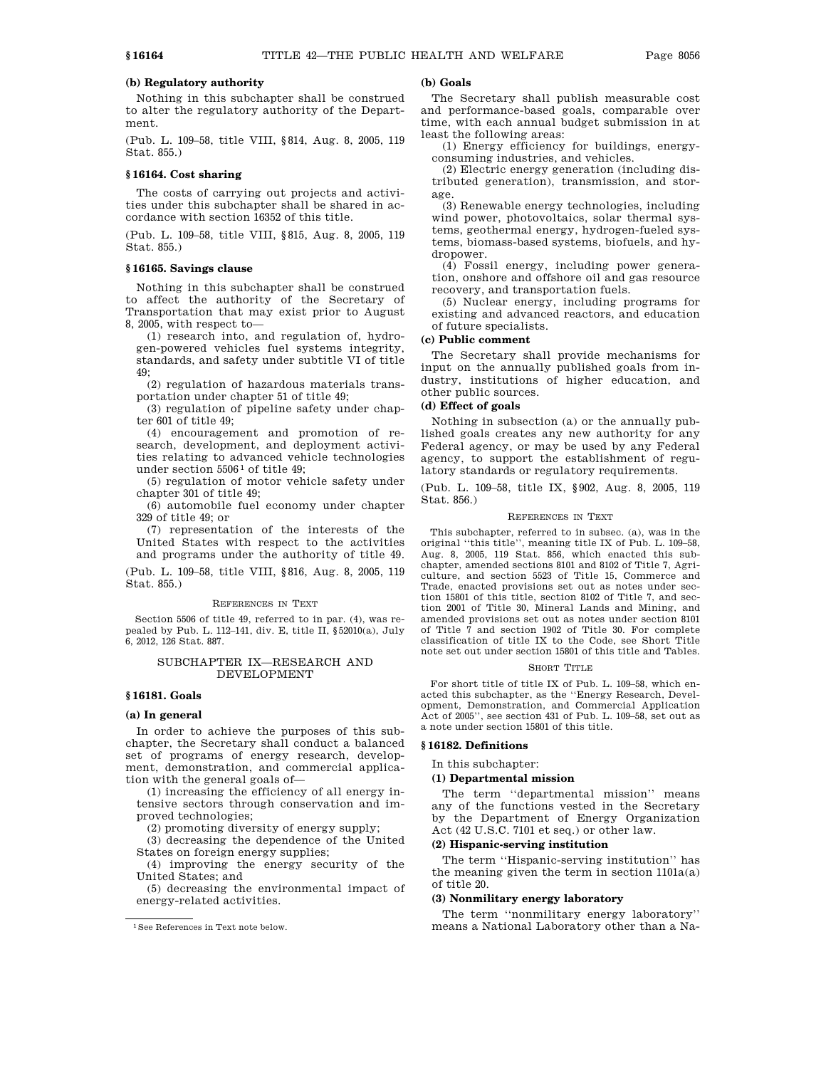### (b) Regulatory authority

Nothing in this subchapter shall be construed to alter the regulatory authority of the Department.

(Pub. L. 109–58, title VIII, §814, Aug. 8, 2005, 119 Stat. 855.)

## §16164. Cost sharing

The costs of carrying out projects and activities under this subchapter shall be shared in accordance with section 16352 of this title.

(Pub. L. 109–58, title VIII, §815, Aug. 8, 2005, 119 Stat. 855.)

## §16165. Savings clause

Nothing in this subchapter shall be construed to affect the authority of the Secretary of Transportation that may exist prior to August 8, 2005, with respect to—

(1) research into, and regulation of, hydrogen-powered vehicles fuel systems integrity, standards, and safety under subtitle VI of title 49;

(2) regulation of hazardous materials transportation under chapter 51 of title 49;

(3) regulation of pipeline safety under chapter 601 of title 49;

(4) encouragement and promotion of research, development, and deployment activities relating to advanced vehicle technologies under section 5506 [1] of title 49;

(5) regulation of motor vehicle safety under chapter 301 of title 49;

(6) automobile fuel economy under chapter 329 of title 49; or

(7) representation of the interests of the United States with respect to the activities and programs under the authority of title 49.

(Pub. L. 109–58, title VIII, §816, Aug. 8, 2005, 119 Stat. 855.)

REFERENCES IN TEXT

Section 5506 of title 49, referred to in par. (4), was repealed by Pub. L. 112–141, div. E, title II, §52010(a), July 6, 2012, 126 Stat. 887.

[1] See References in Text note below.

# SUBCHAPTER IX—RESEARCH AND DEVELOPMENT

## §16181. Goals

### (a) In general

In order to achieve the purposes of this subchapter, the Secretary shall conduct a balanced set of programs of energy research, development, demonstration, and commercial application with the general goals of—

(1) increasing the efficiency of all energy intensive sectors through conservation and improved technologies;

(2) promoting diversity of energy supply;

(3) decreasing the dependence of the United States on foreign energy supplies;

(4) improving the energy security of the United States; and

(5) decreasing the environmental impact of energy-related activities.

### (b) Goals

The Secretary shall publish measurable cost and performance-based goals, comparable over time, with each annual budget submission in at least the following areas:

(1) Energy efficiency for buildings, energy-consuming industries, and vehicles.

(2) Electric energy generation (including distributed generation), transmission, and storage.

(3) Renewable energy technologies, including wind power, photovoltaics, solar thermal systems, geothermal energy, hydrogen-fueled systems, biomass-based systems, biofuels, and hydropower.

(4) Fossil energy, including power generation, onshore and offshore oil and gas resource recovery, and transportation fuels.

(5) Nuclear energy, including programs for existing and advanced reactors, and education of future specialists.

### (c) Public comment

The Secretary shall provide mechanisms for input on the annually published goals from industry, institutions of higher education, and other public sources.

### (d) Effect of goals

Nothing in subsection (a) or the annually published goals creates any new authority for any Federal agency, or may be used by any Federal agency, to support the establishment of regulatory standards or regulatory requirements.

(Pub. L. 109–58, title IX, §902, Aug. 8, 2005, 119 Stat. 856.)

REFERENCES IN TEXT

This subchapter, referred to in subsec. (a), was in the original ''this title'', meaning title IX of Pub. L. 109–58, Aug. 8, 2005, 119 Stat. 856, which enacted this subchapter, amended sections 8101 and 8102 of Title 7, Agriculture, and section 5523 of Title 15, Commerce and Trade, enacted provisions set out as notes under section 15801 of this title, section 8102 of Title 7, and section 2001 of Title 30, Mineral Lands and Mining, and amended provisions set out as notes under section 8101 of Title 7 and section 1902 of Title 30. For complete classification of title IX to the Code, see Short Title note set out under section 15801 of this title and Tables.

SHORT TITLE

For short title of title IX of Pub. L. 109–58, which enacted this subchapter, as the ''Energy Research, Development, Demonstration, and Commercial Application Act of 2005'', see section 431 of Pub. L. 109–58, set out as a note under section 15801 of this title.

## §16182. Definitions

In this subchapter:

### (1) Departmental mission

The term ''departmental mission'' means any of the functions vested in the Secretary by the Department of Energy Organization Act (42 U.S.C. 7101 et seq.) or other law.

### (2) Hispanic-serving institution

The term ''Hispanic-serving institution'' has the meaning given the term in section 1101a(a) of title 20.

### (3) Nonmilitary energy laboratory

The term ''nonmilitary energy laboratory'' means a National Laboratory other than a Na-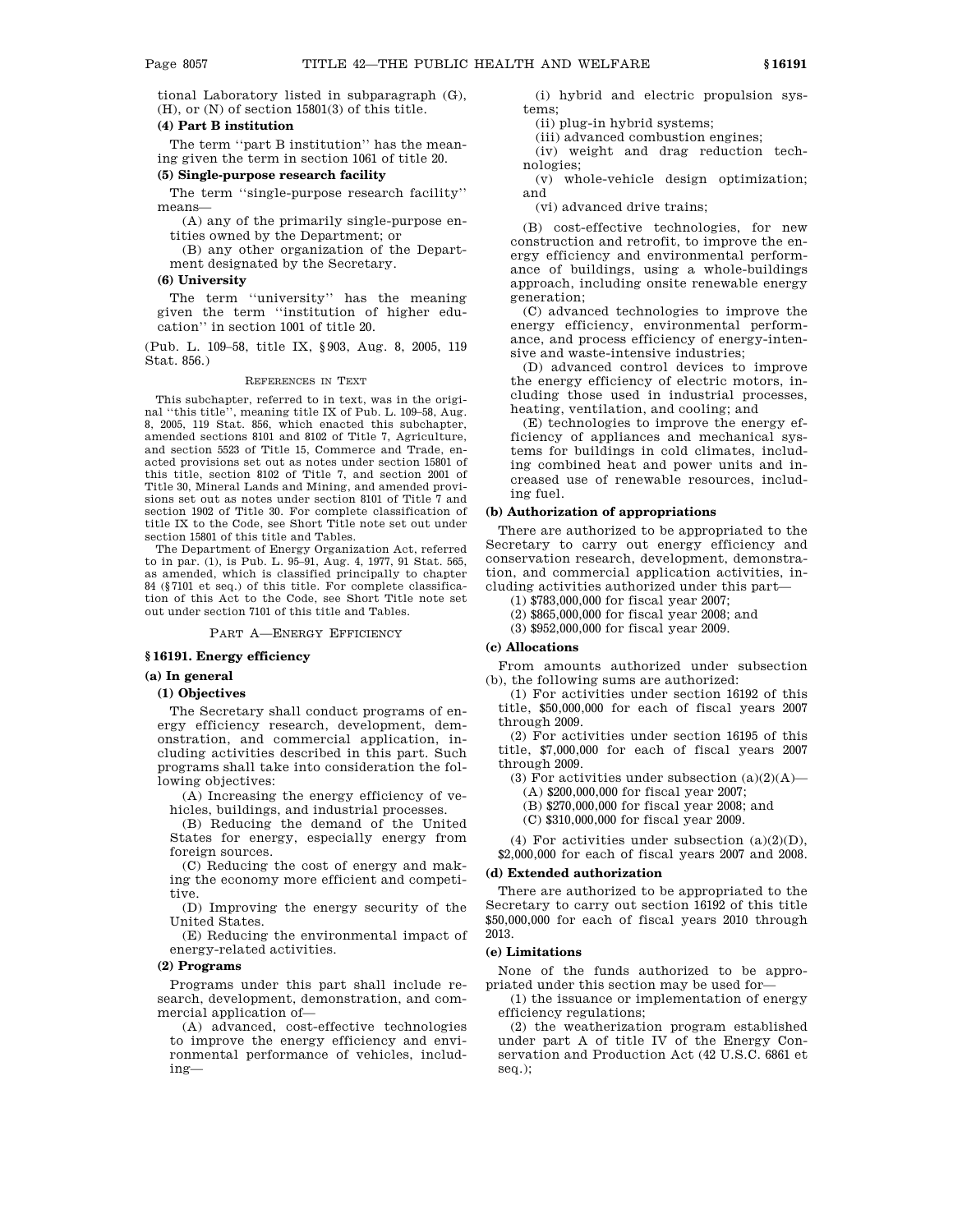tional Laboratory listed in subparagraph (G), (H), or (N) of section 15801(3) of this title.

#### (4) Part B institution

The term ''part B institution'' has the meaning given the term in section 1061 of title 20.

#### (5) Single-purpose research facility

The term ''single-purpose research facility'' means—

(A) any of the primarily single-purpose entities owned by the Department; or

(B) any other organization of the Department designated by the Secretary.

#### (6) University

The term ''university'' has the meaning given the term ''institution of higher education'' in section 1001 of title 20.

(Pub. L. 109–58, title IX, §903, Aug. 8, 2005, 119 Stat. 856.)

REFERENCES IN TEXT

This subchapter, referred to in text, was in the original ''this title'', meaning title IX of Pub. L. 109–58, Aug. 8, 2005, 119 Stat. 856, which enacted this subchapter, amended sections 8101 and 8102 of Title 7, Agriculture, and section 5523 of Title 15, Commerce and Trade, enacted provisions set out as notes under section 15801 of this title, section 8102 of Title 7, and section 2001 of Title 30, Mineral Lands and Mining, and amended provisions set out as notes under section 8101 of Title 7 and section 1902 of Title 30. For complete classification of title IX to the Code, see Short Title note set out under section 15801 of this title and Tables.

The Department of Energy Organization Act, referred to in par. (1), is Pub. L. 95–91, Aug. 4, 1977, 91 Stat. 565, as amended, which is classified principally to chapter 84 (§7101 et seq.) of this title. For complete classification of this Act to the Code, see Short Title note set out under section 7101 of this title and Tables.

PART A—ENERGY EFFICIENCY

## §16191. Energy efficiency

### (a) In general

#### (1) Objectives

The Secretary shall conduct programs of energy efficiency research, development, demonstration, and commercial application, including activities described in this part. Such programs shall take into consideration the following objectives:

(A) Increasing the energy efficiency of vehicles, buildings, and industrial processes.

(B) Reducing the demand of the United States for energy, especially energy from foreign sources.

(C) Reducing the cost of energy and making the economy more efficient and competitive.

(D) Improving the energy security of the United States.

(E) Reducing the environmental impact of energy-related activities.

#### (2) Programs

Programs under this part shall include research, development, demonstration, and commercial application of—

(A) advanced, cost-effective technologies to improve the energy efficiency and environmental performance of vehicles, including—

(i) hybrid and electric propulsion systems;

(ii) plug-in hybrid systems;

(iii) advanced combustion engines;

(iv) weight and drag reduction technologies;

(v) whole-vehicle design optimization; and

(vi) advanced drive trains;

(B) cost-effective technologies, for new construction and retrofit, to improve the energy efficiency and environmental performance of buildings, using a whole-buildings approach, including onsite renewable energy generation;

(C) advanced technologies to improve the energy efficiency, environmental performance, and process efficiency of energy-intensive and waste-intensive industries;

(D) advanced control devices to improve the energy efficiency of electric motors, including those used in industrial processes, heating, ventilation, and cooling; and

(E) technologies to improve the energy efficiency of appliances and mechanical systems for buildings in cold climates, including combined heat and power units and increased use of renewable resources, including fuel.

### (b) Authorization of appropriations

There are authorized to be appropriated to the Secretary to carry out energy efficiency and conservation research, development, demonstration, and commercial application activities, including activities authorized under this part—

(1) $783,000,000 for fiscal year 2007;

(2) $865,000,000 for fiscal year 2008; and

(3) $952,000,000 for fiscal year 2009.

### (c) Allocations

From amounts authorized under subsection (b), the following sums are authorized:

(1) For activities under section 16192 of this title, $50,000,000 for each of fiscal years 2007 through 2009.

(2) For activities under section 16195 of this title, $7,000,000 for each of fiscal years 2007 through 2009.

(3) For activities under subsection (a)(2)(A)—

(A) $200,000,000 for fiscal year 2007;

(B) $270,000,000 for fiscal year 2008; and

(C) $310,000,000 for fiscal year 2009.

(4) For activities under subsection (a)(2)(D), $2,000,000 for each of fiscal years 2007 and 2008.

### (d) Extended authorization

There are authorized to be appropriated to the Secretary to carry out section 16192 of this title $50,000,000 for each of fiscal years 2010 through 2013.

### (e) Limitations

None of the funds authorized to be appropriated under this section may be used for—

(1) the issuance or implementation of energy efficiency regulations;

(2) the weatherization program established under part A of title IV of the Energy Conservation and Production Act (42 U.S.C. 6861 et seq.);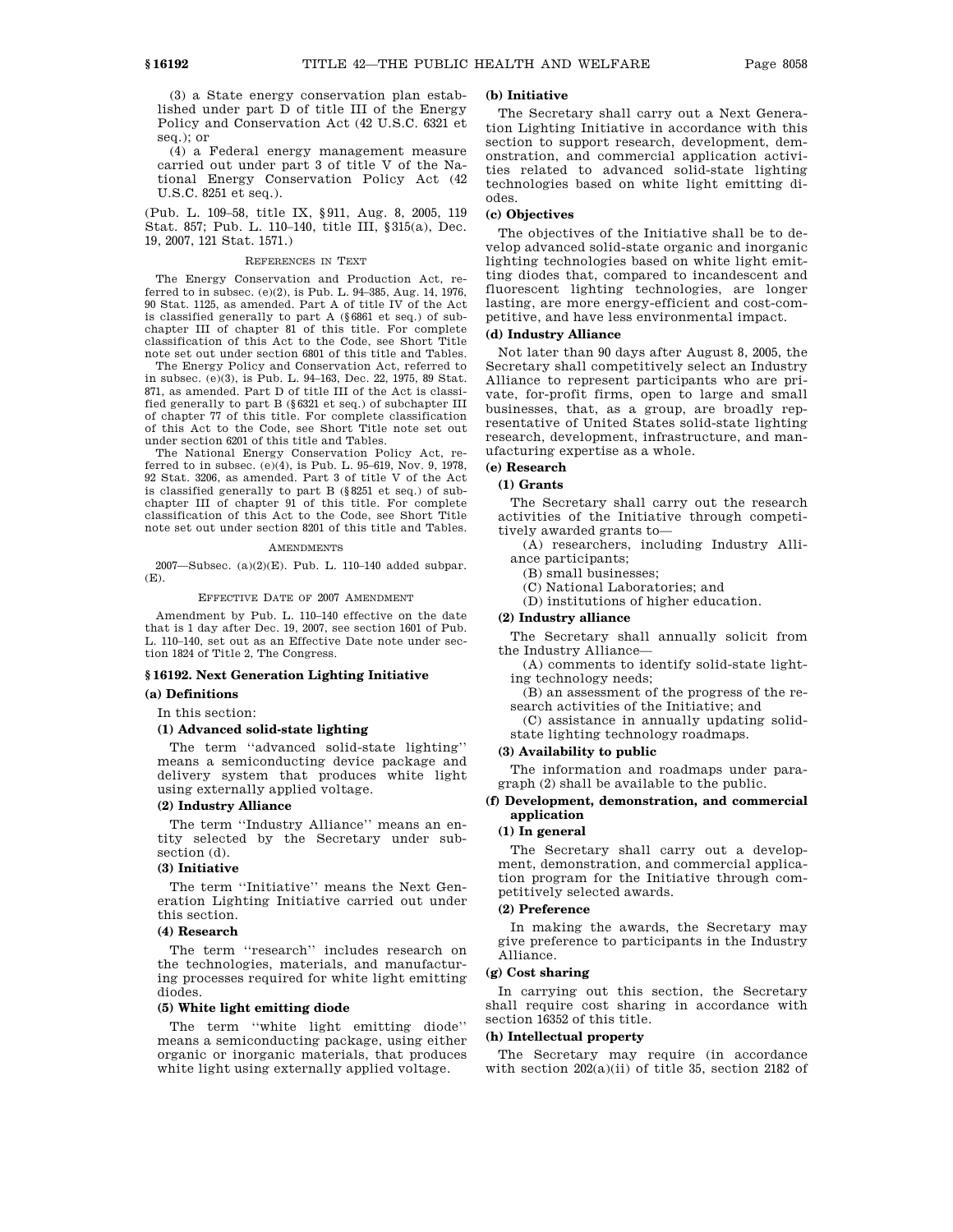(3) a State energy conservation plan established under part D of title III of the Energy Policy and Conservation Act (42 U.S.C. 6321 et seq.); or

(4) a Federal energy management measure carried out under part 3 of title V of the National Energy Conservation Policy Act (42 U.S.C. 8251 et seq.).

(Pub. L. 109–58, title IX, §911, Aug. 8, 2005, 119 Stat. 857; Pub. L. 110–140, title III, §315(a), Dec. 19, 2007, 121 Stat. 1571.)

REFERENCES IN TEXT

The Energy Conservation and Production Act, referred to in subsec. (e)(2), is Pub. L. 94–385, Aug. 14, 1976, 90 Stat. 1125, as amended. Part A of title IV of the Act is classified generally to part A (§6861 et seq.) of subchapter III of chapter 81 of this title. For complete classification of this Act to the Code, see Short Title note set out under section 6801 of this title and Tables.

The Energy Policy and Conservation Act, referred to in subsec. (e)(3), is Pub. L. 94–163, Dec. 22, 1975, 89 Stat. 871, as amended. Part D of title III of the Act is classified generally to part B (§6321 et seq.) of subchapter III of chapter 77 of this title. For complete classification of this Act to the Code, see Short Title note set out under section 6201 of this title and Tables.

The National Energy Conservation Policy Act, referred to in subsec. (e)(4), is Pub. L. 95–619, Nov. 9, 1978, 92 Stat. 3206, as amended. Part 3 of title V of the Act is classified generally to part B (§8251 et seq.) of subchapter III of chapter 91 of this title. For complete classification of this Act to the Code, see Short Title note set out under section 8201 of this title and Tables.

AMENDMENTS

2007—Subsec. (a)(2)(E). Pub. L. 110–140 added subpar. (E).

EFFECTIVE DATE OF 2007 AMENDMENT

Amendment by Pub. L. 110–140 effective on the date that is 1 day after Dec. 19, 2007, see section 1601 of Pub. L. 110–140, set out as an Effective Date note under section 1824 of Title 2, The Congress.

## §16192. Next Generation Lighting Initiative

### (a) Definitions

In this section:

#### (1) Advanced solid-state lighting

The term ''advanced solid-state lighting'' means a semiconducting device package and delivery system that produces white light using externally applied voltage.

#### (2) Industry Alliance

The term ''Industry Alliance'' means an entity selected by the Secretary under subsection (d).

#### (3) Initiative

The term ''Initiative'' means the Next Generation Lighting Initiative carried out under this section.

#### (4) Research

The term ''research'' includes research on the technologies, materials, and manufacturing processes required for white light emitting diodes.

#### (5) White light emitting diode

The term ''white light emitting diode'' means a semiconducting package, using either organic or inorganic materials, that produces white light using externally applied voltage.

### (b) Initiative

The Secretary shall carry out a Next Generation Lighting Initiative in accordance with this section to support research, development, demonstration, and commercial application activities related to advanced solid-state lighting technologies based on white light emitting diodes.

### (c) Objectives

The objectives of the Initiative shall be to develop advanced solid-state organic and inorganic lighting technologies based on white light emitting diodes that, compared to incandescent and fluorescent lighting technologies, are longer lasting, are more energy-efficient and cost-competitive, and have less environmental impact.

### (d) Industry Alliance

Not later than 90 days after August 8, 2005, the Secretary shall competitively select an Industry Alliance to represent participants who are private, for-profit firms, open to large and small businesses, that, as a group, are broadly representative of United States solid-state lighting research, development, infrastructure, and manufacturing expertise as a whole.

### (e) Research

#### (1) Grants

The Secretary shall carry out the research activities of the Initiative through competitively awarded grants to—

(A) researchers, including Industry Alliance participants;

(B) small businesses;

(C) National Laboratories; and

(D) institutions of higher education.

#### (2) Industry alliance

The Secretary shall annually solicit from the Industry Alliance—

(A) comments to identify solid-state lighting technology needs;

(B) an assessment of the progress of the research activities of the Initiative; and

(C) assistance in annually updating solid-state lighting technology roadmaps.

#### (3) Availability to public

The information and roadmaps under paragraph (2) shall be available to the public.

### (f) Development, demonstration, and commercial application

#### (1) In general

The Secretary shall carry out a development, demonstration, and commercial application program for the Initiative through competitively selected awards.

#### (2) Preference

In making the awards, the Secretary may give preference to participants in the Industry Alliance.

### (g) Cost sharing

In carrying out this section, the Secretary shall require cost sharing in accordance with section 16352 of this title.

### (h) Intellectual property

The Secretary may require (in accordance with section 202(a)(ii) of title 35, section 2182 of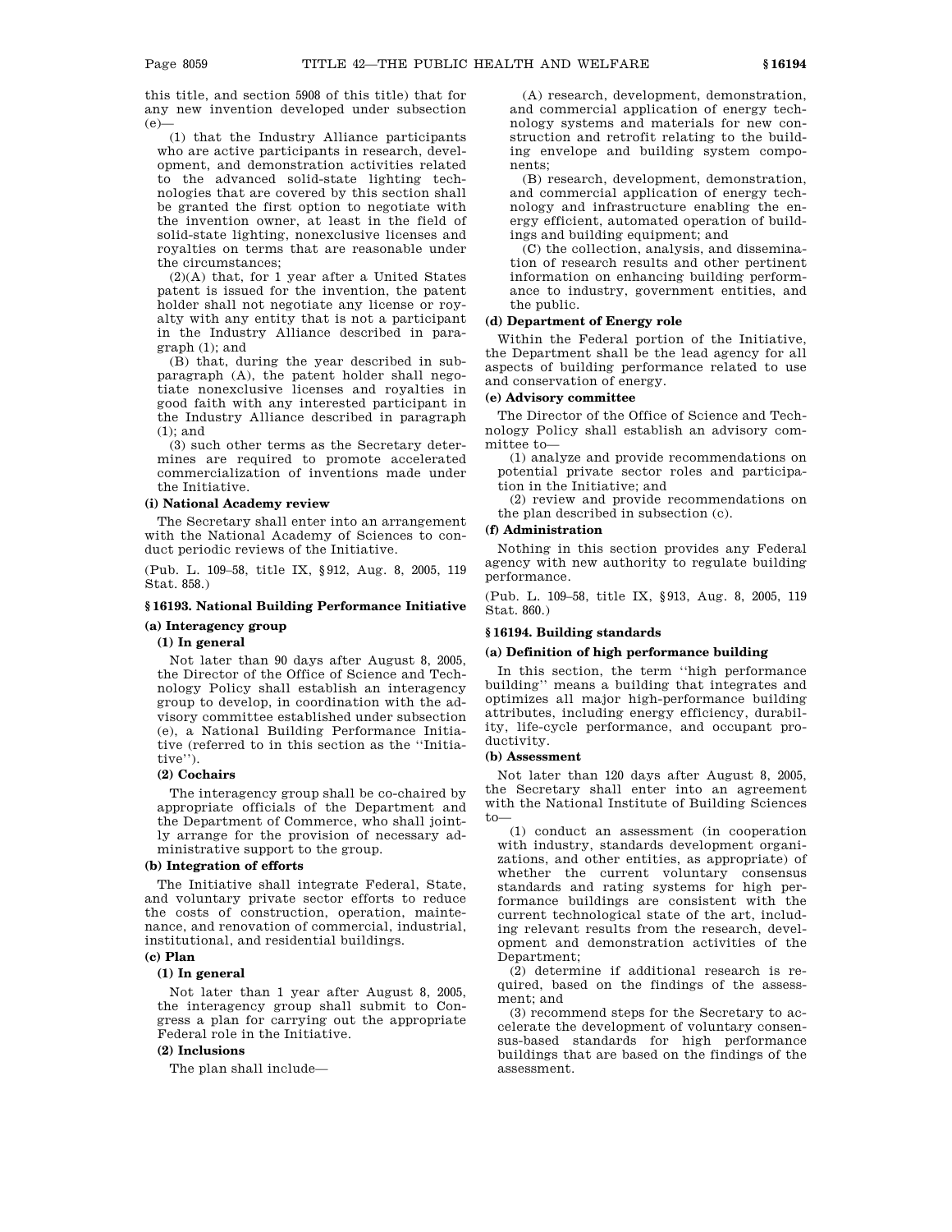this title, and section 5908 of this title) that for any new invention developed under subsection (e)—

(1) that the Industry Alliance participants who are active participants in research, development, and demonstration activities related to the advanced solid-state lighting technologies that are covered by this section shall be granted the first option to negotiate with the invention owner, at least in the field of solid-state lighting, nonexclusive licenses and royalties on terms that are reasonable under the circumstances;

(2)(A) that, for 1 year after a United States patent is issued for the invention, the patent holder shall not negotiate any license or royalty with any entity that is not a participant in the Industry Alliance described in paragraph (1); and

(B) that, during the year described in subparagraph (A), the patent holder shall negotiate nonexclusive licenses and royalties in good faith with any interested participant in the Industry Alliance described in paragraph (1); and

(3) such other terms as the Secretary determines are required to promote accelerated commercialization of inventions made under the Initiative.

#### (i) National Academy review

The Secretary shall enter into an arrangement with the National Academy of Sciences to conduct periodic reviews of the Initiative.

(Pub. L. 109–58, title IX, §912, Aug. 8, 2005, 119 Stat. 858.)

### §16193. National Building Performance Initiative

#### (a) Interagency group

##### (1) In general

Not later than 90 days after August 8, 2005, the Director of the Office of Science and Technology Policy shall establish an interagency group to develop, in coordination with the advisory committee established under subsection (e), a National Building Performance Initiative (referred to in this section as the ''Initiative'').

##### (2) Cochairs

The interagency group shall be co-chaired by appropriate officials of the Department and the Department of Commerce, who shall jointly arrange for the provision of necessary administrative support to the group.

#### (b) Integration of efforts

The Initiative shall integrate Federal, State, and voluntary private sector efforts to reduce the costs of construction, operation, maintenance, and renovation of commercial, industrial, institutional, and residential buildings.

#### (c) Plan

##### (1) In general

Not later than 1 year after August 8, 2005, the interagency group shall submit to Congress a plan for carrying out the appropriate Federal role in the Initiative.

##### (2) Inclusions

The plan shall include—

(A) research, development, demonstration, and commercial application of energy technology systems and materials for new construction and retrofit relating to the building envelope and building system components;

(B) research, development, demonstration, and commercial application of energy technology and infrastructure enabling the energy efficient, automated operation of buildings and building equipment; and

(C) the collection, analysis, and dissemination of research results and other pertinent information on enhancing building performance to industry, government entities, and the public.

#### (d) Department of Energy role

Within the Federal portion of the Initiative, the Department shall be the lead agency for all aspects of building performance related to use and conservation of energy.

#### (e) Advisory committee

The Director of the Office of Science and Technology Policy shall establish an advisory committee to—

(1) analyze and provide recommendations on potential private sector roles and participation in the Initiative; and

(2) review and provide recommendations on the plan described in subsection (c).

#### (f) Administration

Nothing in this section provides any Federal agency with new authority to regulate building performance.

(Pub. L. 109–58, title IX, §913, Aug. 8, 2005, 119 Stat. 860.)

### §16194. Building standards

#### (a) Definition of high performance building

In this section, the term ''high performance building'' means a building that integrates and optimizes all major high-performance building attributes, including energy efficiency, durability, life-cycle performance, and occupant productivity.

#### (b) Assessment

Not later than 120 days after August 8, 2005, the Secretary shall enter into an agreement with the National Institute of Building Sciences to—

(1) conduct an assessment (in cooperation with industry, standards development organizations, and other entities, as appropriate) of whether the current voluntary consensus standards and rating systems for high performance buildings are consistent with the current technological state of the art, including relevant results from the research, development and demonstration activities of the Department;

(2) determine if additional research is required, based on the findings of the assessment; and

(3) recommend steps for the Secretary to accelerate the development of voluntary consensus-based standards for high performance buildings that are based on the findings of the assessment.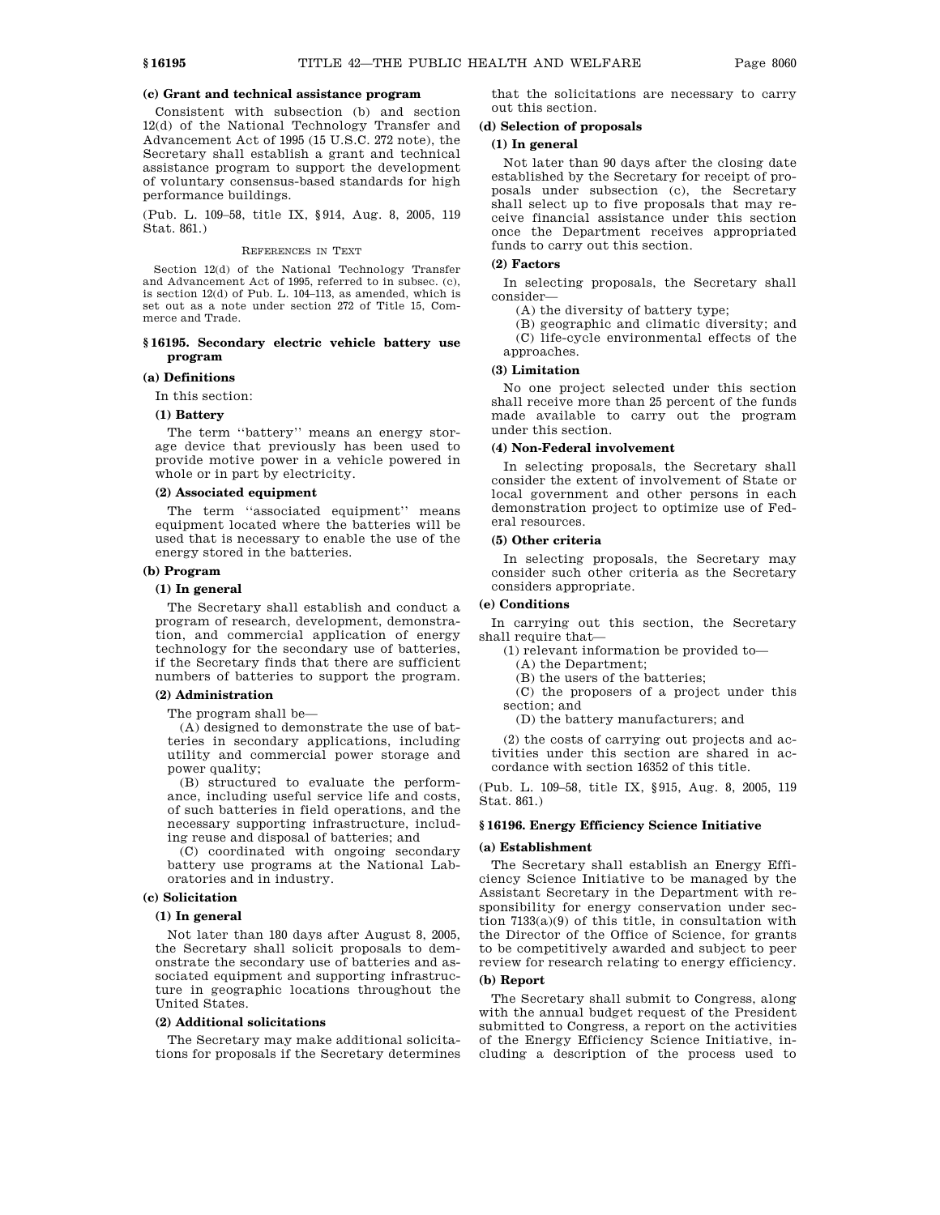**(c) Grant and technical assistance program**

Consistent with subsection (b) and section 12(d) of the National Technology Transfer and Advancement Act of 1995 (15 U.S.C. 272 note), the Secretary shall establish a grant and technical assistance program to support the development of voluntary consensus-based standards for high performance buildings.

(Pub. L. 109–58, title IX, §914, Aug. 8, 2005, 119 Stat. 861.)

REFERENCES IN TEXT

Section 12(d) of the National Technology Transfer and Advancement Act of 1995, referred to in subsec. (c), is section 12(d) of Pub. L. 104–113, as amended, which is set out as a note under section 272 of Title 15, Commerce and Trade.

### §16195. Secondary electric vehicle battery use program

**(a) Definitions**

In this section:

**(1) Battery**

The term ''battery'' means an energy storage device that previously has been used to provide motive power in a vehicle powered in whole or in part by electricity.

**(2) Associated equipment**

The term ''associated equipment'' means equipment located where the batteries will be used that is necessary to enable the use of the energy stored in the batteries.

**(b) Program**

**(1) In general**

The Secretary shall establish and conduct a program of research, development, demonstration, and commercial application of energy technology for the secondary use of batteries, if the Secretary finds that there are sufficient numbers of batteries to support the program.

**(2) Administration**

The program shall be—

(A) designed to demonstrate the use of batteries in secondary applications, including utility and commercial power storage and power quality;

(B) structured to evaluate the performance, including useful service life and costs, of such batteries in field operations, and the necessary supporting infrastructure, including reuse and disposal of batteries; and

(C) coordinated with ongoing secondary battery use programs at the National Laboratories and in industry.

**(c) Solicitation**

**(1) In general**

Not later than 180 days after August 8, 2005, the Secretary shall solicit proposals to demonstrate the secondary use of batteries and associated equipment and supporting infrastructure in geographic locations throughout the United States.

**(2) Additional solicitations**

The Secretary may make additional solicitations for proposals if the Secretary determines that the solicitations are necessary to carry out this section.

**(d) Selection of proposals**

**(1) In general**

Not later than 90 days after the closing date established by the Secretary for receipt of proposals under subsection (c), the Secretary shall select up to five proposals that may receive financial assistance under this section once the Department receives appropriated funds to carry out this section.

**(2) Factors**

In selecting proposals, the Secretary shall consider—

(A) the diversity of battery type;

(B) geographic and climatic diversity; and

(C) life-cycle environmental effects of the approaches.

**(3) Limitation**

No one project selected under this section shall receive more than 25 percent of the funds made available to carry out the program under this section.

**(4) Non-Federal involvement**

In selecting proposals, the Secretary shall consider the extent of involvement of State or local government and other persons in each demonstration project to optimize use of Federal resources.

**(5) Other criteria**

In selecting proposals, the Secretary may consider such other criteria as the Secretary considers appropriate.

**(e) Conditions**

In carrying out this section, the Secretary shall require that—

(1) relevant information be provided to—

(A) the Department;

(B) the users of the batteries;

(C) the proposers of a project under this section; and

(D) the battery manufacturers; and

(2) the costs of carrying out projects and activities under this section are shared in accordance with section 16352 of this title.

(Pub. L. 109–58, title IX, §915, Aug. 8, 2005, 119 Stat. 861.)

### §16196. Energy Efficiency Science Initiative

**(a) Establishment**

The Secretary shall establish an Energy Efficiency Science Initiative to be managed by the Assistant Secretary in the Department with responsibility for energy conservation under section 7133(a)(9) of this title, in consultation with the Director of the Office of Science, for grants to be competitively awarded and subject to peer review for research relating to energy efficiency.

**(b) Report**

The Secretary shall submit to Congress, along with the annual budget request of the President submitted to Congress, a report on the activities of the Energy Efficiency Science Initiative, including a description of the process used to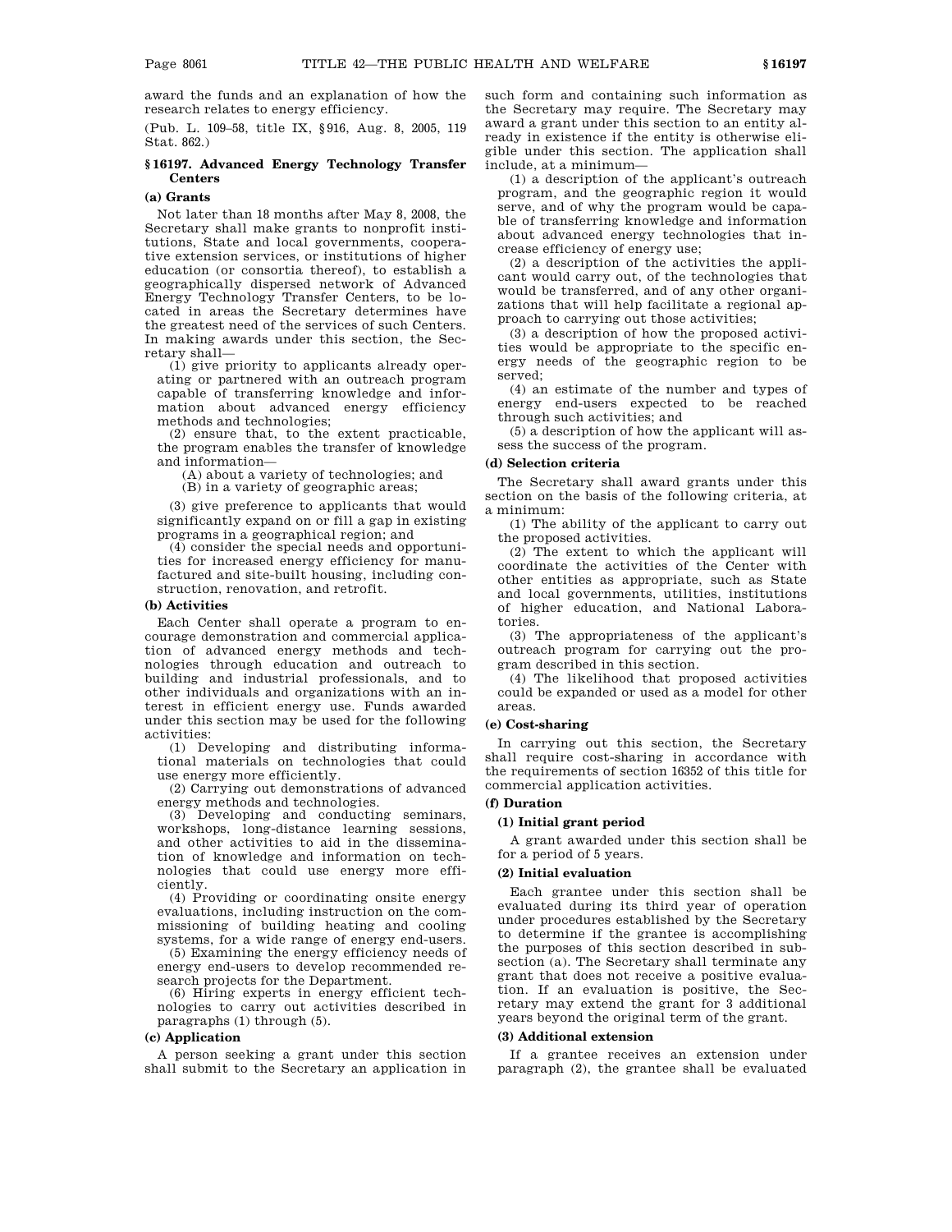award the funds and an explanation of how the research relates to energy efficiency.

(Pub. L. 109–58, title IX, §916, Aug. 8, 2005, 119 Stat. 862.)

## §16197. Advanced Energy Technology Transfer Centers

### (a) Grants

Not later than 18 months after May 8, 2008, the Secretary shall make grants to nonprofit institutions, State and local governments, cooperative extension services, or institutions of higher education (or consortia thereof), to establish a geographically dispersed network of Advanced Energy Technology Transfer Centers, to be located in areas the Secretary determines have the greatest need of the services of such Centers. In making awards under this section, the Secretary shall—

(1) give priority to applicants already operating or partnered with an outreach program capable of transferring knowledge and information about advanced energy efficiency methods and technologies;

(2) ensure that, to the extent practicable, the program enables the transfer of knowledge and information—

(A) about a variety of technologies; and

(B) in a variety of geographic areas;

(3) give preference to applicants that would significantly expand on or fill a gap in existing programs in a geographical region; and

(4) consider the special needs and opportunities for increased energy efficiency for manufactured and site-built housing, including construction, renovation, and retrofit.

### (b) Activities

Each Center shall operate a program to encourage demonstration and commercial application of advanced energy methods and technologies through education and outreach to building and industrial professionals, and to other individuals and organizations with an interest in efficient energy use. Funds awarded under this section may be used for the following activities:

(1) Developing and distributing informational materials on technologies that could use energy more efficiently.

(2) Carrying out demonstrations of advanced energy methods and technologies.

(3) Developing and conducting seminars, workshops, long-distance learning sessions, and other activities to aid in the dissemination of knowledge and information on technologies that could use energy more efficiently.

(4) Providing or coordinating onsite energy evaluations, including instruction on the commissioning of building heating and cooling systems, for a wide range of energy end-users.

(5) Examining the energy efficiency needs of energy end-users to develop recommended research projects for the Department.

(6) Hiring experts in energy efficient technologies to carry out activities described in paragraphs (1) through (5).

### (c) Application

A person seeking a grant under this section shall submit to the Secretary an application in such form and containing such information as the Secretary may require. The Secretary may award a grant under this section to an entity already in existence if the entity is otherwise eligible under this section. The application shall include, at a minimum—

(1) a description of the applicant's outreach program, and the geographic region it would serve, and of why the program would be capable of transferring knowledge and information about advanced energy technologies that increase efficiency of energy use;

(2) a description of the activities the applicant would carry out, of the technologies that would be transferred, and of any other organizations that will help facilitate a regional approach to carrying out those activities;

(3) a description of how the proposed activities would be appropriate to the specific energy needs of the geographic region to be served;

(4) an estimate of the number and types of energy end-users expected to be reached through such activities; and

(5) a description of how the applicant will assess the success of the program.

### (d) Selection criteria

The Secretary shall award grants under this section on the basis of the following criteria, at a minimum:

(1) The ability of the applicant to carry out the proposed activities.

(2) The extent to which the applicant will coordinate the activities of the Center with other entities as appropriate, such as State and local governments, utilities, institutions of higher education, and National Laboratories.

(3) The appropriateness of the applicant's outreach program for carrying out the program described in this section.

(4) The likelihood that proposed activities could be expanded or used as a model for other areas.

### (e) Cost-sharing

In carrying out this section, the Secretary shall require cost-sharing in accordance with the requirements of section 16352 of this title for commercial application activities.

### (f) Duration

#### (1) Initial grant period

A grant awarded under this section shall be for a period of 5 years.

#### (2) Initial evaluation

Each grantee under this section shall be evaluated during its third year of operation under procedures established by the Secretary to determine if the grantee is accomplishing the purposes of this section described in subsection (a). The Secretary shall terminate any grant that does not receive a positive evaluation. If an evaluation is positive, the Secretary may extend the grant for 3 additional years beyond the original term of the grant.

#### (3) Additional extension

If a grantee receives an extension under paragraph (2), the grantee shall be evaluated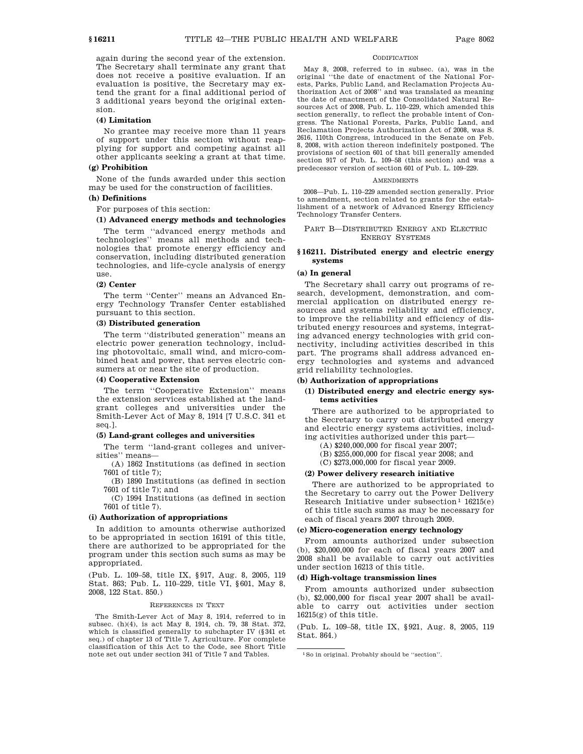again during the second year of the extension. The Secretary shall terminate any grant that does not receive a positive evaluation. If an evaluation is positive, the Secretary may extend the grant for a final additional period of 3 additional years beyond the original extension.

**(4) Limitation**

No grantee may receive more than 11 years of support under this section without reapplying for support and competing against all other applicants seeking a grant at that time.

**(g) Prohibition**

None of the funds awarded under this section may be used for the construction of facilities.

**(h) Definitions**

For purposes of this section:

**(1) Advanced energy methods and technologies**

The term ''advanced energy methods and technologies'' means all methods and technologies that promote energy efficiency and conservation, including distributed generation technologies, and life-cycle analysis of energy use.

**(2) Center**

The term ''Center'' means an Advanced Energy Technology Transfer Center established pursuant to this section.

**(3) Distributed generation**

The term ''distributed generation'' means an electric power generation technology, including photovoltaic, small wind, and micro-combined heat and power, that serves electric consumers at or near the site of production.

**(4) Cooperative Extension**

The term ''Cooperative Extension'' means the extension services established at the land-grant colleges and universities under the Smith-Lever Act of May 8, 1914 [7 U.S.C. 341 et seq.].

**(5) Land-grant colleges and universities**

The term ''land-grant colleges and universities'' means—

(A) 1862 Institutions (as defined in section 7601 of title 7);

(B) 1890 Institutions (as defined in section 7601 of title 7); and

(C) 1994 Institutions (as defined in section 7601 of title 7).

**(i) Authorization of appropriations**

In addition to amounts otherwise authorized to be appropriated in section 16191 of this title, there are authorized to be appropriated for the program under this section such sums as may be appropriated.

(Pub. L. 109–58, title IX, §917, Aug. 8, 2005, 119 Stat. 863; Pub. L. 110–229, title VI, §601, May 8, 2008, 122 Stat. 850.)

REFERENCES IN TEXT

The Smith-Lever Act of May 8, 1914, referred to in subsec. (h)(4), is act May 8, 1914, ch. 79, 38 Stat. 372, which is classified generally to subchapter IV (§341 et seq.) of chapter 13 of Title 7, Agriculture. For complete classification of this Act to the Code, see Short Title note set out under section 341 of Title 7 and Tables.

CODIFICATION

May 8, 2008, referred to in subsec. (a), was in the original ''the date of enactment of the National Forests, Parks, Public Land, and Reclamation Projects Authorization Act of 2008'' and was translated as meaning the date of enactment of the Consolidated Natural Resources Act of 2008, Pub. L. 110–229, which amended this section generally, to reflect the probable intent of Congress. The National Forests, Parks, Public Land, and Reclamation Projects Authorization Act of 2008, was S. 2616, 110th Congress, introduced in the Senate on Feb. 8, 2008, with action thereon indefinitely postponed. The provisions of section 601 of that bill generally amended section 917 of Pub. L. 109–58 (this section) and was a predecessor version of section 601 of Pub. L. 109–229.

AMENDMENTS

2008—Pub. L. 110–229 amended section generally. Prior to amendment, section related to grants for the establishment of a network of Advanced Energy Efficiency Technology Transfer Centers.

## PART B—DISTRIBUTED ENERGY AND ELECTRIC ENERGY SYSTEMS

### §16211. Distributed energy and electric energy systems

**(a) In general**

The Secretary shall carry out programs of research, development, demonstration, and commercial application on distributed energy resources and systems reliability and efficiency, to improve the reliability and efficiency of distributed energy resources and systems, integrating advanced energy technologies with grid connectivity, including activities described in this part. The programs shall address advanced energy technologies and systems and advanced grid reliability technologies.

**(b) Authorization of appropriations**

**(1) Distributed energy and electric energy systems activities**

There are authorized to be appropriated to the Secretary to carry out distributed energy and electric energy systems activities, including activities authorized under this part—

(A) $240,000,000 for fiscal year 2007;

(B) $255,000,000 for fiscal year 2008; and

(C) $273,000,000 for fiscal year 2009.

**(2) Power delivery research initiative**

There are authorized to be appropriated to the Secretary to carry out the Power Delivery Research Initiative under subsection[1] 16215(e) of this title such sums as may be necessary for each of fiscal years 2007 through 2009.

**(c) Micro-cogeneration energy technology**

From amounts authorized under subsection (b), $20,000,000 for each of fiscal years 2007 and 2008 shall be available to carry out activities under section 16213 of this title.

**(d) High-voltage transmission lines**

From amounts authorized under subsection (b), $2,000,000 for fiscal year 2007 shall be available to carry out activities under section 16215(g) of this title.

(Pub. L. 109–58, title IX, §921, Aug. 8, 2005, 119 Stat. 864.)

[1] So in original. Probably should be ''section''.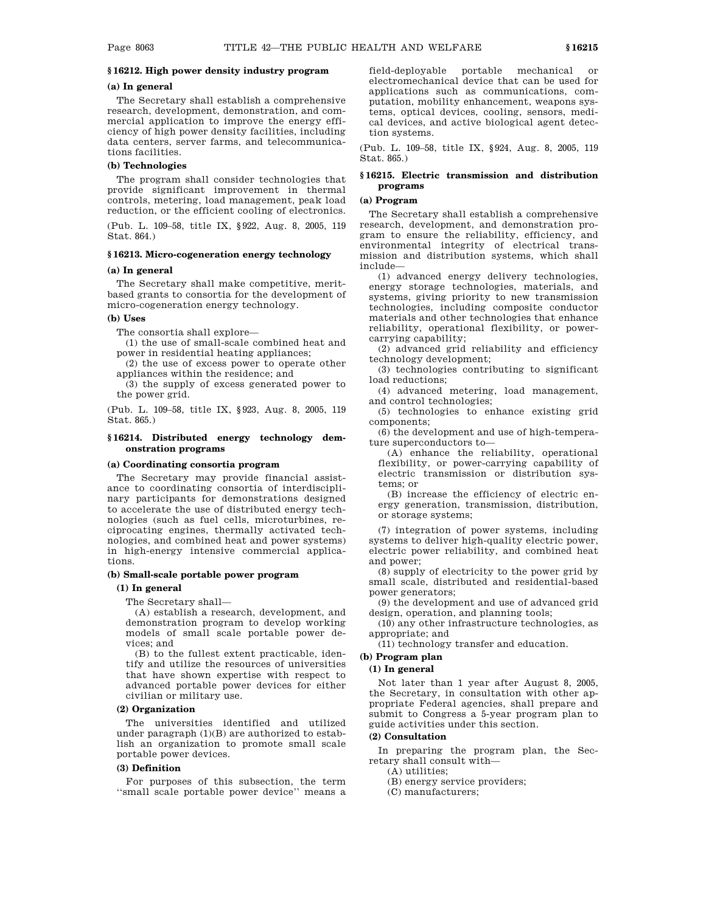### § 16212. High power density industry program

#### (a) In general

The Secretary shall establish a comprehensive research, development, demonstration, and commercial application to improve the energy efficiency of high power density facilities, including data centers, server farms, and telecommunications facilities.

#### (b) Technologies

The program shall consider technologies that provide significant improvement in thermal controls, metering, load management, peak load reduction, or the efficient cooling of electronics.

(Pub. L. 109–58, title IX, § 922, Aug. 8, 2005, 119 Stat. 864.)

### § 16213. Micro-cogeneration energy technology

#### (a) In general

The Secretary shall make competitive, merit-based grants to consortia for the development of micro-cogeneration energy technology.

#### (b) Uses

The consortia shall explore—

(1) the use of small-scale combined heat and power in residential heating appliances;

(2) the use of excess power to operate other appliances within the residence; and

(3) the supply of excess generated power to the power grid.

(Pub. L. 109–58, title IX, § 923, Aug. 8, 2005, 119 Stat. 865.)

### § 16214. Distributed energy technology demonstration programs

#### (a) Coordinating consortia program

The Secretary may provide financial assistance to coordinating consortia of interdisciplinary participants for demonstrations designed to accelerate the use of distributed energy technologies (such as fuel cells, microturbines, reciprocating engines, thermally activated technologies, and combined heat and power systems) in high-energy intensive commercial applications.

#### (b) Small-scale portable power program

##### (1) In general

The Secretary shall—

(A) establish a research, development, and demonstration program to develop working models of small scale portable power devices; and

(B) to the fullest extent practicable, identify and utilize the resources of universities that have shown expertise with respect to advanced portable power devices for either civilian or military use.

##### (2) Organization

The universities identified and utilized under paragraph (1)(B) are authorized to establish an organization to promote small scale portable power devices.

##### (3) Definition

For purposes of this subsection, the term ''small scale portable power device'' means a field-deployable portable mechanical or electromechanical device that can be used for applications such as communications, computation, mobility enhancement, weapons systems, optical devices, cooling, sensors, medical devices, and active biological agent detection systems.

(Pub. L. 109–58, title IX, § 924, Aug. 8, 2005, 119 Stat. 865.)

### § 16215. Electric transmission and distribution programs

#### (a) Program

The Secretary shall establish a comprehensive research, development, and demonstration program to ensure the reliability, efficiency, and environmental integrity of electrical transmission and distribution systems, which shall include—

(1) advanced energy delivery technologies, energy storage technologies, materials, and systems, giving priority to new transmission technologies, including composite conductor materials and other technologies that enhance reliability, operational flexibility, or power-carrying capability;

(2) advanced grid reliability and efficiency technology development;

(3) technologies contributing to significant load reductions;

(4) advanced metering, load management, and control technologies;

(5) technologies to enhance existing grid components;

(6) the development and use of high-temperature superconductors to—

(A) enhance the reliability, operational flexibility, or power-carrying capability of electric transmission or distribution systems; or

(B) increase the efficiency of electric energy generation, transmission, distribution, or storage systems;

(7) integration of power systems, including systems to deliver high-quality electric power, electric power reliability, and combined heat and power;

(8) supply of electricity to the power grid by small scale, distributed and residential-based power generators;

(9) the development and use of advanced grid design, operation, and planning tools;

(10) any other infrastructure technologies, as appropriate; and

(11) technology transfer and education.

#### (b) Program plan

##### (1) In general

Not later than 1 year after August 8, 2005, the Secretary, in consultation with other appropriate Federal agencies, shall prepare and submit to Congress a 5-year program plan to guide activities under this section.

##### (2) Consultation

In preparing the program plan, the Secretary shall consult with—

(A) utilities;

(B) energy service providers;

(C) manufacturers;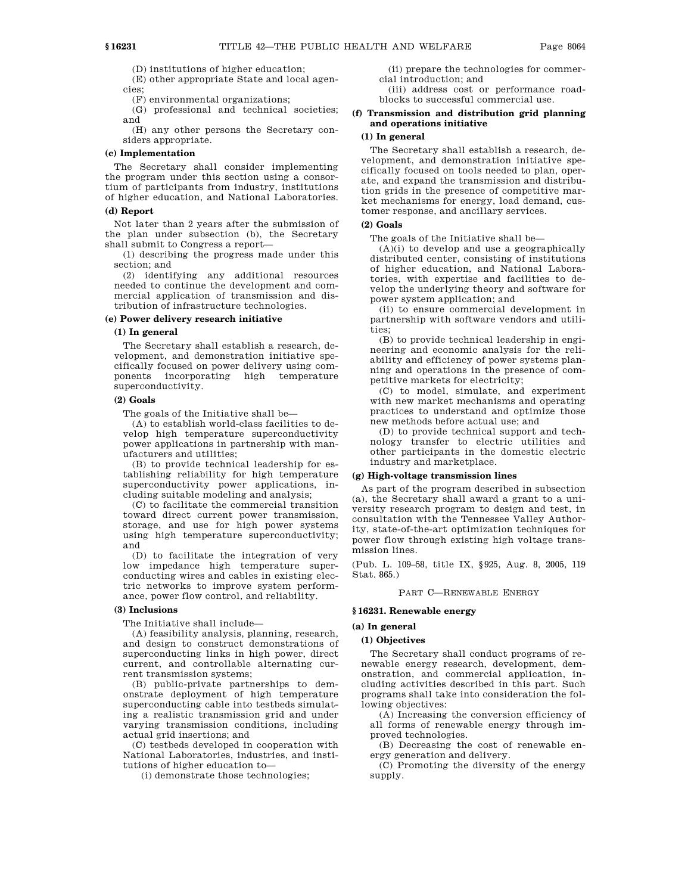(D) institutions of higher education;

(E) other appropriate State and local agencies;

(F) environmental organizations;

(G) professional and technical societies; and

(H) any other persons the Secretary considers appropriate.

**(c) Implementation**

The Secretary shall consider implementing the program under this section using a consortium of participants from industry, institutions of higher education, and National Laboratories.

**(d) Report**

Not later than 2 years after the submission of the plan under subsection (b), the Secretary shall submit to Congress a report—

(1) describing the progress made under this section; and

(2) identifying any additional resources needed to continue the development and commercial application of transmission and distribution of infrastructure technologies.

**(e) Power delivery research initiative**

**(1) In general**

The Secretary shall establish a research, development, and demonstration initiative specifically focused on power delivery using components incorporating high temperature superconductivity.

**(2) Goals**

The goals of the Initiative shall be—

(A) to establish world-class facilities to develop high temperature superconductivity power applications in partnership with manufacturers and utilities;

(B) to provide technical leadership for establishing reliability for high temperature superconductivity power applications, including suitable modeling and analysis;

(C) to facilitate the commercial transition toward direct current power transmission, storage, and use for high power systems using high temperature superconductivity; and

(D) to facilitate the integration of very low impedance high temperature superconducting wires and cables in existing electric networks to improve system performance, power flow control, and reliability.

**(3) Inclusions**

The Initiative shall include—

(A) feasibility analysis, planning, research, and design to construct demonstrations of superconducting links in high power, direct current, and controllable alternating current transmission systems;

(B) public-private partnerships to demonstrate deployment of high temperature superconducting cable into testbeds simulating a realistic transmission grid and under varying transmission conditions, including actual grid insertions; and

(C) testbeds developed in cooperation with National Laboratories, industries, and institutions of higher education to—

(i) demonstrate those technologies;

(ii) prepare the technologies for commercial introduction; and

(iii) address cost or performance roadblocks to successful commercial use.

**(f) Transmission and distribution grid planning and operations initiative**

**(1) In general**

The Secretary shall establish a research, development, and demonstration initiative specifically focused on tools needed to plan, operate, and expand the transmission and distribution grids in the presence of competitive market mechanisms for energy, load demand, customer response, and ancillary services.

**(2) Goals**

The goals of the Initiative shall be—

(A)(i) to develop and use a geographically distributed center, consisting of institutions of higher education, and National Laboratories, with expertise and facilities to develop the underlying theory and software for power system application; and

(ii) to ensure commercial development in partnership with software vendors and utilities;

(B) to provide technical leadership in engineering and economic analysis for the reliability and efficiency of power systems planning and operations in the presence of competitive markets for electricity;

(C) to model, simulate, and experiment with new market mechanisms and operating practices to understand and optimize those new methods before actual use; and

(D) to provide technical support and technology transfer to electric utilities and other participants in the domestic electric industry and marketplace.

**(g) High-voltage transmission lines**

As part of the program described in subsection (a), the Secretary shall award a grant to a university research program to design and test, in consultation with the Tennessee Valley Authority, state-of-the-art optimization techniques for power flow through existing high voltage transmission lines.

(Pub. L. 109–58, title IX, §925, Aug. 8, 2005, 119 Stat. 865.)

## PART C—RENEWABLE ENERGY

### §16231. Renewable energy

**(a) In general**

**(1) Objectives**

The Secretary shall conduct programs of renewable energy research, development, demonstration, and commercial application, including activities described in this part. Such programs shall take into consideration the following objectives:

(A) Increasing the conversion efficiency of all forms of renewable energy through improved technologies.

(B) Decreasing the cost of renewable energy generation and delivery.

(C) Promoting the diversity of the energy supply.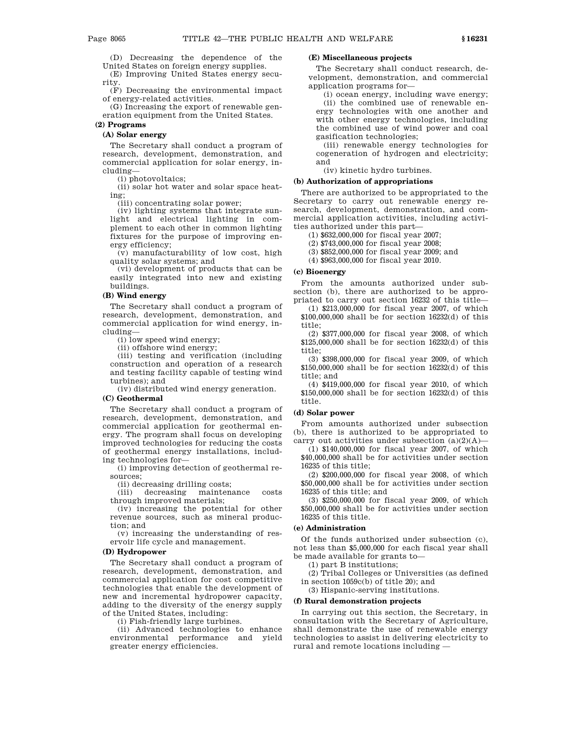(D) Decreasing the dependence of the United States on foreign energy supplies.

(E) Improving United States energy security.

(F) Decreasing the environmental impact of energy-related activities.

(G) Increasing the export of renewable generation equipment from the United States.

**(2) Programs**

**(A) Solar energy**

The Secretary shall conduct a program of research, development, demonstration, and commercial application for solar energy, including—

(i) photovoltaics;

(ii) solar hot water and solar space heating;

(iii) concentrating solar power;

(iv) lighting systems that integrate sunlight and electrical lighting in complement to each other in common lighting fixtures for the purpose of improving energy efficiency;

(v) manufacturability of low cost, high quality solar systems; and

(vi) development of products that can be easily integrated into new and existing buildings.

**(B) Wind energy**

The Secretary shall conduct a program of research, development, demonstration, and commercial application for wind energy, including—

(i) low speed wind energy;

(ii) offshore wind energy;

(iii) testing and verification (including construction and operation of a research and testing facility capable of testing wind turbines); and

(iv) distributed wind energy generation.

**(C) Geothermal**

The Secretary shall conduct a program of research, development, demonstration, and commercial application for geothermal energy. The program shall focus on developing improved technologies for reducing the costs of geothermal energy installations, including technologies for—

(i) improving detection of geothermal resources;

(ii) decreasing drilling costs;

(iii) decreasing maintenance costs through improved materials;

(iv) increasing the potential for other revenue sources, such as mineral production; and

(v) increasing the understanding of reservoir life cycle and management.

**(D) Hydropower**

The Secretary shall conduct a program of research, development, demonstration, and commercial application for cost competitive technologies that enable the development of new and incremental hydropower capacity, adding to the diversity of the energy supply of the United States, including:

(i) Fish-friendly large turbines.

(ii) Advanced technologies to enhance environmental performance and yield greater energy efficiencies.

**(E) Miscellaneous projects**

The Secretary shall conduct research, development, demonstration, and commercial application programs for—

(i) ocean energy, including wave energy;

(ii) the combined use of renewable energy technologies with one another and with other energy technologies, including the combined use of wind power and coal gasification technologies;

(iii) renewable energy technologies for cogeneration of hydrogen and electricity; and

(iv) kinetic hydro turbines.

**(b) Authorization of appropriations**

There are authorized to be appropriated to the Secretary to carry out renewable energy research, development, demonstration, and commercial application activities, including activities authorized under this part—

(1) $632,000,000 for fiscal year 2007;

(2) $743,000,000 for fiscal year 2008;

(3) $852,000,000 for fiscal year 2009; and

(4) $963,000,000 for fiscal year 2010.

**(c) Bioenergy**

From the amounts authorized under subsection (b), there are authorized to be appropriated to carry out section 16232 of this title—

(1) $213,000,000 for fiscal year 2007, of which $100,000,000 shall be for section 16232(d) of this title;

(2) $377,000,000 for fiscal year 2008, of which $125,000,000 shall be for section 16232(d) of this title;

(3) $398,000,000 for fiscal year 2009, of which $150,000,000 shall be for section 16232(d) of this title; and

(4) $419,000,000 for fiscal year 2010, of which $150,000,000 shall be for section 16232(d) of this title.

**(d) Solar power**

From amounts authorized under subsection (b), there is authorized to be appropriated to carry out activities under subsection (a)(2)(A)—

(1) $140,000,000 for fiscal year 2007, of which $40,000,000 shall be for activities under section 16235 of this title;

(2) $200,000,000 for fiscal year 2008, of which $50,000,000 shall be for activities under section 16235 of this title; and

(3) $250,000,000 for fiscal year 2009, of which $50,000,000 shall be for activities under section 16235 of this title.

**(e) Administration**

Of the funds authorized under subsection (c), not less than $5,000,000 for each fiscal year shall be made available for grants to—

(1) part B institutions;

(2) Tribal Colleges or Universities (as defined in section 1059c(b) of title 20); and

(3) Hispanic-serving institutions.

**(f) Rural demonstration projects**

In carrying out this section, the Secretary, in consultation with the Secretary of Agriculture, shall demonstrate the use of renewable energy technologies to assist in delivering electricity to rural and remote locations including —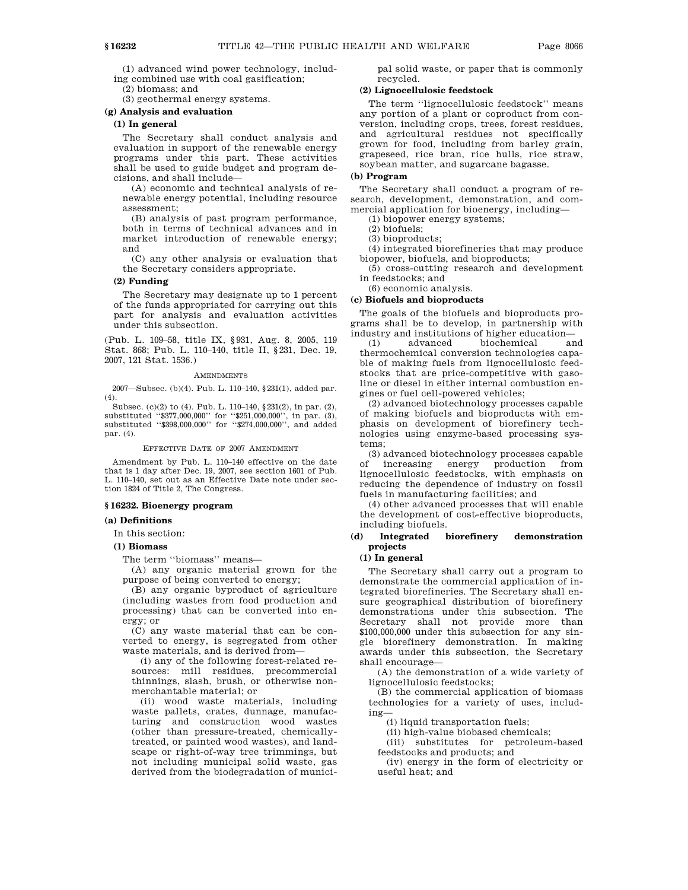(1) advanced wind power technology, including combined use with coal gasification;

(2) biomass; and

(3) geothermal energy systems.

**(g) Analysis and evaluation**

**(1) In general**

The Secretary shall conduct analysis and evaluation in support of the renewable energy programs under this part. These activities shall be used to guide budget and program decisions, and shall include—

(A) economic and technical analysis of renewable energy potential, including resource assessment;

(B) analysis of past program performance, both in terms of technical advances and in market introduction of renewable energy; and

(C) any other analysis or evaluation that the Secretary considers appropriate.

**(2) Funding**

The Secretary may designate up to 1 percent of the funds appropriated for carrying out this part for analysis and evaluation activities under this subsection.

(Pub. L. 109–58, title IX, §931, Aug. 8, 2005, 119 Stat. 868; Pub. L. 110–140, title II, §231, Dec. 19, 2007, 121 Stat. 1536.)

AMENDMENTS

2007—Subsec. (b)(4). Pub. L. 110–140, §231(1), added par. (4).

Subsec. (c)(2) to (4). Pub. L. 110–140, §231(2), in par. (2), substituted "$377,000,000" for "$251,000,000", in par. (3), substituted "$398,000,000" for "$274,000,000", and added par. (4).

EFFECTIVE DATE OF 2007 AMENDMENT

Amendment by Pub. L. 110–140 effective on the date that is 1 day after Dec. 19, 2007, see section 1601 of Pub. L. 110–140, set out as an Effective Date note under section 1824 of Title 2, The Congress.

## §16232. Bioenergy program

**(a) Definitions**

In this section:

**(1) Biomass**

The term "biomass" means—

(A) any organic material grown for the purpose of being converted to energy;

(B) any organic byproduct of agriculture (including wastes from food production and processing) that can be converted into energy; or

(C) any waste material that can be converted to energy, is segregated from other waste materials, and is derived from—

(i) any of the following forest-related resources: mill residues, precommercial thinnings, slash, brush, or otherwise nonmerchantable material; or

(ii) wood waste materials, including waste pallets, crates, dunnage, manufacturing and construction wood wastes (other than pressure-treated, chemically-treated, or painted wood wastes), and landscape or right-of-way tree trimmings, but not including municipal solid waste, gas derived from the biodegradation of municipal solid waste, or paper that is commonly recycled.

**(2) Lignocellulosic feedstock**

The term "lignocellulosic feedstock" means any portion of a plant or coproduct from conversion, including crops, trees, forest residues, and agricultural residues not specifically grown for food, including from barley grain, grapeseed, rice bran, rice hulls, rice straw, soybean matter, and sugarcane bagasse.

**(b) Program**

The Secretary shall conduct a program of research, development, demonstration, and commercial application for bioenergy, including—

(1) biopower energy systems;

(2) biofuels;

(3) bioproducts;

(4) integrated biorefineries that may produce biopower, biofuels, and bioproducts;

(5) cross-cutting research and development in feedstocks; and

(6) economic analysis.

**(c) Biofuels and bioproducts**

The goals of the biofuels and bioproducts programs shall be to develop, in partnership with industry and institutions of higher education—

(1) advanced biochemical and thermochemical conversion technologies capable of making fuels from lignocellulosic feedstocks that are price-competitive with gasoline or diesel in either internal combustion engines or fuel cell-powered vehicles;

(2) advanced biotechnology processes capable of making biofuels and bioproducts with emphasis on development of biorefinery technologies using enzyme-based processing systems;

(3) advanced biotechnology processes capable of increasing energy production from lignocellulosic feedstocks, with emphasis on reducing the dependence of industry on fossil fuels in manufacturing facilities; and

(4) other advanced processes that will enable the development of cost-effective bioproducts, including biofuels.

**(d) Integrated biorefinery demonstration projects**

**(1) In general**

The Secretary shall carry out a program to demonstrate the commercial application of integrated biorefineries. The Secretary shall ensure geographical distribution of biorefinery demonstrations under this subsection. The Secretary shall not provide more than $100,000,000 under this subsection for any single biorefinery demonstration. In making awards under this subsection, the Secretary shall encourage—

(A) the demonstration of a wide variety of lignocellulosic feedstocks;

(B) the commercial application of biomass technologies for a variety of uses, including—

(i) liquid transportation fuels;

(ii) high-value biobased chemicals;

(iii) substitutes for petroleum-based feedstocks and products; and

(iv) energy in the form of electricity or useful heat; and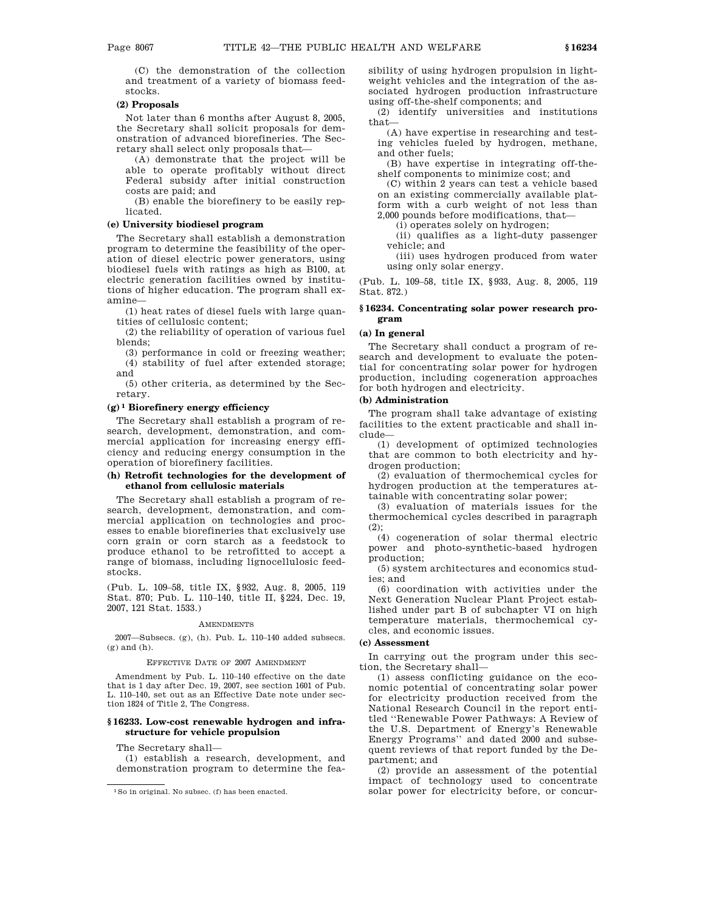(C) the demonstration of the collection and treatment of a variety of biomass feedstocks.

**(2) Proposals**

Not later than 6 months after August 8, 2005, the Secretary shall solicit proposals for demonstration of advanced biorefineries. The Secretary shall select only proposals that—

(A) demonstrate that the project will be able to operate profitably without direct Federal subsidy after initial construction costs are paid; and

(B) enable the biorefinery to be easily replicated.

**(e) University biodiesel program**

The Secretary shall establish a demonstration program to determine the feasibility of the operation of diesel electric power generators, using biodiesel fuels with ratings as high as B100, at electric generation facilities owned by institutions of higher education. The program shall examine—

(1) heat rates of diesel fuels with large quantities of cellulosic content;

(2) the reliability of operation of various fuel blends;

(3) performance in cold or freezing weather;

(4) stability of fuel after extended storage; and

(5) other criteria, as determined by the Secretary.

**(g)[1] Biorefinery energy efficiency**

The Secretary shall establish a program of research, development, demonstration, and commercial application for increasing energy efficiency and reducing energy consumption in the operation of biorefinery facilities.

**(h) Retrofit technologies for the development of ethanol from cellulosic materials**

The Secretary shall establish a program of research, development, demonstration, and commercial application on technologies and processes to enable biorefineries that exclusively use corn grain or corn starch as a feedstock to produce ethanol to be retrofitted to accept a range of biomass, including lignocellulosic feedstocks.

(Pub. L. 109–58, title IX, §932, Aug. 8, 2005, 119 Stat. 870; Pub. L. 110–140, title II, §224, Dec. 19, 2007, 121 Stat. 1533.)

AMENDMENTS

2007—Subsecs. (g), (h). Pub. L. 110–140 added subsecs. (g) and (h).

EFFECTIVE DATE OF 2007 AMENDMENT

Amendment by Pub. L. 110–140 effective on the date that is 1 day after Dec. 19, 2007, see section 1601 of Pub. L. 110–140, set out as an Effective Date note under section 1824 of Title 2, The Congress.

### §16233. Low-cost renewable hydrogen and infrastructure for vehicle propulsion

The Secretary shall—

(1) establish a research, development, and demonstration program to determine the feasibility of using hydrogen propulsion in light-weight vehicles and the integration of the associated hydrogen production infrastructure using off-the-shelf components; and

(2) identify universities and institutions that—

(A) have expertise in researching and testing vehicles fueled by hydrogen, methane, and other fuels;

(B) have expertise in integrating off-the-shelf components to minimize cost; and

(C) within 2 years can test a vehicle based on an existing commercially available platform with a curb weight of not less than 2,000 pounds before modifications, that—

(i) operates solely on hydrogen;

(ii) qualifies as a light-duty passenger vehicle; and

(iii) uses hydrogen produced from water using only solar energy.

(Pub. L. 109–58, title IX, §933, Aug. 8, 2005, 119 Stat. 872.)

### §16234. Concentrating solar power research program

**(a) In general**

The Secretary shall conduct a program of research and development to evaluate the potential for concentrating solar power for hydrogen production, including cogeneration approaches for both hydrogen and electricity.

**(b) Administration**

The program shall take advantage of existing facilities to the extent practicable and shall include—

(1) development of optimized technologies that are common to both electricity and hydrogen production;

(2) evaluation of thermochemical cycles for hydrogen production at the temperatures attainable with concentrating solar power;

(3) evaluation of materials issues for the thermochemical cycles described in paragraph (2);

(4) cogeneration of solar thermal electric power and photo-synthetic-based hydrogen production;

(5) system architectures and economics studies; and

(6) coordination with activities under the Next Generation Nuclear Plant Project established under part B of subchapter VI on high temperature materials, thermochemical cycles, and economic issues.

**(c) Assessment**

In carrying out the program under this section, the Secretary shall—

(1) assess conflicting guidance on the economic potential of concentrating solar power for electricity production received from the National Research Council in the report entitled "Renewable Power Pathways: A Review of the U.S. Department of Energy's Renewable Energy Programs" and dated 2000 and subsequent reviews of that report funded by the Department; and

(2) provide an assessment of the potential impact of technology used to concentrate solar power for electricity before, or concur-

---

[1] So in original. No subsec. (f) has been enacted.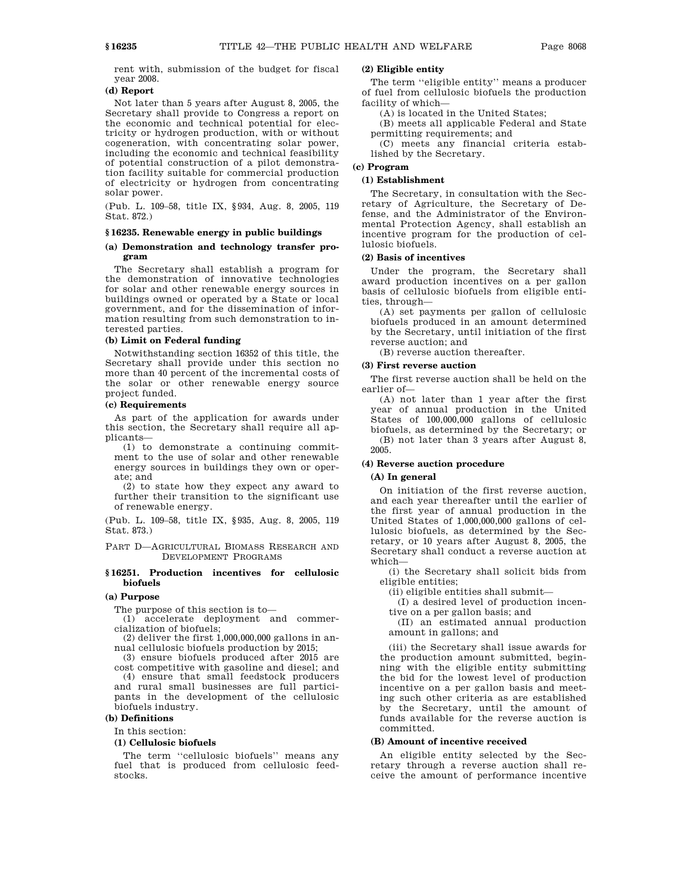rent with, submission of the budget for fiscal year 2008.

**(d) Report**

Not later than 5 years after August 8, 2005, the Secretary shall provide to Congress a report on the economic and technical potential for electricity or hydrogen production, with or without cogeneration, with concentrating solar power, including the economic and technical feasibility of potential construction of a pilot demonstration facility suitable for commercial production of electricity or hydrogen from concentrating solar power.

(Pub. L. 109–58, title IX, §934, Aug. 8, 2005, 119 Stat. 872.)

### §16235. Renewable energy in public buildings

**(a) Demonstration and technology transfer program**

The Secretary shall establish a program for the demonstration of innovative technologies for solar and other renewable energy sources in buildings owned or operated by a State or local government, and for the dissemination of information resulting from such demonstration to interested parties.

**(b) Limit on Federal funding**

Notwithstanding section 16352 of this title, the Secretary shall provide under this section no more than 40 percent of the incremental costs of the solar or other renewable energy source project funded.

**(c) Requirements**

As part of the application for awards under this section, the Secretary shall require all applicants—

(1) to demonstrate a continuing commitment to the use of solar and other renewable energy sources in buildings they own or operate; and

(2) to state how they expect any award to further their transition to the significant use of renewable energy.

(Pub. L. 109–58, title IX, §935, Aug. 8, 2005, 119 Stat. 873.)

## PART D—AGRICULTURAL BIOMASS RESEARCH AND DEVELOPMENT PROGRAMS

### §16251. Production incentives for cellulosic biofuels

**(a) Purpose**

The purpose of this section is to—

(1) accelerate deployment and commercialization of biofuels;

(2) deliver the first 1,000,000,000 gallons in annual cellulosic biofuels production by 2015;

(3) ensure biofuels produced after 2015 are cost competitive with gasoline and diesel; and

(4) ensure that small feedstock producers and rural small businesses are full participants in the development of the cellulosic biofuels industry.

**(b) Definitions**

In this section:

**(1) Cellulosic biofuels**

The term "cellulosic biofuels" means any fuel that is produced from cellulosic feedstocks.

**(2) Eligible entity**

The term "eligible entity" means a producer of fuel from cellulosic biofuels the production facility of which—

(A) is located in the United States;

(B) meets all applicable Federal and State permitting requirements; and

(C) meets any financial criteria established by the Secretary.

**(c) Program**

**(1) Establishment**

The Secretary, in consultation with the Secretary of Agriculture, the Secretary of Defense, and the Administrator of the Environmental Protection Agency, shall establish an incentive program for the production of cellulosic biofuels.

**(2) Basis of incentives**

Under the program, the Secretary shall award production incentives on a per gallon basis of cellulosic biofuels from eligible entities, through—

(A) set payments per gallon of cellulosic biofuels produced in an amount determined by the Secretary, until initiation of the first reverse auction; and

(B) reverse auction thereafter.

**(3) First reverse auction**

The first reverse auction shall be held on the earlier of—

(A) not later than 1 year after the first year of annual production in the United States of 100,000,000 gallons of cellulosic biofuels, as determined by the Secretary; or

(B) not later than 3 years after August 8, 2005.

**(4) Reverse auction procedure**

**(A) In general**

On initiation of the first reverse auction, and each year thereafter until the earlier of the first year of annual production in the United States of 1,000,000,000 gallons of cellulosic biofuels, as determined by the Secretary, or 10 years after August 8, 2005, the Secretary shall conduct a reverse auction at which—

(i) the Secretary shall solicit bids from eligible entities;

(ii) eligible entities shall submit—

(I) a desired level of production incentive on a per gallon basis; and

(II) an estimated annual production amount in gallons; and

(iii) the Secretary shall issue awards for the production amount submitted, beginning with the eligible entity submitting the bid for the lowest level of production incentive on a per gallon basis and meeting such other criteria as are established by the Secretary, until the amount of funds available for the reverse auction is committed.

**(B) Amount of incentive received**

An eligible entity selected by the Secretary through a reverse auction shall receive the amount of performance incentive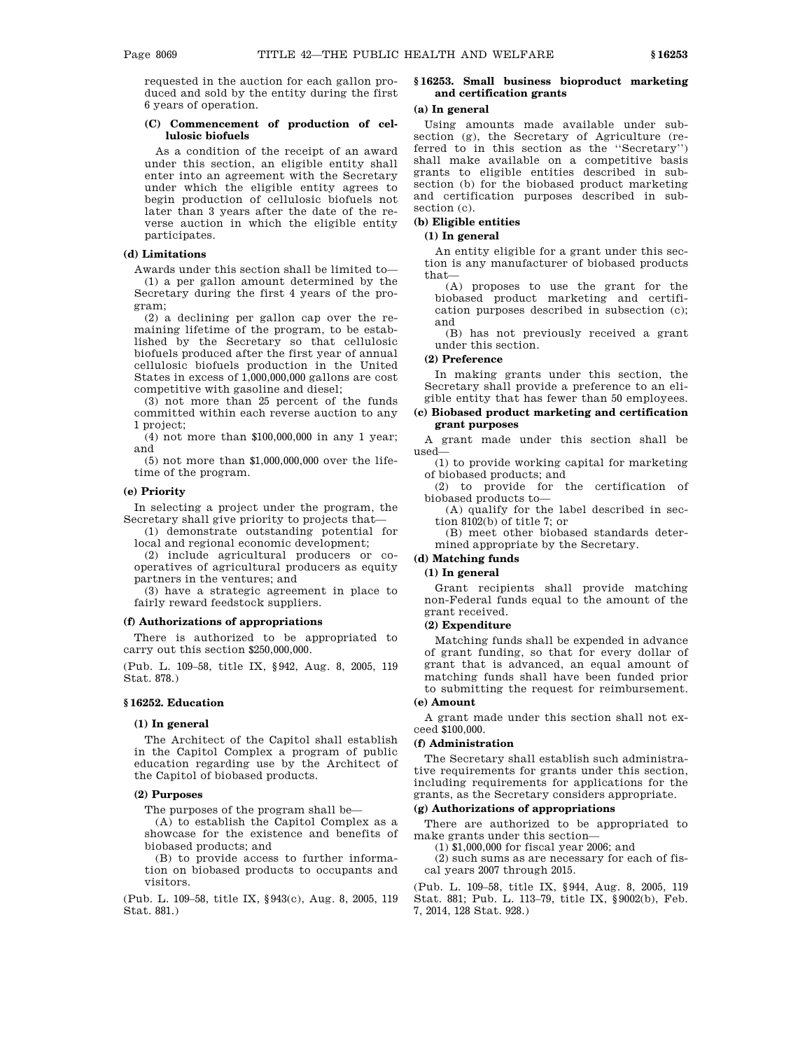requested in the auction for each gallon produced and sold by the entity during the first 6 years of operation.

**(C) Commencement of production of cellulosic biofuels**

As a condition of the receipt of an award under this section, an eligible entity shall enter into an agreement with the Secretary under which the eligible entity agrees to begin production of cellulosic biofuels not later than 3 years after the date of the reverse auction in which the eligible entity participates.

**(d) Limitations**

Awards under this section shall be limited to—

(1) a per gallon amount determined by the Secretary during the first 4 years of the program;

(2) a declining per gallon cap over the remaining lifetime of the program, to be established by the Secretary so that cellulosic biofuels produced after the first year of annual cellulosic biofuels production in the United States in excess of 1,000,000,000 gallons are cost competitive with gasoline and diesel;

(3) not more than 25 percent of the funds committed within each reverse auction to any 1 project;

(4) not more than $100,000,000 in any 1 year; and

(5) not more than $1,000,000,000 over the lifetime of the program.

**(e) Priority**

In selecting a project under the program, the Secretary shall give priority to projects that—

(1) demonstrate outstanding potential for local and regional economic development;

(2) include agricultural producers or cooperatives of agricultural producers as equity partners in the ventures; and

(3) have a strategic agreement in place to fairly reward feedstock suppliers.

**(f) Authorizations of appropriations**

There is authorized to be appropriated to carry out this section $250,000,000.

(Pub. L. 109–58, title IX, §942, Aug. 8, 2005, 119 Stat. 878.)

## §16252. Education

**(1) In general**

The Architect of the Capitol shall establish in the Capitol Complex a program of public education regarding use by the Architect of the Capitol of biobased products.

**(2) Purposes**

The purposes of the program shall be—

(A) to establish the Capitol Complex as a showcase for the existence and benefits of biobased products; and

(B) to provide access to further information on biobased products to occupants and visitors.

(Pub. L. 109–58, title IX, §943(c), Aug. 8, 2005, 119 Stat. 881.)

## §16253. Small business bioproduct marketing and certification grants

**(a) In general**

Using amounts made available under subsection (g), the Secretary of Agriculture (referred to in this section as the ''Secretary'') shall make available on a competitive basis grants to eligible entities described in subsection (b) for the biobased product marketing and certification purposes described in subsection (c).

**(b) Eligible entities**

**(1) In general**

An entity eligible for a grant under this section is any manufacturer of biobased products that—

(A) proposes to use the grant for the biobased product marketing and certification purposes described in subsection (c); and

(B) has not previously received a grant under this section.

**(2) Preference**

In making grants under this section, the Secretary shall provide a preference to an eligible entity that has fewer than 50 employees.

**(c) Biobased product marketing and certification grant purposes**

A grant made under this section shall be used—

(1) to provide working capital for marketing of biobased products; and

(2) to provide for the certification of biobased products to—

(A) qualify for the label described in section 8102(b) of title 7; or

(B) meet other biobased standards determined appropriate by the Secretary.

**(d) Matching funds**

**(1) In general**

Grant recipients shall provide matching non-Federal funds equal to the amount of the grant received.

**(2) Expenditure**

Matching funds shall be expended in advance of grant funding, so that for every dollar of grant that is advanced, an equal amount of matching funds shall have been funded prior to submitting the request for reimbursement.

**(e) Amount**

A grant made under this section shall not exceed $100,000.

**(f) Administration**

The Secretary shall establish such administrative requirements for grants under this section, including requirements for applications for the grants, as the Secretary considers appropriate.

**(g) Authorizations of appropriations**

There are authorized to be appropriated to make grants under this section—

(1) $1,000,000 for fiscal year 2006; and

(2) such sums as are necessary for each of fiscal years 2007 through 2015.

(Pub. L. 109–58, title IX, §944, Aug. 8, 2005, 119 Stat. 881; Pub. L. 113–79, title IX, §9002(b), Feb. 7, 2014, 128 Stat. 928.)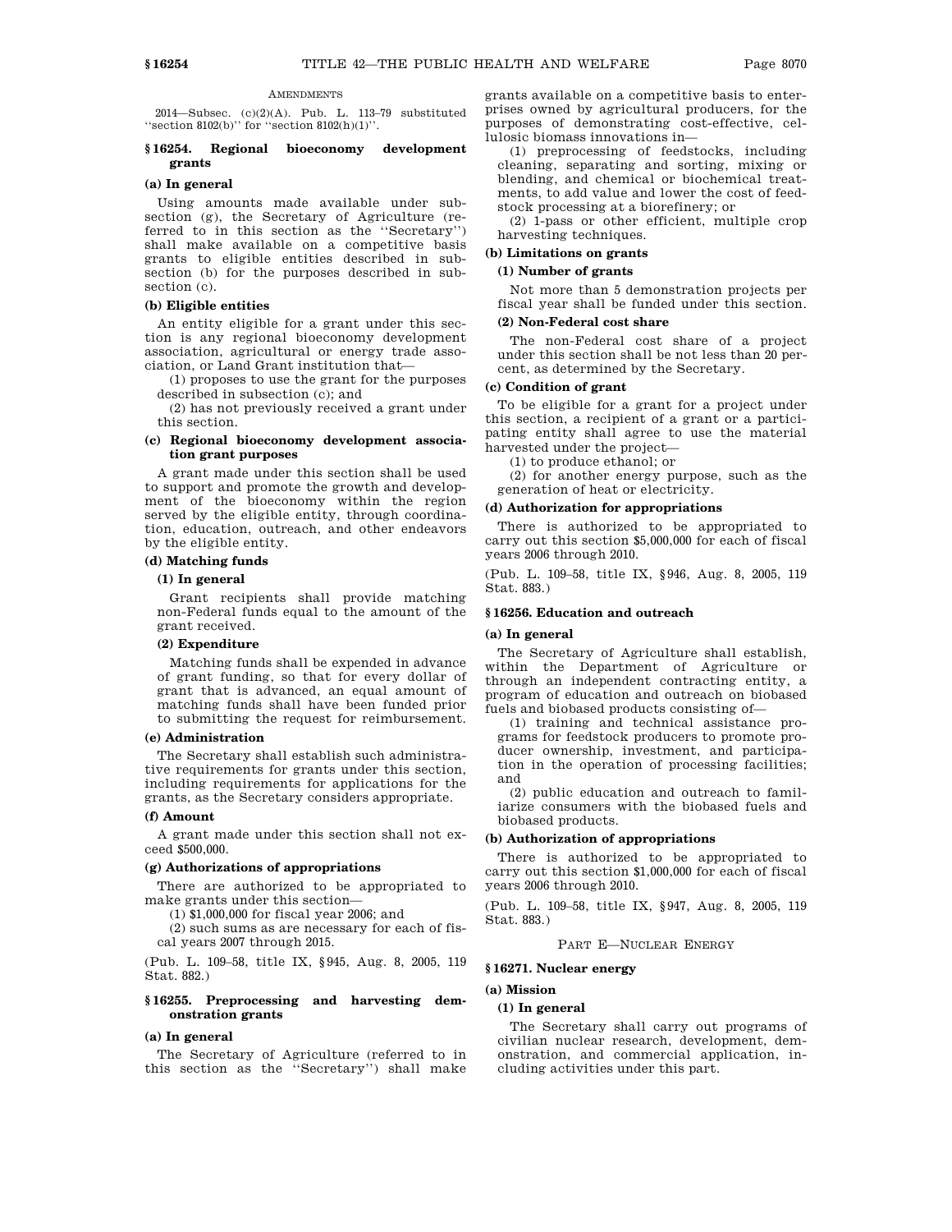AMENDMENTS

2014—Subsec. (c)(2)(A). Pub. L. 113–79 substituted ''section 8102(b)'' for ''section 8102(h)(1)''.

### § 16254. Regional bioeconomy development grants

#### (a) In general

Using amounts made available under subsection (g), the Secretary of Agriculture (referred to in this section as the ''Secretary'') shall make available on a competitive basis grants to eligible entities described in subsection (b) for the purposes described in subsection (c).

#### (b) Eligible entities

An entity eligible for a grant under this section is any regional bioeconomy development association, agricultural or energy trade association, or Land Grant institution that—

(1) proposes to use the grant for the purposes described in subsection (c); and

(2) has not previously received a grant under this section.

#### (c) Regional bioeconomy development association grant purposes

A grant made under this section shall be used to support and promote the growth and development of the bioeconomy within the region served by the eligible entity, through coordination, education, outreach, and other endeavors by the eligible entity.

#### (d) Matching funds

##### (1) In general

Grant recipients shall provide matching non-Federal funds equal to the amount of the grant received.

##### (2) Expenditure

Matching funds shall be expended in advance of grant funding, so that for every dollar of grant that is advanced, an equal amount of matching funds shall have been funded prior to submitting the request for reimbursement.

#### (e) Administration

The Secretary shall establish such administrative requirements for grants under this section, including requirements for applications for the grants, as the Secretary considers appropriate.

#### (f) Amount

A grant made under this section shall not exceed $500,000.

#### (g) Authorizations of appropriations

There are authorized to be appropriated to make grants under this section—

(1) $1,000,000 for fiscal year 2006; and

(2) such sums as are necessary for each of fiscal years 2007 through 2015.

(Pub. L. 109–58, title IX, § 945, Aug. 8, 2005, 119 Stat. 882.)

### § 16255. Preprocessing and harvesting demonstration grants

#### (a) In general

The Secretary of Agriculture (referred to in this section as the ''Secretary'') shall make grants available on a competitive basis to enterprises owned by agricultural producers, for the purposes of demonstrating cost-effective, cellulosic biomass innovations in—

(1) preprocessing of feedstocks, including cleaning, separating and sorting, mixing or blending, and chemical or biochemical treatments, to add value and lower the cost of feedstock processing at a biorefinery; or

(2) 1-pass or other efficient, multiple crop harvesting techniques.

#### (b) Limitations on grants

##### (1) Number of grants

Not more than 5 demonstration projects per fiscal year shall be funded under this section.

##### (2) Non-Federal cost share

The non-Federal cost share of a project under this section shall be not less than 20 percent, as determined by the Secretary.

#### (c) Condition of grant

To be eligible for a grant for a project under this section, a recipient of a grant or a participating entity shall agree to use the material harvested under the project—

(1) to produce ethanol; or

(2) for another energy purpose, such as the generation of heat or electricity.

#### (d) Authorization for appropriations

There is authorized to be appropriated to carry out this section $5,000,000 for each of fiscal years 2006 through 2010.

(Pub. L. 109–58, title IX, § 946, Aug. 8, 2005, 119 Stat. 883.)

### § 16256. Education and outreach

#### (a) In general

The Secretary of Agriculture shall establish, within the Department of Agriculture or through an independent contracting entity, a program of education and outreach on biobased fuels and biobased products consisting of—

(1) training and technical assistance programs for feedstock producers to promote producer ownership, investment, and participation in the operation of processing facilities; and

(2) public education and outreach to familiarize consumers with the biobased fuels and biobased products.

#### (b) Authorization of appropriations

There is authorized to be appropriated to carry out this section $1,000,000 for each of fiscal years 2006 through 2010.

(Pub. L. 109–58, title IX, § 947, Aug. 8, 2005, 119 Stat. 883.)

## PART E—NUCLEAR ENERGY

### § 16271. Nuclear energy

#### (a) Mission

##### (1) In general

The Secretary shall carry out programs of civilian nuclear research, development, demonstration, and commercial application, including activities under this part.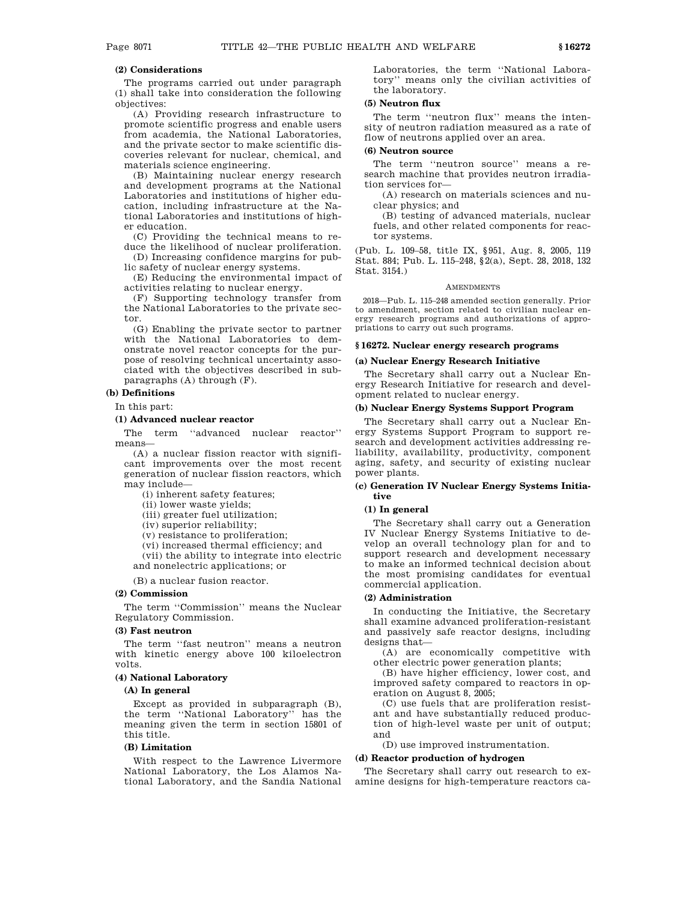**(2) Considerations**

The programs carried out under paragraph (1) shall take into consideration the following objectives:

(A) Providing research infrastructure to promote scientific progress and enable users from academia, the National Laboratories, and the private sector to make scientific discoveries relevant for nuclear, chemical, and materials science engineering.

(B) Maintaining nuclear energy research and development programs at the National Laboratories and institutions of higher education, including infrastructure at the National Laboratories and institutions of higher education.

(C) Providing the technical means to reduce the likelihood of nuclear proliferation.

(D) Increasing confidence margins for public safety of nuclear energy systems.

(E) Reducing the environmental impact of activities relating to nuclear energy.

(F) Supporting technology transfer from the National Laboratories to the private sector.

(G) Enabling the private sector to partner with the National Laboratories to demonstrate novel reactor concepts for the purpose of resolving technical uncertainty associated with the objectives described in subparagraphs (A) through (F).

**(b) Definitions**

In this part:

**(1) Advanced nuclear reactor**

The term "advanced nuclear reactor" means—

(A) a nuclear fission reactor with significant improvements over the most recent generation of nuclear fission reactors, which may include—

(i) inherent safety features;

(ii) lower waste yields;

(iii) greater fuel utilization;

(iv) superior reliability;

(v) resistance to proliferation;

(vi) increased thermal efficiency; and

(vii) the ability to integrate into electric and nonelectric applications; or

(B) a nuclear fusion reactor.

**(2) Commission**

The term "Commission" means the Nuclear Regulatory Commission.

**(3) Fast neutron**

The term "fast neutron" means a neutron with kinetic energy above 100 kiloelectron volts.

**(4) National Laboratory**

**(A) In general**

Except as provided in subparagraph (B), the term "National Laboratory" has the meaning given the term in section 15801 of this title.

**(B) Limitation**

With respect to the Lawrence Livermore National Laboratory, the Los Alamos National Laboratory, and the Sandia National Laboratories, the term "National Laboratory" means only the civilian activities of the laboratory.

**(5) Neutron flux**

The term "neutron flux" means the intensity of neutron radiation measured as a rate of flow of neutrons applied over an area.

**(6) Neutron source**

The term "neutron source" means a research machine that provides neutron irradiation services for—

(A) research on materials sciences and nuclear physics; and

(B) testing of advanced materials, nuclear fuels, and other related components for reactor systems.

(Pub. L. 109–58, title IX, §951, Aug. 8, 2005, 119 Stat. 884; Pub. L. 115–248, §2(a), Sept. 28, 2018, 132 Stat. 3154.)

AMENDMENTS

2018—Pub. L. 115–248 amended section generally. Prior to amendment, section related to civilian nuclear energy research programs and authorizations of appropriations to carry out such programs.

## §16272. Nuclear energy research programs

**(a) Nuclear Energy Research Initiative**

The Secretary shall carry out a Nuclear Energy Research Initiative for research and development related to nuclear energy.

**(b) Nuclear Energy Systems Support Program**

The Secretary shall carry out a Nuclear Energy Systems Support Program to support research and development activities addressing reliability, availability, productivity, component aging, safety, and security of existing nuclear power plants.

**(c) Generation IV Nuclear Energy Systems Initiative**

**(1) In general**

The Secretary shall carry out a Generation IV Nuclear Energy Systems Initiative to develop an overall technology plan for and to support research and development necessary to make an informed technical decision about the most promising candidates for eventual commercial application.

**(2) Administration**

In conducting the Initiative, the Secretary shall examine advanced proliferation-resistant and passively safe reactor designs, including designs that—

(A) are economically competitive with other electric power generation plants;

(B) have higher efficiency, lower cost, and improved safety compared to reactors in operation on August 8, 2005;

(C) use fuels that are proliferation resistant and have substantially reduced production of high-level waste per unit of output; and

(D) use improved instrumentation.

**(d) Reactor production of hydrogen**

The Secretary shall carry out research to examine designs for high-temperature reactors ca-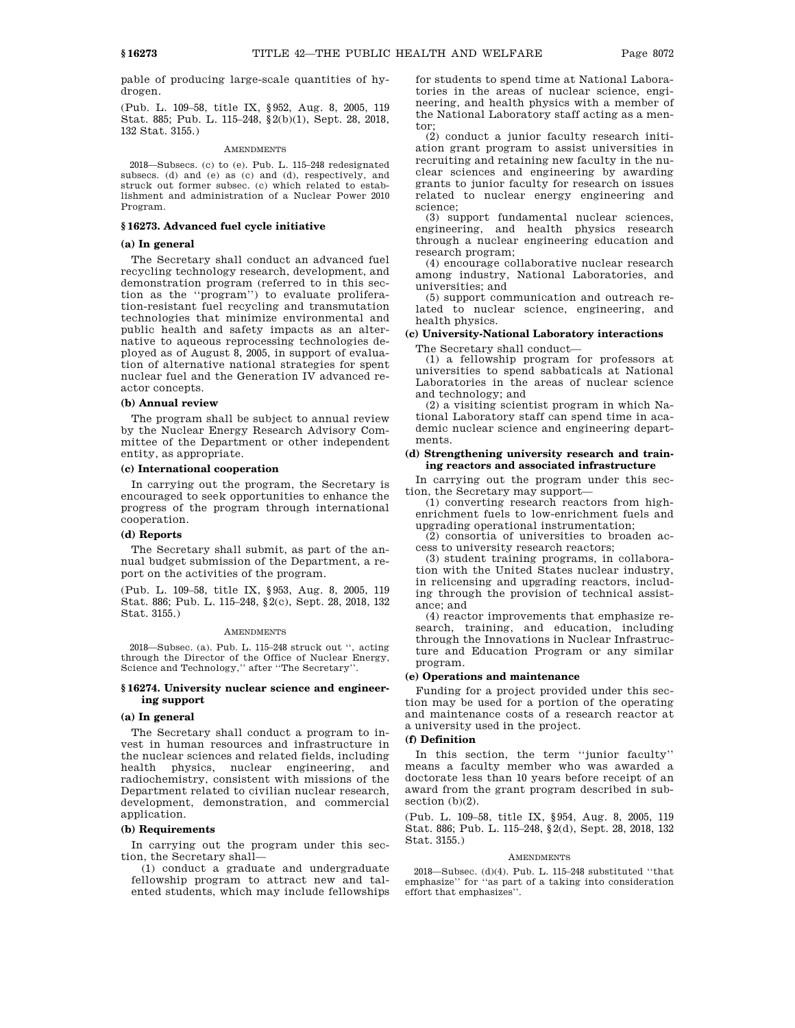pable of producing large-scale quantities of hydrogen.

(Pub. L. 109–58, title IX, §952, Aug. 8, 2005, 119 Stat. 885; Pub. L. 115–248, §2(b)(1), Sept. 28, 2018, 132 Stat. 3155.)

AMENDMENTS

2018—Subsecs. (c) to (e). Pub. L. 115–248 redesignated subsecs. (d) and (e) as (c) and (d), respectively, and struck out former subsec. (c) which related to establishment and administration of a Nuclear Power 2010 Program.

### §16273. Advanced fuel cycle initiative

#### (a) In general

The Secretary shall conduct an advanced fuel recycling technology research, development, and demonstration program (referred to in this section as the "program") to evaluate proliferation-resistant fuel recycling and transmutation technologies that minimize environmental and public health and safety impacts as an alternative to aqueous reprocessing technologies deployed as of August 8, 2005, in support of evaluation of alternative national strategies for spent nuclear fuel and the Generation IV advanced reactor concepts.

#### (b) Annual review

The program shall be subject to annual review by the Nuclear Energy Research Advisory Committee of the Department or other independent entity, as appropriate.

#### (c) International cooperation

In carrying out the program, the Secretary is encouraged to seek opportunities to enhance the progress of the program through international cooperation.

#### (d) Reports

The Secretary shall submit, as part of the annual budget submission of the Department, a report on the activities of the program.

(Pub. L. 109–58, title IX, §953, Aug. 8, 2005, 119 Stat. 886; Pub. L. 115–248, §2(c), Sept. 28, 2018, 132 Stat. 3155.)

AMENDMENTS

2018—Subsec. (a). Pub. L. 115–248 struck out ", acting through the Director of the Office of Nuclear Energy, Science and Technology," after "The Secretary".

### §16274. University nuclear science and engineering support

#### (a) In general

The Secretary shall conduct a program to invest in human resources and infrastructure in the nuclear sciences and related fields, including health physics, nuclear engineering, and radiochemistry, consistent with missions of the Department related to civilian nuclear research, development, demonstration, and commercial application.

#### (b) Requirements

In carrying out the program under this section, the Secretary shall—

(1) conduct a graduate and undergraduate fellowship program to attract new and talented students, which may include fellowships for students to spend time at National Laboratories in the areas of nuclear science, engineering, and health physics with a member of the National Laboratory staff acting as a mentor;

(2) conduct a junior faculty research initiation grant program to assist universities in recruiting and retaining new faculty in the nuclear sciences and engineering by awarding grants to junior faculty for research on issues related to nuclear energy engineering and science;

(3) support fundamental nuclear sciences, engineering, and health physics research through a nuclear engineering education and research program;

(4) encourage collaborative nuclear research among industry, National Laboratories, and universities; and

(5) support communication and outreach related to nuclear science, engineering, and health physics.

#### (c) University-National Laboratory interactions

The Secretary shall conduct—

(1) a fellowship program for professors at universities to spend sabbaticals at National Laboratories in the areas of nuclear science and technology; and

(2) a visiting scientist program in which National Laboratory staff can spend time in academic nuclear science and engineering departments.

#### (d) Strengthening university research and training reactors and associated infrastructure

In carrying out the program under this section, the Secretary may support—

(1) converting research reactors from high-enrichment fuels to low-enrichment fuels and upgrading operational instrumentation;

(2) consortia of universities to broaden access to university research reactors;

(3) student training programs, in collaboration with the United States nuclear industry, in relicensing and upgrading reactors, including through the provision of technical assistance; and

(4) reactor improvements that emphasize research, training, and education, including through the Innovations in Nuclear Infrastructure and Education Program or any similar program.

#### (e) Operations and maintenance

Funding for a project provided under this section may be used for a portion of the operating and maintenance costs of a research reactor at a university used in the project.

#### (f) Definition

In this section, the term "junior faculty" means a faculty member who was awarded a doctorate less than 10 years before receipt of an award from the grant program described in subsection (b)(2).

(Pub. L. 109–58, title IX, §954, Aug. 8, 2005, 119 Stat. 886; Pub. L. 115–248, §2(d), Sept. 28, 2018, 132 Stat. 3155.)

AMENDMENTS

2018—Subsec. (d)(4). Pub. L. 115–248 substituted "that emphasize" for "as part of a taking into consideration effort that emphasizes".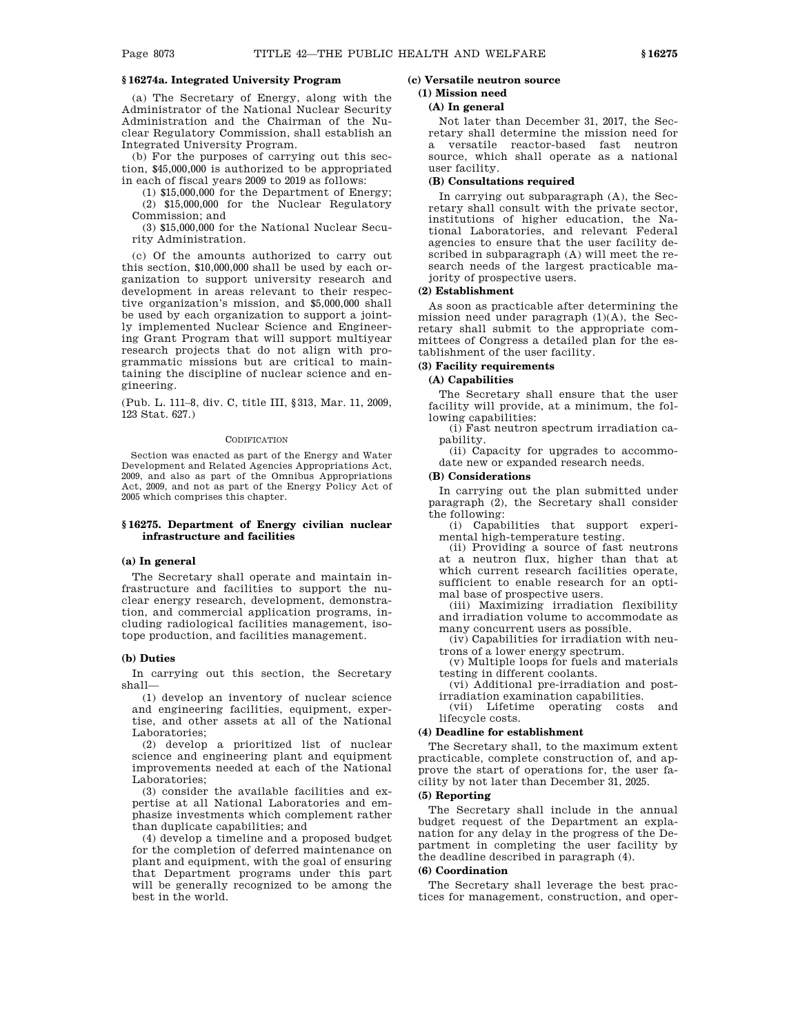## § 16274a. Integrated University Program

(a) The Secretary of Energy, along with the Administrator of the National Nuclear Security Administration and the Chairman of the Nuclear Regulatory Commission, shall establish an Integrated University Program.

(b) For the purposes of carrying out this section, $45,000,000 is authorized to be appropriated in each of fiscal years 2009 to 2019 as follows:

(1) $15,000,000 for the Department of Energy;

(2) $15,000,000 for the Nuclear Regulatory Commission; and

(3) $15,000,000 for the National Nuclear Security Administration.

(c) Of the amounts authorized to carry out this section, $10,000,000 shall be used by each organization to support university research and development in areas relevant to their respective organization's mission, and $5,000,000 shall be used by each organization to support a jointly implemented Nuclear Science and Engineering Grant Program that will support multiyear research projects that do not align with programmatic missions but are critical to maintaining the discipline of nuclear science and engineering.

(Pub. L. 111–8, div. C, title III, § 313, Mar. 11, 2009, 123 Stat. 627.)

CODIFICATION

Section was enacted as part of the Energy and Water Development and Related Agencies Appropriations Act, 2009, and also as part of the Omnibus Appropriations Act, 2009, and not as part of the Energy Policy Act of 2005 which comprises this chapter.

## § 16275. Department of Energy civilian nuclear infrastructure and facilities

### (a) In general

The Secretary shall operate and maintain infrastructure and facilities to support the nuclear energy research, development, demonstration, and commercial application programs, including radiological facilities management, isotope production, and facilities management.

### (b) Duties

In carrying out this section, the Secretary shall—

(1) develop an inventory of nuclear science and engineering facilities, equipment, expertise, and other assets at all of the National Laboratories;

(2) develop a prioritized list of nuclear science and engineering plant and equipment improvements needed at each of the National Laboratories;

(3) consider the available facilities and expertise at all National Laboratories and emphasize investments which complement rather than duplicate capabilities; and

(4) develop a timeline and a proposed budget for the completion of deferred maintenance on plant and equipment, with the goal of ensuring that Department programs under this part will be generally recognized to be among the best in the world.

### (c) Versatile neutron source

#### (1) Mission need

##### (A) In general

Not later than December 31, 2017, the Secretary shall determine the mission need for a versatile reactor-based fast neutron source, which shall operate as a national user facility.

##### (B) Consultations required

In carrying out subparagraph (A), the Secretary shall consult with the private sector, institutions of higher education, the National Laboratories, and relevant Federal agencies to ensure that the user facility described in subparagraph (A) will meet the research needs of the largest practicable majority of prospective users.

#### (2) Establishment

As soon as practicable after determining the mission need under paragraph (1)(A), the Secretary shall submit to the appropriate committees of Congress a detailed plan for the establishment of the user facility.

#### (3) Facility requirements

##### (A) Capabilities

The Secretary shall ensure that the user facility will provide, at a minimum, the following capabilities:

(i) Fast neutron spectrum irradiation capability.

(ii) Capacity for upgrades to accommodate new or expanded research needs.

##### (B) Considerations

In carrying out the plan submitted under paragraph (2), the Secretary shall consider the following:

(i) Capabilities that support experimental high-temperature testing.

(ii) Providing a source of fast neutrons at a neutron flux, higher than that at which current research facilities operate, sufficient to enable research for an optimal base of prospective users.

(iii) Maximizing irradiation flexibility and irradiation volume to accommodate as many concurrent users as possible.

(iv) Capabilities for irradiation with neutrons of a lower energy spectrum.

(v) Multiple loops for fuels and materials testing in different coolants.

(vi) Additional pre-irradiation and post-irradiation examination capabilities.

(vii) Lifetime operating costs and lifecycle costs.

#### (4) Deadline for establishment

The Secretary shall, to the maximum extent practicable, complete construction of, and approve the start of operations for, the user facility by not later than December 31, 2025.

#### (5) Reporting

The Secretary shall include in the annual budget request of the Department an explanation for any delay in the progress of the Department in completing the user facility by the deadline described in paragraph (4).

#### (6) Coordination

The Secretary shall leverage the best practices for management, construction, and oper-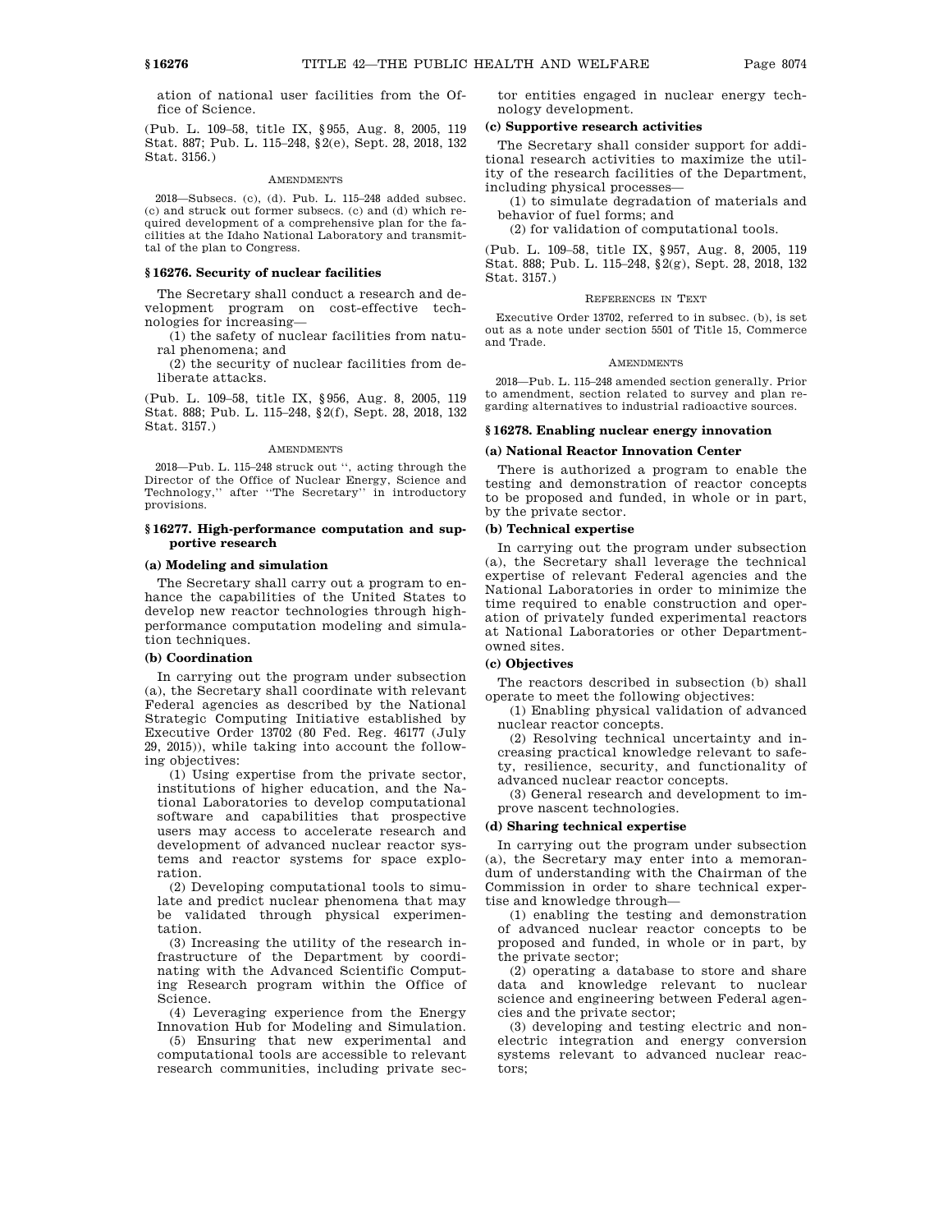ation of national user facilities from the Office of Science.

(Pub. L. 109–58, title IX, §955, Aug. 8, 2005, 119 Stat. 887; Pub. L. 115–248, §2(e), Sept. 28, 2018, 132 Stat. 3156.)

AMENDMENTS

2018—Subsecs. (c), (d). Pub. L. 115–248 added subsec. (c) and struck out former subsecs. (c) and (d) which required development of a comprehensive plan for the facilities at the Idaho National Laboratory and transmittal of the plan to Congress.

### §16276. Security of nuclear facilities

The Secretary shall conduct a research and development program on cost-effective technologies for increasing—

(1) the safety of nuclear facilities from natural phenomena; and

(2) the security of nuclear facilities from deliberate attacks.

(Pub. L. 109–58, title IX, §956, Aug. 8, 2005, 119 Stat. 888; Pub. L. 115–248, §2(f), Sept. 28, 2018, 132 Stat. 3157.)

AMENDMENTS

2018—Pub. L. 115–248 struck out ", acting through the Director of the Office of Nuclear Energy, Science and Technology," after "The Secretary" in introductory provisions.

### §16277. High-performance computation and supportive research

#### (a) Modeling and simulation

The Secretary shall carry out a program to enhance the capabilities of the United States to develop new reactor technologies through high-performance computation modeling and simulation techniques.

#### (b) Coordination

In carrying out the program under subsection (a), the Secretary shall coordinate with relevant Federal agencies as described by the National Strategic Computing Initiative established by Executive Order 13702 (80 Fed. Reg. 46177 (July 29, 2015)), while taking into account the following objectives:

(1) Using expertise from the private sector, institutions of higher education, and the National Laboratories to develop computational software and capabilities that prospective users may access to accelerate research and development of advanced nuclear reactor systems and reactor systems for space exploration.

(2) Developing computational tools to simulate and predict nuclear phenomena that may be validated through physical experimentation.

(3) Increasing the utility of the research infrastructure of the Department by coordinating with the Advanced Scientific Computing Research program within the Office of Science.

(4) Leveraging experience from the Energy Innovation Hub for Modeling and Simulation.

(5) Ensuring that new experimental and computational tools are accessible to relevant research communities, including private sector entities engaged in nuclear energy technology development.

#### (c) Supportive research activities

The Secretary shall consider support for additional research activities to maximize the utility of the research facilities of the Department, including physical processes—

(1) to simulate degradation of materials and behavior of fuel forms; and

(2) for validation of computational tools.

(Pub. L. 109–58, title IX, §957, Aug. 8, 2005, 119 Stat. 888; Pub. L. 115–248, §2(g), Sept. 28, 2018, 132 Stat. 3157.)

REFERENCES IN TEXT

Executive Order 13702, referred to in subsec. (b), is set out as a note under section 5501 of Title 15, Commerce and Trade.

AMENDMENTS

2018—Pub. L. 115–248 amended section generally. Prior to amendment, section related to survey and plan regarding alternatives to industrial radioactive sources.

### §16278. Enabling nuclear energy innovation

#### (a) National Reactor Innovation Center

There is authorized a program to enable the testing and demonstration of reactor concepts to be proposed and funded, in whole or in part, by the private sector.

#### (b) Technical expertise

In carrying out the program under subsection (a), the Secretary shall leverage the technical expertise of relevant Federal agencies and the National Laboratories in order to minimize the time required to enable construction and operation of privately funded experimental reactors at National Laboratories or other Department-owned sites.

#### (c) Objectives

The reactors described in subsection (b) shall operate to meet the following objectives:

(1) Enabling physical validation of advanced nuclear reactor concepts.

(2) Resolving technical uncertainty and increasing practical knowledge relevant to safety, resilience, security, and functionality of advanced nuclear reactor concepts.

(3) General research and development to improve nascent technologies.

#### (d) Sharing technical expertise

In carrying out the program under subsection (a), the Secretary may enter into a memorandum of understanding with the Chairman of the Commission in order to share technical expertise and knowledge through—

(1) enabling the testing and demonstration of advanced nuclear reactor concepts to be proposed and funded, in whole or in part, by the private sector;

(2) operating a database to store and share data and knowledge relevant to nuclear science and engineering between Federal agencies and the private sector;

(3) developing and testing electric and nonelectric integration and energy conversion systems relevant to advanced nuclear reactors;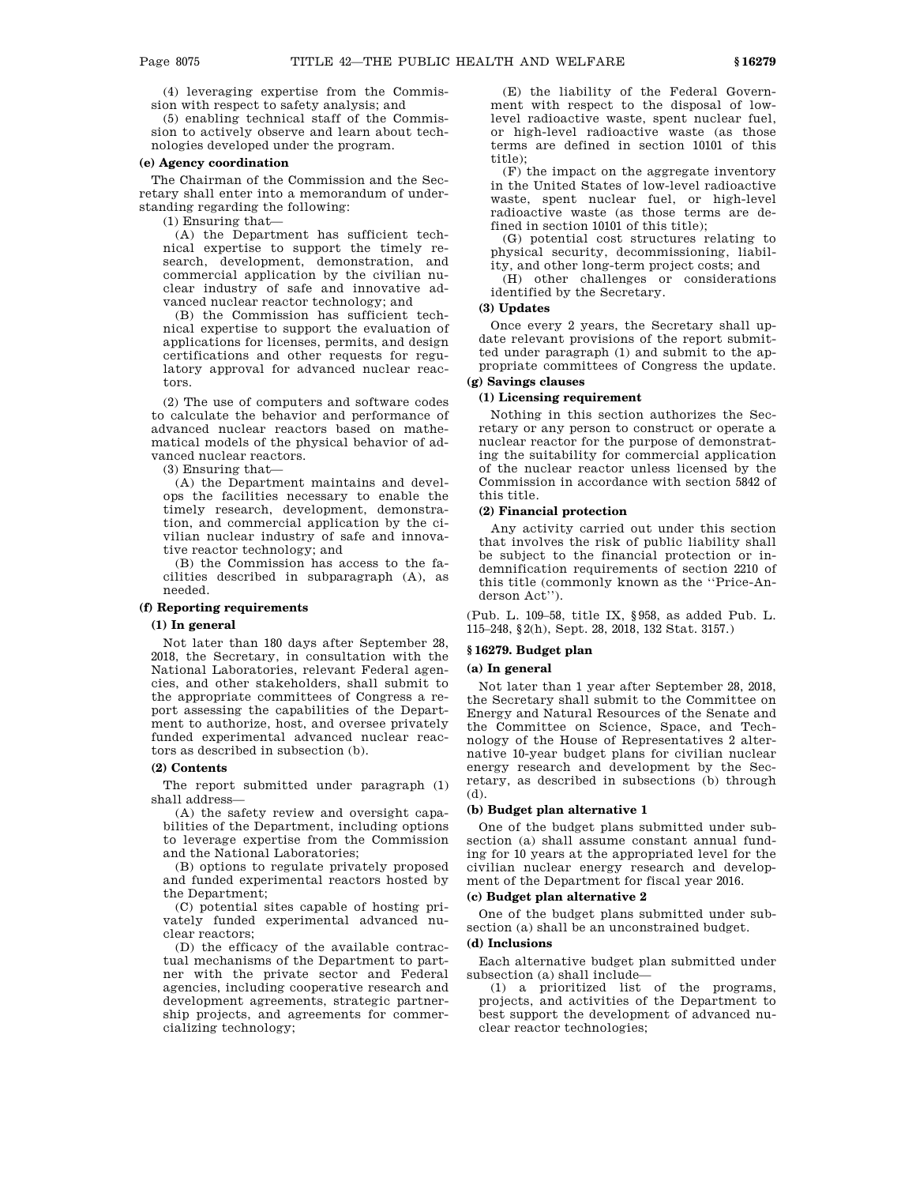(4) leveraging expertise from the Commission with respect to safety analysis; and

(5) enabling technical staff of the Commission to actively observe and learn about technologies developed under the program.

**(e) Agency coordination**

The Chairman of the Commission and the Secretary shall enter into a memorandum of understanding regarding the following:

(1) Ensuring that—

(A) the Department has sufficient technical expertise to support the timely research, development, demonstration, and commercial application by the civilian nuclear industry of safe and innovative advanced nuclear reactor technology; and

(B) the Commission has sufficient technical expertise to support the evaluation of applications for licenses, permits, and design certifications and other requests for regulatory approval for advanced nuclear reactors.

(2) The use of computers and software codes to calculate the behavior and performance of advanced nuclear reactors based on mathematical models of the physical behavior of advanced nuclear reactors.

(3) Ensuring that—

(A) the Department maintains and develops the facilities necessary to enable the timely research, development, demonstration, and commercial application by the civilian nuclear industry of safe and innovative reactor technology; and

(B) the Commission has access to the facilities described in subparagraph (A), as needed.

**(f) Reporting requirements**

**(1) In general**

Not later than 180 days after September 28, 2018, the Secretary, in consultation with the National Laboratories, relevant Federal agencies, and other stakeholders, shall submit to the appropriate committees of Congress a report assessing the capabilities of the Department to authorize, host, and oversee privately funded experimental advanced nuclear reactors as described in subsection (b).

**(2) Contents**

The report submitted under paragraph (1) shall address—

(A) the safety review and oversight capabilities of the Department, including options to leverage expertise from the Commission and the National Laboratories;

(B) options to regulate privately proposed and funded experimental reactors hosted by the Department;

(C) potential sites capable of hosting privately funded experimental advanced nuclear reactors;

(D) the efficacy of the available contractual mechanisms of the Department to partner with the private sector and Federal agencies, including cooperative research and development agreements, strategic partnership projects, and agreements for commercializing technology;

(E) the liability of the Federal Government with respect to the disposal of low-level radioactive waste, spent nuclear fuel, or high-level radioactive waste (as those terms are defined in section 10101 of this title);

(F) the impact on the aggregate inventory in the United States of low-level radioactive waste, spent nuclear fuel, or high-level radioactive waste (as those terms are defined in section 10101 of this title);

(G) potential cost structures relating to physical security, decommissioning, liability, and other long-term project costs; and

(H) other challenges or considerations identified by the Secretary.

**(3) Updates**

Once every 2 years, the Secretary shall update relevant provisions of the report submitted under paragraph (1) and submit to the appropriate committees of Congress the update.

**(g) Savings clauses**

**(1) Licensing requirement**

Nothing in this section authorizes the Secretary or any person to construct or operate a nuclear reactor for the purpose of demonstrating the suitability for commercial application of the nuclear reactor unless licensed by the Commission in accordance with section 5842 of this title.

**(2) Financial protection**

Any activity carried out under this section that involves the risk of public liability shall be subject to the financial protection or indemnification requirements of section 2210 of this title (commonly known as the "Price-Anderson Act").

(Pub. L. 109–58, title IX, §958, as added Pub. L. 115–248, §2(h), Sept. 28, 2018, 132 Stat. 3157.)

## §16279. Budget plan

**(a) In general**

Not later than 1 year after September 28, 2018, the Secretary shall submit to the Committee on Energy and Natural Resources of the Senate and the Committee on Science, Space, and Technology of the House of Representatives 2 alternative 10-year budget plans for civilian nuclear energy research and development by the Secretary, as described in subsections (b) through (d).

**(b) Budget plan alternative 1**

One of the budget plans submitted under subsection (a) shall assume constant annual funding for 10 years at the appropriated level for the civilian nuclear energy research and development of the Department for fiscal year 2016.

**(c) Budget plan alternative 2**

One of the budget plans submitted under subsection (a) shall be an unconstrained budget.

**(d) Inclusions**

Each alternative budget plan submitted under subsection (a) shall include—

(1) a prioritized list of the programs, projects, and activities of the Department to best support the development of advanced nuclear reactor technologies;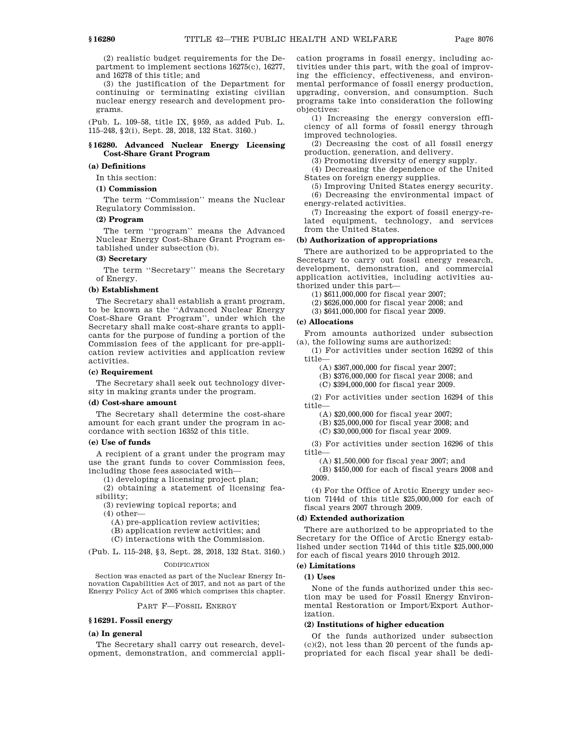(2) realistic budget requirements for the Department to implement sections 16275(c), 16277, and 16278 of this title; and

(3) the justification of the Department for continuing or terminating existing civilian nuclear energy research and development programs.

(Pub. L. 109–58, title IX, §959, as added Pub. L. 115–248, §2(i), Sept. 28, 2018, 132 Stat. 3160.)

### §16280. Advanced Nuclear Energy Licensing Cost-Share Grant Program

#### (a) Definitions

In this section:

##### (1) Commission

The term ''Commission'' means the Nuclear Regulatory Commission.

##### (2) Program

The term ''program'' means the Advanced Nuclear Energy Cost-Share Grant Program established under subsection (b).

##### (3) Secretary

The term ''Secretary'' means the Secretary of Energy.

#### (b) Establishment

The Secretary shall establish a grant program, to be known as the ''Advanced Nuclear Energy Cost-Share Grant Program'', under which the Secretary shall make cost-share grants to applicants for the purpose of funding a portion of the Commission fees of the applicant for pre-application review activities and application review activities.

#### (c) Requirement

The Secretary shall seek out technology diversity in making grants under the program.

#### (d) Cost-share amount

The Secretary shall determine the cost-share amount for each grant under the program in accordance with section 16352 of this title.

#### (e) Use of funds

A recipient of a grant under the program may use the grant funds to cover Commission fees, including those fees associated with—

(1) developing a licensing project plan;

(2) obtaining a statement of licensing feasibility;

(3) reviewing topical reports; and

(4) other—

(A) pre-application review activities;

(B) application review activities; and

(C) interactions with the Commission.

(Pub. L. 115–248, §3, Sept. 28, 2018, 132 Stat. 3160.)

CODIFICATION

Section was enacted as part of the Nuclear Energy Innovation Capabilities Act of 2017, and not as part of the Energy Policy Act of 2005 which comprises this chapter.

## PART F—FOSSIL ENERGY

### §16291. Fossil energy

#### (a) In general

The Secretary shall carry out research, development, demonstration, and commercial application programs in fossil energy, including activities under this part, with the goal of improving the efficiency, effectiveness, and environmental performance of fossil energy production, upgrading, conversion, and consumption. Such programs take into consideration the following objectives:

(1) Increasing the energy conversion efficiency of all forms of fossil energy through improved technologies.

(2) Decreasing the cost of all fossil energy production, generation, and delivery.

(3) Promoting diversity of energy supply.

(4) Decreasing the dependence of the United States on foreign energy supplies.

(5) Improving United States energy security.

(6) Decreasing the environmental impact of energy-related activities.

(7) Increasing the export of fossil energy-related equipment, technology, and services from the United States.

#### (b) Authorization of appropriations

There are authorized to be appropriated to the Secretary to carry out fossil energy research, development, demonstration, and commercial application activities, including activities authorized under this part—

(1) $611,000,000 for fiscal year 2007;

(2) $626,000,000 for fiscal year 2008; and

(3) $641,000,000 for fiscal year 2009.

#### (c) Allocations

From amounts authorized under subsection (a), the following sums are authorized:

(1) For activities under section 16292 of this title—

(A) $367,000,000 for fiscal year 2007;

(B) $376,000,000 for fiscal year 2008; and

(C) $394,000,000 for fiscal year 2009.

(2) For activities under section 16294 of this title—

(A) $20,000,000 for fiscal year 2007;

(B) $25,000,000 for fiscal year 2008; and

(C) $30,000,000 for fiscal year 2009.

(3) For activities under section 16296 of this title—

(A) $1,500,000 for fiscal year 2007; and

(B) $450,000 for each of fiscal years 2008 and 2009.

(4) For the Office of Arctic Energy under section 7144d of this title $25,000,000 for each of fiscal years 2007 through 2009.

#### (d) Extended authorization

There are authorized to be appropriated to the Secretary for the Office of Arctic Energy established under section 7144d of this title $25,000,000 for each of fiscal years 2010 through 2012.

#### (e) Limitations

##### (1) Uses

None of the funds authorized under this section may be used for Fossil Energy Environmental Restoration or Import/Export Authorization.

##### (2) Institutions of higher education

Of the funds authorized under subsection (c)(2), not less than 20 percent of the funds appropriated for each fiscal year shall be dedi-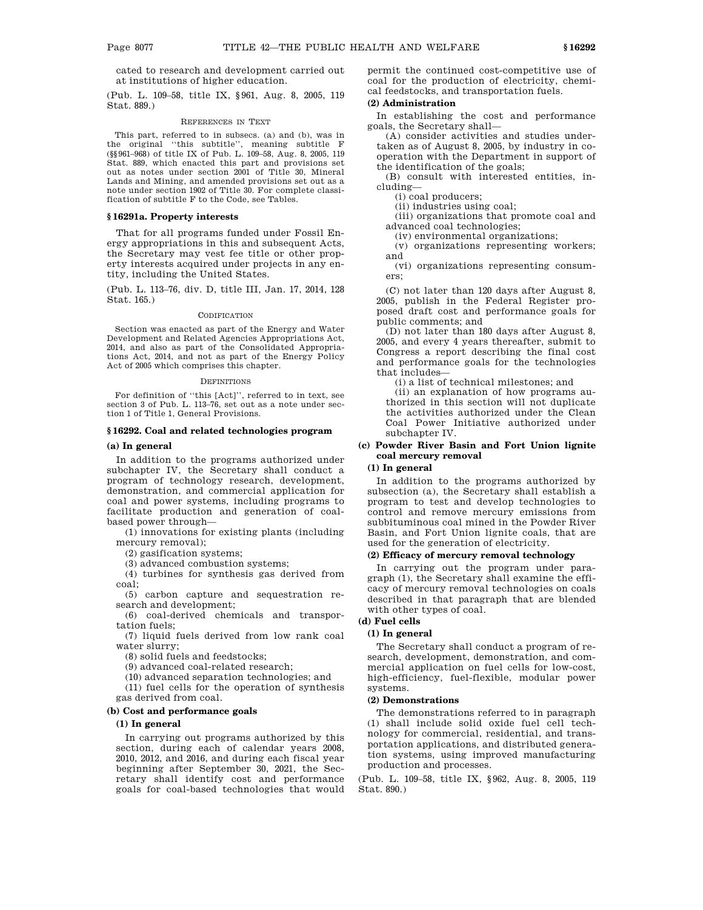cated to research and development carried out at institutions of higher education.

(Pub. L. 109–58, title IX, §961, Aug. 8, 2005, 119 Stat. 889.)

REFERENCES IN TEXT

This part, referred to in subsecs. (a) and (b), was in the original "this subtitle", meaning subtitle F (§§961–968) of title IX of Pub. L. 109–58, Aug. 8, 2005, 119 Stat. 889, which enacted this part and provisions set out as notes under section 2001 of Title 30, Mineral Lands and Mining, and amended provisions set out as a note under section 1902 of Title 30. For complete classification of subtitle F to the Code, see Tables.

### § 16291a. Property interests

That for all programs funded under Fossil Energy appropriations in this and subsequent Acts, the Secretary may vest fee title or other property interests acquired under projects in any entity, including the United States.

(Pub. L. 113–76, div. D, title III, Jan. 17, 2014, 128 Stat. 165.)

CODIFICATION

Section was enacted as part of the Energy and Water Development and Related Agencies Appropriations Act, 2014, and also as part of the Consolidated Appropriations Act, 2014, and not as part of the Energy Policy Act of 2005 which comprises this chapter.

DEFINITIONS

For definition of "this [Act]", referred to in text, see section 3 of Pub. L. 113–76, set out as a note under section 1 of Title 1, General Provisions.

### § 16292. Coal and related technologies program

**(a) In general**

In addition to the programs authorized under subchapter IV, the Secretary shall conduct a program of technology research, development, demonstration, and commercial application for coal and power systems, including programs to facilitate production and generation of coal-based power through—

(1) innovations for existing plants (including mercury removal);

(2) gasification systems;

(3) advanced combustion systems;

(4) turbines for synthesis gas derived from coal;

(5) carbon capture and sequestration research and development;

(6) coal-derived chemicals and transportation fuels;

(7) liquid fuels derived from low rank coal water slurry;

(8) solid fuels and feedstocks;

(9) advanced coal-related research;

(10) advanced separation technologies; and

(11) fuel cells for the operation of synthesis gas derived from coal.

**(b) Cost and performance goals**

**(1) In general**

In carrying out programs authorized by this section, during each of calendar years 2008, 2010, 2012, and 2016, and during each fiscal year beginning after September 30, 2021, the Secretary shall identify cost and performance goals for coal-based technologies that would permit the continued cost-competitive use of coal for the production of electricity, chemical feedstocks, and transportation fuels.

**(2) Administration**

In establishing the cost and performance goals, the Secretary shall—

(A) consider activities and studies undertaken as of August 8, 2005, by industry in cooperation with the Department in support of the identification of the goals;

(B) consult with interested entities, including—

(i) coal producers;

(ii) industries using coal;

(iii) organizations that promote coal and advanced coal technologies;

(iv) environmental organizations;

(v) organizations representing workers; and

(vi) organizations representing consumers;

(C) not later than 120 days after August 8, 2005, publish in the Federal Register proposed draft cost and performance goals for public comments; and

(D) not later than 180 days after August 8, 2005, and every 4 years thereafter, submit to Congress a report describing the final cost and performance goals for the technologies that includes—

(i) a list of technical milestones; and

(ii) an explanation of how programs authorized in this section will not duplicate the activities authorized under the Clean Coal Power Initiative authorized under subchapter IV.

**(c) Powder River Basin and Fort Union lignite coal mercury removal**

**(1) In general**

In addition to the programs authorized by subsection (a), the Secretary shall establish a program to test and develop technologies to control and remove mercury emissions from subbituminous coal mined in the Powder River Basin, and Fort Union lignite coals, that are used for the generation of electricity.

**(2) Efficacy of mercury removal technology**

In carrying out the program under paragraph (1), the Secretary shall examine the efficacy of mercury removal technologies on coals described in that paragraph that are blended with other types of coal.

**(d) Fuel cells**

**(1) In general**

The Secretary shall conduct a program of research, development, demonstration, and commercial application on fuel cells for low-cost, high-efficiency, fuel-flexible, modular power systems.

**(2) Demonstrations**

The demonstrations referred to in paragraph (1) shall include solid oxide fuel cell technology for commercial, residential, and transportation applications, and distributed generation systems, using improved manufacturing production and processes.

(Pub. L. 109–58, title IX, §962, Aug. 8, 2005, 119 Stat. 890.)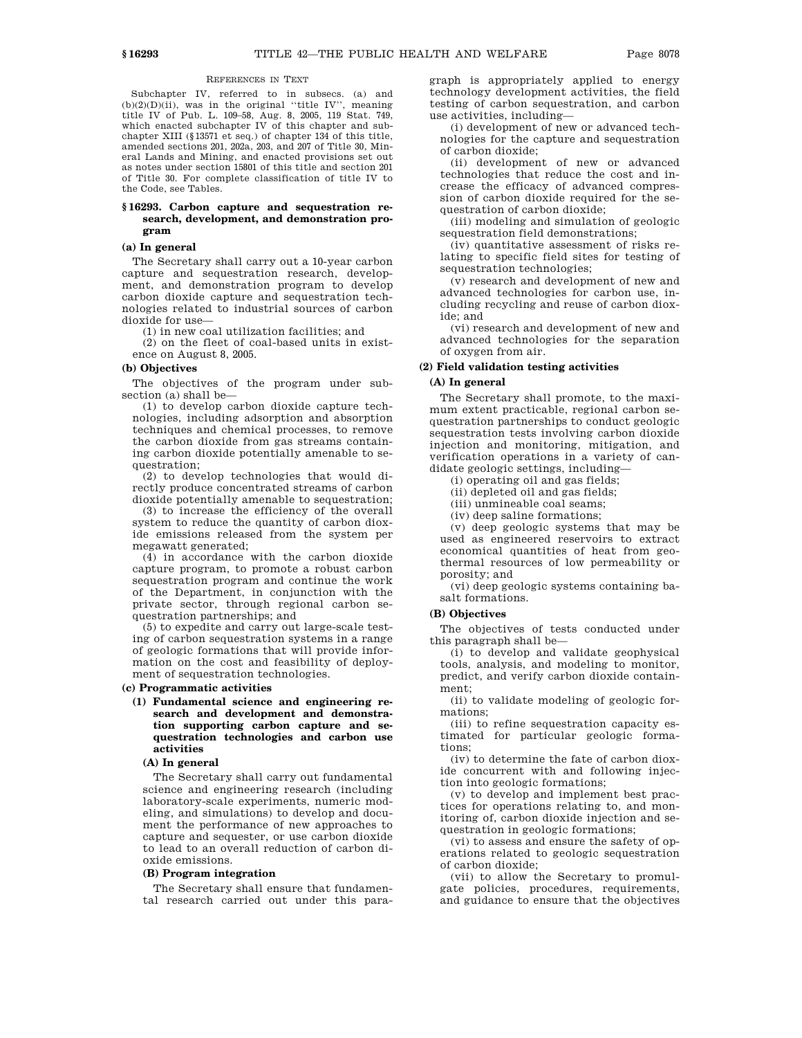REFERENCES IN TEXT

Subchapter IV, referred to in subsecs. (a) and (b)(2)(D)(ii), was in the original ''title IV'', meaning title IV of Pub. L. 109–58, Aug. 8, 2005, 119 Stat. 749, which enacted subchapter IV of this chapter and subchapter XIII (§13571 et seq.) of chapter 134 of this title, amended sections 201, 202a, 203, and 207 of Title 30, Mineral Lands and Mining, and enacted provisions set out as notes under section 15801 of this title and section 201 of Title 30. For complete classification of title IV to the Code, see Tables.

## §16293. Carbon capture and sequestration research, development, and demonstration program

### (a) In general

The Secretary shall carry out a 10-year carbon capture and sequestration research, development, and demonstration program to develop carbon dioxide capture and sequestration technologies related to industrial sources of carbon dioxide for use—

(1) in new coal utilization facilities; and

(2) on the fleet of coal-based units in existence on August 8, 2005.

### (b) Objectives

The objectives of the program under subsection (a) shall be—

(1) to develop carbon dioxide capture technologies, including adsorption and absorption techniques and chemical processes, to remove the carbon dioxide from gas streams containing carbon dioxide potentially amenable to sequestration;

(2) to develop technologies that would directly produce concentrated streams of carbon dioxide potentially amenable to sequestration;

(3) to increase the efficiency of the overall system to reduce the quantity of carbon dioxide emissions released from the system per megawatt generated;

(4) in accordance with the carbon dioxide capture program, to promote a robust carbon sequestration program and continue the work of the Department, in conjunction with the private sector, through regional carbon sequestration partnerships; and

(5) to expedite and carry out large-scale testing of carbon sequestration systems in a range of geologic formations that will provide information on the cost and feasibility of deployment of sequestration technologies.

### (c) Programmatic activities

#### (1) Fundamental science and engineering research and development and demonstration supporting carbon capture and sequestration technologies and carbon use activities

##### (A) In general

The Secretary shall carry out fundamental science and engineering research (including laboratory-scale experiments, numeric modeling, and simulations) to develop and document the performance of new approaches to capture and sequester, or use carbon dioxide to lead to an overall reduction of carbon dioxide emissions.

##### (B) Program integration

The Secretary shall ensure that fundamental research carried out under this paragraph is appropriately applied to energy technology development activities, the field testing of carbon sequestration, and carbon use activities, including—

(i) development of new or advanced technologies for the capture and sequestration of carbon dioxide;

(ii) development of new or advanced technologies that reduce the cost and increase the efficacy of advanced compression of carbon dioxide required for the sequestration of carbon dioxide;

(iii) modeling and simulation of geologic sequestration field demonstrations;

(iv) quantitative assessment of risks relating to specific field sites for testing of sequestration technologies;

(v) research and development of new and advanced technologies for carbon use, including recycling and reuse of carbon dioxide; and

(vi) research and development of new and advanced technologies for the separation of oxygen from air.

#### (2) Field validation testing activities

##### (A) In general

The Secretary shall promote, to the maximum extent practicable, regional carbon sequestration partnerships to conduct geologic sequestration tests involving carbon dioxide injection and monitoring, mitigation, and verification operations in a variety of candidate geologic settings, including—

(i) operating oil and gas fields;

(ii) depleted oil and gas fields;

(iii) unmineable coal seams;

(iv) deep saline formations;

(v) deep geologic systems that may be used as engineered reservoirs to extract economical quantities of heat from geothermal resources of low permeability or porosity; and

(vi) deep geologic systems containing basalt formations.

##### (B) Objectives

The objectives of tests conducted under this paragraph shall be—

(i) to develop and validate geophysical tools, analysis, and modeling to monitor, predict, and verify carbon dioxide containment;

(ii) to validate modeling of geologic formations;

(iii) to refine sequestration capacity estimated for particular geologic formations;

(iv) to determine the fate of carbon dioxide concurrent with and following injection into geologic formations;

(v) to develop and implement best practices for operations relating to, and monitoring of, carbon dioxide injection and sequestration in geologic formations;

(vi) to assess and ensure the safety of operations related to geologic sequestration of carbon dioxide;

(vii) to allow the Secretary to promulgate policies, procedures, requirements, and guidance to ensure that the objectives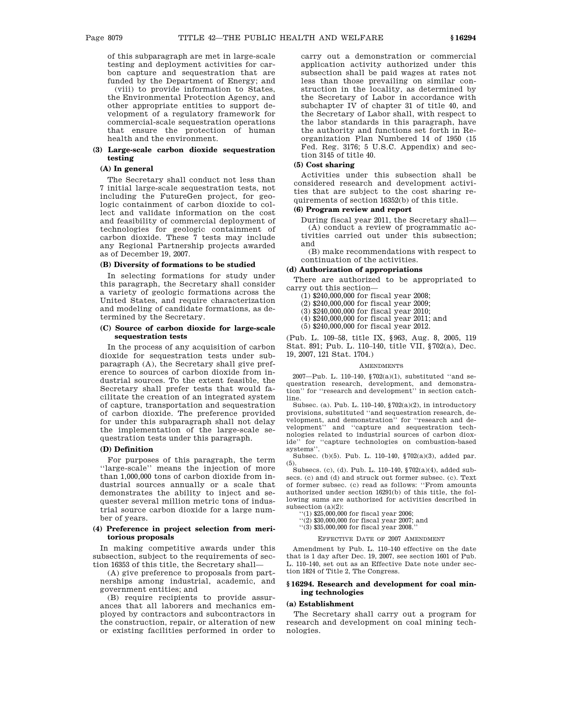of this subparagraph are met in large-scale testing and deployment activities for carbon capture and sequestration that are funded by the Department of Energy; and

(viii) to provide information to States, the Environmental Protection Agency, and other appropriate entities to support development of a regulatory framework for commercial-scale sequestration operations that ensure the protection of human health and the environment.

#### (3) Large-scale carbon dioxide sequestration testing

##### (A) In general

The Secretary shall conduct not less than 7 initial large-scale sequestration tests, not including the FutureGen project, for geologic containment of carbon dioxide to collect and validate information on the cost and feasibility of commercial deployment of technologies for geologic containment of carbon dioxide. These 7 tests may include any Regional Partnership projects awarded as of December 19, 2007.

##### (B) Diversity of formations to be studied

In selecting formations for study under this paragraph, the Secretary shall consider a variety of geologic formations across the United States, and require characterization and modeling of candidate formations, as determined by the Secretary.

##### (C) Source of carbon dioxide for large-scale sequestration tests

In the process of any acquisition of carbon dioxide for sequestration tests under subparagraph (A), the Secretary shall give preference to sources of carbon dioxide from industrial sources. To the extent feasible, the Secretary shall prefer tests that would facilitate the creation of an integrated system of capture, transportation and sequestration of carbon dioxide. The preference provided for under this subparagraph shall not delay the implementation of the large-scale sequestration tests under this paragraph.

##### (D) Definition

For purposes of this paragraph, the term ''large-scale'' means the injection of more than 1,000,000 tons of carbon dioxide from industrial sources annually or a scale that demonstrates the ability to inject and sequester several million metric tons of industrial source carbon dioxide for a large number of years.

#### (4) Preference in project selection from meritorious proposals

In making competitive awards under this subsection, subject to the requirements of section 16353 of this title, the Secretary shall—

(A) give preference to proposals from partnerships among industrial, academic, and government entities; and

(B) require recipients to provide assurances that all laborers and mechanics employed by contractors and subcontractors in the construction, repair, or alteration of new or existing facilities performed in order to carry out a demonstration or commercial application activity authorized under this subsection shall be paid wages at rates not less than those prevailing on similar construction in the locality, as determined by the Secretary of Labor in accordance with subchapter IV of chapter 31 of title 40, and the Secretary of Labor shall, with respect to the labor standards in this paragraph, have the authority and functions set forth in Reorganization Plan Numbered 14 of 1950 (15 Fed. Reg. 3176; 5 U.S.C. Appendix) and section 3145 of title 40.

#### (5) Cost sharing

Activities under this subsection shall be considered research and development activities that are subject to the cost sharing requirements of section 16352(b) of this title.

#### (6) Program review and report

During fiscal year 2011, the Secretary shall—

(A) conduct a review of programmatic activities carried out under this subsection; and

(B) make recommendations with respect to continuation of the activities.

### (d) Authorization of appropriations

There are authorized to be appropriated to carry out this section—

(1) $240,000,000 for fiscal year 2008;
(2) $240,000,000 for fiscal year 2009;
(3) $240,000,000 for fiscal year 2010;
(4) $240,000,000 for fiscal year 2011; and
(5) $240,000,000 for fiscal year 2012.

(Pub. L. 109–58, title IX, §963, Aug. 8, 2005, 119 Stat. 891; Pub. L. 110–140, title VII, §702(a), Dec. 19, 2007, 121 Stat. 1704.)

AMENDMENTS

2007—Pub. L. 110–140, §702(a)(1), substituted ''and sequestration research, development, and demonstration'' for ''research and development'' in section catchline.

Subsec. (a). Pub. L. 110–140, §702(a)(2), in introductory provisions, substituted ''and sequestration research, development, and demonstration'' for ''research and development'' and ''capture and sequestration technologies related to industrial sources of carbon dioxide'' for ''capture technologies on combustion-based systems''.

Subsec. (b)(5). Pub. L. 110–140, §702(a)(3), added par. (5).

Subsecs. (c), (d). Pub. L. 110–140, §702(a)(4), added subsecs. (c) and (d) and struck out former subsec. (c). Text of former subsec. (c) read as follows: ''From amounts authorized under section 16291(b) of this title, the following sums are authorized for activities described in subsection (a)(2):

''(1) $25,000,000 for fiscal year 2006;
''(2) $30,000,000 for fiscal year 2007; and
''(3) $35,000,000 for fiscal year 2008.''

EFFECTIVE DATE OF 2007 AMENDMENT

Amendment by Pub. L. 110–140 effective on the date that is 1 day after Dec. 19, 2007, see section 1601 of Pub. L. 110–140, set out as an Effective Date note under section 1824 of Title 2, The Congress.

## §16294. Research and development for coal mining technologies

### (a) Establishment

The Secretary shall carry out a program for research and development on coal mining technologies.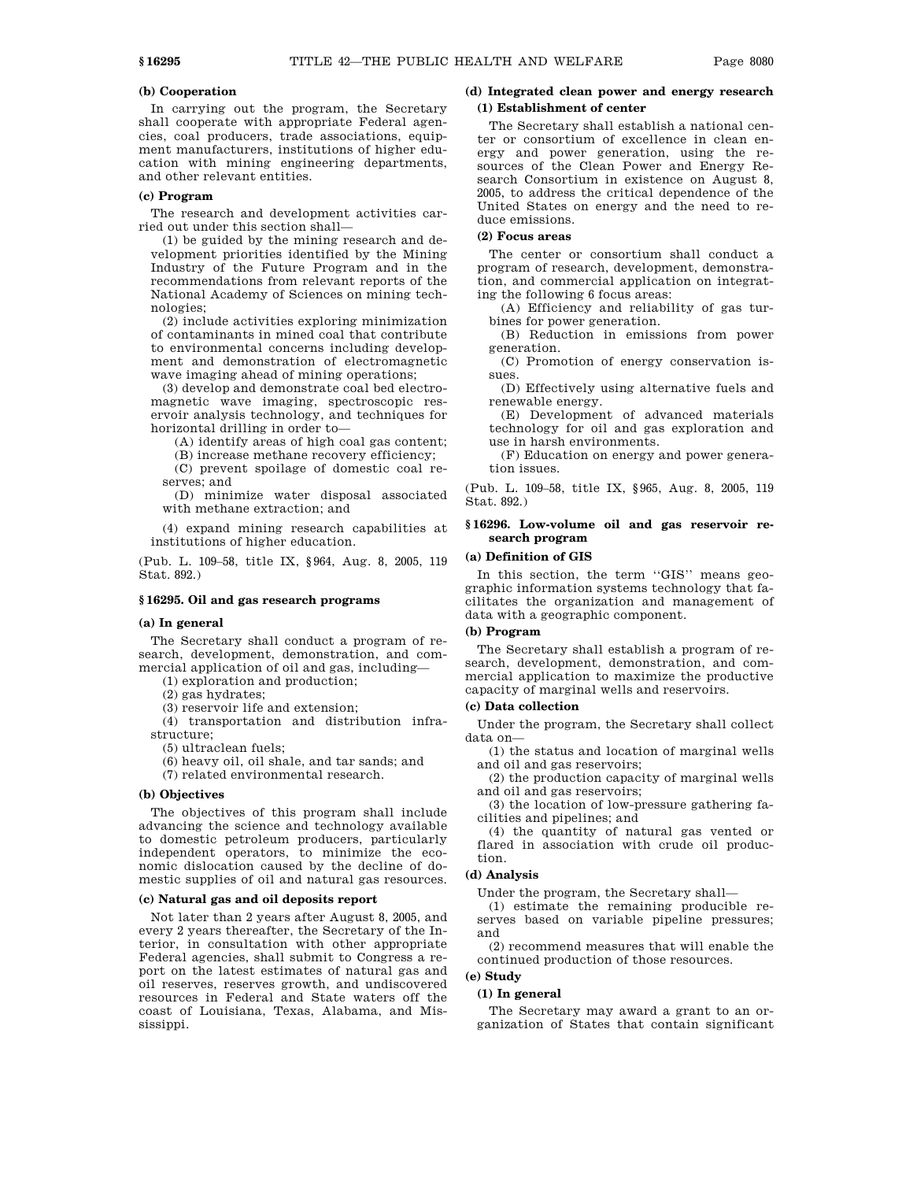#### (b) Cooperation

In carrying out the program, the Secretary shall cooperate with appropriate Federal agencies, coal producers, trade associations, equipment manufacturers, institutions of higher education with mining engineering departments, and other relevant entities.

#### (c) Program

The research and development activities carried out under this section shall—

(1) be guided by the mining research and development priorities identified by the Mining Industry of the Future Program and in the recommendations from relevant reports of the National Academy of Sciences on mining technologies;

(2) include activities exploring minimization of contaminants in mined coal that contribute to environmental concerns including development and demonstration of electromagnetic wave imaging ahead of mining operations;

(3) develop and demonstrate coal bed electromagnetic wave imaging, spectroscopic reservoir analysis technology, and techniques for horizontal drilling in order to—

(A) identify areas of high coal gas content;

(B) increase methane recovery efficiency;

(C) prevent spoilage of domestic coal reserves; and

(D) minimize water disposal associated with methane extraction; and

(4) expand mining research capabilities at institutions of higher education.

(Pub. L. 109–58, title IX, §964, Aug. 8, 2005, 119 Stat. 892.)

### §16295. Oil and gas research programs

#### (a) In general

The Secretary shall conduct a program of research, development, demonstration, and commercial application of oil and gas, including—

(1) exploration and production;

(2) gas hydrates;

(3) reservoir life and extension;

(4) transportation and distribution infrastructure;

(5) ultraclean fuels;

(6) heavy oil, oil shale, and tar sands; and

(7) related environmental research.

#### (b) Objectives

The objectives of this program shall include advancing the science and technology available to domestic petroleum producers, particularly independent operators, to minimize the economic dislocation caused by the decline of domestic supplies of oil and natural gas resources.

#### (c) Natural gas and oil deposits report

Not later than 2 years after August 8, 2005, and every 2 years thereafter, the Secretary of the Interior, in consultation with other appropriate Federal agencies, shall submit to Congress a report on the latest estimates of natural gas and oil reserves, reserves growth, and undiscovered resources in Federal and State waters off the coast of Louisiana, Texas, Alabama, and Mississippi.

#### (d) Integrated clean power and energy research

##### (1) Establishment of center

The Secretary shall establish a national center or consortium of excellence in clean energy and power generation, using the resources of the Clean Power and Energy Research Consortium in existence on August 8, 2005, to address the critical dependence of the United States on energy and the need to reduce emissions.

##### (2) Focus areas

The center or consortium shall conduct a program of research, development, demonstration, and commercial application on integrating the following 6 focus areas:

(A) Efficiency and reliability of gas turbines for power generation.

(B) Reduction in emissions from power generation.

(C) Promotion of energy conservation issues.

(D) Effectively using alternative fuels and renewable energy.

(E) Development of advanced materials technology for oil and gas exploration and use in harsh environments.

(F) Education on energy and power generation issues.

(Pub. L. 109–58, title IX, §965, Aug. 8, 2005, 119 Stat. 892.)

### §16296. Low-volume oil and gas reservoir research program

#### (a) Definition of GIS

In this section, the term ''GIS'' means geographic information systems technology that facilitates the organization and management of data with a geographic component.

#### (b) Program

The Secretary shall establish a program of research, development, demonstration, and commercial application to maximize the productive capacity of marginal wells and reservoirs.

#### (c) Data collection

Under the program, the Secretary shall collect data on—

(1) the status and location of marginal wells and oil and gas reservoirs;

(2) the production capacity of marginal wells and oil and gas reservoirs;

(3) the location of low-pressure gathering facilities and pipelines; and

(4) the quantity of natural gas vented or flared in association with crude oil production.

#### (d) Analysis

Under the program, the Secretary shall—

(1) estimate the remaining producible reserves based on variable pipeline pressures; and

(2) recommend measures that will enable the continued production of those resources.

#### (e) Study

##### (1) In general

The Secretary may award a grant to an organization of States that contain significant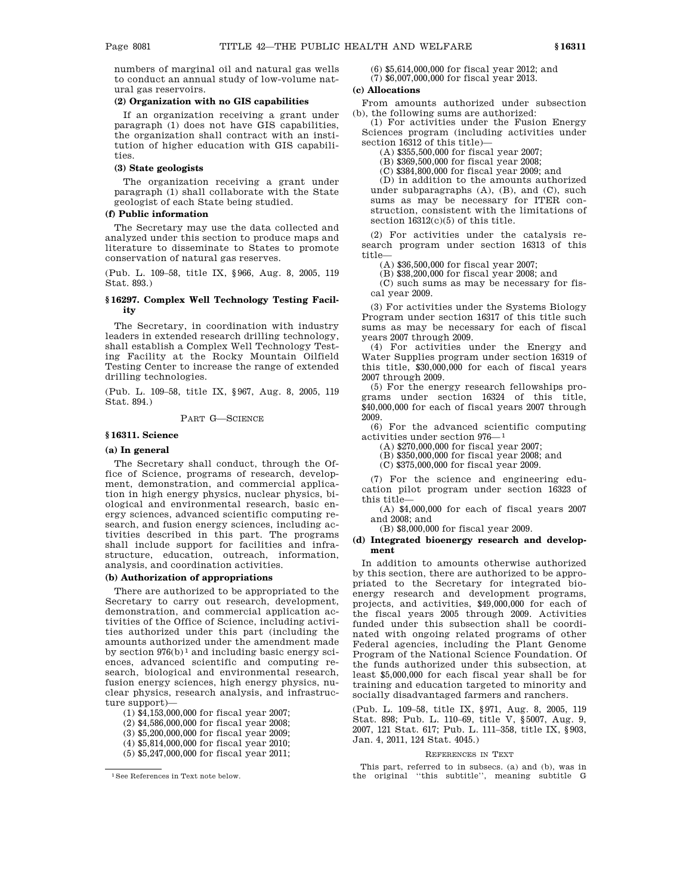numbers of marginal oil and natural gas wells to conduct an annual study of low-volume natural gas reservoirs.

**(2) Organization with no GIS capabilities**

If an organization receiving a grant under paragraph (1) does not have GIS capabilities, the organization shall contract with an institution of higher education with GIS capabilities.

**(3) State geologists**

The organization receiving a grant under paragraph (1) shall collaborate with the State geologist of each State being studied.

**(f) Public information**

The Secretary may use the data collected and analyzed under this section to produce maps and literature to disseminate to States to promote conservation of natural gas reserves.

(Pub. L. 109–58, title IX, §966, Aug. 8, 2005, 119 Stat. 893.)

### §16297. Complex Well Technology Testing Facility

The Secretary, in coordination with industry leaders in extended research drilling technology, shall establish a Complex Well Technology Testing Facility at the Rocky Mountain Oilfield Testing Center to increase the range of extended drilling technologies.

(Pub. L. 109–58, title IX, §967, Aug. 8, 2005, 119 Stat. 894.)

## PART G—SCIENCE

### §16311. Science

**(a) In general**

The Secretary shall conduct, through the Office of Science, programs of research, development, demonstration, and commercial application in high energy physics, nuclear physics, biological and environmental research, basic energy sciences, advanced scientific computing research, and fusion energy sciences, including activities described in this part. The programs shall include support for facilities and infrastructure, education, outreach, information, analysis, and coordination activities.

**(b) Authorization of appropriations**

There are authorized to be appropriated to the Secretary to carry out research, development, demonstration, and commercial application activities of the Office of Science, including activities authorized under this part (including the amounts authorized under the amendment made by section 976(b)[1] and including basic energy sciences, advanced scientific and computing research, biological and environmental research, fusion energy sciences, high energy physics, nuclear physics, research analysis, and infrastructure support)—

(1) $4,153,000,000 for fiscal year 2007;

(2) $4,586,000,000 for fiscal year 2008;

(3) $5,200,000,000 for fiscal year 2009;

(4) $5,814,000,000 for fiscal year 2010;

(5) $5,247,000,000 for fiscal year 2011;

(6) $5,614,000,000 for fiscal year 2012; and

(7) $6,007,000,000 for fiscal year 2013.

**(c) Allocations**

From amounts authorized under subsection (b), the following sums are authorized:

(1) For activities under the Fusion Energy Sciences program (including activities under section 16312 of this title)—

(A) $355,500,000 for fiscal year 2007;

(B) $369,500,000 for fiscal year 2008;

(C) $384,800,000 for fiscal year 2009; and

(D) in addition to the amounts authorized under subparagraphs (A), (B), and (C), such sums as may be necessary for ITER construction, consistent with the limitations of section 16312(c)(5) of this title.

(2) For activities under the catalysis research program under section 16313 of this title—

(A) $36,500,000 for fiscal year 2007;

(B) $38,200,000 for fiscal year 2008; and

(C) such sums as may be necessary for fiscal year 2009.

(3) For activities under the Systems Biology Program under section 16317 of this title such sums as may be necessary for each of fiscal years 2007 through 2009.

(4) For activities under the Energy and Water Supplies program under section 16319 of this title, $30,000,000 for each of fiscal years 2007 through 2009.

(5) For the energy research fellowships programs under section 16324 of this title, $40,000,000 for each of fiscal years 2007 through 2009.

(6) For the advanced scientific computing activities under section 976—[1]

(A) $270,000,000 for fiscal year 2007;

(B) $350,000,000 for fiscal year 2008; and

(C) $375,000,000 for fiscal year 2009.

(7) For the science and engineering education pilot program under section 16323 of this title—

(A) $4,000,000 for each of fiscal years 2007 and 2008; and

(B) $8,000,000 for fiscal year 2009.

**(d) Integrated bioenergy research and development**

In addition to amounts otherwise authorized by this section, there are authorized to be appropriated to the Secretary for integrated bioenergy research and development programs, projects, and activities, $49,000,000 for each of the fiscal years 2005 through 2009. Activities funded under this subsection shall be coordinated with ongoing related programs of other Federal agencies, including the Plant Genome Program of the National Science Foundation. Of the funds authorized under this subsection, at least $5,000,000 for each fiscal year shall be for training and education targeted to minority and socially disadvantaged farmers and ranchers.

(Pub. L. 109–58, title IX, §971, Aug. 8, 2005, 119 Stat. 898; Pub. L. 110–69, title V, §5007, Aug. 9, 2007, 121 Stat. 617; Pub. L. 111–358, title IX, §903, Jan. 4, 2011, 124 Stat. 4045.)

REFERENCES IN TEXT

This part, referred to in subsecs. (a) and (b), was in the original "this subtitle", meaning subtitle G

[1] See References in Text note below.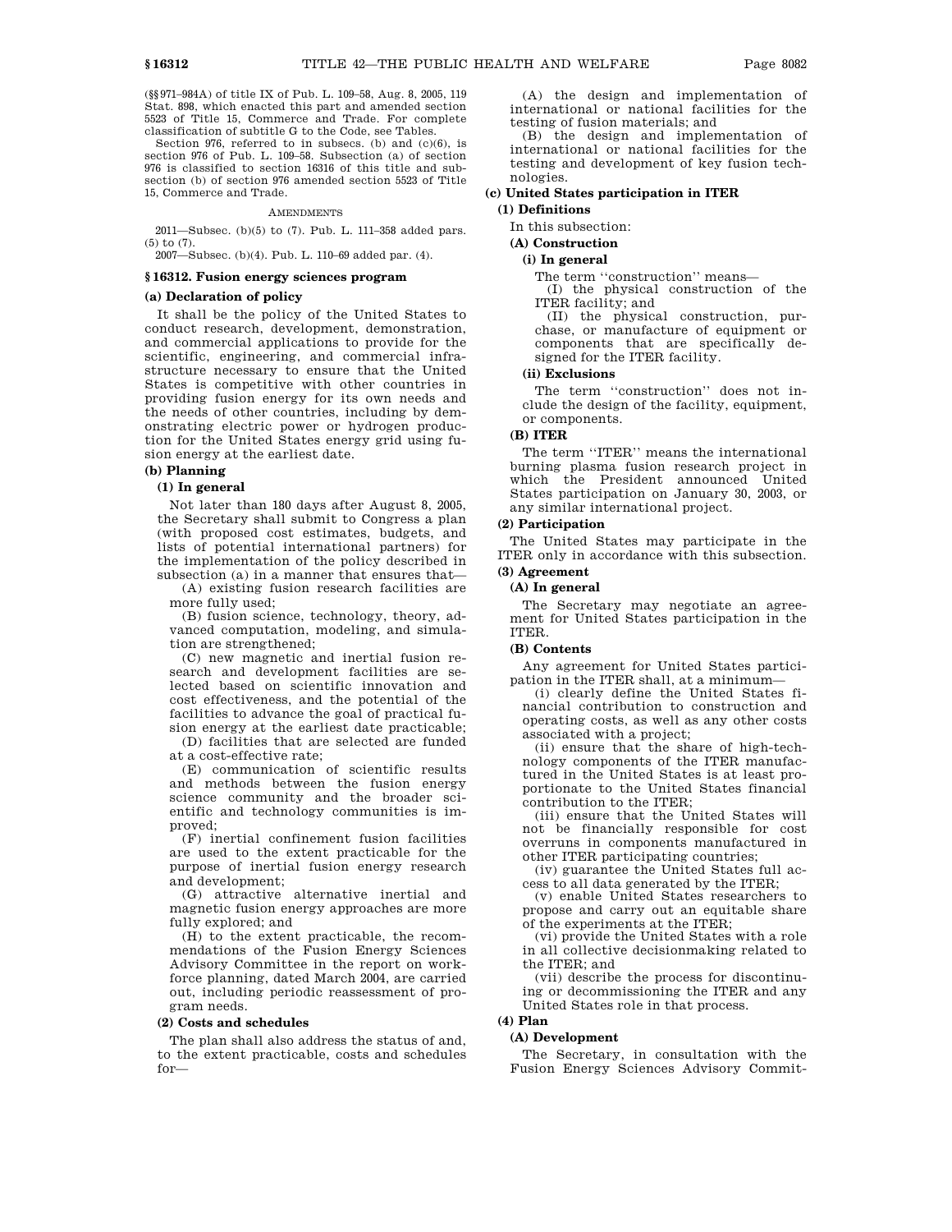(§§971–984A) of title IX of Pub. L. 109–58, Aug. 8, 2005, 119 Stat. 898, which enacted this part and amended section 5523 of Title 15, Commerce and Trade. For complete classification of subtitle G to the Code, see Tables.

Section 976, referred to in subsecs. (b) and (c)(6), is section 976 of Pub. L. 109–58. Subsection (a) of section 976 is classified to section 16316 of this title and subsection (b) of section 976 amended section 5523 of Title 15, Commerce and Trade.

AMENDMENTS

2011—Subsec. (b)(5) to (7). Pub. L. 111–358 added pars. (5) to (7).

2007—Subsec. (b)(4). Pub. L. 110–69 added par. (4).

## § 16312. Fusion energy sciences program

### (a) Declaration of policy

It shall be the policy of the United States to conduct research, development, demonstration, and commercial applications to provide for the scientific, engineering, and commercial infrastructure necessary to ensure that the United States is competitive with other countries in providing fusion energy for its own needs and the needs of other countries, including by demonstrating electric power or hydrogen production for the United States energy grid using fusion energy at the earliest date.

### (b) Planning

#### (1) In general

Not later than 180 days after August 8, 2005, the Secretary shall submit to Congress a plan (with proposed cost estimates, budgets, and lists of potential international partners) for the implementation of the policy described in subsection (a) in a manner that ensures that—

(A) existing fusion research facilities are more fully used;

(B) fusion science, technology, theory, advanced computation, modeling, and simulation are strengthened;

(C) new magnetic and inertial fusion research and development facilities are selected based on scientific innovation and cost effectiveness, and the potential of the facilities to advance the goal of practical fusion energy at the earliest date practicable;

(D) facilities that are selected are funded at a cost-effective rate;

(E) communication of scientific results and methods between the fusion energy science community and the broader scientific and technology communities is improved;

(F) inertial confinement fusion facilities are used to the extent practicable for the purpose of inertial fusion energy research and development;

(G) attractive alternative inertial and magnetic fusion energy approaches are more fully explored; and

(H) to the extent practicable, the recommendations of the Fusion Energy Sciences Advisory Committee in the report on workforce planning, dated March 2004, are carried out, including periodic reassessment of program needs.

#### (2) Costs and schedules

The plan shall also address the status of and, to the extent practicable, costs and schedules for—

(A) the design and implementation of international or national facilities for the testing of fusion materials; and

(B) the design and implementation of international or national facilities for the testing and development of key fusion technologies.

### (c) United States participation in ITER

#### (1) Definitions

In this subsection:

**(A) Construction**

**(i) In general**

The term ''construction'' means—

(I) the physical construction of the ITER facility; and

(II) the physical construction, purchase, or manufacture of equipment or components that are specifically designed for the ITER facility.

**(ii) Exclusions**

The term ''construction'' does not include the design of the facility, equipment, or components.

**(B) ITER**

The term ''ITER'' means the international burning plasma fusion research project in which the President announced United States participation on January 30, 2003, or any similar international project.

#### (2) Participation

The United States may participate in the ITER only in accordance with this subsection.

#### (3) Agreement

**(A) In general**

The Secretary may negotiate an agreement for United States participation in the ITER.

**(B) Contents**

Any agreement for United States participation in the ITER shall, at a minimum—

(i) clearly define the United States financial contribution to construction and operating costs, as well as any other costs associated with a project;

(ii) ensure that the share of high-technology components of the ITER manufactured in the United States is at least proportionate to the United States financial contribution to the ITER;

(iii) ensure that the United States will not be financially responsible for cost overruns in components manufactured in other ITER participating countries;

(iv) guarantee the United States full access to all data generated by the ITER;

(v) enable United States researchers to propose and carry out an equitable share of the experiments at the ITER;

(vi) provide the United States with a role in all collective decisionmaking related to the ITER; and

(vii) describe the process for discontinuing or decommissioning the ITER and any United States role in that process.

#### (4) Plan

**(A) Development**

The Secretary, in consultation with the Fusion Energy Sciences Advisory Commit-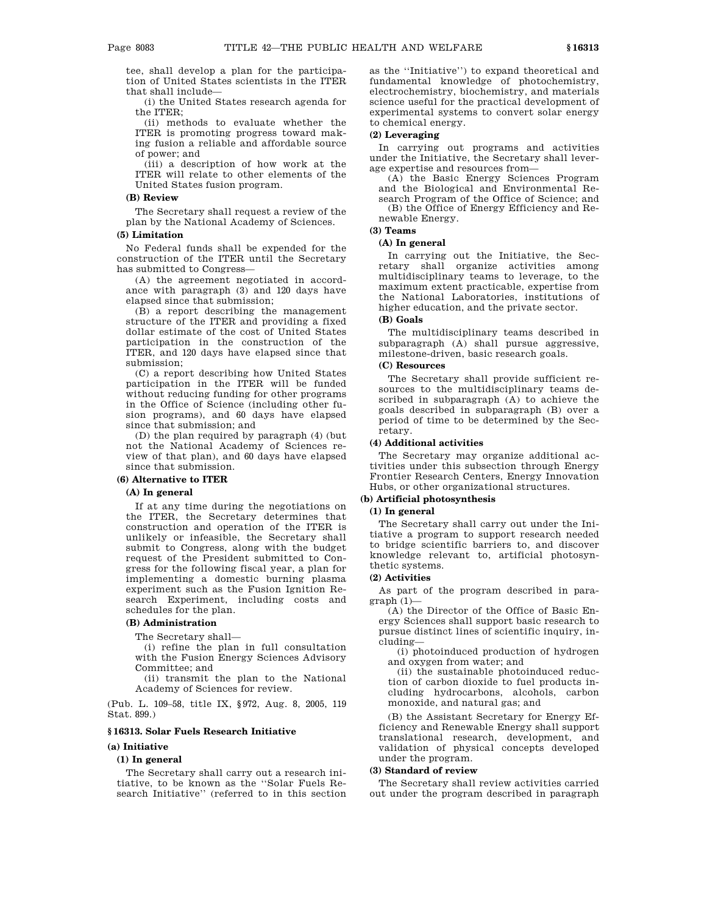tee, shall develop a plan for the participation of United States scientists in the ITER that shall include—

(i) the United States research agenda for the ITER;

(ii) methods to evaluate whether the ITER is promoting progress toward making fusion a reliable and affordable source of power; and

(iii) a description of how work at the ITER will relate to other elements of the United States fusion program.

**(B) Review**

The Secretary shall request a review of the plan by the National Academy of Sciences.

**(5) Limitation**

No Federal funds shall be expended for the construction of the ITER until the Secretary has submitted to Congress—

(A) the agreement negotiated in accordance with paragraph (3) and 120 days have elapsed since that submission;

(B) a report describing the management structure of the ITER and providing a fixed dollar estimate of the cost of United States participation in the construction of the ITER, and 120 days have elapsed since that submission;

(C) a report describing how United States participation in the ITER will be funded without reducing funding for other programs in the Office of Science (including other fusion programs), and 60 days have elapsed since that submission; and

(D) the plan required by paragraph (4) (but not the National Academy of Sciences review of that plan), and 60 days have elapsed since that submission.

**(6) Alternative to ITER**

**(A) In general**

If at any time during the negotiations on the ITER, the Secretary determines that construction and operation of the ITER is unlikely or infeasible, the Secretary shall submit to Congress, along with the budget request of the President submitted to Congress for the following fiscal year, a plan for implementing a domestic burning plasma experiment such as the Fusion Ignition Research Experiment, including costs and schedules for the plan.

**(B) Administration**

The Secretary shall—

(i) refine the plan in full consultation with the Fusion Energy Sciences Advisory Committee; and

(ii) transmit the plan to the National Academy of Sciences for review.

(Pub. L. 109–58, title IX, §972, Aug. 8, 2005, 119 Stat. 899.)

## §16313. Solar Fuels Research Initiative

**(a) Initiative**

**(1) In general**

The Secretary shall carry out a research initiative, to be known as the "Solar Fuels Research Initiative" (referred to in this section as the "Initiative") to expand theoretical and fundamental knowledge of photochemistry, electrochemistry, biochemistry, and materials science useful for the practical development of experimental systems to convert solar energy to chemical energy.

**(2) Leveraging**

In carrying out programs and activities under the Initiative, the Secretary shall leverage expertise and resources from—

(A) the Basic Energy Sciences Program and the Biological and Environmental Research Program of the Office of Science; and

(B) the Office of Energy Efficiency and Renewable Energy.

**(3) Teams**

**(A) In general**

In carrying out the Initiative, the Secretary shall organize activities among multidisciplinary teams to leverage, to the maximum extent practicable, expertise from the National Laboratories, institutions of higher education, and the private sector.

**(B) Goals**

The multidisciplinary teams described in subparagraph (A) shall pursue aggressive, milestone-driven, basic research goals.

**(C) Resources**

The Secretary shall provide sufficient resources to the multidisciplinary teams described in subparagraph (A) to achieve the goals described in subparagraph (B) over a period of time to be determined by the Secretary.

**(4) Additional activities**

The Secretary may organize additional activities under this subsection through Energy Frontier Research Centers, Energy Innovation Hubs, or other organizational structures.

**(b) Artificial photosynthesis**

**(1) In general**

The Secretary shall carry out under the Initiative a program to support research needed to bridge scientific barriers to, and discover knowledge relevant to, artificial photosynthetic systems.

**(2) Activities**

As part of the program described in paragraph (1)—

(A) the Director of the Office of Basic Energy Sciences shall support basic research to pursue distinct lines of scientific inquiry, including—

(i) photoinduced production of hydrogen and oxygen from water; and

(ii) the sustainable photoinduced reduction of carbon dioxide to fuel products including hydrocarbons, alcohols, carbon monoxide, and natural gas; and

(B) the Assistant Secretary for Energy Efficiency and Renewable Energy shall support translational research, development, and validation of physical concepts developed under the program.

**(3) Standard of review**

The Secretary shall review activities carried out under the program described in paragraph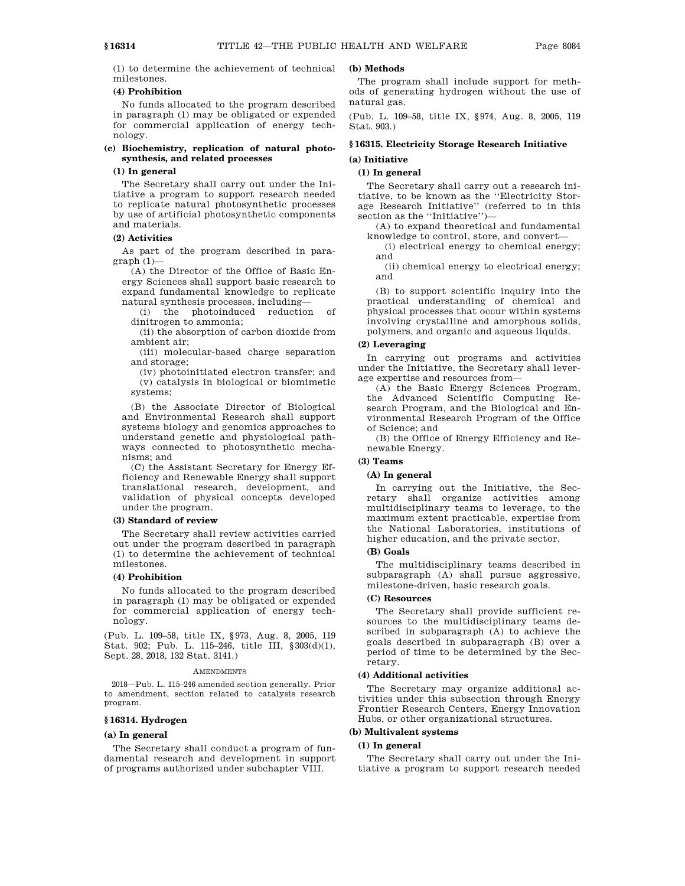(1) to determine the achievement of technical milestones.

**(4) Prohibition**

No funds allocated to the program described in paragraph (1) may be obligated or expended for commercial application of energy technology.

**(c) Biochemistry, replication of natural photosynthesis, and related processes**

**(1) In general**

The Secretary shall carry out under the Initiative a program to support research needed to replicate natural photosynthetic processes by use of artificial photosynthetic components and materials.

**(2) Activities**

As part of the program described in paragraph (1)—

(A) the Director of the Office of Basic Energy Sciences shall support basic research to expand fundamental knowledge to replicate natural synthesis processes, including—

(i) the photoinduced reduction of dinitrogen to ammonia;

(ii) the absorption of carbon dioxide from ambient air;

(iii) molecular-based charge separation and storage;

(iv) photoinitiated electron transfer; and

(v) catalysis in biological or biomimetic systems;

(B) the Associate Director of Biological and Environmental Research shall support systems biology and genomics approaches to understand genetic and physiological pathways connected to photosynthetic mechanisms; and

(C) the Assistant Secretary for Energy Efficiency and Renewable Energy shall support translational research, development, and validation of physical concepts developed under the program.

**(3) Standard of review**

The Secretary shall review activities carried out under the program described in paragraph (1) to determine the achievement of technical milestones.

**(4) Prohibition**

No funds allocated to the program described in paragraph (1) may be obligated or expended for commercial application of energy technology.

(Pub. L. 109–58, title IX, §973, Aug. 8, 2005, 119 Stat. 902; Pub. L. 115–246, title III, §303(d)(1), Sept. 28, 2018, 132 Stat. 3141.)

AMENDMENTS

2018—Pub. L. 115–246 amended section generally. Prior to amendment, section related to catalysis research program.

## §16314. Hydrogen

**(a) In general**

The Secretary shall conduct a program of fundamental research and development in support of programs authorized under subchapter VIII.

**(b) Methods**

The program shall include support for methods of generating hydrogen without the use of natural gas.

(Pub. L. 109–58, title IX, §974, Aug. 8, 2005, 119 Stat. 903.)

## §16315. Electricity Storage Research Initiative

**(a) Initiative**

**(1) In general**

The Secretary shall carry out a research initiative, to be known as the ''Electricity Storage Research Initiative'' (referred to in this section as the ''Initiative'')—

(A) to expand theoretical and fundamental knowledge to control, store, and convert—

(i) electrical energy to chemical energy; and

(ii) chemical energy to electrical energy; and

(B) to support scientific inquiry into the practical understanding of chemical and physical processes that occur within systems involving crystalline and amorphous solids, polymers, and organic and aqueous liquids.

**(2) Leveraging**

In carrying out programs and activities under the Initiative, the Secretary shall leverage expertise and resources from—

(A) the Basic Energy Sciences Program, the Advanced Scientific Computing Research Program, and the Biological and Environmental Research Program of the Office of Science; and

(B) the Office of Energy Efficiency and Renewable Energy.

**(3) Teams**

**(A) In general**

In carrying out the Initiative, the Secretary shall organize activities among multidisciplinary teams to leverage, to the maximum extent practicable, expertise from the National Laboratories, institutions of higher education, and the private sector.

**(B) Goals**

The multidisciplinary teams described in subparagraph (A) shall pursue aggressive, milestone-driven, basic research goals.

**(C) Resources**

The Secretary shall provide sufficient resources to the multidisciplinary teams described in subparagraph (A) to achieve the goals described in subparagraph (B) over a period of time to be determined by the Secretary.

**(4) Additional activities**

The Secretary may organize additional activities under this subsection through Energy Frontier Research Centers, Energy Innovation Hubs, or other organizational structures.

**(b) Multivalent systems**

**(1) In general**

The Secretary shall carry out under the Initiative a program to support research needed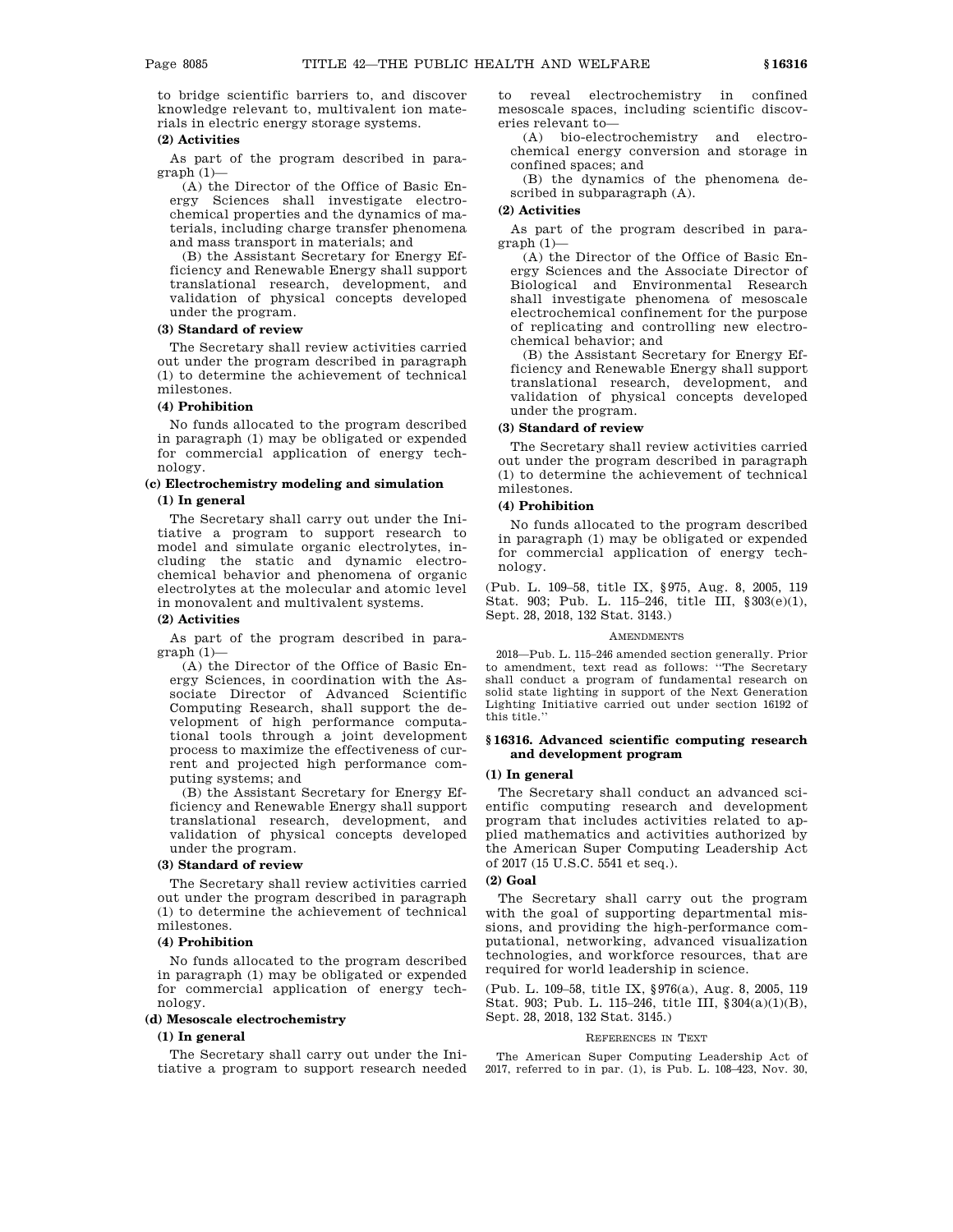to bridge scientific barriers to, and discover knowledge relevant to, multivalent ion materials in electric energy storage systems.

**(2) Activities**

As part of the program described in paragraph (1)—

(A) the Director of the Office of Basic Energy Sciences shall investigate electrochemical properties and the dynamics of materials, including charge transfer phenomena and mass transport in materials; and

(B) the Assistant Secretary for Energy Efficiency and Renewable Energy shall support translational research, development, and validation of physical concepts developed under the program.

**(3) Standard of review**

The Secretary shall review activities carried out under the program described in paragraph (1) to determine the achievement of technical milestones.

**(4) Prohibition**

No funds allocated to the program described in paragraph (1) may be obligated or expended for commercial application of energy technology.

**(c) Electrochemistry modeling and simulation**

**(1) In general**

The Secretary shall carry out under the Initiative a program to support research to model and simulate organic electrolytes, including the static and dynamic electrochemical behavior and phenomena of organic electrolytes at the molecular and atomic level in monovalent and multivalent systems.

**(2) Activities**

As part of the program described in paragraph (1)—

(A) the Director of the Office of Basic Energy Sciences, in coordination with the Associate Director of Advanced Scientific Computing Research, shall support the development of high performance computational tools through a joint development process to maximize the effectiveness of current and projected high performance computing systems; and

(B) the Assistant Secretary for Energy Efficiency and Renewable Energy shall support translational research, development, and validation of physical concepts developed under the program.

**(3) Standard of review**

The Secretary shall review activities carried out under the program described in paragraph (1) to determine the achievement of technical milestones.

**(4) Prohibition**

No funds allocated to the program described in paragraph (1) may be obligated or expended for commercial application of energy technology.

**(d) Mesoscale electrochemistry**

**(1) In general**

The Secretary shall carry out under the Initiative a program to support research needed to reveal electrochemistry in confined mesoscale spaces, including scientific discoveries relevant to—

(A) bio-electrochemistry and electrochemical energy conversion and storage in confined spaces; and

(B) the dynamics of the phenomena described in subparagraph (A).

**(2) Activities**

As part of the program described in paragraph (1)—

(A) the Director of the Office of Basic Energy Sciences and the Associate Director of Biological and Environmental Research shall investigate phenomena of mesoscale electrochemical confinement for the purpose of replicating and controlling new electrochemical behavior; and

(B) the Assistant Secretary for Energy Efficiency and Renewable Energy shall support translational research, development, and validation of physical concepts developed under the program.

**(3) Standard of review**

The Secretary shall review activities carried out under the program described in paragraph (1) to determine the achievement of technical milestones.

**(4) Prohibition**

No funds allocated to the program described in paragraph (1) may be obligated or expended for commercial application of energy technology.

(Pub. L. 109–58, title IX, §975, Aug. 8, 2005, 119 Stat. 903; Pub. L. 115–246, title III, §303(e)(1), Sept. 28, 2018, 132 Stat. 3143.)

AMENDMENTS

2018—Pub. L. 115–246 amended section generally. Prior to amendment, text read as follows: ''The Secretary shall conduct a program of fundamental research on solid state lighting in support of the Next Generation Lighting Initiative carried out under section 16192 of this title.''

## §16316. Advanced scientific computing research and development program

**(1) In general**

The Secretary shall conduct an advanced scientific computing research and development program that includes activities related to applied mathematics and activities authorized by the American Super Computing Leadership Act of 2017 (15 U.S.C. 5541 et seq.).

**(2) Goal**

The Secretary shall carry out the program with the goal of supporting departmental missions, and providing the high-performance computational, networking, advanced visualization technologies, and workforce resources, that are required for world leadership in science.

(Pub. L. 109–58, title IX, §976(a), Aug. 8, 2005, 119 Stat. 903; Pub. L. 115–246, title III, §304(a)(1)(B), Sept. 28, 2018, 132 Stat. 3145.)

REFERENCES IN TEXT

The American Super Computing Leadership Act of 2017, referred to in par. (1), is Pub. L. 108–423, Nov. 30,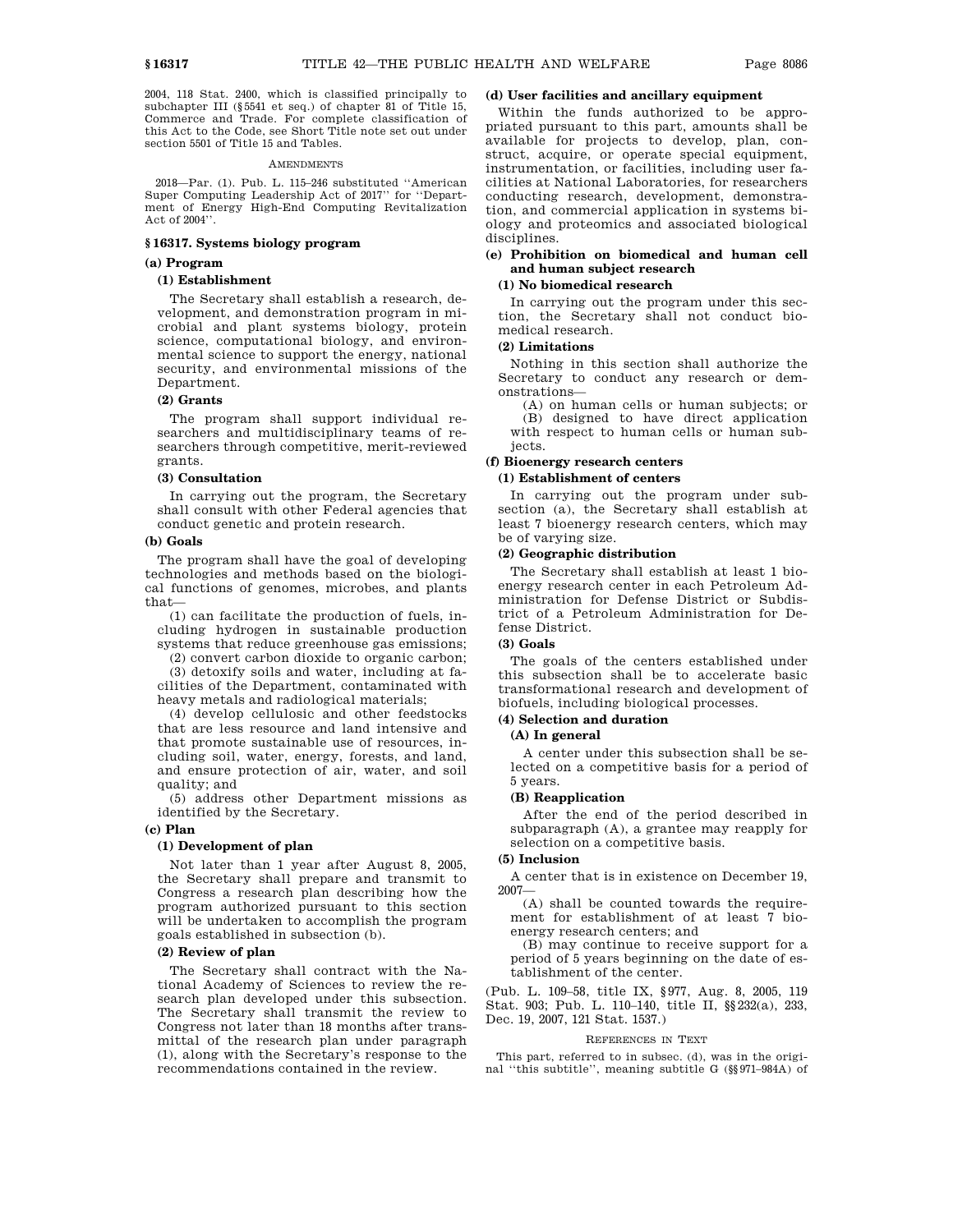2004, 118 Stat. 2400, which is classified principally to subchapter III (§5541 et seq.) of chapter 81 of Title 15, Commerce and Trade. For complete classification of this Act to the Code, see Short Title note set out under section 5501 of Title 15 and Tables.

AMENDMENTS

2018—Par. (1). Pub. L. 115–246 substituted "American Super Computing Leadership Act of 2017" for "Department of Energy High-End Computing Revitalization Act of 2004".

## §16317. Systems biology program

### (a) Program

#### (1) Establishment

The Secretary shall establish a research, development, and demonstration program in microbial and plant systems biology, protein science, computational biology, and environmental science to support the energy, national security, and environmental missions of the Department.

#### (2) Grants

The program shall support individual researchers and multidisciplinary teams of researchers through competitive, merit-reviewed grants.

#### (3) Consultation

In carrying out the program, the Secretary shall consult with other Federal agencies that conduct genetic and protein research.

### (b) Goals

The program shall have the goal of developing technologies and methods based on the biological functions of genomes, microbes, and plants that—

(1) can facilitate the production of fuels, including hydrogen in sustainable production systems that reduce greenhouse gas emissions;

(2) convert carbon dioxide to organic carbon;

(3) detoxify soils and water, including at facilities of the Department, contaminated with heavy metals and radiological materials;

(4) develop cellulosic and other feedstocks that are less resource and land intensive and that promote sustainable use of resources, including soil, water, energy, forests, and land, and ensure protection of air, water, and soil quality; and

(5) address other Department missions as identified by the Secretary.

### (c) Plan

#### (1) Development of plan

Not later than 1 year after August 8, 2005, the Secretary shall prepare and transmit to Congress a research plan describing how the program authorized pursuant to this section will be undertaken to accomplish the program goals established in subsection (b).

#### (2) Review of plan

The Secretary shall contract with the National Academy of Sciences to review the research plan developed under this subsection. The Secretary shall transmit the review to Congress not later than 18 months after transmittal of the research plan under paragraph (1), along with the Secretary's response to the recommendations contained in the review.

### (d) User facilities and ancillary equipment

Within the funds authorized to be appropriated pursuant to this part, amounts shall be available for projects to develop, plan, construct, acquire, or operate special equipment, instrumentation, or facilities, including user facilities at National Laboratories, for researchers conducting research, development, demonstration, and commercial application in systems biology and proteomics and associated biological disciplines.

### (e) Prohibition on biomedical and human cell and human subject research

#### (1) No biomedical research

In carrying out the program under this section, the Secretary shall not conduct biomedical research.

#### (2) Limitations

Nothing in this section shall authorize the Secretary to conduct any research or demonstrations—

(A) on human cells or human subjects; or

(B) designed to have direct application with respect to human cells or human subjects.

### (f) Bioenergy research centers

#### (1) Establishment of centers

In carrying out the program under subsection (a), the Secretary shall establish at least 7 bioenergy research centers, which may be of varying size.

#### (2) Geographic distribution

The Secretary shall establish at least 1 bioenergy research center in each Petroleum Administration for Defense District or Subdistrict of a Petroleum Administration for Defense District.

#### (3) Goals

The goals of the centers established under this subsection shall be to accelerate basic transformational research and development of biofuels, including biological processes.

#### (4) Selection and duration

##### (A) In general

A center under this subsection shall be selected on a competitive basis for a period of 5 years.

##### (B) Reapplication

After the end of the period described in subparagraph (A), a grantee may reapply for selection on a competitive basis.

#### (5) Inclusion

A center that is in existence on December 19, 2007—

(A) shall be counted towards the requirement for establishment of at least 7 bioenergy research centers; and

(B) may continue to receive support for a period of 5 years beginning on the date of establishment of the center.

(Pub. L. 109–58, title IX, §977, Aug. 8, 2005, 119 Stat. 903; Pub. L. 110–140, title II, §§232(a), 233, Dec. 19, 2007, 121 Stat. 1537.)

REFERENCES IN TEXT

This part, referred to in subsec. (d), was in the original "this subtitle", meaning subtitle G (§§971–984A) of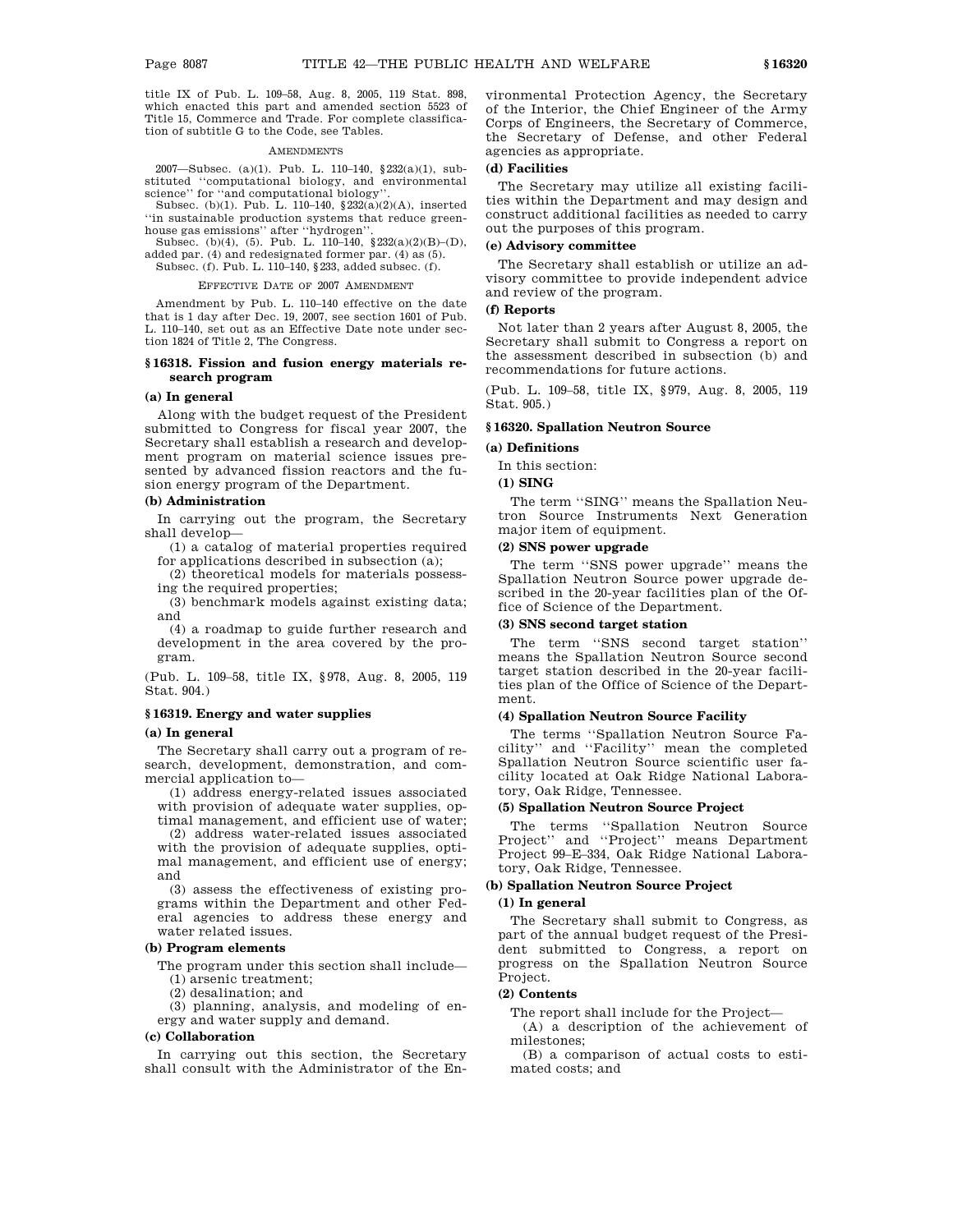title IX of Pub. L. 109–58, Aug. 8, 2005, 119 Stat. 898, which enacted this part and amended section 5523 of Title 15, Commerce and Trade. For complete classification of subtitle G to the Code, see Tables.

AMENDMENTS

2007—Subsec. (a)(1). Pub. L. 110–140, §232(a)(1), substituted ''computational biology, and environmental science'' for ''and computational biology''.

Subsec. (b)(1). Pub. L. 110–140, §232(a)(2)(A), inserted ''in sustainable production systems that reduce greenhouse gas emissions'' after ''hydrogen''.

Subsec. (b)(4), (5). Pub. L. 110–140, §232(a)(2)(B)–(D), added par. (4) and redesignated former par. (4) as (5).

Subsec. (f). Pub. L. 110–140, §233, added subsec. (f).

EFFECTIVE DATE OF 2007 AMENDMENT

Amendment by Pub. L. 110–140 effective on the date that is 1 day after Dec. 19, 2007, see section 1601 of Pub. L. 110–140, set out as an Effective Date note under section 1824 of Title 2, The Congress.

## § 16318. Fission and fusion energy materials research program

### (a) In general

Along with the budget request of the President submitted to Congress for fiscal year 2007, the Secretary shall establish a research and development program on material science issues presented by advanced fission reactors and the fusion energy program of the Department.

### (b) Administration

In carrying out the program, the Secretary shall develop—

(1) a catalog of material properties required for applications described in subsection (a);

(2) theoretical models for materials possessing the required properties;

(3) benchmark models against existing data; and

(4) a roadmap to guide further research and development in the area covered by the program.

(Pub. L. 109–58, title IX, §978, Aug. 8, 2005, 119 Stat. 904.)

## § 16319. Energy and water supplies

### (a) In general

The Secretary shall carry out a program of research, development, demonstration, and commercial application to—

(1) address energy-related issues associated with provision of adequate water supplies, optimal management, and efficient use of water;

(2) address water-related issues associated with the provision of adequate supplies, optimal management, and efficient use of energy; and

(3) assess the effectiveness of existing programs within the Department and other Federal agencies to address these energy and water related issues.

### (b) Program elements

The program under this section shall include—

(1) arsenic treatment;

(2) desalination; and

(3) planning, analysis, and modeling of energy and water supply and demand.

### (c) Collaboration

In carrying out this section, the Secretary shall consult with the Administrator of the Environmental Protection Agency, the Secretary of the Interior, the Chief Engineer of the Army Corps of Engineers, the Secretary of Commerce, the Secretary of Defense, and other Federal agencies as appropriate.

### (d) Facilities

The Secretary may utilize all existing facilities within the Department and may design and construct additional facilities as needed to carry out the purposes of this program.

### (e) Advisory committee

The Secretary shall establish or utilize an advisory committee to provide independent advice and review of the program.

### (f) Reports

Not later than 2 years after August 8, 2005, the Secretary shall submit to Congress a report on the assessment described in subsection (b) and recommendations for future actions.

(Pub. L. 109–58, title IX, §979, Aug. 8, 2005, 119 Stat. 905.)

## § 16320. Spallation Neutron Source

### (a) Definitions

In this section:

#### (1) SING

The term ''SING'' means the Spallation Neutron Source Instruments Next Generation major item of equipment.

#### (2) SNS power upgrade

The term ''SNS power upgrade'' means the Spallation Neutron Source power upgrade described in the 20-year facilities plan of the Office of Science of the Department.

#### (3) SNS second target station

The term ''SNS second target station'' means the Spallation Neutron Source second target station described in the 20-year facilities plan of the Office of Science of the Department.

#### (4) Spallation Neutron Source Facility

The terms ''Spallation Neutron Source Facility'' and ''Facility'' mean the completed Spallation Neutron Source scientific user facility located at Oak Ridge National Laboratory, Oak Ridge, Tennessee.

#### (5) Spallation Neutron Source Project

The terms ''Spallation Neutron Source Project'' and ''Project'' means Department Project 99–E–334, Oak Ridge National Laboratory, Oak Ridge, Tennessee.

### (b) Spallation Neutron Source Project

#### (1) In general

The Secretary shall submit to Congress, as part of the annual budget request of the President submitted to Congress, a report on progress on the Spallation Neutron Source Project.

#### (2) Contents

The report shall include for the Project—

(A) a description of the achievement of milestones;

(B) a comparison of actual costs to estimated costs; and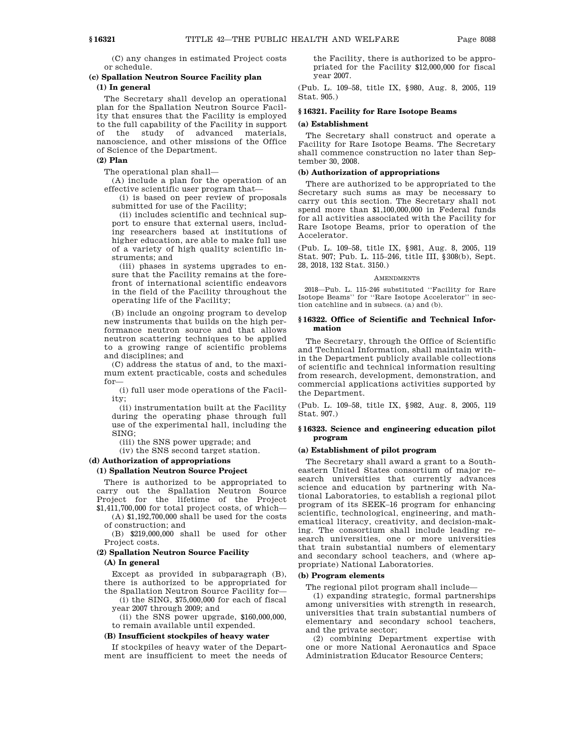(C) any changes in estimated Project costs or schedule.

**(c) Spallation Neutron Source Facility plan**

**(1) In general**

The Secretary shall develop an operational plan for the Spallation Neutron Source Facility that ensures that the Facility is employed to the full capability of the Facility in support of the study of advanced materials, nanoscience, and other missions of the Office of Science of the Department.

**(2) Plan**

The operational plan shall—

(A) include a plan for the operation of an effective scientific user program that—

(i) is based on peer review of proposals submitted for use of the Facility;

(ii) includes scientific and technical support to ensure that external users, including researchers based at institutions of higher education, are able to make full use of a variety of high quality scientific instruments; and

(iii) phases in systems upgrades to ensure that the Facility remains at the forefront of international scientific endeavors in the field of the Facility throughout the operating life of the Facility;

(B) include an ongoing program to develop new instruments that builds on the high performance neutron source and that allows neutron scattering techniques to be applied to a growing range of scientific problems and disciplines; and

(C) address the status of and, to the maximum extent practicable, costs and schedules for—

(i) full user mode operations of the Facility;

(ii) instrumentation built at the Facility during the operating phase through full use of the experimental hall, including the SING;

(iii) the SNS power upgrade; and

(iv) the SNS second target station.

**(d) Authorization of appropriations**

**(1) Spallation Neutron Source Project**

There is authorized to be appropriated to carry out the Spallation Neutron Source Project for the lifetime of the Project $1,411,700,000 for total project costs, of which—

(A) $1,192,700,000 shall be used for the costs of construction; and

(B) $219,000,000 shall be used for other Project costs.

**(2) Spallation Neutron Source Facility**

**(A) In general**

Except as provided in subparagraph (B), there is authorized to be appropriated for the Spallation Neutron Source Facility for—

(i) the SING, $75,000,000 for each of fiscal year 2007 through 2009; and

(ii) the SNS power upgrade, $160,000,000, to remain available until expended.

**(B) Insufficient stockpiles of heavy water**

If stockpiles of heavy water of the Department are insufficient to meet the needs of the Facility, there is authorized to be appropriated for the Facility $12,000,000 for fiscal year 2007.

(Pub. L. 109–58, title IX, §980, Aug. 8, 2005, 119 Stat. 905.)

## §16321. Facility for Rare Isotope Beams

**(a) Establishment**

The Secretary shall construct and operate a Facility for Rare Isotope Beams. The Secretary shall commence construction no later than September 30, 2008.

**(b) Authorization of appropriations**

There are authorized to be appropriated to the Secretary such sums as may be necessary to carry out this section. The Secretary shall not spend more than $1,100,000,000 in Federal funds for all activities associated with the Facility for Rare Isotope Beams, prior to operation of the Accelerator.

(Pub. L. 109–58, title IX, §981, Aug. 8, 2005, 119 Stat. 907; Pub. L. 115–246, title III, §308(b), Sept. 28, 2018, 132 Stat. 3150.)

AMENDMENTS

2018—Pub. L. 115–246 substituted ''Facility for Rare Isotope Beams'' for ''Rare Isotope Accelerator'' in section catchline and in subsecs. (a) and (b).

## §16322. Office of Scientific and Technical Information

The Secretary, through the Office of Scientific and Technical Information, shall maintain within the Department publicly available collections of scientific and technical information resulting from research, development, demonstration, and commercial applications activities supported by the Department.

(Pub. L. 109–58, title IX, §982, Aug. 8, 2005, 119 Stat. 907.)

## §16323. Science and engineering education pilot program

**(a) Establishment of pilot program**

The Secretary shall award a grant to a Southeastern United States consortium of major research universities that currently advances science and education by partnering with National Laboratories, to establish a regional pilot program of its SEEK–16 program for enhancing scientific, technological, engineering, and mathematical literacy, creativity, and decision-making. The consortium shall include leading research universities, one or more universities that train substantial numbers of elementary and secondary school teachers, and (where appropriate) National Laboratories.

**(b) Program elements**

The regional pilot program shall include—

(1) expanding strategic, formal partnerships among universities with strength in research, universities that train substantial numbers of elementary and secondary school teachers, and the private sector;

(2) combining Department expertise with one or more National Aeronautics and Space Administration Educator Resource Centers;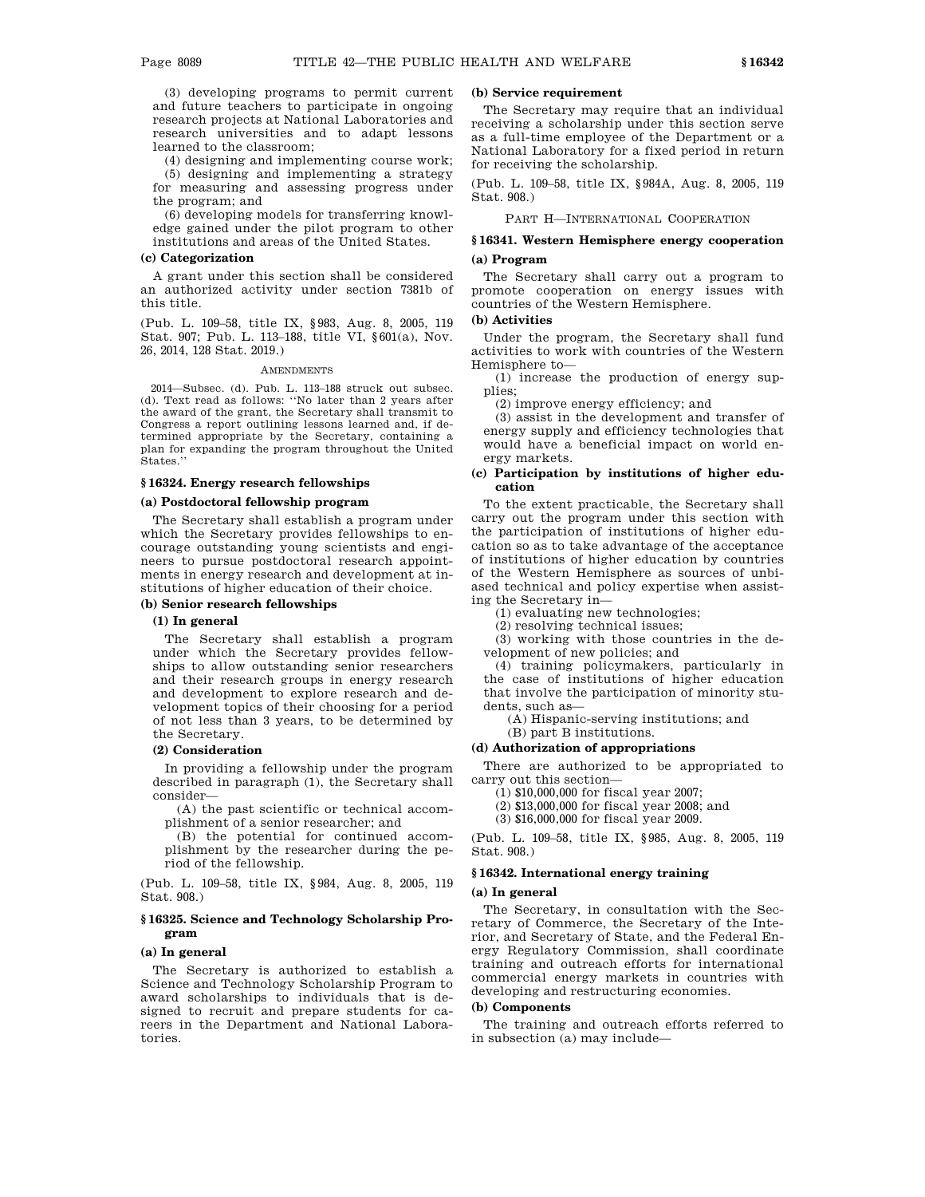(3) developing programs to permit current and future teachers to participate in ongoing research projects at National Laboratories and research universities and to adapt lessons learned to the classroom;

(4) designing and implementing course work;

(5) designing and implementing a strategy for measuring and assessing progress under the program; and

(6) developing models for transferring knowledge gained under the pilot program to other institutions and areas of the United States.

#### (c) Categorization

A grant under this section shall be considered an authorized activity under section 7381b of this title.

(Pub. L. 109–58, title IX, §983, Aug. 8, 2005, 119 Stat. 907; Pub. L. 113–188, title VI, §601(a), Nov. 26, 2014, 128 Stat. 2019.)

AMENDMENTS

2014—Subsec. (d). Pub. L. 113–188 struck out subsec. (d). Text read as follows: "No later than 2 years after the award of the grant, the Secretary shall transmit to Congress a report outlining lessons learned and, if determined appropriate by the Secretary, containing a plan for expanding the program throughout the United States."

### §16324. Energy research fellowships

#### (a) Postdoctoral fellowship program

The Secretary shall establish a program under which the Secretary provides fellowships to encourage outstanding young scientists and engineers to pursue postdoctoral research appointments in energy research and development at institutions of higher education of their choice.

#### (b) Senior research fellowships

##### (1) In general

The Secretary shall establish a program under which the Secretary provides fellowships to allow outstanding senior researchers and their research groups in energy research and development to explore research and development topics of their choosing for a period of not less than 3 years, to be determined by the Secretary.

##### (2) Consideration

In providing a fellowship under the program described in paragraph (1), the Secretary shall consider—

(A) the past scientific or technical accomplishment of a senior researcher; and

(B) the potential for continued accomplishment by the researcher during the period of the fellowship.

(Pub. L. 109–58, title IX, §984, Aug. 8, 2005, 119 Stat. 908.)

### §16325. Science and Technology Scholarship Program

#### (a) In general

The Secretary is authorized to establish a Science and Technology Scholarship Program to award scholarships to individuals that is designed to recruit and prepare students for careers in the Department and National Laboratories.

#### (b) Service requirement

The Secretary may require that an individual receiving a scholarship under this section serve as a full-time employee of the Department or a National Laboratory for a fixed period in return for receiving the scholarship.

(Pub. L. 109–58, title IX, §984A, Aug. 8, 2005, 119 Stat. 908.)

## PART H—INTERNATIONAL COOPERATION

### §16341. Western Hemisphere energy cooperation

#### (a) Program

The Secretary shall carry out a program to promote cooperation on energy issues with countries of the Western Hemisphere.

#### (b) Activities

Under the program, the Secretary shall fund activities to work with countries of the Western Hemisphere to—

(1) increase the production of energy supplies;

(2) improve energy efficiency; and

(3) assist in the development and transfer of energy supply and efficiency technologies that would have a beneficial impact on world energy markets.

#### (c) Participation by institutions of higher education

To the extent practicable, the Secretary shall carry out the program under this section with the participation of institutions of higher education so as to take advantage of the acceptance of institutions of higher education by countries of the Western Hemisphere as sources of unbiased technical and policy expertise when assisting the Secretary in—

(1) evaluating new technologies;

(2) resolving technical issues;

(3) working with those countries in the development of new policies; and

(4) training policymakers, particularly in the case of institutions of higher education that involve the participation of minority students, such as—

(A) Hispanic-serving institutions; and

(B) part B institutions.

#### (d) Authorization of appropriations

There are authorized to be appropriated to carry out this section—

(1) $10,000,000 for fiscal year 2007;

(2) $13,000,000 for fiscal year 2008; and

(3) $16,000,000 for fiscal year 2009.

(Pub. L. 109–58, title IX, §985, Aug. 8, 2005, 119 Stat. 908.)

### §16342. International energy training

#### (a) In general

The Secretary, in consultation with the Secretary of Commerce, the Secretary of the Interior, and Secretary of State, and the Federal Energy Regulatory Commission, shall coordinate training and outreach efforts for international commercial energy markets in countries with developing and restructuring economies.

#### (b) Components

The training and outreach efforts referred to in subsection (a) may include—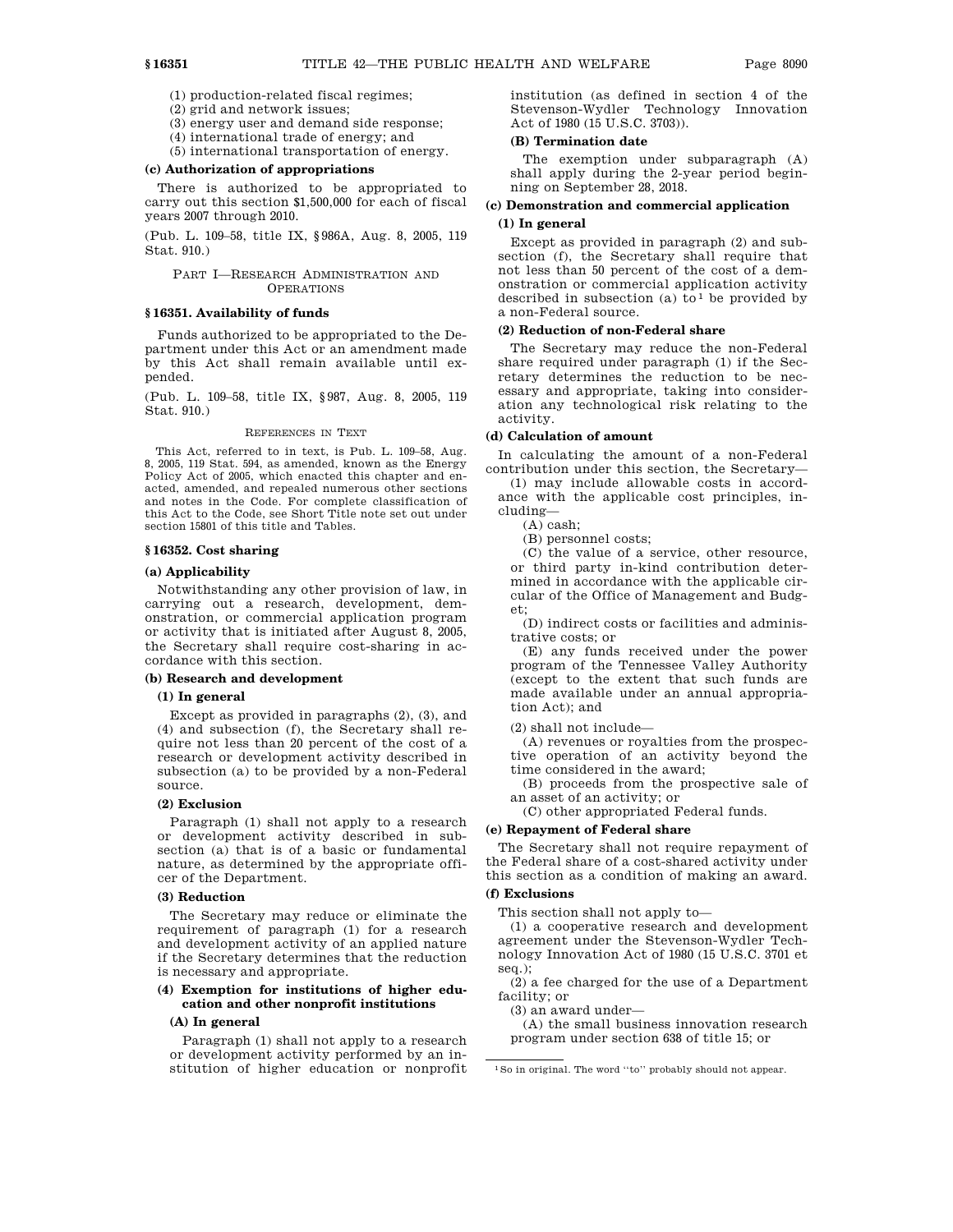(1) production-related fiscal regimes;

(2) grid and network issues;

(3) energy user and demand side response;

(4) international trade of energy; and

(5) international transportation of energy.

**(c) Authorization of appropriations**

There is authorized to be appropriated to carry out this section $1,500,000 for each of fiscal years 2007 through 2010.

(Pub. L. 109–58, title IX, §986A, Aug. 8, 2005, 119 Stat. 910.)

## PART I—RESEARCH ADMINISTRATION AND OPERATIONS

### §16351. Availability of funds

Funds authorized to be appropriated to the Department under this Act or an amendment made by this Act shall remain available until expended.

(Pub. L. 109–58, title IX, §987, Aug. 8, 2005, 119 Stat. 910.)

REFERENCES IN TEXT

This Act, referred to in text, is Pub. L. 109–58, Aug. 8, 2005, 119 Stat. 594, as amended, known as the Energy Policy Act of 2005, which enacted this chapter and enacted, amended, and repealed numerous other sections and notes in the Code. For complete classification of this Act to the Code, see Short Title note set out under section 15801 of this title and Tables.

### §16352. Cost sharing

**(a) Applicability**

Notwithstanding any other provision of law, in carrying out a research, development, demonstration, or commercial application program or activity that is initiated after August 8, 2005, the Secretary shall require cost-sharing in accordance with this section.

**(b) Research and development**

**(1) In general**

Except as provided in paragraphs (2), (3), and (4) and subsection (f), the Secretary shall require not less than 20 percent of the cost of a research or development activity described in subsection (a) to be provided by a non-Federal source.

**(2) Exclusion**

Paragraph (1) shall not apply to a research or development activity described in subsection (a) that is of a basic or fundamental nature, as determined by the appropriate officer of the Department.

**(3) Reduction**

The Secretary may reduce or eliminate the requirement of paragraph (1) for a research and development activity of an applied nature if the Secretary determines that the reduction is necessary and appropriate.

**(4) Exemption for institutions of higher education and other nonprofit institutions**

**(A) In general**

Paragraph (1) shall not apply to a research or development activity performed by an institution of higher education or nonprofit institution (as defined in section 4 of the Stevenson-Wydler Technology Innovation Act of 1980 (15 U.S.C. 3703)).

**(B) Termination date**

The exemption under subparagraph (A) shall apply during the 2-year period beginning on September 28, 2018.

**(c) Demonstration and commercial application**

**(1) In general**

Except as provided in paragraph (2) and subsection (f), the Secretary shall require that not less than 50 percent of the cost of a demonstration or commercial application activity described in subsection (a) to[1] be provided by a non-Federal source.

**(2) Reduction of non-Federal share**

The Secretary may reduce the non-Federal share required under paragraph (1) if the Secretary determines the reduction to be necessary and appropriate, taking into consideration any technological risk relating to the activity.

**(d) Calculation of amount**

In calculating the amount of a non-Federal contribution under this section, the Secretary—

(1) may include allowable costs in accordance with the applicable cost principles, including—

(A) cash;

(B) personnel costs;

(C) the value of a service, other resource, or third party in-kind contribution determined in accordance with the applicable circular of the Office of Management and Budget;

(D) indirect costs or facilities and administrative costs; or

(E) any funds received under the power program of the Tennessee Valley Authority (except to the extent that such funds are made available under an annual appropriation Act); and

(2) shall not include—

(A) revenues or royalties from the prospective operation of an activity beyond the time considered in the award;

(B) proceeds from the prospective sale of an asset of an activity; or

(C) other appropriated Federal funds.

**(e) Repayment of Federal share**

The Secretary shall not require repayment of the Federal share of a cost-shared activity under this section as a condition of making an award.

**(f) Exclusions**

This section shall not apply to—

(1) a cooperative research and development agreement under the Stevenson-Wydler Technology Innovation Act of 1980 (15 U.S.C. 3701 et seq.);

(2) a fee charged for the use of a Department facility; or

(3) an award under—

(A) the small business innovation research program under section 638 of title 15; or

[1] So in original. The word "to" probably should not appear.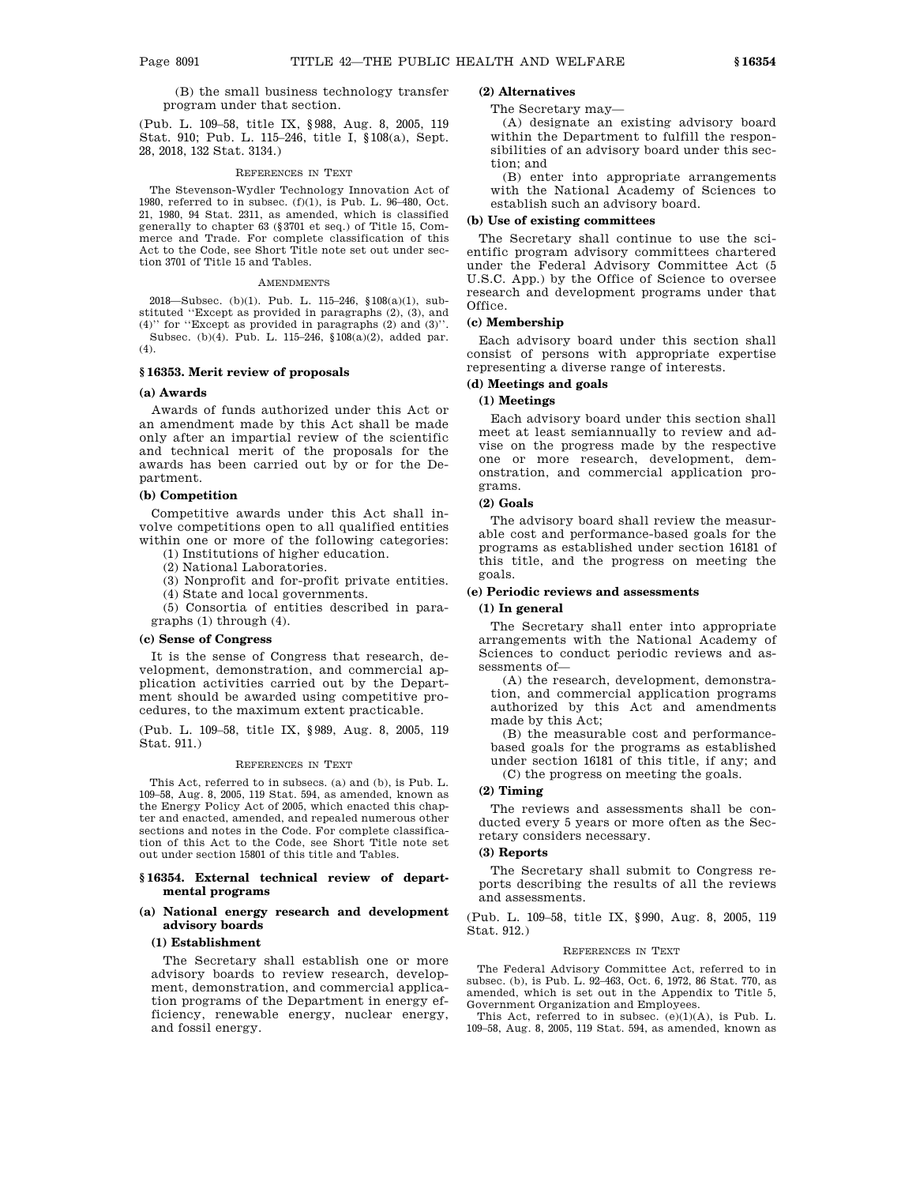(B) the small business technology transfer program under that section.

(Pub. L. 109–58, title IX, §988, Aug. 8, 2005, 119 Stat. 910; Pub. L. 115–246, title I, §108(a), Sept. 28, 2018, 132 Stat. 3134.)

REFERENCES IN TEXT

The Stevenson-Wydler Technology Innovation Act of 1980, referred to in subsec. (f)(1), is Pub. L. 96–480, Oct. 21, 1980, 94 Stat. 2311, as amended, which is classified generally to chapter 63 (§3701 et seq.) of Title 15, Commerce and Trade. For complete classification of this Act to the Code, see Short Title note set out under section 3701 of Title 15 and Tables.

AMENDMENTS

2018—Subsec. (b)(1). Pub. L. 115–246, §108(a)(1), substituted "Except as provided in paragraphs (2), (3), and (4)" for "Except as provided in paragraphs (2) and (3)".

Subsec. (b)(4). Pub. L. 115–246, §108(a)(2), added par. (4).

## §16353. Merit review of proposals

### (a) Awards

Awards of funds authorized under this Act or an amendment made by this Act shall be made only after an impartial review of the scientific and technical merit of the proposals for the awards has been carried out by or for the Department.

### (b) Competition

Competitive awards under this Act shall involve competitions open to all qualified entities within one or more of the following categories:

(1) Institutions of higher education.

(2) National Laboratories.

(3) Nonprofit and for-profit private entities.

(4) State and local governments.

(5) Consortia of entities described in paragraphs (1) through (4).

### (c) Sense of Congress

It is the sense of Congress that research, development, demonstration, and commercial application activities carried out by the Department should be awarded using competitive procedures, to the maximum extent practicable.

(Pub. L. 109–58, title IX, §989, Aug. 8, 2005, 119 Stat. 911.)

REFERENCES IN TEXT

This Act, referred to in subsecs. (a) and (b), is Pub. L. 109–58, Aug. 8, 2005, 119 Stat. 594, as amended, known as the Energy Policy Act of 2005, which enacted this chapter and enacted, amended, and repealed numerous other sections and notes in the Code. For complete classification of this Act to the Code, see Short Title note set out under section 15801 of this title and Tables.

## §16354. External technical review of departmental programs

### (a) National energy research and development advisory boards

#### (1) Establishment

The Secretary shall establish one or more advisory boards to review research, development, demonstration, and commercial application programs of the Department in energy efficiency, renewable energy, nuclear energy, and fossil energy.

#### (2) Alternatives

The Secretary may—

(A) designate an existing advisory board within the Department to fulfill the responsibilities of an advisory board under this section; and

(B) enter into appropriate arrangements with the National Academy of Sciences to establish such an advisory board.

### (b) Use of existing committees

The Secretary shall continue to use the scientific program advisory committees chartered under the Federal Advisory Committee Act (5 U.S.C. App.) by the Office of Science to oversee research and development programs under that Office.

### (c) Membership

Each advisory board under this section shall consist of persons with appropriate expertise representing a diverse range of interests.

### (d) Meetings and goals

#### (1) Meetings

Each advisory board under this section shall meet at least semiannually to review and advise on the progress made by the respective one or more research, development, demonstration, and commercial application programs.

#### (2) Goals

The advisory board shall review the measurable cost and performance-based goals for the programs as established under section 16181 of this title, and the progress on meeting the goals.

### (e) Periodic reviews and assessments

#### (1) In general

The Secretary shall enter into appropriate arrangements with the National Academy of Sciences to conduct periodic reviews and assessments of—

(A) the research, development, demonstration, and commercial application programs authorized by this Act and amendments made by this Act;

(B) the measurable cost and performance-based goals for the programs as established under section 16181 of this title, if any; and

(C) the progress on meeting the goals.

#### (2) Timing

The reviews and assessments shall be conducted every 5 years or more often as the Secretary considers necessary.

#### (3) Reports

The Secretary shall submit to Congress reports describing the results of all the reviews and assessments.

(Pub. L. 109–58, title IX, §990, Aug. 8, 2005, 119 Stat. 912.)

REFERENCES IN TEXT

The Federal Advisory Committee Act, referred to in subsec. (b), is Pub. L. 92–463, Oct. 6, 1972, 86 Stat. 770, as amended, which is set out in the Appendix to Title 5, Government Organization and Employees.

This Act, referred to in subsec. (e)(1)(A), is Pub. L. 109–58, Aug. 8, 2005, 119 Stat. 594, as amended, known as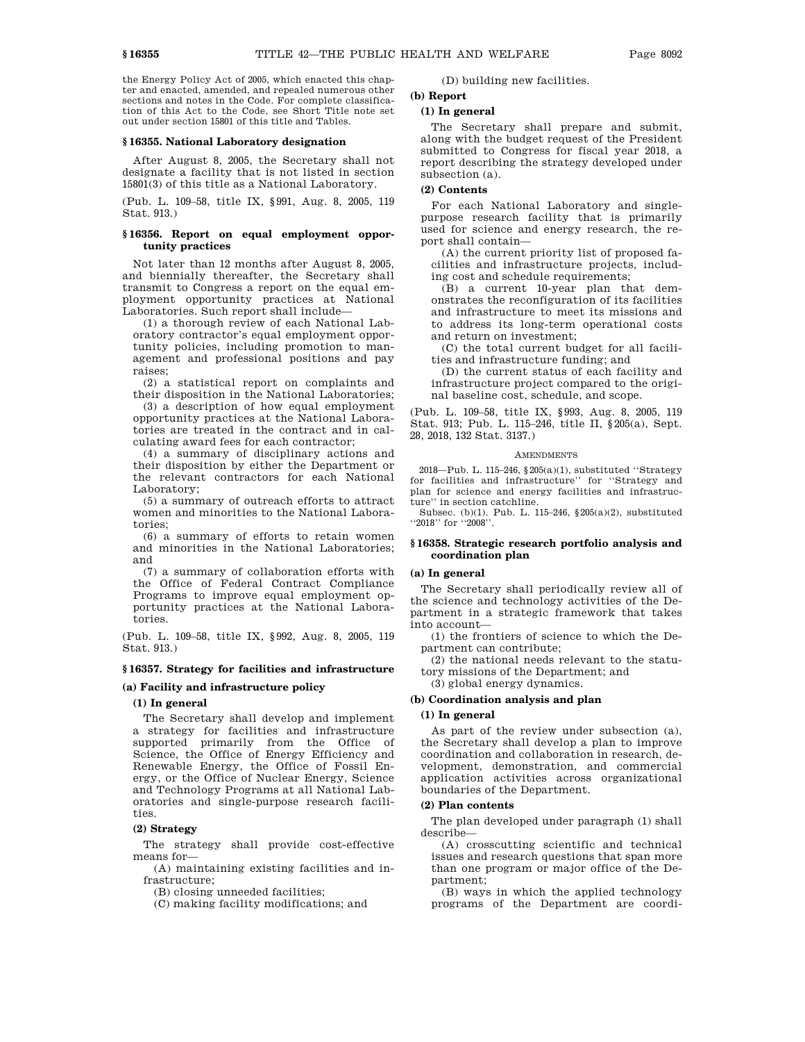the Energy Policy Act of 2005, which enacted this chapter and enacted, amended, and repealed numerous other sections and notes in the Code. For complete classification of this Act to the Code, see Short Title note set out under section 15801 of this title and Tables.

### § 16355. National Laboratory designation

After August 8, 2005, the Secretary shall not designate a facility that is not listed in section 15801(3) of this title as a National Laboratory.

(Pub. L. 109–58, title IX, § 991, Aug. 8, 2005, 119 Stat. 913.)

### § 16356. Report on equal employment opportunity practices

Not later than 12 months after August 8, 2005, and biennially thereafter, the Secretary shall transmit to Congress a report on the equal employment opportunity practices at National Laboratories. Such report shall include—

(1) a thorough review of each National Laboratory contractor's equal employment opportunity policies, including promotion to management and professional positions and pay raises;

(2) a statistical report on complaints and their disposition in the National Laboratories;

(3) a description of how equal employment opportunity practices at the National Laboratories are treated in the contract and in calculating award fees for each contractor;

(4) a summary of disciplinary actions and their disposition by either the Department or the relevant contractors for each National Laboratory;

(5) a summary of outreach efforts to attract women and minorities to the National Laboratories;

(6) a summary of efforts to retain women and minorities in the National Laboratories; and

(7) a summary of collaboration efforts with the Office of Federal Contract Compliance Programs to improve equal employment opportunity practices at the National Laboratories.

(Pub. L. 109–58, title IX, § 992, Aug. 8, 2005, 119 Stat. 913.)

### § 16357. Strategy for facilities and infrastructure

#### (a) Facility and infrastructure policy

##### (1) In general

The Secretary shall develop and implement a strategy for facilities and infrastructure supported primarily from the Office of Science, the Office of Energy Efficiency and Renewable Energy, the Office of Fossil Energy, or the Office of Nuclear Energy, Science and Technology Programs at all National Laboratories and single-purpose research facilities.

##### (2) Strategy

The strategy shall provide cost-effective means for—

(A) maintaining existing facilities and infrastructure;

(B) closing unneeded facilities;

(C) making facility modifications; and

(D) building new facilities.

#### (b) Report

##### (1) In general

The Secretary shall prepare and submit, along with the budget request of the President submitted to Congress for fiscal year 2018, a report describing the strategy developed under subsection (a).

##### (2) Contents

For each National Laboratory and single-purpose research facility that is primarily used for science and energy research, the report shall contain—

(A) the current priority list of proposed facilities and infrastructure projects, including cost and schedule requirements;

(B) a current 10-year plan that demonstrates the reconfiguration of its facilities and infrastructure to meet its missions and to address its long-term operational costs and return on investment;

(C) the total current budget for all facilities and infrastructure funding; and

(D) the current status of each facility and infrastructure project compared to the original baseline cost, schedule, and scope.

(Pub. L. 109–58, title IX, § 993, Aug. 8, 2005, 119 Stat. 913; Pub. L. 115–246, title II, § 205(a), Sept. 28, 2018, 132 Stat. 3137.)

AMENDMENTS

2018—Pub. L. 115–246, § 205(a)(1), substituted "Strategy for facilities and infrastructure" for "Strategy and plan for science and energy facilities and infrastructure" in section catchline.

Subsec. (b)(1). Pub. L. 115–246, § 205(a)(2), substituted "2018" for "2008".

### § 16358. Strategic research portfolio analysis and coordination plan

#### (a) In general

The Secretary shall periodically review all of the science and technology activities of the Department in a strategic framework that takes into account—

(1) the frontiers of science to which the Department can contribute;

(2) the national needs relevant to the statutory missions of the Department; and

(3) global energy dynamics.

#### (b) Coordination analysis and plan

##### (1) In general

As part of the review under subsection (a), the Secretary shall develop a plan to improve coordination and collaboration in research, development, demonstration, and commercial application activities across organizational boundaries of the Department.

##### (2) Plan contents

The plan developed under paragraph (1) shall describe—

(A) crosscutting scientific and technical issues and research questions that span more than one program or major office of the Department;

(B) ways in which the applied technology programs of the Department are coordi-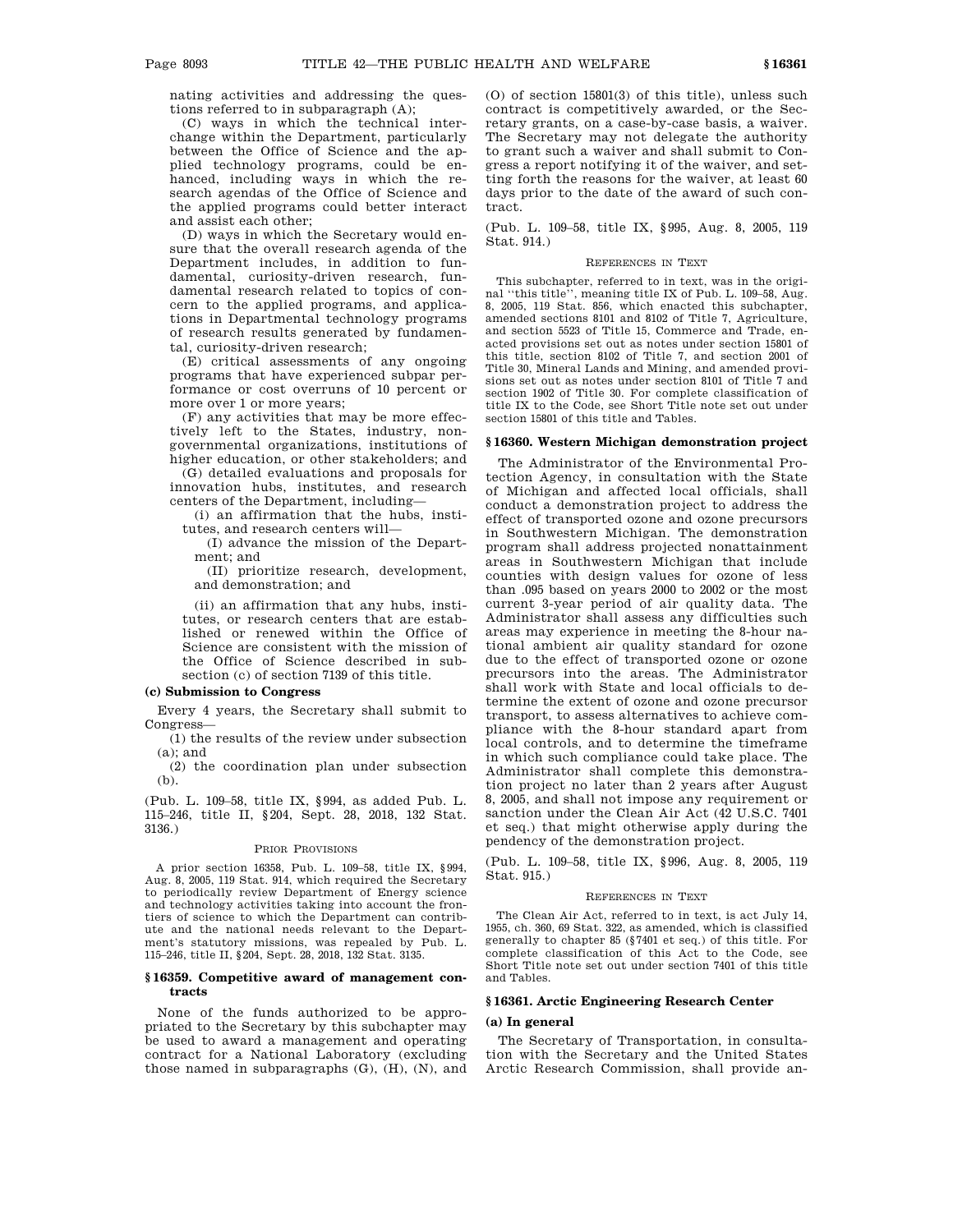nating activities and addressing the questions referred to in subparagraph (A);

(C) ways in which the technical interchange within the Department, particularly between the Office of Science and the applied technology programs, could be enhanced, including ways in which the research agendas of the Office of Science and the applied programs could better interact and assist each other;

(D) ways in which the Secretary would ensure that the overall research agenda of the Department includes, in addition to fundamental, curiosity-driven research, fundamental research related to topics of concern to the applied programs, and applications in Departmental technology programs of research results generated by fundamental, curiosity-driven research;

(E) critical assessments of any ongoing programs that have experienced subpar performance or cost overruns of 10 percent or more over 1 or more years;

(F) any activities that may be more effectively left to the States, industry, nongovernmental organizations, institutions of higher education, or other stakeholders; and

(G) detailed evaluations and proposals for innovation hubs, institutes, and research centers of the Department, including—

(i) an affirmation that the hubs, institutes, and research centers will—

(I) advance the mission of the Department; and

(II) prioritize research, development, and demonstration; and

(ii) an affirmation that any hubs, institutes, or research centers that are established or renewed within the Office of Science are consistent with the mission of the Office of Science described in subsection (c) of section 7139 of this title.

**(c) Submission to Congress**

Every 4 years, the Secretary shall submit to Congress—

(1) the results of the review under subsection (a); and

(2) the coordination plan under subsection (b).

(Pub. L. 109–58, title IX, §994, as added Pub. L. 115–246, title II, §204, Sept. 28, 2018, 132 Stat. 3136.)

PRIOR PROVISIONS

A prior section 16358, Pub. L. 109–58, title IX, §994, Aug. 8, 2005, 119 Stat. 914, which required the Secretary to periodically review Department of Energy science and technology activities taking into account the frontiers of science to which the Department can contribute and the national needs relevant to the Department's statutory missions, was repealed by Pub. L. 115–246, title II, §204, Sept. 28, 2018, 132 Stat. 3135.

## §16359. Competitive award of management contracts

None of the funds authorized to be appropriated to the Secretary by this subchapter may be used to award a management and operating contract for a National Laboratory (excluding those named in subparagraphs (G), (H), (N), and (O) of section 15801(3) of this title), unless such contract is competitively awarded, or the Secretary grants, on a case-by-case basis, a waiver. The Secretary may not delegate the authority to grant such a waiver and shall submit to Congress a report notifying it of the waiver, and setting forth the reasons for the waiver, at least 60 days prior to the date of the award of such contract.

(Pub. L. 109–58, title IX, §995, Aug. 8, 2005, 119 Stat. 914.)

REFERENCES IN TEXT

This subchapter, referred to in text, was in the original "this title", meaning title IX of Pub. L. 109–58, Aug. 8, 2005, 119 Stat. 856, which enacted this subchapter, amended sections 8101 and 8102 of Title 7, Agriculture, and section 5523 of Title 15, Commerce and Trade, enacted provisions set out as notes under section 15801 of this title, section 8102 of Title 7, and section 2001 of Title 30, Mineral Lands and Mining, and amended provisions set out as notes under section 8101 of Title 7 and section 1902 of Title 30. For complete classification of title IX to the Code, see Short Title note set out under section 15801 of this title and Tables.

## §16360. Western Michigan demonstration project

The Administrator of the Environmental Protection Agency, in consultation with the State of Michigan and affected local officials, shall conduct a demonstration project to address the effect of transported ozone and ozone precursors in Southwestern Michigan. The demonstration program shall address projected nonattainment areas in Southwestern Michigan that include counties with design values for ozone of less than .095 based on years 2000 to 2002 or the most current 3-year period of air quality data. The Administrator shall assess any difficulties such areas may experience in meeting the 8-hour national ambient air quality standard for ozone due to the effect of transported ozone or ozone precursors into the areas. The Administrator shall work with State and local officials to determine the extent of ozone and ozone precursor transport, to assess alternatives to achieve compliance with the 8-hour standard apart from local controls, and to determine the timeframe in which such compliance could take place. The Administrator shall complete this demonstration project no later than 2 years after August 8, 2005, and shall not impose any requirement or sanction under the Clean Air Act (42 U.S.C. 7401 et seq.) that might otherwise apply during the pendency of the demonstration project.

(Pub. L. 109–58, title IX, §996, Aug. 8, 2005, 119 Stat. 915.)

REFERENCES IN TEXT

The Clean Air Act, referred to in text, is act July 14, 1955, ch. 360, 69 Stat. 322, as amended, which is classified generally to chapter 85 (§7401 et seq.) of this title. For complete classification of this Act to the Code, see Short Title note set out under section 7401 of this title and Tables.

## §16361. Arctic Engineering Research Center

**(a) In general**

The Secretary of Transportation, in consultation with the Secretary and the United States Arctic Research Commission, shall provide an-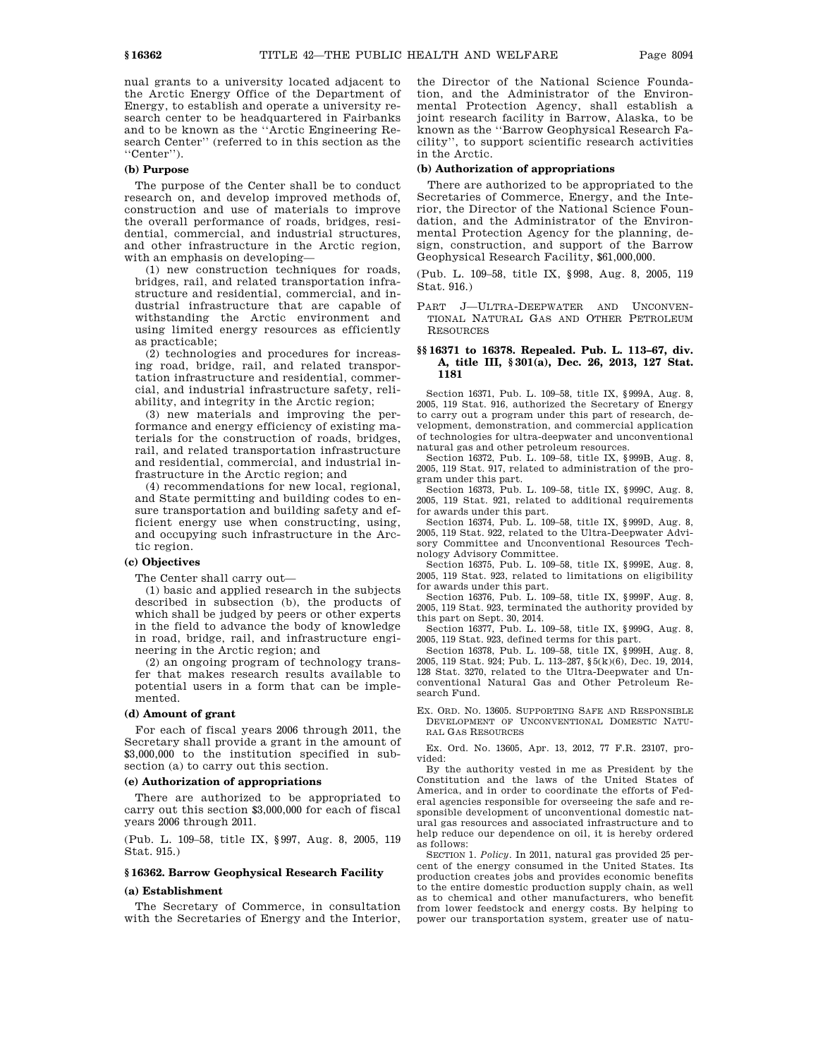nual grants to a university located adjacent to the Arctic Energy Office of the Department of Energy, to establish and operate a university research center to be headquartered in Fairbanks and to be known as the ''Arctic Engineering Research Center'' (referred to in this section as the ''Center'').

**(b) Purpose**

The purpose of the Center shall be to conduct research on, and develop improved methods of, construction and use of materials to improve the overall performance of roads, bridges, residential, commercial, and industrial structures, and other infrastructure in the Arctic region, with an emphasis on developing—

(1) new construction techniques for roads, bridges, rail, and related transportation infrastructure and residential, commercial, and industrial infrastructure that are capable of withstanding the Arctic environment and using limited energy resources as efficiently as practicable;

(2) technologies and procedures for increasing road, bridge, rail, and related transportation infrastructure and residential, commercial, and industrial infrastructure safety, reliability, and integrity in the Arctic region;

(3) new materials and improving the performance and energy efficiency of existing materials for the construction of roads, bridges, rail, and related transportation infrastructure and residential, commercial, and industrial infrastructure in the Arctic region; and

(4) recommendations for new local, regional, and State permitting and building codes to ensure transportation and building safety and efficient energy use when constructing, using, and occupying such infrastructure in the Arctic region.

**(c) Objectives**

The Center shall carry out—

(1) basic and applied research in the subjects described in subsection (b), the products of which shall be judged by peers or other experts in the field to advance the body of knowledge in road, bridge, rail, and infrastructure engineering in the Arctic region; and

(2) an ongoing program of technology transfer that makes research results available to potential users in a form that can be implemented.

**(d) Amount of grant**

For each of fiscal years 2006 through 2011, the Secretary shall provide a grant in the amount of $3,000,000 to the institution specified in subsection (a) to carry out this section.

**(e) Authorization of appropriations**

There are authorized to be appropriated to carry out this section $3,000,000 for each of fiscal years 2006 through 2011.

(Pub. L. 109–58, title IX, §997, Aug. 8, 2005, 119 Stat. 915.)

## §16362. Barrow Geophysical Research Facility

**(a) Establishment**

The Secretary of Commerce, in consultation with the Secretaries of Energy and the Interior, the Director of the National Science Foundation, and the Administrator of the Environmental Protection Agency, shall establish a joint research facility in Barrow, Alaska, to be known as the ''Barrow Geophysical Research Facility'', to support scientific research activities in the Arctic.

**(b) Authorization of appropriations**

There are authorized to be appropriated to the Secretaries of Commerce, Energy, and the Interior, the Director of the National Science Foundation, and the Administrator of the Environmental Protection Agency for the planning, design, construction, and support of the Barrow Geophysical Research Facility, $61,000,000.

(Pub. L. 109–58, title IX, §998, Aug. 8, 2005, 119 Stat. 916.)

## PART J—ULTRA-DEEPWATER AND UNCONVENTIONAL NATURAL GAS AND OTHER PETROLEUM RESOURCES

## §§16371 to 16378. Repealed. Pub. L. 113–67, div. A, title III, §301(a), Dec. 26, 2013, 127 Stat. 1181

Section 16371, Pub. L. 109–58, title IX, §999A, Aug. 8, 2005, 119 Stat. 916, authorized the Secretary of Energy to carry out a program under this part of research, development, demonstration, and commercial application of technologies for ultra-deepwater and unconventional natural gas and other petroleum resources.

Section 16372, Pub. L. 109–58, title IX, §999B, Aug. 8, 2005, 119 Stat. 917, related to administration of the program under this part.

Section 16373, Pub. L. 109–58, title IX, §999C, Aug. 8, 2005, 119 Stat. 921, related to additional requirements for awards under this part.

Section 16374, Pub. L. 109–58, title IX, §999D, Aug. 8, 2005, 119 Stat. 922, related to the Ultra-Deepwater Advisory Committee and Unconventional Resources Technology Advisory Committee.

Section 16375, Pub. L. 109–58, title IX, §999E, Aug. 8, 2005, 119 Stat. 923, related to limitations on eligibility for awards under this part.

Section 16376, Pub. L. 109–58, title IX, §999F, Aug. 8, 2005, 119 Stat. 923, terminated the authority provided by this part on Sept. 30, 2014.

Section 16377, Pub. L. 109–58, title IX, §999G, Aug. 8, 2005, 119 Stat. 923, defined terms for this part.

Section 16378, Pub. L. 109–58, title IX, §999H, Aug. 8, 2005, 119 Stat. 924; Pub. L. 113–287, §5(k)(6), Dec. 19, 2014, 128 Stat. 3270, related to the Ultra-Deepwater and Unconventional Natural Gas and Other Petroleum Research Fund.

EX. ORD. NO. 13605. SUPPORTING SAFE AND RESPONSIBLE DEVELOPMENT OF UNCONVENTIONAL DOMESTIC NATURAL GAS RESOURCES

Ex. Ord. No. 13605, Apr. 13, 2012, 77 F.R. 23107, provided:

By the authority vested in me as President by the Constitution and the laws of the United States of America, and in order to coordinate the efforts of Federal agencies responsible for overseeing the safe and responsible development of unconventional domestic natural gas resources and associated infrastructure and to help reduce our dependence on oil, it is hereby ordered as follows:

SECTION 1. *Policy*. In 2011, natural gas provided 25 percent of the energy consumed in the United States. Its production creates jobs and provides economic benefits to the entire domestic production supply chain, as well as to chemical and other manufacturers, who benefit from lower feedstock and energy costs. By helping to power our transportation system, greater use of natu-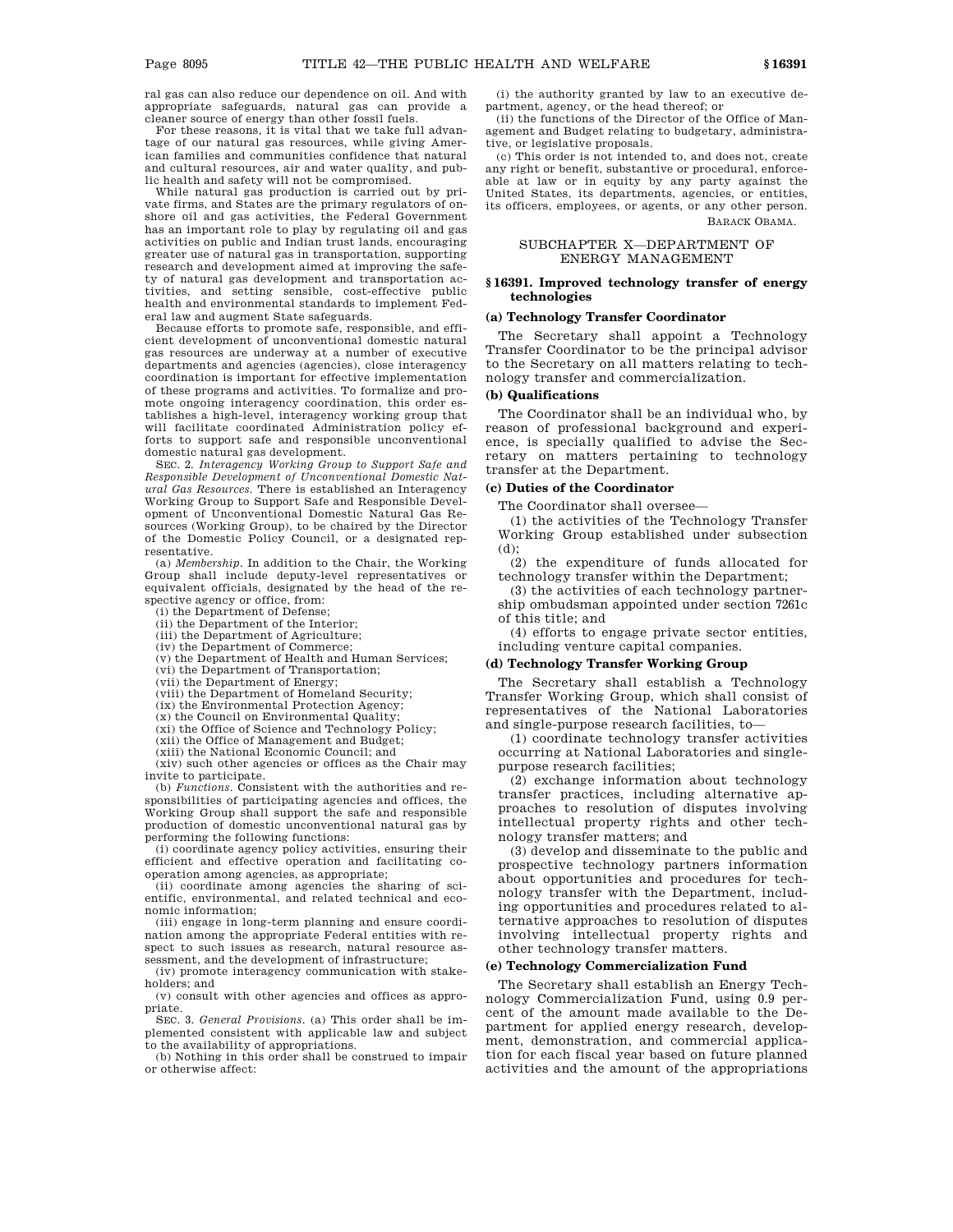ral gas can also reduce our dependence on oil. And with appropriate safeguards, natural gas can provide a cleaner source of energy than other fossil fuels.

For these reasons, it is vital that we take full advantage of our natural gas resources, while giving American families and communities confidence that natural and cultural resources, air and water quality, and public health and safety will not be compromised.

While natural gas production is carried out by private firms, and States are the primary regulators of onshore oil and gas activities, the Federal Government has an important role to play by regulating oil and gas activities on public and Indian trust lands, encouraging greater use of natural gas in transportation, supporting research and development aimed at improving the safety of natural gas development and transportation activities, and setting sensible, cost-effective public health and environmental standards to implement Federal law and augment State safeguards.

Because efforts to promote safe, responsible, and efficient development of unconventional domestic natural gas resources are underway at a number of executive departments and agencies (agencies), close interagency coordination is important for effective implementation of these programs and activities. To formalize and promote ongoing interagency coordination, this order establishes a high-level, interagency working group that will facilitate coordinated Administration policy efforts to support safe and responsible unconventional domestic natural gas development.

SEC. 2. *Interagency Working Group to Support Safe and Responsible Development of Unconventional Domestic Natural Gas Resources.* There is established an Interagency Working Group to Support Safe and Responsible Development of Unconventional Domestic Natural Gas Resources (Working Group), to be chaired by the Director of the Domestic Policy Council, or a designated representative.

(a) *Membership.* In addition to the Chair, the Working Group shall include deputy-level representatives or equivalent officials, designated by the head of the respective agency or office, from:

(i) the Department of Defense;
(ii) the Department of the Interior;
(iii) the Department of Agriculture;
(iv) the Department of Commerce;
(v) the Department of Health and Human Services;
(vi) the Department of Transportation;
(vii) the Department of Energy;
(viii) the Department of Homeland Security;
(ix) the Environmental Protection Agency;
(x) the Council on Environmental Quality;
(xi) the Office of Science and Technology Policy;
(xii) the Office of Management and Budget;
(xiii) the National Economic Council; and
(xiv) such other agencies or offices as the Chair may invite to participate.

(b) *Functions.* Consistent with the authorities and responsibilities of participating agencies and offices, the Working Group shall support the safe and responsible production of domestic unconventional natural gas by performing the following functions:

(i) coordinate agency policy activities, ensuring their efficient and effective operation and facilitating cooperation among agencies, as appropriate;
(ii) coordinate among agencies the sharing of scientific, environmental, and related technical and economic information;
(iii) engage in long-term planning and ensure coordination among the appropriate Federal entities with respect to such issues as research, natural resource assessment, and the development of infrastructure;
(iv) promote interagency communication with stakeholders; and
(v) consult with other agencies and offices as appropriate.

SEC. 3. *General Provisions.* (a) This order shall be implemented consistent with applicable law and subject to the availability of appropriations.

(b) Nothing in this order shall be construed to impair or otherwise affect:

(i) the authority granted by law to an executive department, agency, or the head thereof; or
(ii) the functions of the Director of the Office of Management and Budget relating to budgetary, administrative, or legislative proposals.

(c) This order is not intended to, and does not, create any right or benefit, substantive or procedural, enforceable at law or in equity by any party against the United States, its departments, agencies, or entities, its officers, employees, or agents, or any other person.

BARACK OBAMA.

## SUBCHAPTER X—DEPARTMENT OF ENERGY MANAGEMENT

### § 16391. Improved technology transfer of energy technologies

#### (a) Technology Transfer Coordinator

The Secretary shall appoint a Technology Transfer Coordinator to be the principal advisor to the Secretary on all matters relating to technology transfer and commercialization.

#### (b) Qualifications

The Coordinator shall be an individual who, by reason of professional background and experience, is specially qualified to advise the Secretary on matters pertaining to technology transfer at the Department.

#### (c) Duties of the Coordinator

The Coordinator shall oversee—

(1) the activities of the Technology Transfer Working Group established under subsection (d);

(2) the expenditure of funds allocated for technology transfer within the Department;

(3) the activities of each technology partnership ombudsman appointed under section 7261c of this title; and

(4) efforts to engage private sector entities, including venture capital companies.

#### (d) Technology Transfer Working Group

The Secretary shall establish a Technology Transfer Working Group, which shall consist of representatives of the National Laboratories and single-purpose research facilities, to—

(1) coordinate technology transfer activities occurring at National Laboratories and single-purpose research facilities;

(2) exchange information about technology transfer practices, including alternative approaches to resolution of disputes involving intellectual property rights and other technology transfer matters; and

(3) develop and disseminate to the public and prospective technology partners information about opportunities and procedures for technology transfer with the Department, including opportunities and procedures related to alternative approaches to resolution of disputes involving intellectual property rights and other technology transfer matters.

#### (e) Technology Commercialization Fund

The Secretary shall establish an Energy Technology Commercialization Fund, using 0.9 percent of the amount made available to the Department for applied energy research, development, demonstration, and commercial application for each fiscal year based on future planned activities and the amount of the appropriations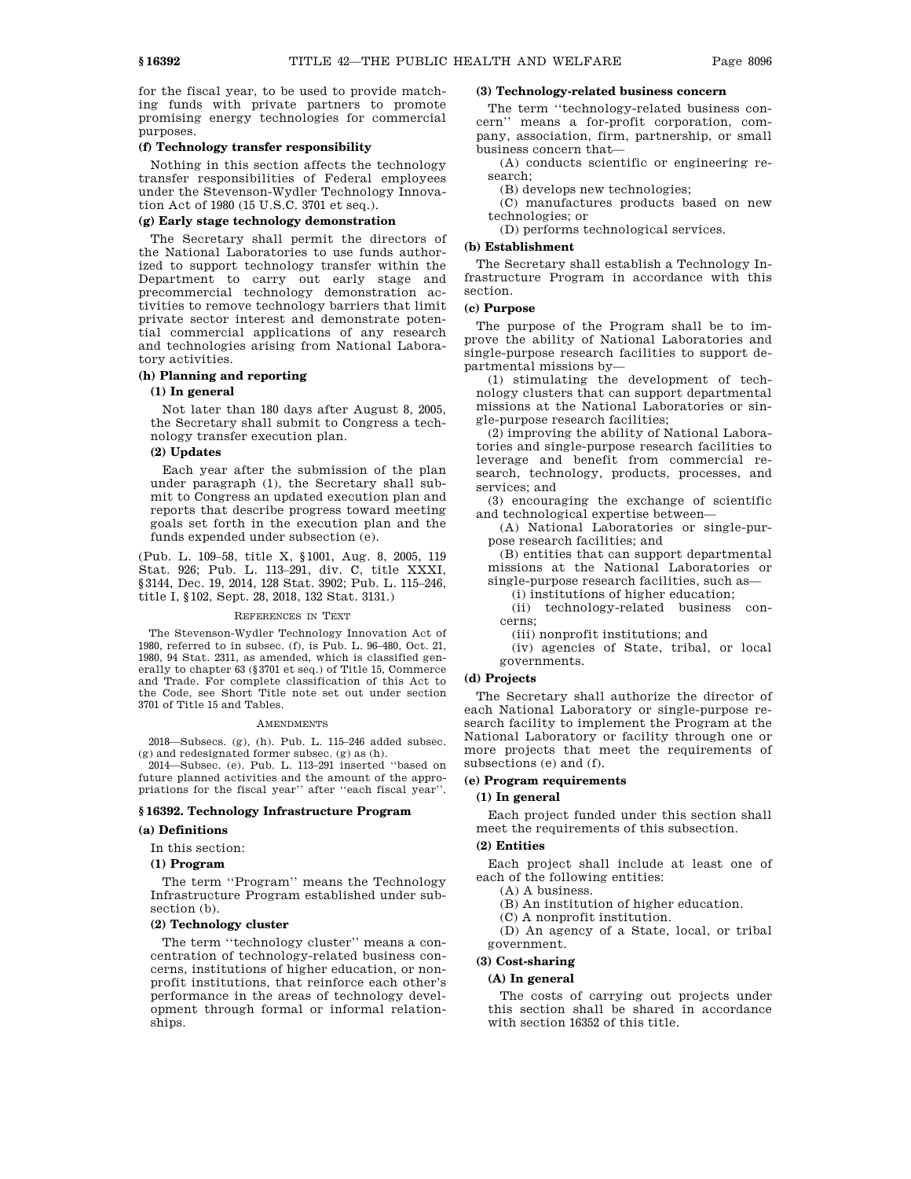for the fiscal year, to be used to provide matching funds with private partners to promote promising energy technologies for commercial purposes.

#### (f) Technology transfer responsibility

Nothing in this section affects the technology transfer responsibilities of Federal employees under the Stevenson-Wydler Technology Innovation Act of 1980 (15 U.S.C. 3701 et seq.).

#### (g) Early stage technology demonstration

The Secretary shall permit the directors of the National Laboratories to use funds authorized to support technology transfer within the Department to carry out early stage and precommercial technology demonstration activities to remove technology barriers that limit private sector interest and demonstrate potential commercial applications of any research and technologies arising from National Laboratory activities.

#### (h) Planning and reporting

##### (1) In general

Not later than 180 days after August 8, 2005, the Secretary shall submit to Congress a technology transfer execution plan.

##### (2) Updates

Each year after the submission of the plan under paragraph (1), the Secretary shall submit to Congress an updated execution plan and reports that describe progress toward meeting goals set forth in the execution plan and the funds expended under subsection (e).

(Pub. L. 109–58, title X, §1001, Aug. 8, 2005, 119 Stat. 926; Pub. L. 113–291, div. C, title XXXI, §3144, Dec. 19, 2014, 128 Stat. 3902; Pub. L. 115–246, title I, §102, Sept. 28, 2018, 132 Stat. 3131.)

REFERENCES IN TEXT

The Stevenson-Wydler Technology Innovation Act of 1980, referred to in subsec. (f), is Pub. L. 96–480, Oct. 21, 1980, 94 Stat. 2311, as amended, which is classified generally to chapter 63 (§3701 et seq.) of Title 15, Commerce and Trade. For complete classification of this Act to the Code, see Short Title note set out under section 3701 of Title 15 and Tables.

AMENDMENTS

2018—Subsecs. (g), (h). Pub. L. 115–246 added subsec. (g) and redesignated former subsec. (g) as (h).

2014—Subsec. (e). Pub. L. 113–291 inserted "based on future planned activities and the amount of the appropriations for the fiscal year" after "each fiscal year".

### § 16392. Technology Infrastructure Program

#### (a) Definitions

In this section:

##### (1) Program

The term "Program" means the Technology Infrastructure Program established under subsection (b).

##### (2) Technology cluster

The term "technology cluster" means a concentration of technology-related business concerns, institutions of higher education, or nonprofit institutions, that reinforce each other's performance in the areas of technology development through formal or informal relationships.

##### (3) Technology-related business concern

The term "technology-related business concern" means a for-profit corporation, company, association, firm, partnership, or small business concern that—

(A) conducts scientific or engineering research;

(B) develops new technologies;

(C) manufactures products based on new technologies; or

(D) performs technological services.

#### (b) Establishment

The Secretary shall establish a Technology Infrastructure Program in accordance with this section.

#### (c) Purpose

The purpose of the Program shall be to improve the ability of National Laboratories and single-purpose research facilities to support departmental missions by—

(1) stimulating the development of technology clusters that can support departmental missions at the National Laboratories or single-purpose research facilities;

(2) improving the ability of National Laboratories and single-purpose research facilities to leverage and benefit from commercial research, technology, products, processes, and services; and

(3) encouraging the exchange of scientific and technological expertise between—

(A) National Laboratories or single-purpose research facilities; and

(B) entities that can support departmental missions at the National Laboratories or single-purpose research facilities, such as—

(i) institutions of higher education;

(ii) technology-related business concerns;

(iii) nonprofit institutions; and

(iv) agencies of State, tribal, or local governments.

#### (d) Projects

The Secretary shall authorize the director of each National Laboratory or single-purpose research facility to implement the Program at the National Laboratory or facility through one or more projects that meet the requirements of subsections (e) and (f).

#### (e) Program requirements

##### (1) In general

Each project funded under this section shall meet the requirements of this subsection.

##### (2) Entities

Each project shall include at least one of each of the following entities:

(A) A business.

(B) An institution of higher education.

(C) A nonprofit institution.

(D) An agency of a State, local, or tribal government.

##### (3) Cost-sharing

###### (A) In general

The costs of carrying out projects under this section shall be shared in accordance with section 16352 of this title.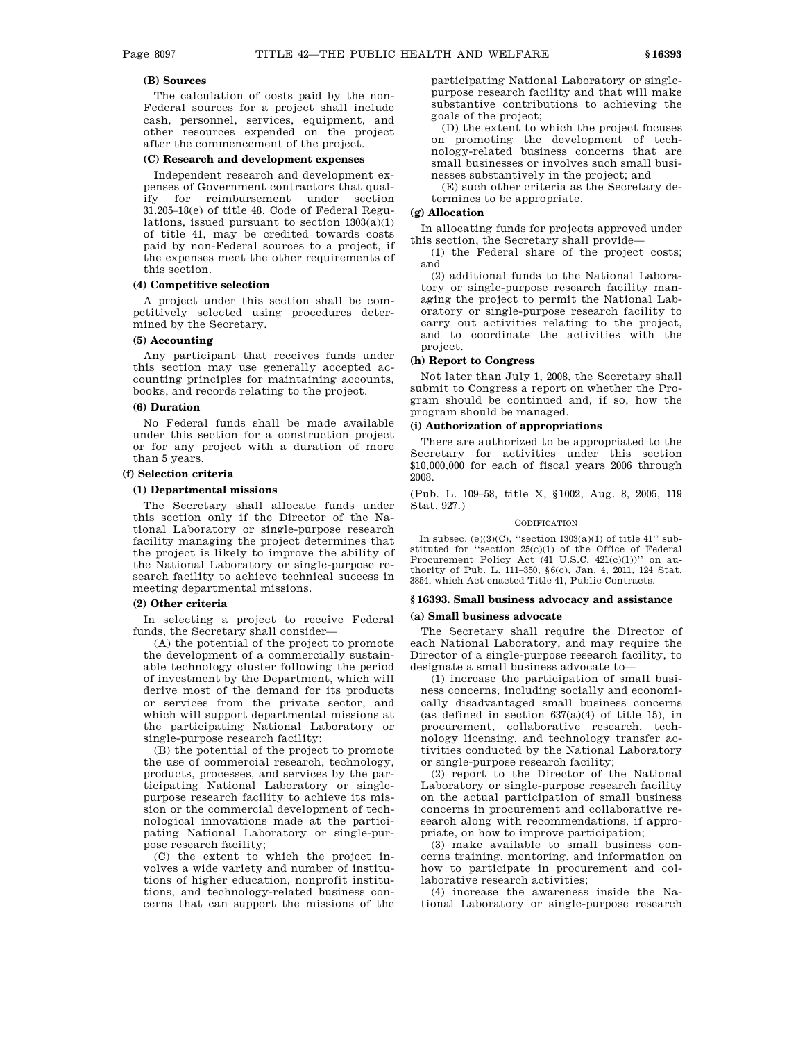**(B) Sources**

The calculation of costs paid by the non-Federal sources for a project shall include cash, personnel, services, equipment, and other resources expended on the project after the commencement of the project.

**(C) Research and development expenses**

Independent research and development expenses of Government contractors that qualify for reimbursement under section 31.205–18(e) of title 48, Code of Federal Regulations, issued pursuant to section 1303(a)(1) of title 41, may be credited towards costs paid by non-Federal sources to a project, if the expenses meet the other requirements of this section.

**(4) Competitive selection**

A project under this section shall be competitively selected using procedures determined by the Secretary.

**(5) Accounting**

Any participant that receives funds under this section may use generally accepted accounting principles for maintaining accounts, books, and records relating to the project.

**(6) Duration**

No Federal funds shall be made available under this section for a construction project or for any project with a duration of more than 5 years.

**(f) Selection criteria**

**(1) Departmental missions**

The Secretary shall allocate funds under this section only if the Director of the National Laboratory or single-purpose research facility managing the project determines that the project is likely to improve the ability of the National Laboratory or single-purpose research facility to achieve technical success in meeting departmental missions.

**(2) Other criteria**

In selecting a project to receive Federal funds, the Secretary shall consider—

(A) the potential of the project to promote the development of a commercially sustainable technology cluster following the period of investment by the Department, which will derive most of the demand for its products or services from the private sector, and which will support departmental missions at the participating National Laboratory or single-purpose research facility;

(B) the potential of the project to promote the use of commercial research, technology, products, processes, and services by the participating National Laboratory or single-purpose research facility to achieve its mission or the commercial development of technological innovations made at the participating National Laboratory or single-purpose research facility;

(C) the extent to which the project involves a wide variety and number of institutions of higher education, nonprofit institutions, and technology-related business concerns that can support the missions of the participating National Laboratory or single-purpose research facility and that will make substantive contributions to achieving the goals of the project;

(D) the extent to which the project focuses on promoting the development of technology-related business concerns that are small businesses or involves such small businesses substantively in the project; and

(E) such other criteria as the Secretary determines to be appropriate.

**(g) Allocation**

In allocating funds for projects approved under this section, the Secretary shall provide—

(1) the Federal share of the project costs; and

(2) additional funds to the National Laboratory or single-purpose research facility managing the project to permit the National Laboratory or single-purpose research facility to carry out activities relating to the project, and to coordinate the activities with the project.

**(h) Report to Congress**

Not later than July 1, 2008, the Secretary shall submit to Congress a report on whether the Program should be continued and, if so, how the program should be managed.

**(i) Authorization of appropriations**

There are authorized to be appropriated to the Secretary for activities under this section $10,000,000 for each of fiscal years 2006 through 2008.

(Pub. L. 109–58, title X, §1002, Aug. 8, 2005, 119 Stat. 927.)

CODIFICATION

In subsec. (e)(3)(C), "section 1303(a)(1) of title 41" substituted for "section 25(c)(1) of the Office of Federal Procurement Policy Act (41 U.S.C. 421(c)(1))" on authority of Pub. L. 111–350, §6(c), Jan. 4, 2011, 124 Stat. 3854, which Act enacted Title 41, Public Contracts.

### §16393. Small business advocacy and assistance

**(a) Small business advocate**

The Secretary shall require the Director of each National Laboratory, and may require the Director of a single-purpose research facility, to designate a small business advocate to—

(1) increase the participation of small business concerns, including socially and economically disadvantaged small business concerns (as defined in section 637(a)(4) of title 15), in procurement, collaborative research, technology licensing, and technology transfer activities conducted by the National Laboratory or single-purpose research facility;

(2) report to the Director of the National Laboratory or single-purpose research facility on the actual participation of small business concerns in procurement and collaborative research along with recommendations, if appropriate, on how to improve participation;

(3) make available to small business concerns training, mentoring, and information on how to participate in procurement and collaborative research activities;

(4) increase the awareness inside the National Laboratory or single-purpose research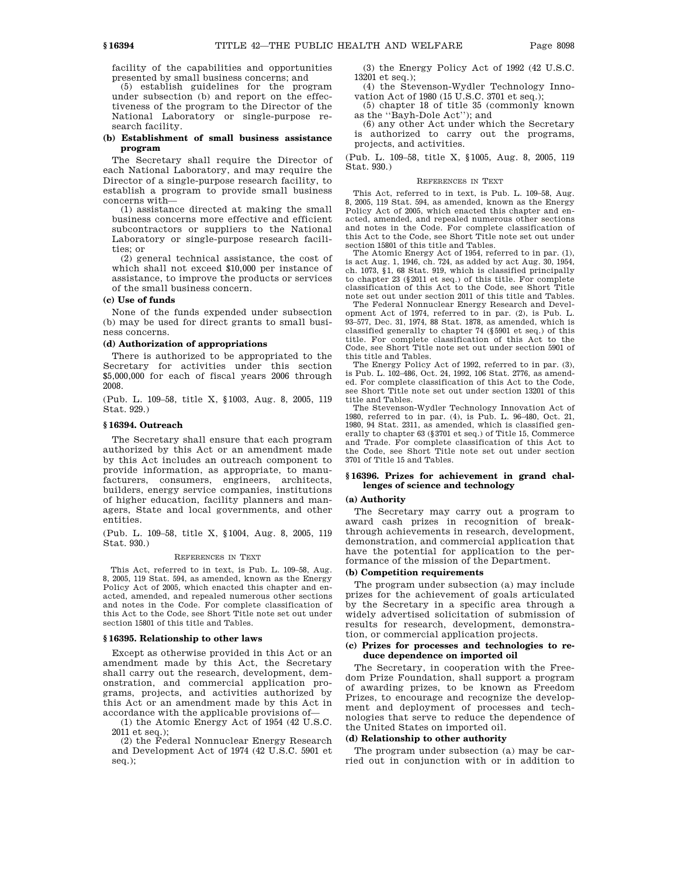facility of the capabilities and opportunities presented by small business concerns; and

(5) establish guidelines for the program under subsection (b) and report on the effectiveness of the program to the Director of the National Laboratory or single-purpose research facility.

**(b) Establishment of small business assistance program**

The Secretary shall require the Director of each National Laboratory, and may require the Director of a single-purpose research facility, to establish a program to provide small business concerns with—

(1) assistance directed at making the small business concerns more effective and efficient subcontractors or suppliers to the National Laboratory or single-purpose research facilities; or

(2) general technical assistance, the cost of which shall not exceed $10,000 per instance of assistance, to improve the products or services of the small business concern.

**(c) Use of funds**

None of the funds expended under subsection (b) may be used for direct grants to small business concerns.

**(d) Authorization of appropriations**

There is authorized to be appropriated to the Secretary for activities under this section $5,000,000 for each of fiscal years 2006 through 2008.

(Pub. L. 109–58, title X, §1003, Aug. 8, 2005, 119 Stat. 929.)

### §16394. Outreach

The Secretary shall ensure that each program authorized by this Act or an amendment made by this Act includes an outreach component to provide information, as appropriate, to manufacturers, consumers, engineers, architects, builders, energy service companies, institutions of higher education, facility planners and managers, State and local governments, and other entities.

(Pub. L. 109–58, title X, §1004, Aug. 8, 2005, 119 Stat. 930.)

REFERENCES IN TEXT

This Act, referred to in text, is Pub. L. 109–58, Aug. 8, 2005, 119 Stat. 594, as amended, known as the Energy Policy Act of 2005, which enacted this chapter and enacted, amended, and repealed numerous other sections and notes in the Code. For complete classification of this Act to the Code, see Short Title note set out under section 15801 of this title and Tables.

### §16395. Relationship to other laws

Except as otherwise provided in this Act or an amendment made by this Act, the Secretary shall carry out the research, development, demonstration, and commercial application programs, projects, and activities authorized by this Act or an amendment made by this Act in accordance with the applicable provisions of—

(1) the Atomic Energy Act of 1954 (42 U.S.C. 2011 et seq.);

(2) the Federal Nonnuclear Energy Research and Development Act of 1974 (42 U.S.C. 5901 et seq.);

(3) the Energy Policy Act of 1992 (42 U.S.C. 13201 et seq.);

(4) the Stevenson-Wydler Technology Innovation Act of 1980 (15 U.S.C. 3701 et seq.);

(5) chapter 18 of title 35 (commonly known as the "Bayh-Dole Act"); and

(6) any other Act under which the Secretary is authorized to carry out the programs, projects, and activities.

(Pub. L. 109–58, title X, §1005, Aug. 8, 2005, 119 Stat. 930.)

REFERENCES IN TEXT

This Act, referred to in text, is Pub. L. 109–58, Aug. 8, 2005, 119 Stat. 594, as amended, known as the Energy Policy Act of 2005, which enacted this chapter and enacted, amended, and repealed numerous other sections and notes in the Code. For complete classification of this Act to the Code, see Short Title note set out under section 15801 of this title and Tables.

The Atomic Energy Act of 1954, referred to in par. (1), is act Aug. 1, 1946, ch. 724, as added by act Aug. 30, 1954, ch. 1073, §1, 68 Stat. 919, which is classified principally to chapter 23 (§2011 et seq.) of this title. For complete classification of this Act to the Code, see Short Title note set out under section 2011 of this title and Tables.

The Federal Nonnuclear Energy Research and Development Act of 1974, referred to in par. (2), is Pub. L. 93–577, Dec. 31, 1974, 88 Stat. 1878, as amended, which is classified generally to chapter 74 (§5901 et seq.) of this title. For complete classification of this Act to the Code, see Short Title note set out under section 5901 of this title and Tables.

The Energy Policy Act of 1992, referred to in par. (3), is Pub. L. 102–486, Oct. 24, 1992, 106 Stat. 2776, as amended. For complete classification of this Act to the Code, see Short Title note set out under section 13201 of this title and Tables.

The Stevenson-Wydler Technology Innovation Act of 1980, referred to in par. (4), is Pub. L. 96–480, Oct. 21, 1980, 94 Stat. 2311, as amended, which is classified generally to chapter 63 (§3701 et seq.) of Title 15, Commerce and Trade. For complete classification of this Act to the Code, see Short Title note set out under section 3701 of Title 15 and Tables.

### §16396. Prizes for achievement in grand challenges of science and technology

**(a) Authority**

The Secretary may carry out a program to award cash prizes in recognition of breakthrough achievements in research, development, demonstration, and commercial application that have the potential for application to the performance of the mission of the Department.

**(b) Competition requirements**

The program under subsection (a) may include prizes for the achievement of goals articulated by the Secretary in a specific area through a widely advertised solicitation of submission of results for research, development, demonstration, or commercial application projects.

**(c) Prizes for processes and technologies to reduce dependence on imported oil**

The Secretary, in cooperation with the Freedom Prize Foundation, shall support a program of awarding prizes, to be known as Freedom Prizes, to encourage and recognize the development and deployment of processes and technologies that serve to reduce the dependence of the United States on imported oil.

**(d) Relationship to other authority**

The program under subsection (a) may be carried out in conjunction with or in addition to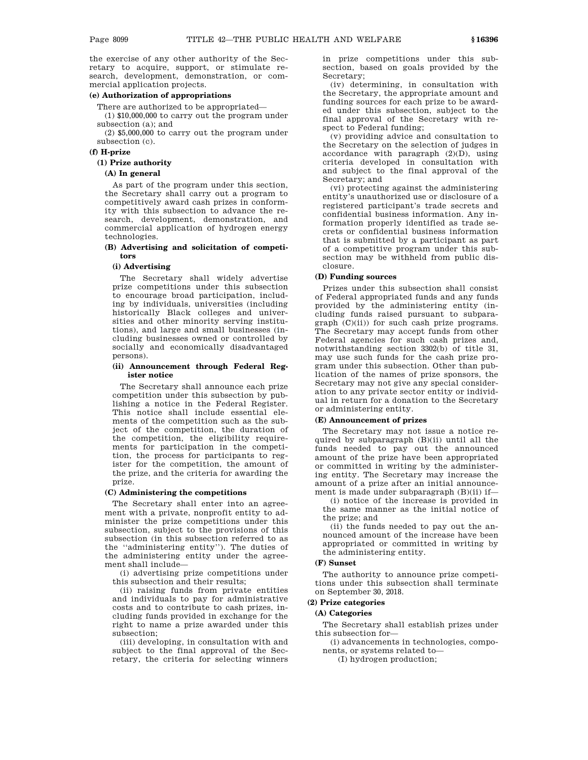the exercise of any other authority of the Secretary to acquire, support, or stimulate research, development, demonstration, or commercial application projects.

**(e) Authorization of appropriations**

There are authorized to be appropriated—

(1) $10,000,000 to carry out the program under subsection (a); and

(2) $5,000,000 to carry out the program under subsection (c).

**(f) H-prize**

**(1) Prize authority**

**(A) In general**

As part of the program under this section, the Secretary shall carry out a program to competitively award cash prizes in conformity with this subsection to advance the research, development, demonstration, and commercial application of hydrogen energy technologies.

**(B) Advertising and solicitation of competitors**

**(i) Advertising**

The Secretary shall widely advertise prize competitions under this subsection to encourage broad participation, including by individuals, universities (including historically Black colleges and universities and other minority serving institutions), and large and small businesses (including businesses owned or controlled by socially and economically disadvantaged persons).

**(ii) Announcement through Federal Register notice**

The Secretary shall announce each prize competition under this subsection by publishing a notice in the Federal Register. This notice shall include essential elements of the competition such as the subject of the competition, the duration of the competition, the eligibility requirements for participation in the competition, the process for participants to register for the competition, the amount of the prize, and the criteria for awarding the prize.

**(C) Administering the competitions**

The Secretary shall enter into an agreement with a private, nonprofit entity to administer the prize competitions under this subsection, subject to the provisions of this subsection (in this subsection referred to as the "administering entity"). The duties of the administering entity under the agreement shall include—

(i) advertising prize competitions under this subsection and their results;

(ii) raising funds from private entities and individuals to pay for administrative costs and to contribute to cash prizes, including funds provided in exchange for the right to name a prize awarded under this subsection;

(iii) developing, in consultation with and subject to the final approval of the Secretary, the criteria for selecting winners in prize competitions under this subsection, based on goals provided by the Secretary;

(iv) determining, in consultation with the Secretary, the appropriate amount and funding sources for each prize to be awarded under this subsection, subject to the final approval of the Secretary with respect to Federal funding;

(v) providing advice and consultation to the Secretary on the selection of judges in accordance with paragraph (2)(D), using criteria developed in consultation with and subject to the final approval of the Secretary; and

(vi) protecting against the administering entity's unauthorized use or disclosure of a registered participant's trade secrets and confidential business information. Any information properly identified as trade secrets or confidential business information that is submitted by a participant as part of a competitive program under this subsection may be withheld from public disclosure.

**(D) Funding sources**

Prizes under this subsection shall consist of Federal appropriated funds and any funds provided by the administering entity (including funds raised pursuant to subparagraph (C)(ii)) for such cash prize programs. The Secretary may accept funds from other Federal agencies for such cash prizes and, notwithstanding section 3302(b) of title 31, may use such funds for the cash prize program under this subsection. Other than publication of the names of prize sponsors, the Secretary may not give any special consideration to any private sector entity or individual in return for a donation to the Secretary or administering entity.

**(E) Announcement of prizes**

The Secretary may not issue a notice required by subparagraph (B)(ii) until all the funds needed to pay out the announced amount of the prize have been appropriated or committed in writing by the administering entity. The Secretary may increase the amount of a prize after an initial announcement is made under subparagraph (B)(ii) if—

(i) notice of the increase is provided in the same manner as the initial notice of the prize; and

(ii) the funds needed to pay out the announced amount of the increase have been appropriated or committed in writing by the administering entity.

**(F) Sunset**

The authority to announce prize competitions under this subsection shall terminate on September 30, 2018.

**(2) Prize categories**

**(A) Categories**

The Secretary shall establish prizes under this subsection for—

(i) advancements in technologies, components, or systems related to—

(I) hydrogen production;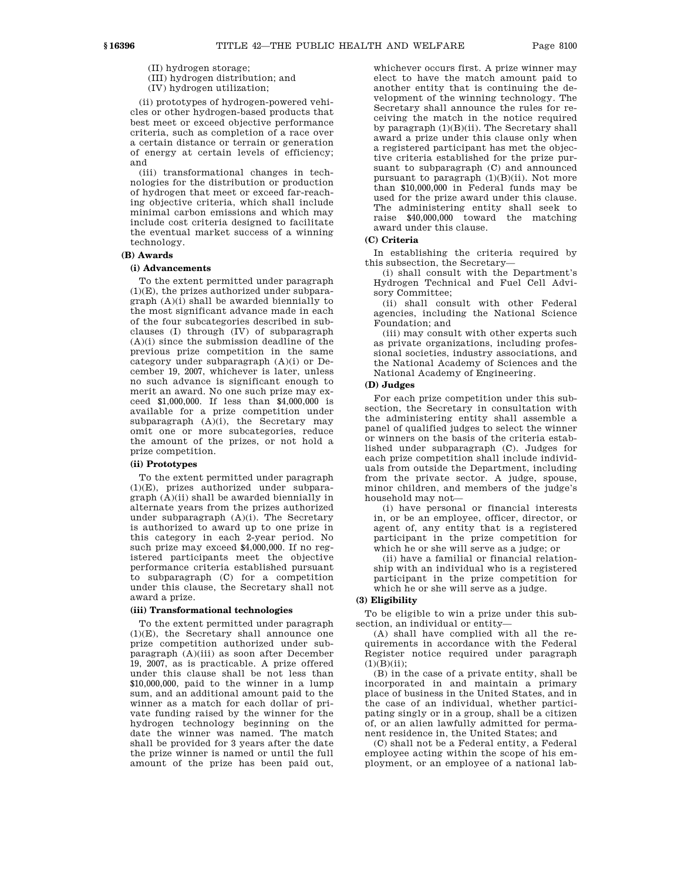(II) hydrogen storage;

(III) hydrogen distribution; and

(IV) hydrogen utilization;

(ii) prototypes of hydrogen-powered vehicles or other hydrogen-based products that best meet or exceed objective performance criteria, such as completion of a race over a certain distance or terrain or generation of energy at certain levels of efficiency; and

(iii) transformational changes in technologies for the distribution or production of hydrogen that meet or exceed far-reaching objective criteria, which shall include minimal carbon emissions and which may include cost criteria designed to facilitate the eventual market success of a winning technology.

**(B) Awards**

**(i) Advancements**

To the extent permitted under paragraph (1)(E), the prizes authorized under subparagraph (A)(i) shall be awarded biennially to the most significant advance made in each of the four subcategories described in subclauses (I) through (IV) of subparagraph (A)(i) since the submission deadline of the previous prize competition in the same category under subparagraph (A)(i) or December 19, 2007, whichever is later, unless no such advance is significant enough to merit an award. No one such prize may exceed $1,000,000. If less than $4,000,000 is available for a prize competition under subparagraph (A)(i), the Secretary may omit one or more subcategories, reduce the amount of the prizes, or not hold a prize competition.

**(ii) Prototypes**

To the extent permitted under paragraph (1)(E), prizes authorized under subparagraph (A)(ii) shall be awarded biennially in alternate years from the prizes authorized under subparagraph (A)(i). The Secretary is authorized to award up to one prize in this category in each 2-year period. No such prize may exceed $4,000,000. If no registered participants meet the objective performance criteria established pursuant to subparagraph (C) for a competition under this clause, the Secretary shall not award a prize.

**(iii) Transformational technologies**

To the extent permitted under paragraph (1)(E), the Secretary shall announce one prize competition authorized under subparagraph (A)(iii) as soon after December 19, 2007, as is practicable. A prize offered under this clause shall be not less than $10,000,000, paid to the winner in a lump sum, and an additional amount paid to the winner as a match for each dollar of private funding raised by the winner for the hydrogen technology beginning on the date the winner was named. The match shall be provided for 3 years after the date the prize winner is named or until the full amount of the prize has been paid out, whichever occurs first. A prize winner may elect to have the match amount paid to another entity that is continuing the development of the winning technology. The Secretary shall announce the rules for receiving the match in the notice required by paragraph (1)(B)(ii). The Secretary shall award a prize under this clause only when a registered participant has met the objective criteria established for the prize pursuant to subparagraph (C) and announced pursuant to paragraph (1)(B)(ii). Not more than $10,000,000 in Federal funds may be used for the prize award under this clause. The administering entity shall seek to raise $40,000,000 toward the matching award under this clause.

**(C) Criteria**

In establishing the criteria required by this subsection, the Secretary—

(i) shall consult with the Department's Hydrogen Technical and Fuel Cell Advisory Committee;

(ii) shall consult with other Federal agencies, including the National Science Foundation; and

(iii) may consult with other experts such as private organizations, including professional societies, industry associations, and the National Academy of Sciences and the National Academy of Engineering.

**(D) Judges**

For each prize competition under this subsection, the Secretary in consultation with the administering entity shall assemble a panel of qualified judges to select the winner or winners on the basis of the criteria established under subparagraph (C). Judges for each prize competition shall include individuals from outside the Department, including from the private sector. A judge, spouse, minor children, and members of the judge's household may not—

(i) have personal or financial interests in, or be an employee, officer, director, or agent of, any entity that is a registered participant in the prize competition for which he or she will serve as a judge; or

(ii) have a familial or financial relationship with an individual who is a registered participant in the prize competition for which he or she will serve as a judge.

**(3) Eligibility**

To be eligible to win a prize under this subsection, an individual or entity—

(A) shall have complied with all the requirements in accordance with the Federal Register notice required under paragraph (1)(B)(ii);

(B) in the case of a private entity, shall be incorporated in and maintain a primary place of business in the United States, and in the case of an individual, whether participating singly or in a group, shall be a citizen of, or an alien lawfully admitted for permanent residence in, the United States; and

(C) shall not be a Federal entity, a Federal employee acting within the scope of his employment, or an employee of a national lab-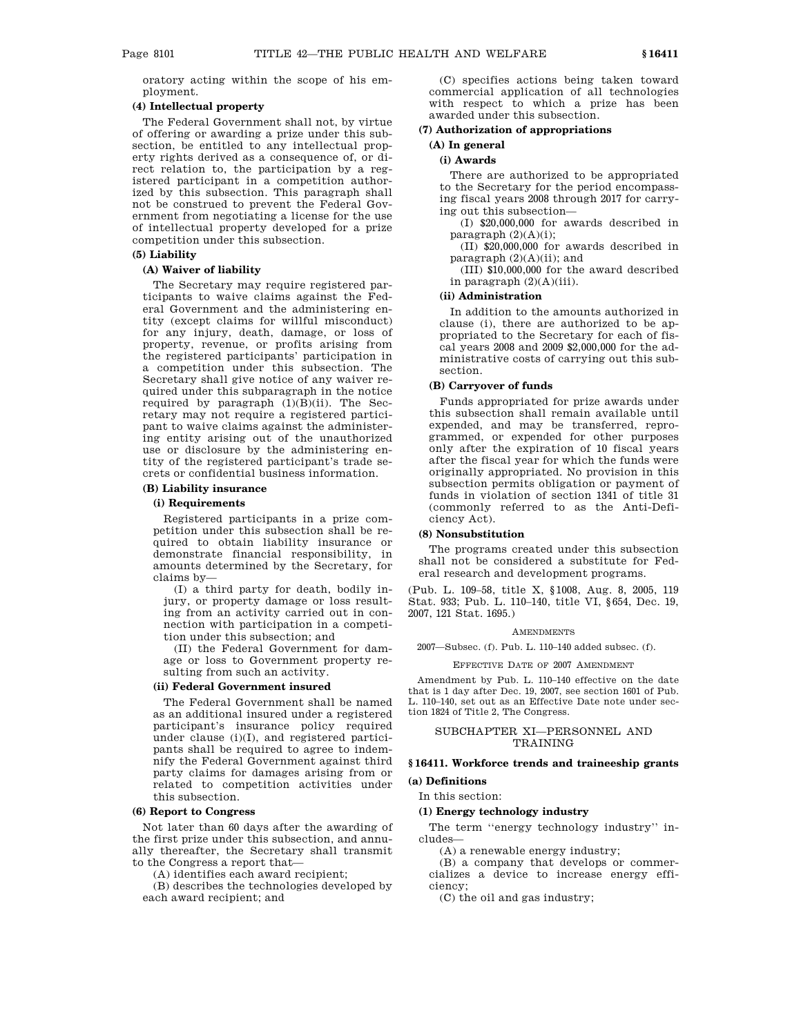oratory acting within the scope of his employment.

#### (4) Intellectual property

The Federal Government shall not, by virtue of offering or awarding a prize under this subsection, be entitled to any intellectual property rights derived as a consequence of, or direct relation to, the participation by a registered participant in a competition authorized by this subsection. This paragraph shall not be construed to prevent the Federal Government from negotiating a license for the use of intellectual property developed for a prize competition under this subsection.

#### (5) Liability

##### (A) Waiver of liability

The Secretary may require registered participants to waive claims against the Federal Government and the administering entity (except claims for willful misconduct) for any injury, death, damage, or loss of property, revenue, or profits arising from the registered participants' participation in a competition under this subsection. The Secretary shall give notice of any waiver required under this subparagraph in the notice required by paragraph (1)(B)(ii). The Secretary may not require a registered participant to waive claims against the administering entity arising out of the unauthorized use or disclosure by the administering entity of the registered participant's trade secrets or confidential business information.

##### (B) Liability insurance

###### (i) Requirements

Registered participants in a prize competition under this subsection shall be required to obtain liability insurance or demonstrate financial responsibility, in amounts determined by the Secretary, for claims by—

(I) a third party for death, bodily injury, or property damage or loss resulting from an activity carried out in connection with participation in a competition under this subsection; and

(II) the Federal Government for damage or loss to Government property resulting from such an activity.

###### (ii) Federal Government insured

The Federal Government shall be named as an additional insured under a registered participant's insurance policy required under clause (i)(I), and registered participants shall be required to agree to indemnify the Federal Government against third party claims for damages arising from or related to competition activities under this subsection.

#### (6) Report to Congress

Not later than 60 days after the awarding of the first prize under this subsection, and annually thereafter, the Secretary shall transmit to the Congress a report that—

(A) identifies each award recipient;

(B) describes the technologies developed by each award recipient; and

(C) specifies actions being taken toward commercial application of all technologies with respect to which a prize has been awarded under this subsection.

#### (7) Authorization of appropriations

##### (A) In general

###### (i) Awards

There are authorized to be appropriated to the Secretary for the period encompassing fiscal years 2008 through 2017 for carrying out this subsection—

(I) $20,000,000 for awards described in paragraph (2)(A)(i);

(II) $20,000,000 for awards described in paragraph (2)(A)(ii); and

(III) $10,000,000 for the award described in paragraph (2)(A)(iii).

###### (ii) Administration

In addition to the amounts authorized in clause (i), there are authorized to be appropriated to the Secretary for each of fiscal years 2008 and 2009 $2,000,000 for the administrative costs of carrying out this subsection.

##### (B) Carryover of funds

Funds appropriated for prize awards under this subsection shall remain available until expended, and may be transferred, reprogrammed, or expended for other purposes only after the expiration of 10 fiscal years after the fiscal year for which the funds were originally appropriated. No provision in this subsection permits obligation or payment of funds in violation of section 1341 of title 31 (commonly referred to as the Anti-Deficiency Act).

#### (8) Nonsubstitution

The programs created under this subsection shall not be considered a substitute for Federal research and development programs.

(Pub. L. 109–58, title X, §1008, Aug. 8, 2005, 119 Stat. 933; Pub. L. 110–140, title VI, §654, Dec. 19, 2007, 121 Stat. 1695.)

AMENDMENTS

2007—Subsec. (f). Pub. L. 110–140 added subsec. (f).

EFFECTIVE DATE OF 2007 AMENDMENT

Amendment by Pub. L. 110–140 effective on the date that is 1 day after Dec. 19, 2007, see section 1601 of Pub. L. 110–140, set out as an Effective Date note under section 1824 of Title 2, The Congress.

## SUBCHAPTER XI—PERSONNEL AND TRAINING

### §16411. Workforce trends and traineeship grants

#### (a) Definitions

In this section:

#### (1) Energy technology industry

The term ''energy technology industry'' includes—

(A) a renewable energy industry;

(B) a company that develops or commercializes a device to increase energy efficiency;

(C) the oil and gas industry;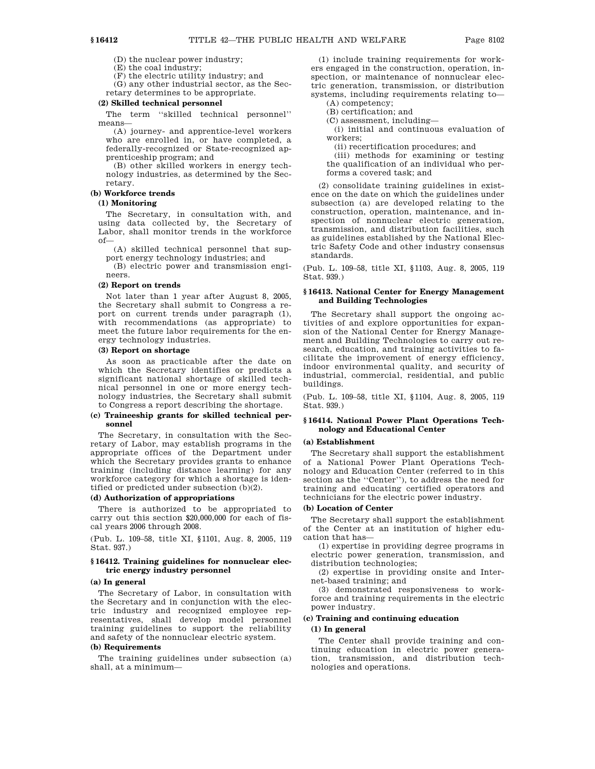(D) the nuclear power industry;

(E) the coal industry;

(F) the electric utility industry; and

(G) any other industrial sector, as the Secretary determines to be appropriate.

**(2) Skilled technical personnel**

The term ''skilled technical personnel'' means—

(A) journey- and apprentice-level workers who are enrolled in, or have completed, a federally-recognized or State-recognized apprenticeship program; and

(B) other skilled workers in energy technology industries, as determined by the Secretary.

**(b) Workforce trends**

**(1) Monitoring**

The Secretary, in consultation with, and using data collected by, the Secretary of Labor, shall monitor trends in the workforce of—

(A) skilled technical personnel that support energy technology industries; and

(B) electric power and transmission engineers.

**(2) Report on trends**

Not later than 1 year after August 8, 2005, the Secretary shall submit to Congress a report on current trends under paragraph (1), with recommendations (as appropriate) to meet the future labor requirements for the energy technology industries.

**(3) Report on shortage**

As soon as practicable after the date on which the Secretary identifies or predicts a significant national shortage of skilled technical personnel in one or more energy technology industries, the Secretary shall submit to Congress a report describing the shortage.

**(c) Traineeship grants for skilled technical personnel**

The Secretary, in consultation with the Secretary of Labor, may establish programs in the appropriate offices of the Department under which the Secretary provides grants to enhance training (including distance learning) for any workforce category for which a shortage is identified or predicted under subsection (b)(2).

**(d) Authorization of appropriations**

There is authorized to be appropriated to carry out this section $20,000,000 for each of fiscal years 2006 through 2008.

(Pub. L. 109–58, title XI, §1101, Aug. 8, 2005, 119 Stat. 937.)

### §16412. Training guidelines for nonnuclear electric energy industry personnel

**(a) In general**

The Secretary of Labor, in consultation with the Secretary and in conjunction with the electric industry and recognized employee representatives, shall develop model personnel training guidelines to support the reliability and safety of the nonnuclear electric system.

**(b) Requirements**

The training guidelines under subsection (a) shall, at a minimum—

(1) include training requirements for workers engaged in the construction, operation, inspection, or maintenance of nonnuclear electric generation, transmission, or distribution systems, including requirements relating to—

(A) competency;

(B) certification; and

(C) assessment, including—

(i) initial and continuous evaluation of workers;

(ii) recertification procedures; and

(iii) methods for examining or testing the qualification of an individual who performs a covered task; and

(2) consolidate training guidelines in existence on the date on which the guidelines under subsection (a) are developed relating to the construction, operation, maintenance, and inspection of nonnuclear electric generation, transmission, and distribution facilities, such as guidelines established by the National Electric Safety Code and other industry consensus standards.

(Pub. L. 109–58, title XI, §1103, Aug. 8, 2005, 119 Stat. 939.)

### §16413. National Center for Energy Management and Building Technologies

The Secretary shall support the ongoing activities of and explore opportunities for expansion of the National Center for Energy Management and Building Technologies to carry out research, education, and training activities to facilitate the improvement of energy efficiency, indoor environmental quality, and security of industrial, commercial, residential, and public buildings.

(Pub. L. 109–58, title XI, §1104, Aug. 8, 2005, 119 Stat. 939.)

### §16414. National Power Plant Operations Technology and Educational Center

**(a) Establishment**

The Secretary shall support the establishment of a National Power Plant Operations Technology and Education Center (referred to in this section as the ''Center''), to address the need for training and educating certified operators and technicians for the electric power industry.

**(b) Location of Center**

The Secretary shall support the establishment of the Center at an institution of higher education that has—

(1) expertise in providing degree programs in electric power generation, transmission, and distribution technologies;

(2) expertise in providing onsite and Internet-based training; and

(3) demonstrated responsiveness to workforce and training requirements in the electric power industry.

**(c) Training and continuing education**

**(1) In general**

The Center shall provide training and continuing education in electric power generation, transmission, and distribution technologies and operations.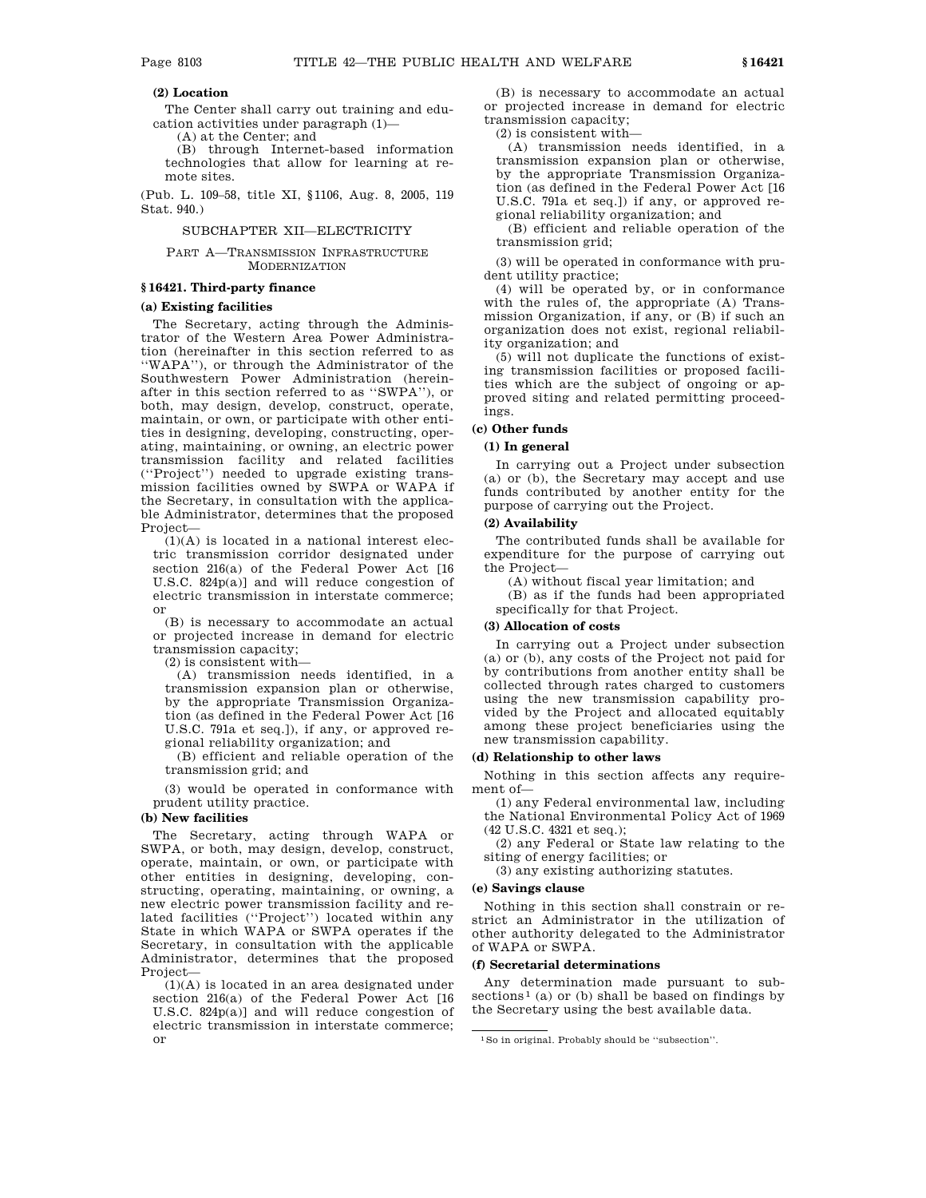**(2) Location**

The Center shall carry out training and education activities under paragraph (1)—

(A) at the Center; and

(B) through Internet-based information technologies that allow for learning at remote sites.

(Pub. L. 109–58, title XI, §1106, Aug. 8, 2005, 119 Stat. 940.)

## SUBCHAPTER XII—ELECTRICITY

### PART A—TRANSMISSION INFRASTRUCTURE MODERNIZATION

### § 16421. Third-party finance

**(a) Existing facilities**

The Secretary, acting through the Administrator of the Western Area Power Administration (hereinafter in this section referred to as "WAPA"), or through the Administrator of the Southwestern Power Administration (hereinafter in this section referred to as "SWPA"), or both, may design, develop, construct, operate, maintain, or own, or participate with other entities in designing, developing, constructing, operating, maintaining, or owning, an electric power transmission facility and related facilities ("Project") needed to upgrade existing transmission facilities owned by SWPA or WAPA if the Secretary, in consultation with the applicable Administrator, determines that the proposed Project—

(1)(A) is located in a national interest electric transmission corridor designated under section 216(a) of the Federal Power Act [16 U.S.C. 824p(a)] and will reduce congestion of electric transmission in interstate commerce; or

(B) is necessary to accommodate an actual or projected increase in demand for electric transmission capacity;

(2) is consistent with—

(A) transmission needs identified, in a transmission expansion plan or otherwise, by the appropriate Transmission Organization (as defined in the Federal Power Act [16 U.S.C. 791a et seq.]), if any, or approved regional reliability organization; and

(B) efficient and reliable operation of the transmission grid; and

(3) would be operated in conformance with prudent utility practice.

**(b) New facilities**

The Secretary, acting through WAPA or SWPA, or both, may design, develop, construct, operate, maintain, or own, or participate with other entities in designing, developing, constructing, operating, maintaining, or owning, a new electric power transmission facility and related facilities ("Project") located within any State in which WAPA or SWPA operates if the Secretary, in consultation with the applicable Administrator, determines that the proposed Project—

(1)(A) is located in an area designated under section 216(a) of the Federal Power Act [16 U.S.C. 824p(a)] and will reduce congestion of electric transmission in interstate commerce; or

(B) is necessary to accommodate an actual or projected increase in demand for electric transmission capacity;

(2) is consistent with—

(A) transmission needs identified, in a transmission expansion plan or otherwise, by the appropriate Transmission Organization (as defined in the Federal Power Act [16 U.S.C. 791a et seq.]) if any, or approved regional reliability organization; and

(B) efficient and reliable operation of the transmission grid;

(3) will be operated in conformance with prudent utility practice;

(4) will be operated by, or in conformance with the rules of, the appropriate (A) Transmission Organization, if any, or (B) if such an organization does not exist, regional reliability organization; and

(5) will not duplicate the functions of existing transmission facilities or proposed facilities which are the subject of ongoing or approved siting and related permitting proceedings.

**(c) Other funds**

**(1) In general**

In carrying out a Project under subsection (a) or (b), the Secretary may accept and use funds contributed by another entity for the purpose of carrying out the Project.

**(2) Availability**

The contributed funds shall be available for expenditure for the purpose of carrying out the Project—

(A) without fiscal year limitation; and

(B) as if the funds had been appropriated specifically for that Project.

**(3) Allocation of costs**

In carrying out a Project under subsection (a) or (b), any costs of the Project not paid for by contributions from another entity shall be collected through rates charged to customers using the new transmission capability provided by the Project and allocated equitably among these project beneficiaries using the new transmission capability.

**(d) Relationship to other laws**

Nothing in this section affects any requirement of—

(1) any Federal environmental law, including the National Environmental Policy Act of 1969 (42 U.S.C. 4321 et seq.);

(2) any Federal or State law relating to the siting of energy facilities; or

(3) any existing authorizing statutes.

**(e) Savings clause**

Nothing in this section shall constrain or restrict an Administrator in the utilization of other authority delegated to the Administrator of WAPA or SWPA.

**(f) Secretarial determinations**

Any determination made pursuant to subsections[1] (a) or (b) shall be based on findings by the Secretary using the best available data.

[1] So in original. Probably should be "subsection".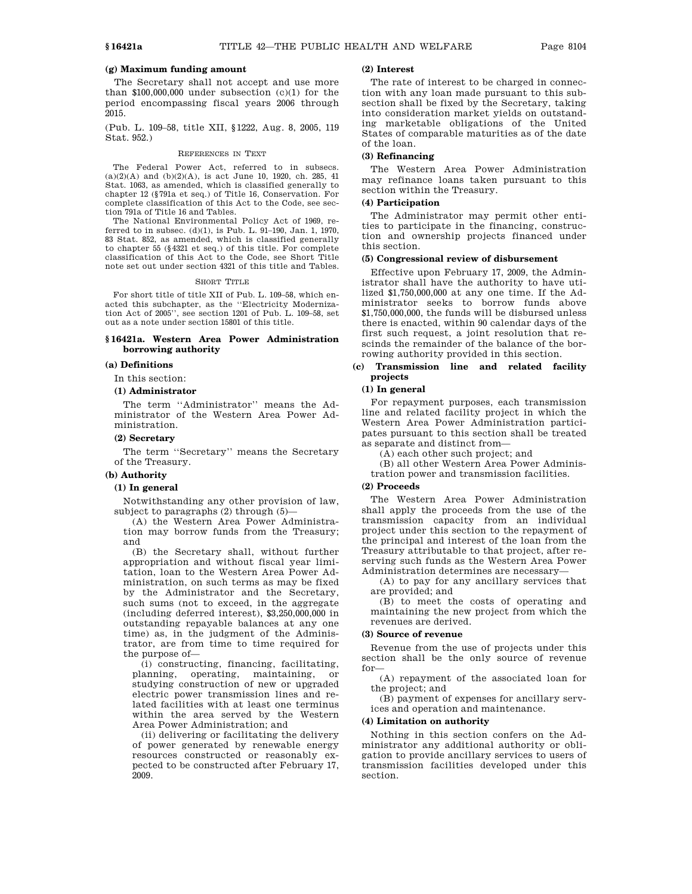**(g) Maximum funding amount**

The Secretary shall not accept and use more than $100,000,000 under subsection (c)(1) for the period encompassing fiscal years 2006 through 2015.

(Pub. L. 109–58, title XII, §1222, Aug. 8, 2005, 119 Stat. 952.)

REFERENCES IN TEXT

The Federal Power Act, referred to in subsecs. (a)(2)(A) and (b)(2)(A), is act June 10, 1920, ch. 285, 41 Stat. 1063, as amended, which is classified generally to chapter 12 (§791a et seq.) of Title 16, Conservation. For complete classification of this Act to the Code, see section 791a of Title 16 and Tables.

The National Environmental Policy Act of 1969, referred to in subsec. (d)(1), is Pub. L. 91–190, Jan. 1, 1970, 83 Stat. 852, as amended, which is classified generally to chapter 55 (§4321 et seq.) of this title. For complete classification of this Act to the Code, see Short Title note set out under section 4321 of this title and Tables.

SHORT TITLE

For short title of title XII of Pub. L. 109–58, which enacted this subchapter, as the ''Electricity Modernization Act of 2005'', see section 1201 of Pub. L. 109–58, set out as a note under section 15801 of this title.

### §16421a. Western Area Power Administration borrowing authority

**(a) Definitions**

In this section:

**(1) Administrator**

The term ''Administrator'' means the Administrator of the Western Area Power Administration.

**(2) Secretary**

The term ''Secretary'' means the Secretary of the Treasury.

**(b) Authority**

**(1) In general**

Notwithstanding any other provision of law, subject to paragraphs (2) through (5)—

(A) the Western Area Power Administration may borrow funds from the Treasury; and

(B) the Secretary shall, without further appropriation and without fiscal year limitation, loan to the Western Area Power Administration, on such terms as may be fixed by the Administrator and the Secretary, such sums (not to exceed, in the aggregate (including deferred interest), $3,250,000,000 in outstanding repayable balances at any one time) as, in the judgment of the Administrator, are from time to time required for the purpose of—

(i) constructing, financing, facilitating, planning, operating, maintaining, or studying construction of new or upgraded electric power transmission lines and related facilities with at least one terminus within the area served by the Western Area Power Administration; and

(ii) delivering or facilitating the delivery of power generated by renewable energy resources constructed or reasonably expected to be constructed after February 17, 2009.

**(2) Interest**

The rate of interest to be charged in connection with any loan made pursuant to this subsection shall be fixed by the Secretary, taking into consideration market yields on outstanding marketable obligations of the United States of comparable maturities as of the date of the loan.

**(3) Refinancing**

The Western Area Power Administration may refinance loans taken pursuant to this section within the Treasury.

**(4) Participation**

The Administrator may permit other entities to participate in the financing, construction and ownership projects financed under this section.

**(5) Congressional review of disbursement**

Effective upon February 17, 2009, the Administrator shall have the authority to have utilized $1,750,000,000 at any one time. If the Administrator seeks to borrow funds above $1,750,000,000, the funds will be disbursed unless there is enacted, within 90 calendar days of the first such request, a joint resolution that rescinds the remainder of the balance of the borrowing authority provided in this section.

**(c) Transmission line and related facility projects**

**(1) In general**

For repayment purposes, each transmission line and related facility project in which the Western Area Power Administration participates pursuant to this section shall be treated as separate and distinct from—

(A) each other such project; and

(B) all other Western Area Power Administration power and transmission facilities.

**(2) Proceeds**

The Western Area Power Administration shall apply the proceeds from the use of the transmission capacity from an individual project under this section to the repayment of the principal and interest of the loan from the Treasury attributable to that project, after reserving such funds as the Western Area Power Administration determines are necessary—

(A) to pay for any ancillary services that are provided; and

(B) to meet the costs of operating and maintaining the new project from which the revenues are derived.

**(3) Source of revenue**

Revenue from the use of projects under this section shall be the only source of revenue for—

(A) repayment of the associated loan for the project; and

(B) payment of expenses for ancillary services and operation and maintenance.

**(4) Limitation on authority**

Nothing in this section confers on the Administrator any additional authority or obligation to provide ancillary services to users of transmission facilities developed under this section.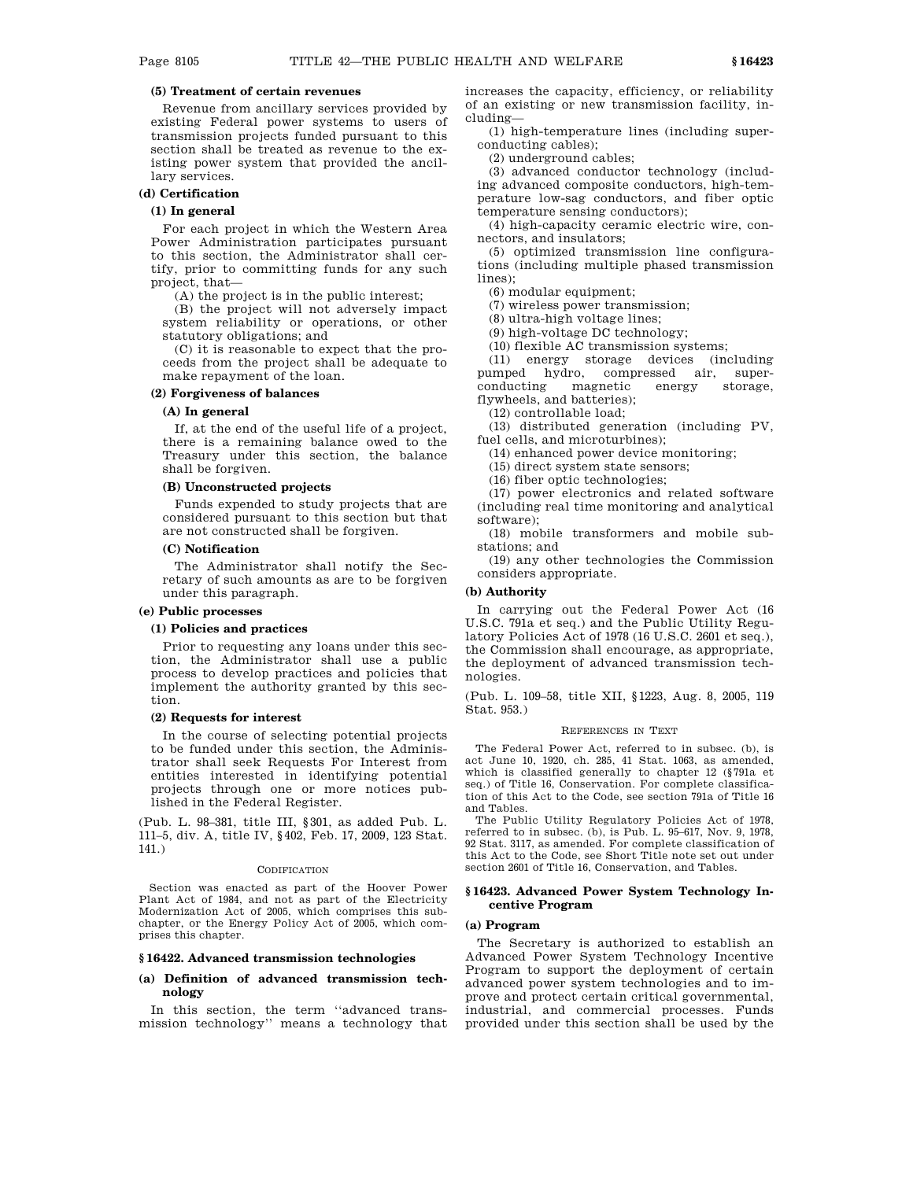**(5) Treatment of certain revenues**

Revenue from ancillary services provided by existing Federal power systems to users of transmission projects funded pursuant to this section shall be treated as revenue to the existing power system that provided the ancillary services.

**(d) Certification**

**(1) In general**

For each project in which the Western Area Power Administration participates pursuant to this section, the Administrator shall certify, prior to committing funds for any such project, that—

(A) the project is in the public interest;

(B) the project will not adversely impact system reliability or operations, or other statutory obligations; and

(C) it is reasonable to expect that the proceeds from the project shall be adequate to make repayment of the loan.

**(2) Forgiveness of balances**

**(A) In general**

If, at the end of the useful life of a project, there is a remaining balance owed to the Treasury under this section, the balance shall be forgiven.

**(B) Unconstructed projects**

Funds expended to study projects that are considered pursuant to this section but that are not constructed shall be forgiven.

**(C) Notification**

The Administrator shall notify the Secretary of such amounts as are to be forgiven under this paragraph.

**(e) Public processes**

**(1) Policies and practices**

Prior to requesting any loans under this section, the Administrator shall use a public process to develop practices and policies that implement the authority granted by this section.

**(2) Requests for interest**

In the course of selecting potential projects to be funded under this section, the Administrator shall seek Requests For Interest from entities interested in identifying potential projects through one or more notices published in the Federal Register.

(Pub. L. 98–381, title III, §301, as added Pub. L. 111–5, div. A, title IV, §402, Feb. 17, 2009, 123 Stat. 141.)

CODIFICATION

Section was enacted as part of the Hoover Power Plant Act of 1984, and not as part of the Electricity Modernization Act of 2005, which comprises this subchapter, or the Energy Policy Act of 2005, which comprises this chapter.

## §16422. Advanced transmission technologies

**(a) Definition of advanced transmission technology**

In this section, the term ''advanced transmission technology'' means a technology that increases the capacity, efficiency, or reliability of an existing or new transmission facility, including—

(1) high-temperature lines (including superconducting cables);

(2) underground cables;

(3) advanced conductor technology (including advanced composite conductors, high-temperature low-sag conductors, and fiber optic temperature sensing conductors);

(4) high-capacity ceramic electric wire, connectors, and insulators;

(5) optimized transmission line configurations (including multiple phased transmission lines);

(6) modular equipment;

(7) wireless power transmission;

(8) ultra-high voltage lines;

(9) high-voltage DC technology;

(10) flexible AC transmission systems;

(11) energy storage devices (including pumped hydro, compressed air, superconducting magnetic energy storage, flywheels, and batteries);

(12) controllable load;

(13) distributed generation (including PV, fuel cells, and microturbines);

(14) enhanced power device monitoring;

(15) direct system state sensors;

(16) fiber optic technologies;

(17) power electronics and related software (including real time monitoring and analytical software);

(18) mobile transformers and mobile substations; and

(19) any other technologies the Commission considers appropriate.

**(b) Authority**

In carrying out the Federal Power Act (16 U.S.C. 791a et seq.) and the Public Utility Regulatory Policies Act of 1978 (16 U.S.C. 2601 et seq.), the Commission shall encourage, as appropriate, the deployment of advanced transmission technologies.

(Pub. L. 109–58, title XII, §1223, Aug. 8, 2005, 119 Stat. 953.)

REFERENCES IN TEXT

The Federal Power Act, referred to in subsec. (b), is act June 10, 1920, ch. 285, 41 Stat. 1063, as amended, which is classified generally to chapter 12 (§791a et seq.) of Title 16, Conservation. For complete classification of this Act to the Code, see section 791a of Title 16 and Tables.

The Public Utility Regulatory Policies Act of 1978, referred to in subsec. (b), is Pub. L. 95–617, Nov. 9, 1978, 92 Stat. 3117, as amended. For complete classification of this Act to the Code, see Short Title note set out under section 2601 of Title 16, Conservation, and Tables.

## §16423. Advanced Power System Technology Incentive Program

**(a) Program**

The Secretary is authorized to establish an Advanced Power System Technology Incentive Program to support the deployment of certain advanced power system technologies and to improve and protect certain critical governmental, industrial, and commercial processes. Funds provided under this section shall be used by the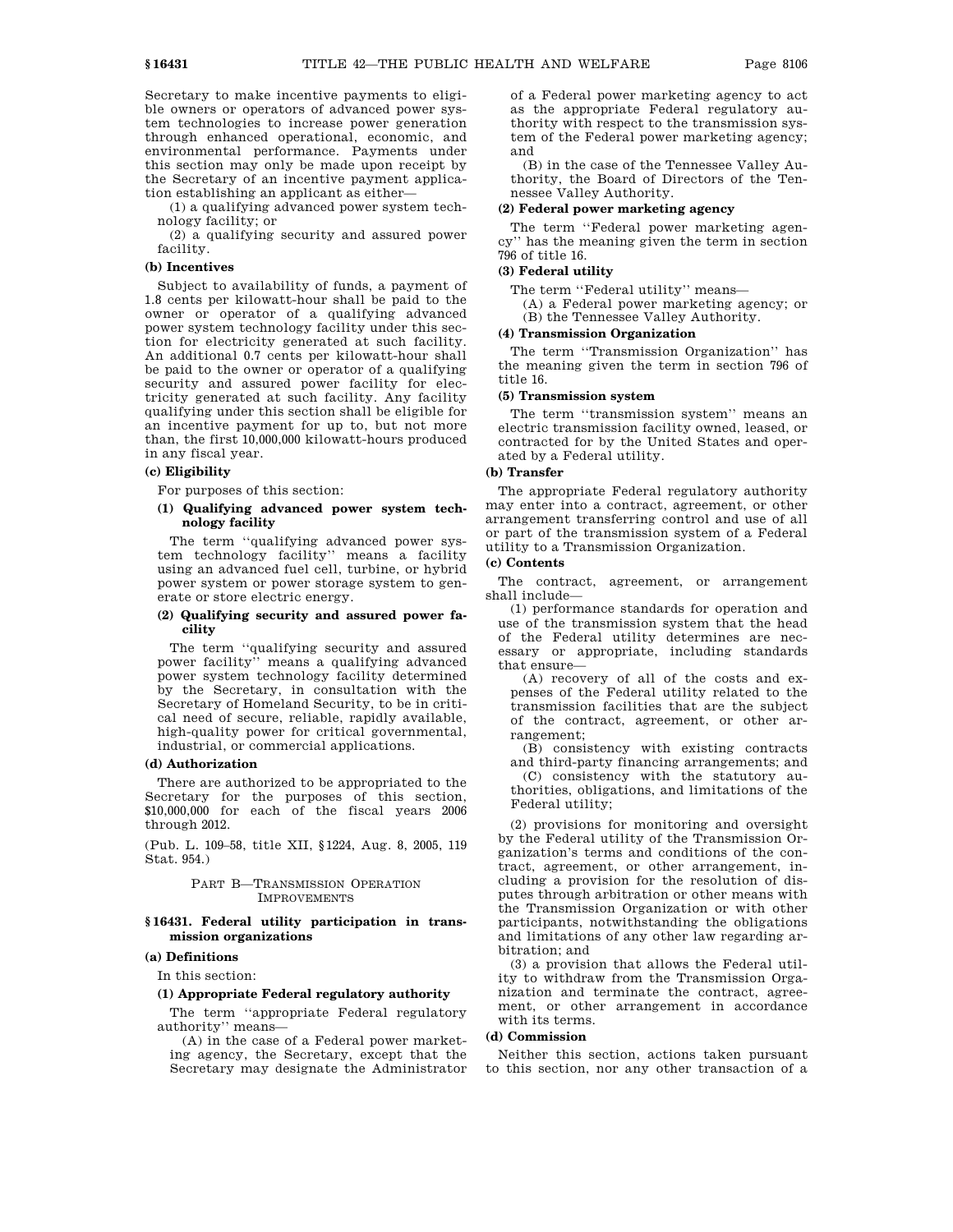Secretary to make incentive payments to eligible owners or operators of advanced power system technologies to increase power generation through enhanced operational, economic, and environmental performance. Payments under this section may only be made upon receipt by the Secretary of an incentive payment application establishing an applicant as either—

(1) a qualifying advanced power system technology facility; or

(2) a qualifying security and assured power facility.

**(b) Incentives**

Subject to availability of funds, a payment of 1.8 cents per kilowatt-hour shall be paid to the owner or operator of a qualifying advanced power system technology facility under this section for electricity generated at such facility. An additional 0.7 cents per kilowatt-hour shall be paid to the owner or operator of a qualifying security and assured power facility for electricity generated at such facility. Any facility qualifying under this section shall be eligible for an incentive payment for up to, but not more than, the first 10,000,000 kilowatt-hours produced in any fiscal year.

**(c) Eligibility**

For purposes of this section:

**(1) Qualifying advanced power system technology facility**

The term ''qualifying advanced power system technology facility'' means a facility using an advanced fuel cell, turbine, or hybrid power system or power storage system to generate or store electric energy.

**(2) Qualifying security and assured power facility**

The term ''qualifying security and assured power facility'' means a qualifying advanced power system technology facility determined by the Secretary, in consultation with the Secretary of Homeland Security, to be in critical need of secure, reliable, rapidly available, high-quality power for critical governmental, industrial, or commercial applications.

**(d) Authorization**

There are authorized to be appropriated to the Secretary for the purposes of this section, $10,000,000 for each of the fiscal years 2006 through 2012.

(Pub. L. 109–58, title XII, §1224, Aug. 8, 2005, 119 Stat. 954.)

## PART B—TRANSMISSION OPERATION IMPROVEMENTS

### §16431. Federal utility participation in transmission organizations

**(a) Definitions**

In this section:

**(1) Appropriate Federal regulatory authority**

The term ''appropriate Federal regulatory authority'' means—

(A) in the case of a Federal power marketing agency, the Secretary, except that the Secretary may designate the Administrator of a Federal power marketing agency to act as the appropriate Federal regulatory authority with respect to the transmission system of the Federal power marketing agency; and

(B) in the case of the Tennessee Valley Authority, the Board of Directors of the Tennessee Valley Authority.

**(2) Federal power marketing agency**

The term ''Federal power marketing agency'' has the meaning given the term in section 796 of title 16.

**(3) Federal utility**

The term ''Federal utility'' means—

(A) a Federal power marketing agency; or

(B) the Tennessee Valley Authority.

**(4) Transmission Organization**

The term ''Transmission Organization'' has the meaning given the term in section 796 of title 16.

**(5) Transmission system**

The term ''transmission system'' means an electric transmission facility owned, leased, or contracted for by the United States and operated by a Federal utility.

**(b) Transfer**

The appropriate Federal regulatory authority may enter into a contract, agreement, or other arrangement transferring control and use of all or part of the transmission system of a Federal utility to a Transmission Organization.

**(c) Contents**

The contract, agreement, or arrangement shall include—

(1) performance standards for operation and use of the transmission system that the head of the Federal utility determines are necessary or appropriate, including standards that ensure—

(A) recovery of all of the costs and expenses of the Federal utility related to the transmission facilities that are the subject of the contract, agreement, or other arrangement;

(B) consistency with existing contracts and third-party financing arrangements; and

(C) consistency with the statutory authorities, obligations, and limitations of the Federal utility;

(2) provisions for monitoring and oversight by the Federal utility of the Transmission Organization's terms and conditions of the contract, agreement, or other arrangement, including a provision for the resolution of disputes through arbitration or other means with the Transmission Organization or with other participants, notwithstanding the obligations and limitations of any other law regarding arbitration; and

(3) a provision that allows the Federal utility to withdraw from the Transmission Organization and terminate the contract, agreement, or other arrangement in accordance with its terms.

**(d) Commission**

Neither this section, actions taken pursuant to this section, nor any other transaction of a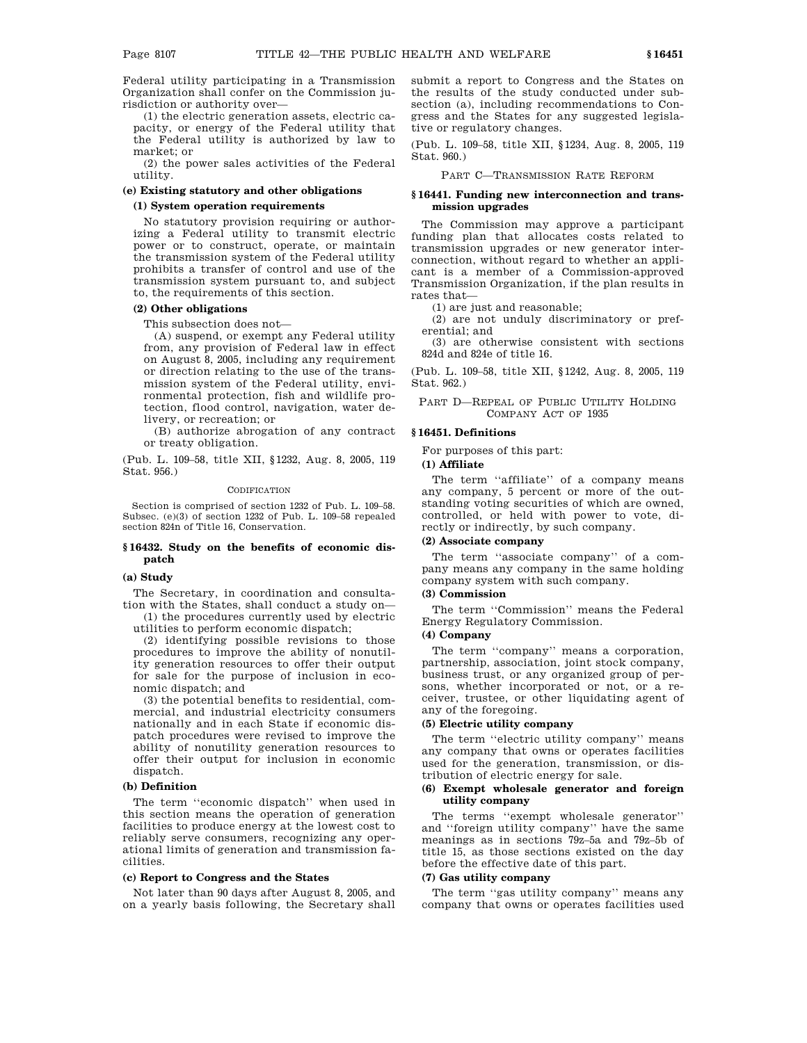Federal utility participating in a Transmission Organization shall confer on the Commission jurisdiction or authority over—

(1) the electric generation assets, electric capacity, or energy of the Federal utility that the Federal utility is authorized by law to market; or

(2) the power sales activities of the Federal utility.

#### (e) Existing statutory and other obligations

##### (1) System operation requirements

No statutory provision requiring or authorizing a Federal utility to transmit electric power or to construct, operate, or maintain the transmission system of the Federal utility prohibits a transfer of control and use of the transmission system pursuant to, and subject to, the requirements of this section.

##### (2) Other obligations

This subsection does not—

(A) suspend, or exempt any Federal utility from, any provision of Federal law in effect on August 8, 2005, including any requirement or direction relating to the use of the transmission system of the Federal utility, environmental protection, fish and wildlife protection, flood control, navigation, water delivery, or recreation; or

(B) authorize abrogation of any contract or treaty obligation.

(Pub. L. 109–58, title XII, §1232, Aug. 8, 2005, 119 Stat. 956.)

CODIFICATION

Section is comprised of section 1232 of Pub. L. 109–58. Subsec. (e)(3) of section 1232 of Pub. L. 109–58 repealed section 824n of Title 16, Conservation.

### § 16432. Study on the benefits of economic dispatch

#### (a) Study

The Secretary, in coordination and consultation with the States, shall conduct a study on—

(1) the procedures currently used by electric utilities to perform economic dispatch;

(2) identifying possible revisions to those procedures to improve the ability of nonutility generation resources to offer their output for sale for the purpose of inclusion in economic dispatch; and

(3) the potential benefits to residential, commercial, and industrial electricity consumers nationally and in each State if economic dispatch procedures were revised to improve the ability of nonutility generation resources to offer their output for inclusion in economic dispatch.

#### (b) Definition

The term ''economic dispatch'' when used in this section means the operation of generation facilities to produce energy at the lowest cost to reliably serve consumers, recognizing any operational limits of generation and transmission facilities.

#### (c) Report to Congress and the States

Not later than 90 days after August 8, 2005, and on a yearly basis following, the Secretary shall submit a report to Congress and the States on the results of the study conducted under subsection (a), including recommendations to Congress and the States for any suggested legislative or regulatory changes.

(Pub. L. 109–58, title XII, §1234, Aug. 8, 2005, 119 Stat. 960.)

## PART C—TRANSMISSION RATE REFORM

### § 16441. Funding new interconnection and transmission upgrades

The Commission may approve a participant funding plan that allocates costs related to transmission upgrades or new generator interconnection, without regard to whether an applicant is a member of a Commission-approved Transmission Organization, if the plan results in rates that—

(1) are just and reasonable;

(2) are not unduly discriminatory or preferential; and

(3) are otherwise consistent with sections 824d and 824e of title 16.

(Pub. L. 109–58, title XII, §1242, Aug. 8, 2005, 119 Stat. 962.)

## PART D—REPEAL OF PUBLIC UTILITY HOLDING COMPANY ACT OF 1935

### § 16451. Definitions

For purposes of this part:

#### (1) Affiliate

The term ''affiliate'' of a company means any company, 5 percent or more of the outstanding voting securities of which are owned, controlled, or held with power to vote, directly or indirectly, by such company.

#### (2) Associate company

The term ''associate company'' of a company means any company in the same holding company system with such company.

#### (3) Commission

The term ''Commission'' means the Federal Energy Regulatory Commission.

#### (4) Company

The term ''company'' means a corporation, partnership, association, joint stock company, business trust, or any organized group of persons, whether incorporated or not, or a receiver, trustee, or other liquidating agent of any of the foregoing.

#### (5) Electric utility company

The term ''electric utility company'' means any company that owns or operates facilities used for the generation, transmission, or distribution of electric energy for sale.

#### (6) Exempt wholesale generator and foreign utility company

The terms ''exempt wholesale generator'' and ''foreign utility company'' have the same meanings as in sections 79z–5a and 79z–5b of title 15, as those sections existed on the day before the effective date of this part.

#### (7) Gas utility company

The term ''gas utility company'' means any company that owns or operates facilities used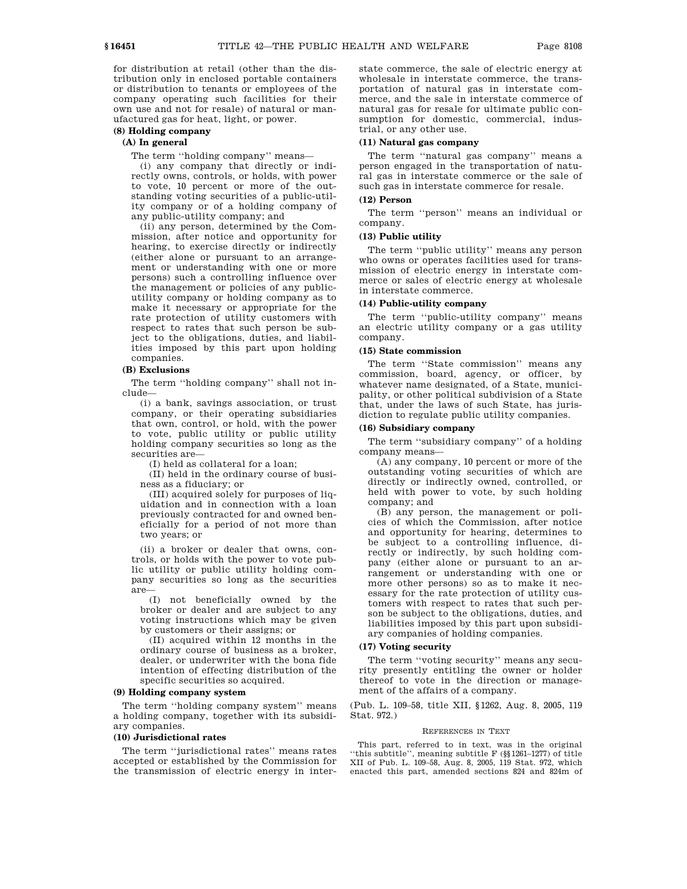for distribution at retail (other than the distribution only in enclosed portable containers or distribution to tenants or employees of the company operating such facilities for their own use and not for resale) of natural or manufactured gas for heat, light, or power.

**(8) Holding company**

**(A) In general**

The term ''holding company'' means—

(i) any company that directly or indirectly owns, controls, or holds, with power to vote, 10 percent or more of the outstanding voting securities of a public-utility company or of a holding company of any public-utility company; and

(ii) any person, determined by the Commission, after notice and opportunity for hearing, to exercise directly or indirectly (either alone or pursuant to an arrangement or understanding with one or more persons) such a controlling influence over the management or policies of any public-utility company or holding company as to make it necessary or appropriate for the rate protection of utility customers with respect to rates that such person be subject to the obligations, duties, and liabilities imposed by this part upon holding companies.

**(B) Exclusions**

The term ''holding company'' shall not include—

(i) a bank, savings association, or trust company, or their operating subsidiaries that own, control, or hold, with the power to vote, public utility or public utility holding company securities so long as the securities are—

(I) held as collateral for a loan;

(II) held in the ordinary course of business as a fiduciary; or

(III) acquired solely for purposes of liquidation and in connection with a loan previously contracted for and owned beneficially for a period of not more than two years; or

(ii) a broker or dealer that owns, controls, or holds with the power to vote public utility or public utility holding company securities so long as the securities are—

(I) not beneficially owned by the broker or dealer and are subject to any voting instructions which may be given by customers or their assigns; or

(II) acquired within 12 months in the ordinary course of business as a broker, dealer, or underwriter with the bona fide intention of effecting distribution of the specific securities so acquired.

**(9) Holding company system**

The term ''holding company system'' means a holding company, together with its subsidiary companies.

**(10) Jurisdictional rates**

The term ''jurisdictional rates'' means rates accepted or established by the Commission for the transmission of electric energy in interstate commerce, the sale of electric energy at wholesale in interstate commerce, the transportation of natural gas in interstate commerce, and the sale in interstate commerce of natural gas for resale for ultimate public consumption for domestic, commercial, industrial, or any other use.

**(11) Natural gas company**

The term ''natural gas company'' means a person engaged in the transportation of natural gas in interstate commerce or the sale of such gas in interstate commerce for resale.

**(12) Person**

The term ''person'' means an individual or company.

**(13) Public utility**

The term ''public utility'' means any person who owns or operates facilities used for transmission of electric energy in interstate commerce or sales of electric energy at wholesale in interstate commerce.

**(14) Public-utility company**

The term ''public-utility company'' means an electric utility company or a gas utility company.

**(15) State commission**

The term ''State commission'' means any commission, board, agency, or officer, by whatever name designated, of a State, municipality, or other political subdivision of a State that, under the laws of such State, has jurisdiction to regulate public utility companies.

**(16) Subsidiary company**

The term ''subsidiary company'' of a holding company means—

(A) any company, 10 percent or more of the outstanding voting securities of which are directly or indirectly owned, controlled, or held with power to vote, by such holding company; and

(B) any person, the management or policies of which the Commission, after notice and opportunity for hearing, determines to be subject to a controlling influence, directly or indirectly, by such holding company (either alone or pursuant to an arrangement or understanding with one or more other persons) so as to make it necessary for the rate protection of utility customers with respect to rates that such person be subject to the obligations, duties, and liabilities imposed by this part upon subsidiary companies of holding companies.

**(17) Voting security**

The term ''voting security'' means any security presently entitling the owner or holder thereof to vote in the direction or management of the affairs of a company.

(Pub. L. 109–58, title XII, §1262, Aug. 8, 2005, 119 Stat. 972.)

REFERENCES IN TEXT

This part, referred to in text, was in the original ''this subtitle'', meaning subtitle F (§§1261–1277) of title XII of Pub. L. 109–58, Aug. 8, 2005, 119 Stat. 972, which enacted this part, amended sections 824 and 824m of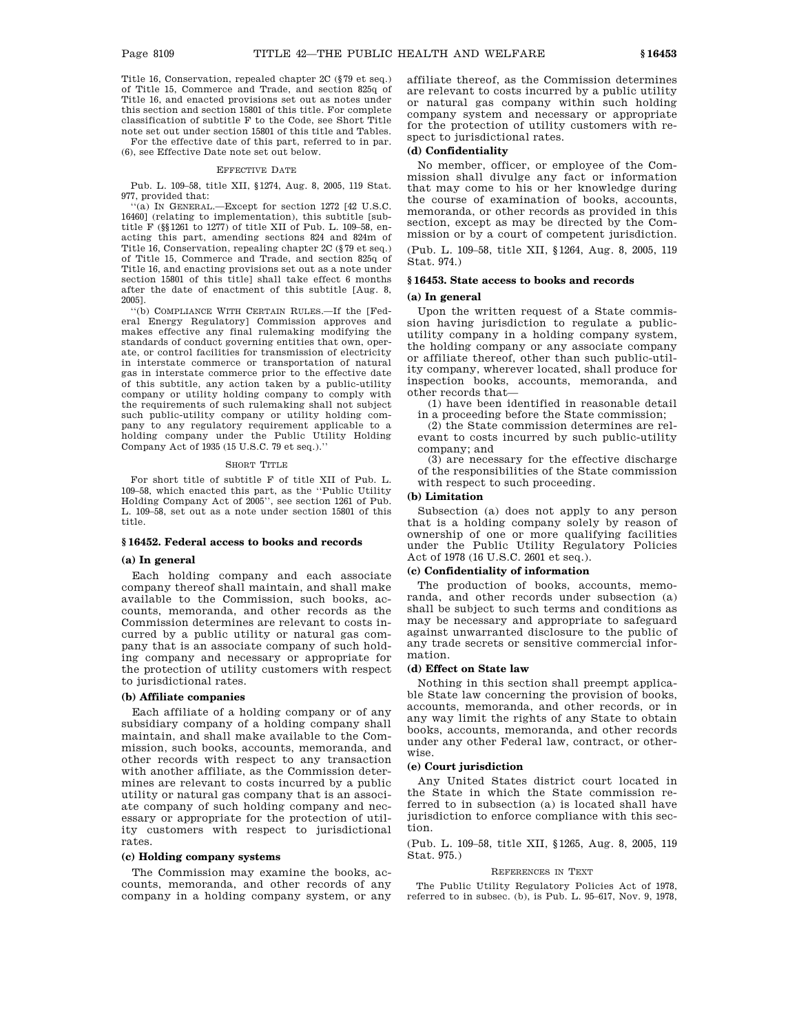Title 16, Conservation, repealed chapter 2C (§79 et seq.) of Title 15, Commerce and Trade, and section 825q of Title 16, and enacted provisions set out as notes under this section and section 15801 of this title. For complete classification of subtitle F to the Code, see Short Title note set out under section 15801 of this title and Tables.

For the effective date of this part, referred to in par. (6), see Effective Date note set out below.

EFFECTIVE DATE

Pub. L. 109–58, title XII, §1274, Aug. 8, 2005, 119 Stat. 977, provided that:

"(a) IN GENERAL.—Except for section 1272 [42 U.S.C. 16460] (relating to implementation), this subtitle [subtitle F (§§1261 to 1277) of title XII of Pub. L. 109–58, enacting this part, amending sections 824 and 824m of Title 16, Conservation, repealing chapter 2C (§79 et seq.) of Title 15, Commerce and Trade, and section 825q of Title 16, and enacting provisions set out as a note under section 15801 of this title] shall take effect 6 months after the date of enactment of this subtitle [Aug. 8, 2005].

"(b) COMPLIANCE WITH CERTAIN RULES.—If the [Federal Energy Regulatory] Commission approves and makes effective any final rulemaking modifying the standards of conduct governing entities that own, operate, or control facilities for transmission of electricity in interstate commerce or transportation of natural gas in interstate commerce prior to the effective date of this subtitle, any action taken by a public-utility company or utility holding company to comply with the requirements of such rulemaking shall not subject such public-utility company or utility holding company to any regulatory requirement applicable to a holding company under the Public Utility Holding Company Act of 1935 (15 U.S.C. 79 et seq.)."

SHORT TITLE

For short title of subtitle F of title XII of Pub. L. 109–58, which enacted this part, as the "Public Utility Holding Company Act of 2005", see section 1261 of Pub. L. 109–58, set out as a note under section 15801 of this title.

## §16452. Federal access to books and records

### (a) In general

Each holding company and each associate company thereof shall maintain, and shall make available to the Commission, such books, accounts, memoranda, and other records as the Commission determines are relevant to costs incurred by a public utility or natural gas company that is an associate company of such holding company and necessary or appropriate for the protection of utility customers with respect to jurisdictional rates.

### (b) Affiliate companies

Each affiliate of a holding company or of any subsidiary company of a holding company shall maintain, and shall make available to the Commission, such books, accounts, memoranda, and other records with respect to any transaction with another affiliate, as the Commission determines are relevant to costs incurred by a public utility or natural gas company that is an associate company of such holding company and necessary or appropriate for the protection of utility customers with respect to jurisdictional rates.

### (c) Holding company systems

The Commission may examine the books, accounts, memoranda, and other records of any company in a holding company system, or any affiliate thereof, as the Commission determines are relevant to costs incurred by a public utility or natural gas company within such holding company system and necessary or appropriate for the protection of utility customers with respect to jurisdictional rates.

### (d) Confidentiality

No member, officer, or employee of the Commission shall divulge any fact or information that may come to his or her knowledge during the course of examination of books, accounts, memoranda, or other records as provided in this section, except as may be directed by the Commission or by a court of competent jurisdiction.

(Pub. L. 109–58, title XII, §1264, Aug. 8, 2005, 119 Stat. 974.)

## §16453. State access to books and records

### (a) In general

Upon the written request of a State commission having jurisdiction to regulate a public-utility company in a holding company system, the holding company or any associate company or affiliate thereof, other than such public-utility company, wherever located, shall produce for inspection books, accounts, memoranda, and other records that—

(1) have been identified in reasonable detail in a proceeding before the State commission;

(2) the State commission determines are relevant to costs incurred by such public-utility company; and

(3) are necessary for the effective discharge of the responsibilities of the State commission with respect to such proceeding.

### (b) Limitation

Subsection (a) does not apply to any person that is a holding company solely by reason of ownership of one or more qualifying facilities under the Public Utility Regulatory Policies Act of 1978 (16 U.S.C. 2601 et seq.).

### (c) Confidentiality of information

The production of books, accounts, memoranda, and other records under subsection (a) shall be subject to such terms and conditions as may be necessary and appropriate to safeguard against unwarranted disclosure to the public of any trade secrets or sensitive commercial information.

### (d) Effect on State law

Nothing in this section shall preempt applicable State law concerning the provision of books, accounts, memoranda, and other records, or in any way limit the rights of any State to obtain books, accounts, memoranda, and other records under any other Federal law, contract, or otherwise.

### (e) Court jurisdiction

Any United States district court located in the State in which the State commission referred to in subsection (a) is located shall have jurisdiction to enforce compliance with this section.

(Pub. L. 109–58, title XII, §1265, Aug. 8, 2005, 119 Stat. 975.)

REFERENCES IN TEXT

The Public Utility Regulatory Policies Act of 1978, referred to in subsec. (b), is Pub. L. 95–617, Nov. 9, 1978,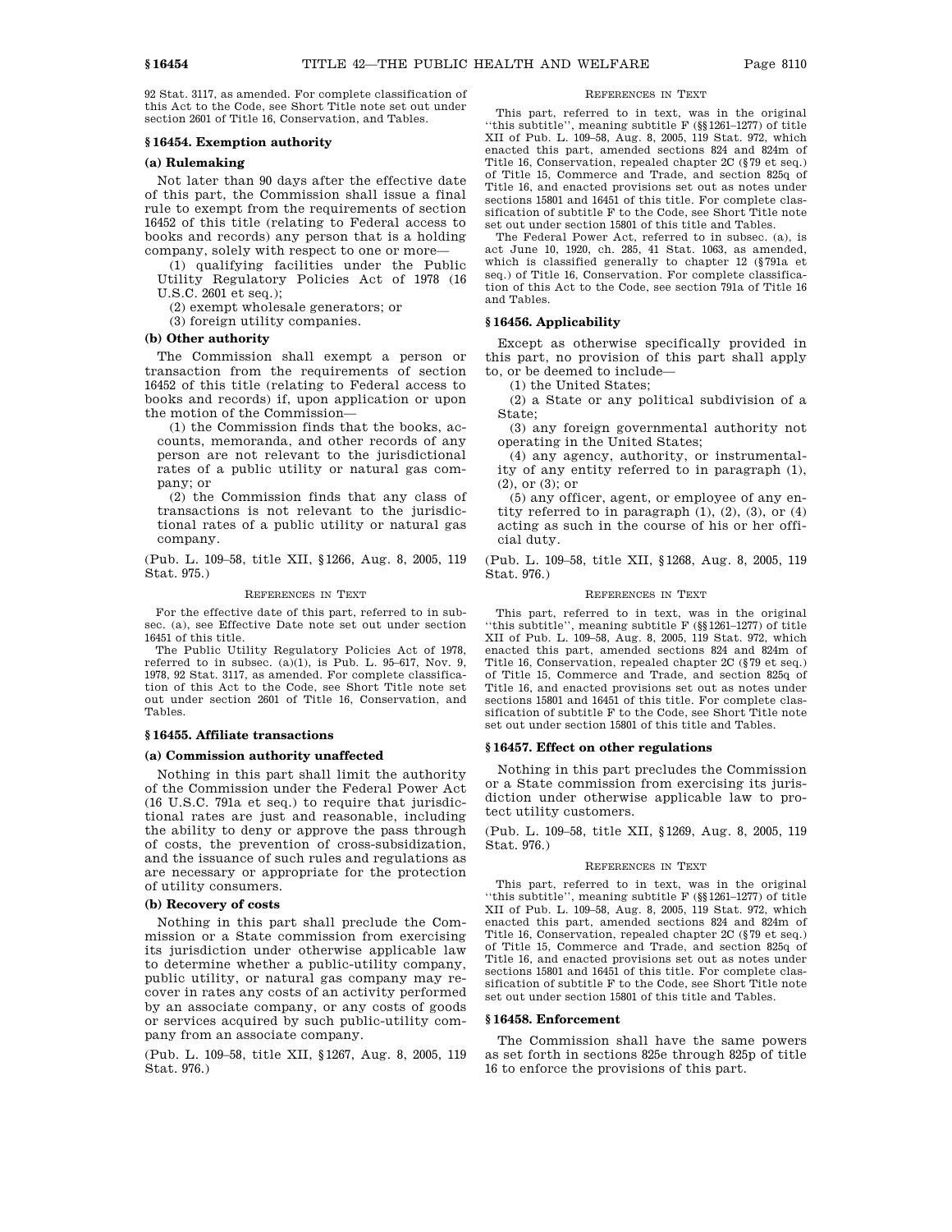92 Stat. 3117, as amended. For complete classification of this Act to the Code, see Short Title note set out under section 2601 of Title 16, Conservation, and Tables.

### § 16454. Exemption authority

#### (a) Rulemaking

Not later than 90 days after the effective date of this part, the Commission shall issue a final rule to exempt from the requirements of section 16452 of this title (relating to Federal access to books and records) any person that is a holding company, solely with respect to one or more—

(1) qualifying facilities under the Public Utility Regulatory Policies Act of 1978 (16 U.S.C. 2601 et seq.);

(2) exempt wholesale generators; or

(3) foreign utility companies.

#### (b) Other authority

The Commission shall exempt a person or transaction from the requirements of section 16452 of this title (relating to Federal access to books and records) if, upon application or upon the motion of the Commission—

(1) the Commission finds that the books, accounts, memoranda, and other records of any person are not relevant to the jurisdictional rates of a public utility or natural gas company; or

(2) the Commission finds that any class of transactions is not relevant to the jurisdictional rates of a public utility or natural gas company.

(Pub. L. 109–58, title XII, §1266, Aug. 8, 2005, 119 Stat. 975.)

REFERENCES IN TEXT

For the effective date of this part, referred to in subsec. (a), see Effective Date note set out under section 16451 of this title.

The Public Utility Regulatory Policies Act of 1978, referred to in subsec. (a)(1), is Pub. L. 95–617, Nov. 9, 1978, 92 Stat. 3117, as amended. For complete classification of this Act to the Code, see Short Title note set out under section 2601 of Title 16, Conservation, and Tables.

### § 16455. Affiliate transactions

#### (a) Commission authority unaffected

Nothing in this part shall limit the authority of the Commission under the Federal Power Act (16 U.S.C. 791a et seq.) to require that jurisdictional rates are just and reasonable, including the ability to deny or approve the pass through of costs, the prevention of cross-subsidization, and the issuance of such rules and regulations as are necessary or appropriate for the protection of utility consumers.

#### (b) Recovery of costs

Nothing in this part shall preclude the Commission or a State commission from exercising its jurisdiction under otherwise applicable law to determine whether a public-utility company, public utility, or natural gas company may recover in rates any costs of an activity performed by an associate company, or any costs of goods or services acquired by such public-utility company from an associate company.

(Pub. L. 109–58, title XII, §1267, Aug. 8, 2005, 119 Stat. 976.)

REFERENCES IN TEXT

This part, referred to in text, was in the original "this subtitle", meaning subtitle F (§§1261–1277) of title XII of Pub. L. 109–58, Aug. 8, 2005, 119 Stat. 972, which enacted this part, amended sections 824 and 824m of Title 16, Conservation, repealed chapter 2C (§79 et seq.) of Title 15, Commerce and Trade, and section 825q of Title 16, and enacted provisions set out as notes under sections 15801 and 16451 of this title. For complete classification of subtitle F to the Code, see Short Title note set out under section 15801 of this title and Tables.

The Federal Power Act, referred to in subsec. (a), is act June 10, 1920, ch. 285, 41 Stat. 1063, as amended, which is classified generally to chapter 12 (§791a et seq.) of Title 16, Conservation. For complete classification of this Act to the Code, see section 791a of Title 16 and Tables.

### § 16456. Applicability

Except as otherwise specifically provided in this part, no provision of this part shall apply to, or be deemed to include—

(1) the United States;

(2) a State or any political subdivision of a State;

(3) any foreign governmental authority not operating in the United States;

(4) any agency, authority, or instrumentality of any entity referred to in paragraph (1), (2), or (3); or

(5) any officer, agent, or employee of any entity referred to in paragraph (1), (2), (3), or (4) acting as such in the course of his or her official duty.

(Pub. L. 109–58, title XII, §1268, Aug. 8, 2005, 119 Stat. 976.)

REFERENCES IN TEXT

This part, referred to in text, was in the original "this subtitle", meaning subtitle F (§§1261–1277) of title XII of Pub. L. 109–58, Aug. 8, 2005, 119 Stat. 972, which enacted this part, amended sections 824 and 824m of Title 16, Conservation, repealed chapter 2C (§79 et seq.) of Title 15, Commerce and Trade, and section 825q of Title 16, and enacted provisions set out as notes under sections 15801 and 16451 of this title. For complete classification of subtitle F to the Code, see Short Title note set out under section 15801 of this title and Tables.

### § 16457. Effect on other regulations

Nothing in this part precludes the Commission or a State commission from exercising its jurisdiction under otherwise applicable law to protect utility customers.

(Pub. L. 109–58, title XII, §1269, Aug. 8, 2005, 119 Stat. 976.)

REFERENCES IN TEXT

This part, referred to in text, was in the original "this subtitle", meaning subtitle F (§§1261–1277) of title XII of Pub. L. 109–58, Aug. 8, 2005, 119 Stat. 972, which enacted this part, amended sections 824 and 824m of Title 16, Conservation, repealed chapter 2C (§79 et seq.) of Title 15, Commerce and Trade, and section 825q of Title 16, and enacted provisions set out as notes under sections 15801 and 16451 of this title. For complete classification of subtitle F to the Code, see Short Title note set out under section 15801 of this title and Tables.

### § 16458. Enforcement

The Commission shall have the same powers as set forth in sections 825e through 825p of title 16 to enforce the provisions of this part.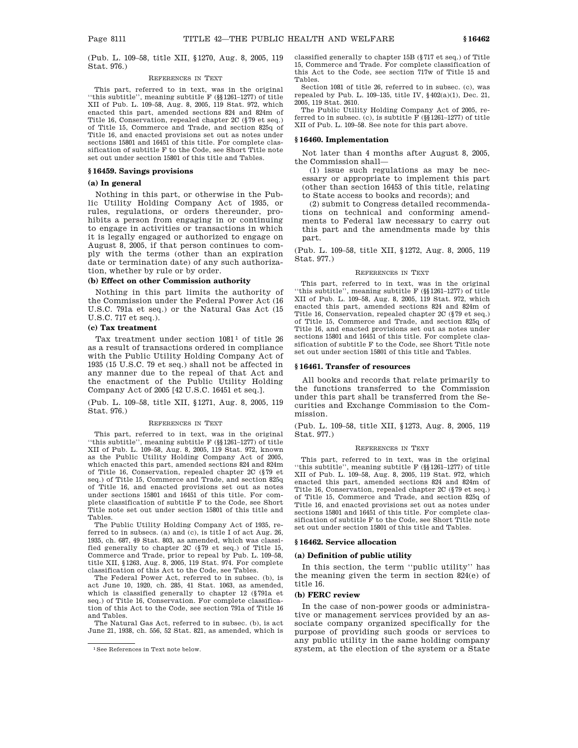(Pub. L. 109–58, title XII, §1270, Aug. 8, 2005, 119 Stat. 976.)

REFERENCES IN TEXT

This part, referred to in text, was in the original ''this subtitle'', meaning subtitle F (§§1261–1277) of title XII of Pub. L. 109–58, Aug. 8, 2005, 119 Stat. 972, which enacted this part, amended sections 824 and 824m of Title 16, Conservation, repealed chapter 2C (§79 et seq.) of Title 15, Commerce and Trade, and section 825q of Title 16, and enacted provisions set out as notes under sections 15801 and 16451 of this title. For complete classification of subtitle F to the Code, see Short Title note set out under section 15801 of this title and Tables.

### §16459. Savings provisions

#### (a) In general

Nothing in this part, or otherwise in the Public Utility Holding Company Act of 1935, or rules, regulations, or orders thereunder, prohibits a person from engaging in or continuing to engage in activities or transactions in which it is legally engaged or authorized to engage on August 8, 2005, if that person continues to comply with the terms (other than an expiration date or termination date) of any such authorization, whether by rule or by order.

#### (b) Effect on other Commission authority

Nothing in this part limits the authority of the Commission under the Federal Power Act (16 U.S.C. 791a et seq.) or the Natural Gas Act (15 U.S.C. 717 et seq.).

#### (c) Tax treatment

Tax treatment under section 1081[1] of title 26 as a result of transactions ordered in compliance with the Public Utility Holding Company Act of 1935 (15 U.S.C. 79 et seq.) shall not be affected in any manner due to the repeal of that Act and the enactment of the Public Utility Holding Company Act of 2005 [42 U.S.C. 16451 et seq.].

(Pub. L. 109–58, title XII, §1271, Aug. 8, 2005, 119 Stat. 976.)

REFERENCES IN TEXT

This part, referred to in text, was in the original ''this subtitle'', meaning subtitle F (§§1261–1277) of title XII of Pub. L. 109–58, Aug. 8, 2005, 119 Stat. 972, known as the Public Utility Holding Company Act of 2005, which enacted this part, amended sections 824 and 824m of Title 16, Conservation, repealed chapter 2C (§79 et seq.) of Title 15, Commerce and Trade, and section 825q of Title 16, and enacted provisions set out as notes under sections 15801 and 16451 of this title. For complete classification of subtitle F to the Code, see Short Title note set out under section 15801 of this title and Tables.

The Public Utility Holding Company Act of 1935, referred to in subsecs. (a) and (c), is title I of act Aug. 26, 1935, ch. 687, 49 Stat. 803, as amended, which was classified generally to chapter 2C (§79 et seq.) of Title 15, Commerce and Trade, prior to repeal by Pub. L. 109–58, title XII, §1263, Aug. 8, 2005, 119 Stat. 974. For complete classification of this Act to the Code, see Tables.

The Federal Power Act, referred to in subsec. (b), is act June 10, 1920, ch. 285, 41 Stat. 1063, as amended, which is classified generally to chapter 12 (§791a et seq.) of Title 16, Conservation. For complete classification of this Act to the Code, see section 791a of Title 16 and Tables.

The Natural Gas Act, referred to in subsec. (b), is act June 21, 1938, ch. 556, 52 Stat. 821, as amended, which is classified generally to chapter 15B (§717 et seq.) of Title 15, Commerce and Trade. For complete classification of this Act to the Code, see section 717w of Title 15 and Tables.

Section 1081 of title 26, referred to in subsec. (c), was repealed by Pub. L. 109–135, title IV, §402(a)(1), Dec. 21, 2005, 119 Stat. 2610.

The Public Utility Holding Company Act of 2005, referred to in subsec. (c), is subtitle F (§§1261–1277) of title XII of Pub. L. 109–58. See note for this part above.

[1] See References in Text note below.

### §16460. Implementation

Not later than 4 months after August 8, 2005, the Commission shall—

(1) issue such regulations as may be necessary or appropriate to implement this part (other than section 16453 of this title, relating to State access to books and records); and

(2) submit to Congress detailed recommendations on technical and conforming amendments to Federal law necessary to carry out this part and the amendments made by this part.

(Pub. L. 109–58, title XII, §1272, Aug. 8, 2005, 119 Stat. 977.)

REFERENCES IN TEXT

This part, referred to in text, was in the original ''this subtitle'', meaning subtitle F (§§1261–1277) of title XII of Pub. L. 109–58, Aug. 8, 2005, 119 Stat. 972, which enacted this part, amended sections 824 and 824m of Title 16, Conservation, repealed chapter 2C (§79 et seq.) of Title 15, Commerce and Trade, and section 825q of Title 16, and enacted provisions set out as notes under sections 15801 and 16451 of this title. For complete classification of subtitle F to the Code, see Short Title note set out under section 15801 of this title and Tables.

### §16461. Transfer of resources

All books and records that relate primarily to the functions transferred to the Commission under this part shall be transferred from the Securities and Exchange Commission to the Commission.

(Pub. L. 109–58, title XII, §1273, Aug. 8, 2005, 119 Stat. 977.)

REFERENCES IN TEXT

This part, referred to in text, was in the original ''this subtitle'', meaning subtitle F (§§1261–1277) of title XII of Pub. L. 109–58, Aug. 8, 2005, 119 Stat. 972, which enacted this part, amended sections 824 and 824m of Title 16, Conservation, repealed chapter 2C (§79 et seq.) of Title 15, Commerce and Trade, and section 825q of Title 16, and enacted provisions set out as notes under sections 15801 and 16451 of this title. For complete classification of subtitle F to the Code, see Short Title note set out under section 15801 of this title and Tables.

### §16462. Service allocation

#### (a) Definition of public utility

In this section, the term ''public utility'' has the meaning given the term in section 824(e) of title 16.

#### (b) FERC review

In the case of non-power goods or administrative or management services provided by an associate company organized specifically for the purpose of providing such goods or services to any public utility in the same holding company system, at the election of the system or a State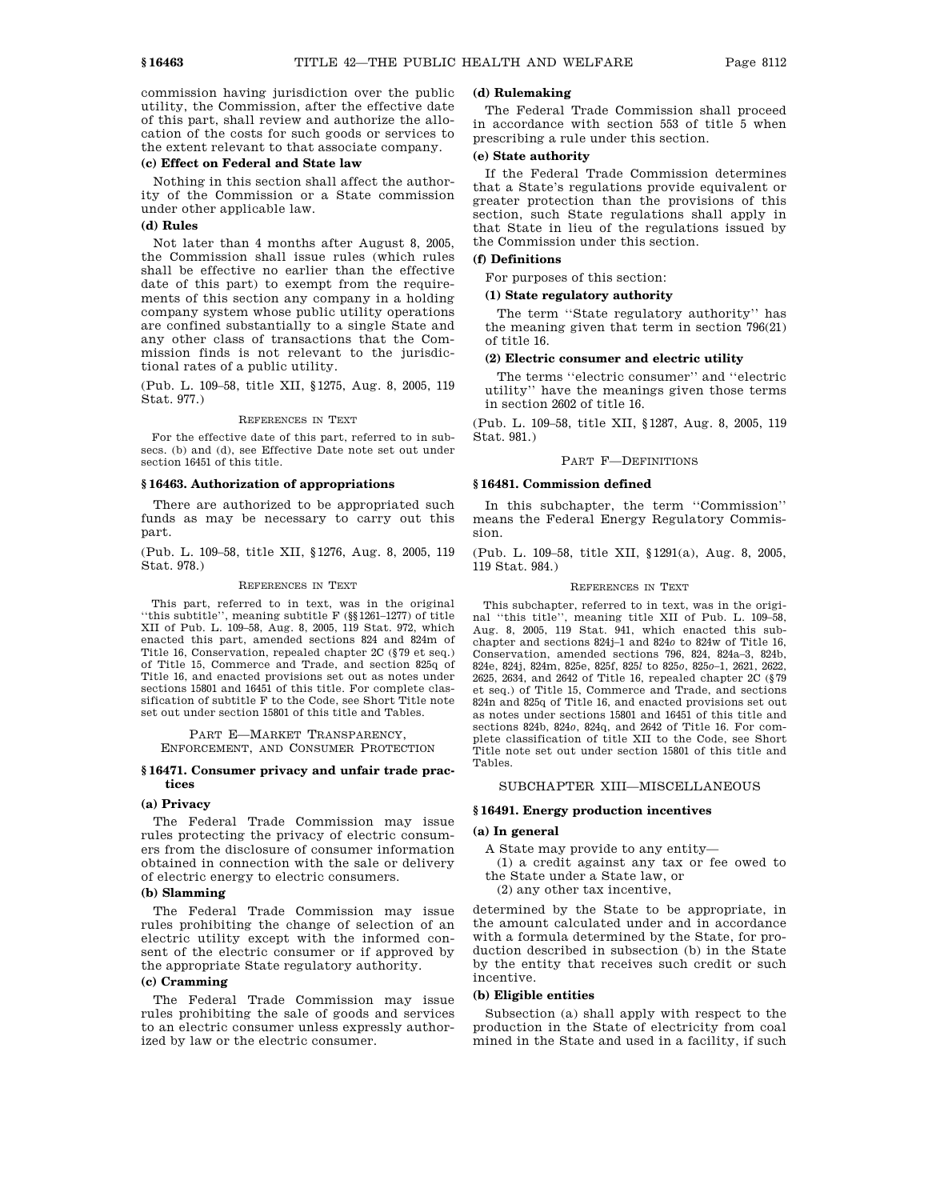commission having jurisdiction over the public utility, the Commission, after the effective date of this part, shall review and authorize the allocation of the costs for such goods or services to the extent relevant to that associate company.

**(c) Effect on Federal and State law**

Nothing in this section shall affect the authority of the Commission or a State commission under other applicable law.

**(d) Rules**

Not later than 4 months after August 8, 2005, the Commission shall issue rules (which rules shall be effective no earlier than the effective date of this part) to exempt from the requirements of this section any company in a holding company system whose public utility operations are confined substantially to a single State and any other class of transactions that the Commission finds is not relevant to the jurisdictional rates of a public utility.

(Pub. L. 109–58, title XII, §1275, Aug. 8, 2005, 119 Stat. 977.)

REFERENCES IN TEXT

For the effective date of this part, referred to in subsecs. (b) and (d), see Effective Date note set out under section 16451 of this title.

### § 16463. Authorization of appropriations

There are authorized to be appropriated such funds as may be necessary to carry out this part.

(Pub. L. 109–58, title XII, §1276, Aug. 8, 2005, 119 Stat. 978.)

REFERENCES IN TEXT

This part, referred to in text, was in the original ''this subtitle'', meaning subtitle F (§§1261–1277) of title XII of Pub. L. 109–58, Aug. 8, 2005, 119 Stat. 972, which enacted this part, amended sections 824 and 824m of Title 16, Conservation, repealed chapter 2C (§79 et seq.) of Title 15, Commerce and Trade, and section 825q of Title 16, and enacted provisions set out as notes under sections 15801 and 16451 of this title. For complete classification of subtitle F to the Code, see Short Title note set out under section 15801 of this title and Tables.

## PART E—MARKET TRANSPARENCY, ENFORCEMENT, AND CONSUMER PROTECTION

### § 16471. Consumer privacy and unfair trade practices

**(a) Privacy**

The Federal Trade Commission may issue rules protecting the privacy of electric consumers from the disclosure of consumer information obtained in connection with the sale or delivery of electric energy to electric consumers.

**(b) Slamming**

The Federal Trade Commission may issue rules prohibiting the change of selection of an electric utility except with the informed consent of the electric consumer or if approved by the appropriate State regulatory authority.

**(c) Cramming**

The Federal Trade Commission may issue rules prohibiting the sale of goods and services to an electric consumer unless expressly authorized by law or the electric consumer.

**(d) Rulemaking**

The Federal Trade Commission shall proceed in accordance with section 553 of title 5 when prescribing a rule under this section.

**(e) State authority**

If the Federal Trade Commission determines that a State's regulations provide equivalent or greater protection than the provisions of this section, such State regulations shall apply in that State in lieu of the regulations issued by the Commission under this section.

**(f) Definitions**

For purposes of this section:

**(1) State regulatory authority**

The term ''State regulatory authority'' has the meaning given that term in section 796(21) of title 16.

**(2) Electric consumer and electric utility**

The terms ''electric consumer'' and ''electric utility'' have the meanings given those terms in section 2602 of title 16.

(Pub. L. 109–58, title XII, §1287, Aug. 8, 2005, 119 Stat. 981.)

## PART F—DEFINITIONS

### § 16481. Commission defined

In this subchapter, the term ''Commission'' means the Federal Energy Regulatory Commission.

(Pub. L. 109–58, title XII, §1291(a), Aug. 8, 2005, 119 Stat. 984.)

REFERENCES IN TEXT

This subchapter, referred to in text, was in the original ''this title'', meaning title XII of Pub. L. 109–58, Aug. 8, 2005, 119 Stat. 941, which enacted this subchapter and sections 824j–1 and 824*o* to 824w of Title 16, Conservation, amended sections 796, 824, 824a–3, 824b, 824e, 824j, 824m, 825e, 825f, 825*l* to 825*o*, 825*o*–1, 2621, 2622, 2625, 2634, and 2642 of Title 16, repealed chapter 2C (§79 et seq.) of Title 15, Commerce and Trade, and sections 824n and 825q of Title 16, and enacted provisions set out as notes under sections 15801 and 16451 of this title and sections 824b, 824*o*, 824q, and 2642 of Title 16. For complete classification of title XII to the Code, see Short Title note set out under section 15801 of this title and Tables.

## SUBCHAPTER XIII—MISCELLANEOUS

### § 16491. Energy production incentives

**(a) In general**

A State may provide to any entity—

(1) a credit against any tax or fee owed to the State under a State law, or

(2) any other tax incentive,

determined by the State to be appropriate, in the amount calculated under and in accordance with a formula determined by the State, for production described in subsection (b) in the State by the entity that receives such credit or such incentive.

**(b) Eligible entities**

Subsection (a) shall apply with respect to the production in the State of electricity from coal mined in the State and used in a facility, if such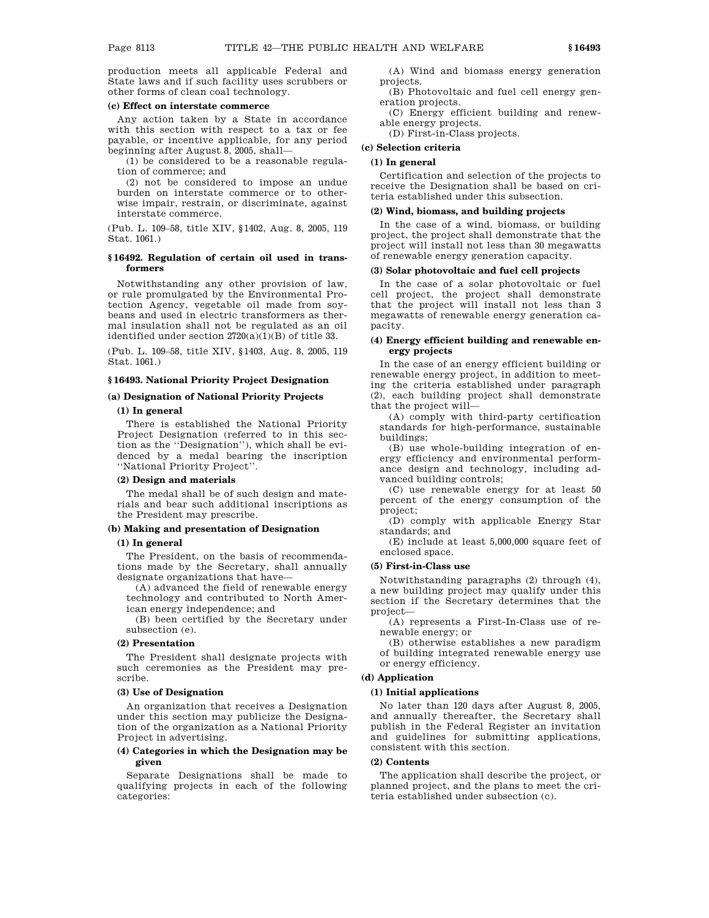production meets all applicable Federal and State laws and if such facility uses scrubbers or other forms of clean coal technology.

**(c) Effect on interstate commerce**

Any action taken by a State in accordance with this section with respect to a tax or fee payable, or incentive applicable, for any period beginning after August 8, 2005, shall—

(1) be considered to be a reasonable regulation of commerce; and

(2) not be considered to impose an undue burden on interstate commerce or to otherwise impair, restrain, or discriminate, against interstate commerce.

(Pub. L. 109–58, title XIV, §1402, Aug. 8, 2005, 119 Stat. 1061.)

### §16492. Regulation of certain oil used in transformers

Notwithstanding any other provision of law, or rule promulgated by the Environmental Protection Agency, vegetable oil made from soybeans and used in electric transformers as thermal insulation shall not be regulated as an oil identified under section 2720(a)(1)(B) of title 33.

(Pub. L. 109–58, title XIV, §1403, Aug. 8, 2005, 119 Stat. 1061.)

### §16493. National Priority Project Designation

**(a) Designation of National Priority Projects**

**(1) In general**

There is established the National Priority Project Designation (referred to in this section as the ''Designation''), which shall be evidenced by a medal bearing the inscription ''National Priority Project''.

**(2) Design and materials**

The medal shall be of such design and materials and bear such additional inscriptions as the President may prescribe.

**(b) Making and presentation of Designation**

**(1) In general**

The President, on the basis of recommendations made by the Secretary, shall annually designate organizations that have—

(A) advanced the field of renewable energy technology and contributed to North American energy independence; and

(B) been certified by the Secretary under subsection (e).

**(2) Presentation**

The President shall designate projects with such ceremonies as the President may prescribe.

**(3) Use of Designation**

An organization that receives a Designation under this section may publicize the Designation of the organization as a National Priority Project in advertising.

**(4) Categories in which the Designation may be given**

Separate Designations shall be made to qualifying projects in each of the following categories:

(A) Wind and biomass energy generation projects.

(B) Photovoltaic and fuel cell energy generation projects.

(C) Energy efficient building and renewable energy projects.

(D) First-in-Class projects.

**(c) Selection criteria**

**(1) In general**

Certification and selection of the projects to receive the Designation shall be based on criteria established under this subsection.

**(2) Wind, biomass, and building projects**

In the case of a wind, biomass, or building project, the project shall demonstrate that the project will install not less than 30 megawatts of renewable energy generation capacity.

**(3) Solar photovoltaic and fuel cell projects**

In the case of a solar photovoltaic or fuel cell project, the project shall demonstrate that the project will install not less than 3 megawatts of renewable energy generation capacity.

**(4) Energy efficient building and renewable energy projects**

In the case of an energy efficient building or renewable energy project, in addition to meeting the criteria established under paragraph (2), each building project shall demonstrate that the project will—

(A) comply with third-party certification standards for high-performance, sustainable buildings;

(B) use whole-building integration of energy efficiency and environmental performance design and technology, including advanced building controls;

(C) use renewable energy for at least 50 percent of the energy consumption of the project;

(D) comply with applicable Energy Star standards; and

(E) include at least 5,000,000 square feet of enclosed space.

**(5) First-in-Class use**

Notwithstanding paragraphs (2) through (4), a new building project may qualify under this section if the Secretary determines that the project—

(A) represents a First-In-Class use of renewable energy; or

(B) otherwise establishes a new paradigm of building integrated renewable energy use or energy efficiency.

**(d) Application**

**(1) Initial applications**

No later than 120 days after August 8, 2005, and annually thereafter, the Secretary shall publish in the Federal Register an invitation and guidelines for submitting applications, consistent with this section.

**(2) Contents**

The application shall describe the project, or planned project, and the plans to meet the criteria established under subsection (c).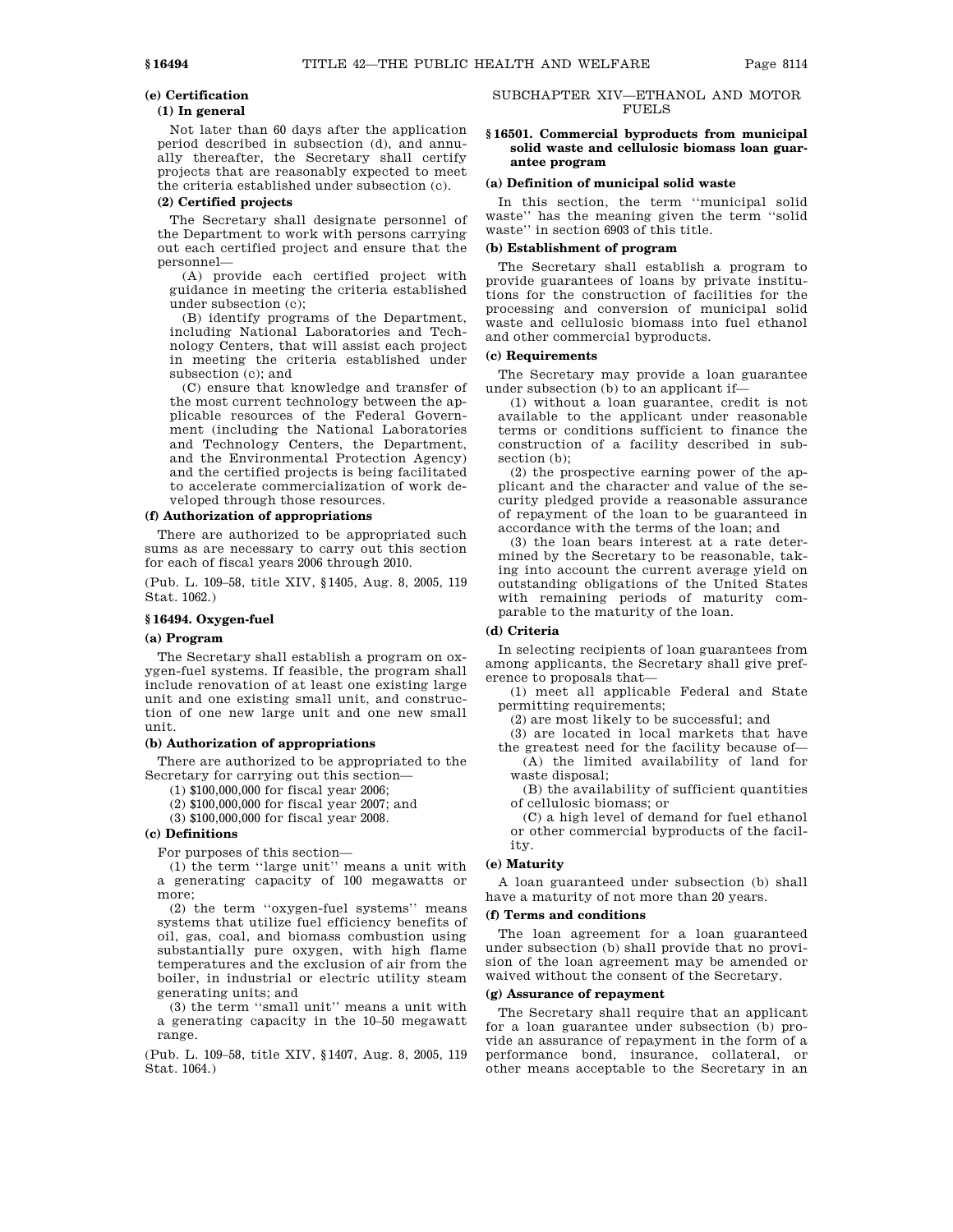#### (e) Certification

##### (1) In general

Not later than 60 days after the application period described in subsection (d), and annually thereafter, the Secretary shall certify projects that are reasonably expected to meet the criteria established under subsection (c).

##### (2) Certified projects

The Secretary shall designate personnel of the Department to work with persons carrying out each certified project and ensure that the personnel—

(A) provide each certified project with guidance in meeting the criteria established under subsection (c);

(B) identify programs of the Department, including National Laboratories and Technology Centers, that will assist each project in meeting the criteria established under subsection (c); and

(C) ensure that knowledge and transfer of the most current technology between the applicable resources of the Federal Government (including the National Laboratories and Technology Centers, the Department, and the Environmental Protection Agency) and the certified projects is being facilitated to accelerate commercialization of work developed through those resources.

#### (f) Authorization of appropriations

There are authorized to be appropriated such sums as are necessary to carry out this section for each of fiscal years 2006 through 2010.

(Pub. L. 109–58, title XIV, §1405, Aug. 8, 2005, 119 Stat. 1062.)

### §16494. Oxygen-fuel

#### (a) Program

The Secretary shall establish a program on oxygen-fuel systems. If feasible, the program shall include renovation of at least one existing large unit and one existing small unit, and construction of one new large unit and one new small unit.

#### (b) Authorization of appropriations

There are authorized to be appropriated to the Secretary for carrying out this section—

(1) $100,000,000 for fiscal year 2006;

(2) $100,000,000 for fiscal year 2007; and

(3) $100,000,000 for fiscal year 2008.

#### (c) Definitions

For purposes of this section—

(1) the term ''large unit'' means a unit with a generating capacity of 100 megawatts or more;

(2) the term ''oxygen-fuel systems'' means systems that utilize fuel efficiency benefits of oil, gas, coal, and biomass combustion using substantially pure oxygen, with high flame temperatures and the exclusion of air from the boiler, in industrial or electric utility steam generating units; and

(3) the term ''small unit'' means a unit with a generating capacity in the 10–50 megawatt range.

(Pub. L. 109–58, title XIV, §1407, Aug. 8, 2005, 119 Stat. 1064.)

## SUBCHAPTER XIV—ETHANOL AND MOTOR FUELS

### §16501. Commercial byproducts from municipal solid waste and cellulosic biomass loan guarantee program

#### (a) Definition of municipal solid waste

In this section, the term ''municipal solid waste'' has the meaning given the term ''solid waste'' in section 6903 of this title.

#### (b) Establishment of program

The Secretary shall establish a program to provide guarantees of loans by private institutions for the construction of facilities for the processing and conversion of municipal solid waste and cellulosic biomass into fuel ethanol and other commercial byproducts.

#### (c) Requirements

The Secretary may provide a loan guarantee under subsection (b) to an applicant if—

(1) without a loan guarantee, credit is not available to the applicant under reasonable terms or conditions sufficient to finance the construction of a facility described in subsection (b);

(2) the prospective earning power of the applicant and the character and value of the security pledged provide a reasonable assurance of repayment of the loan to be guaranteed in accordance with the terms of the loan; and

(3) the loan bears interest at a rate determined by the Secretary to be reasonable, taking into account the current average yield on outstanding obligations of the United States with remaining periods of maturity comparable to the maturity of the loan.

#### (d) Criteria

In selecting recipients of loan guarantees from among applicants, the Secretary shall give preference to proposals that—

(1) meet all applicable Federal and State permitting requirements;

(2) are most likely to be successful; and

(3) are located in local markets that have the greatest need for the facility because of—

(A) the limited availability of land for waste disposal;

(B) the availability of sufficient quantities of cellulosic biomass; or

(C) a high level of demand for fuel ethanol or other commercial byproducts of the facility.

#### (e) Maturity

A loan guaranteed under subsection (b) shall have a maturity of not more than 20 years.

#### (f) Terms and conditions

The loan agreement for a loan guaranteed under subsection (b) shall provide that no provision of the loan agreement may be amended or waived without the consent of the Secretary.

#### (g) Assurance of repayment

The Secretary shall require that an applicant for a loan guarantee under subsection (b) provide an assurance of repayment in the form of a performance bond, insurance, collateral, or other means acceptable to the Secretary in an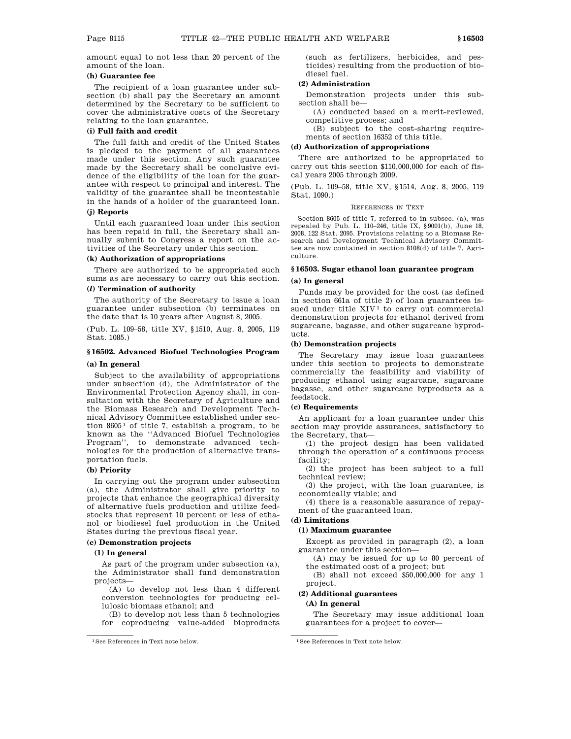amount equal to not less than 20 percent of the amount of the loan.

**(h) Guarantee fee**

The recipient of a loan guarantee under subsection (b) shall pay the Secretary an amount determined by the Secretary to be sufficient to cover the administrative costs of the Secretary relating to the loan guarantee.

**(i) Full faith and credit**

The full faith and credit of the United States is pledged to the payment of all guarantees made under this section. Any such guarantee made by the Secretary shall be conclusive evidence of the eligibility of the loan for the guarantee with respect to principal and interest. The validity of the guarantee shall be incontestable in the hands of a holder of the guaranteed loan.

**(j) Reports**

Until each guaranteed loan under this section has been repaid in full, the Secretary shall annually submit to Congress a report on the activities of the Secretary under this section.

**(k) Authorization of appropriations**

There are authorized to be appropriated such sums as are necessary to carry out this section.

**(*l*) Termination of authority**

The authority of the Secretary to issue a loan guarantee under subsection (b) terminates on the date that is 10 years after August 8, 2005.

(Pub. L. 109–58, title XV, §1510, Aug. 8, 2005, 119 Stat. 1085.)

### §16502. Advanced Biofuel Technologies Program

**(a) In general**

Subject to the availability of appropriations under subsection (d), the Administrator of the Environmental Protection Agency shall, in consultation with the Secretary of Agriculture and the Biomass Research and Development Technical Advisory Committee established under section 8605[1] of title 7, establish a program, to be known as the "Advanced Biofuel Technologies Program", to demonstrate advanced technologies for the production of alternative transportation fuels.

**(b) Priority**

In carrying out the program under subsection (a), the Administrator shall give priority to projects that enhance the geographical diversity of alternative fuels production and utilize feedstocks that represent 10 percent or less of ethanol or biodiesel fuel production in the United States during the previous fiscal year.

**(c) Demonstration projects**

**(1) In general**

As part of the program under subsection (a), the Administrator shall fund demonstration projects—

(A) to develop not less than 4 different conversion technologies for producing cellulosic biomass ethanol; and

(B) to develop not less than 5 technologies for coproducing value-added bioproducts (such as fertilizers, herbicides, and pesticides) resulting from the production of biodiesel fuel.

**(2) Administration**

Demonstration projects under this subsection shall be—

(A) conducted based on a merit-reviewed, competitive process; and

(B) subject to the cost-sharing requirements of section 16352 of this title.

**(d) Authorization of appropriations**

There are authorized to be appropriated to carry out this section $110,000,000 for each of fiscal years 2005 through 2009.

(Pub. L. 109–58, title XV, §1514, Aug. 8, 2005, 119 Stat. 1090.)

REFERENCES IN TEXT

Section 8605 of title 7, referred to in subsec. (a), was repealed by Pub. L. 110–246, title IX, §9001(b), June 18, 2008, 122 Stat. 2095. Provisions relating to a Biomass Research and Development Technical Advisory Committee are now contained in section 8108(d) of title 7, Agriculture.

### §16503. Sugar ethanol loan guarantee program

**(a) In general**

Funds may be provided for the cost (as defined in section 661a of title 2) of loan guarantees issued under title XIV[1] to carry out commercial demonstration projects for ethanol derived from sugarcane, bagasse, and other sugarcane byproducts.

**(b) Demonstration projects**

The Secretary may issue loan guarantees under this section to projects to demonstrate commercially the feasibility and viability of producing ethanol using sugarcane, sugarcane bagasse, and other sugarcane byproducts as a feedstock.

**(c) Requirements**

An applicant for a loan guarantee under this section may provide assurances, satisfactory to the Secretary, that—

(1) the project design has been validated through the operation of a continuous process facility;

(2) the project has been subject to a full technical review;

(3) the project, with the loan guarantee, is economically viable; and

(4) there is a reasonable assurance of repayment of the guaranteed loan.

**(d) Limitations**

**(1) Maximum guarantee**

Except as provided in paragraph (2), a loan guarantee under this section—

(A) may be issued for up to 80 percent of the estimated cost of a project; but

(B) shall not exceed $50,000,000 for any 1 project.

**(2) Additional guarantees**

**(A) In general**

The Secretary may issue additional loan guarantees for a project to cover—

[1] See References in Text note below.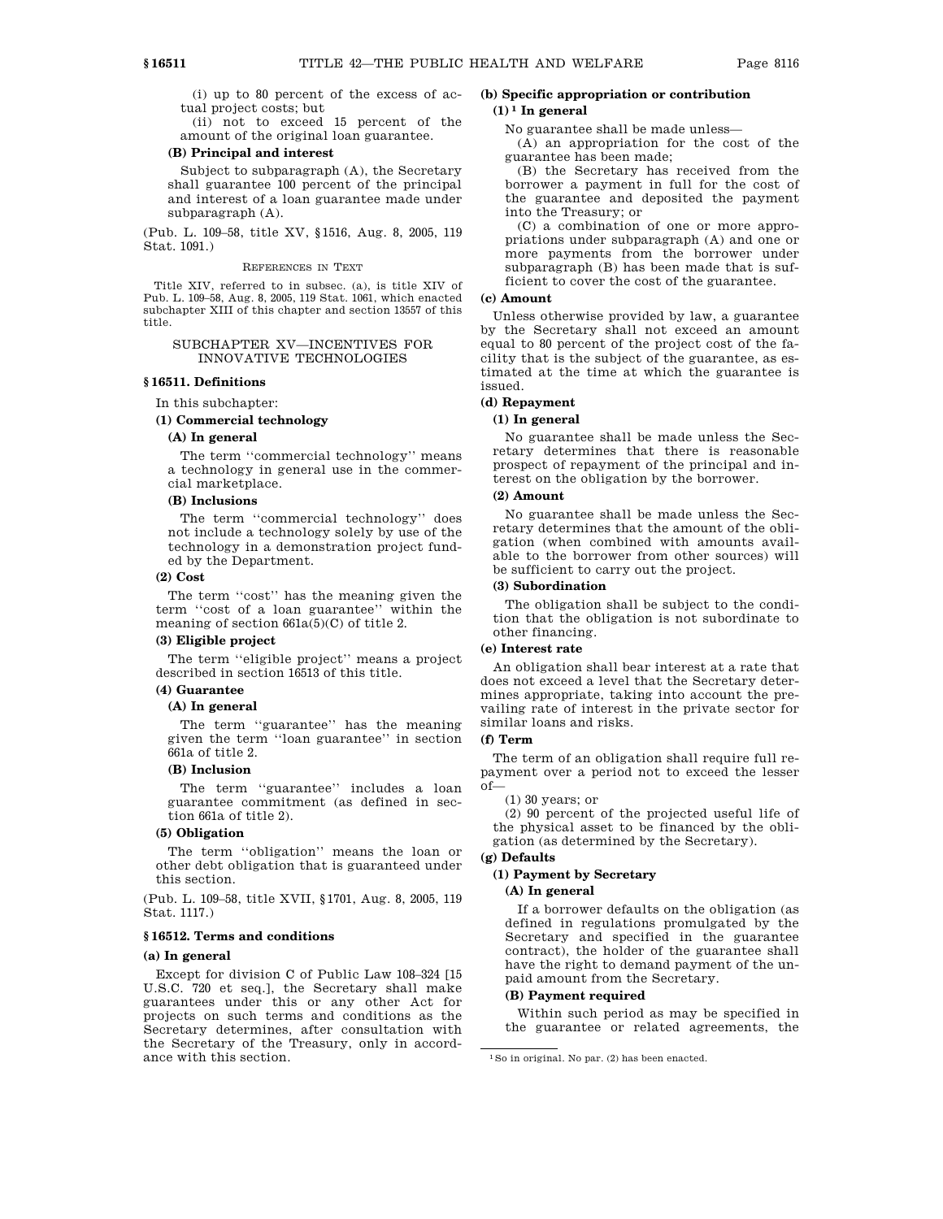(i) up to 80 percent of the excess of actual project costs; but

(ii) not to exceed 15 percent of the amount of the original loan guarantee.

**(B) Principal and interest**

Subject to subparagraph (A), the Secretary shall guarantee 100 percent of the principal and interest of a loan guarantee made under subparagraph (A).

(Pub. L. 109–58, title XV, §1516, Aug. 8, 2005, 119 Stat. 1091.)

REFERENCES IN TEXT

Title XIV, referred to in subsec. (a), is title XIV of Pub. L. 109–58, Aug. 8, 2005, 119 Stat. 1061, which enacted subchapter XIII of this chapter and section 13557 of this title.

## SUBCHAPTER XV—INCENTIVES FOR INNOVATIVE TECHNOLOGIES

### §16511. Definitions

In this subchapter:

**(1) Commercial technology**

**(A) In general**

The term "commercial technology" means a technology in general use in the commercial marketplace.

**(B) Inclusions**

The term "commercial technology" does not include a technology solely by use of the technology in a demonstration project funded by the Department.

**(2) Cost**

The term "cost" has the meaning given the term "cost of a loan guarantee" within the meaning of section 661a(5)(C) of title 2.

**(3) Eligible project**

The term "eligible project" means a project described in section 16513 of this title.

**(4) Guarantee**

**(A) In general**

The term "guarantee" has the meaning given the term "loan guarantee" in section 661a of title 2.

**(B) Inclusion**

The term "guarantee" includes a loan guarantee commitment (as defined in section 661a of title 2).

**(5) Obligation**

The term "obligation" means the loan or other debt obligation that is guaranteed under this section.

(Pub. L. 109–58, title XVII, §1701, Aug. 8, 2005, 119 Stat. 1117.)

### §16512. Terms and conditions

**(a) In general**

Except for division C of Public Law 108–324 [15 U.S.C. 720 et seq.], the Secretary shall make guarantees under this or any other Act for projects on such terms and conditions as the Secretary determines, after consultation with the Secretary of the Treasury, only in accordance with this section.

**(b) Specific appropriation or contribution**

**(1)[1] In general**

No guarantee shall be made unless—

(A) an appropriation for the cost of the guarantee has been made;

(B) the Secretary has received from the borrower a payment in full for the cost of the guarantee and deposited the payment into the Treasury; or

(C) a combination of one or more appropriations under subparagraph (A) and one or more payments from the borrower under subparagraph (B) has been made that is sufficient to cover the cost of the guarantee.

**(c) Amount**

Unless otherwise provided by law, a guarantee by the Secretary shall not exceed an amount equal to 80 percent of the project cost of the facility that is the subject of the guarantee, as estimated at the time at which the guarantee is issued.

**(d) Repayment**

**(1) In general**

No guarantee shall be made unless the Secretary determines that there is reasonable prospect of repayment of the principal and interest on the obligation by the borrower.

**(2) Amount**

No guarantee shall be made unless the Secretary determines that the amount of the obligation (when combined with amounts available to the borrower from other sources) will be sufficient to carry out the project.

**(3) Subordination**

The obligation shall be subject to the condition that the obligation is not subordinate to other financing.

**(e) Interest rate**

An obligation shall bear interest at a rate that does not exceed a level that the Secretary determines appropriate, taking into account the prevailing rate of interest in the private sector for similar loans and risks.

**(f) Term**

The term of an obligation shall require full repayment over a period not to exceed the lesser of—

(1) 30 years; or

(2) 90 percent of the projected useful life of the physical asset to be financed by the obligation (as determined by the Secretary).

**(g) Defaults**

**(1) Payment by Secretary**

**(A) In general**

If a borrower defaults on the obligation (as defined in regulations promulgated by the Secretary and specified in the guarantee contract), the holder of the guarantee shall have the right to demand payment of the unpaid amount from the Secretary.

**(B) Payment required**

Within such period as may be specified in the guarantee or related agreements, the

[1] So in original. No par. (2) has been enacted.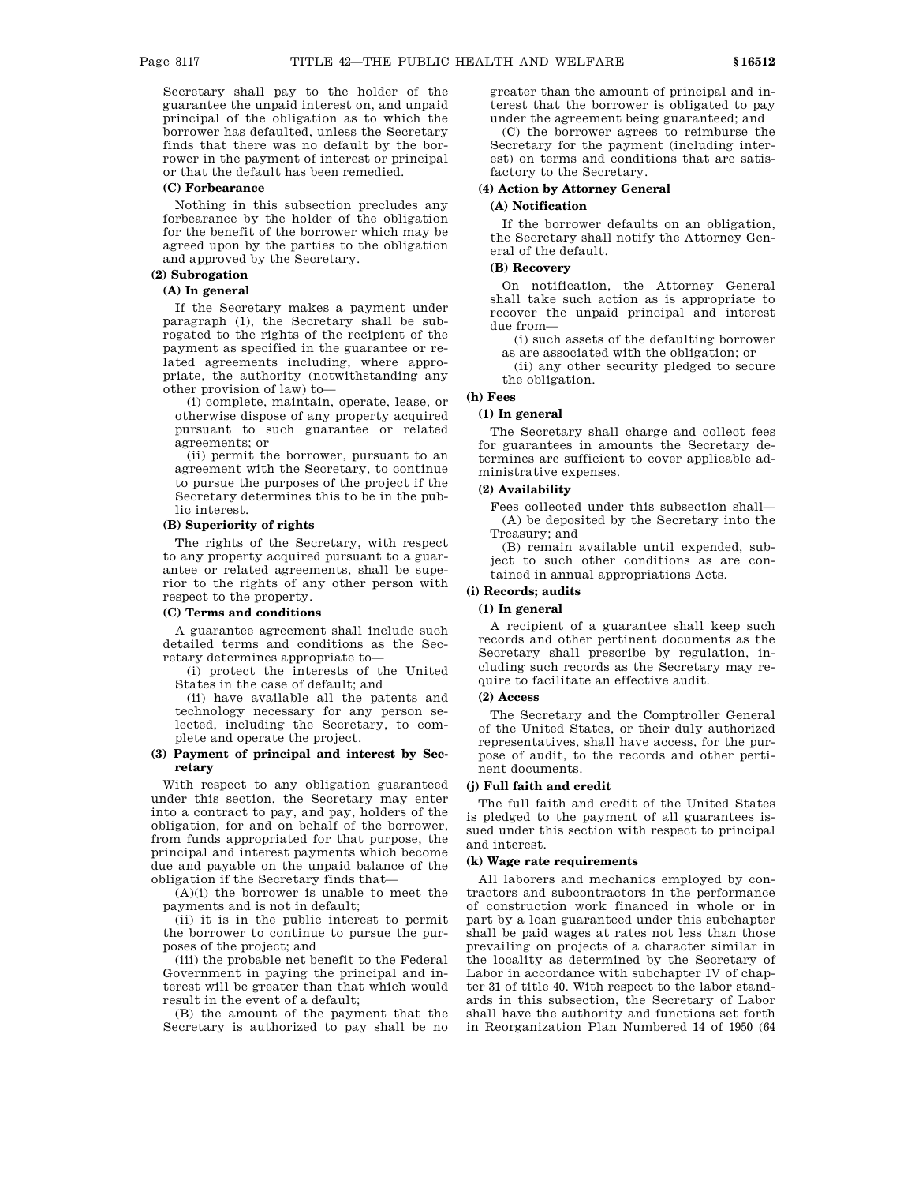Secretary shall pay to the holder of the guarantee the unpaid interest on, and unpaid principal of the obligation as to which the borrower has defaulted, unless the Secretary finds that there was no default by the borrower in the payment of interest or principal or that the default has been remedied.

**(C) Forbearance**

Nothing in this subsection precludes any forbearance by the holder of the obligation for the benefit of the borrower which may be agreed upon by the parties to the obligation and approved by the Secretary.

**(2) Subrogation**

**(A) In general**

If the Secretary makes a payment under paragraph (1), the Secretary shall be subrogated to the rights of the recipient of the payment as specified in the guarantee or related agreements including, where appropriate, the authority (notwithstanding any other provision of law) to—

(i) complete, maintain, operate, lease, or otherwise dispose of any property acquired pursuant to such guarantee or related agreements; or

(ii) permit the borrower, pursuant to an agreement with the Secretary, to continue to pursue the purposes of the project if the Secretary determines this to be in the public interest.

**(B) Superiority of rights**

The rights of the Secretary, with respect to any property acquired pursuant to a guarantee or related agreements, shall be superior to the rights of any other person with respect to the property.

**(C) Terms and conditions**

A guarantee agreement shall include such detailed terms and conditions as the Secretary determines appropriate to—

(i) protect the interests of the United States in the case of default; and

(ii) have available all the patents and technology necessary for any person selected, including the Secretary, to complete and operate the project.

**(3) Payment of principal and interest by Secretary**

With respect to any obligation guaranteed under this section, the Secretary may enter into a contract to pay, and pay, holders of the obligation, for and on behalf of the borrower, from funds appropriated for that purpose, the principal and interest payments which become due and payable on the unpaid balance of the obligation if the Secretary finds that—

(A)(i) the borrower is unable to meet the payments and is not in default;

(ii) it is in the public interest to permit the borrower to continue to pursue the purposes of the project; and

(iii) the probable net benefit to the Federal Government in paying the principal and interest will be greater than that which would result in the event of a default;

(B) the amount of the payment that the Secretary is authorized to pay shall be no greater than the amount of principal and interest that the borrower is obligated to pay under the agreement being guaranteed; and

(C) the borrower agrees to reimburse the Secretary for the payment (including interest) on terms and conditions that are satisfactory to the Secretary.

**(4) Action by Attorney General**

**(A) Notification**

If the borrower defaults on an obligation, the Secretary shall notify the Attorney General of the default.

**(B) Recovery**

On notification, the Attorney General shall take such action as is appropriate to recover the unpaid principal and interest due from—

(i) such assets of the defaulting borrower as are associated with the obligation; or

(ii) any other security pledged to secure the obligation.

**(h) Fees**

**(1) In general**

The Secretary shall charge and collect fees for guarantees in amounts the Secretary determines are sufficient to cover applicable administrative expenses.

**(2) Availability**

Fees collected under this subsection shall—

(A) be deposited by the Secretary into the Treasury; and

(B) remain available until expended, subject to such other conditions as are contained in annual appropriations Acts.

**(i) Records; audits**

**(1) In general**

A recipient of a guarantee shall keep such records and other pertinent documents as the Secretary shall prescribe by regulation, including such records as the Secretary may require to facilitate an effective audit.

**(2) Access**

The Secretary and the Comptroller General of the United States, or their duly authorized representatives, shall have access, for the purpose of audit, to the records and other pertinent documents.

**(j) Full faith and credit**

The full faith and credit of the United States is pledged to the payment of all guarantees issued under this section with respect to principal and interest.

**(k) Wage rate requirements**

All laborers and mechanics employed by contractors and subcontractors in the performance of construction work financed in whole or in part by a loan guaranteed under this subchapter shall be paid wages at rates not less than those prevailing on projects of a character similar in the locality as determined by the Secretary of Labor in accordance with subchapter IV of chapter 31 of title 40. With respect to the labor standards in this subsection, the Secretary of Labor shall have the authority and functions set forth in Reorganization Plan Numbered 14 of 1950 (64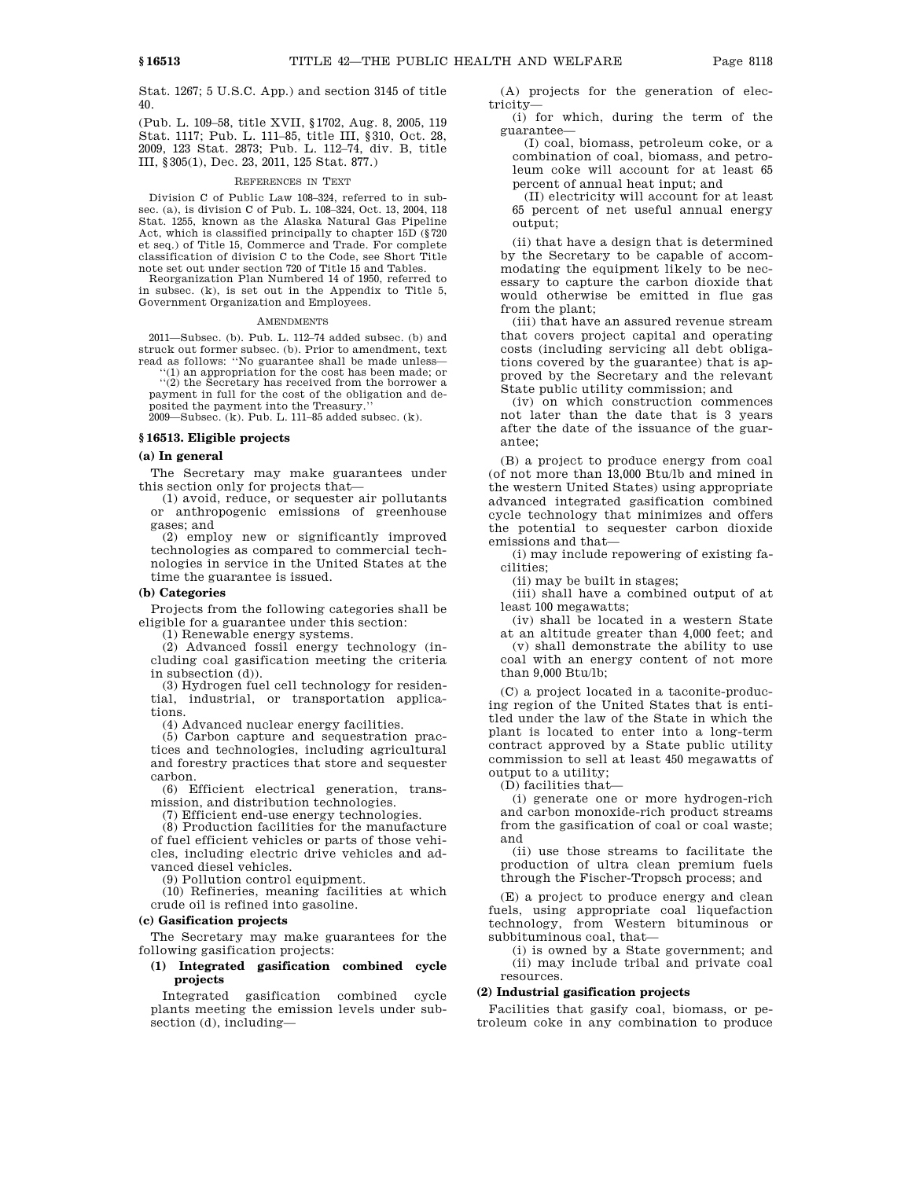Stat. 1267; 5 U.S.C. App.) and section 3145 of title 40.

(Pub. L. 109–58, title XVII, §1702, Aug. 8, 2005, 119 Stat. 1117; Pub. L. 111–85, title III, §310, Oct. 28, 2009, 123 Stat. 2873; Pub. L. 112–74, div. B, title III, §305(1), Dec. 23, 2011, 125 Stat. 877.)

REFERENCES IN TEXT

Division C of Public Law 108–324, referred to in subsec. (a), is division C of Pub. L. 108–324, Oct. 13, 2004, 118 Stat. 1255, known as the Alaska Natural Gas Pipeline Act, which is classified principally to chapter 15D (§720 et seq.) of Title 15, Commerce and Trade. For complete classification of division C to the Code, see Short Title note set out under section 720 of Title 15 and Tables.

Reorganization Plan Numbered 14 of 1950, referred to in subsec. (k), is set out in the Appendix to Title 5, Government Organization and Employees.

AMENDMENTS

2011—Subsec. (b). Pub. L. 112–74 added subsec. (b) and struck out former subsec. (b). Prior to amendment, text read as follows: "No guarantee shall be made unless—

"(1) an appropriation for the cost has been made; or

"(2) the Secretary has received from the borrower a payment in full for the cost of the obligation and deposited the payment into the Treasury."

2009—Subsec. (k). Pub. L. 111–85 added subsec. (k).

## §16513. Eligible projects

### (a) In general

The Secretary may make guarantees under this section only for projects that—

(1) avoid, reduce, or sequester air pollutants or anthropogenic emissions of greenhouse gases; and

(2) employ new or significantly improved technologies as compared to commercial technologies in service in the United States at the time the guarantee is issued.

### (b) Categories

Projects from the following categories shall be eligible for a guarantee under this section:

(1) Renewable energy systems.

(2) Advanced fossil energy technology (including coal gasification meeting the criteria in subsection (d)).

(3) Hydrogen fuel cell technology for residential, industrial, or transportation applications.

(4) Advanced nuclear energy facilities.

(5) Carbon capture and sequestration practices and technologies, including agricultural and forestry practices that store and sequester carbon.

(6) Efficient electrical generation, transmission, and distribution technologies.

(7) Efficient end-use energy technologies.

(8) Production facilities for the manufacture of fuel efficient vehicles or parts of those vehicles, including electric drive vehicles and advanced diesel vehicles.

(9) Pollution control equipment.

(10) Refineries, meaning facilities at which crude oil is refined into gasoline.

### (c) Gasification projects

The Secretary may make guarantees for the following gasification projects:

#### (1) Integrated gasification combined cycle projects

Integrated gasification combined cycle plants meeting the emission levels under subsection (d), including—

(A) projects for the generation of electricity—

(i) for which, during the term of the guarantee—

(I) coal, biomass, petroleum coke, or a combination of coal, biomass, and petroleum coke will account for at least 65 percent of annual heat input; and

(II) electricity will account for at least 65 percent of net useful annual energy output;

(ii) that have a design that is determined by the Secretary to be capable of accommodating the equipment likely to be necessary to capture the carbon dioxide that would otherwise be emitted in flue gas from the plant;

(iii) that have an assured revenue stream that covers project capital and operating costs (including servicing all debt obligations covered by the guarantee) that is approved by the Secretary and the relevant State public utility commission; and

(iv) on which construction commences not later than the date that is 3 years after the date of the issuance of the guarantee;

(B) a project to produce energy from coal (of not more than 13,000 Btu/lb and mined in the western United States) using appropriate advanced integrated gasification combined cycle technology that minimizes and offers the potential to sequester carbon dioxide emissions and that—

(i) may include repowering of existing facilities;

(ii) may be built in stages;

(iii) shall have a combined output of at least 100 megawatts;

(iv) shall be located in a western State at an altitude greater than 4,000 feet; and

(v) shall demonstrate the ability to use coal with an energy content of not more than 9,000 Btu/lb;

(C) a project located in a taconite-producing region of the United States that is entitled under the law of the State in which the plant is located to enter into a long-term contract approved by a State public utility commission to sell at least 450 megawatts of output to a utility;

(D) facilities that—

(i) generate one or more hydrogen-rich and carbon monoxide-rich product streams from the gasification of coal or coal waste; and

(ii) use those streams to facilitate the production of ultra clean premium fuels through the Fischer-Tropsch process; and

(E) a project to produce energy and clean fuels, using appropriate coal liquefaction technology, from Western bituminous or subbituminous coal, that—

(i) is owned by a State government; and

(ii) may include tribal and private coal resources.

#### (2) Industrial gasification projects

Facilities that gasify coal, biomass, or petroleum coke in any combination to produce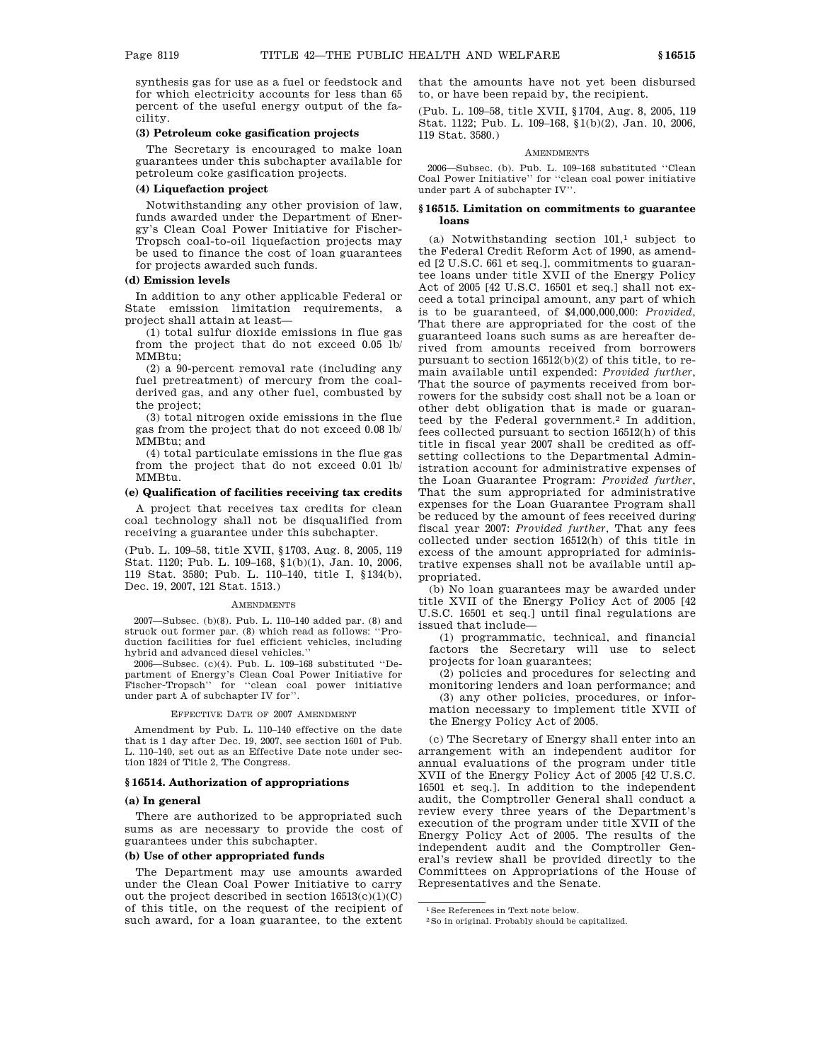synthesis gas for use as a fuel or feedstock and for which electricity accounts for less than 65 percent of the useful energy output of the facility.

**(3) Petroleum coke gasification projects**

The Secretary is encouraged to make loan guarantees under this subchapter available for petroleum coke gasification projects.

**(4) Liquefaction project**

Notwithstanding any other provision of law, funds awarded under the Department of Energy's Clean Coal Power Initiative for Fischer-Tropsch coal-to-oil liquefaction projects may be used to finance the cost of loan guarantees for projects awarded such funds.

**(d) Emission levels**

In addition to any other applicable Federal or State emission limitation requirements, a project shall attain at least—

(1) total sulfur dioxide emissions in flue gas from the project that do not exceed 0.05 lb/MMBtu;

(2) a 90-percent removal rate (including any fuel pretreatment) of mercury from the coal-derived gas, and any other fuel, combusted by the project;

(3) total nitrogen oxide emissions in the flue gas from the project that do not exceed 0.08 lb/MMBtu; and

(4) total particulate emissions in the flue gas from the project that do not exceed 0.01 lb/MMBtu.

**(e) Qualification of facilities receiving tax credits**

A project that receives tax credits for clean coal technology shall not be disqualified from receiving a guarantee under this subchapter.

(Pub. L. 109–58, title XVII, §1703, Aug. 8, 2005, 119 Stat. 1120; Pub. L. 109–168, §1(b)(1), Jan. 10, 2006, 119 Stat. 3580; Pub. L. 110–140, title I, §134(b), Dec. 19, 2007, 121 Stat. 1513.)

AMENDMENTS

2007—Subsec. (b)(8). Pub. L. 110–140 added par. (8) and struck out former par. (8) which read as follows: "Production facilities for fuel efficient vehicles, including hybrid and advanced diesel vehicles."

2006—Subsec. (c)(4). Pub. L. 109–168 substituted "Department of Energy's Clean Coal Power Initiative for Fischer-Tropsch" for "clean coal power initiative under part A of subchapter IV for".

EFFECTIVE DATE OF 2007 AMENDMENT

Amendment by Pub. L. 110–140 effective on the date that is 1 day after Dec. 19, 2007, see section 1601 of Pub. L. 110–140, set out as an Effective Date note under section 1824 of Title 2, The Congress.

### §16514. Authorization of appropriations

**(a) In general**

There are authorized to be appropriated such sums as are necessary to provide the cost of guarantees under this subchapter.

**(b) Use of other appropriated funds**

The Department may use amounts awarded under the Clean Coal Power Initiative to carry out the project described in section 16513(c)(1)(C) of this title, on the request of the recipient of such award, for a loan guarantee, to the extent that the amounts have not yet been disbursed to, or have been repaid by, the recipient.

(Pub. L. 109–58, title XVII, §1704, Aug. 8, 2005, 119 Stat. 1122; Pub. L. 109–168, §1(b)(2), Jan. 10, 2006, 119 Stat. 3580.)

AMENDMENTS

2006—Subsec. (b). Pub. L. 109–168 substituted "Clean Coal Power Initiative" for "clean coal power initiative under part A of subchapter IV".

### §16515. Limitation on commitments to guarantee loans

(a) Notwithstanding section 101,[1] subject to the Federal Credit Reform Act of 1990, as amended [2 U.S.C. 661 et seq.], commitments to guarantee loans under title XVII of the Energy Policy Act of 2005 [42 U.S.C. 16501 et seq.] shall not exceed a total principal amount, any part of which is to be guaranteed, of $4,000,000,000: *Provided*, That there are appropriated for the cost of the guaranteed loans such sums as are hereafter derived from amounts received from borrowers pursuant to section 16512(b)(2) of this title, to remain available until expended: *Provided further*, That the source of payments received from borrowers for the subsidy cost shall not be a loan or other debt obligation that is made or guaranteed by the Federal government.[2] In addition, fees collected pursuant to section 16512(h) of this title in fiscal year 2007 shall be credited as offsetting collections to the Departmental Administration account for administrative expenses of the Loan Guarantee Program: *Provided further*, That the sum appropriated for administrative expenses for the Loan Guarantee Program shall be reduced by the amount of fees received during fiscal year 2007: *Provided further*, That any fees collected under section 16512(h) of this title in excess of the amount appropriated for administrative expenses shall not be available until appropriated.

(b) No loan guarantees may be awarded under title XVII of the Energy Policy Act of 2005 [42 U.S.C. 16501 et seq.] until final regulations are issued that include—

(1) programmatic, technical, and financial factors the Secretary will use to select projects for loan guarantees;

(2) policies and procedures for selecting and monitoring lenders and loan performance; and

(3) any other policies, procedures, or information necessary to implement title XVII of the Energy Policy Act of 2005.

(c) The Secretary of Energy shall enter into an arrangement with an independent auditor for annual evaluations of the program under title XVII of the Energy Policy Act of 2005 [42 U.S.C. 16501 et seq.]. In addition to the independent audit, the Comptroller General shall conduct a review every three years of the Department's execution of the program under title XVII of the Energy Policy Act of 2005. The results of the independent audit and the Comptroller General's review shall be provided directly to the Committees on Appropriations of the House of Representatives and the Senate.

[1] See References in Text note below.

[2] So in original. Probably should be capitalized.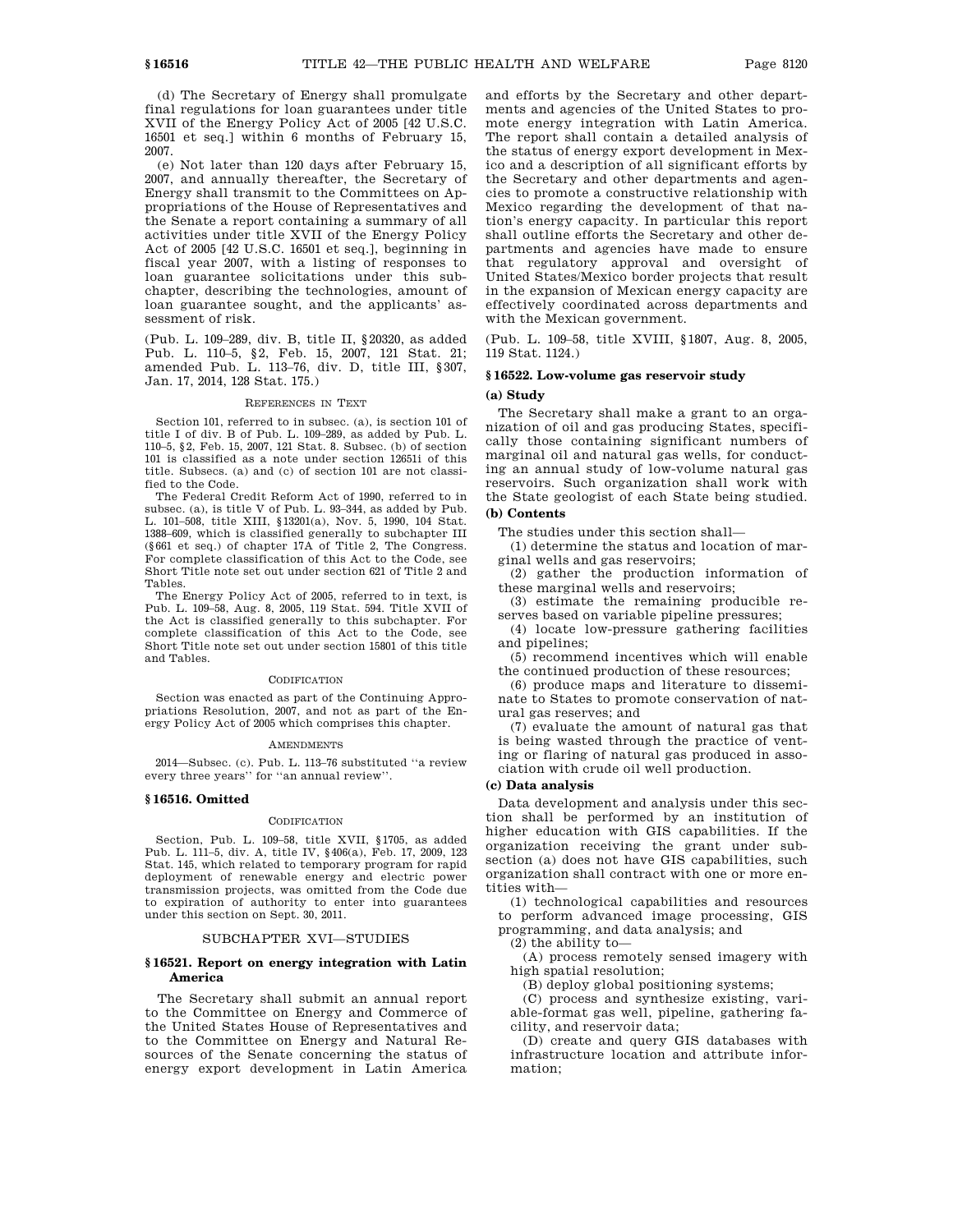(d) The Secretary of Energy shall promulgate final regulations for loan guarantees under title XVII of the Energy Policy Act of 2005 [42 U.S.C. 16501 et seq.] within 6 months of February 15, 2007.

(e) Not later than 120 days after February 15, 2007, and annually thereafter, the Secretary of Energy shall transmit to the Committees on Appropriations of the House of Representatives and the Senate a report containing a summary of all activities under title XVII of the Energy Policy Act of 2005 [42 U.S.C. 16501 et seq.], beginning in fiscal year 2007, with a listing of responses to loan guarantee solicitations under this subchapter, describing the technologies, amount of loan guarantee sought, and the applicants' assessment of risk.

(Pub. L. 109–289, div. B, title II, §20320, as added Pub. L. 110–5, §2, Feb. 15, 2007, 121 Stat. 21; amended Pub. L. 113–76, div. D, title III, §307, Jan. 17, 2014, 128 Stat. 175.)

REFERENCES IN TEXT

Section 101, referred to in subsec. (a), is section 101 of title I of div. B of Pub. L. 109–289, as added by Pub. L. 110–5, §2, Feb. 15, 2007, 121 Stat. 8. Subsec. (b) of section 101 is classified as a note under section 12651i of this title. Subsecs. (a) and (c) of section 101 are not classified to the Code.

The Federal Credit Reform Act of 1990, referred to in subsec. (a), is title V of Pub. L. 93–344, as added by Pub. L. 101–508, title XIII, §13201(a), Nov. 5, 1990, 104 Stat. 1388–609, which is classified generally to subchapter III (§661 et seq.) of chapter 17A of Title 2, The Congress. For complete classification of this Act to the Code, see Short Title note set out under section 621 of Title 2 and Tables.

The Energy Policy Act of 2005, referred to in text, is Pub. L. 109–58, Aug. 8, 2005, 119 Stat. 594. Title XVII of the Act is classified generally to this subchapter. For complete classification of this Act to the Code, see Short Title note set out under section 15801 of this title and Tables.

CODIFICATION

Section was enacted as part of the Continuing Appropriations Resolution, 2007, and not as part of the Energy Policy Act of 2005 which comprises this chapter.

AMENDMENTS

2014—Subsec. (c). Pub. L. 113–76 substituted "a review every three years" for "an annual review".

### §16516. Omitted

CODIFICATION

Section, Pub. L. 109–58, title XVII, §1705, as added Pub. L. 111–5, div. A, title IV, §406(a), Feb. 17, 2009, 123 Stat. 145, which related to temporary program for rapid deployment of renewable energy and electric power transmission projects, was omitted from the Code due to expiration of authority to enter into guarantees under this section on Sept. 30, 2011.

## SUBCHAPTER XVI—STUDIES

### §16521. Report on energy integration with Latin America

The Secretary shall submit an annual report to the Committee on Energy and Commerce of the United States House of Representatives and to the Committee on Energy and Natural Resources of the Senate concerning the status of energy export development in Latin America and efforts by the Secretary and other departments and agencies of the United States to promote energy integration with Latin America. The report shall contain a detailed analysis of the status of energy export development in Mexico and a description of all significant efforts by the Secretary and other departments and agencies to promote a constructive relationship with Mexico regarding the development of that nation's energy capacity. In particular this report shall outline efforts the Secretary and other departments and agencies have made to ensure that regulatory approval and oversight of United States/Mexico border projects that result in the expansion of Mexican energy capacity are effectively coordinated across departments and with the Mexican government.

(Pub. L. 109–58, title XVIII, §1807, Aug. 8, 2005, 119 Stat. 1124.)

### §16522. Low-volume gas reservoir study

**(a) Study**

The Secretary shall make a grant to an organization of oil and gas producing States, specifically those containing significant numbers of marginal oil and natural gas wells, for conducting an annual study of low-volume natural gas reservoirs. Such organization shall work with the State geologist of each State being studied.

**(b) Contents**

The studies under this section shall—

(1) determine the status and location of marginal wells and gas reservoirs;

(2) gather the production information of these marginal wells and reservoirs;

(3) estimate the remaining producible reserves based on variable pipeline pressures;

(4) locate low-pressure gathering facilities and pipelines;

(5) recommend incentives which will enable the continued production of these resources;

(6) produce maps and literature to disseminate to States to promote conservation of natural gas reserves; and

(7) evaluate the amount of natural gas that is being wasted through the practice of venting or flaring of natural gas produced in association with crude oil well production.

**(c) Data analysis**

Data development and analysis under this section shall be performed by an institution of higher education with GIS capabilities. If the organization receiving the grant under subsection (a) does not have GIS capabilities, such organization shall contract with one or more entities with—

(1) technological capabilities and resources to perform advanced image processing, GIS programming, and data analysis; and

(2) the ability to—

(A) process remotely sensed imagery with high spatial resolution;

(B) deploy global positioning systems;

(C) process and synthesize existing, variable-format gas well, pipeline, gathering facility, and reservoir data;

(D) create and query GIS databases with infrastructure location and attribute information;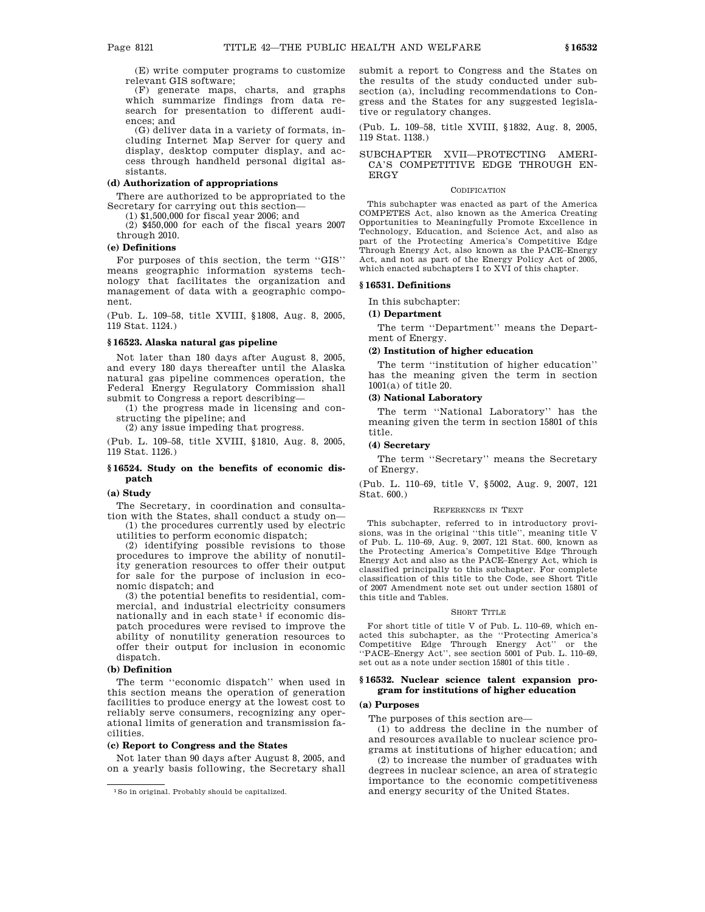(E) write computer programs to customize relevant GIS software;

(F) generate maps, charts, and graphs which summarize findings from data research for presentation to different audiences; and

(G) deliver data in a variety of formats, including Internet Map Server for query and display, desktop computer display, and access through handheld personal digital assistants.

**(d) Authorization of appropriations**

There are authorized to be appropriated to the Secretary for carrying out this section—

(1) $1,500,000 for fiscal year 2006; and

(2) $450,000 for each of the fiscal years 2007 through 2010.

**(e) Definitions**

For purposes of this section, the term ''GIS'' means geographic information systems technology that facilitates the organization and management of data with a geographic component.

(Pub. L. 109–58, title XVIII, §1808, Aug. 8, 2005, 119 Stat. 1124.)

### §16523. Alaska natural gas pipeline

Not later than 180 days after August 8, 2005, and every 180 days thereafter until the Alaska natural gas pipeline commences operation, the Federal Energy Regulatory Commission shall submit to Congress a report describing—

(1) the progress made in licensing and constructing the pipeline; and

(2) any issue impeding that progress.

(Pub. L. 109–58, title XVIII, §1810, Aug. 8, 2005, 119 Stat. 1126.)

### §16524. Study on the benefits of economic dispatch

**(a) Study**

The Secretary, in coordination and consultation with the States, shall conduct a study on—

(1) the procedures currently used by electric utilities to perform economic dispatch;

(2) identifying possible revisions to those procedures to improve the ability of nonutility generation resources to offer their output for sale for the purpose of inclusion in economic dispatch; and

(3) the potential benefits to residential, commercial, and industrial electricity consumers nationally and in each state[1] if economic dispatch procedures were revised to improve the ability of nonutility generation resources to offer their output for inclusion in economic dispatch.

**(b) Definition**

The term ''economic dispatch'' when used in this section means the operation of generation facilities to produce energy at the lowest cost to reliably serve consumers, recognizing any operational limits of generation and transmission facilities.

**(c) Report to Congress and the States**

Not later than 90 days after August 8, 2005, and on a yearly basis following, the Secretary shall submit a report to Congress and the States on the results of the study conducted under subsection (a), including recommendations to Congress and the States for any suggested legislative or regulatory changes.

(Pub. L. 109–58, title XVIII, §1832, Aug. 8, 2005, 119 Stat. 1138.)

[1] So in original. Probably should be capitalized.

## SUBCHAPTER XVII—PROTECTING AMERICA'S COMPETITIVE EDGE THROUGH ENERGY

CODIFICATION

This subchapter was enacted as part of the America COMPETES Act, also known as the America Creating Opportunities to Meaningfully Promote Excellence in Technology, Education, and Science Act, and also as part of the Protecting America's Competitive Edge Through Energy Act, also known as the PACE–Energy Act, and not as part of the Energy Policy Act of 2005, which enacted subchapters I to XVI of this chapter.

### §16531. Definitions

In this subchapter:

**(1) Department**

The term ''Department'' means the Department of Energy.

**(2) Institution of higher education**

The term ''institution of higher education'' has the meaning given the term in section 1001(a) of title 20.

**(3) National Laboratory**

The term ''National Laboratory'' has the meaning given the term in section 15801 of this title.

**(4) Secretary**

The term ''Secretary'' means the Secretary of Energy.

(Pub. L. 110–69, title V, §5002, Aug. 9, 2007, 121 Stat. 600.)

REFERENCES IN TEXT

This subchapter, referred to in introductory provisions, was in the original ''this title'', meaning title V of Pub. L. 110–69, Aug. 9, 2007, 121 Stat. 600, known as the Protecting America's Competitive Edge Through Energy Act and also as the PACE–Energy Act, which is classified principally to this subchapter. For complete classification of this title to the Code, see Short Title of 2007 Amendment note set out under section 15801 of this title and Tables.

SHORT TITLE

For short title of title V of Pub. L. 110–69, which enacted this subchapter, as the ''Protecting America's Competitive Edge Through Energy Act'' or the ''PACE–Energy Act'', see section 5001 of Pub. L. 110–69, set out as a note under section 15801 of this title .

### §16532. Nuclear science talent expansion program for institutions of higher education

**(a) Purposes**

The purposes of this section are—

(1) to address the decline in the number of and resources available to nuclear science programs at institutions of higher education; and

(2) to increase the number of graduates with degrees in nuclear science, an area of strategic importance to the economic competitiveness and energy security of the United States.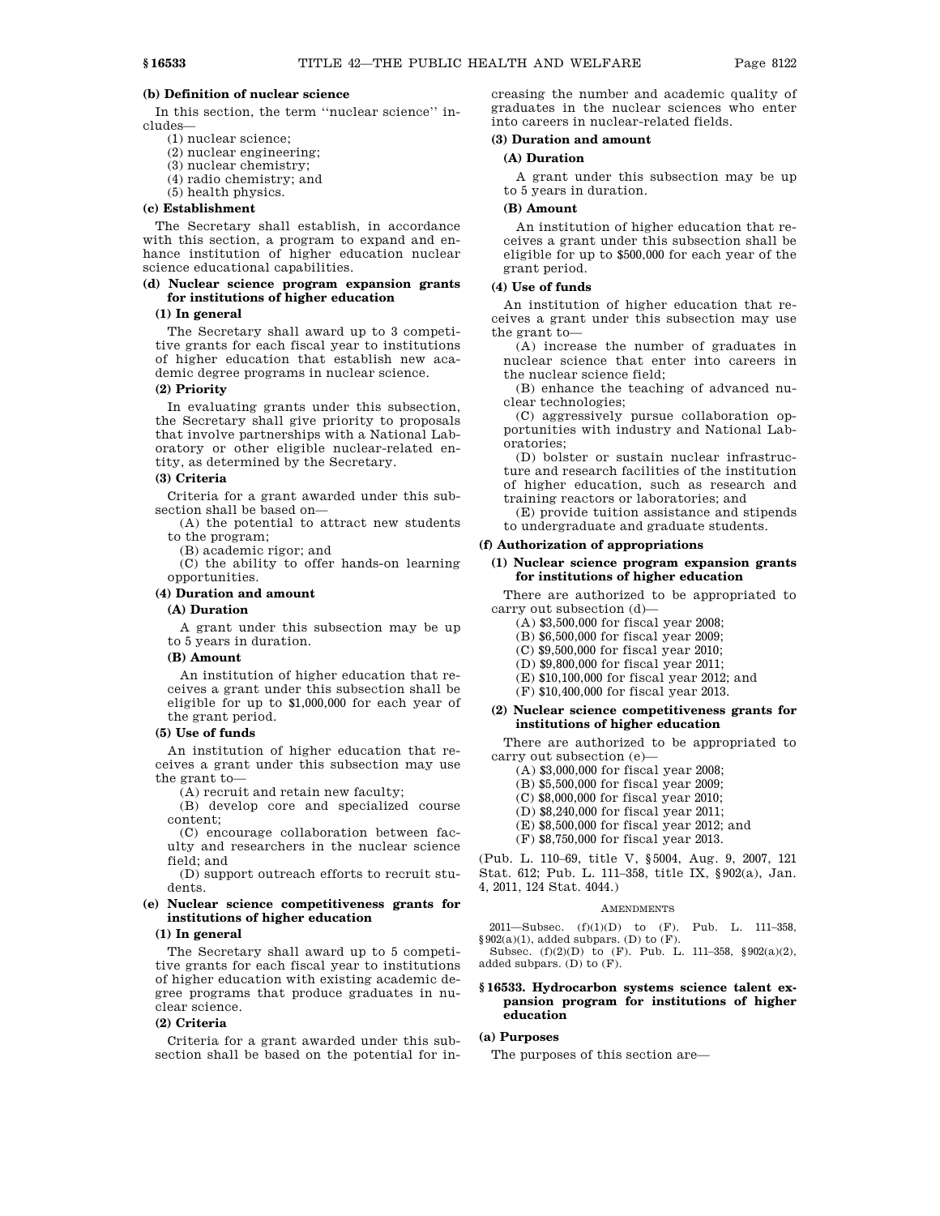**(b) Definition of nuclear science**

In this section, the term ''nuclear science'' includes—

(1) nuclear science;

(2) nuclear engineering;

(3) nuclear chemistry;

(4) radio chemistry; and

(5) health physics.

**(c) Establishment**

The Secretary shall establish, in accordance with this section, a program to expand and enhance institution of higher education nuclear science educational capabilities.

**(d) Nuclear science program expansion grants for institutions of higher education**

**(1) In general**

The Secretary shall award up to 3 competitive grants for each fiscal year to institutions of higher education that establish new academic degree programs in nuclear science.

**(2) Priority**

In evaluating grants under this subsection, the Secretary shall give priority to proposals that involve partnerships with a National Laboratory or other eligible nuclear-related entity, as determined by the Secretary.

**(3) Criteria**

Criteria for a grant awarded under this subsection shall be based on—

(A) the potential to attract new students to the program;

(B) academic rigor; and

(C) the ability to offer hands-on learning opportunities.

**(4) Duration and amount**

**(A) Duration**

A grant under this subsection may be up to 5 years in duration.

**(B) Amount**

An institution of higher education that receives a grant under this subsection shall be eligible for up to $1,000,000 for each year of the grant period.

**(5) Use of funds**

An institution of higher education that receives a grant under this subsection may use the grant to—

(A) recruit and retain new faculty;

(B) develop core and specialized course content;

(C) encourage collaboration between faculty and researchers in the nuclear science field; and

(D) support outreach efforts to recruit students.

**(e) Nuclear science competitiveness grants for institutions of higher education**

**(1) In general**

The Secretary shall award up to 5 competitive grants for each fiscal year to institutions of higher education with existing academic degree programs that produce graduates in nuclear science.

**(2) Criteria**

Criteria for a grant awarded under this subsection shall be based on the potential for increasing the number and academic quality of graduates in the nuclear sciences who enter into careers in nuclear-related fields.

**(3) Duration and amount**

**(A) Duration**

A grant under this subsection may be up to 5 years in duration.

**(B) Amount**

An institution of higher education that receives a grant under this subsection shall be eligible for up to $500,000 for each year of the grant period.

**(4) Use of funds**

An institution of higher education that receives a grant under this subsection may use the grant to—

(A) increase the number of graduates in nuclear science that enter into careers in the nuclear science field;

(B) enhance the teaching of advanced nuclear technologies;

(C) aggressively pursue collaboration opportunities with industry and National Laboratories;

(D) bolster or sustain nuclear infrastructure and research facilities of the institution of higher education, such as research and training reactors or laboratories; and

(E) provide tuition assistance and stipends to undergraduate and graduate students.

**(f) Authorization of appropriations**

**(1) Nuclear science program expansion grants for institutions of higher education**

There are authorized to be appropriated to carry out subsection (d)—

(A) $3,500,000 for fiscal year 2008;

(B) $6,500,000 for fiscal year 2009;

(C) $9,500,000 for fiscal year 2010;

(D) $9,800,000 for fiscal year 2011;

(E) $10,100,000 for fiscal year 2012; and

(F) $10,400,000 for fiscal year 2013.

**(2) Nuclear science competitiveness grants for institutions of higher education**

There are authorized to be appropriated to carry out subsection (e)—

(A) $3,000,000 for fiscal year 2008;

(B) $5,500,000 for fiscal year 2009;

(C) $8,000,000 for fiscal year 2010;

(D) $8,240,000 for fiscal year 2011;

(E) $8,500,000 for fiscal year 2012; and

(F) $8,750,000 for fiscal year 2013.

(Pub. L. 110–69, title V, §5004, Aug. 9, 2007, 121 Stat. 612; Pub. L. 111–358, title IX, §902(a), Jan. 4, 2011, 124 Stat. 4044.)

AMENDMENTS

2011—Subsec. (f)(1)(D) to (F). Pub. L. 111–358, §902(a)(1), added subpars. (D) to (F).

Subsec. (f)(2)(D) to (F). Pub. L. 111–358, §902(a)(2), added subpars. (D) to (F).

## §16533. Hydrocarbon systems science talent expansion program for institutions of higher education

**(a) Purposes**

The purposes of this section are—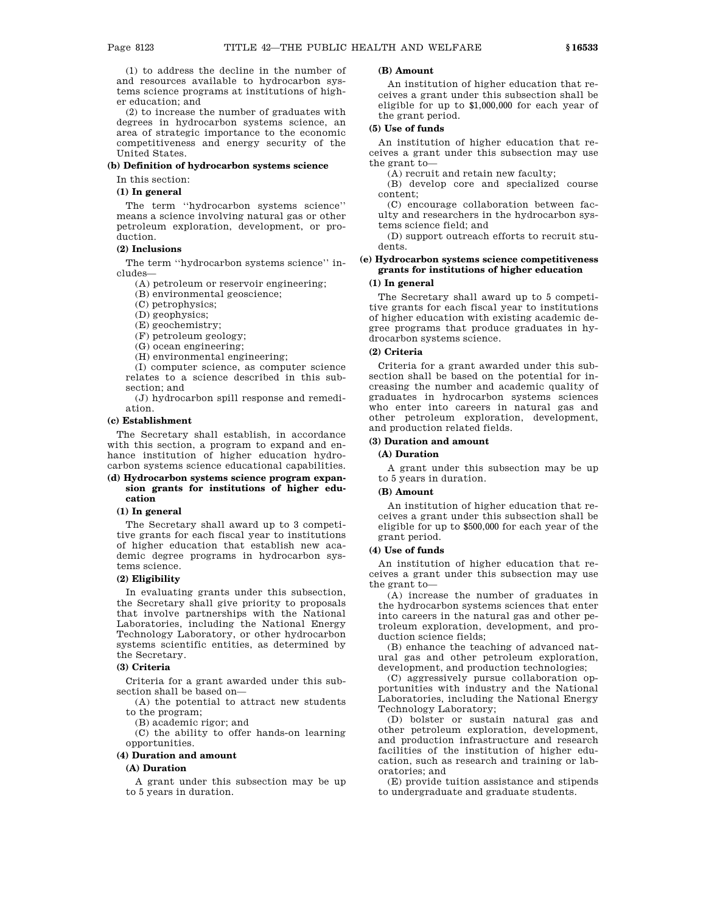(1) to address the decline in the number of and resources available to hydrocarbon systems science programs at institutions of higher education; and

(2) to increase the number of graduates with degrees in hydrocarbon systems science, an area of strategic importance to the economic competitiveness and energy security of the United States.

**(b) Definition of hydrocarbon systems science**

In this section:

**(1) In general**

The term ''hydrocarbon systems science'' means a science involving natural gas or other petroleum exploration, development, or production.

**(2) Inclusions**

The term ''hydrocarbon systems science'' includes—

(A) petroleum or reservoir engineering;

(B) environmental geoscience;

(C) petrophysics;

(D) geophysics;

(E) geochemistry;

(F) petroleum geology;

(G) ocean engineering;

(H) environmental engineering;

(I) computer science, as computer science relates to a science described in this subsection; and

(J) hydrocarbon spill response and remediation.

**(c) Establishment**

The Secretary shall establish, in accordance with this section, a program to expand and enhance institution of higher education hydrocarbon systems science educational capabilities.

**(d) Hydrocarbon systems science program expansion grants for institutions of higher education**

**(1) In general**

The Secretary shall award up to 3 competitive grants for each fiscal year to institutions of higher education that establish new academic degree programs in hydrocarbon systems science.

**(2) Eligibility**

In evaluating grants under this subsection, the Secretary shall give priority to proposals that involve partnerships with the National Laboratories, including the National Energy Technology Laboratory, or other hydrocarbon systems scientific entities, as determined by the Secretary.

**(3) Criteria**

Criteria for a grant awarded under this subsection shall be based on—

(A) the potential to attract new students to the program;

(B) academic rigor; and

(C) the ability to offer hands-on learning opportunities.

**(4) Duration and amount**

**(A) Duration**

A grant under this subsection may be up to 5 years in duration.

**(B) Amount**

An institution of higher education that receives a grant under this subsection shall be eligible for up to $1,000,000 for each year of the grant period.

**(5) Use of funds**

An institution of higher education that receives a grant under this subsection may use the grant to—

(A) recruit and retain new faculty;

(B) develop core and specialized course content;

(C) encourage collaboration between faculty and researchers in the hydrocarbon systems science field; and

(D) support outreach efforts to recruit students.

**(e) Hydrocarbon systems science competitiveness grants for institutions of higher education**

**(1) In general**

The Secretary shall award up to 5 competitive grants for each fiscal year to institutions of higher education with existing academic degree programs that produce graduates in hydrocarbon systems science.

**(2) Criteria**

Criteria for a grant awarded under this subsection shall be based on the potential for increasing the number and academic quality of graduates in hydrocarbon systems sciences who enter into careers in natural gas and other petroleum exploration, development, and production related fields.

**(3) Duration and amount**

**(A) Duration**

A grant under this subsection may be up to 5 years in duration.

**(B) Amount**

An institution of higher education that receives a grant under this subsection shall be eligible for up to $500,000 for each year of the grant period.

**(4) Use of funds**

An institution of higher education that receives a grant under this subsection may use the grant to—

(A) increase the number of graduates in the hydrocarbon systems sciences that enter into careers in the natural gas and other petroleum exploration, development, and production science fields;

(B) enhance the teaching of advanced natural gas and other petroleum exploration, development, and production technologies;

(C) aggressively pursue collaboration opportunities with industry and the National Laboratories, including the National Energy Technology Laboratory;

(D) bolster or sustain natural gas and other petroleum exploration, development, and production infrastructure and research facilities of the institution of higher education, such as research and training or laboratories; and

(E) provide tuition assistance and stipends to undergraduate and graduate students.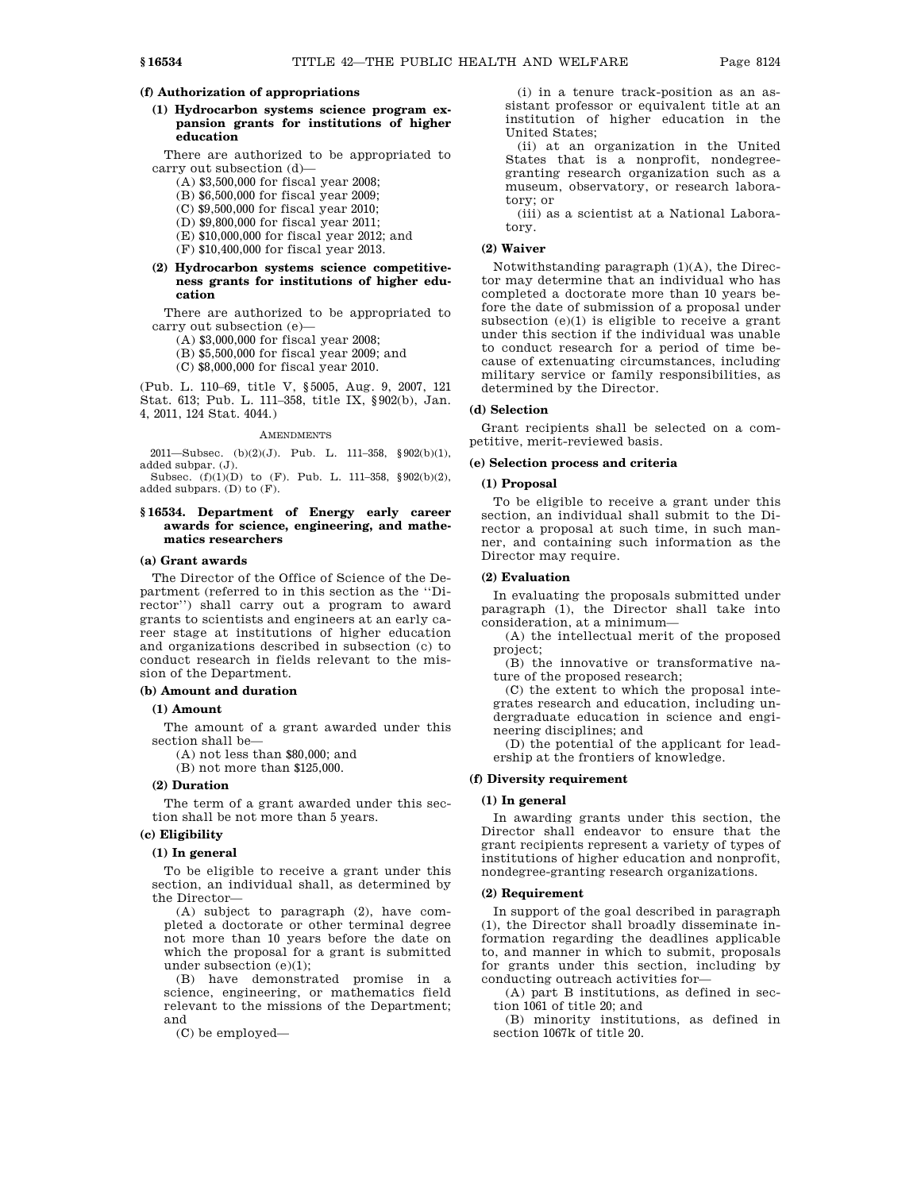#### (f) Authorization of appropriations

##### (1) Hydrocarbon systems science program expansion grants for institutions of higher education

There are authorized to be appropriated to carry out subsection (d)—

(A) $3,500,000 for fiscal year 2008;

(B) $6,500,000 for fiscal year 2009;

(C) $9,500,000 for fiscal year 2010;

(D) $9,800,000 for fiscal year 2011;

(E) $10,000,000 for fiscal year 2012; and

(F) $10,400,000 for fiscal year 2013.

##### (2) Hydrocarbon systems science competitiveness grants for institutions of higher education

There are authorized to be appropriated to carry out subsection (e)—

(A) $3,000,000 for fiscal year 2008;

(B) $5,500,000 for fiscal year 2009; and

(C) $8,000,000 for fiscal year 2010.

(Pub. L. 110–69, title V, §5005, Aug. 9, 2007, 121 Stat. 613; Pub. L. 111–358, title IX, §902(b), Jan. 4, 2011, 124 Stat. 4044.)

AMENDMENTS

2011—Subsec. (b)(2)(J). Pub. L. 111–358, §902(b)(1), added subpar. (J).

Subsec. (f)(1)(D) to (F). Pub. L. 111–358, §902(b)(2), added subpars. (D) to (F).

### §16534. Department of Energy early career awards for science, engineering, and mathematics researchers

#### (a) Grant awards

The Director of the Office of Science of the Department (referred to in this section as the ''Director'') shall carry out a program to award grants to scientists and engineers at an early career stage at institutions of higher education and organizations described in subsection (c) to conduct research in fields relevant to the mission of the Department.

#### (b) Amount and duration

##### (1) Amount

The amount of a grant awarded under this section shall be—

(A) not less than $80,000; and

(B) not more than $125,000.

##### (2) Duration

The term of a grant awarded under this section shall be not more than 5 years.

#### (c) Eligibility

##### (1) In general

To be eligible to receive a grant under this section, an individual shall, as determined by the Director—

(A) subject to paragraph (2), have completed a doctorate or other terminal degree not more than 10 years before the date on which the proposal for a grant is submitted under subsection (e)(1);

(B) have demonstrated promise in a science, engineering, or mathematics field relevant to the missions of the Department; and

(C) be employed—

(i) in a tenure track-position as an assistant professor or equivalent title at an institution of higher education in the United States;

(ii) at an organization in the United States that is a nonprofit, nondegree-granting research organization such as a museum, observatory, or research laboratory; or

(iii) as a scientist at a National Laboratory.

##### (2) Waiver

Notwithstanding paragraph (1)(A), the Director may determine that an individual who has completed a doctorate more than 10 years before the date of submission of a proposal under subsection (e)(1) is eligible to receive a grant under this section if the individual was unable to conduct research for a period of time because of extenuating circumstances, including military service or family responsibilities, as determined by the Director.

#### (d) Selection

Grant recipients shall be selected on a competitive, merit-reviewed basis.

#### (e) Selection process and criteria

##### (1) Proposal

To be eligible to receive a grant under this section, an individual shall submit to the Director a proposal at such time, in such manner, and containing such information as the Director may require.

##### (2) Evaluation

In evaluating the proposals submitted under paragraph (1), the Director shall take into consideration, at a minimum—

(A) the intellectual merit of the proposed project;

(B) the innovative or transformative nature of the proposed research;

(C) the extent to which the proposal integrates research and education, including undergraduate education in science and engineering disciplines; and

(D) the potential of the applicant for leadership at the frontiers of knowledge.

#### (f) Diversity requirement

##### (1) In general

In awarding grants under this section, the Director shall endeavor to ensure that the grant recipients represent a variety of types of institutions of higher education and nonprofit, nondegree-granting research organizations.

##### (2) Requirement

In support of the goal described in paragraph (1), the Director shall broadly disseminate information regarding the deadlines applicable to, and manner in which to submit, proposals for grants under this section, including by conducting outreach activities for—

(A) part B institutions, as defined in section 1061 of title 20; and

(B) minority institutions, as defined in section 1067k of title 20.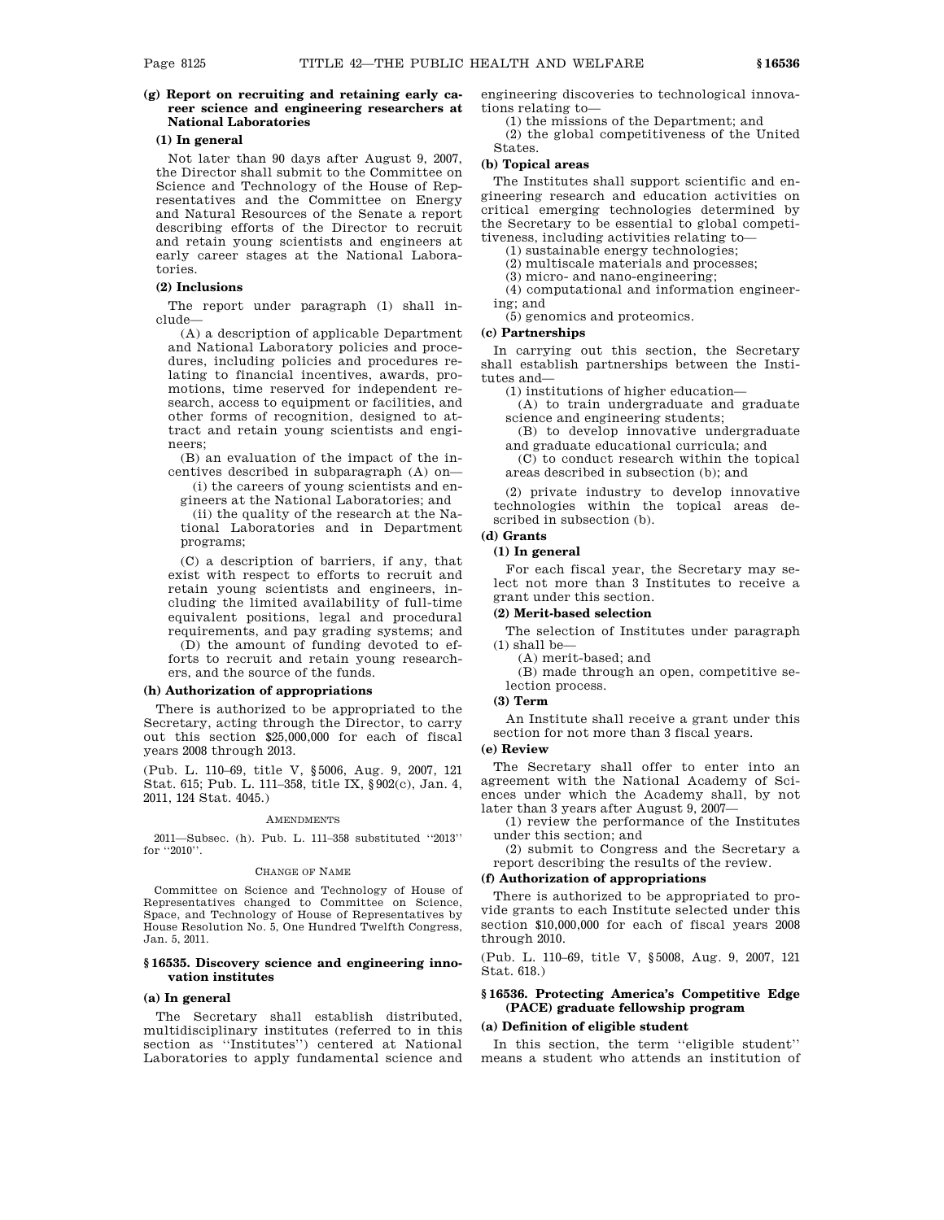#### (g) Report on recruiting and retaining early career science and engineering researchers at National Laboratories

##### (1) In general

Not later than 90 days after August 9, 2007, the Director shall submit to the Committee on Science and Technology of the House of Representatives and the Committee on Energy and Natural Resources of the Senate a report describing efforts of the Director to recruit and retain young scientists and engineers at early career stages at the National Laboratories.

##### (2) Inclusions

The report under paragraph (1) shall include—

(A) a description of applicable Department and National Laboratory policies and procedures, including policies and procedures relating to financial incentives, awards, promotions, time reserved for independent research, access to equipment or facilities, and other forms of recognition, designed to attract and retain young scientists and engineers;

(B) an evaluation of the impact of the incentives described in subparagraph (A) on—

(i) the careers of young scientists and engineers at the National Laboratories; and

(ii) the quality of the research at the National Laboratories and in Department programs;

(C) a description of barriers, if any, that exist with respect to efforts to recruit and retain young scientists and engineers, including the limited availability of full-time equivalent positions, legal and procedural requirements, and pay grading systems; and

(D) the amount of funding devoted to efforts to recruit and retain young researchers, and the source of the funds.

#### (h) Authorization of appropriations

There is authorized to be appropriated to the Secretary, acting through the Director, to carry out this section $25,000,000 for each of fiscal years 2008 through 2013.

(Pub. L. 110–69, title V, §5006, Aug. 9, 2007, 121 Stat. 615; Pub. L. 111–358, title IX, §902(c), Jan. 4, 2011, 124 Stat. 4045.)

AMENDMENTS

2011—Subsec. (h). Pub. L. 111–358 substituted "2013" for "2010".

CHANGE OF NAME

Committee on Science and Technology of House of Representatives changed to Committee on Science, Space, and Technology of House of Representatives by House Resolution No. 5, One Hundred Twelfth Congress, Jan. 5, 2011.

### §16535. Discovery science and engineering innovation institutes

#### (a) In general

The Secretary shall establish distributed, multidisciplinary institutes (referred to in this section as "Institutes") centered at National Laboratories to apply fundamental science and engineering discoveries to technological innovations relating to—

(1) the missions of the Department; and

(2) the global competitiveness of the United States.

#### (b) Topical areas

The Institutes shall support scientific and engineering research and education activities on critical emerging technologies determined by the Secretary to be essential to global competitiveness, including activities relating to—

(1) sustainable energy technologies;

(2) multiscale materials and processes;

(3) micro- and nano-engineering;

(4) computational and information engineering; and

(5) genomics and proteomics.

#### (c) Partnerships

In carrying out this section, the Secretary shall establish partnerships between the Institutes and—

(1) institutions of higher education—

(A) to train undergraduate and graduate science and engineering students;

(B) to develop innovative undergraduate and graduate educational curricula; and

(C) to conduct research within the topical areas described in subsection (b); and

(2) private industry to develop innovative technologies within the topical areas described in subsection (b).

#### (d) Grants

##### (1) In general

For each fiscal year, the Secretary may select not more than 3 Institutes to receive a grant under this section.

##### (2) Merit-based selection

The selection of Institutes under paragraph (1) shall be—

(A) merit-based; and

(B) made through an open, competitive selection process.

##### (3) Term

An Institute shall receive a grant under this section for not more than 3 fiscal years.

#### (e) Review

The Secretary shall offer to enter into an agreement with the National Academy of Sciences under which the Academy shall, by not later than 3 years after August 9, 2007—

(1) review the performance of the Institutes under this section; and

(2) submit to Congress and the Secretary a report describing the results of the review.

#### (f) Authorization of appropriations

There is authorized to be appropriated to provide grants to each Institute selected under this section $10,000,000 for each of fiscal years 2008 through 2010.

(Pub. L. 110–69, title V, §5008, Aug. 9, 2007, 121 Stat. 618.)

### §16536. Protecting America's Competitive Edge (PACE) graduate fellowship program

#### (a) Definition of eligible student

In this section, the term "eligible student" means a student who attends an institution of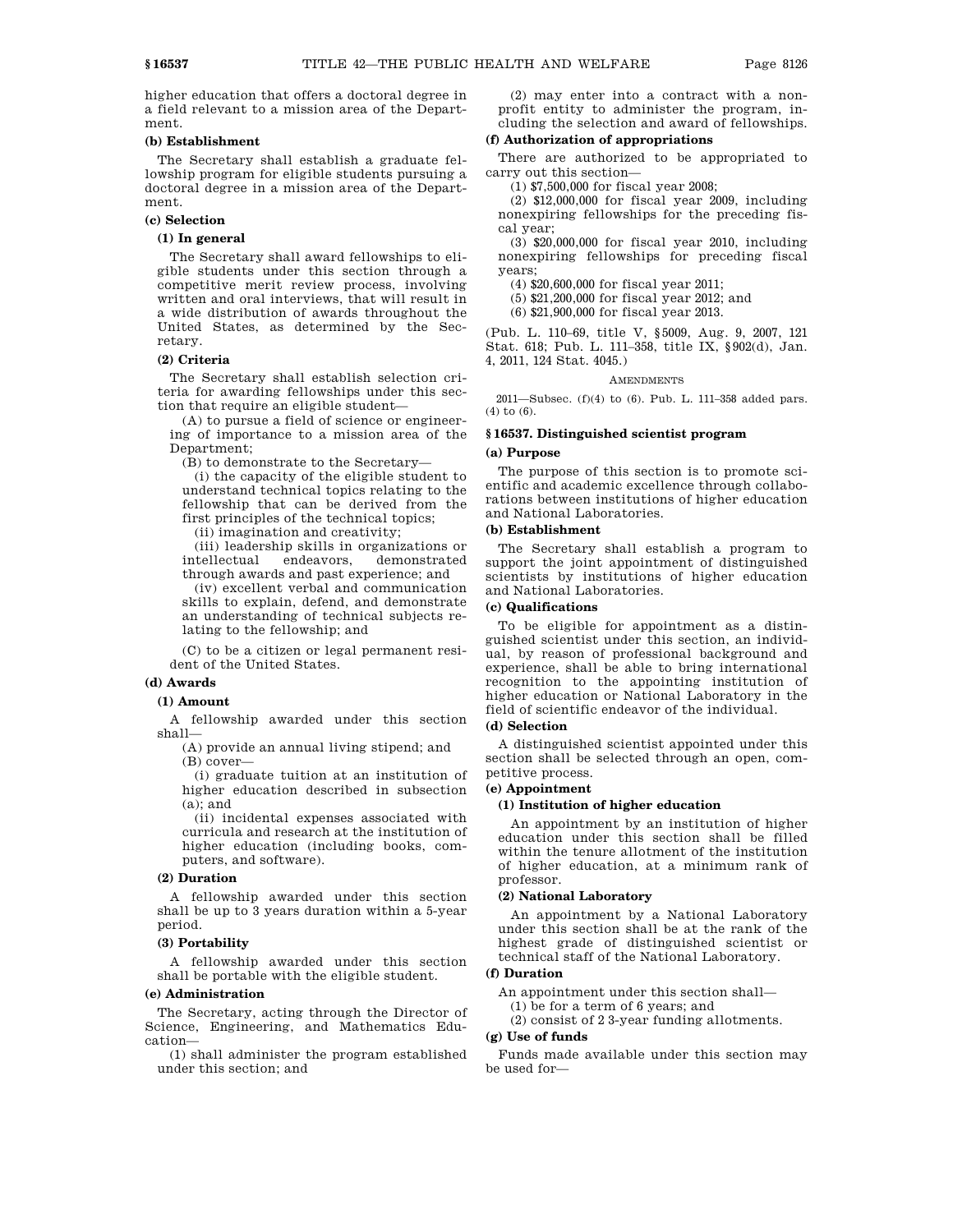higher education that offers a doctoral degree in a field relevant to a mission area of the Department.

**(b) Establishment**

The Secretary shall establish a graduate fellowship program for eligible students pursuing a doctoral degree in a mission area of the Department.

**(c) Selection**

**(1) In general**

The Secretary shall award fellowships to eligible students under this section through a competitive merit review process, involving written and oral interviews, that will result in a wide distribution of awards throughout the United States, as determined by the Secretary.

**(2) Criteria**

The Secretary shall establish selection criteria for awarding fellowships under this section that require an eligible student—

(A) to pursue a field of science or engineering of importance to a mission area of the Department;

(B) to demonstrate to the Secretary—

(i) the capacity of the eligible student to understand technical topics relating to the fellowship that can be derived from the first principles of the technical topics;

(ii) imagination and creativity;

(iii) leadership skills in organizations or intellectual endeavors, demonstrated through awards and past experience; and

(iv) excellent verbal and communication skills to explain, defend, and demonstrate an understanding of technical subjects relating to the fellowship; and

(C) to be a citizen or legal permanent resident of the United States.

**(d) Awards**

**(1) Amount**

A fellowship awarded under this section shall—

(A) provide an annual living stipend; and

(B) cover—

(i) graduate tuition at an institution of higher education described in subsection (a); and

(ii) incidental expenses associated with curricula and research at the institution of higher education (including books, computers, and software).

**(2) Duration**

A fellowship awarded under this section shall be up to 3 years duration within a 5-year period.

**(3) Portability**

A fellowship awarded under this section shall be portable with the eligible student.

**(e) Administration**

The Secretary, acting through the Director of Science, Engineering, and Mathematics Education—

(1) shall administer the program established under this section; and

(2) may enter into a contract with a nonprofit entity to administer the program, including the selection and award of fellowships.

**(f) Authorization of appropriations**

There are authorized to be appropriated to carry out this section—

(1) $7,500,000 for fiscal year 2008;

(2) $12,000,000 for fiscal year 2009, including nonexpiring fellowships for the preceding fiscal year;

(3) $20,000,000 for fiscal year 2010, including nonexpiring fellowships for preceding fiscal years;

(4) $20,600,000 for fiscal year 2011;

(5) $21,200,000 for fiscal year 2012; and

(6) $21,900,000 for fiscal year 2013.

(Pub. L. 110–69, title V, §5009, Aug. 9, 2007, 121 Stat. 618; Pub. L. 111–358, title IX, §902(d), Jan. 4, 2011, 124 Stat. 4045.)

AMENDMENTS

2011—Subsec. (f)(4) to (6). Pub. L. 111–358 added pars. (4) to (6).

### §16537. Distinguished scientist program

**(a) Purpose**

The purpose of this section is to promote scientific and academic excellence through collaborations between institutions of higher education and National Laboratories.

**(b) Establishment**

The Secretary shall establish a program to support the joint appointment of distinguished scientists by institutions of higher education and National Laboratories.

**(c) Qualifications**

To be eligible for appointment as a distinguished scientist under this section, an individual, by reason of professional background and experience, shall be able to bring international recognition to the appointing institution of higher education or National Laboratory in the field of scientific endeavor of the individual.

**(d) Selection**

A distinguished scientist appointed under this section shall be selected through an open, competitive process.

**(e) Appointment**

**(1) Institution of higher education**

An appointment by an institution of higher education under this section shall be filled within the tenure allotment of the institution of higher education, at a minimum rank of professor.

**(2) National Laboratory**

An appointment by a National Laboratory under this section shall be at the rank of the highest grade of distinguished scientist or technical staff of the National Laboratory.

**(f) Duration**

An appointment under this section shall—

(1) be for a term of 6 years; and

(2) consist of 2 3-year funding allotments.

**(g) Use of funds**

Funds made available under this section may be used for—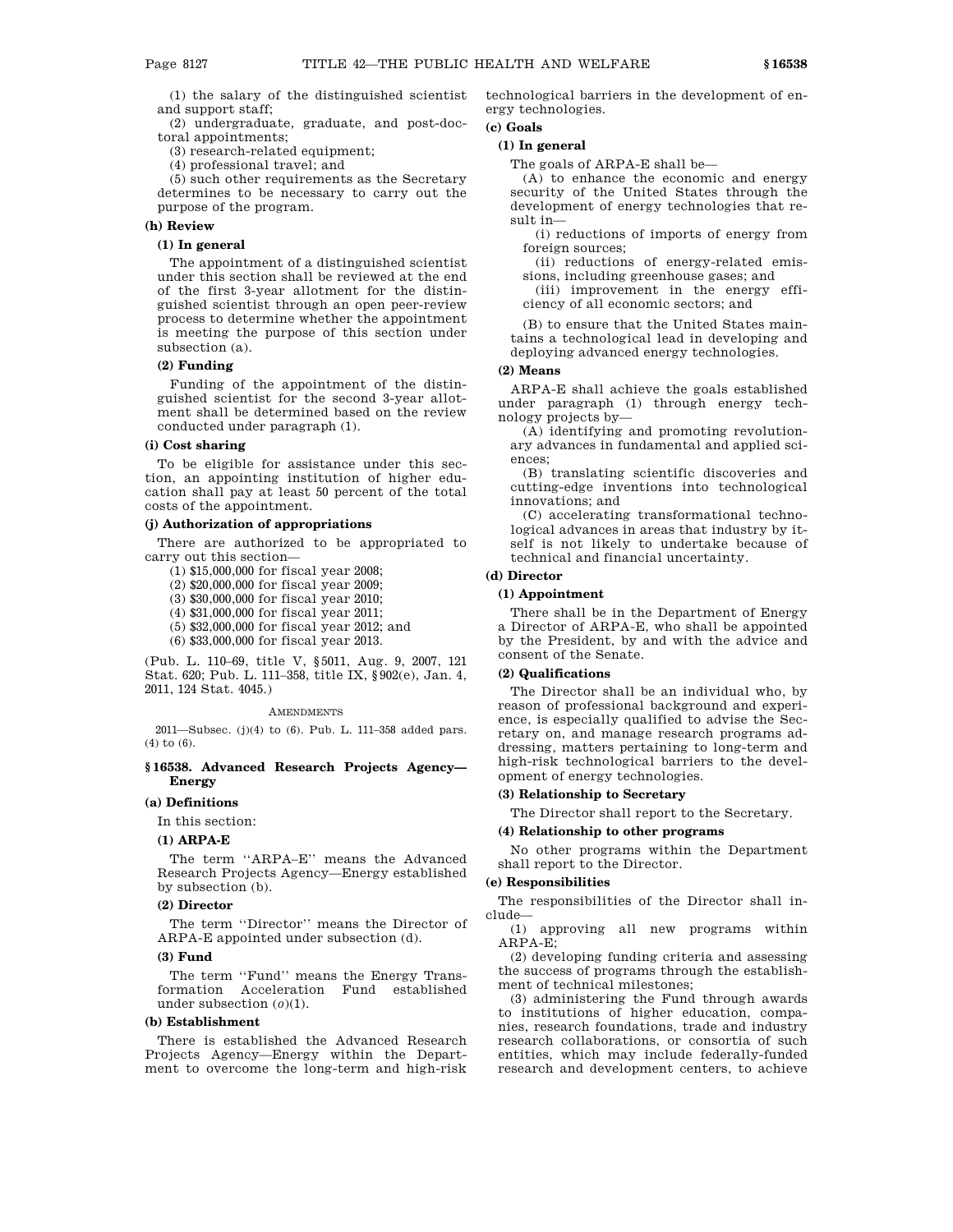(1) the salary of the distinguished scientist and support staff;

(2) undergraduate, graduate, and post-doctoral appointments;

(3) research-related equipment;

(4) professional travel; and

(5) such other requirements as the Secretary determines to be necessary to carry out the purpose of the program.

**(h) Review**

**(1) In general**

The appointment of a distinguished scientist under this section shall be reviewed at the end of the first 3-year allotment for the distinguished scientist through an open peer-review process to determine whether the appointment is meeting the purpose of this section under subsection (a).

**(2) Funding**

Funding of the appointment of the distinguished scientist for the second 3-year allotment shall be determined based on the review conducted under paragraph (1).

**(i) Cost sharing**

To be eligible for assistance under this section, an appointing institution of higher education shall pay at least 50 percent of the total costs of the appointment.

**(j) Authorization of appropriations**

There are authorized to be appropriated to carry out this section—

(1) $15,000,000 for fiscal year 2008;

(2) $20,000,000 for fiscal year 2009;

(3) $30,000,000 for fiscal year 2010;

(4) $31,000,000 for fiscal year 2011;

(5) $32,000,000 for fiscal year 2012; and

(6) $33,000,000 for fiscal year 2013.

(Pub. L. 110–69, title V, §5011, Aug. 9, 2007, 121 Stat. 620; Pub. L. 111–358, title IX, §902(e), Jan. 4, 2011, 124 Stat. 4045.)

AMENDMENTS

2011—Subsec. (j)(4) to (6). Pub. L. 111–358 added pars. (4) to (6).

## §16538. Advanced Research Projects Agency—Energy

**(a) Definitions**

In this section:

**(1) ARPA-E**

The term ''ARPA–E'' means the Advanced Research Projects Agency—Energy established by subsection (b).

**(2) Director**

The term ''Director'' means the Director of ARPA-E appointed under subsection (d).

**(3) Fund**

The term ''Fund'' means the Energy Transformation Acceleration Fund established under subsection (*o*)(1).

**(b) Establishment**

There is established the Advanced Research Projects Agency—Energy within the Department to overcome the long-term and high-risk technological barriers in the development of energy technologies.

**(c) Goals**

**(1) In general**

The goals of ARPA-E shall be—

(A) to enhance the economic and energy security of the United States through the development of energy technologies that result in—

(i) reductions of imports of energy from foreign sources;

(ii) reductions of energy-related emissions, including greenhouse gases; and

(iii) improvement in the energy efficiency of all economic sectors; and

(B) to ensure that the United States maintains a technological lead in developing and deploying advanced energy technologies.

**(2) Means**

ARPA-E shall achieve the goals established under paragraph (1) through energy technology projects by—

(A) identifying and promoting revolutionary advances in fundamental and applied sciences;

(B) translating scientific discoveries and cutting-edge inventions into technological innovations; and

(C) accelerating transformational technological advances in areas that industry by itself is not likely to undertake because of technical and financial uncertainty.

**(d) Director**

**(1) Appointment**

There shall be in the Department of Energy a Director of ARPA-E, who shall be appointed by the President, by and with the advice and consent of the Senate.

**(2) Qualifications**

The Director shall be an individual who, by reason of professional background and experience, is especially qualified to advise the Secretary on, and manage research programs addressing, matters pertaining to long-term and high-risk technological barriers to the development of energy technologies.

**(3) Relationship to Secretary**

The Director shall report to the Secretary.

**(4) Relationship to other programs**

No other programs within the Department shall report to the Director.

**(e) Responsibilities**

The responsibilities of the Director shall include—

(1) approving all new programs within ARPA-E;

(2) developing funding criteria and assessing the success of programs through the establishment of technical milestones;

(3) administering the Fund through awards to institutions of higher education, companies, research foundations, trade and industry research collaborations, or consortia of such entities, which may include federally-funded research and development centers, to achieve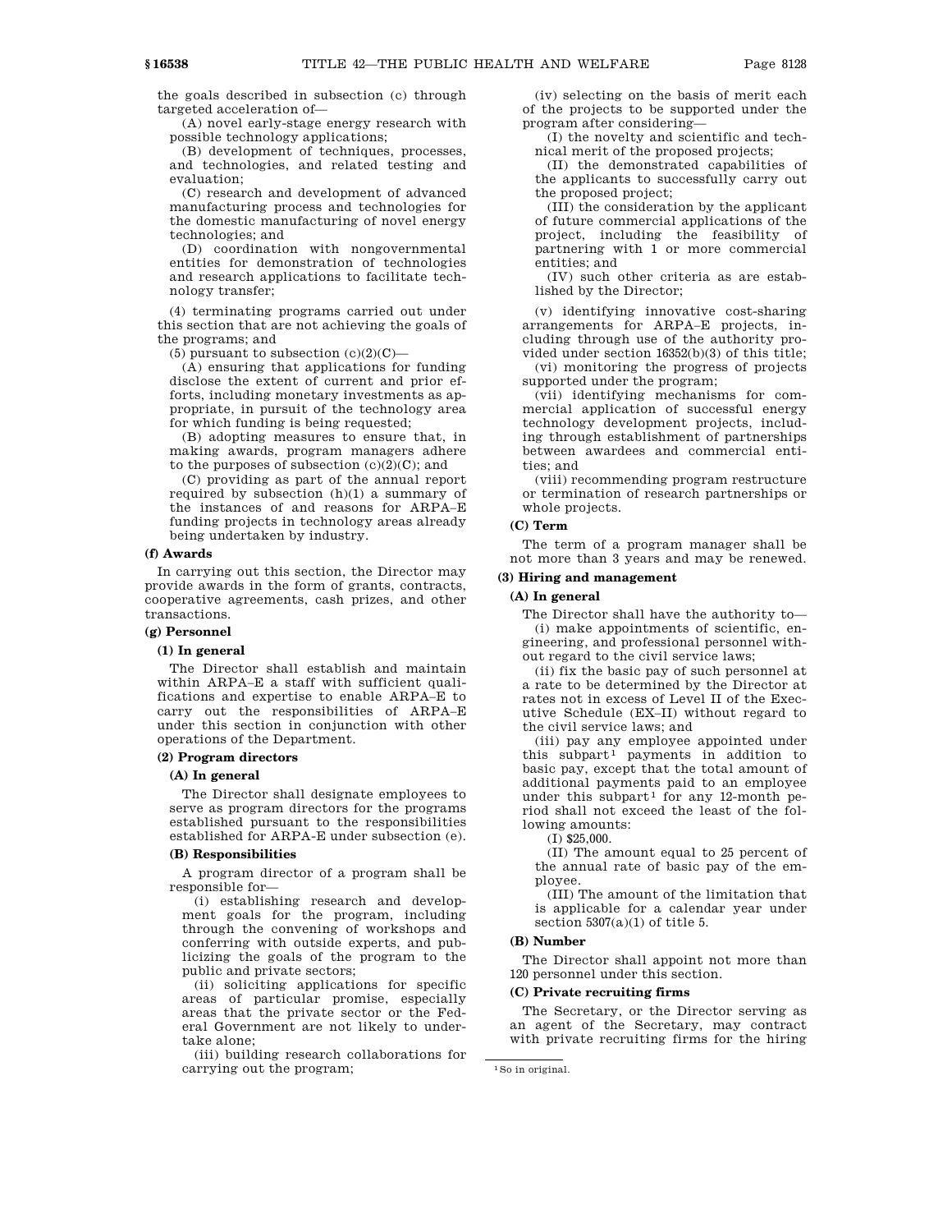the goals described in subsection (c) through targeted acceleration of—

(A) novel early-stage energy research with possible technology applications;

(B) development of techniques, processes, and technologies, and related testing and evaluation;

(C) research and development of advanced manufacturing process and technologies for the domestic manufacturing of novel energy technologies; and

(D) coordination with nongovernmental entities for demonstration of technologies and research applications to facilitate technology transfer;

(4) terminating programs carried out under this section that are not achieving the goals of the programs; and

(5) pursuant to subsection (c)(2)(C)—

(A) ensuring that applications for funding disclose the extent of current and prior efforts, including monetary investments as appropriate, in pursuit of the technology area for which funding is being requested;

(B) adopting measures to ensure that, in making awards, program managers adhere to the purposes of subsection (c)(2)(C); and

(C) providing as part of the annual report required by subsection (h)(1) a summary of the instances of and reasons for ARPA–E funding projects in technology areas already being undertaken by industry.

**(f) Awards**

In carrying out this section, the Director may provide awards in the form of grants, contracts, cooperative agreements, cash prizes, and other transactions.

**(g) Personnel**

**(1) In general**

The Director shall establish and maintain within ARPA–E a staff with sufficient qualifications and expertise to enable ARPA–E to carry out the responsibilities of ARPA–E under this section in conjunction with other operations of the Department.

**(2) Program directors**

**(A) In general**

The Director shall designate employees to serve as program directors for the programs established pursuant to the responsibilities established for ARPA-E under subsection (e).

**(B) Responsibilities**

A program director of a program shall be responsible for—

(i) establishing research and development goals for the program, including through the convening of workshops and conferring with outside experts, and publicizing the goals of the program to the public and private sectors;

(ii) soliciting applications for specific areas of particular promise, especially areas that the private sector or the Federal Government are not likely to undertake alone;

(iii) building research collaborations for carrying out the program;

(iv) selecting on the basis of merit each of the projects to be supported under the program after considering—

(I) the novelty and scientific and technical merit of the proposed projects;

(II) the demonstrated capabilities of the applicants to successfully carry out the proposed project;

(III) the consideration by the applicant of future commercial applications of the project, including the feasibility of partnering with 1 or more commercial entities; and

(IV) such other criteria as are established by the Director;

(v) identifying innovative cost-sharing arrangements for ARPA–E projects, including through use of the authority provided under section 16352(b)(3) of this title;

(vi) monitoring the progress of projects supported under the program;

(vii) identifying mechanisms for commercial application of successful energy technology development projects, including through establishment of partnerships between awardees and commercial entities; and

(viii) recommending program restructure or termination of research partnerships or whole projects.

**(C) Term**

The term of a program manager shall be not more than 3 years and may be renewed.

**(3) Hiring and management**

**(A) In general**

The Director shall have the authority to—

(i) make appointments of scientific, engineering, and professional personnel without regard to the civil service laws;

(ii) fix the basic pay of such personnel at a rate to be determined by the Director at rates not in excess of Level II of the Executive Schedule (EX–II) without regard to the civil service laws; and

(iii) pay any employee appointed under this subpart[1] payments in addition to basic pay, except that the total amount of additional payments paid to an employee under this subpart[1] for any 12-month period shall not exceed the least of the following amounts:

(I) $25,000.

(II) The amount equal to 25 percent of the annual rate of basic pay of the employee.

(III) The amount of the limitation that is applicable for a calendar year under section 5307(a)(1) of title 5.

**(B) Number**

The Director shall appoint not more than 120 personnel under this section.

**(C) Private recruiting firms**

The Secretary, or the Director serving as an agent of the Secretary, may contract with private recruiting firms for the hiring

[1] So in original.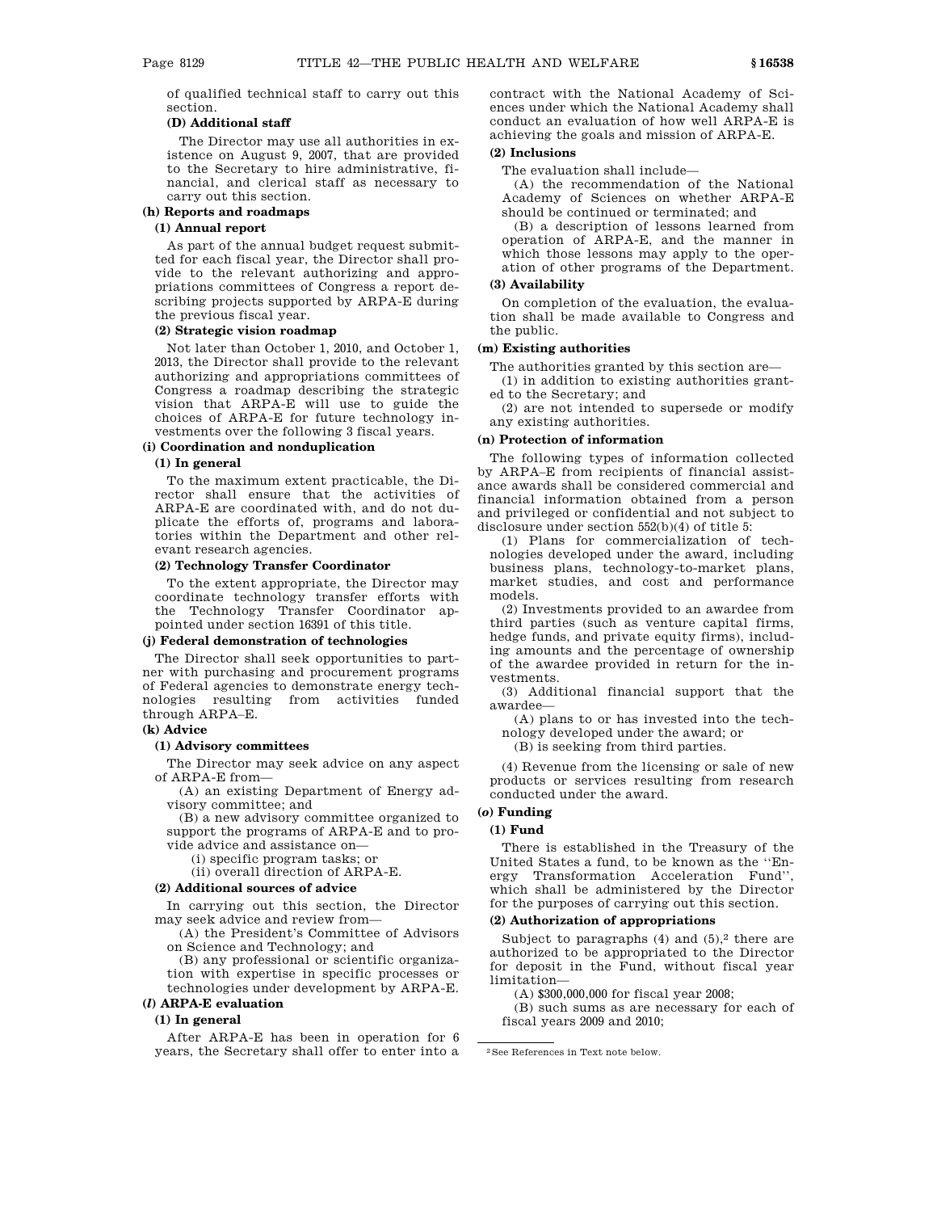of qualified technical staff to carry out this section.

**(D) Additional staff**

The Director may use all authorities in existence on August 9, 2007, that are provided to the Secretary to hire administrative, financial, and clerical staff as necessary to carry out this section.

**(h) Reports and roadmaps**

**(1) Annual report**

As part of the annual budget request submitted for each fiscal year, the Director shall provide to the relevant authorizing and appropriations committees of Congress a report describing projects supported by ARPA-E during the previous fiscal year.

**(2) Strategic vision roadmap**

Not later than October 1, 2010, and October 1, 2013, the Director shall provide to the relevant authorizing and appropriations committees of Congress a roadmap describing the strategic vision that ARPA-E will use to guide the choices of ARPA-E for future technology investments over the following 3 fiscal years.

**(i) Coordination and nonduplication**

**(1) In general**

To the maximum extent practicable, the Director shall ensure that the activities of ARPA-E are coordinated with, and do not duplicate the efforts of, programs and laboratories within the Department and other relevant research agencies.

**(2) Technology Transfer Coordinator**

To the extent appropriate, the Director may coordinate technology transfer efforts with the Technology Transfer Coordinator appointed under section 16391 of this title.

**(j) Federal demonstration of technologies**

The Director shall seek opportunities to partner with purchasing and procurement programs of Federal agencies to demonstrate energy technologies resulting from activities funded through ARPA–E.

**(k) Advice**

**(1) Advisory committees**

The Director may seek advice on any aspect of ARPA-E from—

(A) an existing Department of Energy advisory committee; and

(B) a new advisory committee organized to support the programs of ARPA-E and to provide advice and assistance on—

(i) specific program tasks; or

(ii) overall direction of ARPA-E.

**(2) Additional sources of advice**

In carrying out this section, the Director may seek advice and review from—

(A) the President's Committee of Advisors on Science and Technology; and

(B) any professional or scientific organization with expertise in specific processes or technologies under development by ARPA-E.

**(*l*) ARPA-E evaluation**

**(1) In general**

After ARPA-E has been in operation for 6 years, the Secretary shall offer to enter into a contract with the National Academy of Sciences under which the National Academy shall conduct an evaluation of how well ARPA-E is achieving the goals and mission of ARPA-E.

**(2) Inclusions**

The evaluation shall include—

(A) the recommendation of the National Academy of Sciences on whether ARPA-E should be continued or terminated; and

(B) a description of lessons learned from operation of ARPA-E, and the manner in which those lessons may apply to the operation of other programs of the Department.

**(3) Availability**

On completion of the evaluation, the evaluation shall be made available to Congress and the public.

**(m) Existing authorities**

The authorities granted by this section are—

(1) in addition to existing authorities granted to the Secretary; and

(2) are not intended to supersede or modify any existing authorities.

**(n) Protection of information**

The following types of information collected by ARPA–E from recipients of financial assistance awards shall be considered commercial and financial information obtained from a person and privileged or confidential and not subject to disclosure under section 552(b)(4) of title 5:

(1) Plans for commercialization of technologies developed under the award, including business plans, technology-to-market plans, market studies, and cost and performance models.

(2) Investments provided to an awardee from third parties (such as venture capital firms, hedge funds, and private equity firms), including amounts and the percentage of ownership of the awardee provided in return for the investments.

(3) Additional financial support that the awardee—

(A) plans to or has invested into the technology developed under the award; or

(B) is seeking from third parties.

(4) Revenue from the licensing or sale of new products or services resulting from research conducted under the award.

**(*o*) Funding**

**(1) Fund**

There is established in the Treasury of the United States a fund, to be known as the "Energy Transformation Acceleration Fund", which shall be administered by the Director for the purposes of carrying out this section.

**(2) Authorization of appropriations**

Subject to paragraphs (4) and (5),[2] there are authorized to be appropriated to the Director for deposit in the Fund, without fiscal year limitation—

(A) $300,000,000 for fiscal year 2008;

(B) such sums as are necessary for each of fiscal years 2009 and 2010;

---

[2] See References in Text note below.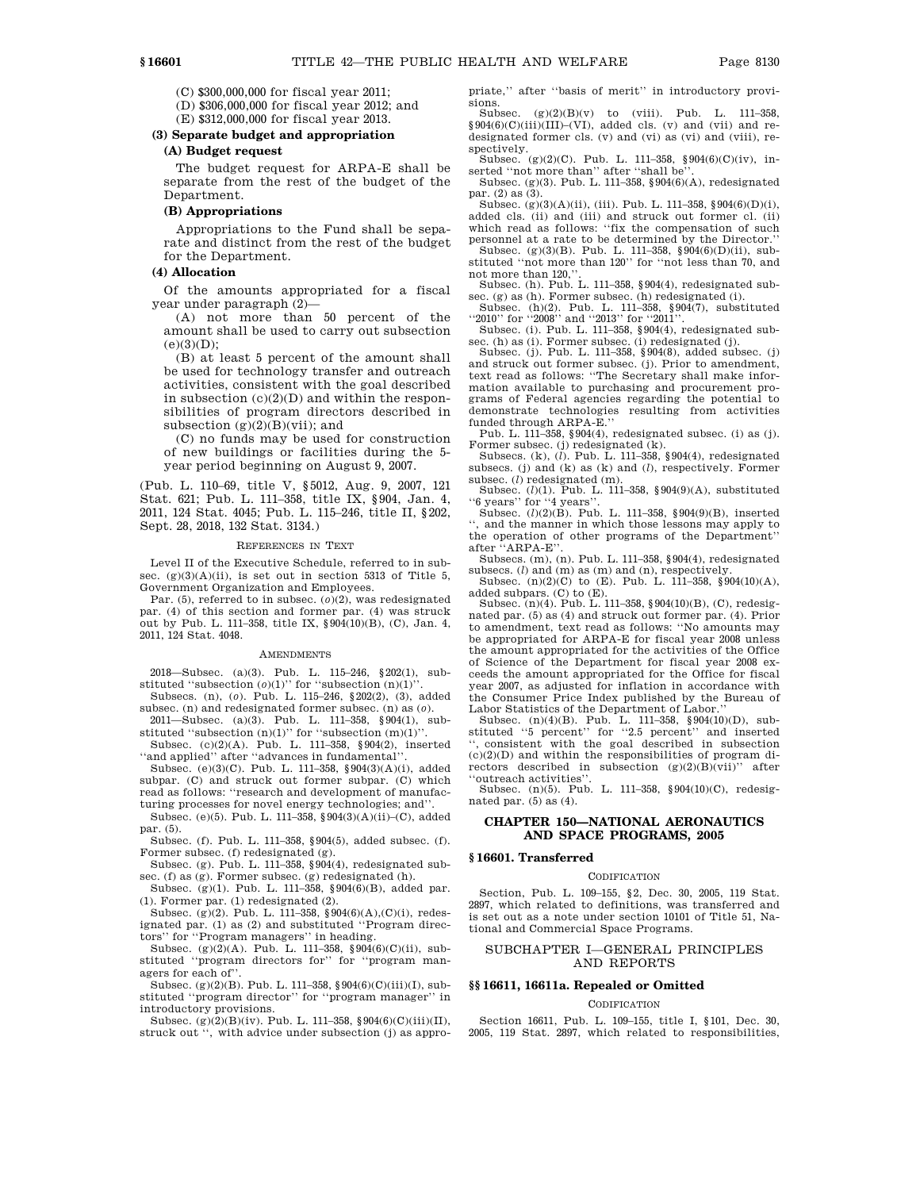(C) $300,000,000 for fiscal year 2011;

(D) $306,000,000 for fiscal year 2012; and

(E) $312,000,000 for fiscal year 2013.

**(3) Separate budget and appropriation**

**(A) Budget request**

The budget request for ARPA-E shall be separate from the rest of the budget of the Department.

**(B) Appropriations**

Appropriations to the Fund shall be separate and distinct from the rest of the budget for the Department.

**(4) Allocation**

Of the amounts appropriated for a fiscal year under paragraph (2)—

(A) not more than 50 percent of the amount shall be used to carry out subsection (e)(3)(D);

(B) at least 5 percent of the amount shall be used for technology transfer and outreach activities, consistent with the goal described in subsection (c)(2)(D) and within the responsibilities of program directors described in subsection (g)(2)(B)(vii); and

(C) no funds may be used for construction of new buildings or facilities during the 5-year period beginning on August 9, 2007.

(Pub. L. 110–69, title V, §5012, Aug. 9, 2007, 121 Stat. 621; Pub. L. 111–358, title IX, §904, Jan. 4, 2011, 124 Stat. 4045; Pub. L. 115–246, title II, §202, Sept. 28, 2018, 132 Stat. 3134.)

REFERENCES IN TEXT

Level II of the Executive Schedule, referred to in subsec. (g)(3)(A)(ii), is set out in section 5313 of Title 5, Government Organization and Employees.

Par. (5), referred to in subsec. (*o*)(2), was redesignated par. (4) of this section and former par. (4) was struck out by Pub. L. 111–358, title IX, §904(10)(B), (C), Jan. 4, 2011, 124 Stat. 4048.

AMENDMENTS

2018—Subsec. (a)(3). Pub. L. 115–246, §202(1), substituted "subsection (*o*)(1)" for "subsection (n)(1)".

Subsecs. (n), (*o*). Pub. L. 115–246, §202(2), (3), added subsec. (n) and redesignated former subsec. (n) as (*o*).

2011—Subsec. (a)(3). Pub. L. 111–358, §904(1), substituted "subsection (n)(1)" for "subsection (m)(1)".

Subsec. (c)(2)(A). Pub. L. 111–358, §904(2), inserted "and applied" after "advances in fundamental".

Subsec. (e)(3)(C). Pub. L. 111–358, §904(3)(A)(i), added subpar. (C) and struck out former subpar. (C) which read as follows: "research and development of manufacturing processes for novel energy technologies; and".

Subsec. (e)(5). Pub. L. 111–358, §904(3)(A)(ii)–(C), added par. (5).

Subsec. (f). Pub. L. 111–358, §904(5), added subsec. (f). Former subsec. (f) redesignated (g).

Subsec. (g). Pub. L. 111–358, §904(4), redesignated subsec. (f) as (g). Former subsec. (g) redesignated (h).

Subsec. (g)(1). Pub. L. 111–358, §904(6)(B), added par. (1). Former par. (1) redesignated (2).

Subsec. (g)(2). Pub. L. 111–358, §904(6)(A),(C)(i), redesignated par. (1) as (2) and substituted "Program directors" for "Program managers" in heading.

Subsec. (g)(2)(A). Pub. L. 111–358, §904(6)(C)(ii), substituted "program directors for" for "program managers for each of".

Subsec. (g)(2)(B). Pub. L. 111–358, §904(6)(C)(iii)(I), substituted "program director" for "program manager" in introductory provisions.

Subsec. (g)(2)(B)(iv). Pub. L. 111–358, §904(6)(C)(iii)(II), struck out ", with advice under subsection (j) as appropriate," after "basis of merit" in introductory provisions.

Subsec. (g)(2)(B)(v) to (viii). Pub. L. 111–358, §904(6)(C)(iii)(III)–(VI), added cls. (v) and (vii) and redesignated former cls. (v) and (vi) as (vi) and (viii), respectively.

Subsec. (g)(2)(C). Pub. L. 111–358, §904(6)(C)(iv), inserted "not more than" after "shall be".

Subsec. (g)(3). Pub. L. 111–358, §904(6)(A), redesignated par. (2) as (3).

Subsec. (g)(3)(A)(ii), (iii). Pub. L. 111–358, §904(6)(D)(i), added cls. (ii) and (iii) and struck out former cl. (ii) which read as follows: "fix the compensation of such personnel at a rate to be determined by the Director."

Subsec. (g)(3)(B). Pub. L. 111–358, §904(6)(D)(ii), substituted "not more than 120" for "not less than 70, and not more than 120,".

Subsec. (h). Pub. L. 111–358, §904(4), redesignated subsec. (g) as (h). Former subsec. (h) redesignated (i).

Subsec. (h)(2). Pub. L. 111–358, §904(7), substituted "2010" for "2008" and "2013" for "2011".

Subsec. (i). Pub. L. 111–358, §904(4), redesignated subsec. (h) as (i). Former subsec. (i) redesignated (j).

Subsec. (j). Pub. L. 111–358, §904(8), added subsec. (j) and struck out former subsec. (j). Prior to amendment, text read as follows: "The Secretary shall make information available to purchasing and procurement programs of Federal agencies regarding the potential to demonstrate technologies resulting from activities funded through ARPA-E."

Pub. L. 111–358, §904(4), redesignated subsec. (i) as (j). Former subsec. (j) redesignated (k).

Subsecs. (k), (*l*). Pub. L. 111–358, §904(4), redesignated subsecs. (j) and (k) as (k) and (*l*), respectively. Former subsec. (*l*) redesignated (m).

Subsec. (*l*)(1). Pub. L. 111–358, §904(9)(A), substituted "6 years" for "4 years".

Subsec. (*l*)(2)(B). Pub. L. 111–358, §904(9)(B), inserted ", and the manner in which those lessons may apply to the operation of other programs of the Department" after "ARPA-E".

Subsecs. (m), (n). Pub. L. 111–358, §904(4), redesignated subsecs. (*l*) and (m) as (m) and (n), respectively.

Subsec. (n)(2)(C) to (E). Pub. L. 111–358, §904(10)(A), added subpars. (C) to (E).

Subsec. (n)(4). Pub. L. 111–358, §904(10)(B), (C), redesignated par. (5) as (4) and struck out former par. (4). Prior to amendment, text read as follows: "No amounts may be appropriated for ARPA-E for fiscal year 2008 unless the amount appropriated for the activities of the Office of Science of the Department for fiscal year 2008 exceeds the amount appropriated for the Office for fiscal year 2007, as adjusted for inflation in accordance with the Consumer Price Index published by the Bureau of Labor Statistics of the Department of Labor."

Subsec. (n)(4)(B). Pub. L. 111–358, §904(10)(D), substituted "5 percent" for "2.5 percent" and inserted ", consistent with the goal described in subsection (c)(2)(D) and within the responsibilities of program directors described in subsection (g)(2)(B)(vii)" after "outreach activities".

Subsec. (n)(5). Pub. L. 111–358, §904(10)(C), redesignated par. (5) as (4).

## CHAPTER 150—NATIONAL AERONAUTICS AND SPACE PROGRAMS, 2005

### §16601. Transferred

CODIFICATION

Section, Pub. L. 109–155, §2, Dec. 30, 2005, 119 Stat. 2897, which related to definitions, was transferred and is set out as a note under section 10101 of Title 51, National and Commercial Space Programs.

## SUBCHAPTER I—GENERAL PRINCIPLES AND REPORTS

### §§16611, 16611a. Repealed or Omitted

CODIFICATION

Section 16611, Pub. L. 109–155, title I, §101, Dec. 30, 2005, 119 Stat. 2897, which related to responsibilities,